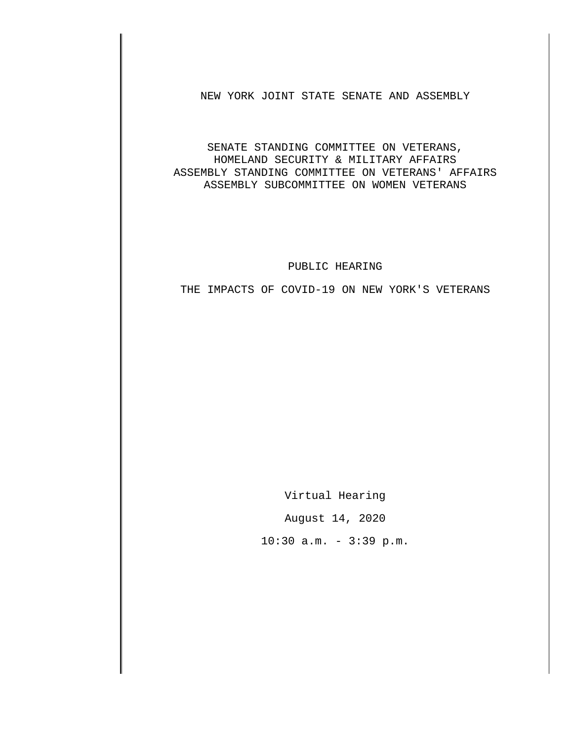NEW YORK JOINT STATE SENATE AND ASSEMBLY

SENATE STANDING COMMITTEE ON VETERANS,
HOMELAND SECURITY & MILITARY AFFAIRS
ASSEMBLY STANDING COMMITTEE ON VETERANS' AFFAIRS
ASSEMBLY SUBCOMMITTEE ON WOMEN VETERANS

PUBLIC HEARING

THE IMPACTS OF COVID-19 ON NEW YORK'S VETERANS

Virtual Hearing

August 14, 2020

10:30 a.m. - 3:39 p.m.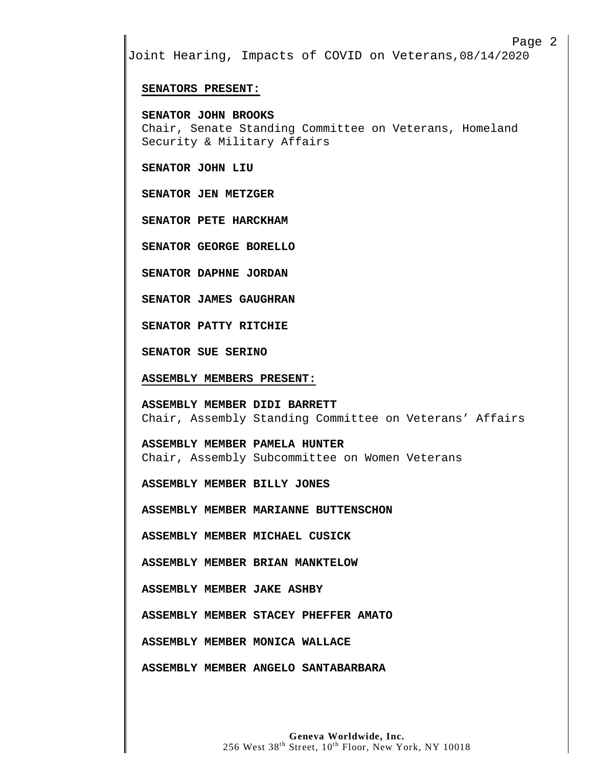**SENATORS PRESENT:**

**SENATOR JOHN BROOKS**
Chair, Senate Standing Committee on Veterans, Homeland Security & Military Affairs

**SENATOR JOHN LIU**

**SENATOR JEN METZGER**

**SENATOR PETE HARCKHAM**

**SENATOR GEORGE BORELLO**

**SENATOR DAPHNE JORDAN**

**SENATOR JAMES GAUGHRAN**

**SENATOR PATTY RITCHIE**

**SENATOR SUE SERINO**

**ASSEMBLY MEMBERS PRESENT:**

**ASSEMBLY MEMBER DIDI BARRETT**
Chair, Assembly Standing Committee on Veterans' Affairs

**ASSEMBLY MEMBER PAMELA HUNTER**
Chair, Assembly Subcommittee on Women Veterans

**ASSEMBLY MEMBER BILLY JONES**

**ASSEMBLY MEMBER MARIANNE BUTTENSCHON**

**ASSEMBLY MEMBER MICHAEL CUSICK**

**ASSEMBLY MEMBER BRIAN MANKTELOW**

**ASSEMBLY MEMBER JAKE ASHBY**

**ASSEMBLY MEMBER STACEY PHEFFER AMATO**

**ASSEMBLY MEMBER MONICA WALLACE**

**ASSEMBLY MEMBER ANGELO SANTABARBARA**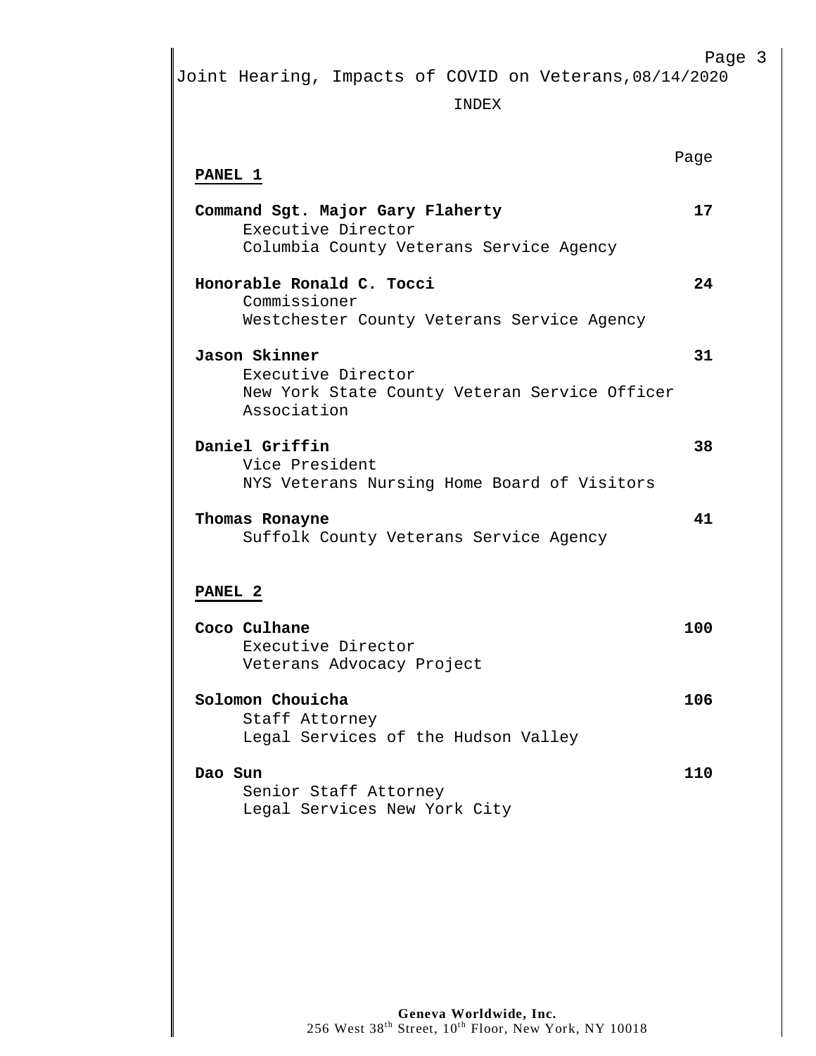INDEX

| | Page |
|---|---|
| **PANEL 1** | |
| **Command Sgt. Major Gary Flaherty**<br>Executive Director<br>Columbia County Veterans Service Agency | **17** |
| **Honorable Ronald C. Tocci**<br>Commissioner<br>Westchester County Veterans Service Agency | **24** |
| **Jason Skinner**<br>Executive Director<br>New York State County Veteran Service Officer Association | **31** |
| **Daniel Griffin**<br>Vice President<br>NYS Veterans Nursing Home Board of Visitors | **38** |
| **Thomas Ronayne**<br>Suffolk County Veterans Service Agency | **41** |
| **PANEL 2** | |
| **Coco Culhane**<br>Executive Director<br>Veterans Advocacy Project | **100** |
| **Solomon Chouicha**<br>Staff Attorney<br>Legal Services of the Hudson Valley | **106** |
| **Dao Sun**<br>Senior Staff Attorney<br>Legal Services New York City | **110** |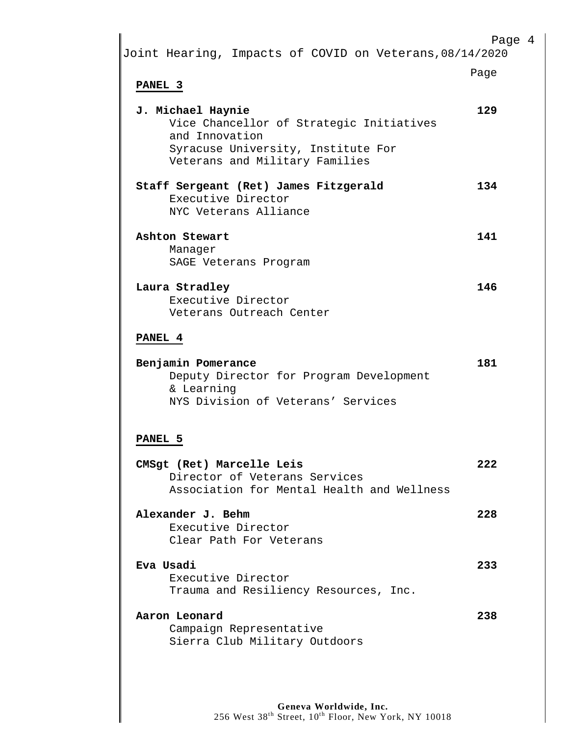| | Page |
|---|---|
| **PANEL 3** | |
| **J. Michael Haynie**<br>Vice Chancellor of Strategic Initiatives and Innovation<br>Syracuse University, Institute For Veterans and Military Families | **129** |
| **Staff Sergeant (Ret) James Fitzgerald**<br>Executive Director<br>NYC Veterans Alliance | **134** |
| **Ashton Stewart**<br>Manager<br>SAGE Veterans Program | **141** |
| **Laura Stradley**<br>Executive Director<br>Veterans Outreach Center | **146** |
| **PANEL 4** | |
| **Benjamin Pomerance**<br>Deputy Director for Program Development & Learning<br>NYS Division of Veterans' Services | **181** |
| **PANEL 5** | |
| **CMSgt (Ret) Marcelle Leis**<br>Director of Veterans Services<br>Association for Mental Health and Wellness | **222** |
| **Alexander J. Behm**<br>Executive Director<br>Clear Path For Veterans | **228** |
| **Eva Usadi**<br>Executive Director<br>Trauma and Resiliency Resources, Inc. | **233** |
| **Aaron Leonard**<br>Campaign Representative<br>Sierra Club Military Outdoors | **238** |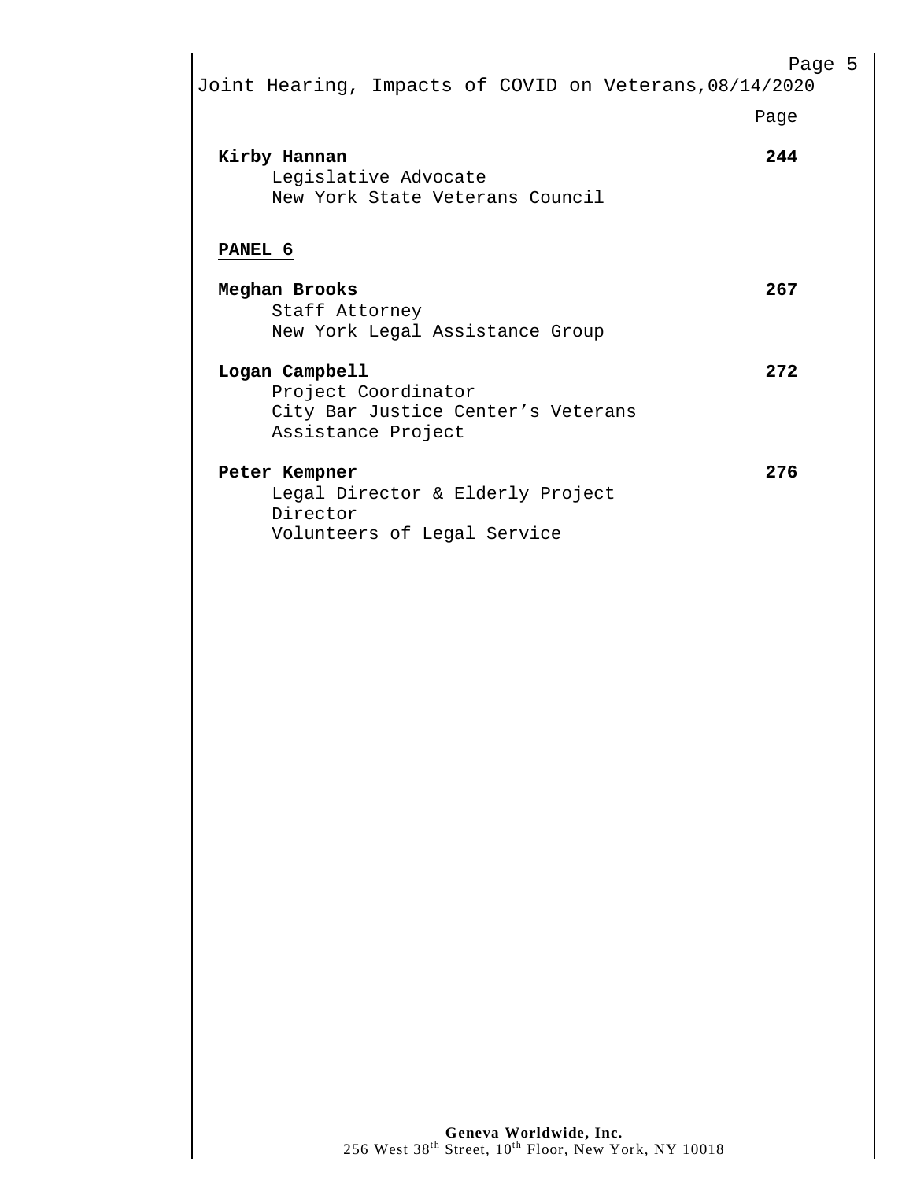Page

**Kirby Hannan** **244**
Legislative Advocate
New York State Veterans Council

**PANEL 6**

**Meghan Brooks** **267**
Staff Attorney
New York Legal Assistance Group

**Logan Campbell** **272**
Project Coordinator
City Bar Justice Center's Veterans
Assistance Project

**Peter Kempner** **276**
Legal Director & Elderly Project
Director
Volunteers of Legal Service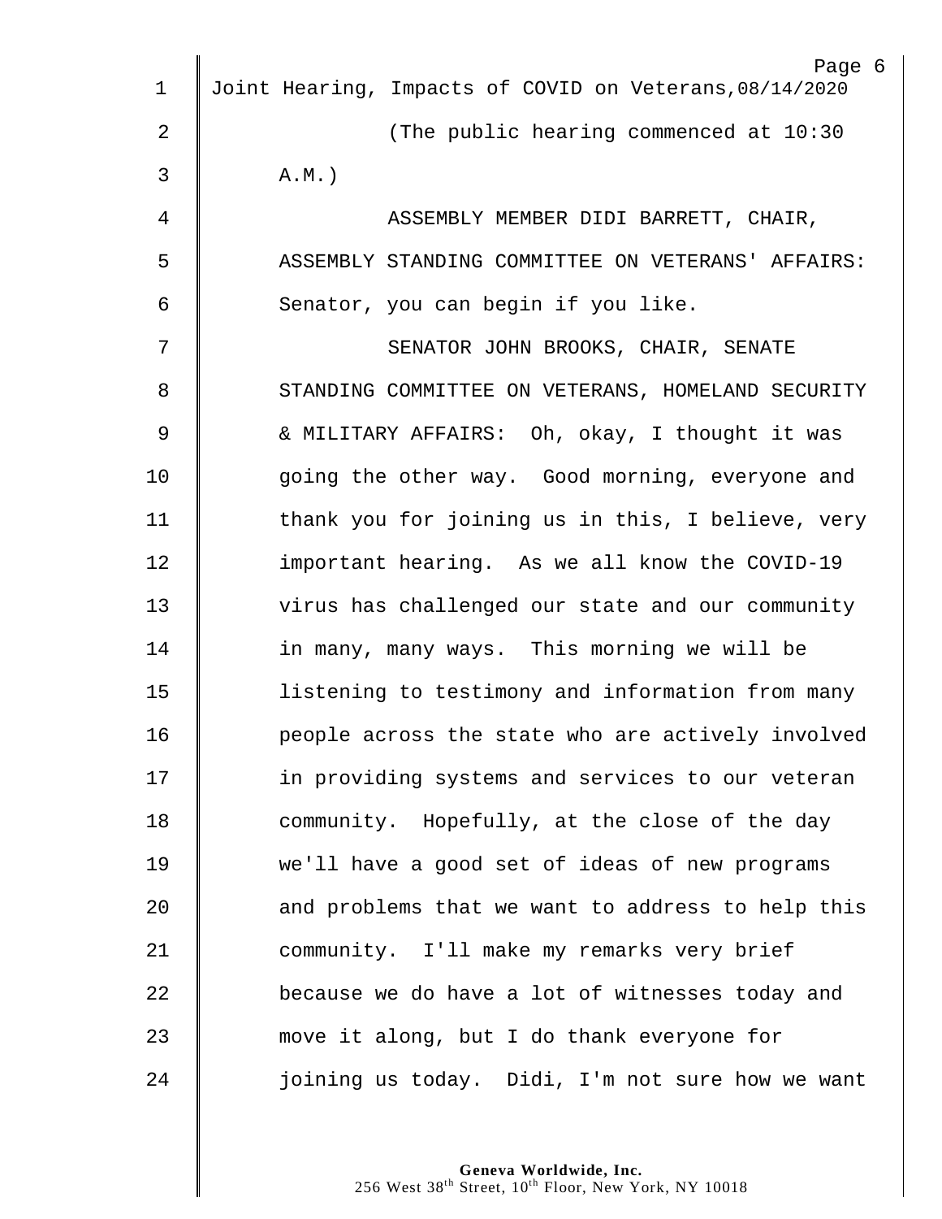(The public hearing commenced at 10:30 A.M.)

ASSEMBLY MEMBER DIDI BARRETT, CHAIR, ASSEMBLY STANDING COMMITTEE ON VETERANS' AFFAIRS: Senator, you can begin if you like.

SENATOR JOHN BROOKS, CHAIR, SENATE STANDING COMMITTEE ON VETERANS, HOMELAND SECURITY & MILITARY AFFAIRS: Oh, okay, I thought it was going the other way. Good morning, everyone and thank you for joining us in this, I believe, very important hearing. As we all know the COVID-19 virus has challenged our state and our community in many, many ways. This morning we will be listening to testimony and information from many people across the state who are actively involved in providing systems and services to our veteran community. Hopefully, at the close of the day we'll have a good set of ideas of new programs and problems that we want to address to help this community. I'll make my remarks very brief because we do have a lot of witnesses today and move it along, but I do thank everyone for joining us today. Didi, I'm not sure how we want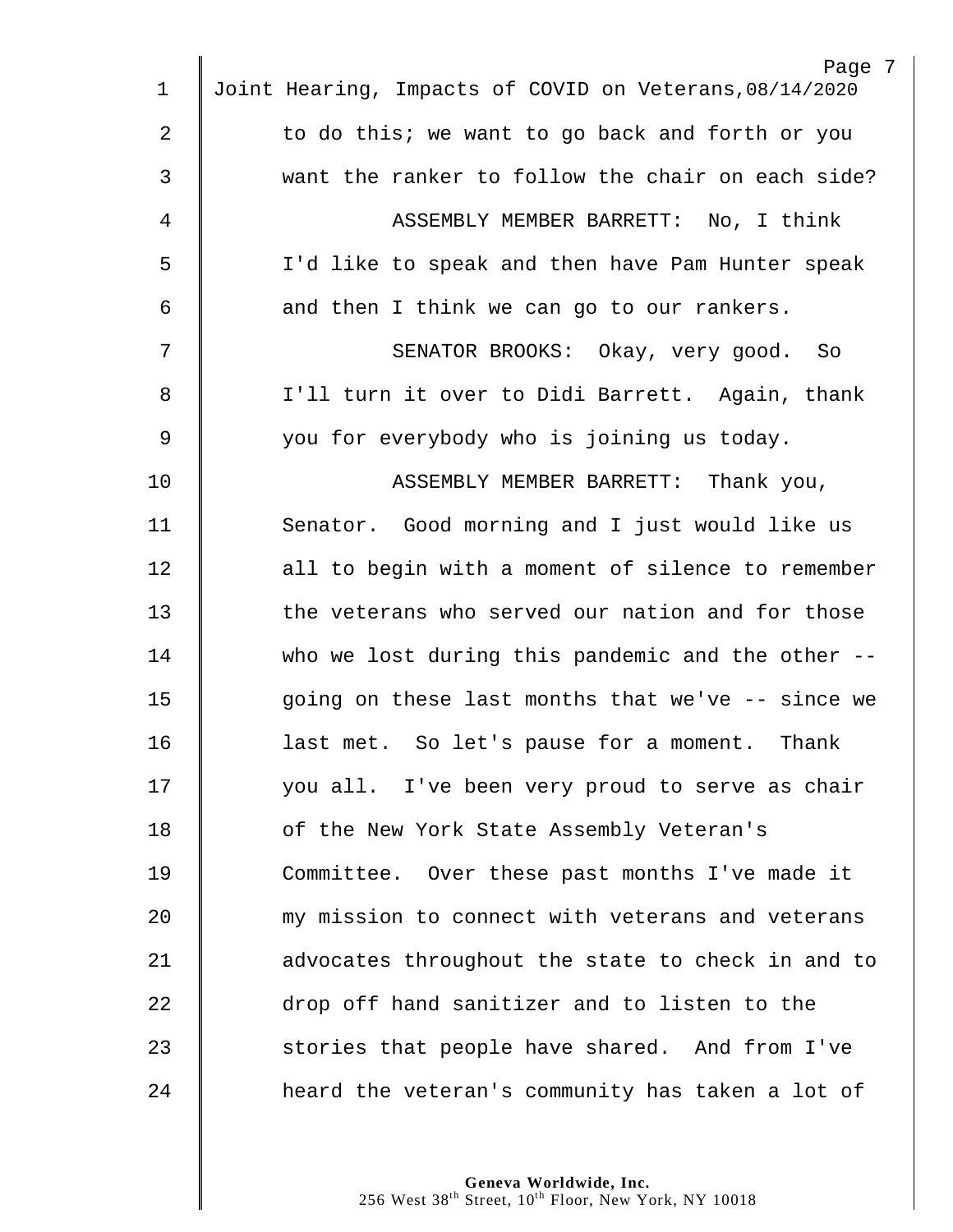to do this; we want to go back and forth or you want the ranker to follow the chair on each side?

ASSEMBLY MEMBER BARRETT: No, I think I'd like to speak and then have Pam Hunter speak and then I think we can go to our rankers.

SENATOR BROOKS: Okay, very good. So I'll turn it over to Didi Barrett. Again, thank you for everybody who is joining us today.

ASSEMBLY MEMBER BARRETT: Thank you, Senator. Good morning and I just would like us all to begin with a moment of silence to remember the veterans who served our nation and for those who we lost during this pandemic and the other -- going on these last months that we've -- since we last met. So let's pause for a moment. Thank you all. I've been very proud to serve as chair of the New York State Assembly Veteran's Committee. Over these past months I've made it my mission to connect with veterans and veterans advocates throughout the state to check in and to drop off hand sanitizer and to listen to the stories that people have shared. And from I've heard the veteran's community has taken a lot of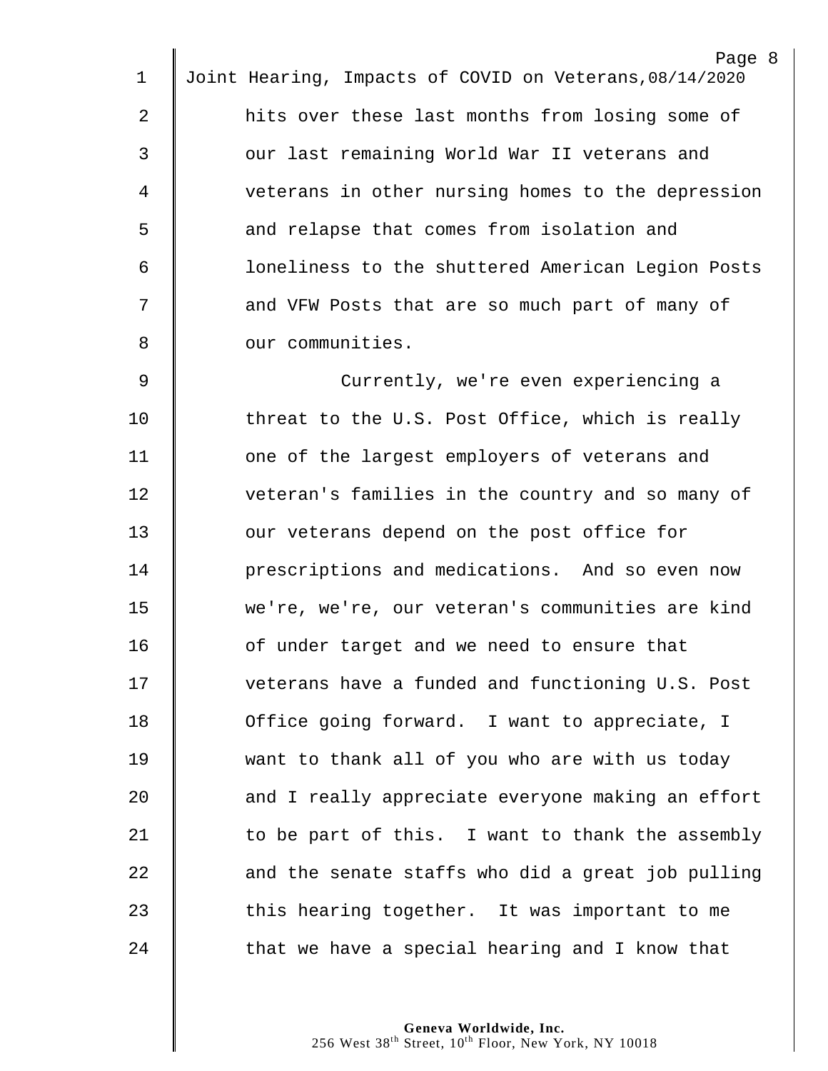hits over these last months from losing some of our last remaining World War II veterans and veterans in other nursing homes to the depression and relapse that comes from isolation and loneliness to the shuttered American Legion Posts and VFW Posts that are so much part of many of our communities.

Currently, we're even experiencing a threat to the U.S. Post Office, which is really one of the largest employers of veterans and veteran's families in the country and so many of our veterans depend on the post office for prescriptions and medications. And so even now we're, we're, our veteran's communities are kind of under target and we need to ensure that veterans have a funded and functioning U.S. Post Office going forward. I want to appreciate, I want to thank all of you who are with us today and I really appreciate everyone making an effort to be part of this. I want to thank the assembly and the senate staffs who did a great job pulling this hearing together. It was important to me that we have a special hearing and I know that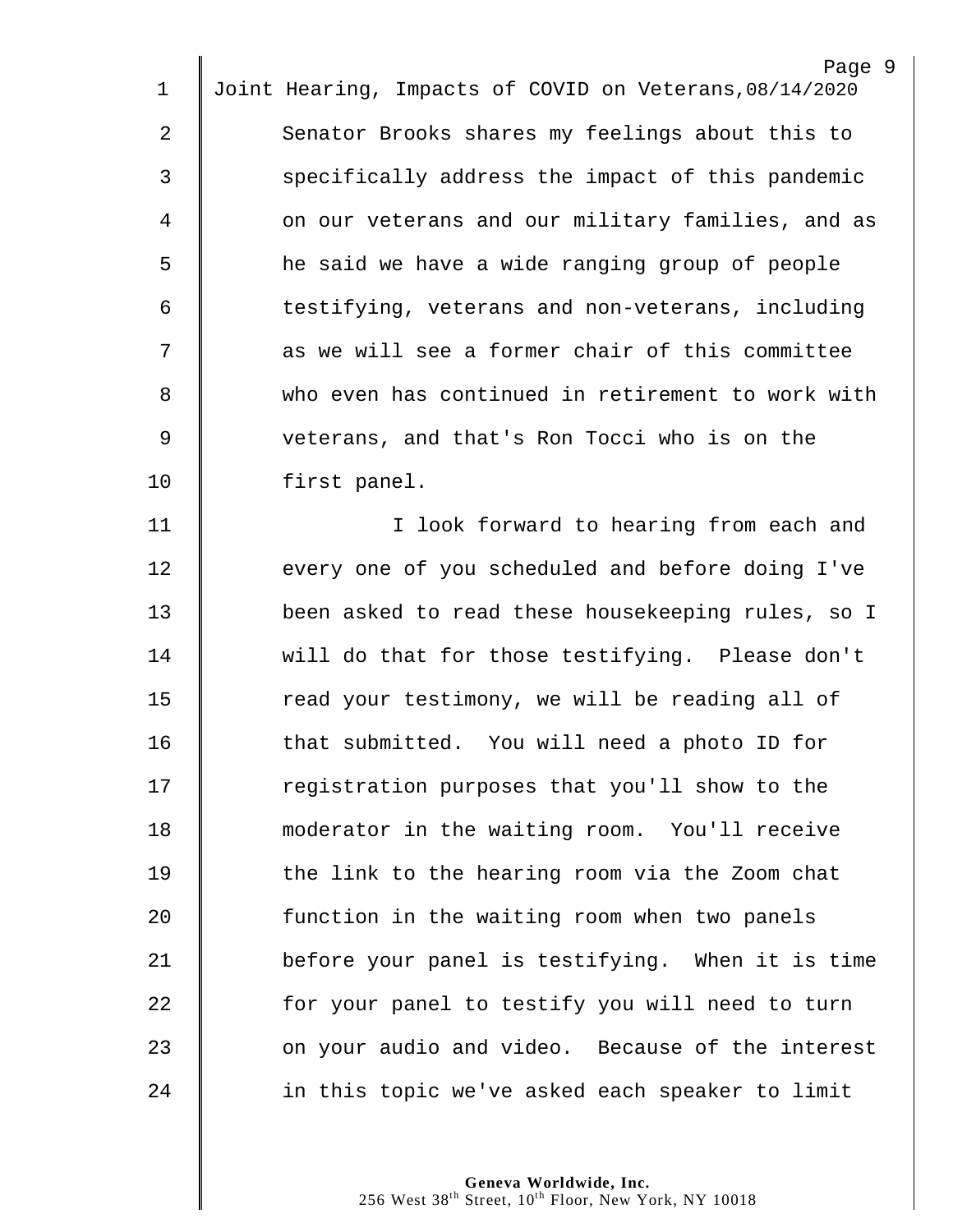Senator Brooks shares my feelings about this to specifically address the impact of this pandemic on our veterans and our military families, and as he said we have a wide ranging group of people testifying, veterans and non-veterans, including as we will see a former chair of this committee who even has continued in retirement to work with veterans, and that's Ron Tocci who is on the first panel.

I look forward to hearing from each and every one of you scheduled and before doing I've been asked to read these housekeeping rules, so I will do that for those testifying. Please don't read your testimony, we will be reading all of that submitted. You will need a photo ID for registration purposes that you'll show to the moderator in the waiting room. You'll receive the link to the hearing room via the Zoom chat function in the waiting room when two panels before your panel is testifying. When it is time for your panel to testify you will need to turn on your audio and video. Because of the interest in this topic we've asked each speaker to limit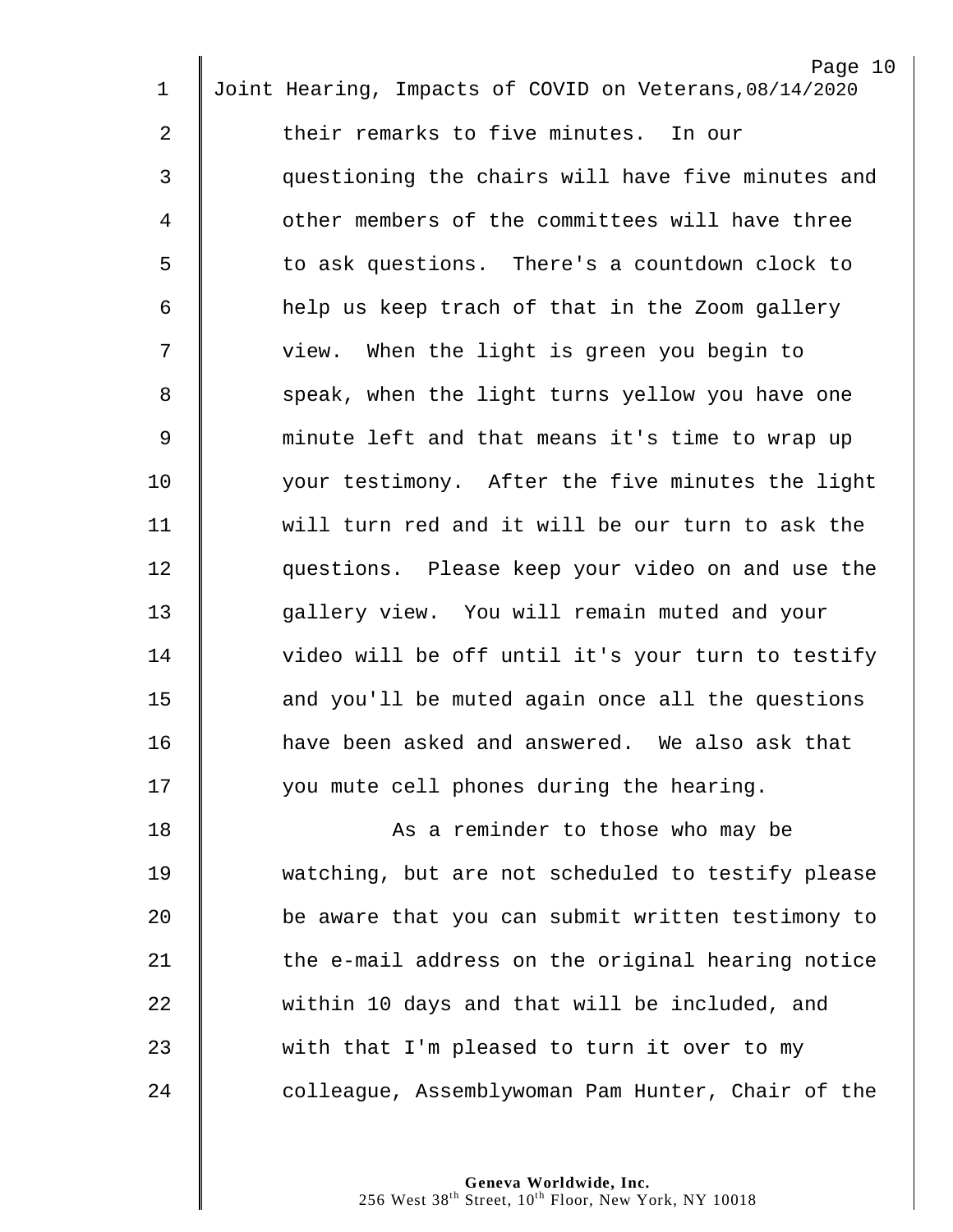their remarks to five minutes. In our questioning the chairs will have five minutes and other members of the committees will have three to ask questions. There's a countdown clock to help us keep trach of that in the Zoom gallery view. When the light is green you begin to speak, when the light turns yellow you have one minute left and that means it's time to wrap up your testimony. After the five minutes the light will turn red and it will be our turn to ask the questions. Please keep your video on and use the gallery view. You will remain muted and your video will be off until it's your turn to testify and you'll be muted again once all the questions have been asked and answered. We also ask that you mute cell phones during the hearing.

As a reminder to those who may be watching, but are not scheduled to testify please be aware that you can submit written testimony to the e-mail address on the original hearing notice within 10 days and that will be included, and with that I'm pleased to turn it over to my colleague, Assemblywoman Pam Hunter, Chair of the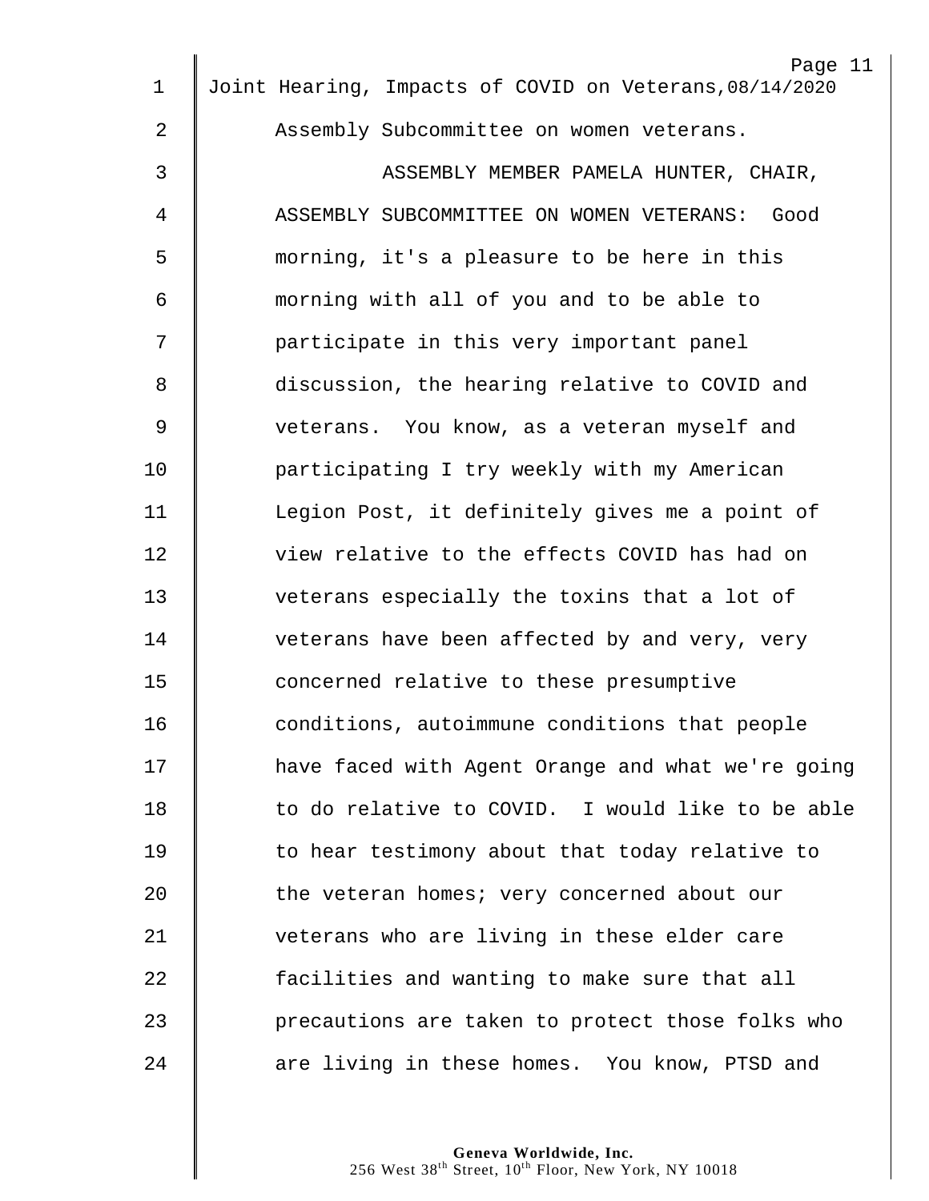Assembly Subcommittee on women veterans.

ASSEMBLY MEMBER PAMELA HUNTER, CHAIR, ASSEMBLY SUBCOMMITTEE ON WOMEN VETERANS: Good morning, it's a pleasure to be here in this morning with all of you and to be able to participate in this very important panel discussion, the hearing relative to COVID and veterans. You know, as a veteran myself and participating I try weekly with my American Legion Post, it definitely gives me a point of view relative to the effects COVID has had on veterans especially the toxins that a lot of veterans have been affected by and very, very concerned relative to these presumptive conditions, autoimmune conditions that people have faced with Agent Orange and what we're going to do relative to COVID. I would like to be able to hear testimony about that today relative to the veteran homes; very concerned about our veterans who are living in these elder care facilities and wanting to make sure that all precautions are taken to protect those folks who are living in these homes. You know, PTSD and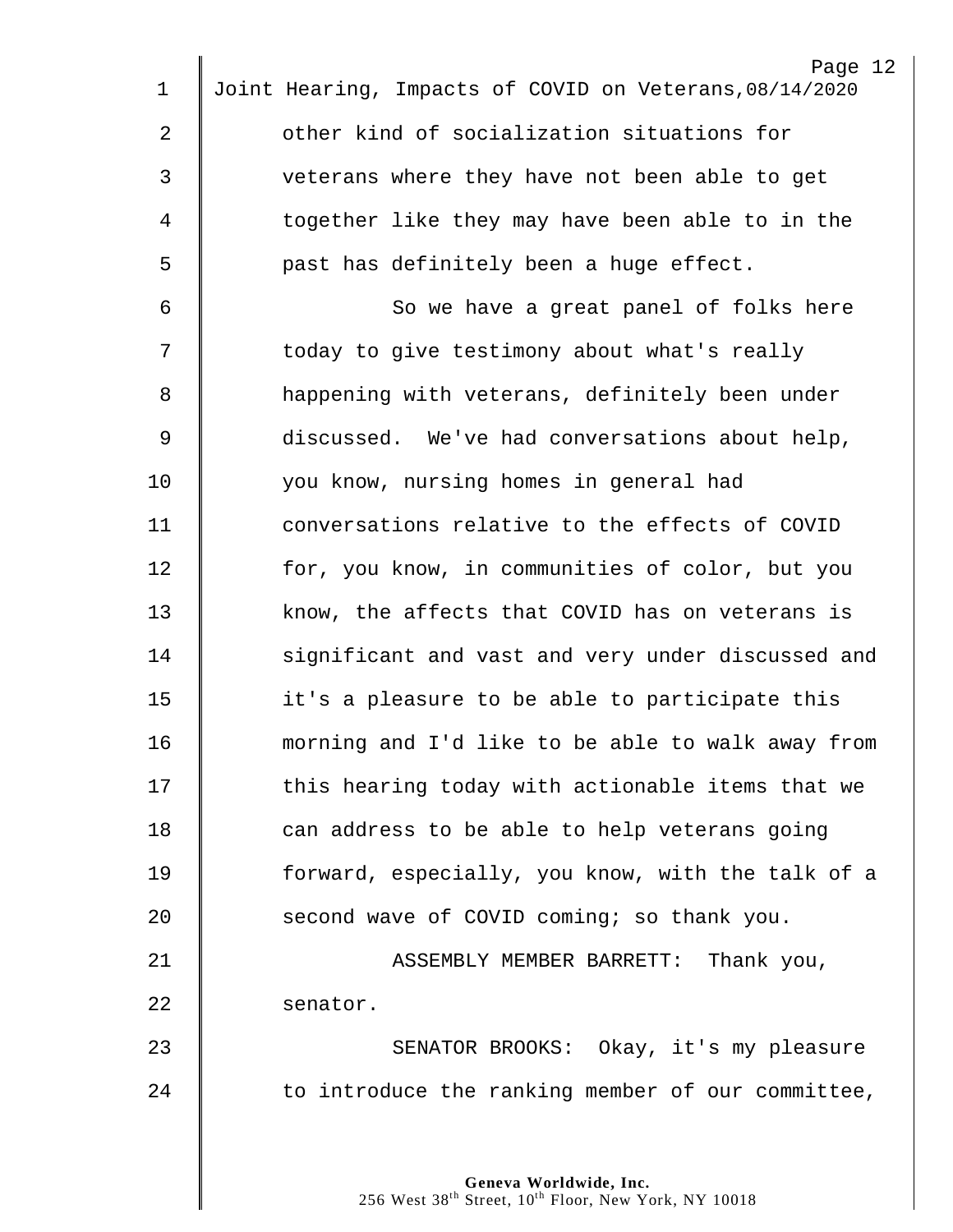other kind of socialization situations for veterans where they have not been able to get together like they may have been able to in the past has definitely been a huge effect.

So we have a great panel of folks here today to give testimony about what's really happening with veterans, definitely been under discussed. We've had conversations about help, you know, nursing homes in general had conversations relative to the effects of COVID for, you know, in communities of color, but you know, the affects that COVID has on veterans is significant and vast and very under discussed and it's a pleasure to be able to participate this morning and I'd like to be able to walk away from this hearing today with actionable items that we can address to be able to help veterans going forward, especially, you know, with the talk of a second wave of COVID coming; so thank you.

ASSEMBLY MEMBER BARRETT: Thank you, senator.

SENATOR BROOKS: Okay, it's my pleasure to introduce the ranking member of our committee,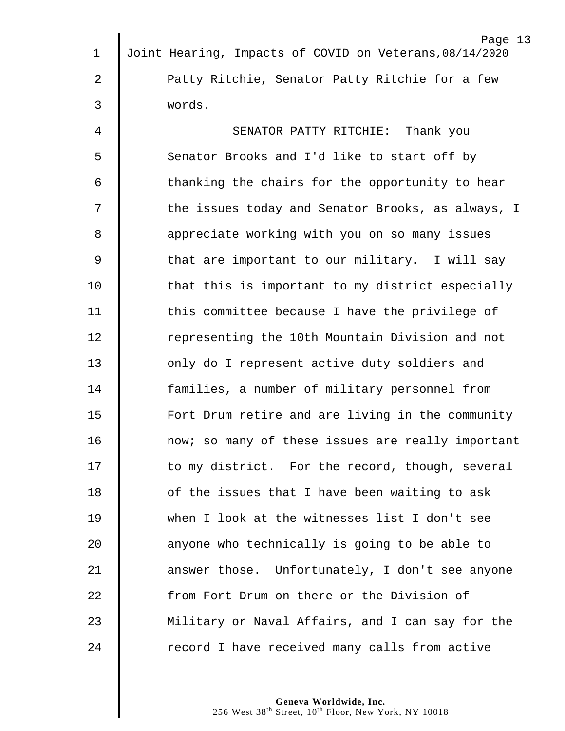Patty Ritchie, Senator Patty Ritchie for a few words.

SENATOR PATTY RITCHIE: Thank you Senator Brooks and I'd like to start off by thanking the chairs for the opportunity to hear the issues today and Senator Brooks, as always, I appreciate working with you on so many issues that are important to our military. I will say that this is important to my district especially this committee because I have the privilege of representing the 10th Mountain Division and not only do I represent active duty soldiers and families, a number of military personnel from Fort Drum retire and are living in the community now; so many of these issues are really important to my district. For the record, though, several of the issues that I have been waiting to ask when I look at the witnesses list I don't see anyone who technically is going to be able to answer those. Unfortunately, I don't see anyone from Fort Drum on there or the Division of Military or Naval Affairs, and I can say for the record I have received many calls from active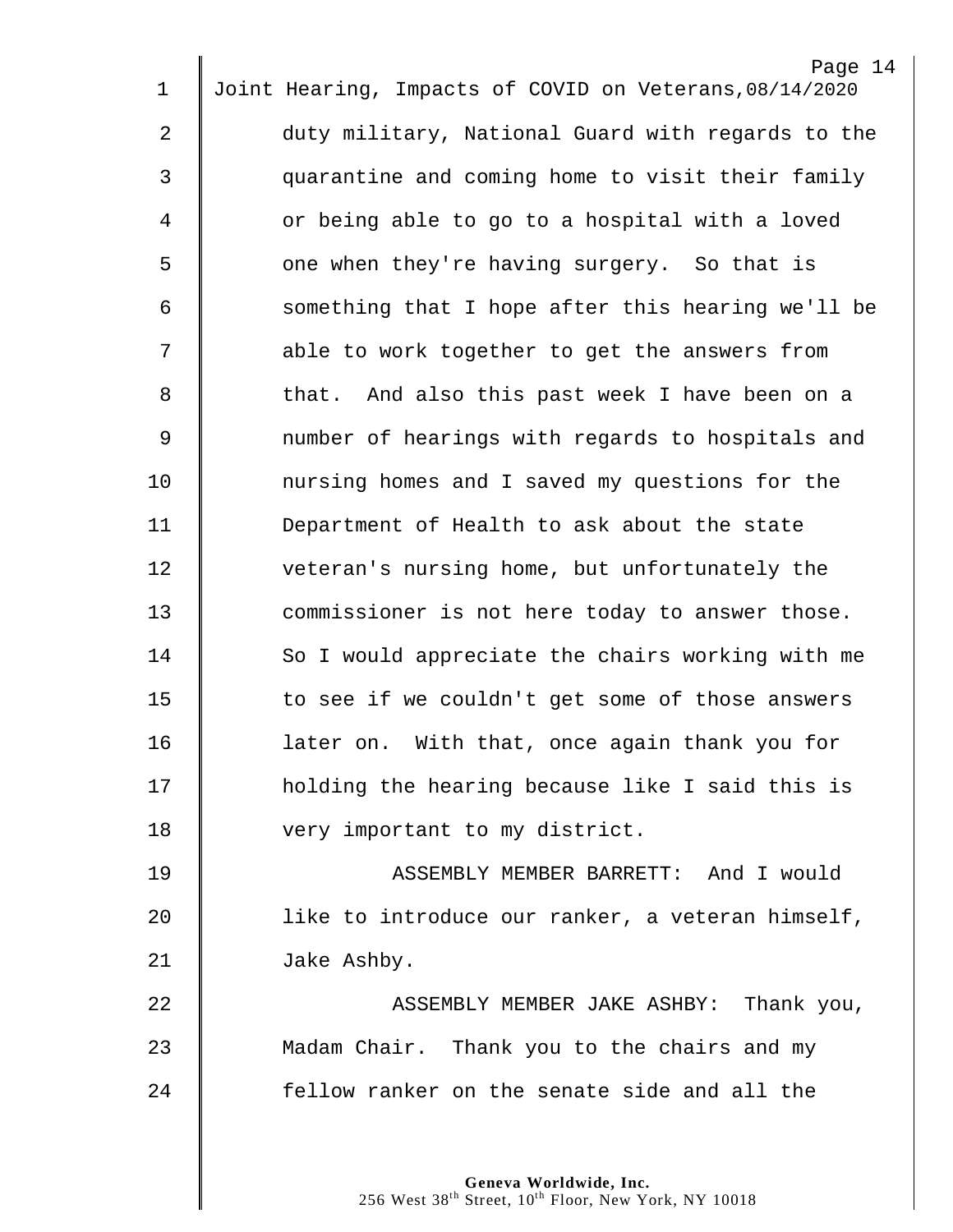duty military, National Guard with regards to the quarantine and coming home to visit their family or being able to go to a hospital with a loved one when they're having surgery. So that is something that I hope after this hearing we'll be able to work together to get the answers from that. And also this past week I have been on a number of hearings with regards to hospitals and nursing homes and I saved my questions for the Department of Health to ask about the state veteran's nursing home, but unfortunately the commissioner is not here today to answer those. So I would appreciate the chairs working with me to see if we couldn't get some of those answers later on. With that, once again thank you for holding the hearing because like I said this is very important to my district.

ASSEMBLY MEMBER BARRETT: And I would like to introduce our ranker, a veteran himself, Jake Ashby.

ASSEMBLY MEMBER JAKE ASHBY: Thank you, Madam Chair. Thank you to the chairs and my fellow ranker on the senate side and all the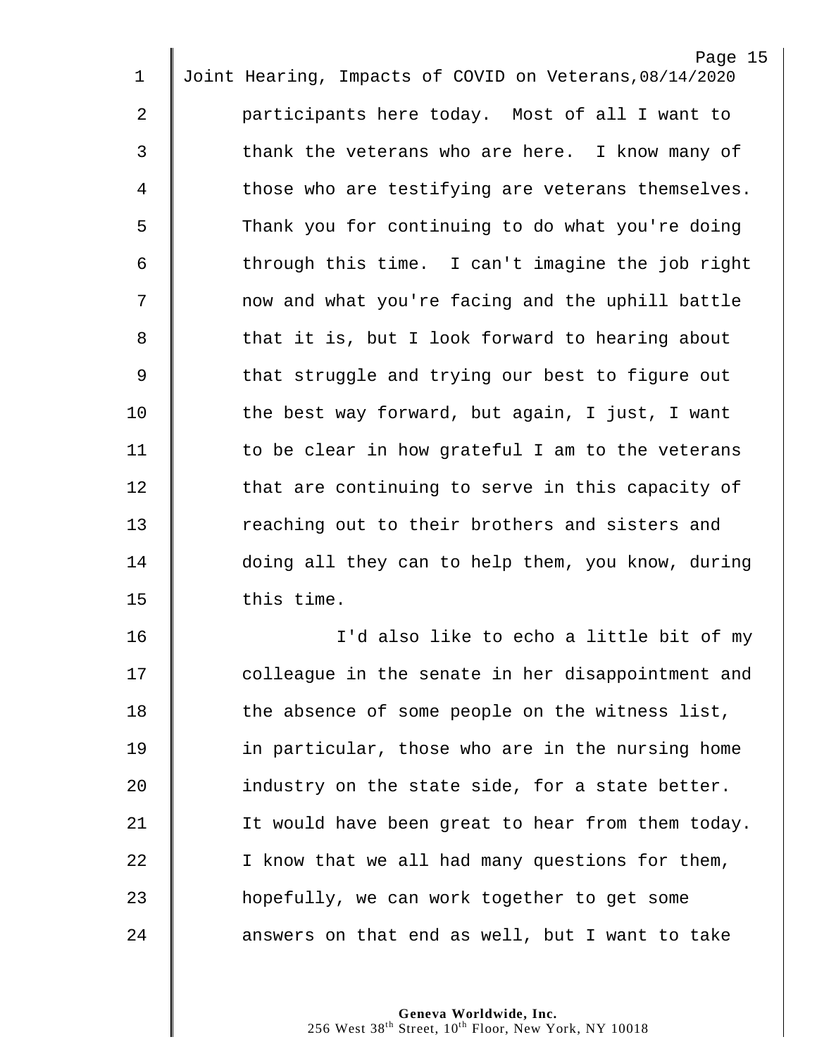participants here today. Most of all I want to thank the veterans who are here. I know many of those who are testifying are veterans themselves. Thank you for continuing to do what you're doing through this time. I can't imagine the job right now and what you're facing and the uphill battle that it is, but I look forward to hearing about that struggle and trying our best to figure out the best way forward, but again, I just, I want to be clear in how grateful I am to the veterans that are continuing to serve in this capacity of reaching out to their brothers and sisters and doing all they can to help them, you know, during this time.

I'd also like to echo a little bit of my colleague in the senate in her disappointment and the absence of some people on the witness list, in particular, those who are in the nursing home industry on the state side, for a state better. It would have been great to hear from them today. I know that we all had many questions for them, hopefully, we can work together to get some answers on that end as well, but I want to take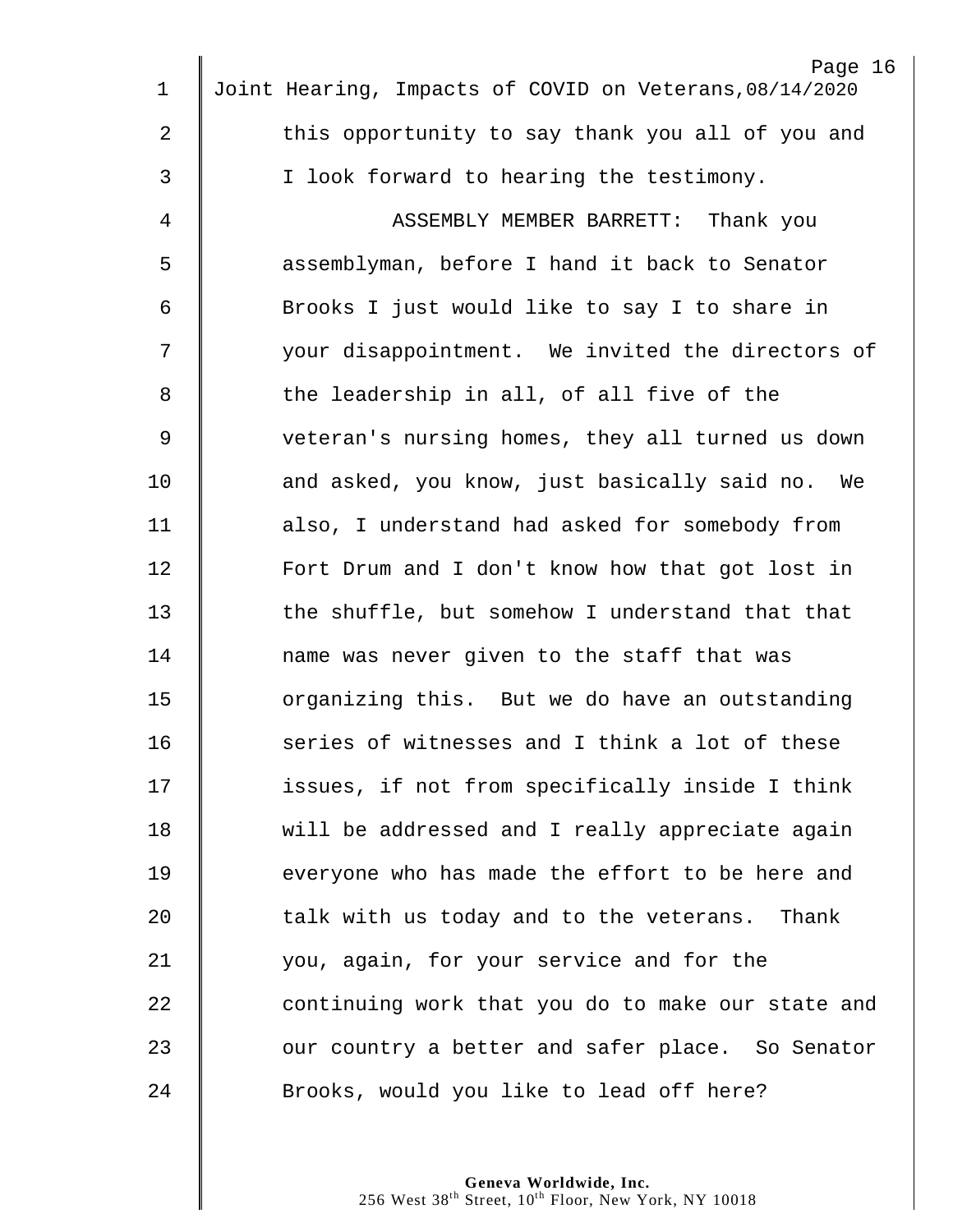this opportunity to say thank you all of you and I look forward to hearing the testimony.

ASSEMBLY MEMBER BARRETT: Thank you assemblyman, before I hand it back to Senator Brooks I just would like to say I to share in your disappointment. We invited the directors of the leadership in all, of all five of the veteran's nursing homes, they all turned us down and asked, you know, just basically said no. We also, I understand had asked for somebody from Fort Drum and I don't know how that got lost in the shuffle, but somehow I understand that that name was never given to the staff that was organizing this. But we do have an outstanding series of witnesses and I think a lot of these issues, if not from specifically inside I think will be addressed and I really appreciate again everyone who has made the effort to be here and talk with us today and to the veterans. Thank you, again, for your service and for the continuing work that you do to make our state and our country a better and safer place. So Senator Brooks, would you like to lead off here?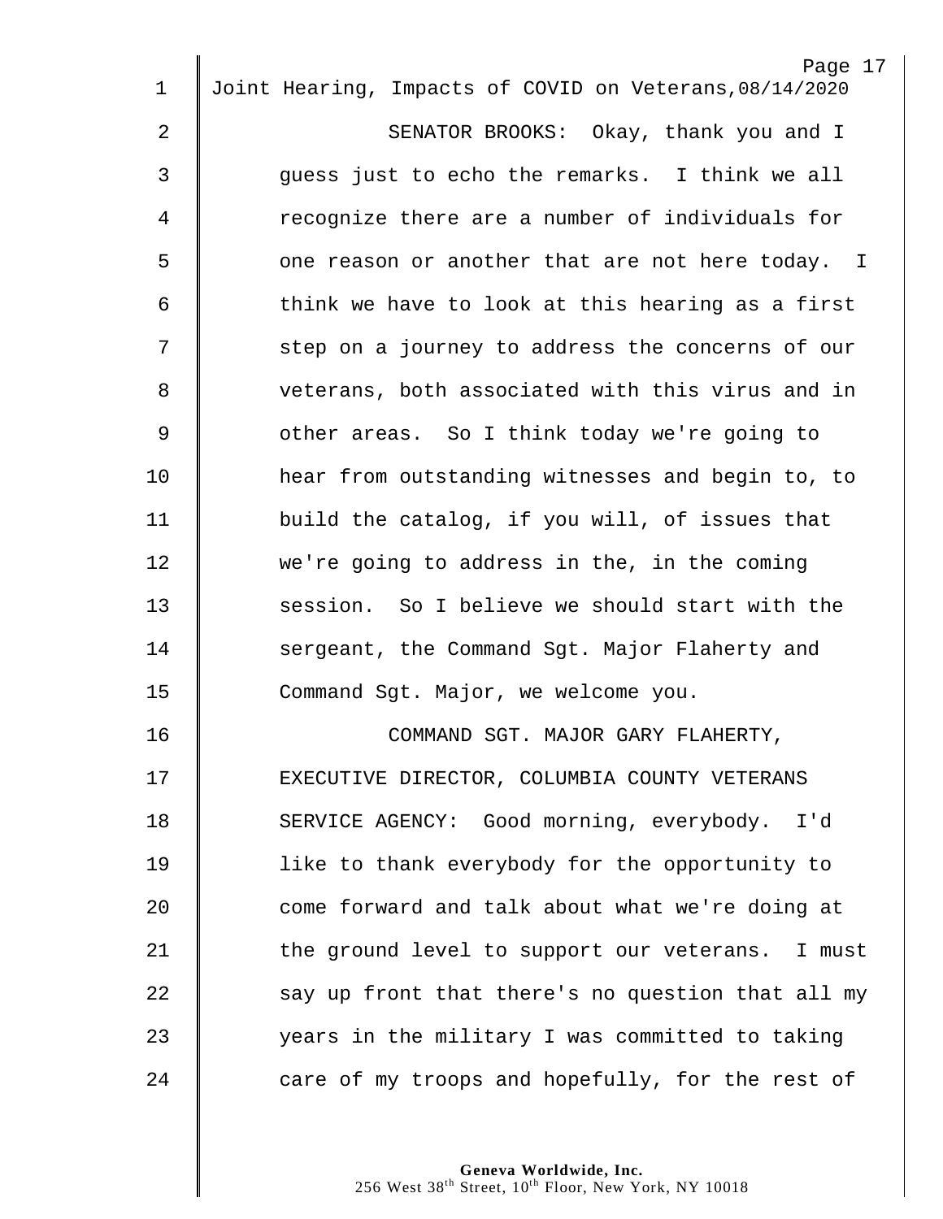SENATOR BROOKS: Okay, thank you and I guess just to echo the remarks. I think we all recognize there are a number of individuals for one reason or another that are not here today. I think we have to look at this hearing as a first step on a journey to address the concerns of our veterans, both associated with this virus and in other areas. So I think today we're going to hear from outstanding witnesses and begin to, to build the catalog, if you will, of issues that we're going to address in the, in the coming session. So I believe we should start with the sergeant, the Command Sgt. Major Flaherty and Command Sgt. Major, we welcome you.

COMMAND SGT. MAJOR GARY FLAHERTY, EXECUTIVE DIRECTOR, COLUMBIA COUNTY VETERANS SERVICE AGENCY: Good morning, everybody. I'd like to thank everybody for the opportunity to come forward and talk about what we're doing at the ground level to support our veterans. I must say up front that there's no question that all my years in the military I was committed to taking care of my troops and hopefully, for the rest of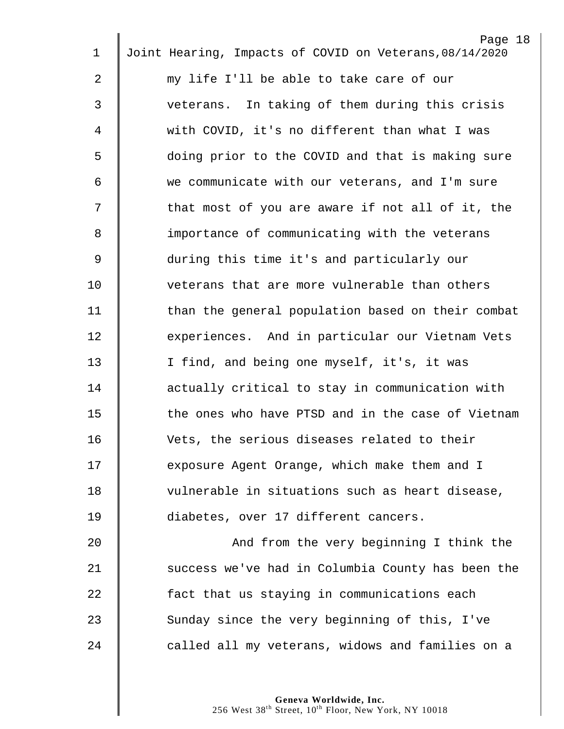my life I'll be able to take care of our veterans. In taking of them during this crisis with COVID, it's no different than what I was doing prior to the COVID and that is making sure we communicate with our veterans, and I'm sure that most of you are aware if not all of it, the importance of communicating with the veterans during this time it's and particularly our veterans that are more vulnerable than others than the general population based on their combat experiences. And in particular our Vietnam Vets I find, and being one myself, it's, it was actually critical to stay in communication with the ones who have PTSD and in the case of Vietnam Vets, the serious diseases related to their exposure Agent Orange, which make them and I vulnerable in situations such as heart disease, diabetes, over 17 different cancers.

And from the very beginning I think the success we've had in Columbia County has been the fact that us staying in communications each Sunday since the very beginning of this, I've called all my veterans, widows and families on a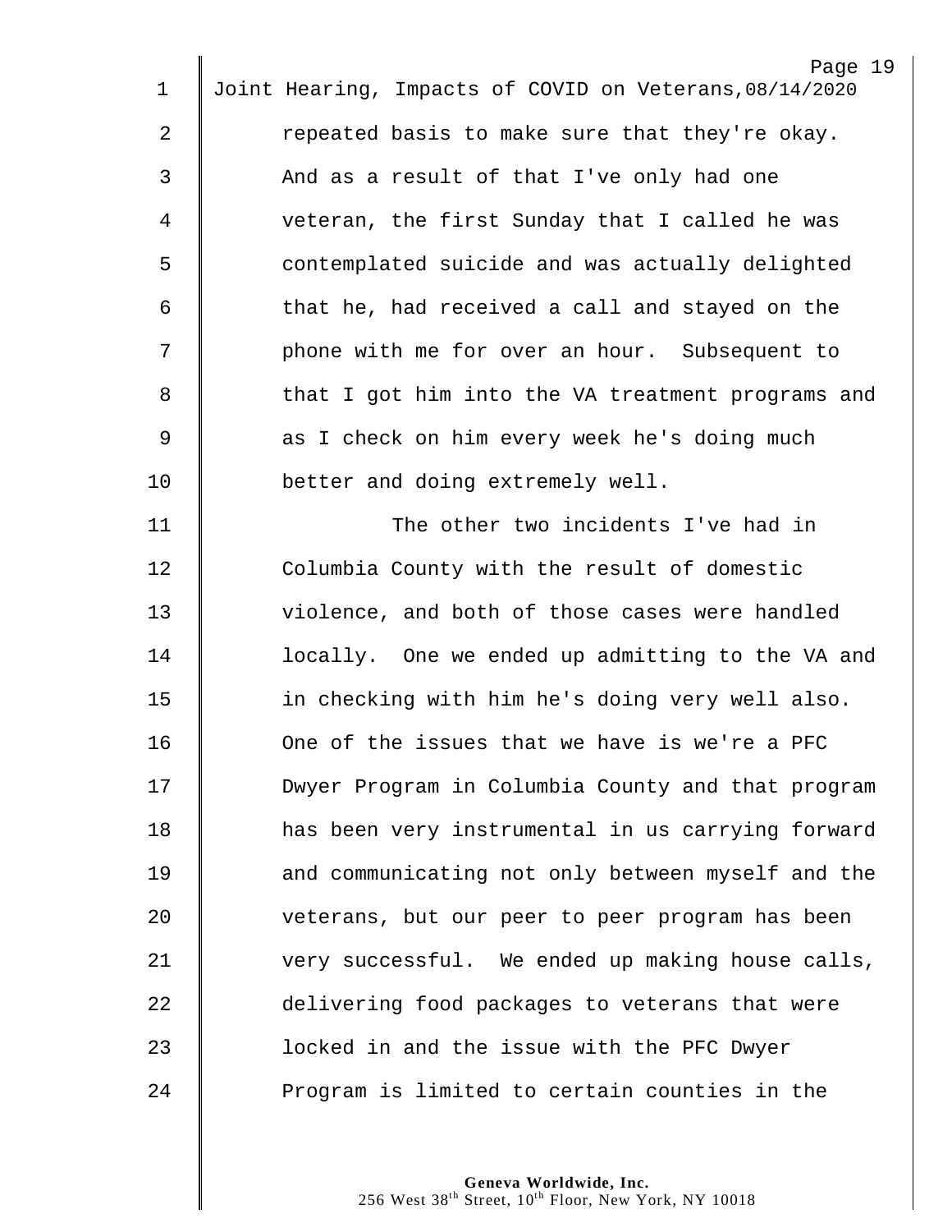repeated basis to make sure that they're okay. And as a result of that I've only had one veteran, the first Sunday that I called he was contemplated suicide and was actually delighted that he, had received a call and stayed on the phone with me for over an hour. Subsequent to that I got him into the VA treatment programs and as I check on him every week he's doing much better and doing extremely well.

The other two incidents I've had in Columbia County with the result of domestic violence, and both of those cases were handled locally. One we ended up admitting to the VA and in checking with him he's doing very well also. One of the issues that we have is we're a PFC Dwyer Program in Columbia County and that program has been very instrumental in us carrying forward and communicating not only between myself and the veterans, but our peer to peer program has been very successful. We ended up making house calls, delivering food packages to veterans that were locked in and the issue with the PFC Dwyer Program is limited to certain counties in the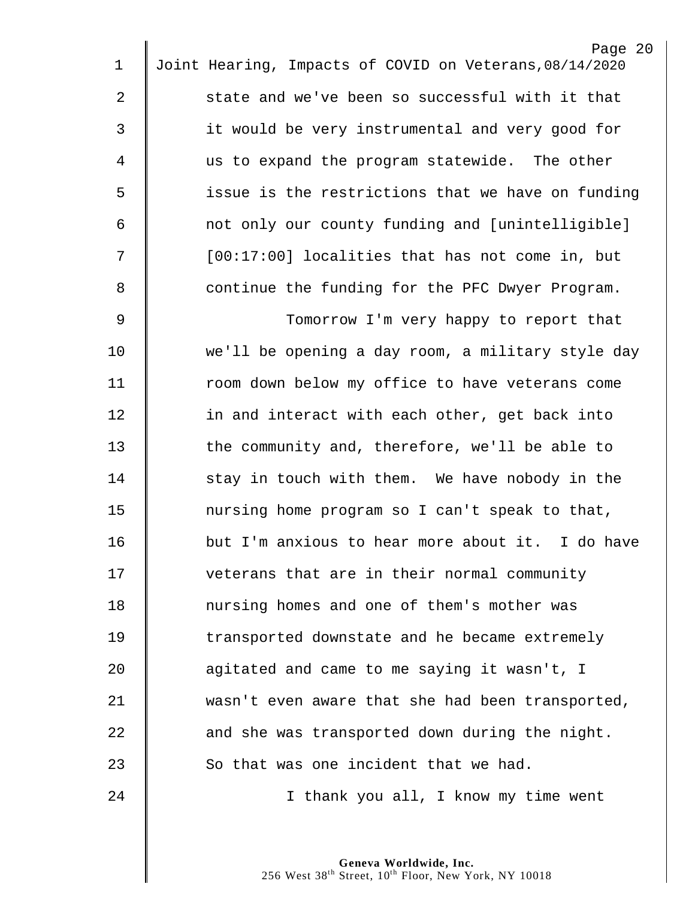state and we've been so successful with it that it would be very instrumental and very good for us to expand the program statewide. The other issue is the restrictions that we have on funding not only our county funding and [unintelligible] [00:17:00] localities that has not come in, but continue the funding for the PFC Dwyer Program.

Tomorrow I'm very happy to report that we'll be opening a day room, a military style day room down below my office to have veterans come in and interact with each other, get back into the community and, therefore, we'll be able to stay in touch with them. We have nobody in the nursing home program so I can't speak to that, but I'm anxious to hear more about it. I do have veterans that are in their normal community nursing homes and one of them's mother was transported downstate and he became extremely agitated and came to me saying it wasn't, I wasn't even aware that she had been transported, and she was transported down during the night. So that was one incident that we had.

I thank you all, I know my time went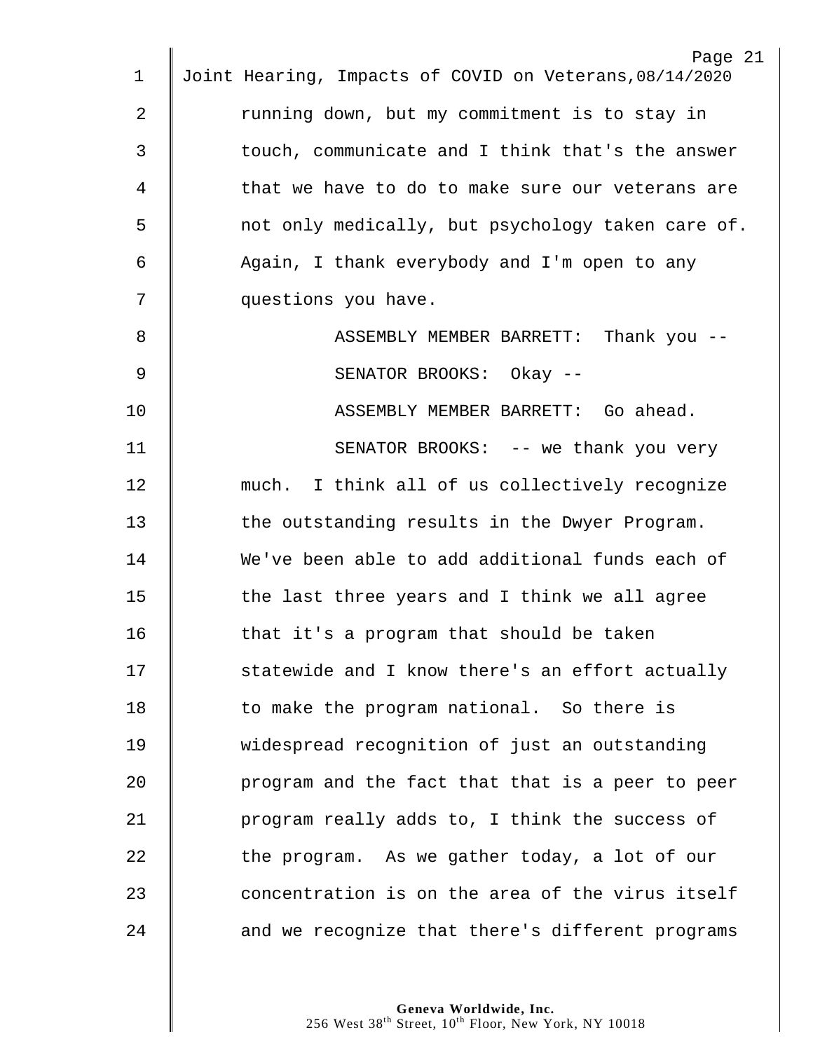running down, but my commitment is to stay in touch, communicate and I think that's the answer that we have to do to make sure our veterans are not only medically, but psychology taken care of. Again, I thank everybody and I'm open to any questions you have.

ASSEMBLY MEMBER BARRETT: Thank you --

SENATOR BROOKS: Okay --

ASSEMBLY MEMBER BARRETT: Go ahead.

SENATOR BROOKS: -- we thank you very much. I think all of us collectively recognize the outstanding results in the Dwyer Program. We've been able to add additional funds each of the last three years and I think we all agree that it's a program that should be taken statewide and I know there's an effort actually to make the program national. So there is widespread recognition of just an outstanding program and the fact that that is a peer to peer program really adds to, I think the success of the program. As we gather today, a lot of our concentration is on the area of the virus itself and we recognize that there's different programs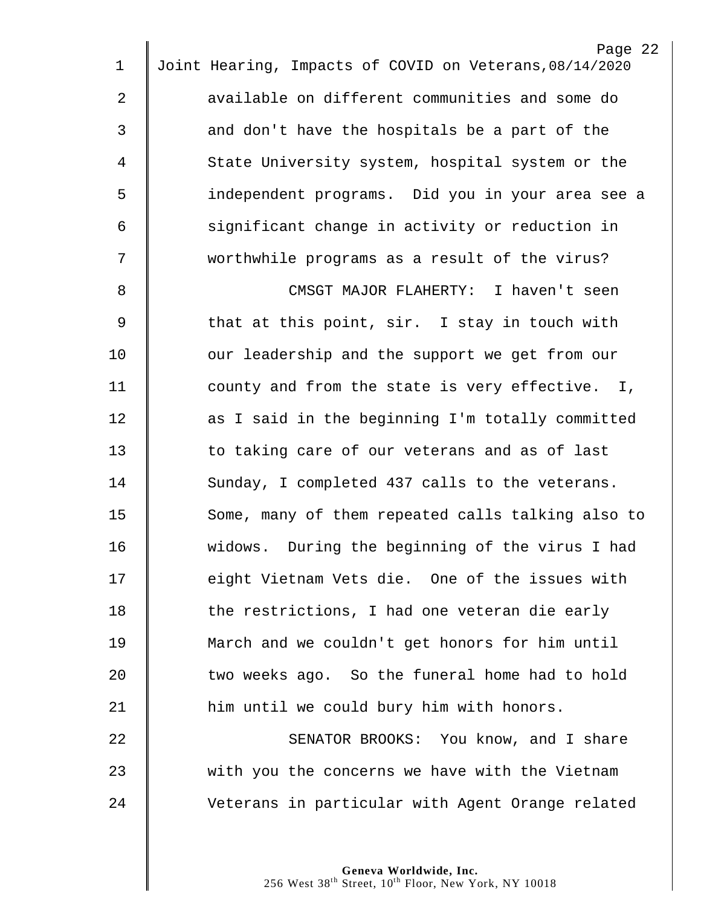available on different communities and some do and don't have the hospitals be a part of the State University system, hospital system or the independent programs. Did you in your area see a significant change in activity or reduction in worthwhile programs as a result of the virus?

CMSGT MAJOR FLAHERTY: I haven't seen that at this point, sir. I stay in touch with our leadership and the support we get from our county and from the state is very effective. I, as I said in the beginning I'm totally committed to taking care of our veterans and as of last Sunday, I completed 437 calls to the veterans. Some, many of them repeated calls talking also to widows. During the beginning of the virus I had eight Vietnam Vets die. One of the issues with the restrictions, I had one veteran die early March and we couldn't get honors for him until two weeks ago. So the funeral home had to hold him until we could bury him with honors.

SENATOR BROOKS: You know, and I share with you the concerns we have with the Vietnam Veterans in particular with Agent Orange related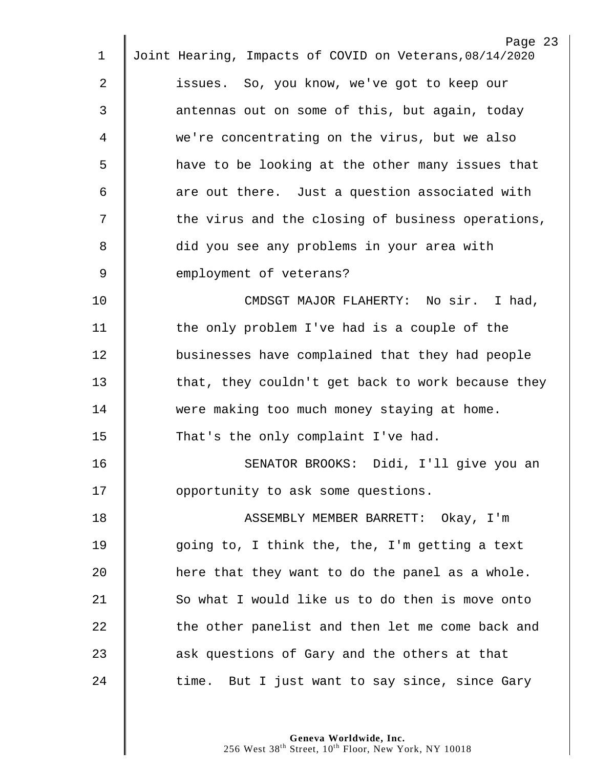issues. So, you know, we've got to keep our antennas out on some of this, but again, today we're concentrating on the virus, but we also have to be looking at the other many issues that are out there. Just a question associated with the virus and the closing of business operations, did you see any problems in your area with employment of veterans?

CMDSGT MAJOR FLAHERTY: No sir. I had, the only problem I've had is a couple of the businesses have complained that they had people that, they couldn't get back to work because they were making too much money staying at home. That's the only complaint I've had.

SENATOR BROOKS: Didi, I'll give you an opportunity to ask some questions.

ASSEMBLY MEMBER BARRETT: Okay, I'm going to, I think the, the, I'm getting a text here that they want to do the panel as a whole. So what I would like us to do then is move onto the other panelist and then let me come back and ask questions of Gary and the others at that time. But I just want to say since, since Gary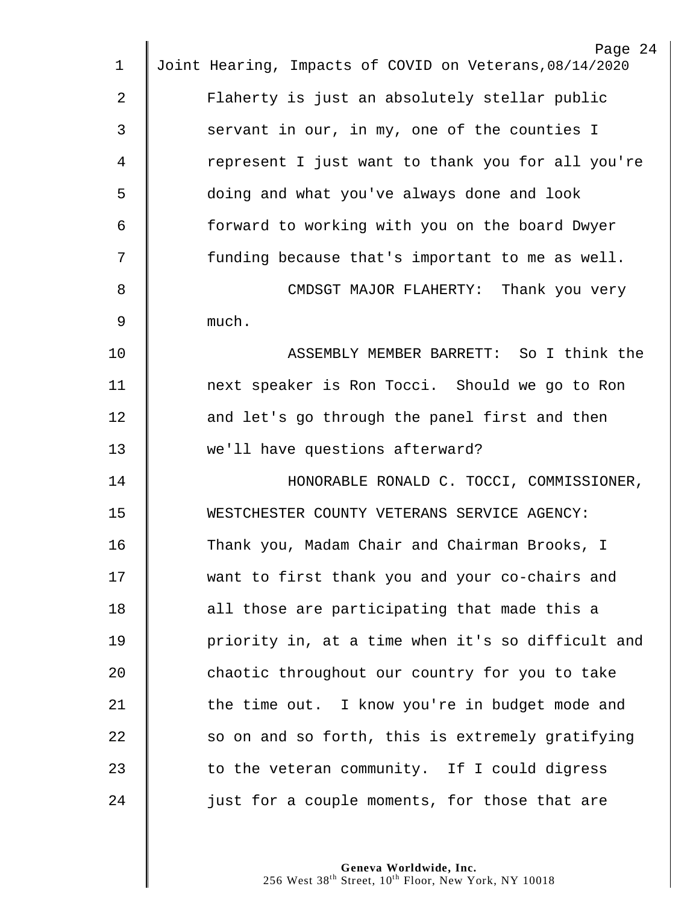Flaherty is just an absolutely stellar public servant in our, in my, one of the counties I represent I just want to thank you for all you're doing and what you've always done and look forward to working with you on the board Dwyer funding because that's important to me as well.

CMDSGT MAJOR FLAHERTY: Thank you very much.

ASSEMBLY MEMBER BARRETT: So I think the next speaker is Ron Tocci. Should we go to Ron and let's go through the panel first and then we'll have questions afterward?

HONORABLE RONALD C. TOCCI, COMMISSIONER, WESTCHESTER COUNTY VETERANS SERVICE AGENCY: Thank you, Madam Chair and Chairman Brooks, I want to first thank you and your co-chairs and all those are participating that made this a priority in, at a time when it's so difficult and chaotic throughout our country for you to take the time out. I know you're in budget mode and so on and so forth, this is extremely gratifying to the veteran community. If I could digress just for a couple moments, for those that are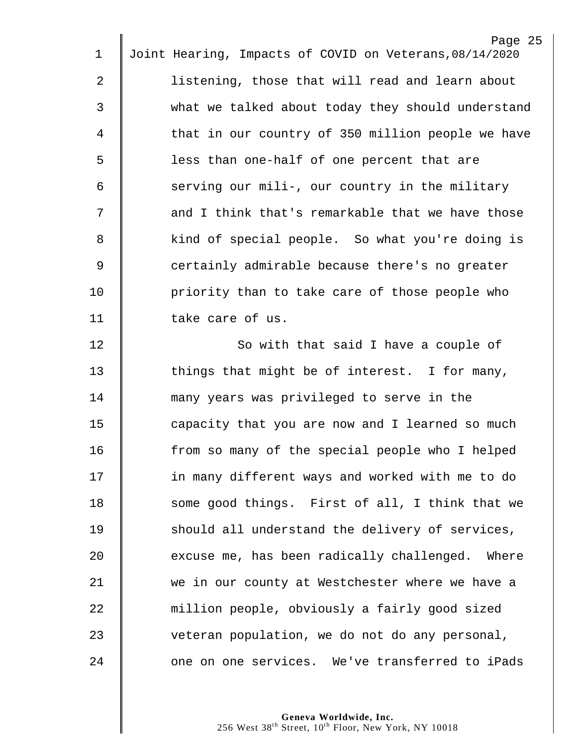listening, those that will read and learn about what we talked about today they should understand that in our country of 350 million people we have less than one-half of one percent that are serving our mili-, our country in the military and I think that's remarkable that we have those kind of special people. So what you're doing is certainly admirable because there's no greater priority than to take care of those people who take care of us.

So with that said I have a couple of things that might be of interest. I for many, many years was privileged to serve in the capacity that you are now and I learned so much from so many of the special people who I helped in many different ways and worked with me to do some good things. First of all, I think that we should all understand the delivery of services, excuse me, has been radically challenged. Where we in our county at Westchester where we have a million people, obviously a fairly good sized veteran population, we do not do any personal, one on one services. We've transferred to iPads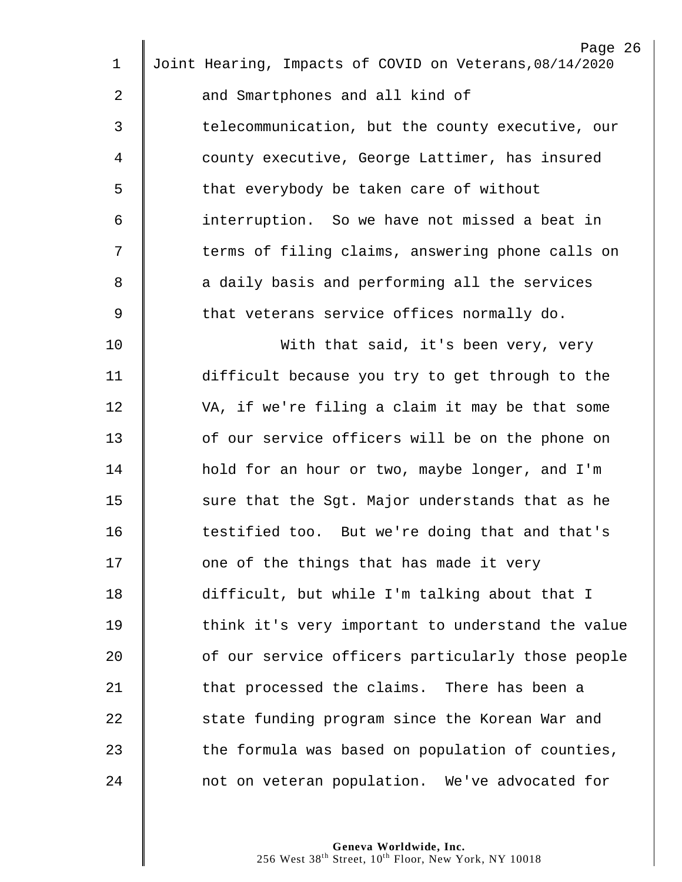and Smartphones and all kind of telecommunication, but the county executive, our county executive, George Lattimer, has insured that everybody be taken care of without interruption. So we have not missed a beat in terms of filing claims, answering phone calls on a daily basis and performing all the services that veterans service offices normally do.

With that said, it's been very, very difficult because you try to get through to the VA, if we're filing a claim it may be that some of our service officers will be on the phone on hold for an hour or two, maybe longer, and I'm sure that the Sgt. Major understands that as he testified too. But we're doing that and that's one of the things that has made it very difficult, but while I'm talking about that I think it's very important to understand the value of our service officers particularly those people that processed the claims. There has been a state funding program since the Korean War and the formula was based on population of counties, not on veteran population. We've advocated for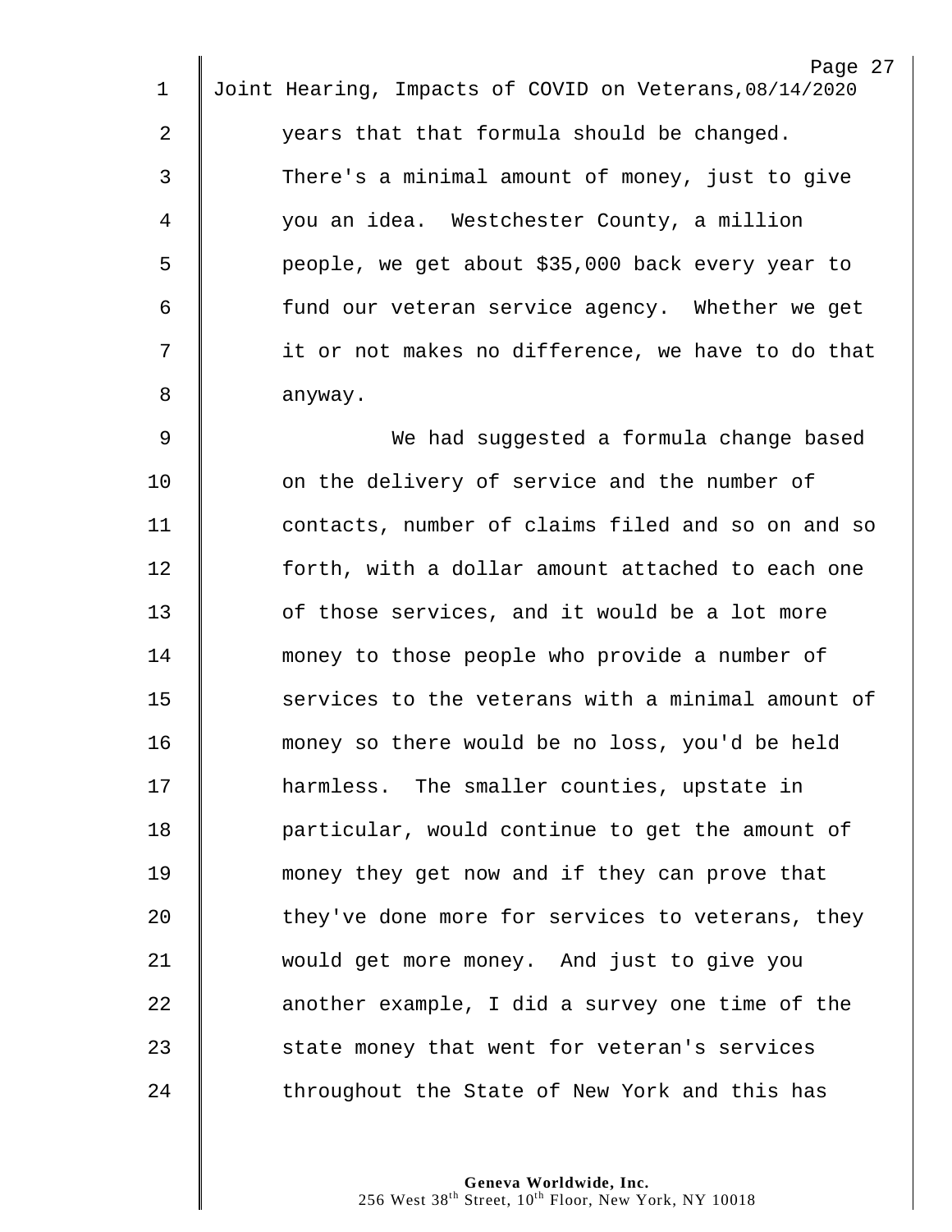years that that formula should be changed. There's a minimal amount of money, just to give you an idea. Westchester County, a million people, we get about $35,000 back every year to fund our veteran service agency. Whether we get it or not makes no difference, we have to do that anyway.

We had suggested a formula change based on the delivery of service and the number of contacts, number of claims filed and so on and so forth, with a dollar amount attached to each one of those services, and it would be a lot more money to those people who provide a number of services to the veterans with a minimal amount of money so there would be no loss, you'd be held harmless. The smaller counties, upstate in particular, would continue to get the amount of money they get now and if they can prove that they've done more for services to veterans, they would get more money. And just to give you another example, I did a survey one time of the state money that went for veteran's services throughout the State of New York and this has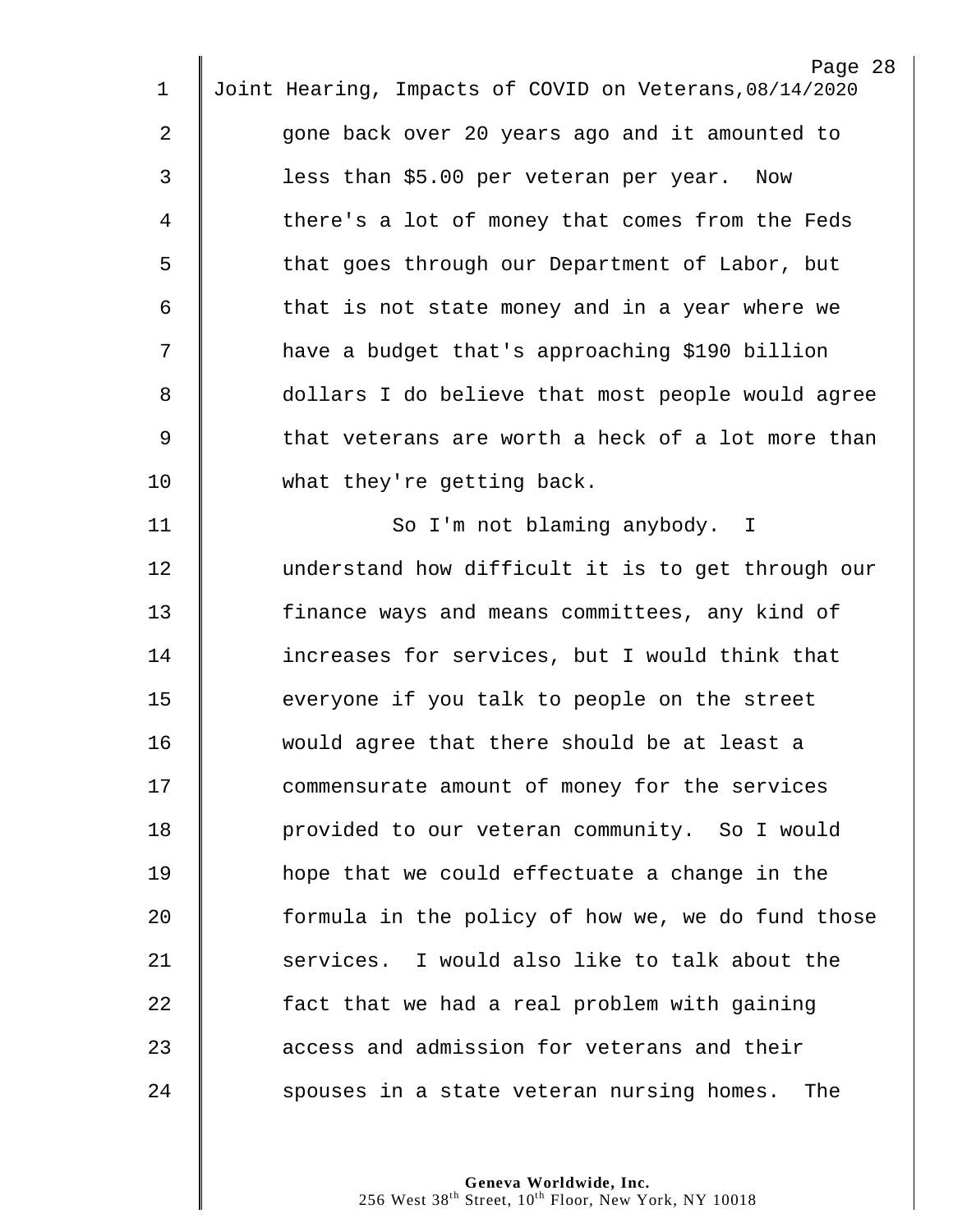gone back over 20 years ago and it amounted to less than $5.00 per veteran per year. Now there's a lot of money that comes from the Feds that goes through our Department of Labor, but that is not state money and in a year where we have a budget that's approaching $190 billion dollars I do believe that most people would agree that veterans are worth a heck of a lot more than what they're getting back.

So I'm not blaming anybody. I understand how difficult it is to get through our finance ways and means committees, any kind of increases for services, but I would think that everyone if you talk to people on the street would agree that there should be at least a commensurate amount of money for the services provided to our veteran community. So I would hope that we could effectuate a change in the formula in the policy of how we, we do fund those services. I would also like to talk about the fact that we had a real problem with gaining access and admission for veterans and their spouses in a state veteran nursing homes. The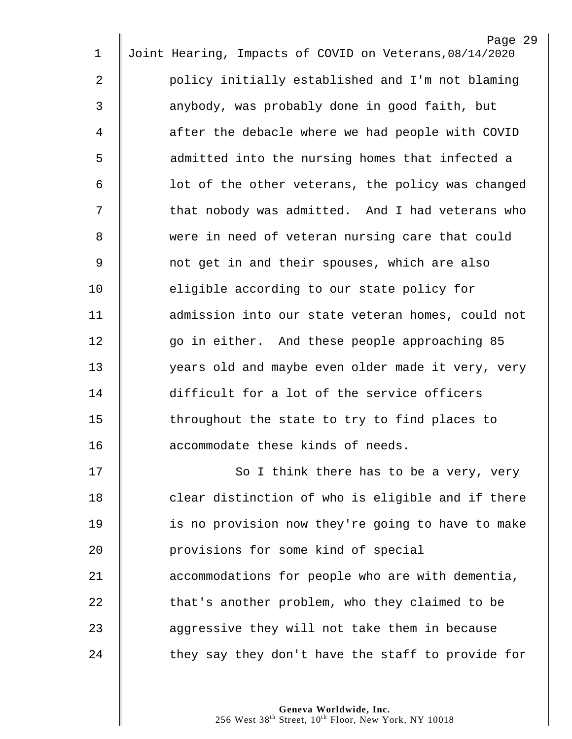policy initially established and I'm not blaming anybody, was probably done in good faith, but after the debacle where we had people with COVID admitted into the nursing homes that infected a lot of the other veterans, the policy was changed that nobody was admitted. And I had veterans who were in need of veteran nursing care that could not get in and their spouses, which are also eligible according to our state policy for admission into our state veteran homes, could not go in either. And these people approaching 85 years old and maybe even older made it very, very difficult for a lot of the service officers throughout the state to try to find places to accommodate these kinds of needs.

So I think there has to be a very, very clear distinction of who is eligible and if there is no provision now they're going to have to make provisions for some kind of special accommodations for people who are with dementia, that's another problem, who they claimed to be aggressive they will not take them in because they say they don't have the staff to provide for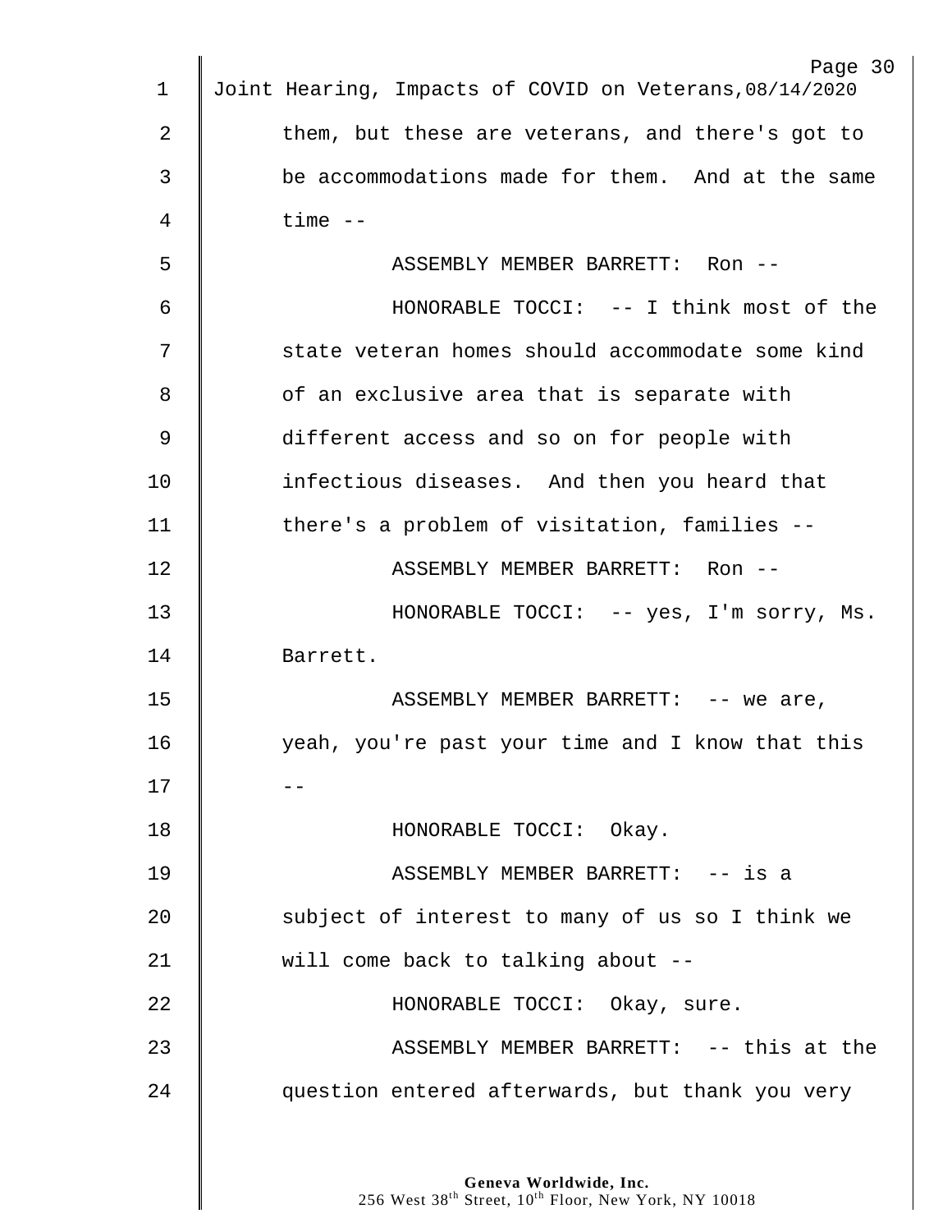them, but these are veterans, and there's got to be accommodations made for them. And at the same time --

ASSEMBLY MEMBER BARRETT: Ron --

HONORABLE TOCCI: -- I think most of the state veteran homes should accommodate some kind of an exclusive area that is separate with different access and so on for people with infectious diseases. And then you heard that there's a problem of visitation, families --

ASSEMBLY MEMBER BARRETT: Ron --

HONORABLE TOCCI: -- yes, I'm sorry, Ms. Barrett.

ASSEMBLY MEMBER BARRETT: -- we are, yeah, you're past your time and I know that this --

HONORABLE TOCCI: Okay.

ASSEMBLY MEMBER BARRETT: -- is a subject of interest to many of us so I think we will come back to talking about --

HONORABLE TOCCI: Okay, sure.

ASSEMBLY MEMBER BARRETT: -- this at the question entered afterwards, but thank you very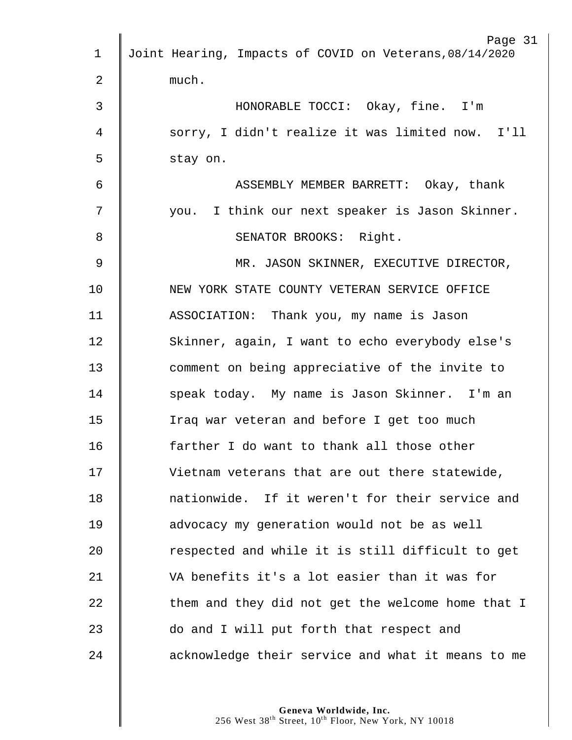much.

HONORABLE TOCCI: Okay, fine. I'm sorry, I didn't realize it was limited now. I'll stay on.

ASSEMBLY MEMBER BARRETT: Okay, thank you. I think our next speaker is Jason Skinner.

SENATOR BROOKS: Right.

MR. JASON SKINNER, EXECUTIVE DIRECTOR, NEW YORK STATE COUNTY VETERAN SERVICE OFFICE ASSOCIATION: Thank you, my name is Jason Skinner, again, I want to echo everybody else's comment on being appreciative of the invite to speak today. My name is Jason Skinner. I'm an Iraq war veteran and before I get too much farther I do want to thank all those other Vietnam veterans that are out there statewide, nationwide. If it weren't for their service and advocacy my generation would not be as well respected and while it is still difficult to get VA benefits it's a lot easier than it was for them and they did not get the welcome home that I do and I will put forth that respect and acknowledge their service and what it means to me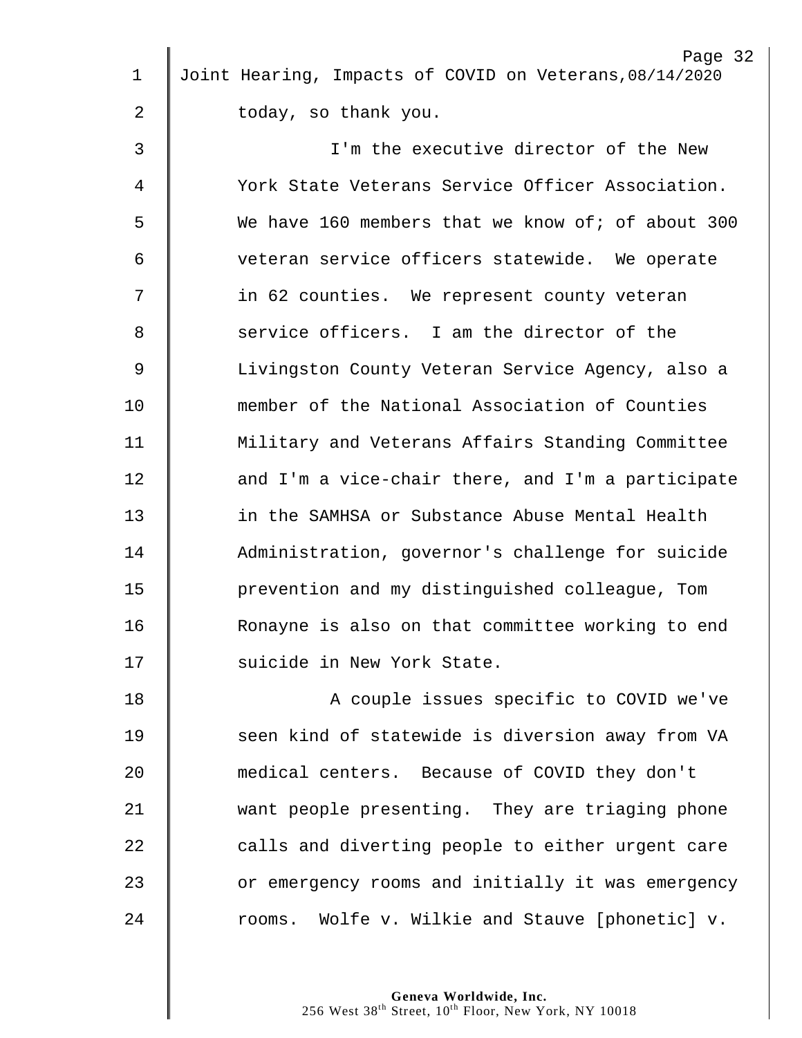today, so thank you.

I'm the executive director of the New York State Veterans Service Officer Association. We have 160 members that we know of; of about 300 veteran service officers statewide. We operate in 62 counties. We represent county veteran service officers. I am the director of the Livingston County Veteran Service Agency, also a member of the National Association of Counties Military and Veterans Affairs Standing Committee and I'm a vice-chair there, and I'm a participate in the SAMHSA or Substance Abuse Mental Health Administration, governor's challenge for suicide prevention and my distinguished colleague, Tom Ronayne is also on that committee working to end suicide in New York State.

A couple issues specific to COVID we've seen kind of statewide is diversion away from VA medical centers. Because of COVID they don't want people presenting. They are triaging phone calls and diverting people to either urgent care or emergency rooms and initially it was emergency rooms. Wolfe v. Wilkie and Stauve [phonetic] v.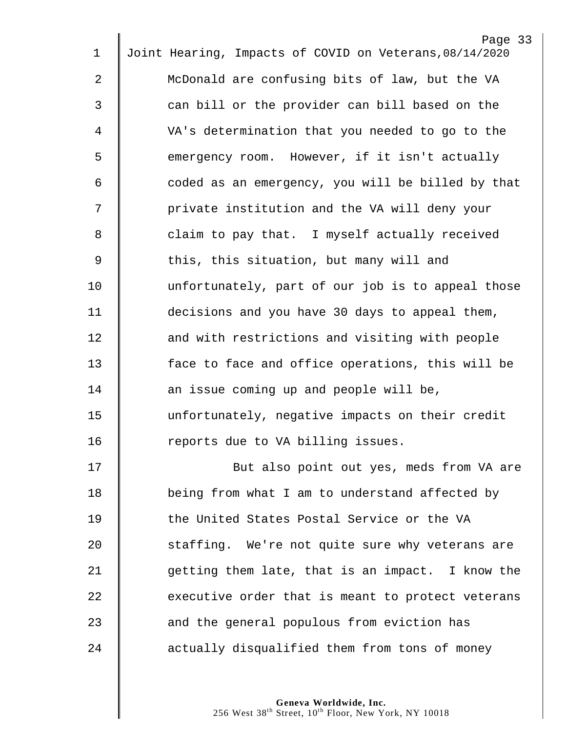McDonald are confusing bits of law, but the VA can bill or the provider can bill based on the VA's determination that you needed to go to the emergency room. However, if it isn't actually coded as an emergency, you will be billed by that private institution and the VA will deny your claim to pay that. I myself actually received this, this situation, but many will and unfortunately, part of our job is to appeal those decisions and you have 30 days to appeal them, and with restrictions and visiting with people face to face and office operations, this will be an issue coming up and people will be, unfortunately, negative impacts on their credit reports due to VA billing issues.

But also point out yes, meds from VA are being from what I am to understand affected by the United States Postal Service or the VA staffing. We're not quite sure why veterans are getting them late, that is an impact. I know the executive order that is meant to protect veterans and the general populous from eviction has actually disqualified them from tons of money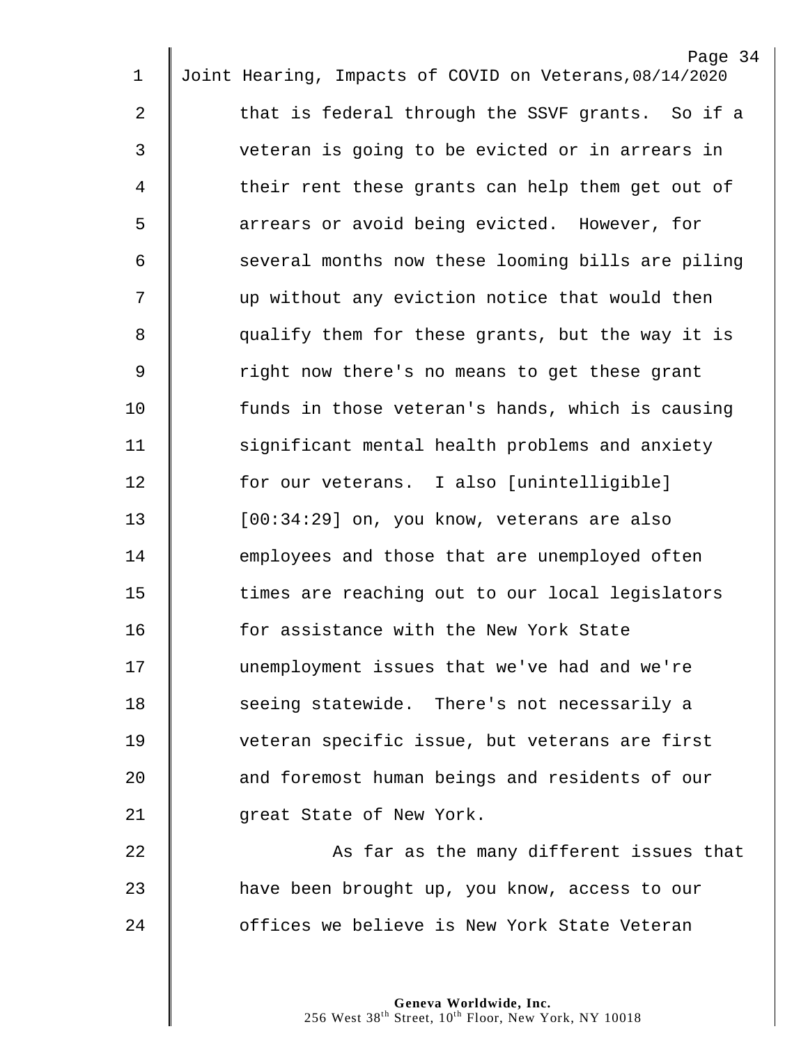that is federal through the SSVF grants. So if a veteran is going to be evicted or in arrears in their rent these grants can help them get out of arrears or avoid being evicted. However, for several months now these looming bills are piling up without any eviction notice that would then qualify them for these grants, but the way it is right now there's no means to get these grant funds in those veteran's hands, which is causing significant mental health problems and anxiety for our veterans. I also [unintelligible] [00:34:29] on, you know, veterans are also employees and those that are unemployed often times are reaching out to our local legislators for assistance with the New York State unemployment issues that we've had and we're seeing statewide. There's not necessarily a veteran specific issue, but veterans are first and foremost human beings and residents of our great State of New York.

As far as the many different issues that have been brought up, you know, access to our offices we believe is New York State Veteran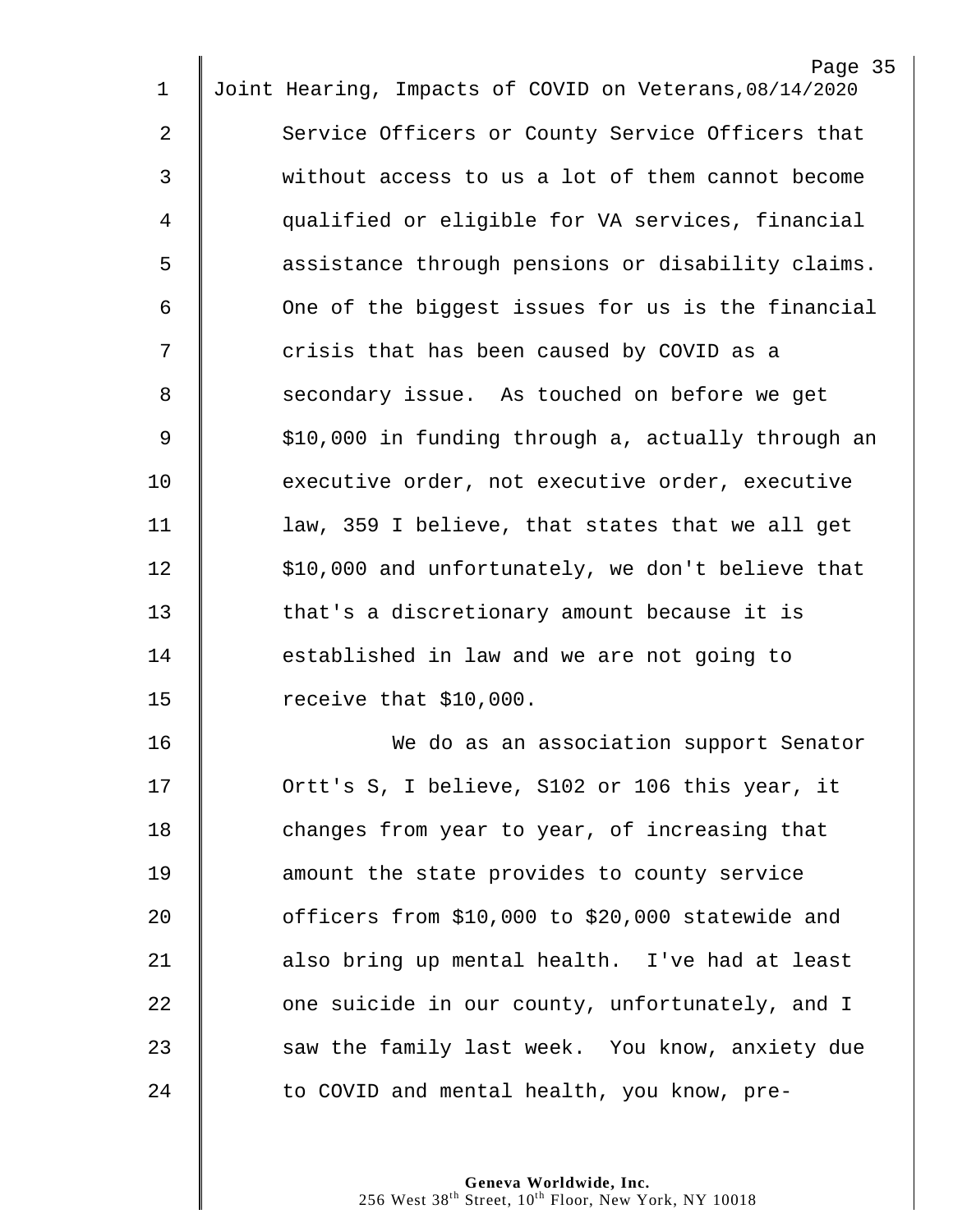Service Officers or County Service Officers that without access to us a lot of them cannot become qualified or eligible for VA services, financial assistance through pensions or disability claims. One of the biggest issues for us is the financial crisis that has been caused by COVID as a secondary issue.  As touched on before we get $10,000 in funding through a, actually through an executive order, not executive order, executive law, 359 I believe, that states that we all get $10,000 and unfortunately, we don't believe that that's a discretionary amount because it is established in law and we are not going to receive that $10,000.

We do as an association support Senator Ortt's S, I believe, S102 or 106 this year, it changes from year to year, of increasing that amount the state provides to county service officers from $10,000 to $20,000 statewide and also bring up mental health.  I've had at least one suicide in our county, unfortunately, and I saw the family last week.  You know, anxiety due to COVID and mental health, you know, pre-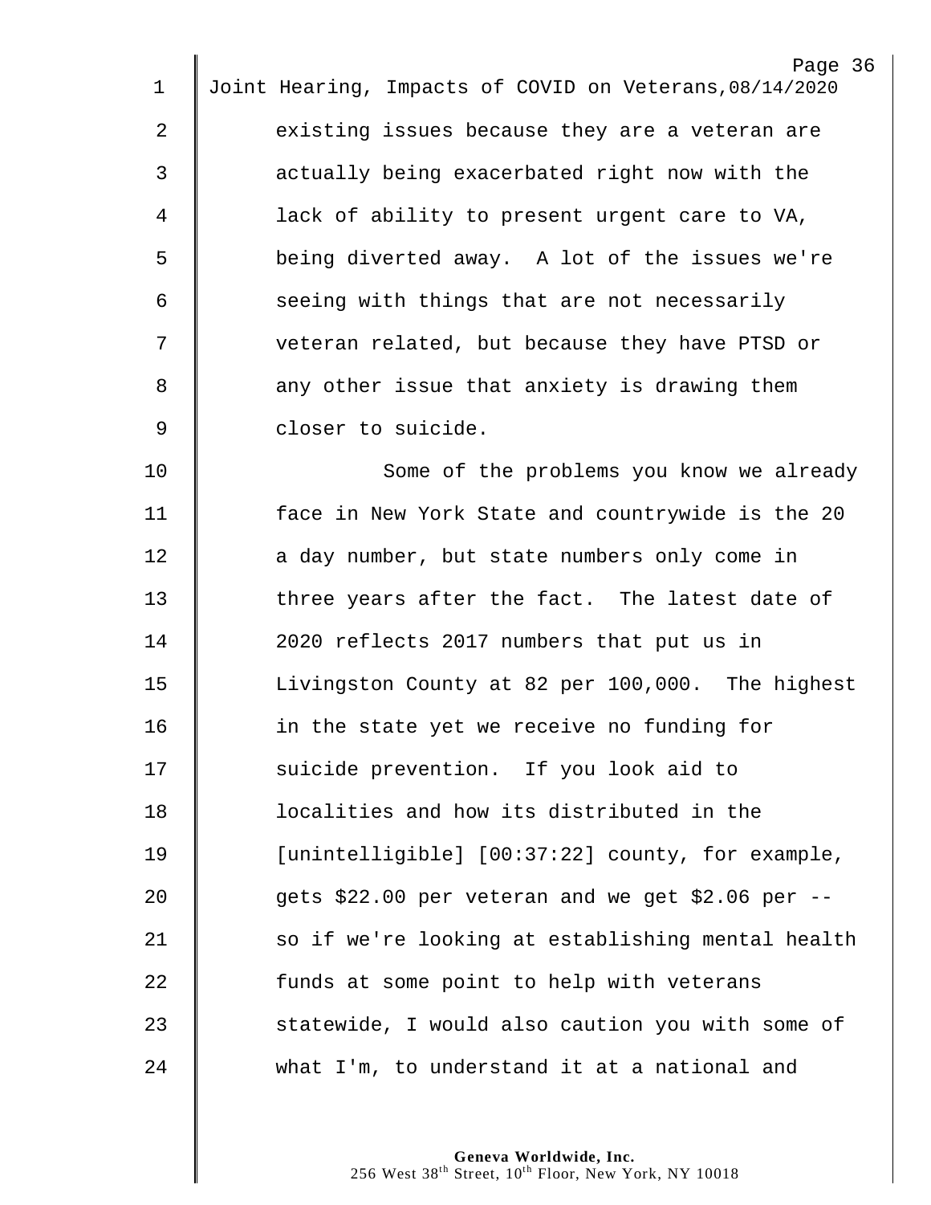existing issues because they are a veteran are actually being exacerbated right now with the lack of ability to present urgent care to VA, being diverted away. A lot of the issues we're seeing with things that are not necessarily veteran related, but because they have PTSD or any other issue that anxiety is drawing them closer to suicide.

Some of the problems you know we already face in New York State and countrywide is the 20 a day number, but state numbers only come in three years after the fact. The latest date of 2020 reflects 2017 numbers that put us in Livingston County at 82 per 100,000. The highest in the state yet we receive no funding for suicide prevention. If you look aid to localities and how its distributed in the [unintelligible] [00:37:22] county, for example, gets $22.00 per veteran and we get $2.06 per -- so if we're looking at establishing mental health funds at some point to help with veterans statewide, I would also caution you with some of what I'm, to understand it at a national and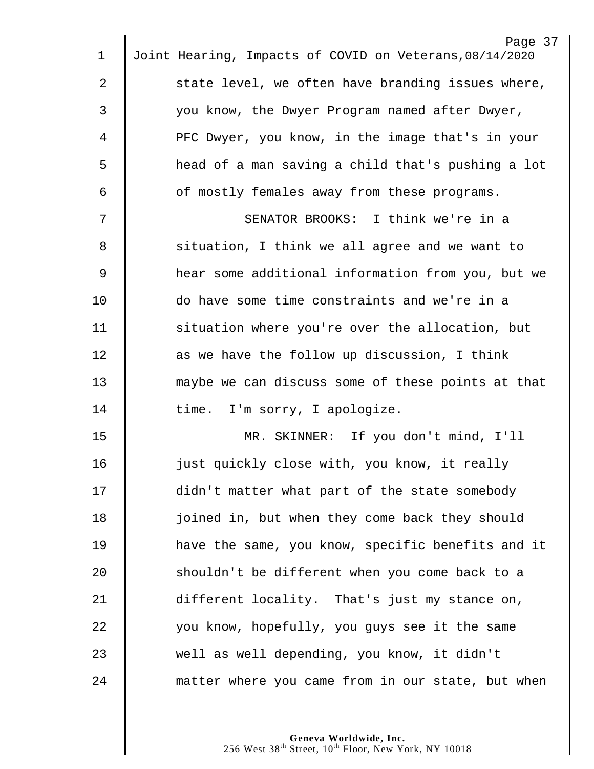state level, we often have branding issues where, you know, the Dwyer Program named after Dwyer, PFC Dwyer, you know, in the image that's in your head of a man saving a child that's pushing a lot of mostly females away from these programs.

SENATOR BROOKS: I think we're in a situation, I think we all agree and we want to hear some additional information from you, but we do have some time constraints and we're in a situation where you're over the allocation, but as we have the follow up discussion, I think maybe we can discuss some of these points at that time. I'm sorry, I apologize.

MR. SKINNER: If you don't mind, I'll just quickly close with, you know, it really didn't matter what part of the state somebody joined in, but when they come back they should have the same, you know, specific benefits and it shouldn't be different when you come back to a different locality. That's just my stance on, you know, hopefully, you guys see it the same well as well depending, you know, it didn't matter where you came from in our state, but when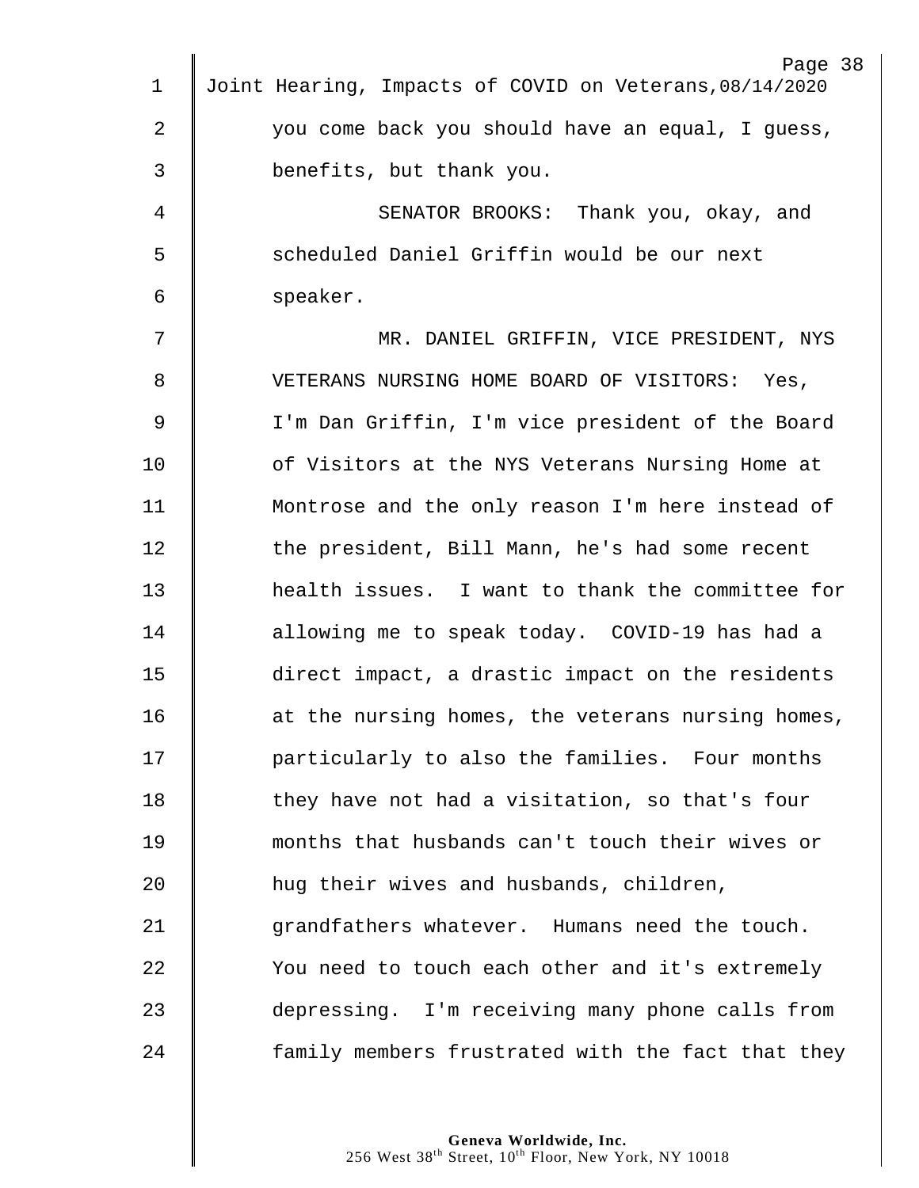you come back you should have an equal, I guess, benefits, but thank you.

SENATOR BROOKS: Thank you, okay, and scheduled Daniel Griffin would be our next speaker.

MR. DANIEL GRIFFIN, VICE PRESIDENT, NYS VETERANS NURSING HOME BOARD OF VISITORS: Yes, I'm Dan Griffin, I'm vice president of the Board of Visitors at the NYS Veterans Nursing Home at Montrose and the only reason I'm here instead of the president, Bill Mann, he's had some recent health issues. I want to thank the committee for allowing me to speak today. COVID-19 has had a direct impact, a drastic impact on the residents at the nursing homes, the veterans nursing homes, particularly to also the families. Four months they have not had a visitation, so that's four months that husbands can't touch their wives or hug their wives and husbands, children, grandfathers whatever. Humans need the touch. You need to touch each other and it's extremely depressing. I'm receiving many phone calls from family members frustrated with the fact that they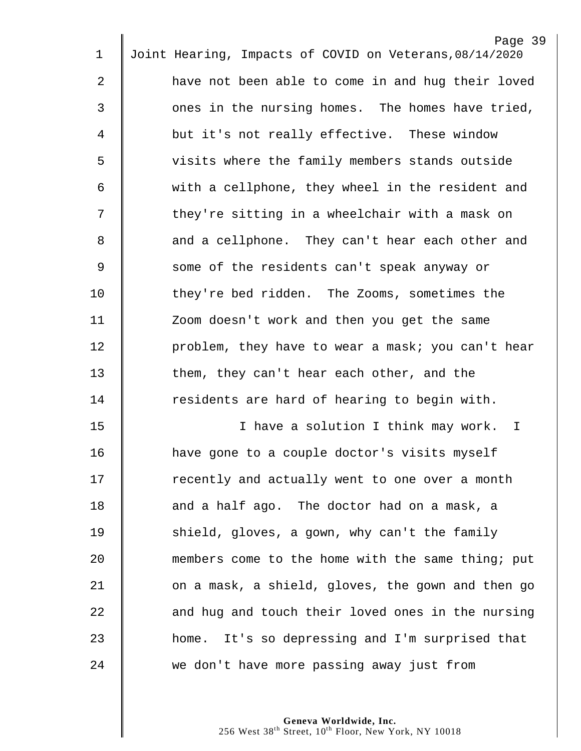have not been able to come in and hug their loved ones in the nursing homes. The homes have tried, but it's not really effective. These window visits where the family members stands outside with a cellphone, they wheel in the resident and they're sitting in a wheelchair with a mask on and a cellphone. They can't hear each other and some of the residents can't speak anyway or they're bed ridden. The Zooms, sometimes the Zoom doesn't work and then you get the same problem, they have to wear a mask; you can't hear them, they can't hear each other, and the residents are hard of hearing to begin with.

I have a solution I think may work. I have gone to a couple doctor's visits myself recently and actually went to one over a month and a half ago. The doctor had on a mask, a shield, gloves, a gown, why can't the family members come to the home with the same thing; put on a mask, a shield, gloves, the gown and then go and hug and touch their loved ones in the nursing home. It's so depressing and I'm surprised that we don't have more passing away just from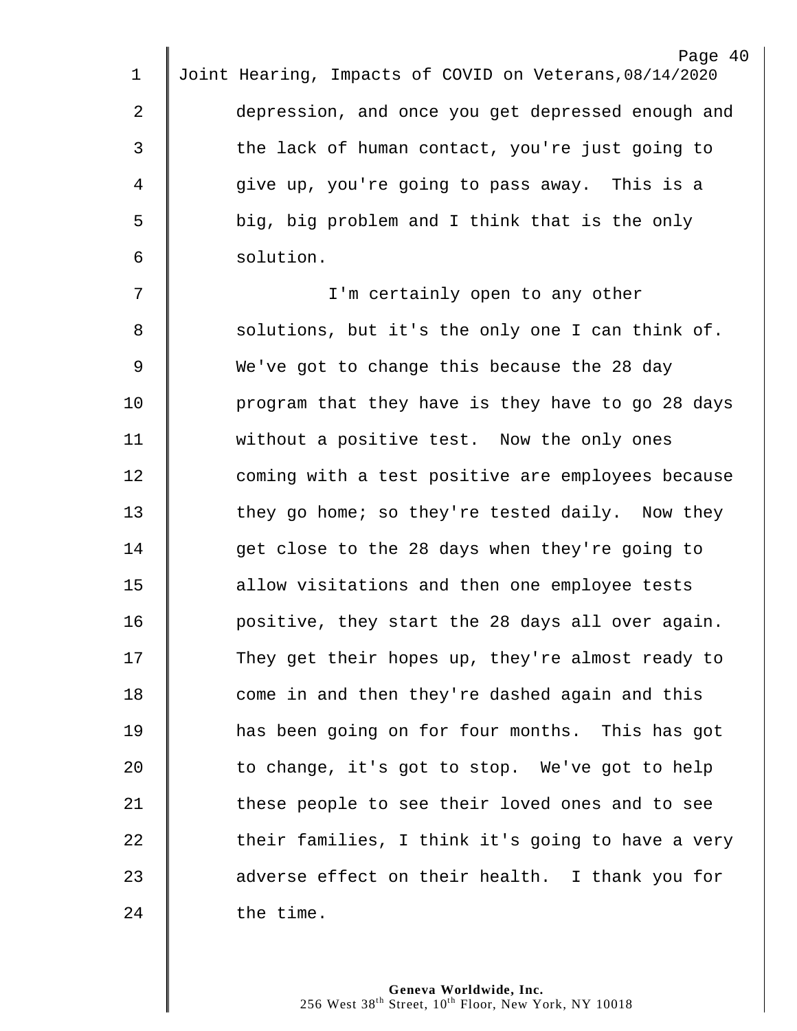depression, and once you get depressed enough and the lack of human contact, you're just going to give up, you're going to pass away. This is a big, big problem and I think that is the only solution.

I'm certainly open to any other solutions, but it's the only one I can think of. We've got to change this because the 28 day program that they have is they have to go 28 days without a positive test. Now the only ones coming with a test positive are employees because they go home; so they're tested daily. Now they get close to the 28 days when they're going to allow visitations and then one employee tests positive, they start the 28 days all over again. They get their hopes up, they're almost ready to come in and then they're dashed again and this has been going on for four months. This has got to change, it's got to stop. We've got to help these people to see their loved ones and to see their families, I think it's going to have a very adverse effect on their health. I thank you for the time.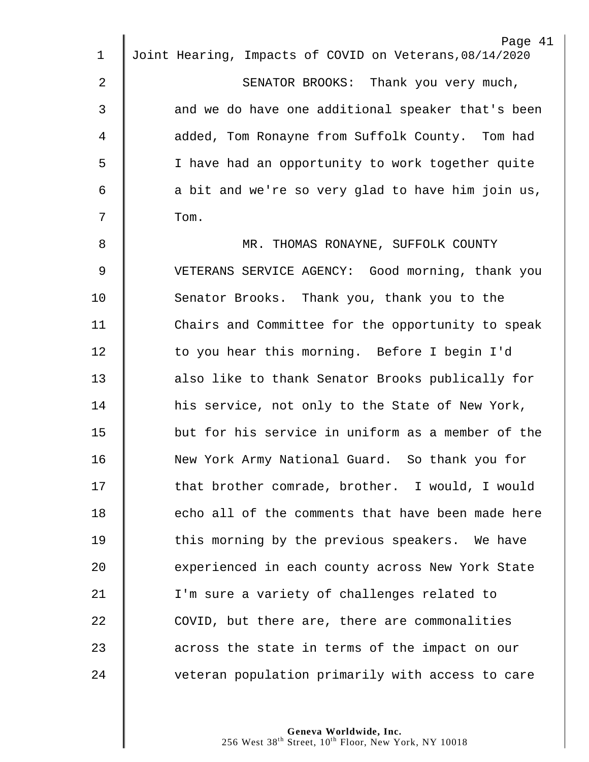SENATOR BROOKS: Thank you very much, and we do have one additional speaker that's been added, Tom Ronayne from Suffolk County. Tom had I have had an opportunity to work together quite a bit and we're so very glad to have him join us, Tom.

MR. THOMAS RONAYNE, SUFFOLK COUNTY VETERANS SERVICE AGENCY: Good morning, thank you Senator Brooks. Thank you, thank you to the Chairs and Committee for the opportunity to speak to you hear this morning. Before I begin I'd also like to thank Senator Brooks publically for his service, not only to the State of New York, but for his service in uniform as a member of the New York Army National Guard. So thank you for that brother comrade, brother. I would, I would echo all of the comments that have been made here this morning by the previous speakers. We have experienced in each county across New York State I'm sure a variety of challenges related to COVID, but there are, there are commonalities across the state in terms of the impact on our veteran population primarily with access to care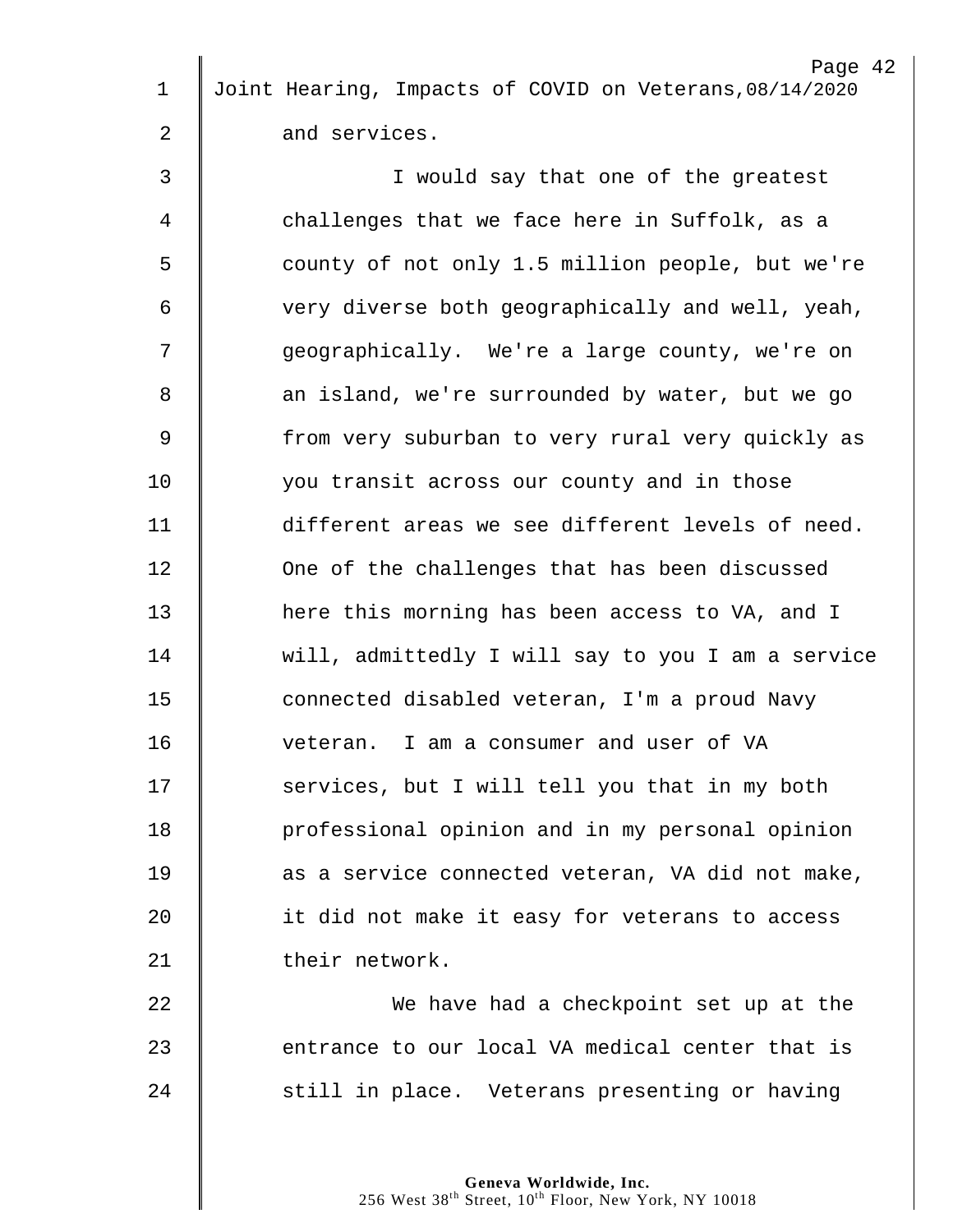and services.

I would say that one of the greatest challenges that we face here in Suffolk, as a county of not only 1.5 million people, but we're very diverse both geographically and well, yeah, geographically. We're a large county, we're on an island, we're surrounded by water, but we go from very suburban to very rural very quickly as you transit across our county and in those different areas we see different levels of need. One of the challenges that has been discussed here this morning has been access to VA, and I will, admittedly I will say to you I am a service connected disabled veteran, I'm a proud Navy veteran. I am a consumer and user of VA services, but I will tell you that in my both professional opinion and in my personal opinion as a service connected veteran, VA did not make, it did not make it easy for veterans to access their network.

We have had a checkpoint set up at the entrance to our local VA medical center that is still in place. Veterans presenting or having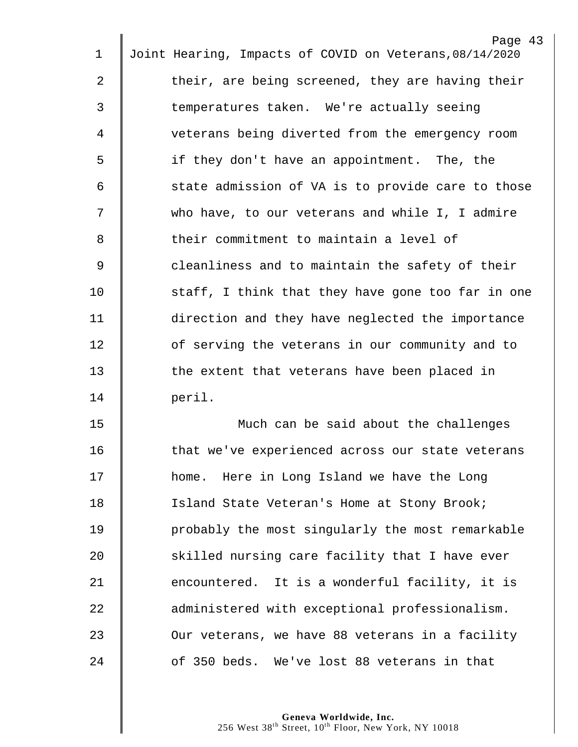their, are being screened, they are having their temperatures taken. We're actually seeing veterans being diverted from the emergency room if they don't have an appointment. The, the state admission of VA is to provide care to those who have, to our veterans and while I, I admire their commitment to maintain a level of cleanliness and to maintain the safety of their staff, I think that they have gone too far in one direction and they have neglected the importance of serving the veterans in our community and to the extent that veterans have been placed in peril.

Much can be said about the challenges that we've experienced across our state veterans home. Here in Long Island we have the Long Island State Veteran's Home at Stony Brook; probably the most singularly the most remarkable skilled nursing care facility that I have ever encountered. It is a wonderful facility, it is administered with exceptional professionalism. Our veterans, we have 88 veterans in a facility of 350 beds. We've lost 88 veterans in that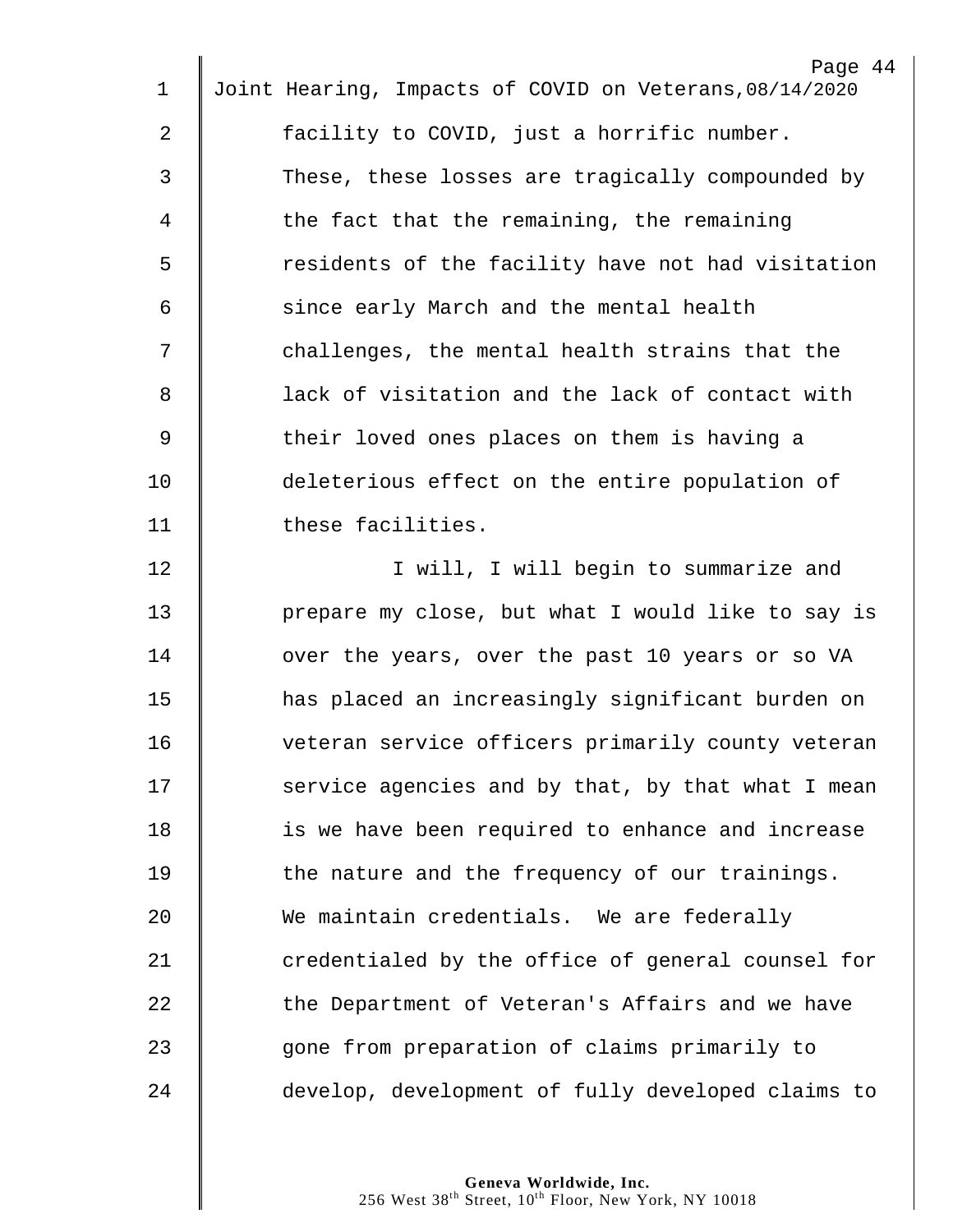facility to COVID, just a horrific number. These, these losses are tragically compounded by the fact that the remaining, the remaining residents of the facility have not had visitation since early March and the mental health challenges, the mental health strains that the lack of visitation and the lack of contact with their loved ones places on them is having a deleterious effect on the entire population of these facilities.

I will, I will begin to summarize and prepare my close, but what I would like to say is over the years, over the past 10 years or so VA has placed an increasingly significant burden on veteran service officers primarily county veteran service agencies and by that, by that what I mean is we have been required to enhance and increase the nature and the frequency of our trainings. We maintain credentials. We are federally credentialed by the office of general counsel for the Department of Veteran's Affairs and we have gone from preparation of claims primarily to develop, development of fully developed claims to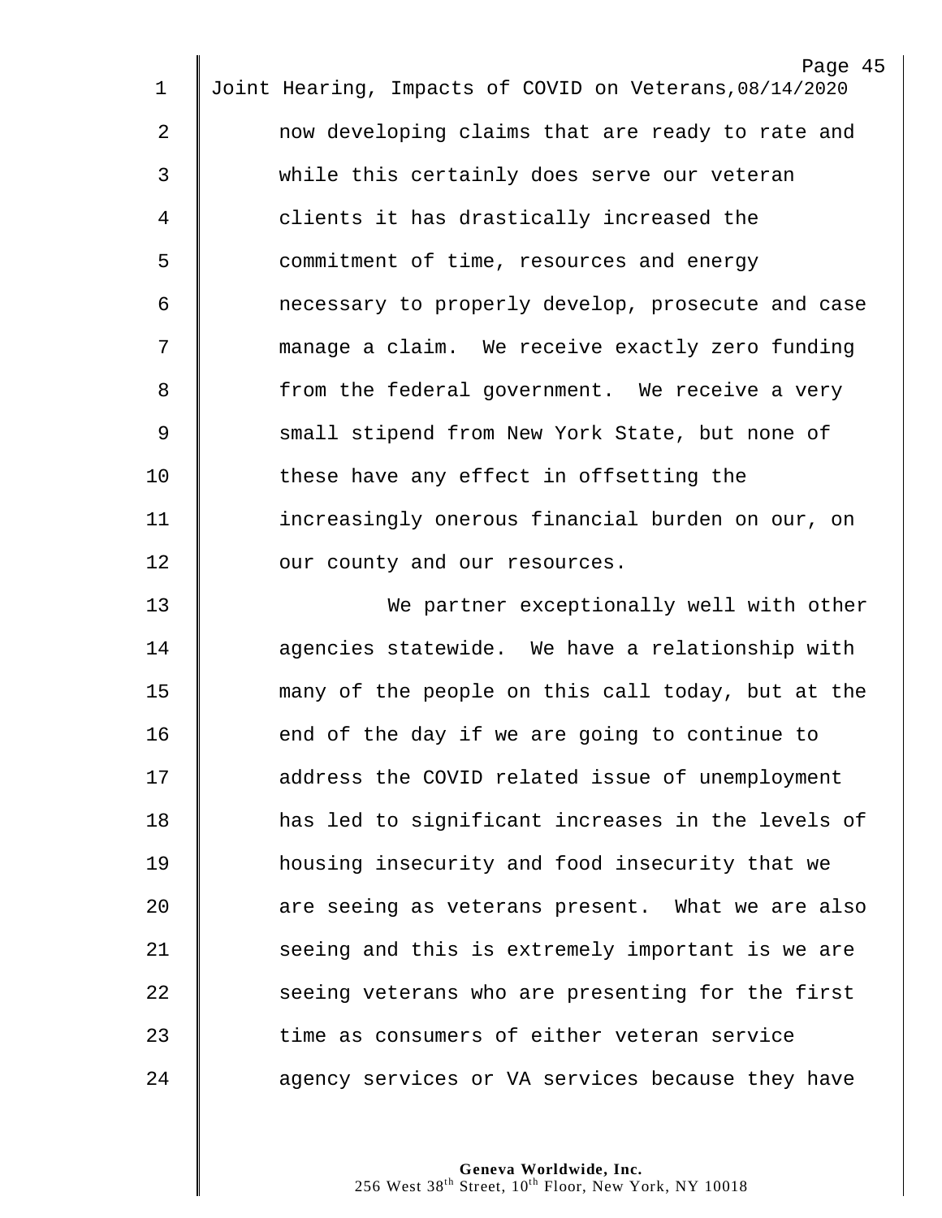now developing claims that are ready to rate and while this certainly does serve our veteran clients it has drastically increased the commitment of time, resources and energy necessary to properly develop, prosecute and case manage a claim. We receive exactly zero funding from the federal government. We receive a very small stipend from New York State, but none of these have any effect in offsetting the increasingly onerous financial burden on our, on our county and our resources.

We partner exceptionally well with other agencies statewide. We have a relationship with many of the people on this call today, but at the end of the day if we are going to continue to address the COVID related issue of unemployment has led to significant increases in the levels of housing insecurity and food insecurity that we are seeing as veterans present. What we are also seeing and this is extremely important is we are seeing veterans who are presenting for the first time as consumers of either veteran service agency services or VA services because they have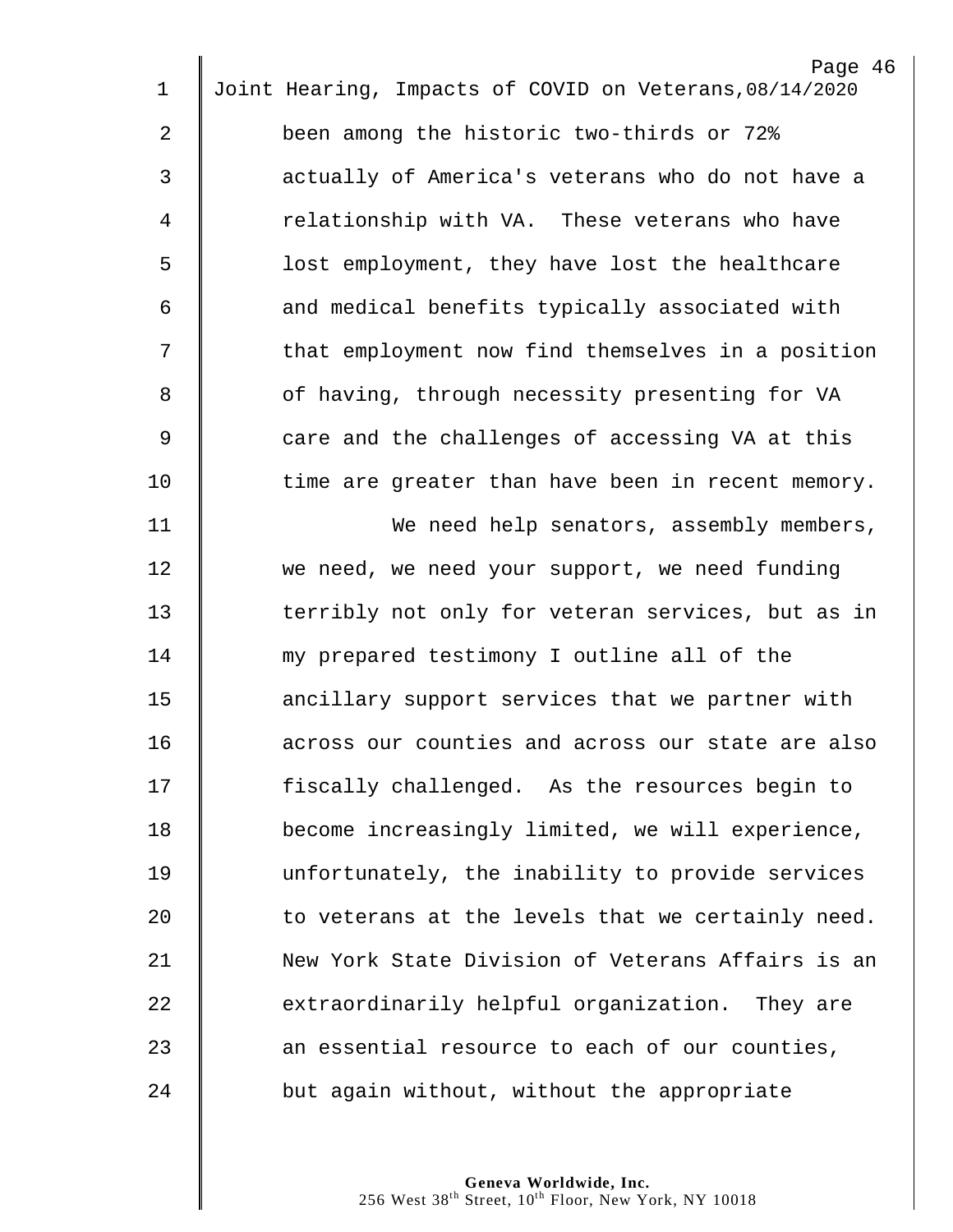been among the historic two-thirds or 72% actually of America's veterans who do not have a relationship with VA. These veterans who have lost employment, they have lost the healthcare and medical benefits typically associated with that employment now find themselves in a position of having, through necessity presenting for VA care and the challenges of accessing VA at this time are greater than have been in recent memory.

We need help senators, assembly members, we need, we need your support, we need funding terribly not only for veteran services, but as in my prepared testimony I outline all of the ancillary support services that we partner with across our counties and across our state are also fiscally challenged. As the resources begin to become increasingly limited, we will experience, unfortunately, the inability to provide services to veterans at the levels that we certainly need. New York State Division of Veterans Affairs is an extraordinarily helpful organization. They are an essential resource to each of our counties, but again without, without the appropriate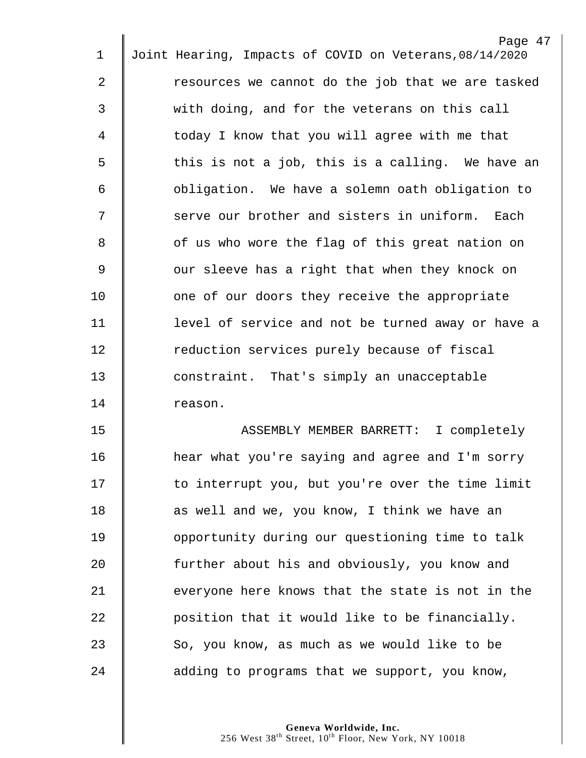resources we cannot do the job that we are tasked with doing, and for the veterans on this call today I know that you will agree with me that this is not a job, this is a calling. We have an obligation. We have a solemn oath obligation to serve our brother and sisters in uniform. Each of us who wore the flag of this great nation on our sleeve has a right that when they knock on one of our doors they receive the appropriate level of service and not be turned away or have a reduction services purely because of fiscal constraint. That's simply an unacceptable reason.

ASSEMBLY MEMBER BARRETT: I completely hear what you're saying and agree and I'm sorry to interrupt you, but you're over the time limit as well and we, you know, I think we have an opportunity during our questioning time to talk further about his and obviously, you know and everyone here knows that the state is not in the position that it would like to be financially. So, you know, as much as we would like to be adding to programs that we support, you know,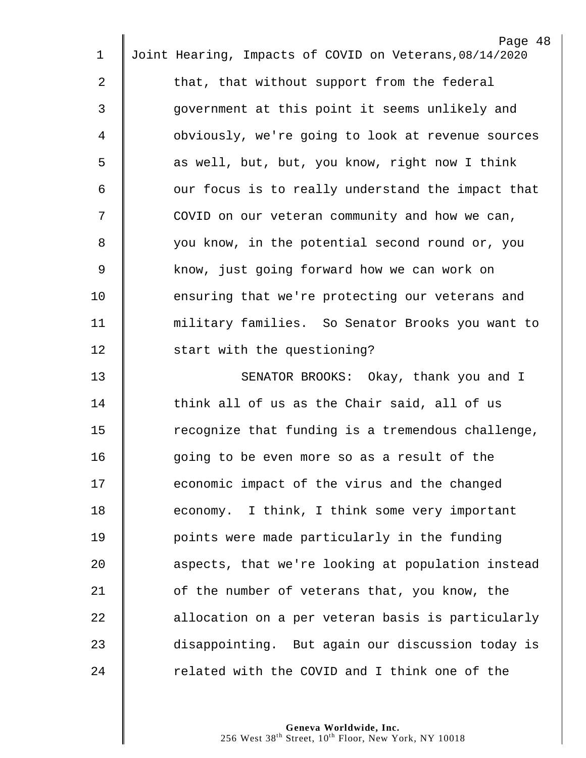that, that without support from the federal government at this point it seems unlikely and obviously, we're going to look at revenue sources as well, but, but, you know, right now I think our focus is to really understand the impact that COVID on our veteran community and how we can, you know, in the potential second round or, you know, just going forward how we can work on ensuring that we're protecting our veterans and military families. So Senator Brooks you want to start with the questioning?

SENATOR BROOKS: Okay, thank you and I think all of us as the Chair said, all of us recognize that funding is a tremendous challenge, going to be even more so as a result of the economic impact of the virus and the changed economy. I think, I think some very important points were made particularly in the funding aspects, that we're looking at population instead of the number of veterans that, you know, the allocation on a per veteran basis is particularly disappointing. But again our discussion today is related with the COVID and I think one of the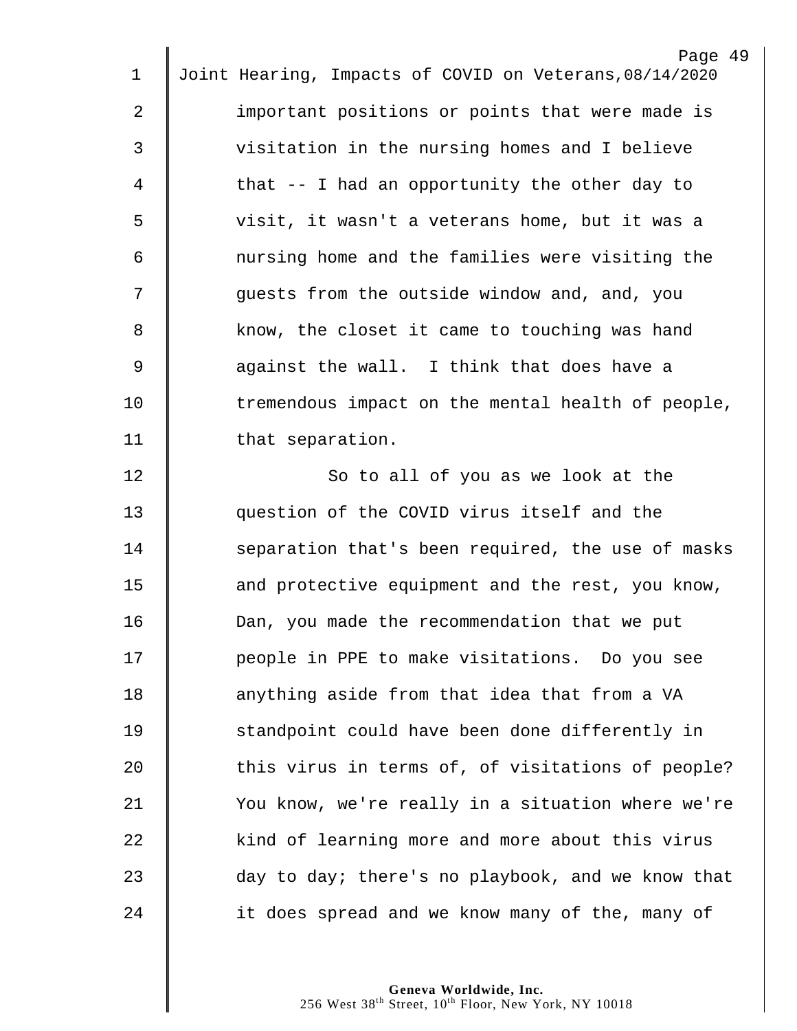important positions or points that were made is visitation in the nursing homes and I believe that -- I had an opportunity the other day to visit, it wasn't a veterans home, but it was a nursing home and the families were visiting the guests from the outside window and, and, you know, the closet it came to touching was hand against the wall. I think that does have a tremendous impact on the mental health of people, that separation.

So to all of you as we look at the question of the COVID virus itself and the separation that's been required, the use of masks and protective equipment and the rest, you know, Dan, you made the recommendation that we put people in PPE to make visitations. Do you see anything aside from that idea that from a VA standpoint could have been done differently in this virus in terms of, of visitations of people? You know, we're really in a situation where we're kind of learning more and more about this virus day to day; there's no playbook, and we know that it does spread and we know many of the, many of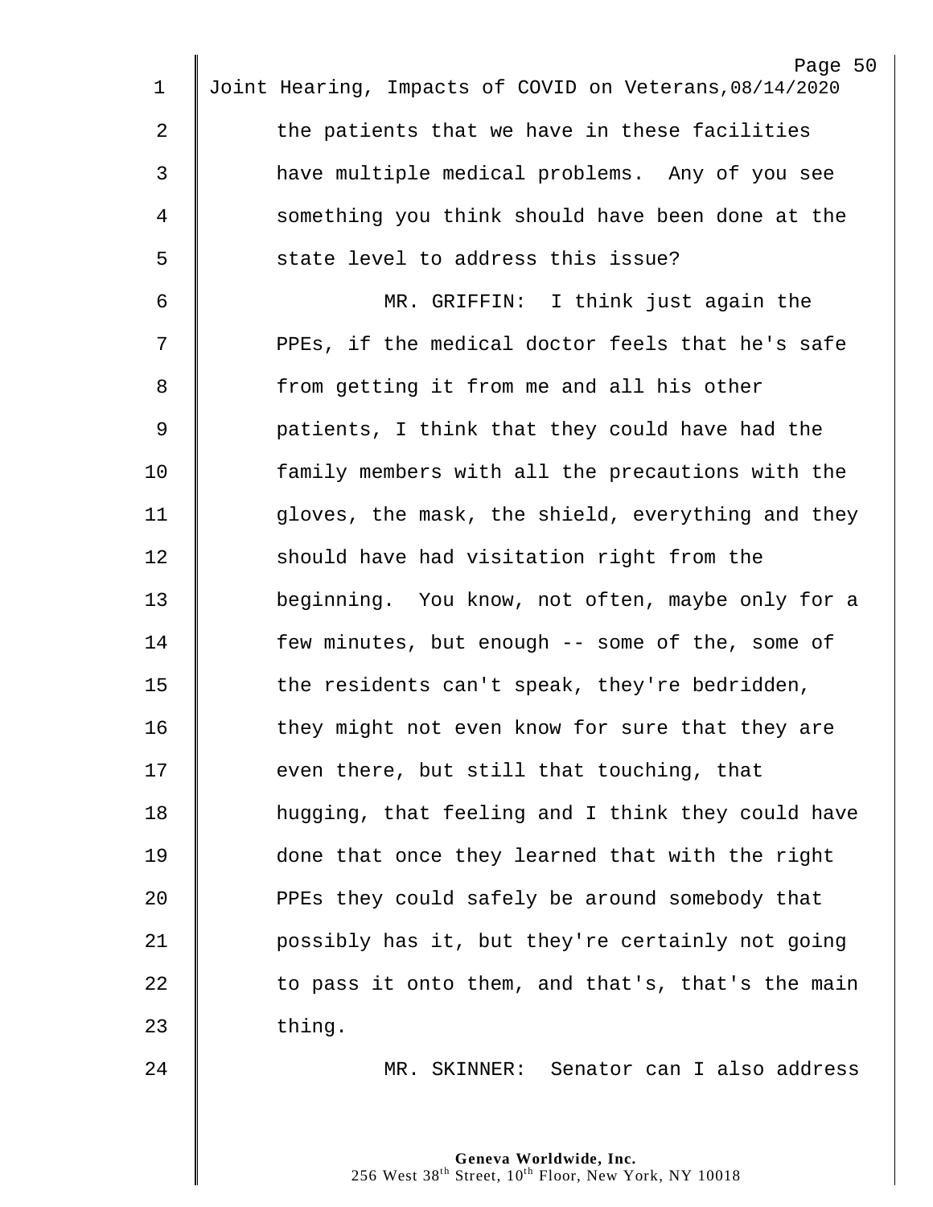the patients that we have in these facilities have multiple medical problems. Any of you see something you think should have been done at the state level to address this issue?

MR. GRIFFIN: I think just again the PPEs, if the medical doctor feels that he's safe from getting it from me and all his other patients, I think that they could have had the family members with all the precautions with the gloves, the mask, the shield, everything and they should have had visitation right from the beginning. You know, not often, maybe only for a few minutes, but enough -- some of the, some of the residents can't speak, they're bedridden, they might not even know for sure that they are even there, but still that touching, that hugging, that feeling and I think they could have done that once they learned that with the right PPEs they could safely be around somebody that possibly has it, but they're certainly not going to pass it onto them, and that's, that's the main thing.

MR. SKINNER: Senator can I also address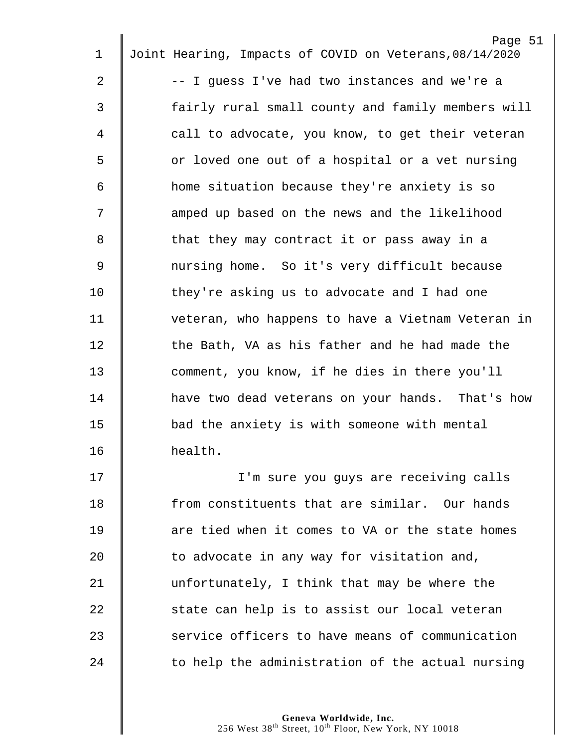-- I guess I've had two instances and we're a fairly rural small county and family members will call to advocate, you know, to get their veteran or loved one out of a hospital or a vet nursing home situation because they're anxiety is so amped up based on the news and the likelihood that they may contract it or pass away in a nursing home. So it's very difficult because they're asking us to advocate and I had one veteran, who happens to have a Vietnam Veteran in the Bath, VA as his father and he had made the comment, you know, if he dies in there you'll have two dead veterans on your hands. That's how bad the anxiety is with someone with mental health.

I'm sure you guys are receiving calls from constituents that are similar. Our hands are tied when it comes to VA or the state homes to advocate in any way for visitation and, unfortunately, I think that may be where the state can help is to assist our local veteran service officers to have means of communication to help the administration of the actual nursing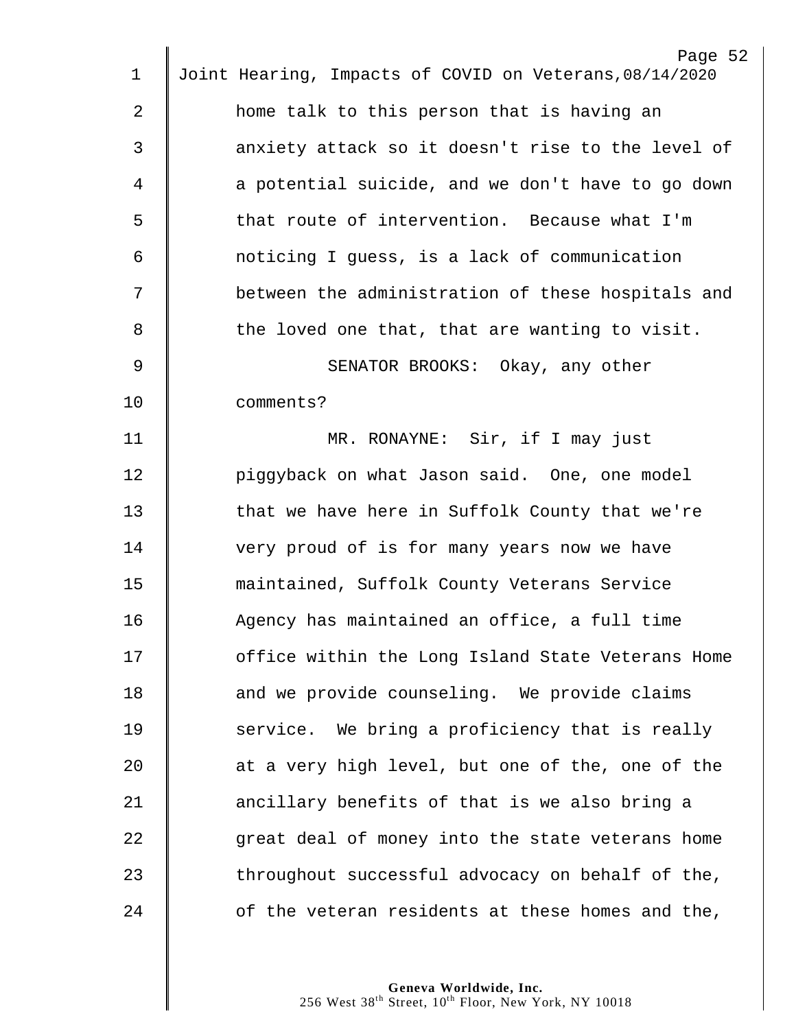home talk to this person that is having an anxiety attack so it doesn't rise to the level of a potential suicide, and we don't have to go down that route of intervention. Because what I'm noticing I guess, is a lack of communication between the administration of these hospitals and the loved one that, that are wanting to visit.

SENATOR BROOKS: Okay, any other comments?

MR. RONAYNE: Sir, if I may just piggyback on what Jason said. One, one model that we have here in Suffolk County that we're very proud of is for many years now we have maintained, Suffolk County Veterans Service Agency has maintained an office, a full time office within the Long Island State Veterans Home and we provide counseling. We provide claims service. We bring a proficiency that is really at a very high level, but one of the, one of the ancillary benefits of that is we also bring a great deal of money into the state veterans home throughout successful advocacy on behalf of the, of the veteran residents at these homes and the,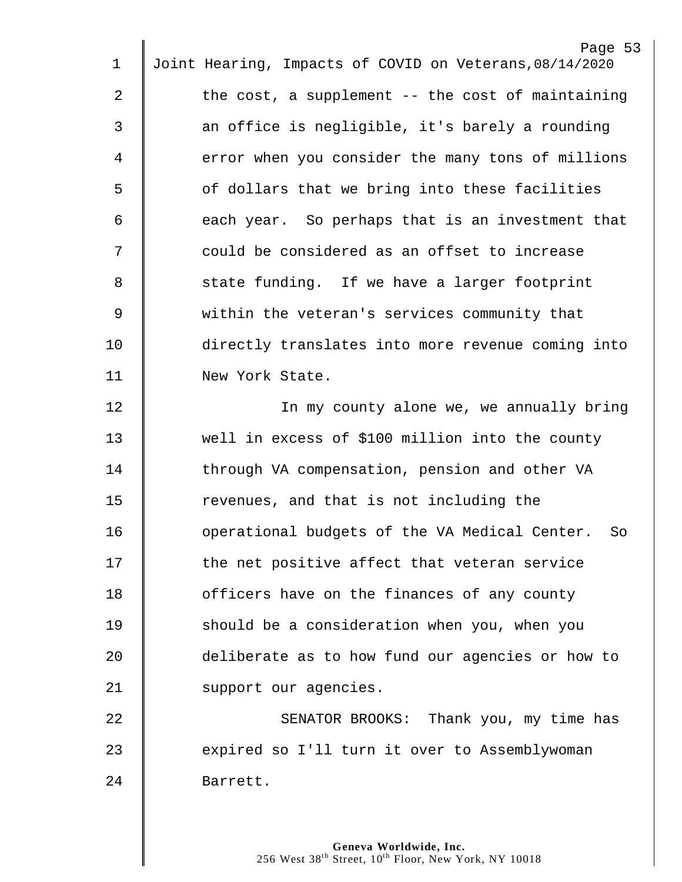the cost, a supplement -- the cost of maintaining an office is negligible, it's barely a rounding error when you consider the many tons of millions of dollars that we bring into these facilities each year. So perhaps that is an investment that could be considered as an offset to increase state funding. If we have a larger footprint within the veteran's services community that directly translates into more revenue coming into New York State.

In my county alone we, we annually bring well in excess of $100 million into the county through VA compensation, pension and other VA revenues, and that is not including the operational budgets of the VA Medical Center. So the net positive affect that veteran service officers have on the finances of any county should be a consideration when you, when you deliberate as to how fund our agencies or how to support our agencies.

SENATOR BROOKS: Thank you, my time has expired so I'll turn it over to Assemblywoman Barrett.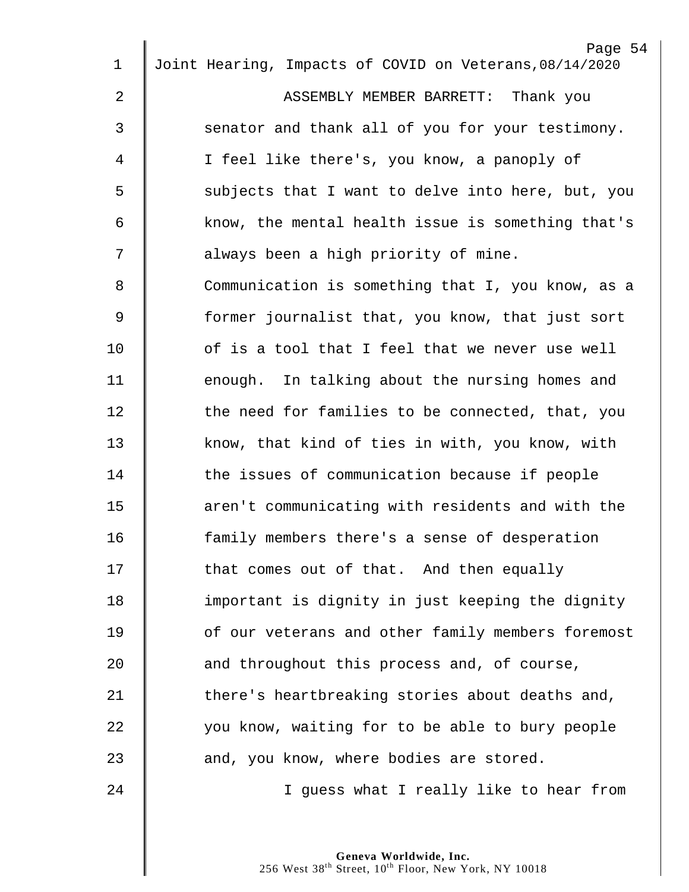ASSEMBLY MEMBER BARRETT: Thank you senator and thank all of you for your testimony. I feel like there's, you know, a panoply of subjects that I want to delve into here, but, you know, the mental health issue is something that's always been a high priority of mine. Communication is something that I, you know, as a former journalist that, you know, that just sort of is a tool that I feel that we never use well enough. In talking about the nursing homes and the need for families to be connected, that, you know, that kind of ties in with, you know, with the issues of communication because if people aren't communicating with residents and with the family members there's a sense of desperation that comes out of that. And then equally important is dignity in just keeping the dignity of our veterans and other family members foremost and throughout this process and, of course, there's heartbreaking stories about deaths and, you know, waiting for to be able to bury people and, you know, where bodies are stored.

I guess what I really like to hear from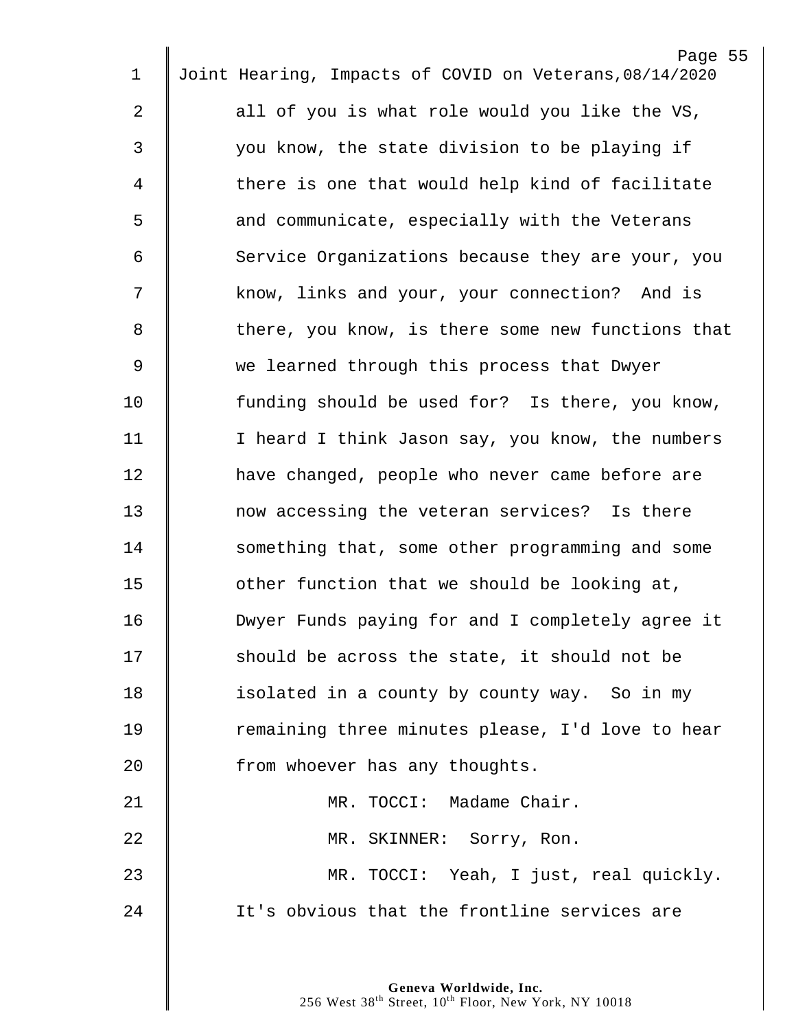all of you is what role would you like the VS, you know, the state division to be playing if there is one that would help kind of facilitate and communicate, especially with the Veterans Service Organizations because they are your, you know, links and your, your connection? And is there, you know, is there some new functions that we learned through this process that Dwyer funding should be used for? Is there, you know, I heard I think Jason say, you know, the numbers have changed, people who never came before are now accessing the veteran services? Is there something that, some other programming and some other function that we should be looking at, Dwyer Funds paying for and I completely agree it should be across the state, it should not be isolated in a county by county way. So in my remaining three minutes please, I'd love to hear from whoever has any thoughts.

MR. TOCCI: Madame Chair.

MR. SKINNER: Sorry, Ron.

MR. TOCCI: Yeah, I just, real quickly. It's obvious that the frontline services are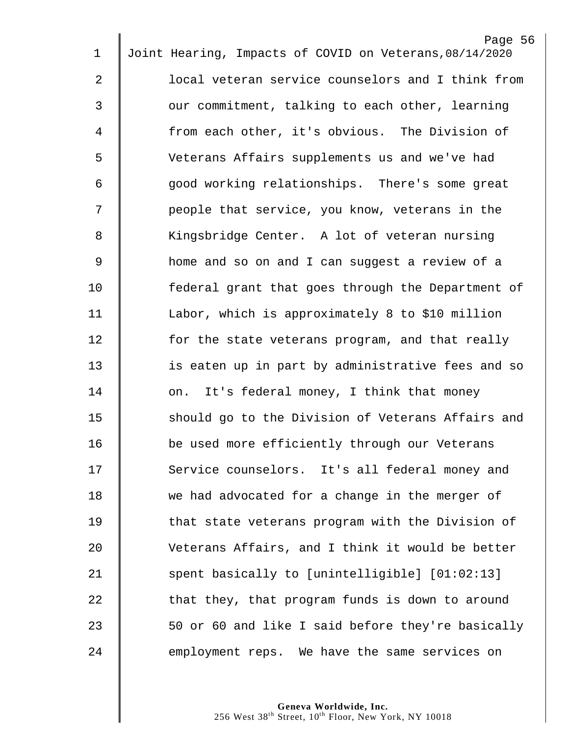local veteran service counselors and I think from our commitment, talking to each other, learning from each other, it's obvious. The Division of Veterans Affairs supplements us and we've had good working relationships. There's some great people that service, you know, veterans in the Kingsbridge Center. A lot of veteran nursing home and so on and I can suggest a review of a federal grant that goes through the Department of Labor, which is approximately 8 to $10 million for the state veterans program, and that really is eaten up in part by administrative fees and so on. It's federal money, I think that money should go to the Division of Veterans Affairs and be used more efficiently through our Veterans Service counselors. It's all federal money and we had advocated for a change in the merger of that state veterans program with the Division of Veterans Affairs, and I think it would be better spent basically to [unintelligible] [01:02:13] that they, that program funds is down to around 50 or 60 and like I said before they're basically employment reps. We have the same services on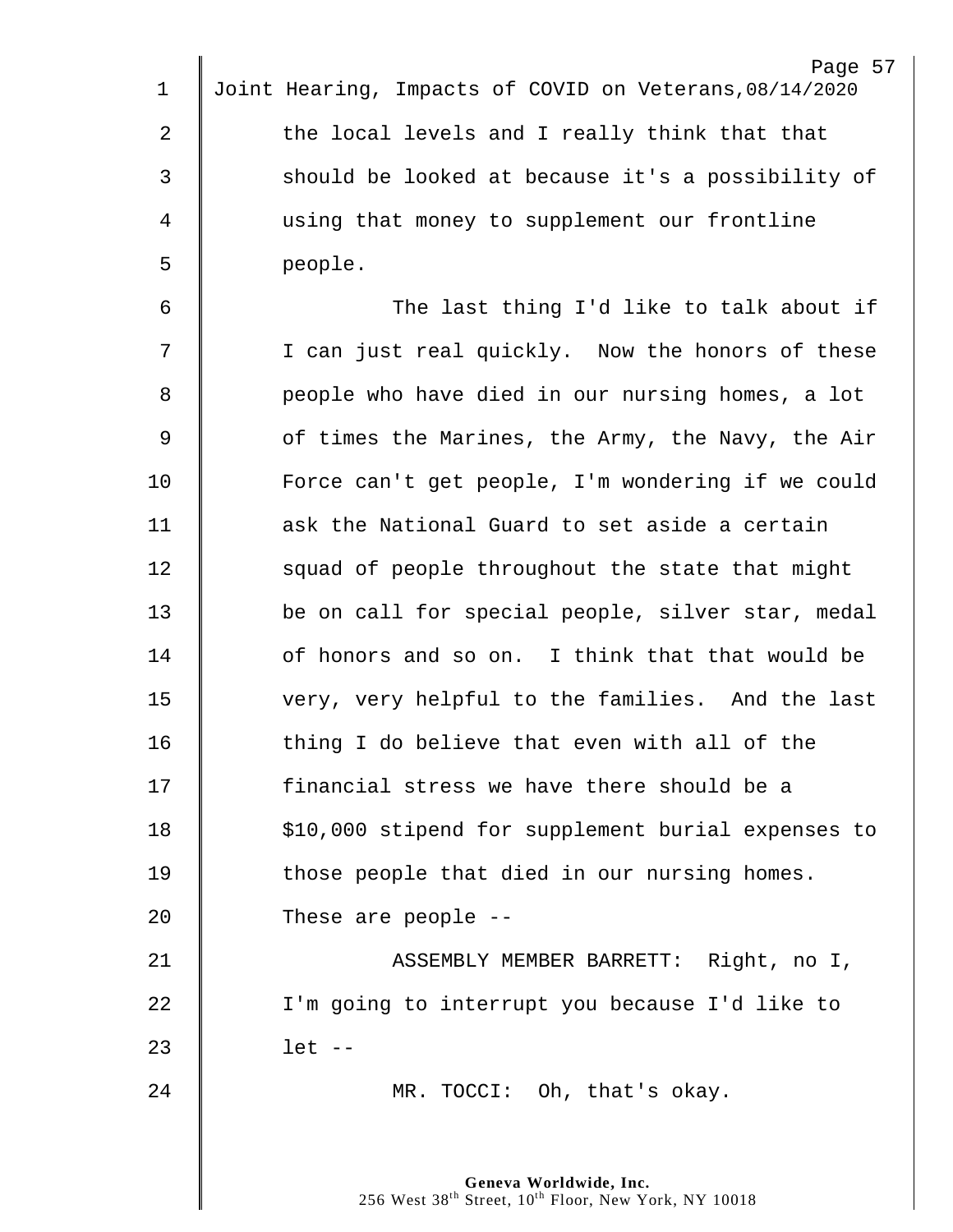the local levels and I really think that that should be looked at because it's a possibility of using that money to supplement our frontline people.

The last thing I'd like to talk about if I can just real quickly. Now the honors of these people who have died in our nursing homes, a lot of times the Marines, the Army, the Navy, the Air Force can't get people, I'm wondering if we could ask the National Guard to set aside a certain squad of people throughout the state that might be on call for special people, silver star, medal of honors and so on. I think that that would be very, very helpful to the families. And the last thing I do believe that even with all of the financial stress we have there should be a $10,000 stipend for supplement burial expenses to those people that died in our nursing homes. These are people --

ASSEMBLY MEMBER BARRETT: Right, no I, I'm going to interrupt you because I'd like to let --

MR. TOCCI: Oh, that's okay.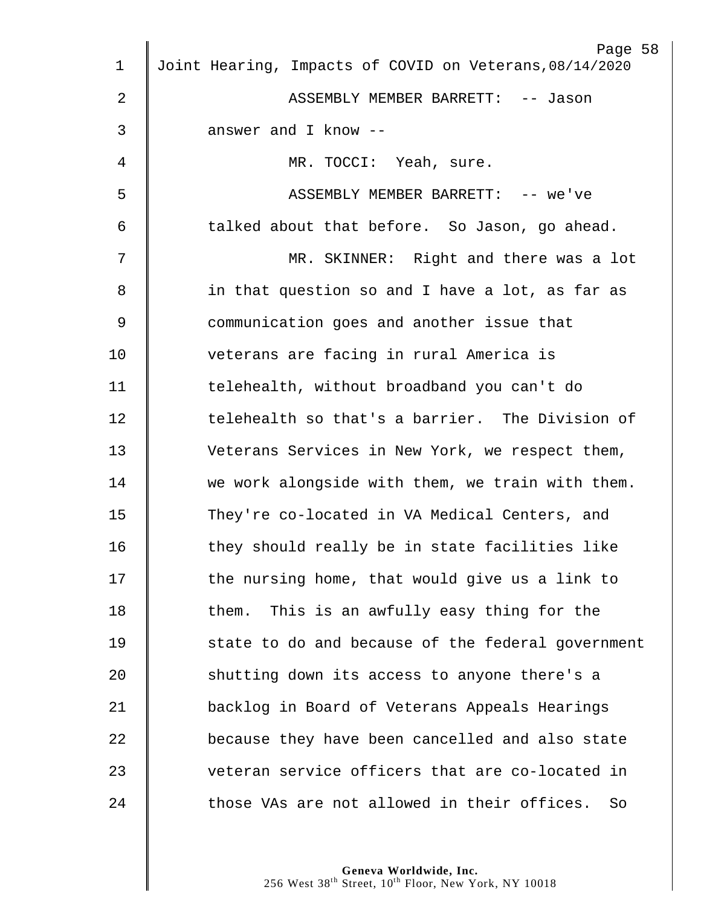ASSEMBLY MEMBER BARRETT: -- Jason answer and I know --

MR. TOCCI: Yeah, sure.

ASSEMBLY MEMBER BARRETT: -- we've talked about that before. So Jason, go ahead.

MR. SKINNER: Right and there was a lot in that question so and I have a lot, as far as communication goes and another issue that veterans are facing in rural America is telehealth, without broadband you can't do telehealth so that's a barrier. The Division of Veterans Services in New York, we respect them, we work alongside with them, we train with them. They're co-located in VA Medical Centers, and they should really be in state facilities like the nursing home, that would give us a link to them. This is an awfully easy thing for the state to do and because of the federal government shutting down its access to anyone there's a backlog in Board of Veterans Appeals Hearings because they have been cancelled and also state veteran service officers that are co-located in those VAs are not allowed in their offices. So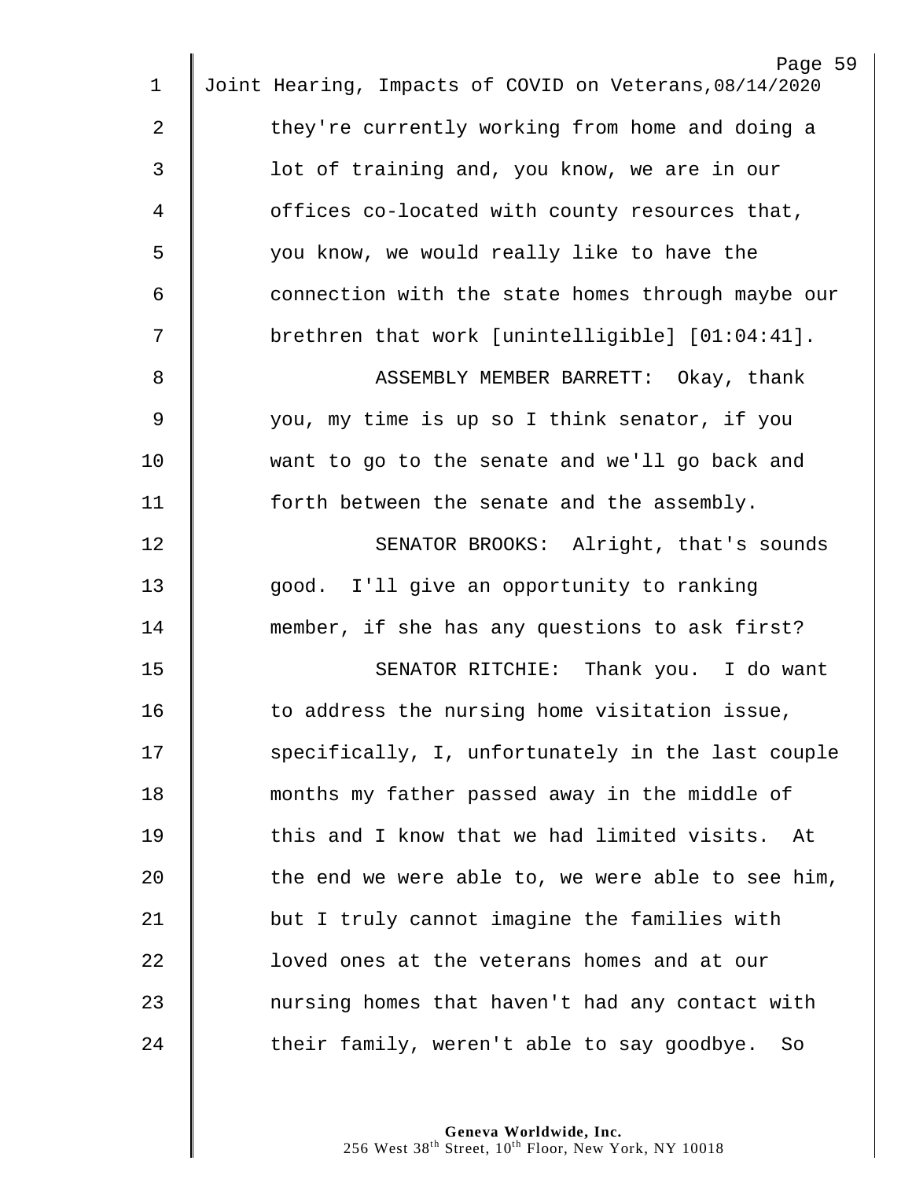they're currently working from home and doing a lot of training and, you know, we are in our offices co-located with county resources that, you know, we would really like to have the connection with the state homes through maybe our brethren that work [unintelligible] [01:04:41].

ASSEMBLY MEMBER BARRETT: Okay, thank you, my time is up so I think senator, if you want to go to the senate and we'll go back and forth between the senate and the assembly.

SENATOR BROOKS: Alright, that's sounds good. I'll give an opportunity to ranking member, if she has any questions to ask first?

SENATOR RITCHIE: Thank you. I do want to address the nursing home visitation issue, specifically, I, unfortunately in the last couple months my father passed away in the middle of this and I know that we had limited visits. At the end we were able to, we were able to see him, but I truly cannot imagine the families with loved ones at the veterans homes and at our nursing homes that haven't had any contact with their family, weren't able to say goodbye. So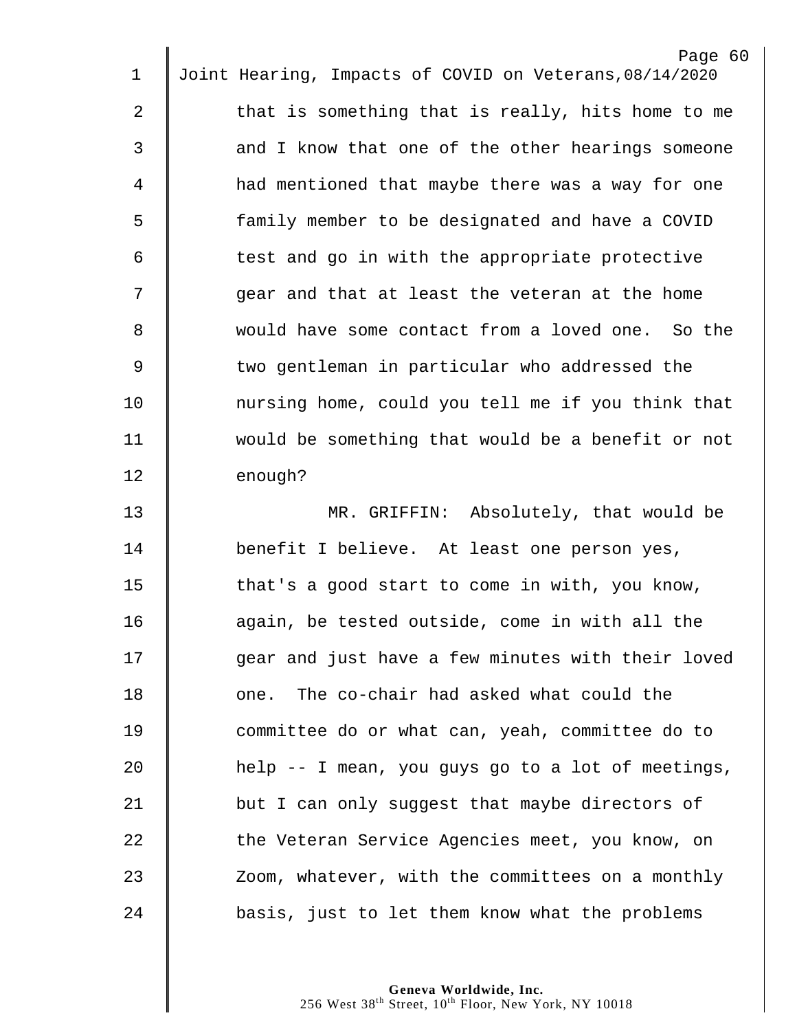that is something that is really, hits home to me and I know that one of the other hearings someone had mentioned that maybe there was a way for one family member to be designated and have a COVID test and go in with the appropriate protective gear and that at least the veteran at the home would have some contact from a loved one. So the two gentleman in particular who addressed the nursing home, could you tell me if you think that would be something that would be a benefit or not enough?

MR. GRIFFIN: Absolutely, that would be benefit I believe. At least one person yes, that's a good start to come in with, you know, again, be tested outside, come in with all the gear and just have a few minutes with their loved one. The co-chair had asked what could the committee do or what can, yeah, committee do to help -- I mean, you guys go to a lot of meetings, but I can only suggest that maybe directors of the Veteran Service Agencies meet, you know, on Zoom, whatever, with the committees on a monthly basis, just to let them know what the problems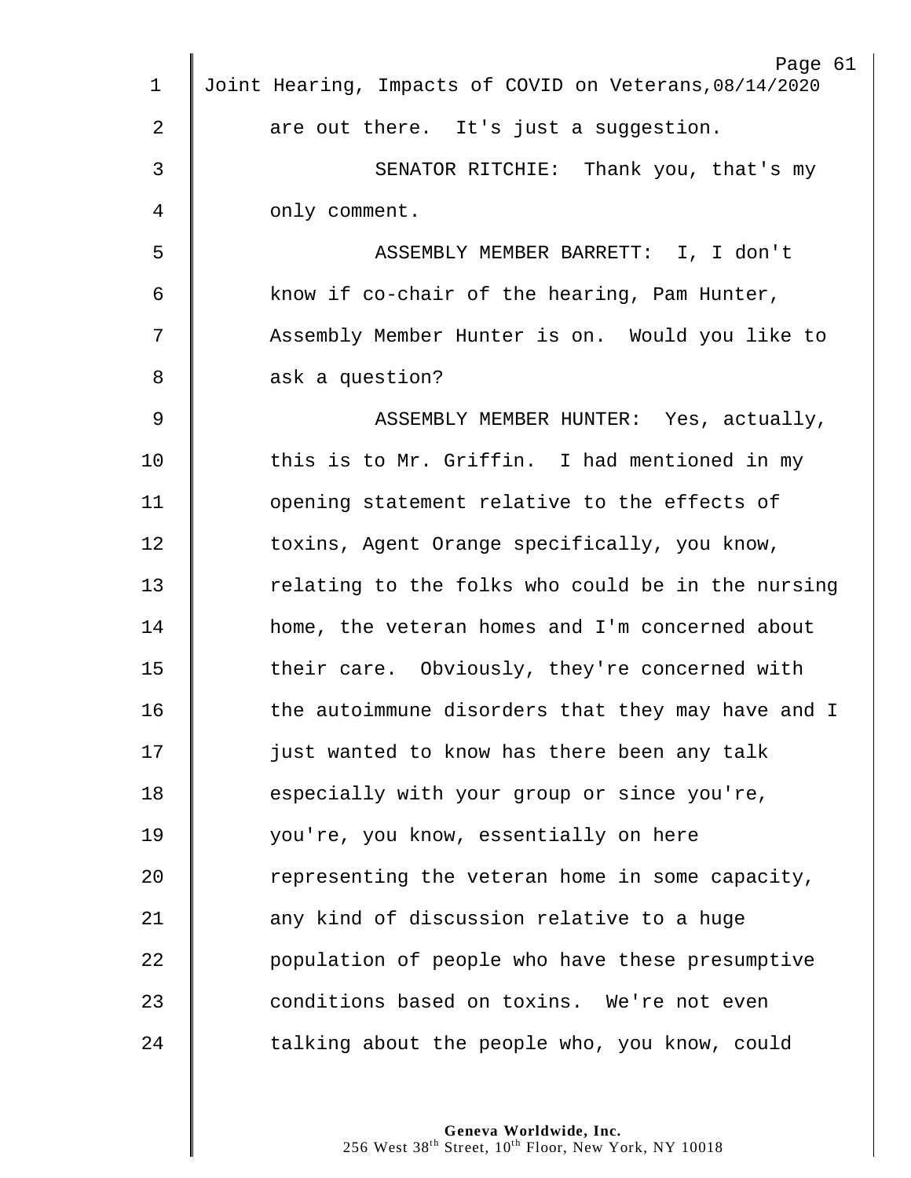are out there. It's just a suggestion.

SENATOR RITCHIE: Thank you, that's my only comment.

ASSEMBLY MEMBER BARRETT: I, I don't know if co-chair of the hearing, Pam Hunter, Assembly Member Hunter is on. Would you like to ask a question?

ASSEMBLY MEMBER HUNTER: Yes, actually, this is to Mr. Griffin. I had mentioned in my opening statement relative to the effects of toxins, Agent Orange specifically, you know, relating to the folks who could be in the nursing home, the veteran homes and I'm concerned about their care. Obviously, they're concerned with the autoimmune disorders that they may have and I just wanted to know has there been any talk especially with your group or since you're, you're, you know, essentially on here representing the veteran home in some capacity, any kind of discussion relative to a huge population of people who have these presumptive conditions based on toxins. We're not even talking about the people who, you know, could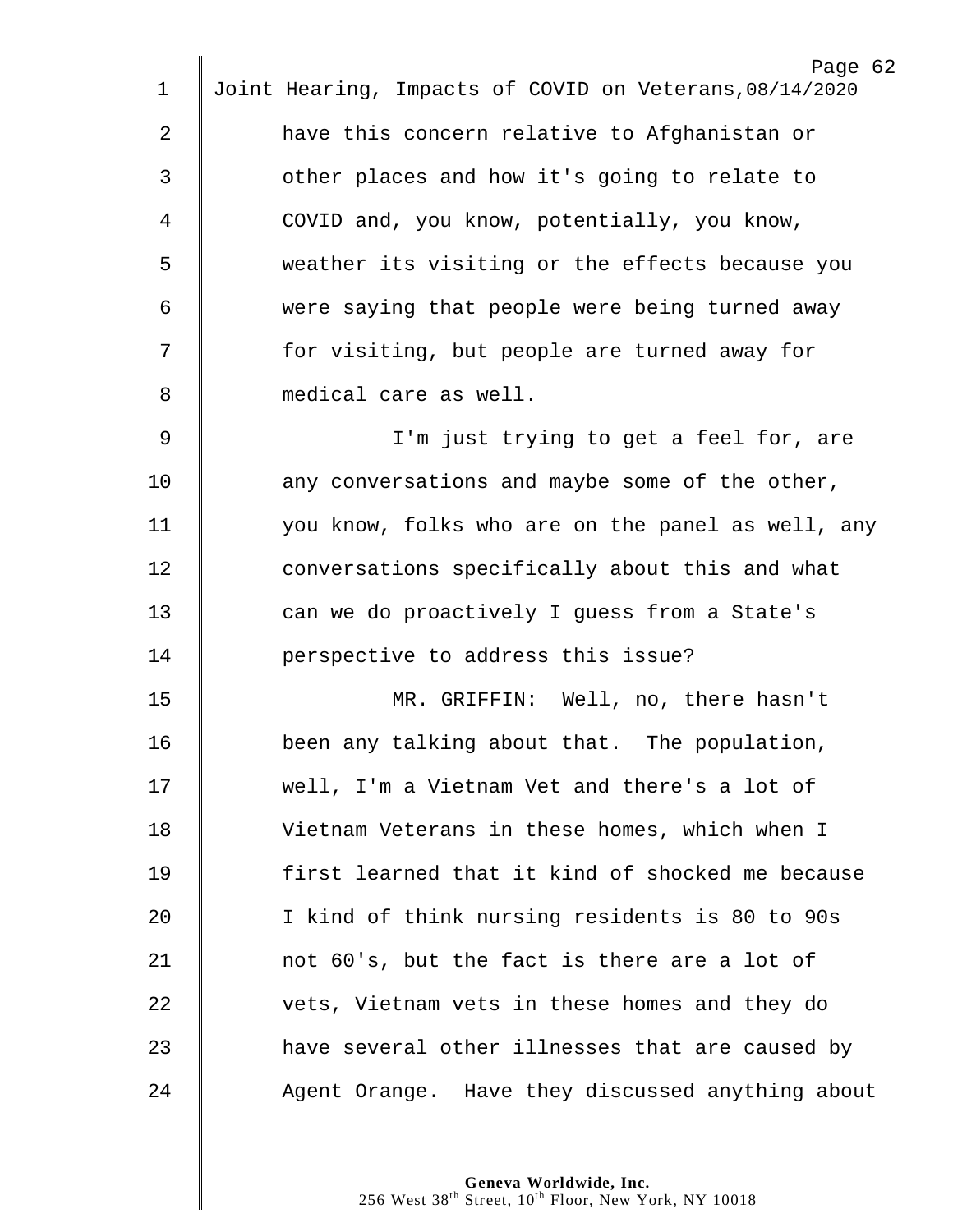have this concern relative to Afghanistan or other places and how it's going to relate to COVID and, you know, potentially, you know, weather its visiting or the effects because you were saying that people were being turned away for visiting, but people are turned away for medical care as well.

I'm just trying to get a feel for, are any conversations and maybe some of the other, you know, folks who are on the panel as well, any conversations specifically about this and what can we do proactively I guess from a State's perspective to address this issue?

MR. GRIFFIN: Well, no, there hasn't been any talking about that. The population, well, I'm a Vietnam Vet and there's a lot of Vietnam Veterans in these homes, which when I first learned that it kind of shocked me because I kind of think nursing residents is 80 to 90s not 60's, but the fact is there are a lot of vets, Vietnam vets in these homes and they do have several other illnesses that are caused by Agent Orange. Have they discussed anything about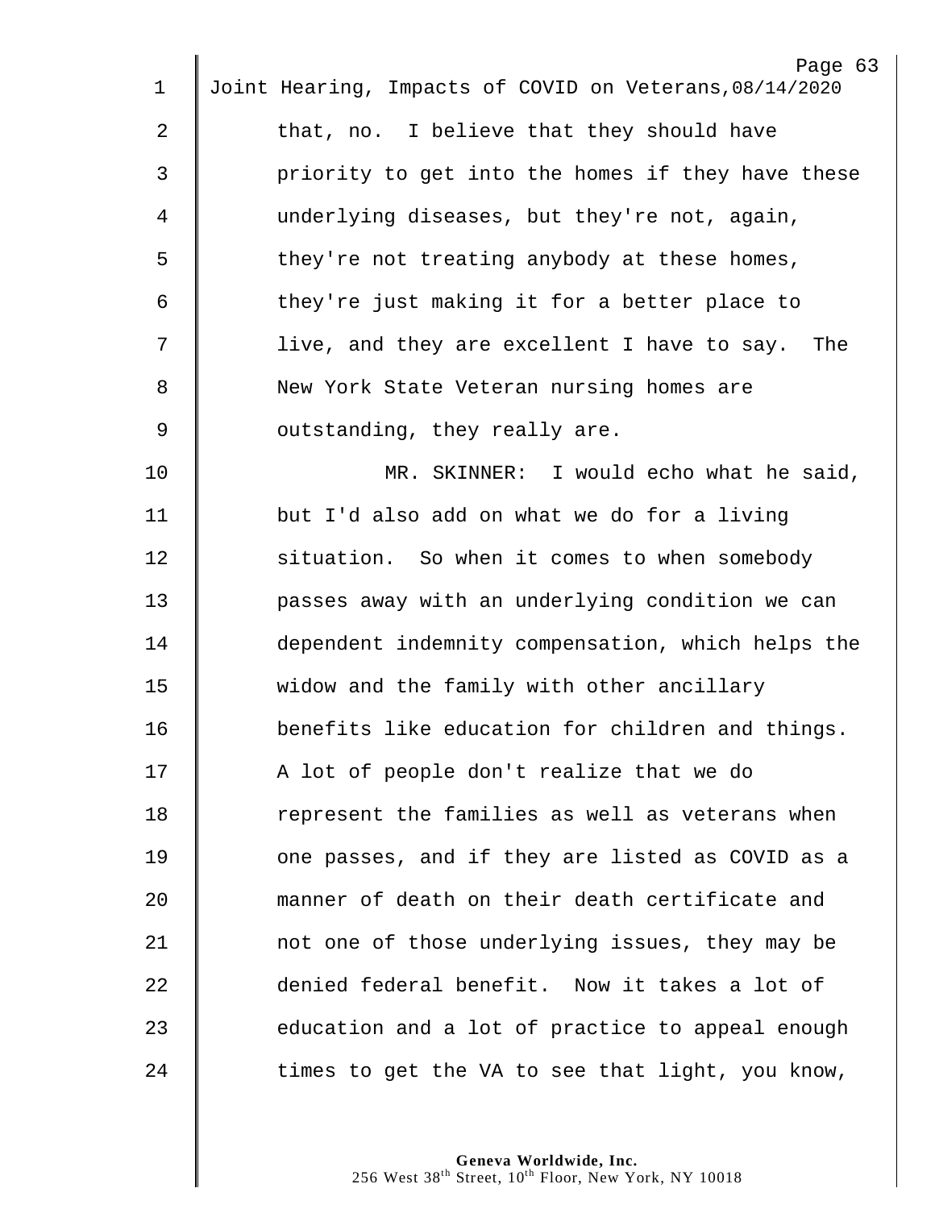that, no. I believe that they should have priority to get into the homes if they have these underlying diseases, but they're not, again, they're not treating anybody at these homes, they're just making it for a better place to live, and they are excellent I have to say. The New York State Veteran nursing homes are outstanding, they really are.

MR. SKINNER: I would echo what he said, but I'd also add on what we do for a living situation. So when it comes to when somebody passes away with an underlying condition we can dependent indemnity compensation, which helps the widow and the family with other ancillary benefits like education for children and things. A lot of people don't realize that we do represent the families as well as veterans when one passes, and if they are listed as COVID as a manner of death on their death certificate and not one of those underlying issues, they may be denied federal benefit. Now it takes a lot of education and a lot of practice to appeal enough times to get the VA to see that light, you know,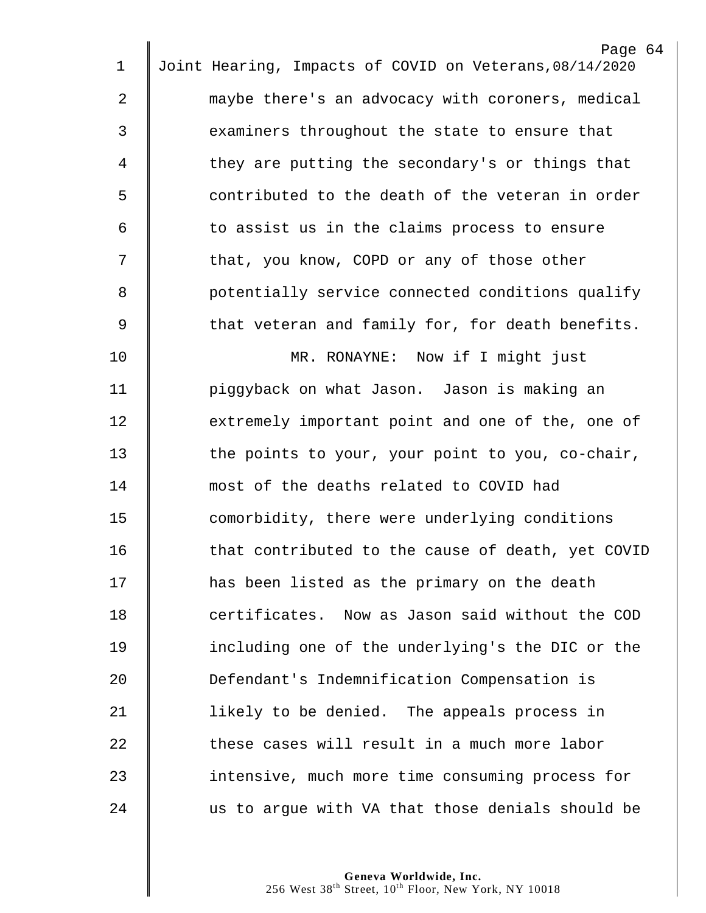maybe there's an advocacy with coroners, medical examiners throughout the state to ensure that they are putting the secondary's or things that contributed to the death of the veteran in order to assist us in the claims process to ensure that, you know, COPD or any of those other potentially service connected conditions qualify that veteran and family for, for death benefits.

MR. RONAYNE: Now if I might just piggyback on what Jason. Jason is making an extremely important point and one of the, one of the points to your, your point to you, co-chair, most of the deaths related to COVID had comorbidity, there were underlying conditions that contributed to the cause of death, yet COVID has been listed as the primary on the death certificates. Now as Jason said without the COD including one of the underlying's the DIC or the Defendant's Indemnification Compensation is likely to be denied. The appeals process in these cases will result in a much more labor intensive, much more time consuming process for us to argue with VA that those denials should be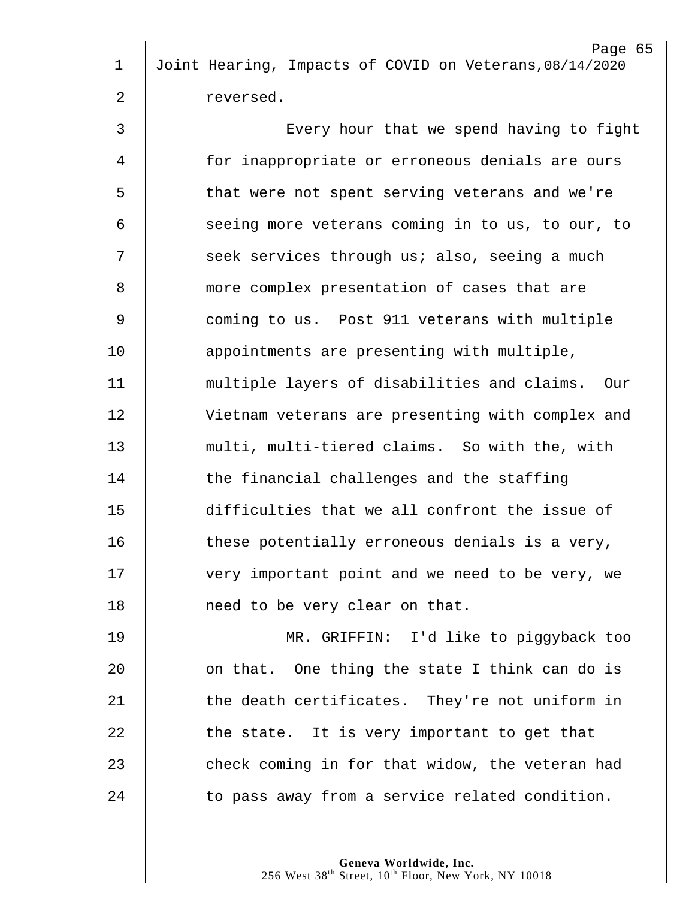reversed.

Every hour that we spend having to fight for inappropriate or erroneous denials are ours that were not spent serving veterans and we're seeing more veterans coming in to us, to our, to seek services through us; also, seeing a much more complex presentation of cases that are coming to us. Post 911 veterans with multiple appointments are presenting with multiple, multiple layers of disabilities and claims. Our Vietnam veterans are presenting with complex and multi, multi-tiered claims. So with the, with the financial challenges and the staffing difficulties that we all confront the issue of these potentially erroneous denials is a very, very important point and we need to be very, we need to be very clear on that.

MR. GRIFFIN: I'd like to piggyback too on that. One thing the state I think can do is the death certificates. They're not uniform in the state. It is very important to get that check coming in for that widow, the veteran had to pass away from a service related condition.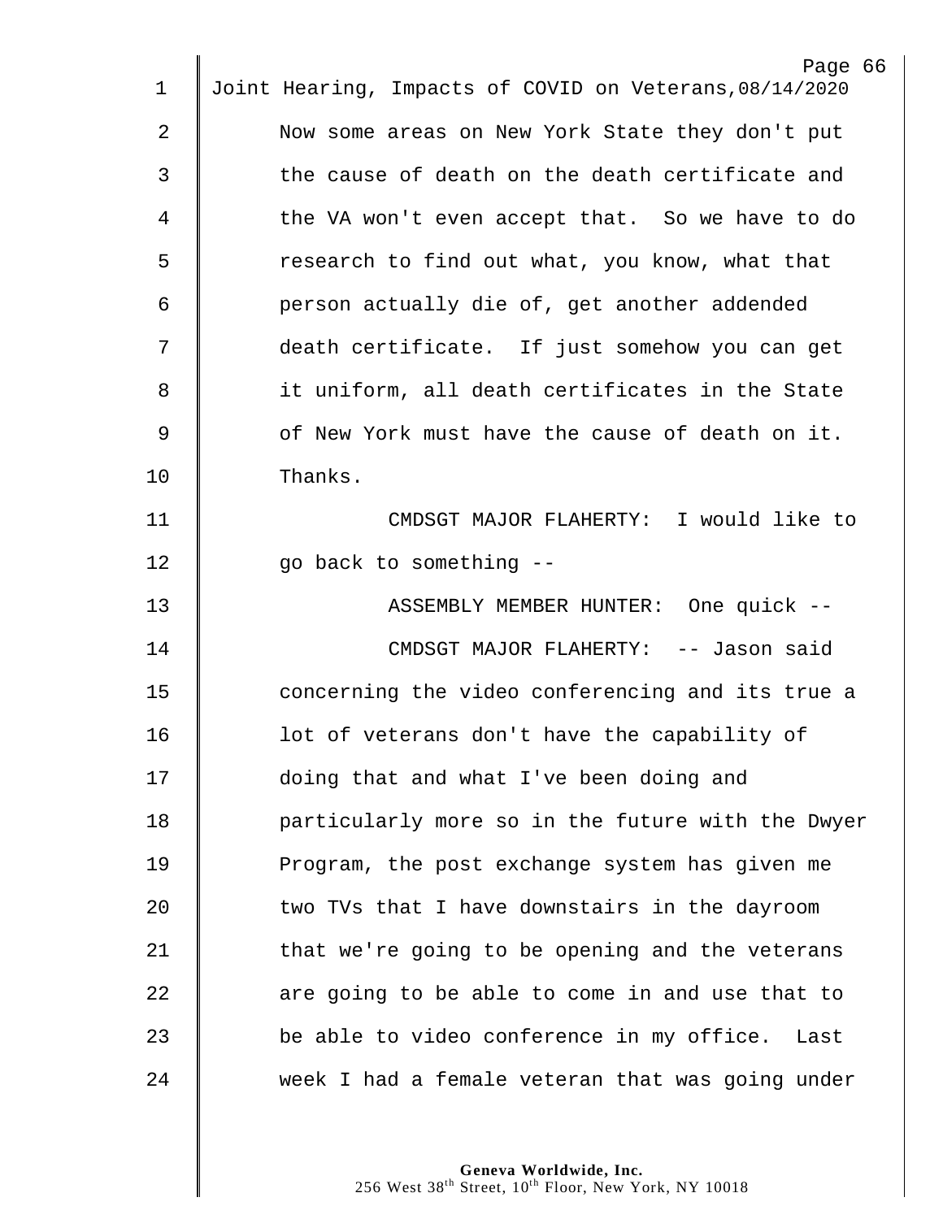Now some areas on New York State they don't put the cause of death on the death certificate and the VA won't even accept that. So we have to do research to find out what, you know, what that person actually die of, get another addended death certificate. If just somehow you can get it uniform, all death certificates in the State of New York must have the cause of death on it. Thanks.

CMDSGT MAJOR FLAHERTY: I would like to go back to something --

ASSEMBLY MEMBER HUNTER: One quick --

CMDSGT MAJOR FLAHERTY: -- Jason said concerning the video conferencing and its true a lot of veterans don't have the capability of doing that and what I've been doing and particularly more so in the future with the Dwyer Program, the post exchange system has given me two TVs that I have downstairs in the dayroom that we're going to be opening and the veterans are going to be able to come in and use that to be able to video conference in my office. Last week I had a female veteran that was going under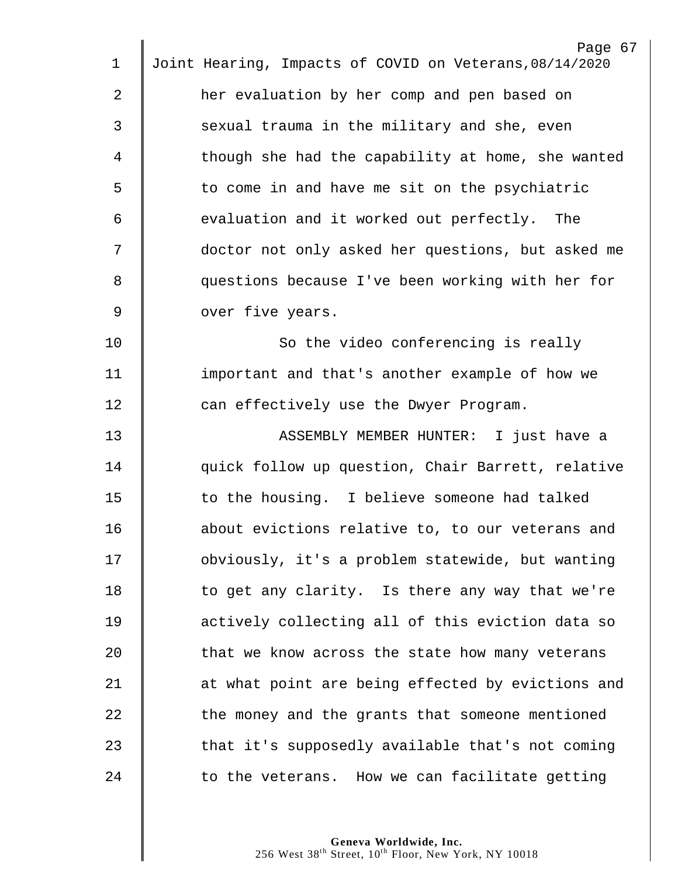her evaluation by her comp and pen based on sexual trauma in the military and she, even though she had the capability at home, she wanted to come in and have me sit on the psychiatric evaluation and it worked out perfectly. The doctor not only asked her questions, but asked me questions because I've been working with her for over five years.

So the video conferencing is really important and that's another example of how we can effectively use the Dwyer Program.

ASSEMBLY MEMBER HUNTER: I just have a quick follow up question, Chair Barrett, relative to the housing. I believe someone had talked about evictions relative to, to our veterans and obviously, it's a problem statewide, but wanting to get any clarity. Is there any way that we're actively collecting all of this eviction data so that we know across the state how many veterans at what point are being effected by evictions and the money and the grants that someone mentioned that it's supposedly available that's not coming to the veterans. How we can facilitate getting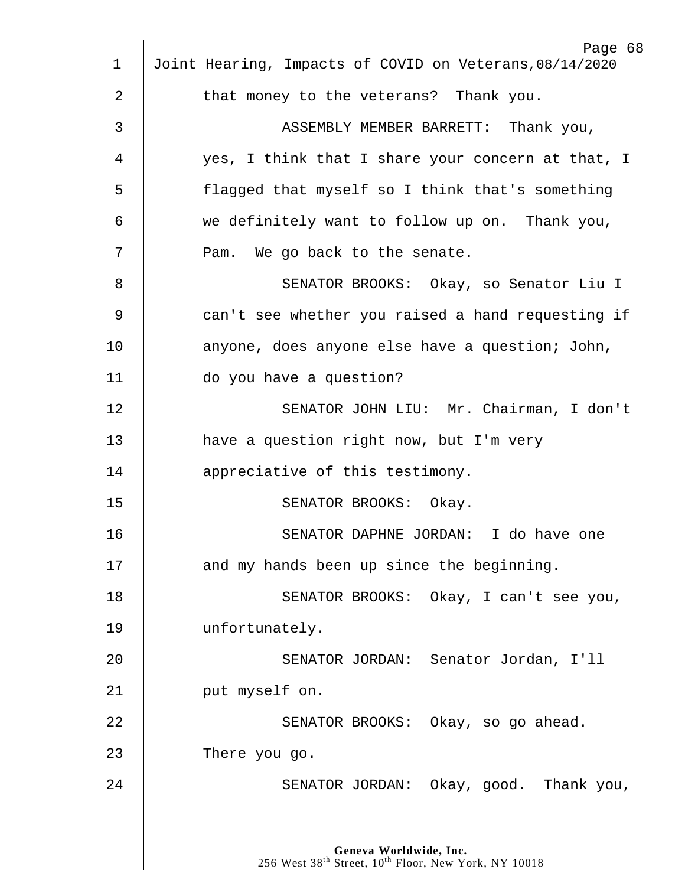that money to the veterans? Thank you.

ASSEMBLY MEMBER BARRETT: Thank you, yes, I think that I share your concern at that, I flagged that myself so I think that's something we definitely want to follow up on. Thank you, Pam. We go back to the senate.

SENATOR BROOKS: Okay, so Senator Liu I can't see whether you raised a hand requesting if anyone, does anyone else have a question; John, do you have a question?

SENATOR JOHN LIU: Mr. Chairman, I don't have a question right now, but I'm very appreciative of this testimony.

SENATOR BROOKS: Okay.

SENATOR DAPHNE JORDAN: I do have one and my hands been up since the beginning.

SENATOR BROOKS: Okay, I can't see you, unfortunately.

SENATOR JORDAN: Senator Jordan, I'll put myself on.

SENATOR BROOKS: Okay, so go ahead. There you go.

SENATOR JORDAN: Okay, good. Thank you,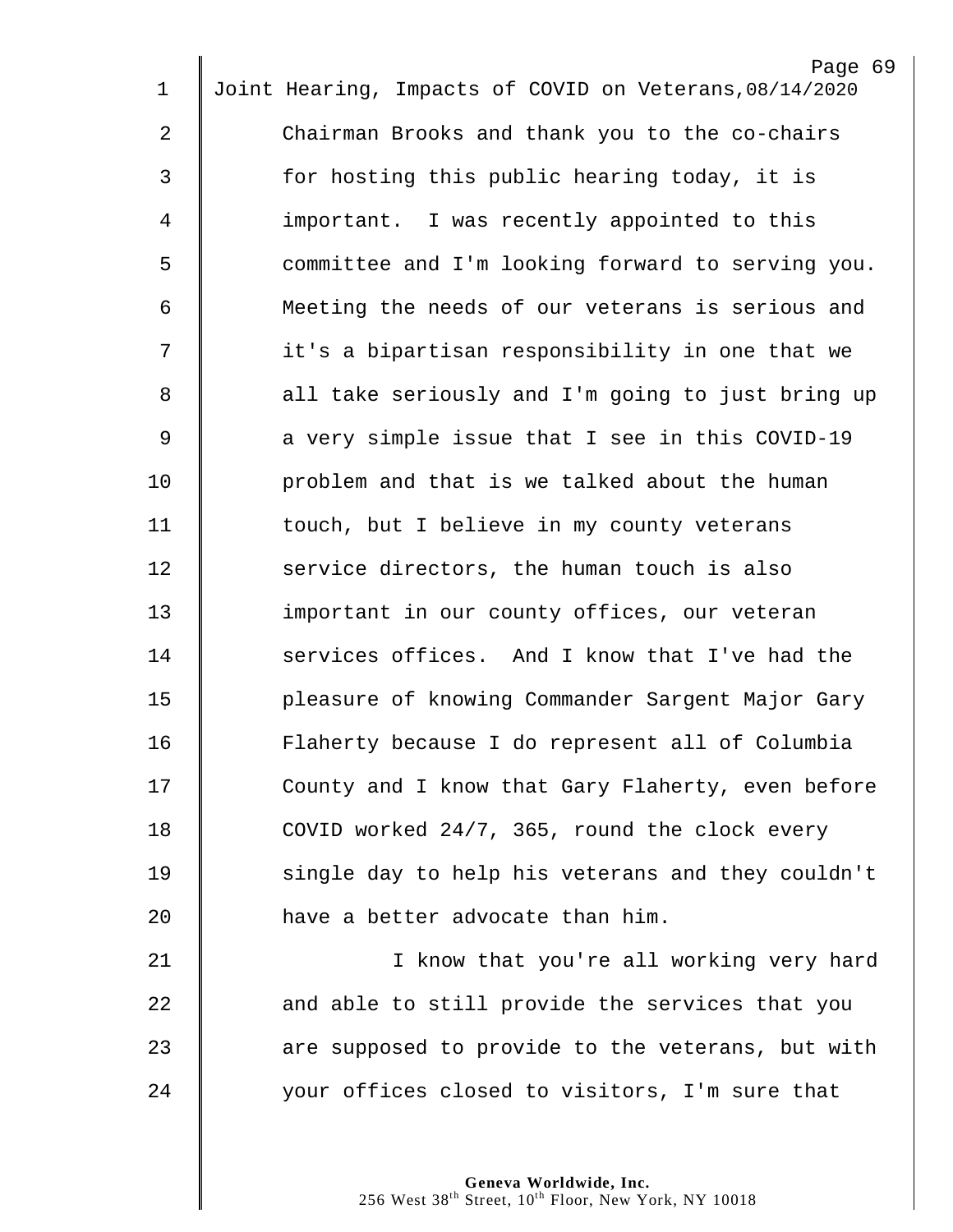Chairman Brooks and thank you to the co-chairs for hosting this public hearing today, it is important. I was recently appointed to this committee and I'm looking forward to serving you. Meeting the needs of our veterans is serious and it's a bipartisan responsibility in one that we all take seriously and I'm going to just bring up a very simple issue that I see in this COVID-19 problem and that is we talked about the human touch, but I believe in my county veterans service directors, the human touch is also important in our county offices, our veteran services offices. And I know that I've had the pleasure of knowing Commander Sargent Major Gary Flaherty because I do represent all of Columbia County and I know that Gary Flaherty, even before COVID worked 24/7, 365, round the clock every single day to help his veterans and they couldn't have a better advocate than him.

I know that you're all working very hard and able to still provide the services that you are supposed to provide to the veterans, but with your offices closed to visitors, I'm sure that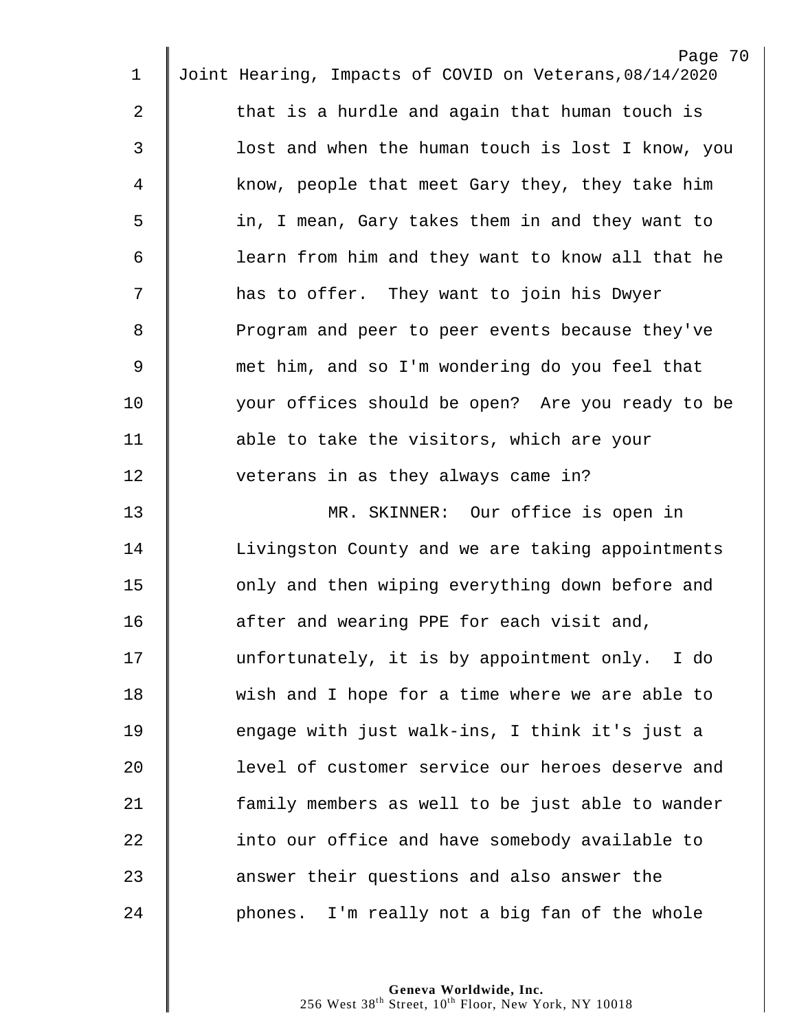that is a hurdle and again that human touch is lost and when the human touch is lost I know, you know, people that meet Gary they, they take him in, I mean, Gary takes them in and they want to learn from him and they want to know all that he has to offer. They want to join his Dwyer Program and peer to peer events because they've met him, and so I'm wondering do you feel that your offices should be open? Are you ready to be able to take the visitors, which are your veterans in as they always came in?

MR. SKINNER: Our office is open in Livingston County and we are taking appointments only and then wiping everything down before and after and wearing PPE for each visit and, unfortunately, it is by appointment only. I do wish and I hope for a time where we are able to engage with just walk-ins, I think it's just a level of customer service our heroes deserve and family members as well to be just able to wander into our office and have somebody available to answer their questions and also answer the phones. I'm really not a big fan of the whole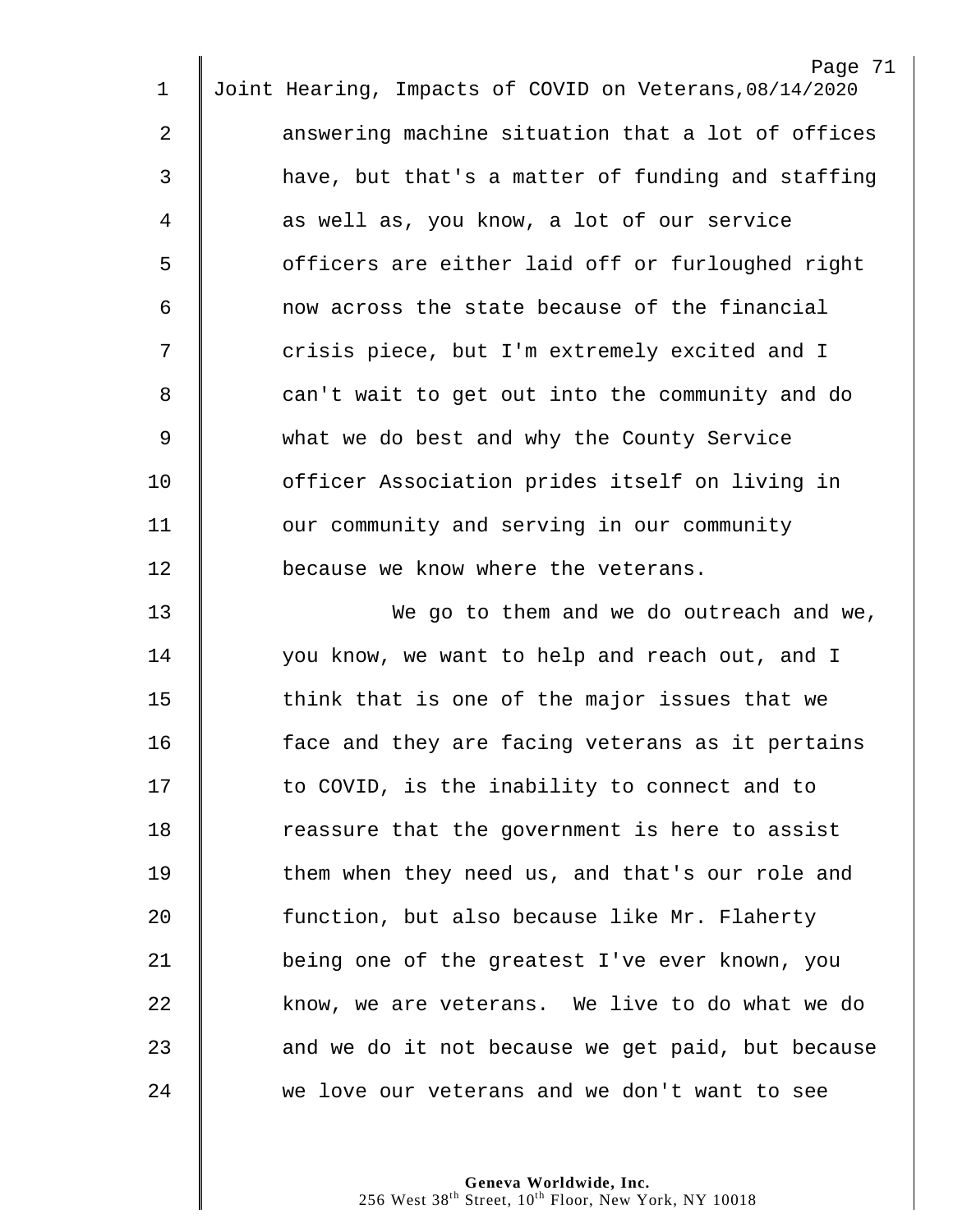answering machine situation that a lot of offices have, but that's a matter of funding and staffing as well as, you know, a lot of our service officers are either laid off or furloughed right now across the state because of the financial crisis piece, but I'm extremely excited and I can't wait to get out into the community and do what we do best and why the County Service officer Association prides itself on living in our community and serving in our community because we know where the veterans.

We go to them and we do outreach and we, you know, we want to help and reach out, and I think that is one of the major issues that we face and they are facing veterans as it pertains to COVID, is the inability to connect and to reassure that the government is here to assist them when they need us, and that's our role and function, but also because like Mr. Flaherty being one of the greatest I've ever known, you know, we are veterans. We live to do what we do and we do it not because we get paid, but because we love our veterans and we don't want to see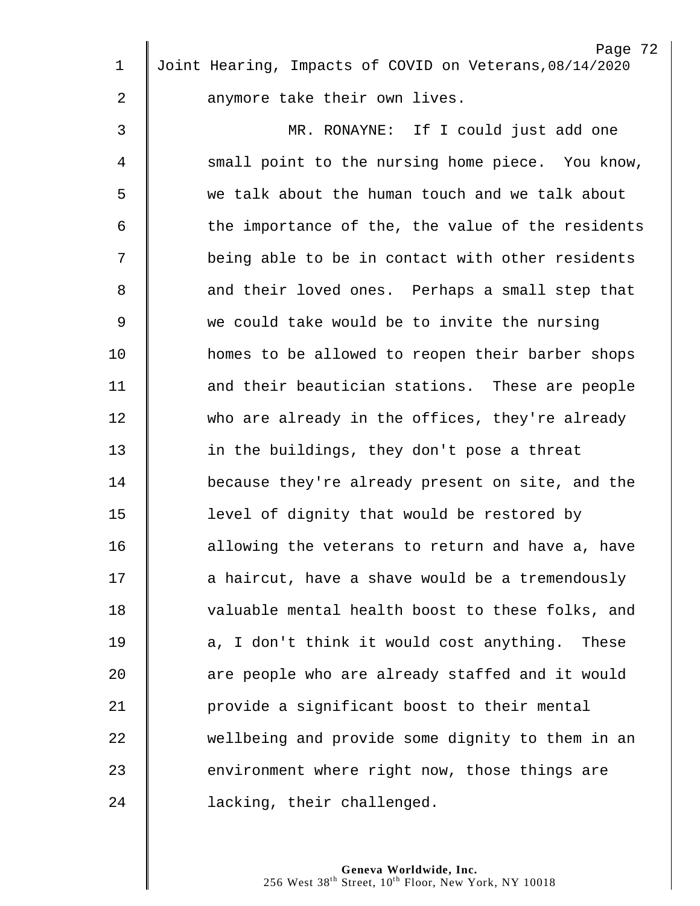anymore take their own lives.

MR. RONAYNE: If I could just add one small point to the nursing home piece. You know, we talk about the human touch and we talk about the importance of the, the value of the residents being able to be in contact with other residents and their loved ones. Perhaps a small step that we could take would be to invite the nursing homes to be allowed to reopen their barber shops and their beautician stations. These are people who are already in the offices, they're already in the buildings, they don't pose a threat because they're already present on site, and the level of dignity that would be restored by allowing the veterans to return and have a, have a haircut, have a shave would be a tremendously valuable mental health boost to these folks, and a, I don't think it would cost anything. These are people who are already staffed and it would provide a significant boost to their mental wellbeing and provide some dignity to them in an environment where right now, those things are lacking, their challenged.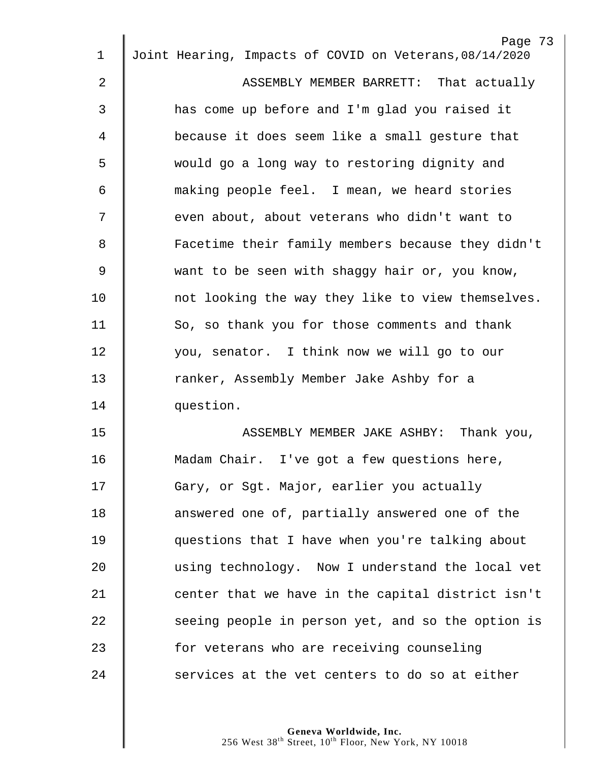ASSEMBLY MEMBER BARRETT: That actually has come up before and I'm glad you raised it because it does seem like a small gesture that would go a long way to restoring dignity and making people feel. I mean, we heard stories even about, about veterans who didn't want to Facetime their family members because they didn't want to be seen with shaggy hair or, you know, not looking the way they like to view themselves. So, so thank you for those comments and thank you, senator. I think now we will go to our ranker, Assembly Member Jake Ashby for a question.

ASSEMBLY MEMBER JAKE ASHBY: Thank you, Madam Chair. I've got a few questions here, Gary, or Sgt. Major, earlier you actually answered one of, partially answered one of the questions that I have when you're talking about using technology. Now I understand the local vet center that we have in the capital district isn't seeing people in person yet, and so the option is for veterans who are receiving counseling services at the vet centers to do so at either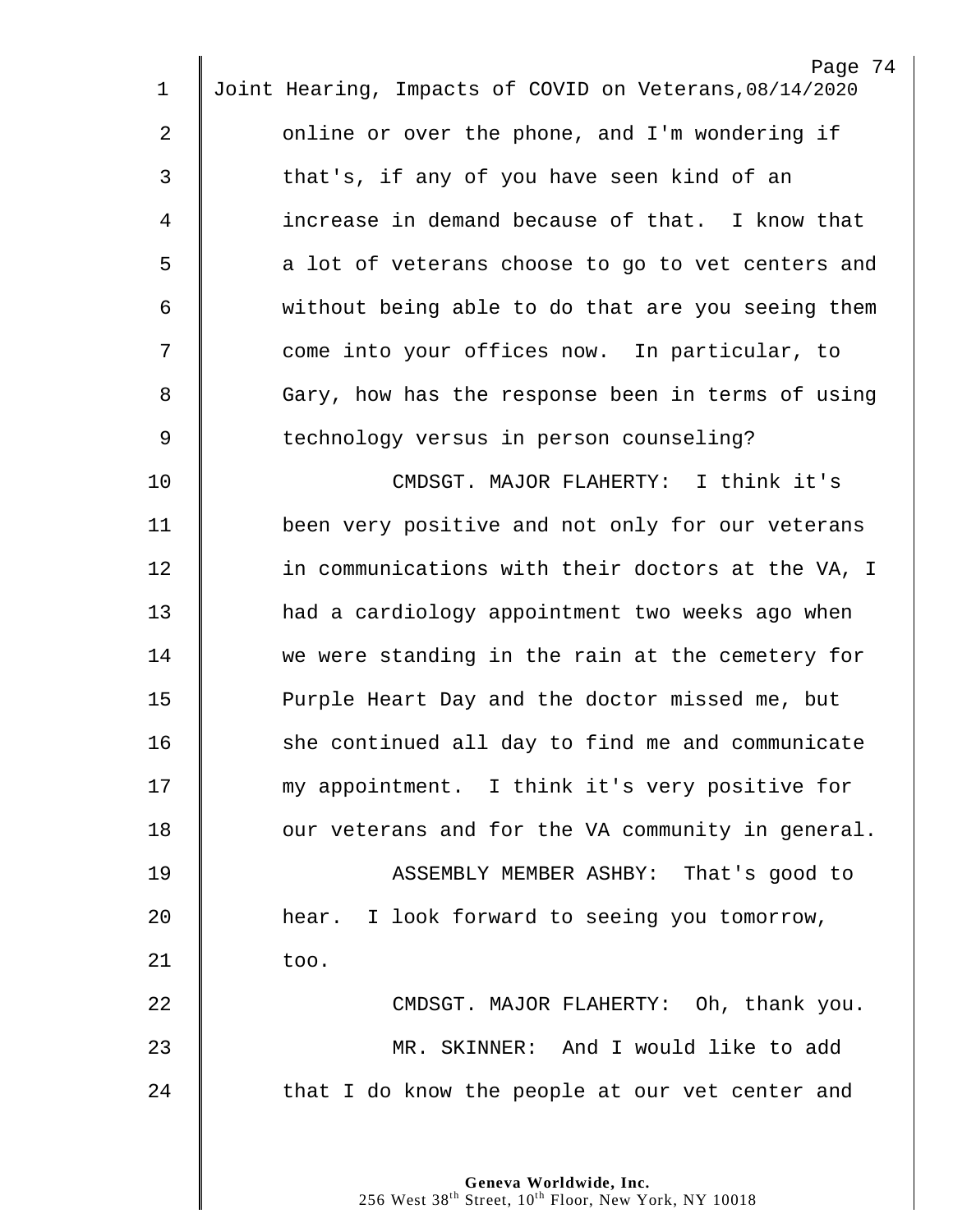Joint Hearing, Impacts of COVID on Veterans, 08/14/2020

online or over the phone, and I'm wondering if that's, if any of you have seen kind of an increase in demand because of that. I know that a lot of veterans choose to go to vet centers and without being able to do that are you seeing them come into your offices now. In particular, to Gary, how has the response been in terms of using technology versus in person counseling?

CMDSGT. MAJOR FLAHERTY: I think it's been very positive and not only for our veterans in communications with their doctors at the VA, I had a cardiology appointment two weeks ago when we were standing in the rain at the cemetery for Purple Heart Day and the doctor missed me, but she continued all day to find me and communicate my appointment. I think it's very positive for our veterans and for the VA community in general.

ASSEMBLY MEMBER ASHBY: That's good to hear. I look forward to seeing you tomorrow, too.

CMDSGT. MAJOR FLAHERTY: Oh, thank you.

MR. SKINNER: And I would like to add that I do know the people at our vet center and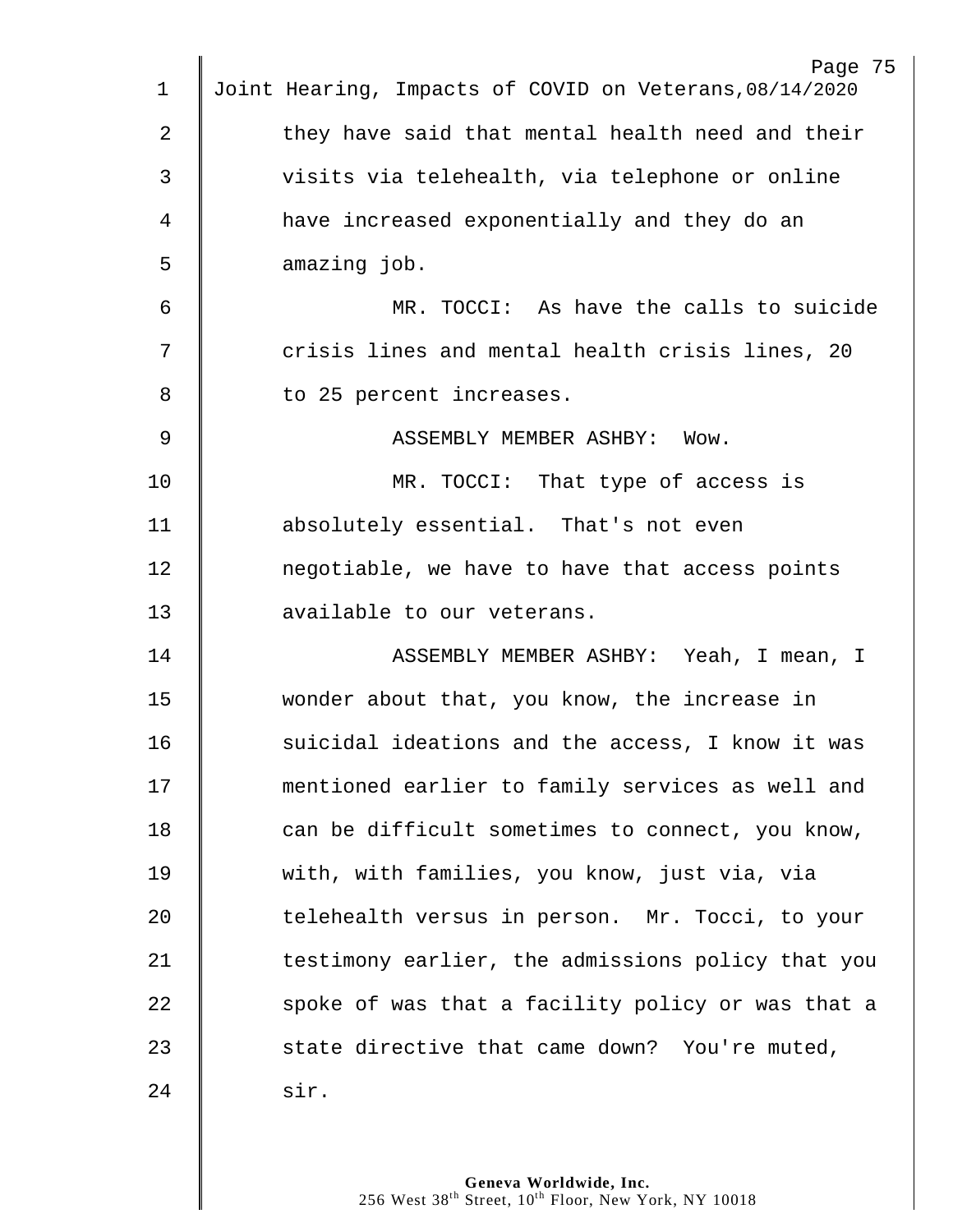they have said that mental health need and their visits via telehealth, via telephone or online have increased exponentially and they do an amazing job.

MR. TOCCI: As have the calls to suicide crisis lines and mental health crisis lines, 20 to 25 percent increases.

ASSEMBLY MEMBER ASHBY: Wow.

MR. TOCCI: That type of access is absolutely essential. That's not even negotiable, we have to have that access points available to our veterans.

ASSEMBLY MEMBER ASHBY: Yeah, I mean, I wonder about that, you know, the increase in suicidal ideations and the access, I know it was mentioned earlier to family services as well and can be difficult sometimes to connect, you know, with, with families, you know, just via, via telehealth versus in person. Mr. Tocci, to your testimony earlier, the admissions policy that you spoke of was that a facility policy or was that a state directive that came down? You're muted, sir.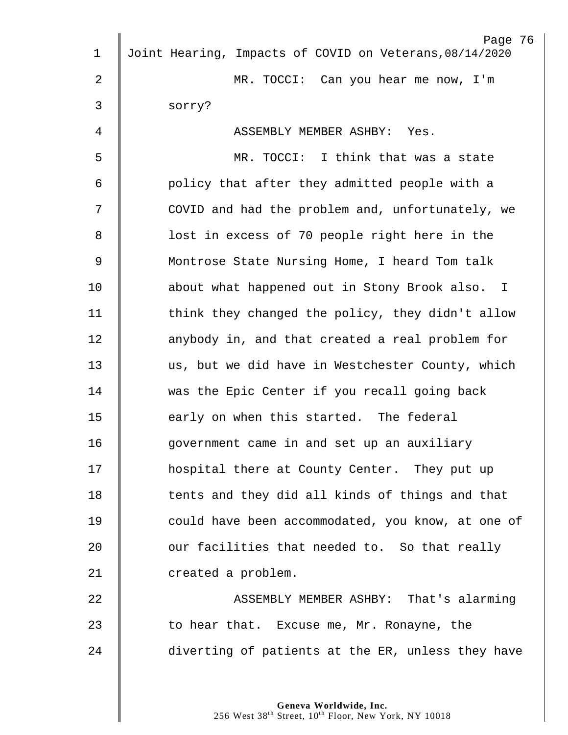MR. TOCCI: Can you hear me now, I'm sorry?

ASSEMBLY MEMBER ASHBY: Yes.

MR. TOCCI: I think that was a state policy that after they admitted people with a COVID and had the problem and, unfortunately, we lost in excess of 70 people right here in the Montrose State Nursing Home, I heard Tom talk about what happened out in Stony Brook also. I think they changed the policy, they didn't allow anybody in, and that created a real problem for us, but we did have in Westchester County, which was the Epic Center if you recall going back early on when this started. The federal government came in and set up an auxiliary hospital there at County Center. They put up tents and they did all kinds of things and that could have been accommodated, you know, at one of our facilities that needed to. So that really created a problem.

ASSEMBLY MEMBER ASHBY: That's alarming to hear that. Excuse me, Mr. Ronayne, the diverting of patients at the ER, unless they have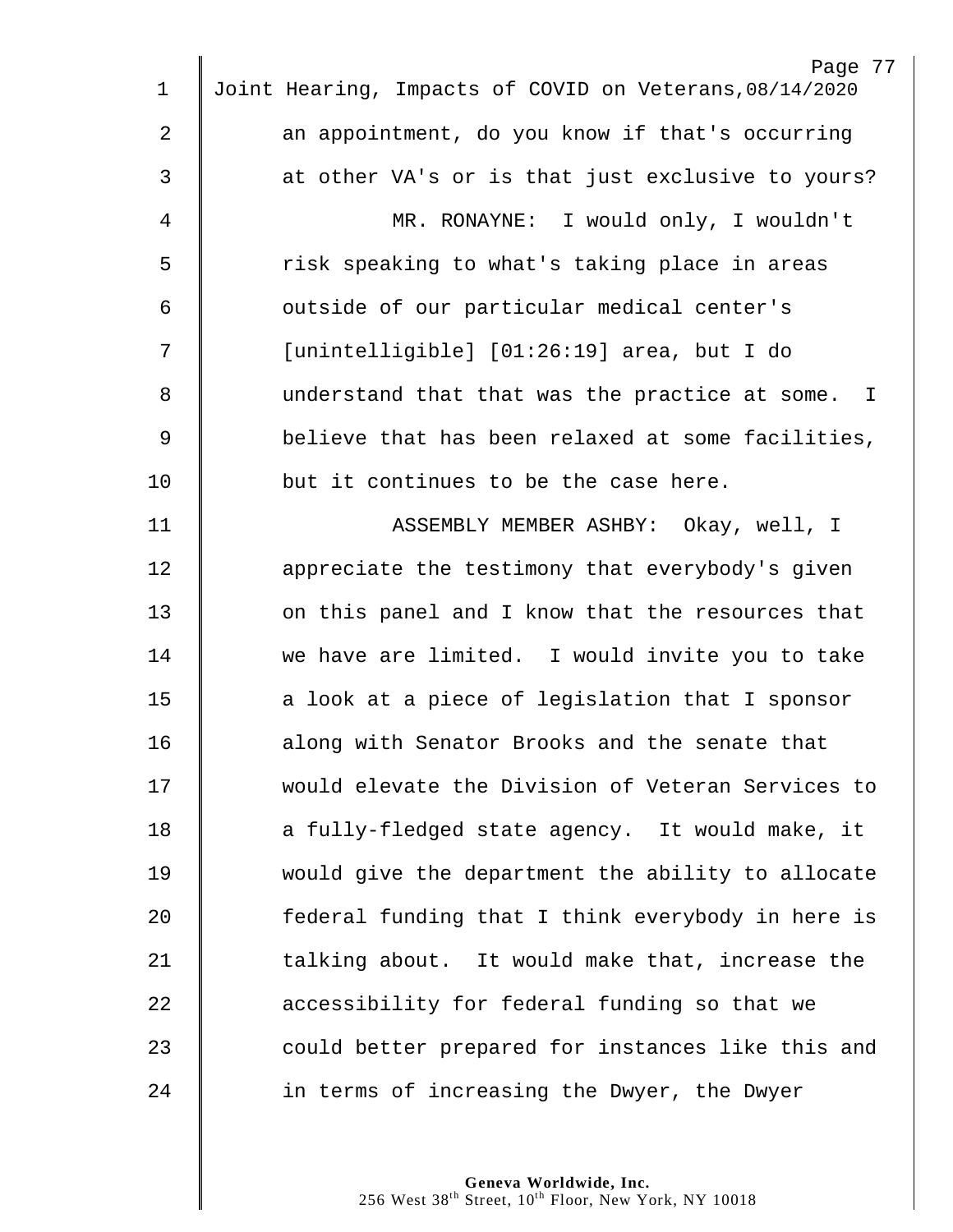an appointment, do you know if that's occurring at other VA's or is that just exclusive to yours?

MR. RONAYNE: I would only, I wouldn't risk speaking to what's taking place in areas outside of our particular medical center's [unintelligible] [01:26:19] area, but I do understand that that was the practice at some. I believe that has been relaxed at some facilities, but it continues to be the case here.

ASSEMBLY MEMBER ASHBY: Okay, well, I appreciate the testimony that everybody's given on this panel and I know that the resources that we have are limited. I would invite you to take a look at a piece of legislation that I sponsor along with Senator Brooks and the senate that would elevate the Division of Veteran Services to a fully-fledged state agency. It would make, it would give the department the ability to allocate federal funding that I think everybody in here is talking about. It would make that, increase the accessibility for federal funding so that we could better prepared for instances like this and in terms of increasing the Dwyer, the Dwyer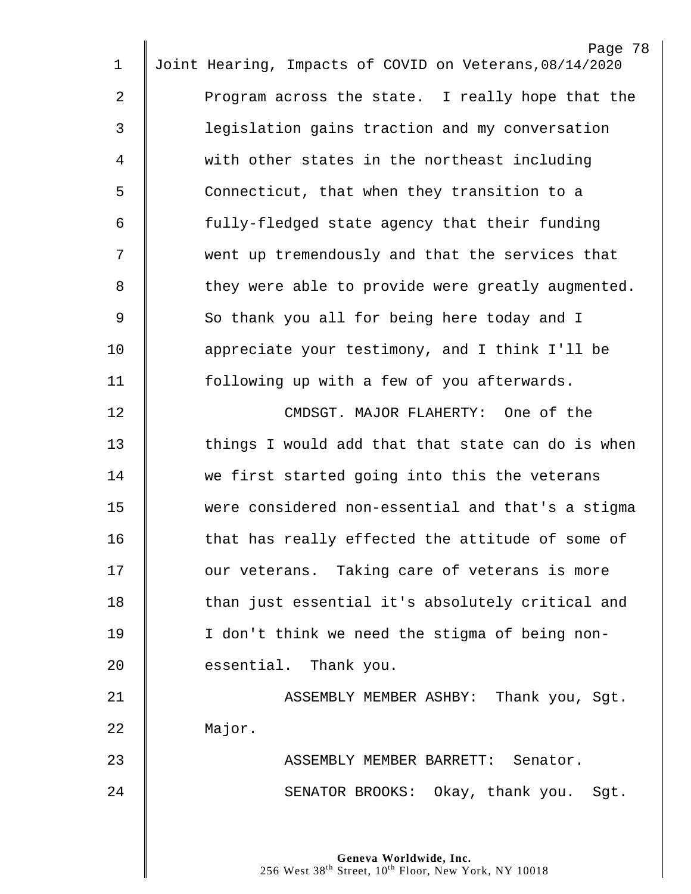Program across the state. I really hope that the legislation gains traction and my conversation with other states in the northeast including Connecticut, that when they transition to a fully-fledged state agency that their funding went up tremendously and that the services that they were able to provide were greatly augmented. So thank you all for being here today and I appreciate your testimony, and I think I'll be following up with a few of you afterwards.

CMDSGT. MAJOR FLAHERTY: One of the things I would add that that state can do is when we first started going into this the veterans were considered non-essential and that's a stigma that has really effected the attitude of some of our veterans. Taking care of veterans is more than just essential it's absolutely critical and I don't think we need the stigma of being non-essential. Thank you.

ASSEMBLY MEMBER ASHBY: Thank you, Sgt. Major.

ASSEMBLY MEMBER BARRETT: Senator.

SENATOR BROOKS: Okay, thank you. Sgt.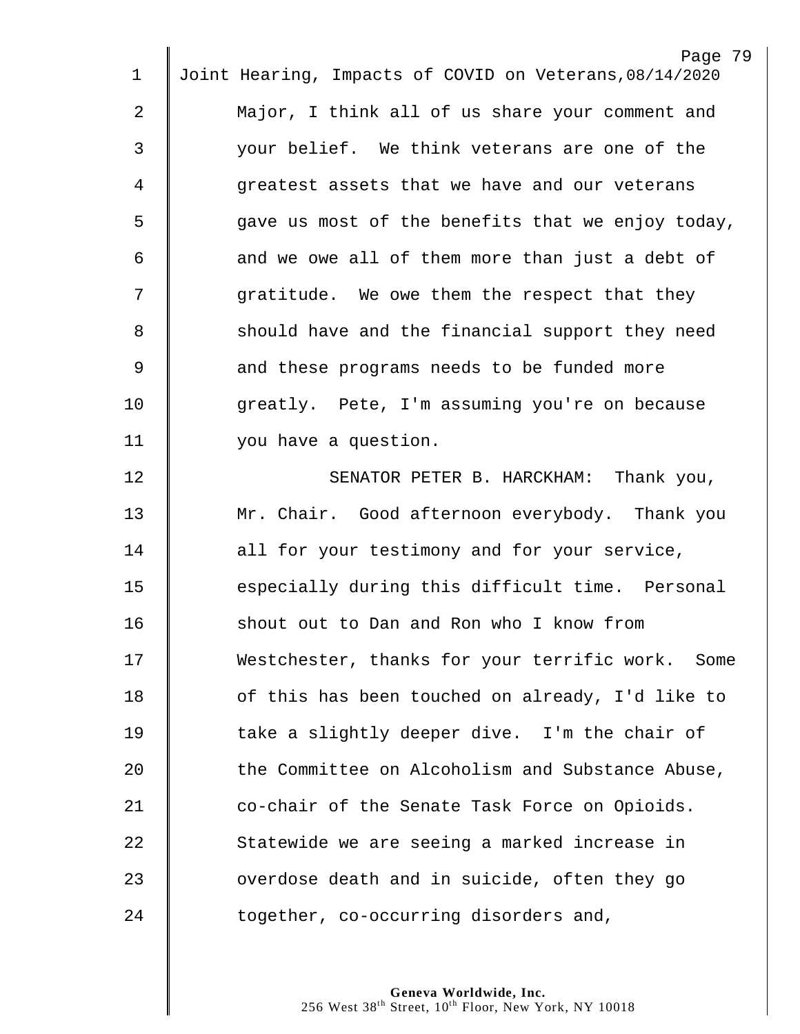Major, I think all of us share your comment and your belief. We think veterans are one of the greatest assets that we have and our veterans gave us most of the benefits that we enjoy today, and we owe all of them more than just a debt of gratitude. We owe them the respect that they should have and the financial support they need and these programs needs to be funded more greatly. Pete, I'm assuming you're on because you have a question.

SENATOR PETER B. HARCKHAM: Thank you, Mr. Chair. Good afternoon everybody. Thank you all for your testimony and for your service, especially during this difficult time. Personal shout out to Dan and Ron who I know from Westchester, thanks for your terrific work. Some of this has been touched on already, I'd like to take a slightly deeper dive. I'm the chair of the Committee on Alcoholism and Substance Abuse, co-chair of the Senate Task Force on Opioids. Statewide we are seeing a marked increase in overdose death and in suicide, often they go together, co-occurring disorders and,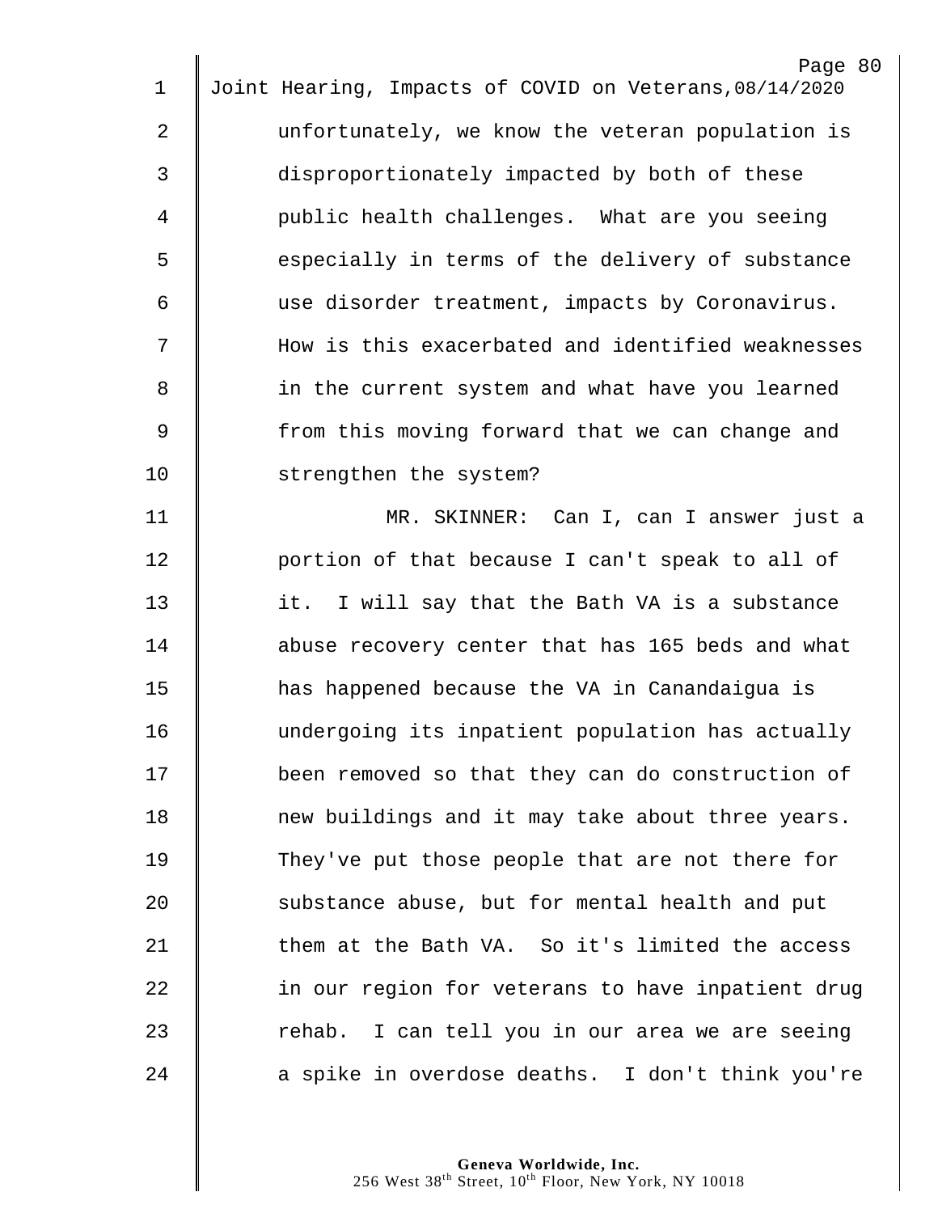unfortunately, we know the veteran population is disproportionately impacted by both of these public health challenges. What are you seeing especially in terms of the delivery of substance use disorder treatment, impacts by Coronavirus. How is this exacerbated and identified weaknesses in the current system and what have you learned from this moving forward that we can change and strengthen the system?

MR. SKINNER: Can I, can I answer just a portion of that because I can't speak to all of it. I will say that the Bath VA is a substance abuse recovery center that has 165 beds and what has happened because the VA in Canandaigua is undergoing its inpatient population has actually been removed so that they can do construction of new buildings and it may take about three years. They've put those people that are not there for substance abuse, but for mental health and put them at the Bath VA. So it's limited the access in our region for veterans to have inpatient drug rehab. I can tell you in our area we are seeing a spike in overdose deaths. I don't think you're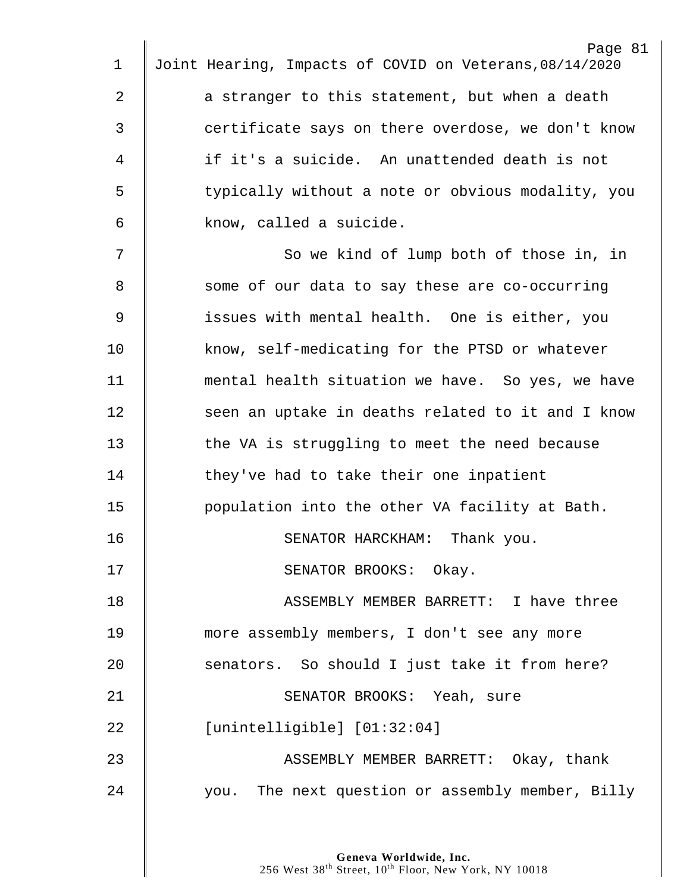a stranger to this statement, but when a death certificate says on there overdose, we don't know if it's a suicide. An unattended death is not typically without a note or obvious modality, you know, called a suicide.

So we kind of lump both of those in, in some of our data to say these are co-occurring issues with mental health. One is either, you know, self-medicating for the PTSD or whatever mental health situation we have. So yes, we have seen an uptake in deaths related to it and I know the VA is struggling to meet the need because they've had to take their one inpatient population into the other VA facility at Bath.

SENATOR HARCKHAM: Thank you.

SENATOR BROOKS: Okay.

ASSEMBLY MEMBER BARRETT: I have three more assembly members, I don't see any more senators. So should I just take it from here?

SENATOR BROOKS: Yeah, sure [unintelligible] [01:32:04]

ASSEMBLY MEMBER BARRETT: Okay, thank you. The next question or assembly member, Billy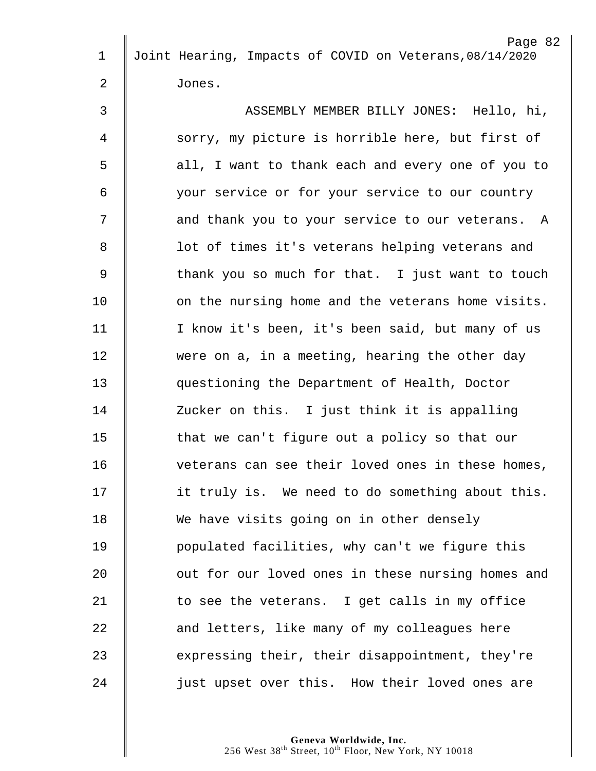Jones.

ASSEMBLY MEMBER BILLY JONES: Hello, hi, sorry, my picture is horrible here, but first of all, I want to thank each and every one of you to your service or for your service to our country and thank you to your service to our veterans. A lot of times it's veterans helping veterans and thank you so much for that. I just want to touch on the nursing home and the veterans home visits. I know it's been, it's been said, but many of us were on a, in a meeting, hearing the other day questioning the Department of Health, Doctor Zucker on this. I just think it is appalling that we can't figure out a policy so that our veterans can see their loved ones in these homes, it truly is. We need to do something about this. We have visits going on in other densely populated facilities, why can't we figure this out for our loved ones in these nursing homes and to see the veterans. I get calls in my office and letters, like many of my colleagues here expressing their, their disappointment, they're just upset over this. How their loved ones are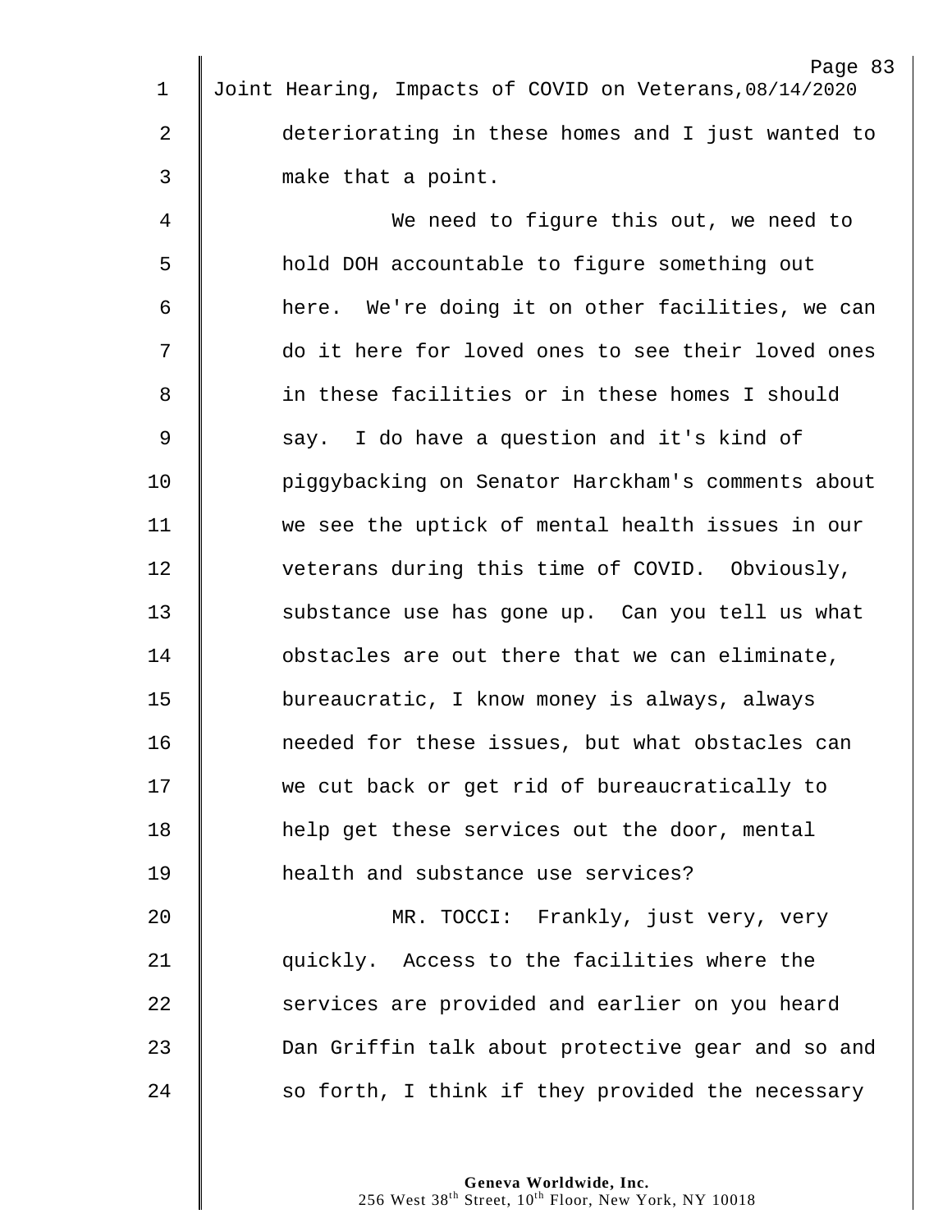deteriorating in these homes and I just wanted to make that a point.

We need to figure this out, we need to hold DOH accountable to figure something out here. We're doing it on other facilities, we can do it here for loved ones to see their loved ones in these facilities or in these homes I should say. I do have a question and it's kind of piggybacking on Senator Harckham's comments about we see the uptick of mental health issues in our veterans during this time of COVID. Obviously, substance use has gone up. Can you tell us what obstacles are out there that we can eliminate, bureaucratic, I know money is always, always needed for these issues, but what obstacles can we cut back or get rid of bureaucratically to help get these services out the door, mental health and substance use services?

MR. TOCCI: Frankly, just very, very quickly. Access to the facilities where the services are provided and earlier on you heard Dan Griffin talk about protective gear and so and so forth, I think if they provided the necessary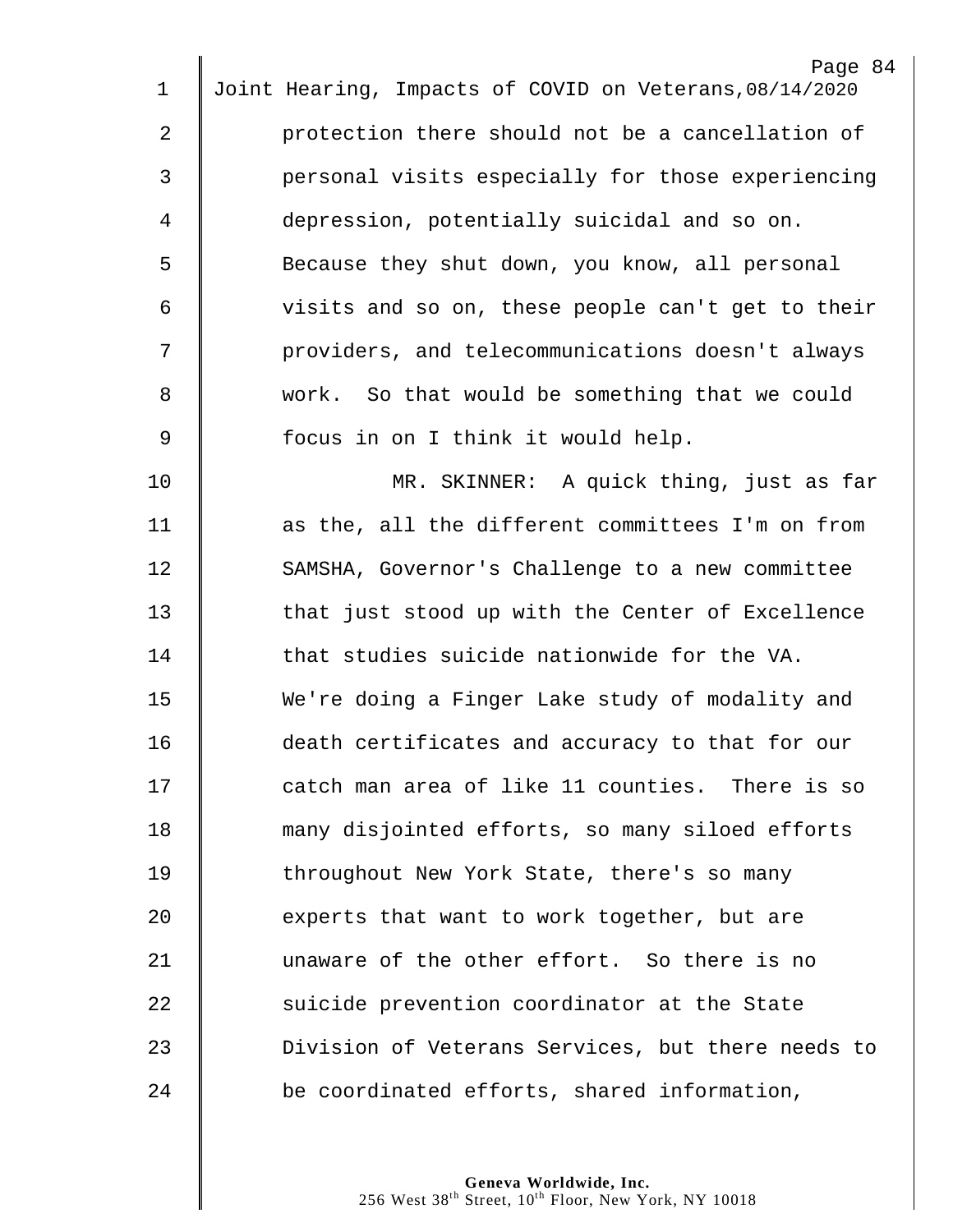protection there should not be a cancellation of personal visits especially for those experiencing depression, potentially suicidal and so on. Because they shut down, you know, all personal visits and so on, these people can't get to their providers, and telecommunications doesn't always work. So that would be something that we could focus in on I think it would help.

MR. SKINNER: A quick thing, just as far as the, all the different committees I'm on from SAMSHA, Governor's Challenge to a new committee that just stood up with the Center of Excellence that studies suicide nationwide for the VA. We're doing a Finger Lake study of modality and death certificates and accuracy to that for our catch man area of like 11 counties. There is so many disjointed efforts, so many siloed efforts throughout New York State, there's so many experts that want to work together, but are unaware of the other effort. So there is no suicide prevention coordinator at the State Division of Veterans Services, but there needs to be coordinated efforts, shared information,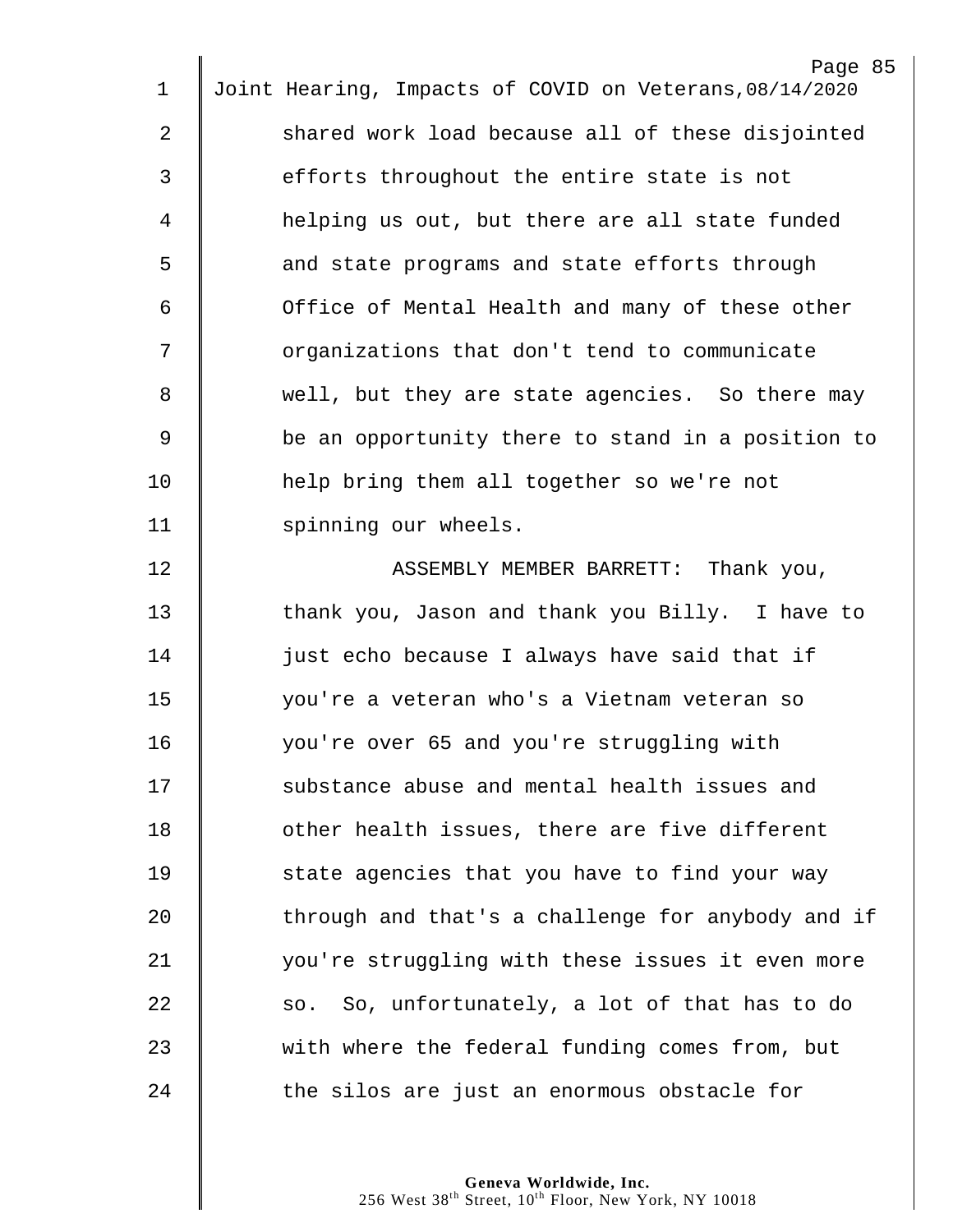shared work load because all of these disjointed efforts throughout the entire state is not helping us out, but there are all state funded and state programs and state efforts through Office of Mental Health and many of these other organizations that don't tend to communicate well, but they are state agencies. So there may be an opportunity there to stand in a position to help bring them all together so we're not spinning our wheels.

ASSEMBLY MEMBER BARRETT: Thank you, thank you, Jason and thank you Billy. I have to just echo because I always have said that if you're a veteran who's a Vietnam veteran so you're over 65 and you're struggling with substance abuse and mental health issues and other health issues, there are five different state agencies that you have to find your way through and that's a challenge for anybody and if you're struggling with these issues it even more so. So, unfortunately, a lot of that has to do with where the federal funding comes from, but the silos are just an enormous obstacle for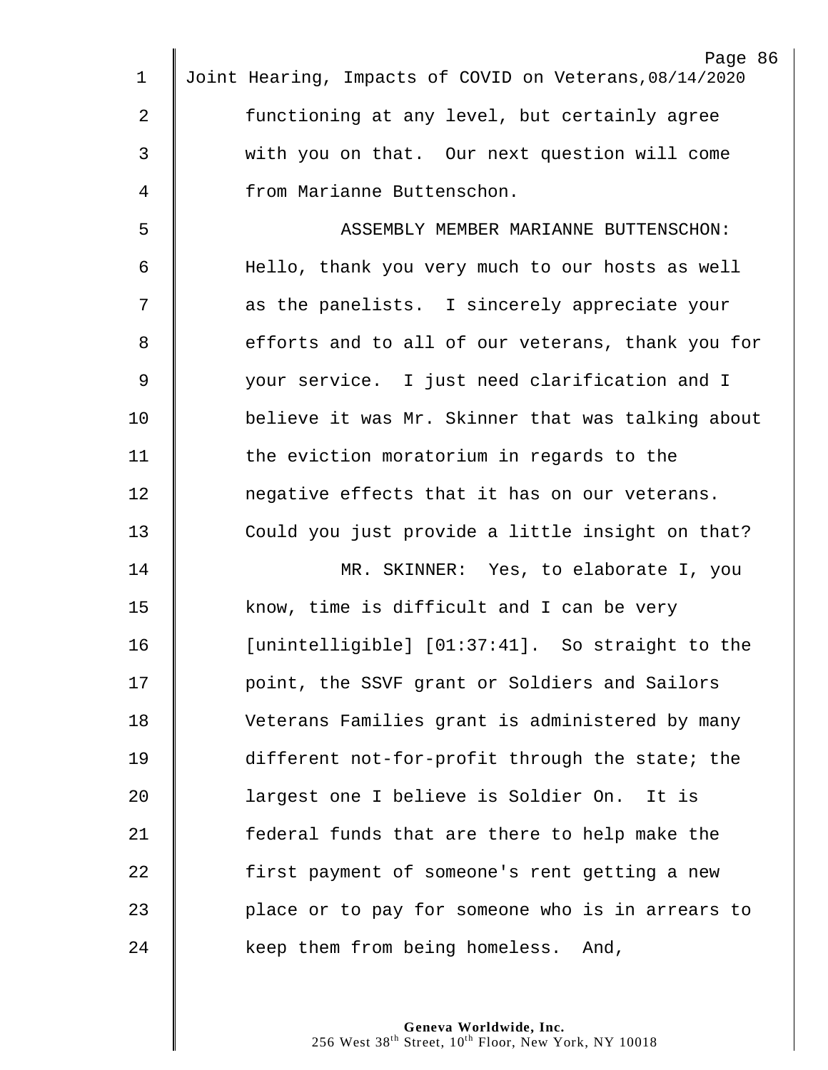functioning at any level, but certainly agree with you on that. Our next question will come from Marianne Buttenschon.

ASSEMBLY MEMBER MARIANNE BUTTENSCHON: Hello, thank you very much to our hosts as well as the panelists. I sincerely appreciate your efforts and to all of our veterans, thank you for your service. I just need clarification and I believe it was Mr. Skinner that was talking about the eviction moratorium in regards to the negative effects that it has on our veterans. Could you just provide a little insight on that?

MR. SKINNER: Yes, to elaborate I, you know, time is difficult and I can be very [unintelligible] [01:37:41]. So straight to the point, the SSVF grant or Soldiers and Sailors Veterans Families grant is administered by many different not-for-profit through the state; the largest one I believe is Soldier On. It is federal funds that are there to help make the first payment of someone's rent getting a new place or to pay for someone who is in arrears to keep them from being homeless. And,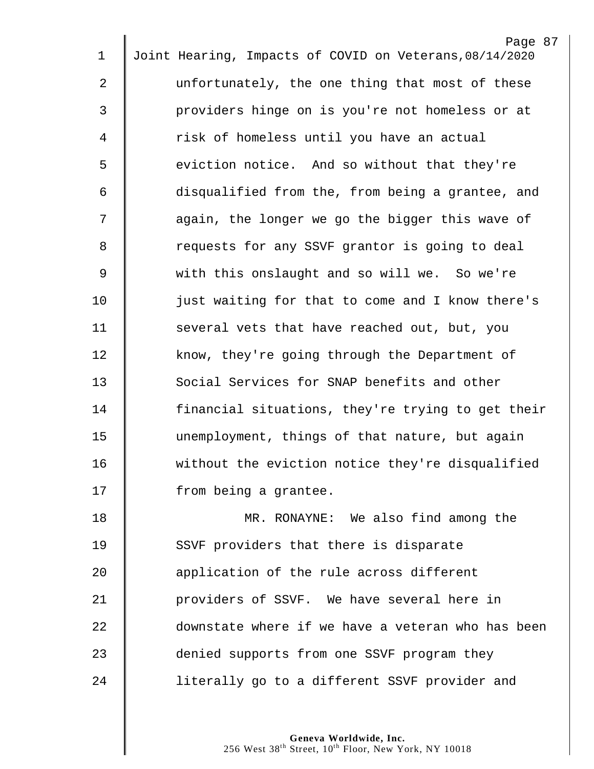unfortunately, the one thing that most of these providers hinge on is you're not homeless or at risk of homeless until you have an actual eviction notice. And so without that they're disqualified from the, from being a grantee, and again, the longer we go the bigger this wave of requests for any SSVF grantor is going to deal with this onslaught and so will we. So we're just waiting for that to come and I know there's several vets that have reached out, but, you know, they're going through the Department of Social Services for SNAP benefits and other financial situations, they're trying to get their unemployment, things of that nature, but again without the eviction notice they're disqualified from being a grantee.

MR. RONAYNE: We also find among the SSVF providers that there is disparate application of the rule across different providers of SSVF. We have several here in downstate where if we have a veteran who has been denied supports from one SSVF program they literally go to a different SSVF provider and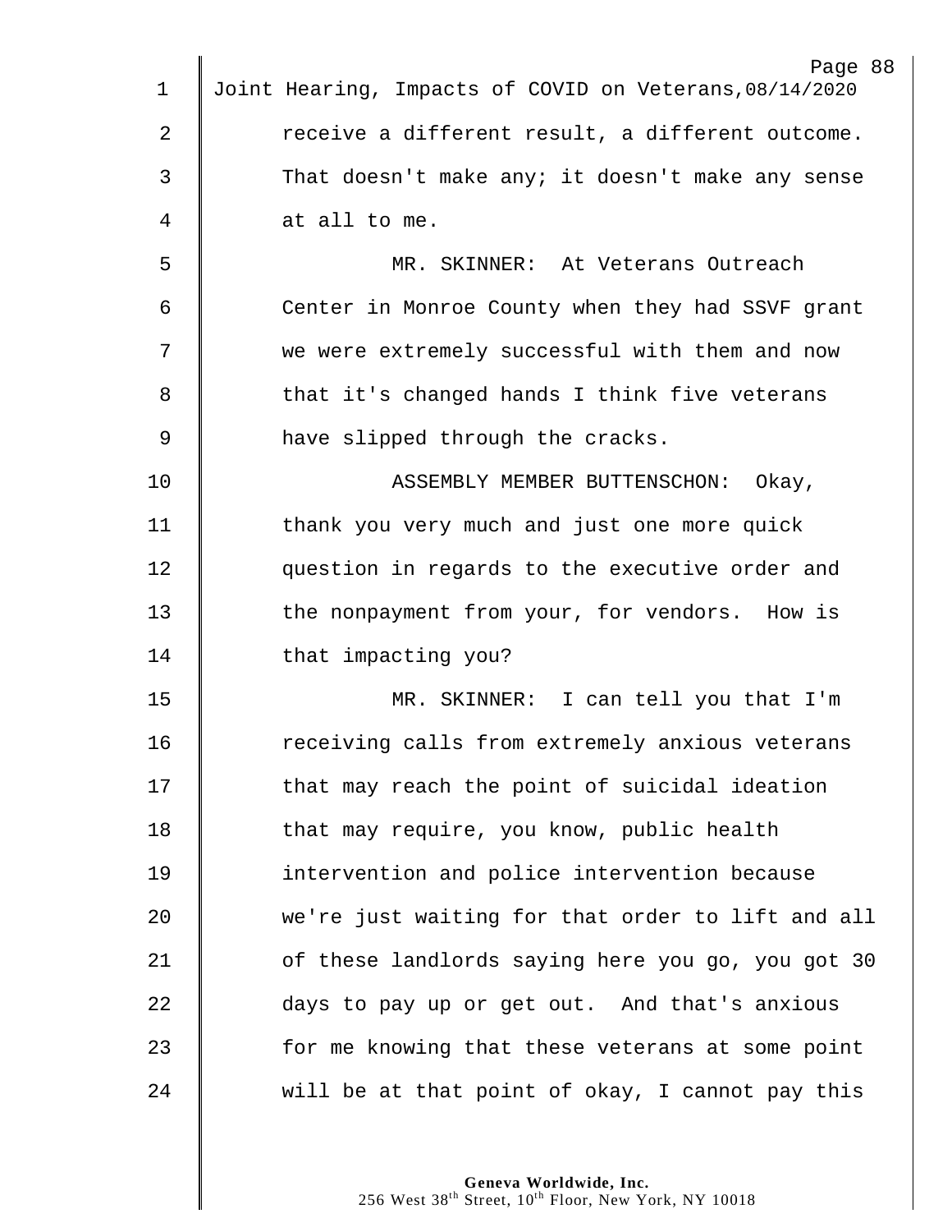receive a different result, a different outcome. That doesn't make any; it doesn't make any sense at all to me.

MR. SKINNER: At Veterans Outreach Center in Monroe County when they had SSVF grant we were extremely successful with them and now that it's changed hands I think five veterans have slipped through the cracks.

ASSEMBLY MEMBER BUTTENSCHON: Okay, thank you very much and just one more quick question in regards to the executive order and the nonpayment from your, for vendors. How is that impacting you?

MR. SKINNER: I can tell you that I'm receiving calls from extremely anxious veterans that may reach the point of suicidal ideation that may require, you know, public health intervention and police intervention because we're just waiting for that order to lift and all of these landlords saying here you go, you got 30 days to pay up or get out. And that's anxious for me knowing that these veterans at some point will be at that point of okay, I cannot pay this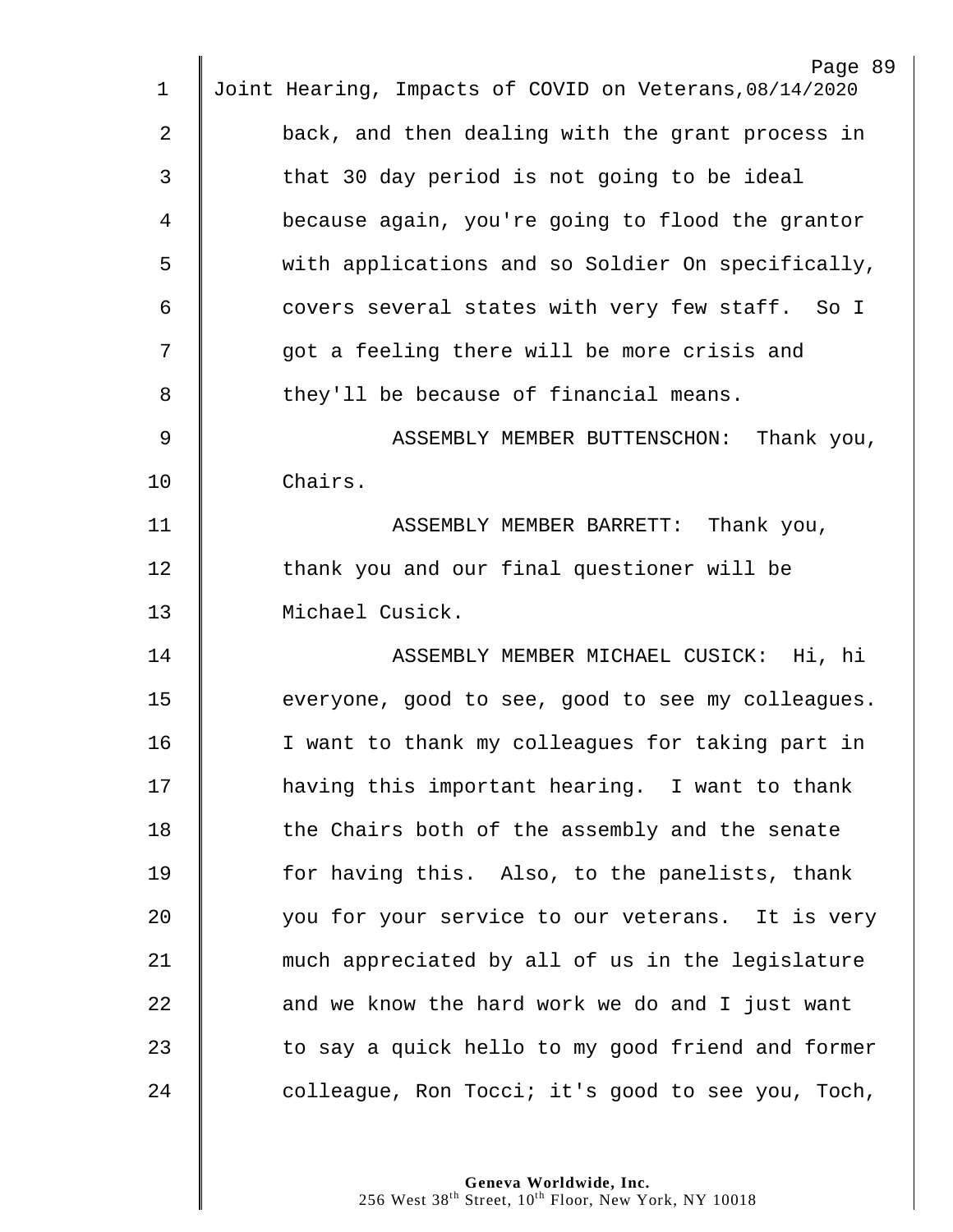back, and then dealing with the grant process in that 30 day period is not going to be ideal because again, you're going to flood the grantor with applications and so Soldier On specifically, covers several states with very few staff. So I got a feeling there will be more crisis and they'll be because of financial means.

ASSEMBLY MEMBER BUTTENSCHON: Thank you, Chairs.

ASSEMBLY MEMBER BARRETT: Thank you, thank you and our final questioner will be Michael Cusick.

ASSEMBLY MEMBER MICHAEL CUSICK: Hi, hi everyone, good to see, good to see my colleagues. I want to thank my colleagues for taking part in having this important hearing. I want to thank the Chairs both of the assembly and the senate for having this. Also, to the panelists, thank you for your service to our veterans. It is very much appreciated by all of us in the legislature and we know the hard work we do and I just want to say a quick hello to my good friend and former colleague, Ron Tocci; it's good to see you, Toch,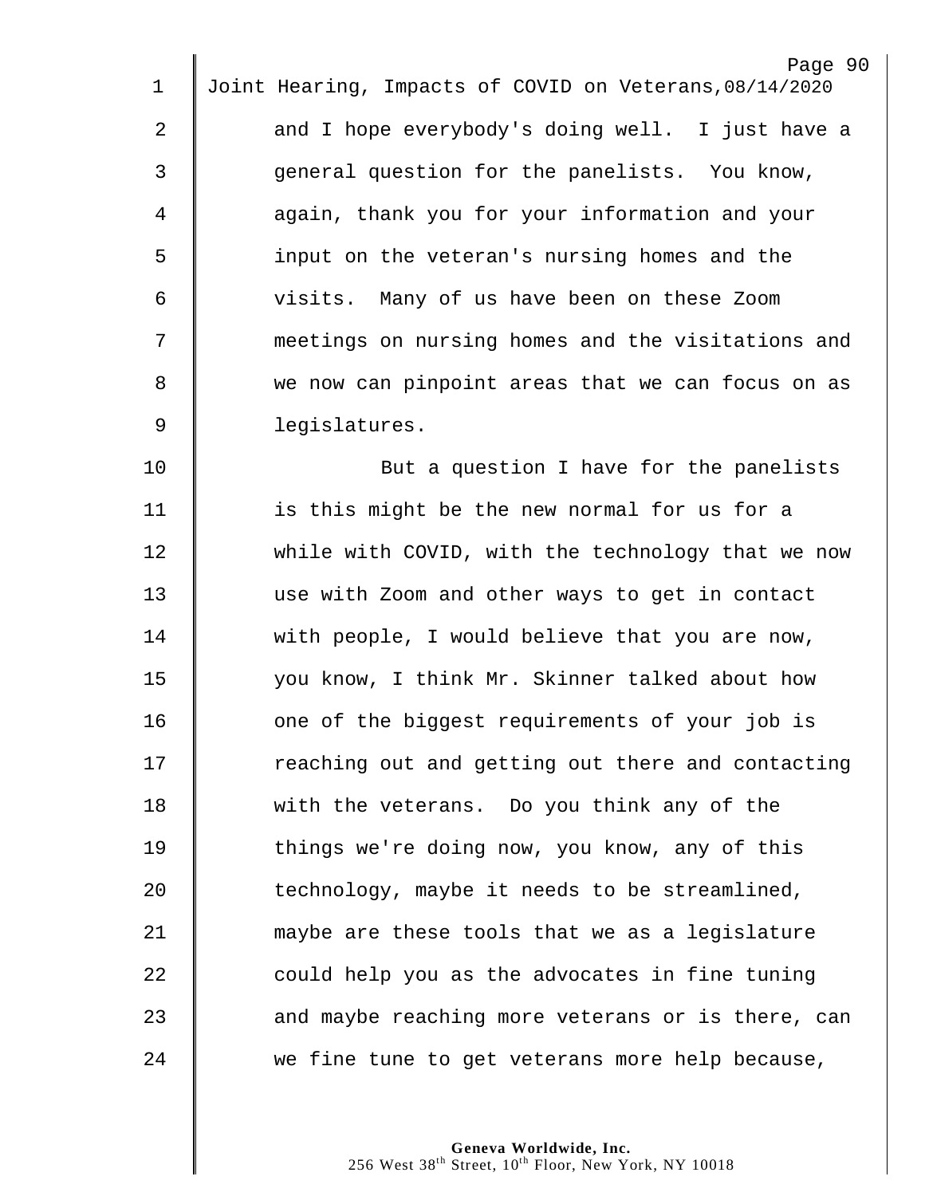and I hope everybody's doing well. I just have a general question for the panelists. You know, again, thank you for your information and your input on the veteran's nursing homes and the visits. Many of us have been on these Zoom meetings on nursing homes and the visitations and we now can pinpoint areas that we can focus on as legislatures.

But a question I have for the panelists is this might be the new normal for us for a while with COVID, with the technology that we now use with Zoom and other ways to get in contact with people, I would believe that you are now, you know, I think Mr. Skinner talked about how one of the biggest requirements of your job is reaching out and getting out there and contacting with the veterans. Do you think any of the things we're doing now, you know, any of this technology, maybe it needs to be streamlined, maybe are these tools that we as a legislature could help you as the advocates in fine tuning and maybe reaching more veterans or is there, can we fine tune to get veterans more help because,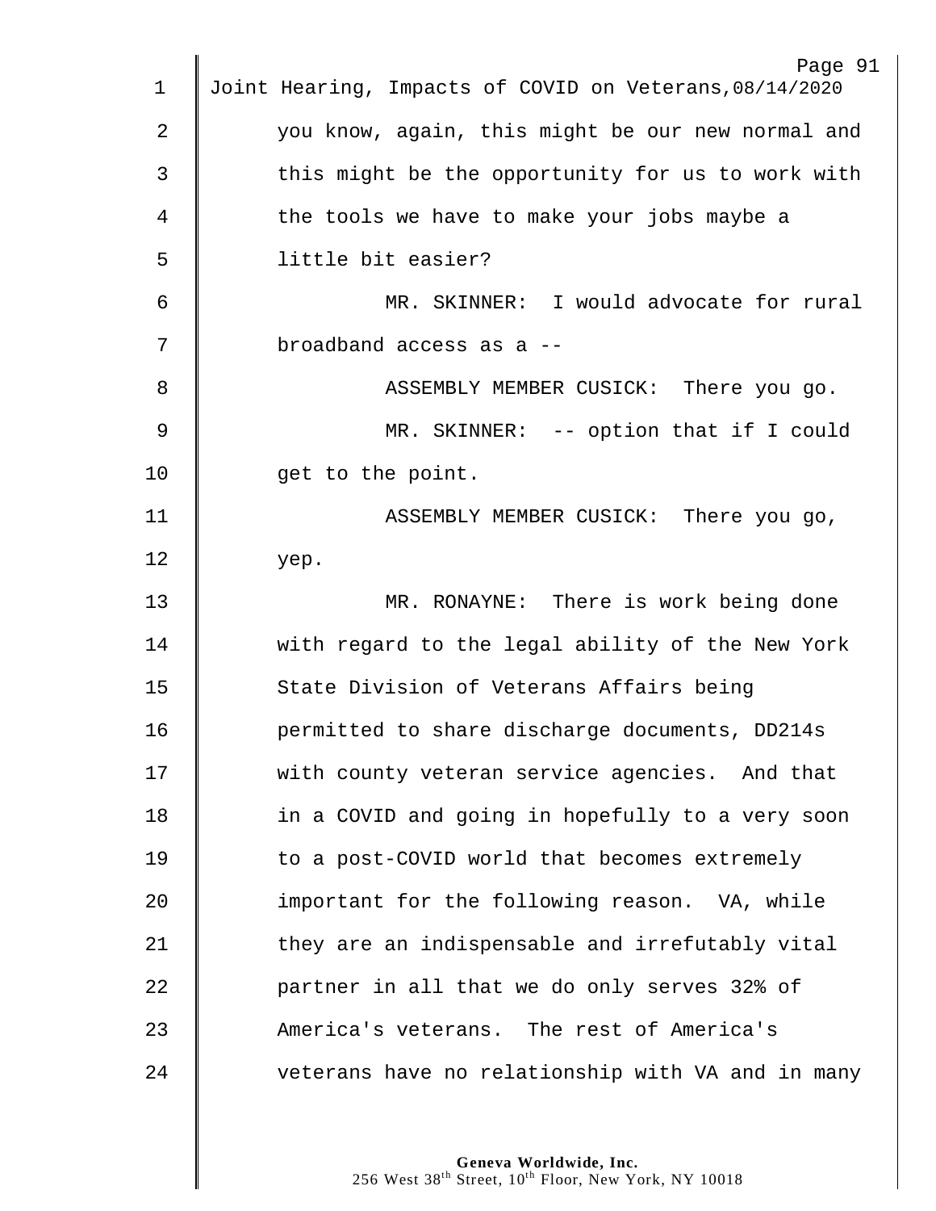you know, again, this might be our new normal and this might be the opportunity for us to work with the tools we have to make your jobs maybe a little bit easier?

MR. SKINNER: I would advocate for rural broadband access as a --

ASSEMBLY MEMBER CUSICK: There you go.

MR. SKINNER: -- option that if I could get to the point.

ASSEMBLY MEMBER CUSICK: There you go, yep.

MR. RONAYNE: There is work being done with regard to the legal ability of the New York State Division of Veterans Affairs being permitted to share discharge documents, DD214s with county veteran service agencies. And that in a COVID and going in hopefully to a very soon to a post-COVID world that becomes extremely important for the following reason. VA, while they are an indispensable and irrefutably vital partner in all that we do only serves 32% of America's veterans. The rest of America's veterans have no relationship with VA and in many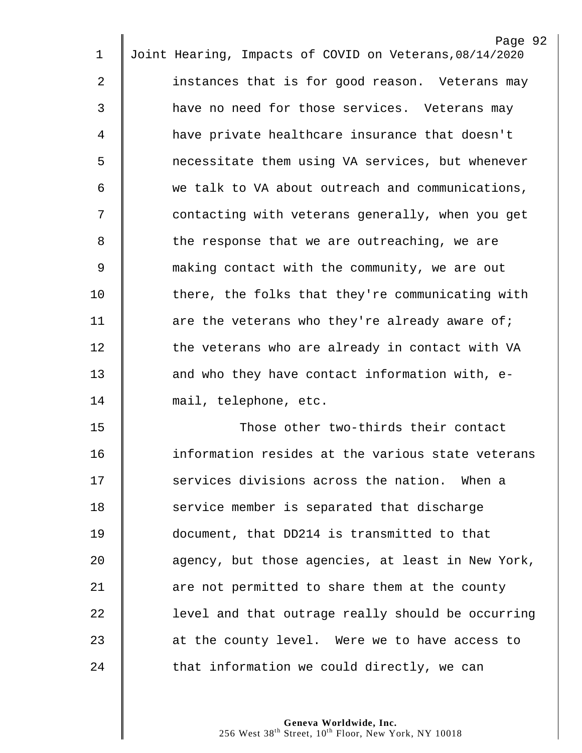instances that is for good reason. Veterans may have no need for those services. Veterans may have private healthcare insurance that doesn't necessitate them using VA services, but whenever we talk to VA about outreach and communications, contacting with veterans generally, when you get the response that we are outreaching, we are making contact with the community, we are out there, the folks that they're communicating with are the veterans who they're already aware of; the veterans who are already in contact with VA and who they have contact information with, e-mail, telephone, etc.

Those other two-thirds their contact information resides at the various state veterans services divisions across the nation. When a service member is separated that discharge document, that DD214 is transmitted to that agency, but those agencies, at least in New York, are not permitted to share them at the county level and that outrage really should be occurring at the county level. Were we to have access to that information we could directly, we can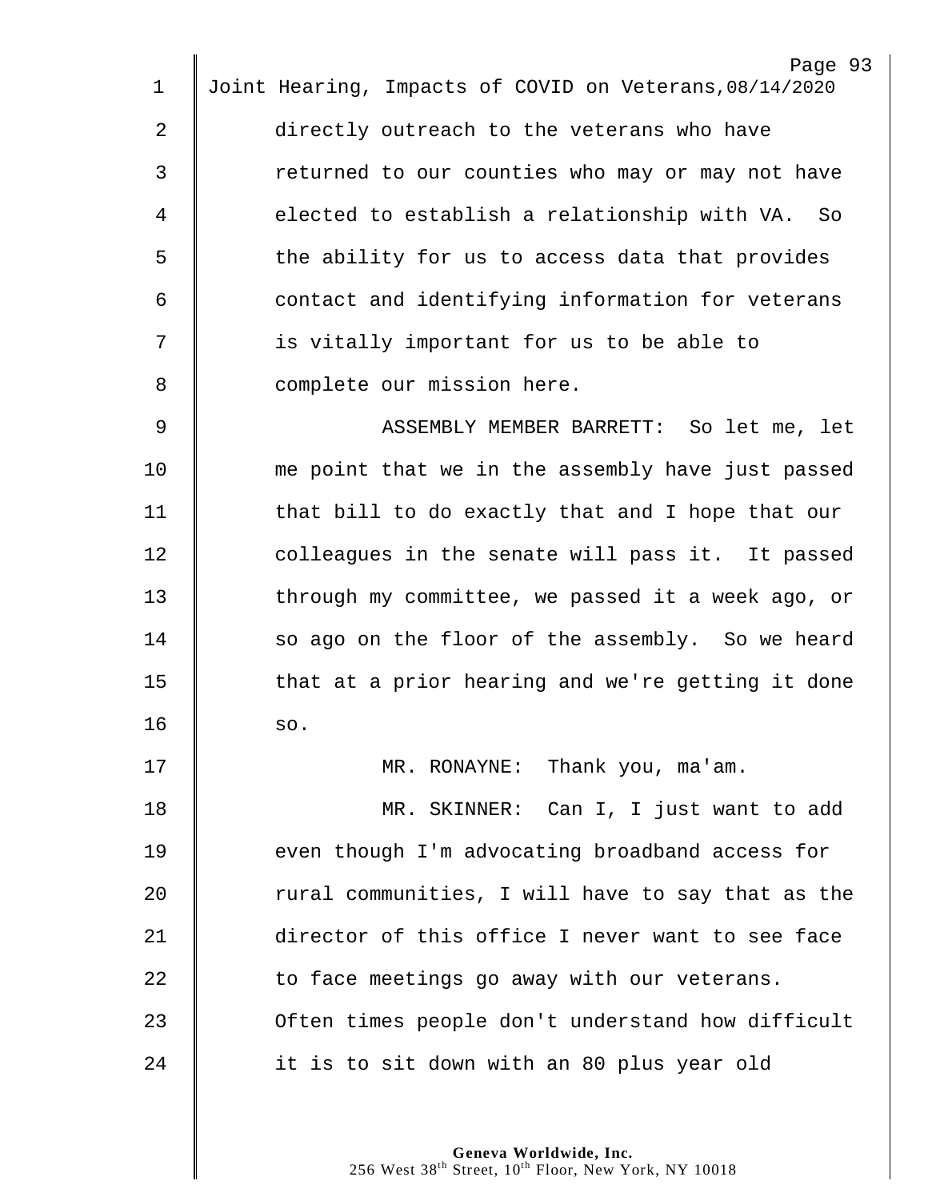directly outreach to the veterans who have returned to our counties who may or may not have elected to establish a relationship with VA. So the ability for us to access data that provides contact and identifying information for veterans is vitally important for us to be able to complete our mission here.

ASSEMBLY MEMBER BARRETT: So let me, let me point that we in the assembly have just passed that bill to do exactly that and I hope that our colleagues in the senate will pass it. It passed through my committee, we passed it a week ago, or so ago on the floor of the assembly. So we heard that at a prior hearing and we're getting it done so.

MR. RONAYNE: Thank you, ma'am.

MR. SKINNER: Can I, I just want to add even though I'm advocating broadband access for rural communities, I will have to say that as the director of this office I never want to see face to face meetings go away with our veterans. Often times people don't understand how difficult it is to sit down with an 80 plus year old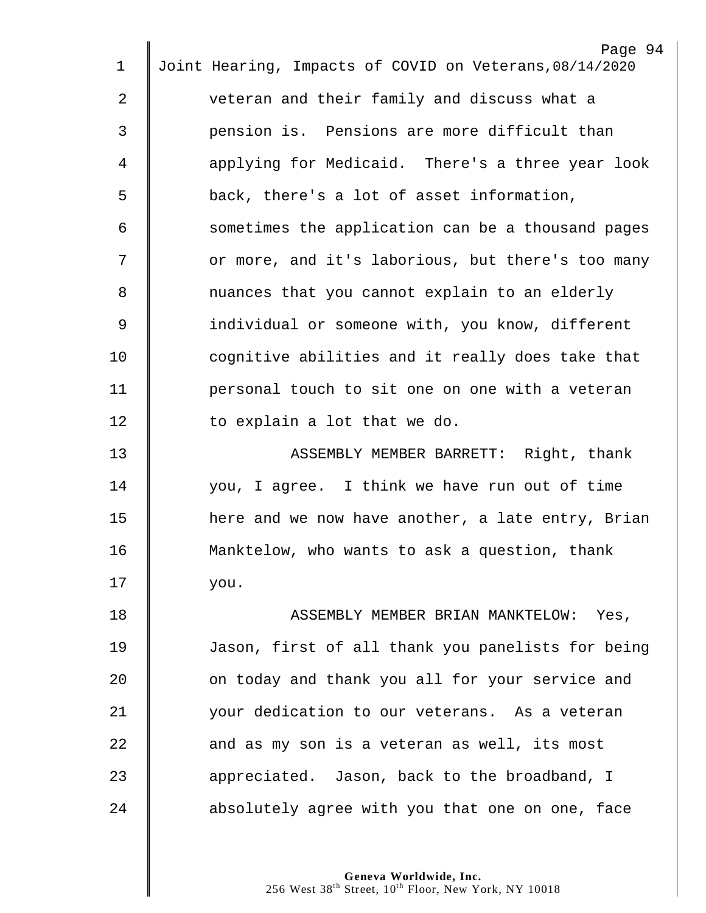veteran and their family and discuss what a pension is. Pensions are more difficult than applying for Medicaid. There's a three year look back, there's a lot of asset information, sometimes the application can be a thousand pages or more, and it's laborious, but there's too many nuances that you cannot explain to an elderly individual or someone with, you know, different cognitive abilities and it really does take that personal touch to sit one on one with a veteran to explain a lot that we do.

ASSEMBLY MEMBER BARRETT: Right, thank you, I agree. I think we have run out of time here and we now have another, a late entry, Brian Manktelow, who wants to ask a question, thank you.

ASSEMBLY MEMBER BRIAN MANKTELOW: Yes, Jason, first of all thank you panelists for being on today and thank you all for your service and your dedication to our veterans. As a veteran and as my son is a veteran as well, its most appreciated. Jason, back to the broadband, I absolutely agree with you that one on one, face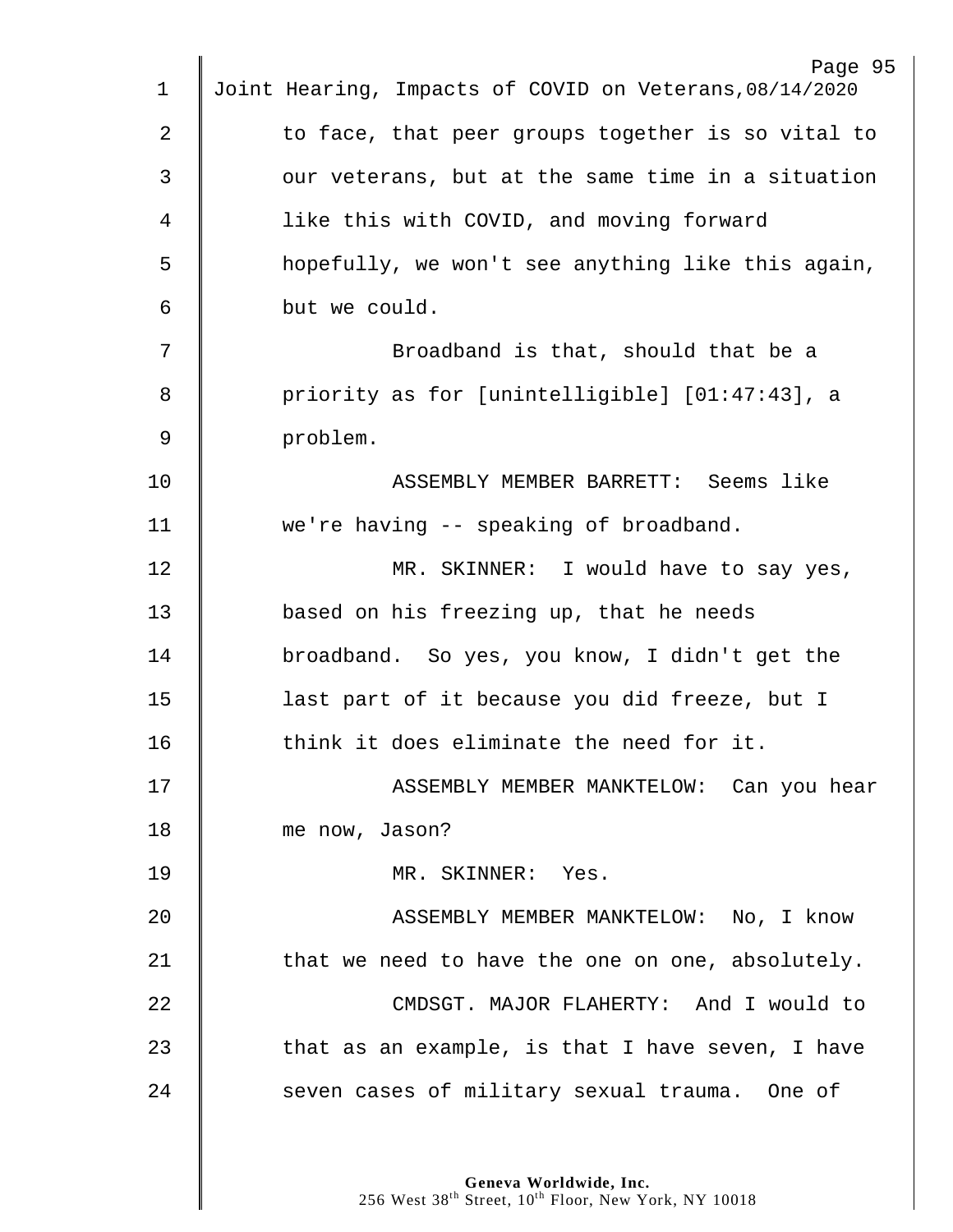to face, that peer groups together is so vital to our veterans, but at the same time in a situation like this with COVID, and moving forward hopefully, we won't see anything like this again, but we could.

Broadband is that, should that be a priority as for [unintelligible] [01:47:43], a problem.

ASSEMBLY MEMBER BARRETT: Seems like we're having -- speaking of broadband.

MR. SKINNER: I would have to say yes, based on his freezing up, that he needs broadband. So yes, you know, I didn't get the last part of it because you did freeze, but I think it does eliminate the need for it.

ASSEMBLY MEMBER MANKTELOW: Can you hear me now, Jason?

MR. SKINNER: Yes.

ASSEMBLY MEMBER MANKTELOW: No, I know that we need to have the one on one, absolutely.

CMDSGT. MAJOR FLAHERTY: And I would to that as an example, is that I have seven, I have seven cases of military sexual trauma. One of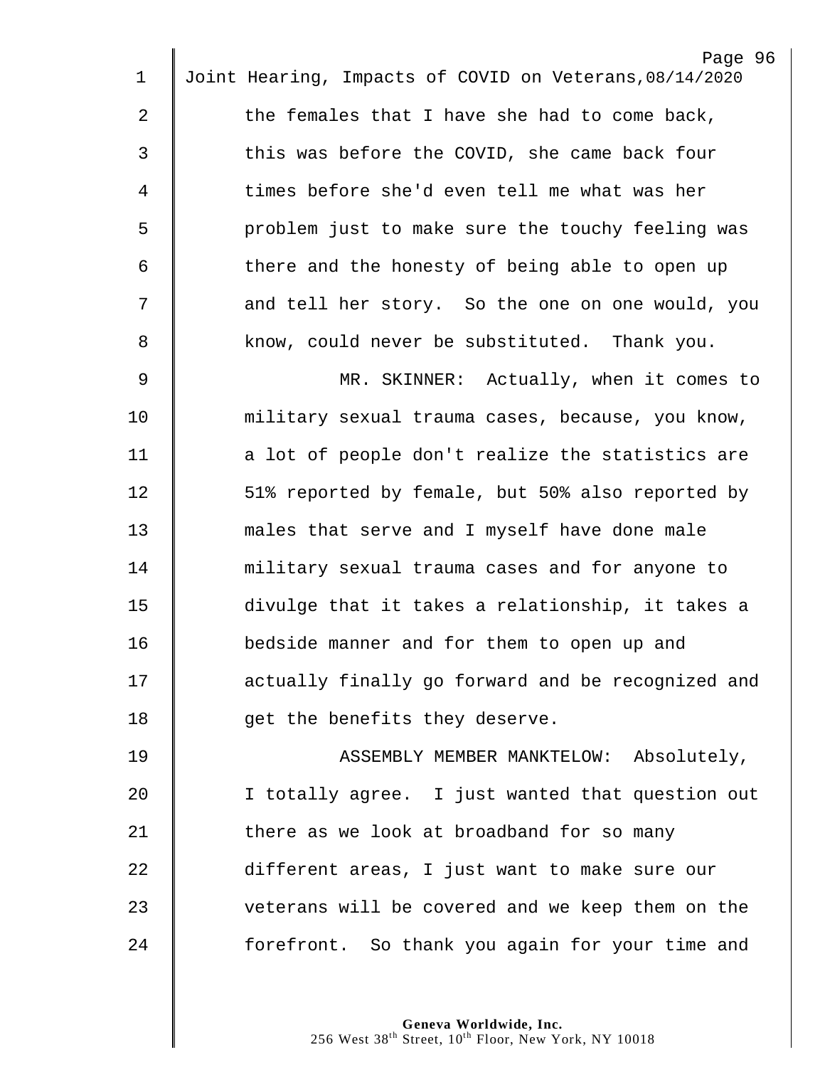the females that I have she had to come back, this was before the COVID, she came back four times before she'd even tell me what was her problem just to make sure the touchy feeling was there and the honesty of being able to open up and tell her story. So the one on one would, you know, could never be substituted. Thank you.

MR. SKINNER: Actually, when it comes to military sexual trauma cases, because, you know, a lot of people don't realize the statistics are 51% reported by female, but 50% also reported by males that serve and I myself have done male military sexual trauma cases and for anyone to divulge that it takes a relationship, it takes a bedside manner and for them to open up and actually finally go forward and be recognized and get the benefits they deserve.

ASSEMBLY MEMBER MANKTELOW: Absolutely, I totally agree. I just wanted that question out there as we look at broadband for so many different areas, I just want to make sure our veterans will be covered and we keep them on the forefront. So thank you again for your time and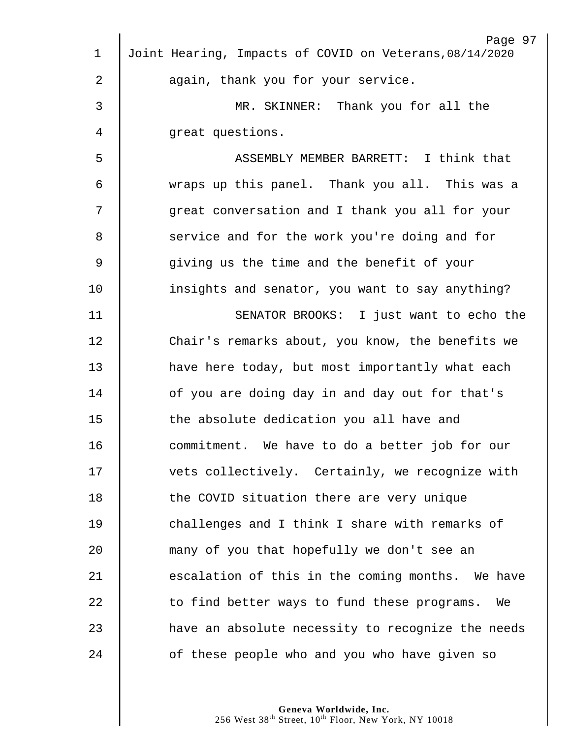again, thank you for your service.

MR. SKINNER: Thank you for all the great questions.

ASSEMBLY MEMBER BARRETT: I think that wraps up this panel. Thank you all. This was a great conversation and I thank you all for your service and for the work you're doing and for giving us the time and the benefit of your insights and senator, you want to say anything?

SENATOR BROOKS: I just want to echo the Chair's remarks about, you know, the benefits we have here today, but most importantly what each of you are doing day in and day out for that's the absolute dedication you all have and commitment. We have to do a better job for our vets collectively. Certainly, we recognize with the COVID situation there are very unique challenges and I think I share with remarks of many of you that hopefully we don't see an escalation of this in the coming months. We have to find better ways to fund these programs. We have an absolute necessity to recognize the needs of these people who and you who have given so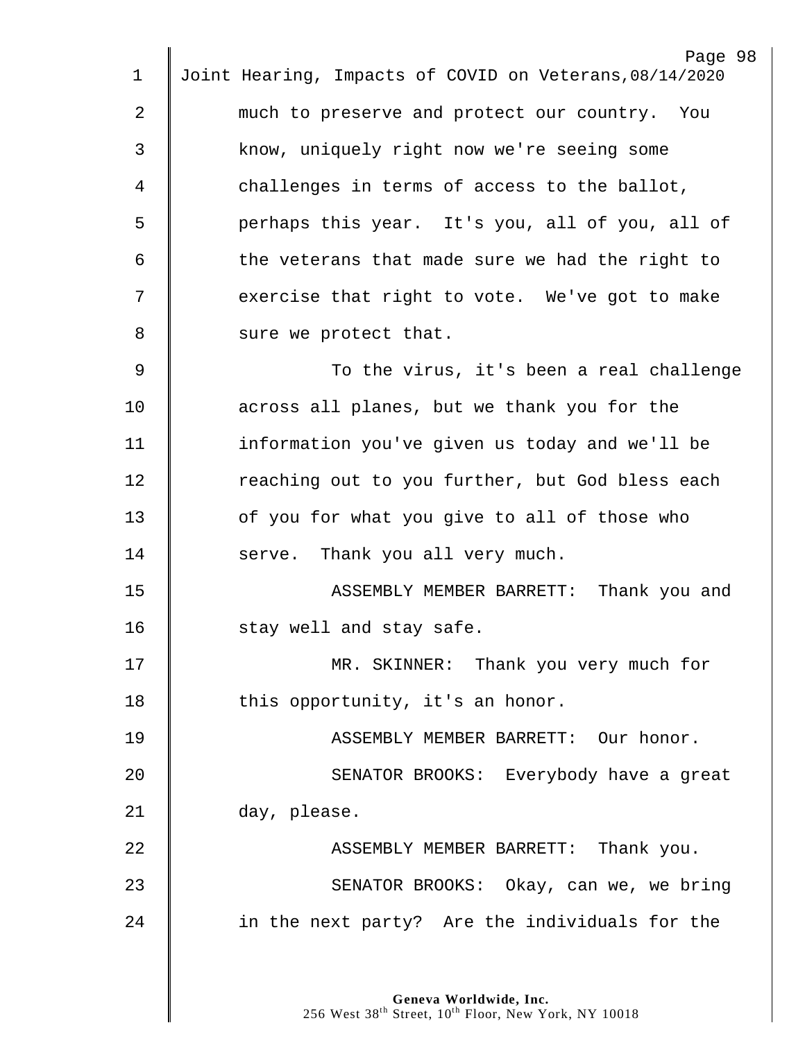much to preserve and protect our country. You know, uniquely right now we're seeing some challenges in terms of access to the ballot, perhaps this year. It's you, all of you, all of the veterans that made sure we had the right to exercise that right to vote. We've got to make sure we protect that.

To the virus, it's been a real challenge across all planes, but we thank you for the information you've given us today and we'll be reaching out to you further, but God bless each of you for what you give to all of those who serve. Thank you all very much.

ASSEMBLY MEMBER BARRETT: Thank you and stay well and stay safe.

MR. SKINNER: Thank you very much for this opportunity, it's an honor.

ASSEMBLY MEMBER BARRETT: Our honor.

SENATOR BROOKS: Everybody have a great day, please.

ASSEMBLY MEMBER BARRETT: Thank you.

SENATOR BROOKS: Okay, can we, we bring in the next party? Are the individuals for the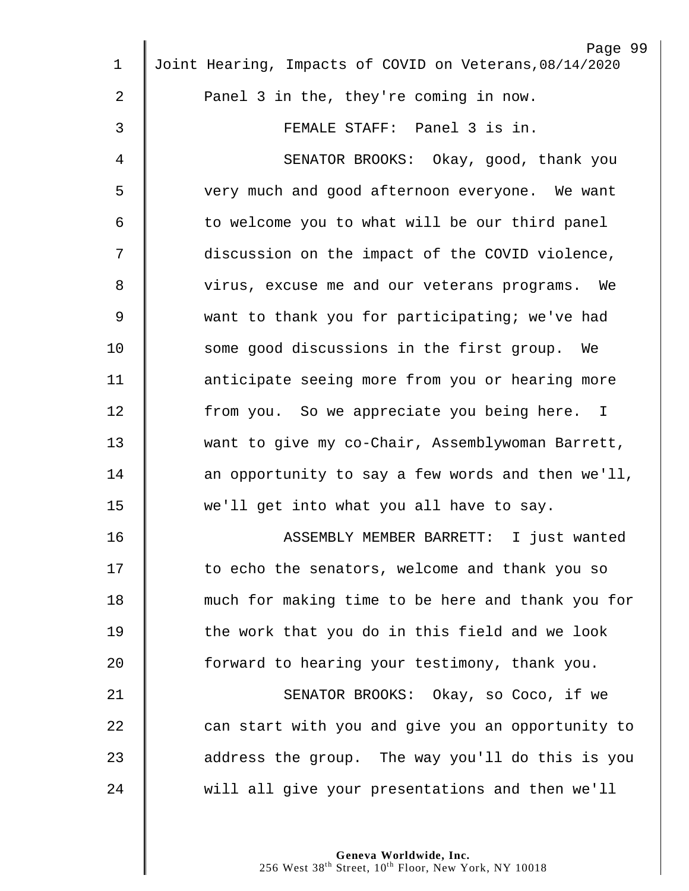Panel 3 in the, they're coming in now.

FEMALE STAFF: Panel 3 is in.

SENATOR BROOKS: Okay, good, thank you very much and good afternoon everyone. We want to welcome you to what will be our third panel discussion on the impact of the COVID violence, virus, excuse me and our veterans programs. We want to thank you for participating; we've had some good discussions in the first group. We anticipate seeing more from you or hearing more from you. So we appreciate you being here. I want to give my co-Chair, Assemblywoman Barrett, an opportunity to say a few words and then we'll, we'll get into what you all have to say.

ASSEMBLY MEMBER BARRETT: I just wanted to echo the senators, welcome and thank you so much for making time to be here and thank you for the work that you do in this field and we look forward to hearing your testimony, thank you.

SENATOR BROOKS: Okay, so Coco, if we can start with you and give you an opportunity to address the group. The way you'll do this is you will all give your presentations and then we'll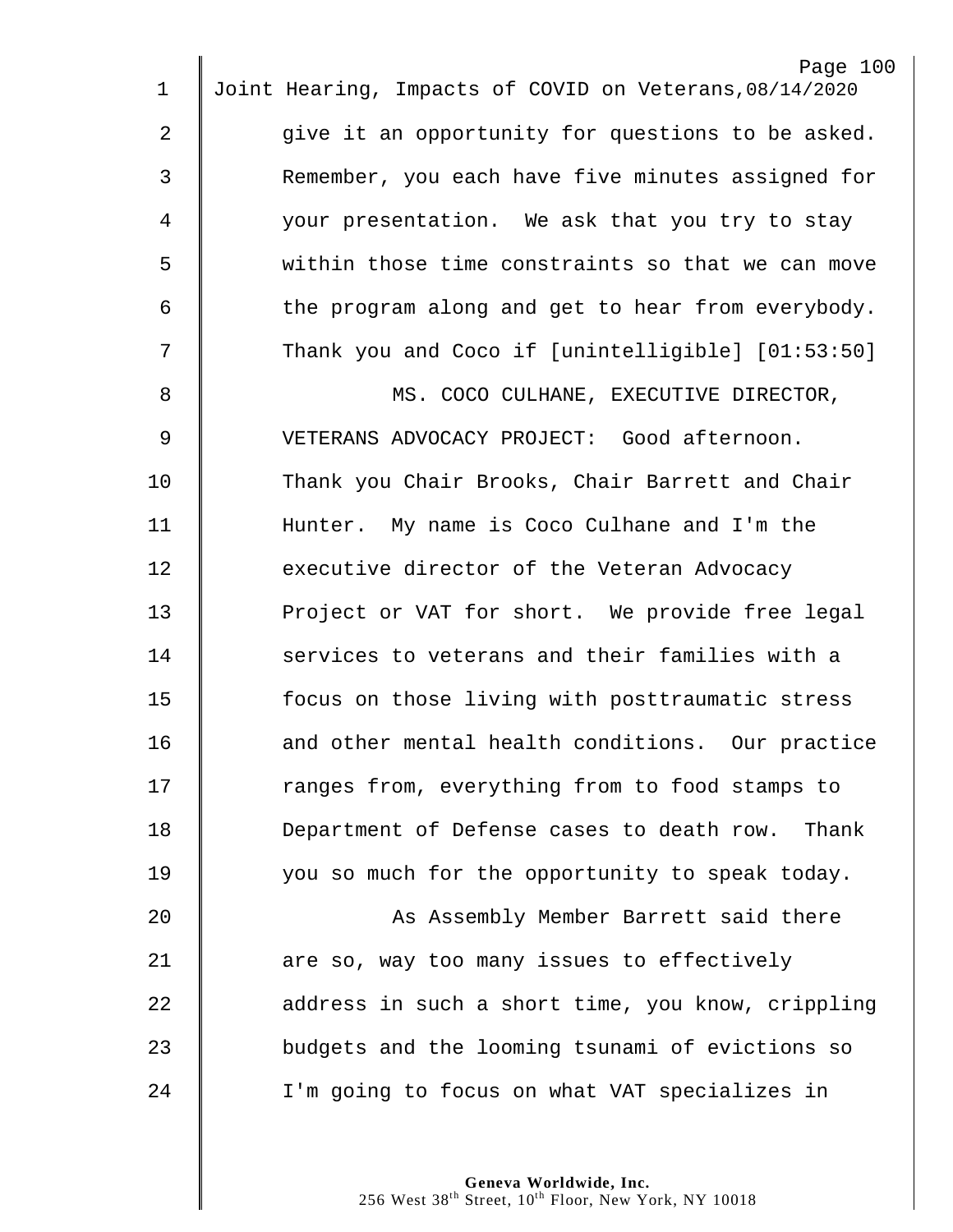give it an opportunity for questions to be asked. Remember, you each have five minutes assigned for your presentation. We ask that you try to stay within those time constraints so that we can move the program along and get to hear from everybody. Thank you and Coco if [unintelligible] [01:53:50]

MS. COCO CULHANE, EXECUTIVE DIRECTOR, VETERANS ADVOCACY PROJECT: Good afternoon. Thank you Chair Brooks, Chair Barrett and Chair Hunter. My name is Coco Culhane and I'm the executive director of the Veteran Advocacy Project or VAT for short. We provide free legal services to veterans and their families with a focus on those living with posttraumatic stress and other mental health conditions. Our practice ranges from, everything from to food stamps to Department of Defense cases to death row. Thank you so much for the opportunity to speak today.

As Assembly Member Barrett said there are so, way too many issues to effectively address in such a short time, you know, crippling budgets and the looming tsunami of evictions so I'm going to focus on what VAT specializes in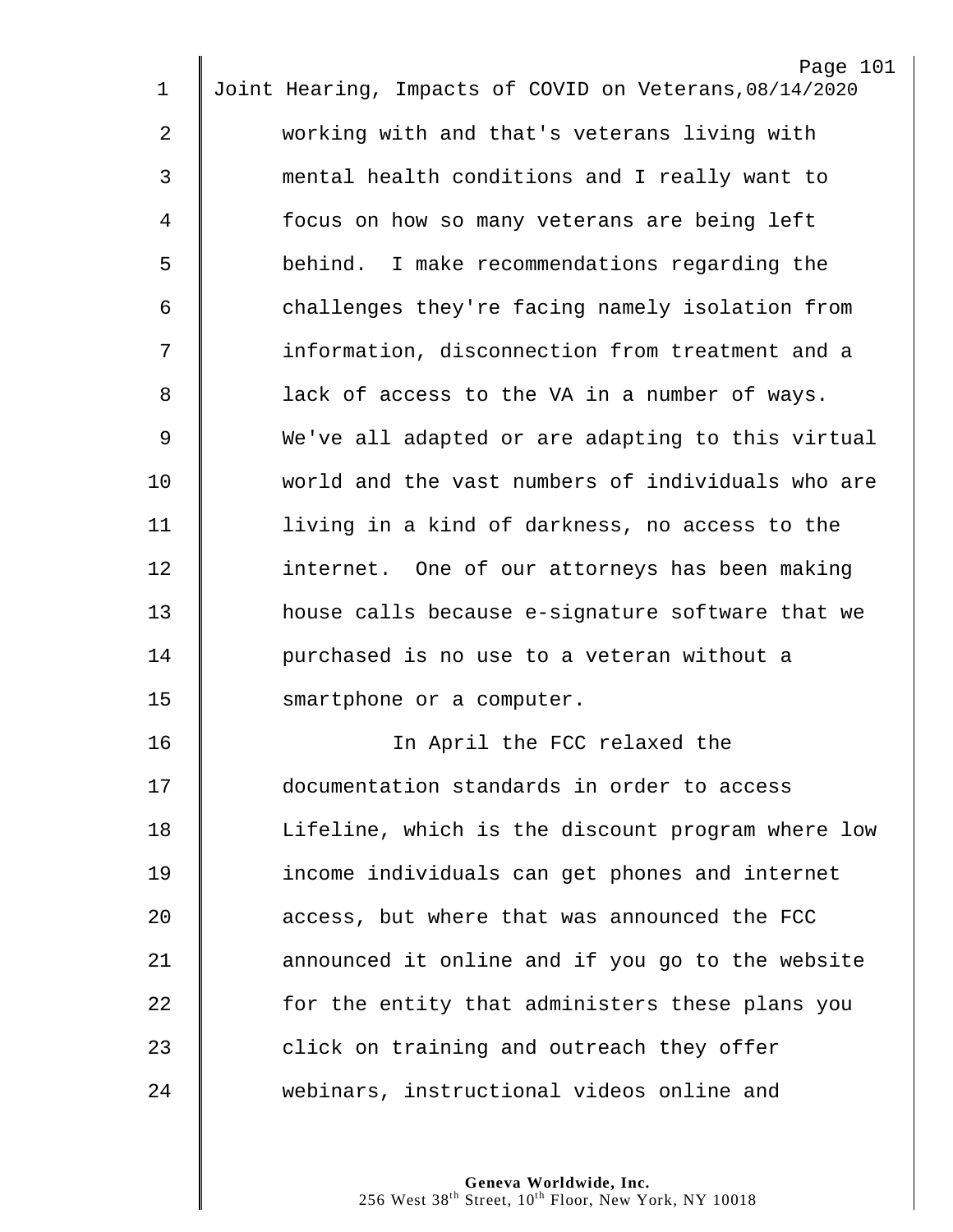working with and that's veterans living with mental health conditions and I really want to focus on how so many veterans are being left behind. I make recommendations regarding the challenges they're facing namely isolation from information, disconnection from treatment and a lack of access to the VA in a number of ways. We've all adapted or are adapting to this virtual world and the vast numbers of individuals who are living in a kind of darkness, no access to the internet. One of our attorneys has been making house calls because e-signature software that we purchased is no use to a veteran without a smartphone or a computer.

In April the FCC relaxed the documentation standards in order to access Lifeline, which is the discount program where low income individuals can get phones and internet access, but where that was announced the FCC announced it online and if you go to the website for the entity that administers these plans you click on training and outreach they offer webinars, instructional videos online and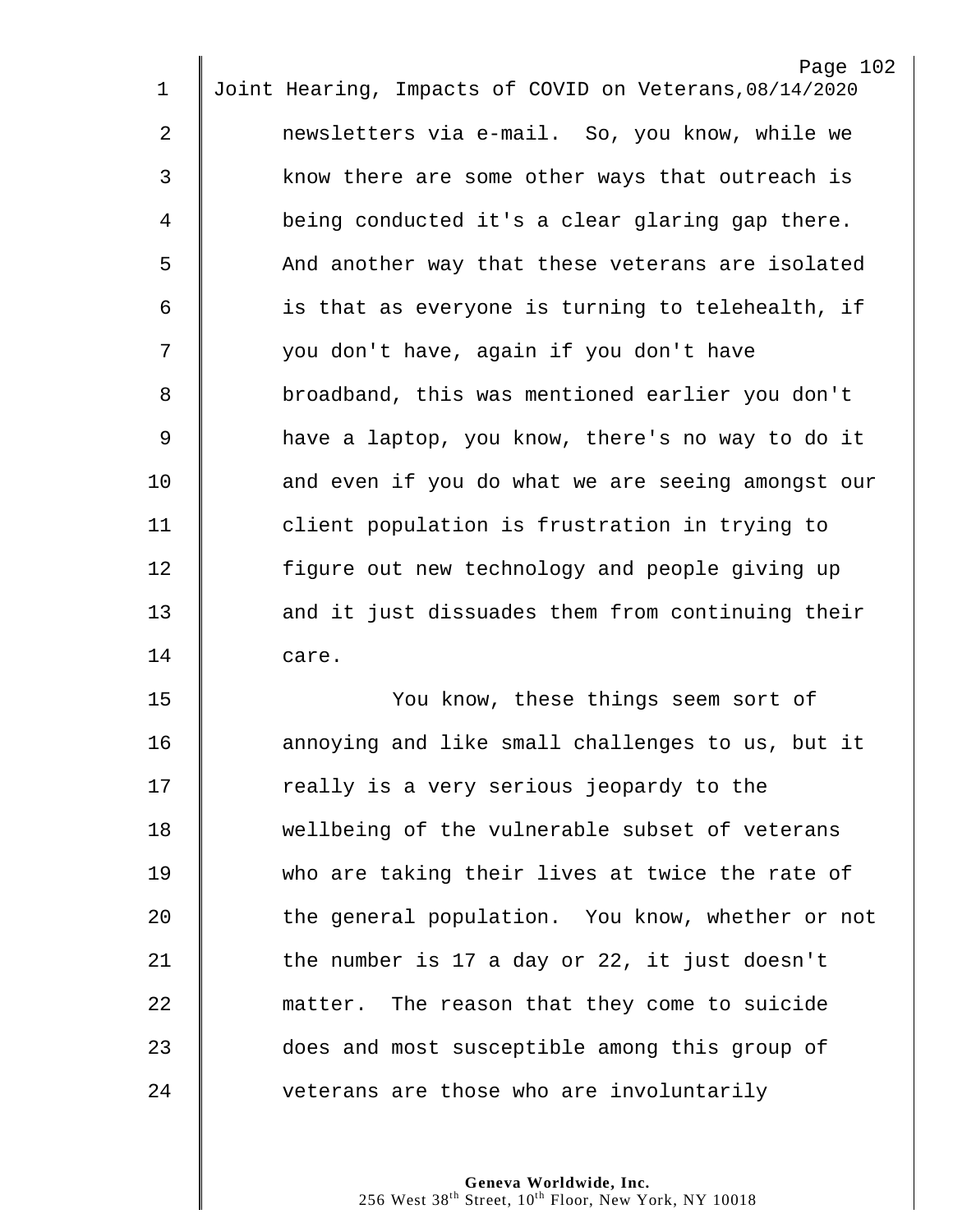newsletters via e-mail. So, you know, while we know there are some other ways that outreach is being conducted it's a clear glaring gap there. And another way that these veterans are isolated is that as everyone is turning to telehealth, if you don't have, again if you don't have broadband, this was mentioned earlier you don't have a laptop, you know, there's no way to do it and even if you do what we are seeing amongst our client population is frustration in trying to figure out new technology and people giving up and it just dissuades them from continuing their care.

You know, these things seem sort of annoying and like small challenges to us, but it really is a very serious jeopardy to the wellbeing of the vulnerable subset of veterans who are taking their lives at twice the rate of the general population. You know, whether or not the number is 17 a day or 22, it just doesn't matter. The reason that they come to suicide does and most susceptible among this group of veterans are those who are involuntarily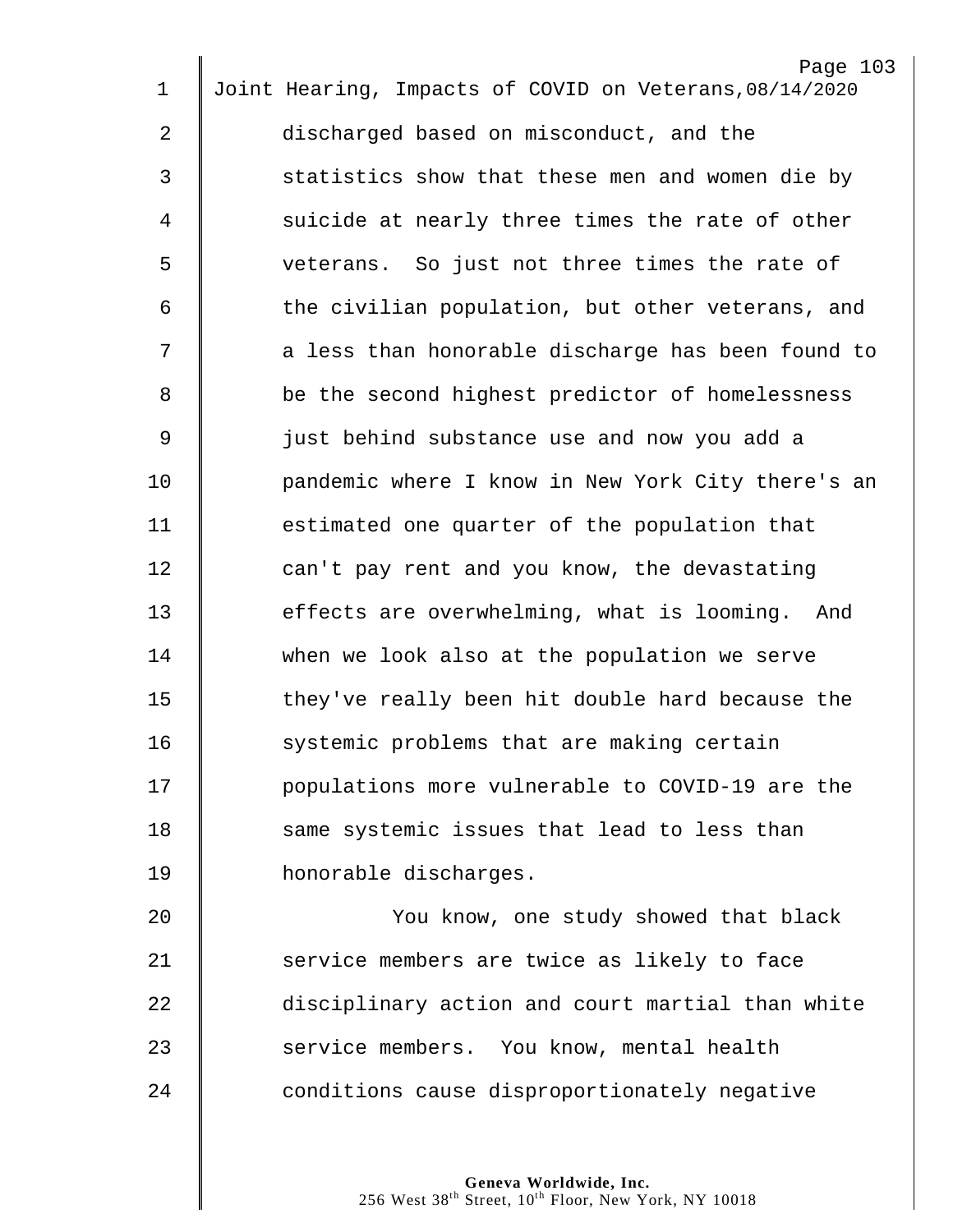discharged based on misconduct, and the statistics show that these men and women die by suicide at nearly three times the rate of other veterans. So just not three times the rate of the civilian population, but other veterans, and a less than honorable discharge has been found to be the second highest predictor of homelessness just behind substance use and now you add a pandemic where I know in New York City there's an estimated one quarter of the population that can't pay rent and you know, the devastating effects are overwhelming, what is looming. And when we look also at the population we serve they've really been hit double hard because the systemic problems that are making certain populations more vulnerable to COVID-19 are the same systemic issues that lead to less than honorable discharges.

You know, one study showed that black service members are twice as likely to face disciplinary action and court martial than white service members. You know, mental health conditions cause disproportionately negative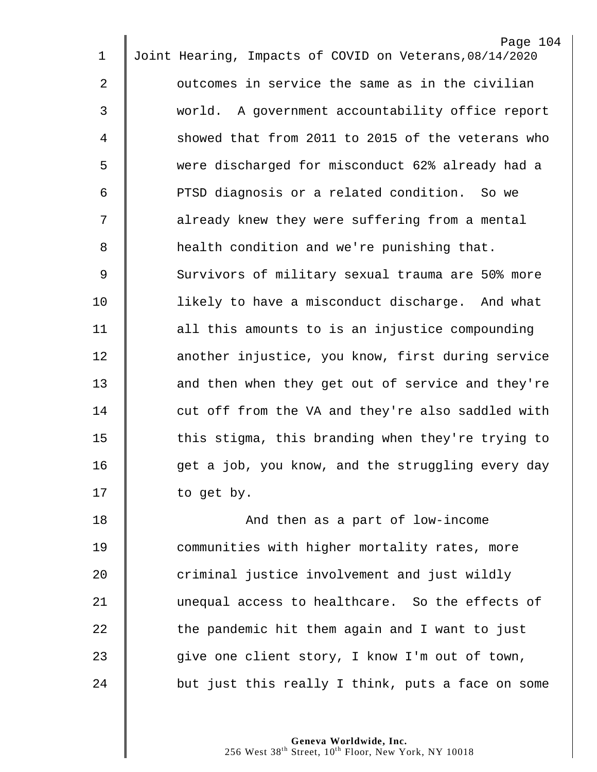outcomes in service the same as in the civilian world. A government accountability office report showed that from 2011 to 2015 of the veterans who were discharged for misconduct 62% already had a PTSD diagnosis or a related condition. So we already knew they were suffering from a mental health condition and we're punishing that. Survivors of military sexual trauma are 50% more likely to have a misconduct discharge. And what all this amounts to is an injustice compounding another injustice, you know, first during service and then when they get out of service and they're cut off from the VA and they're also saddled with this stigma, this branding when they're trying to get a job, you know, and the struggling every day to get by.

And then as a part of low-income communities with higher mortality rates, more criminal justice involvement and just wildly unequal access to healthcare. So the effects of the pandemic hit them again and I want to just give one client story, I know I'm out of town, but just this really I think, puts a face on some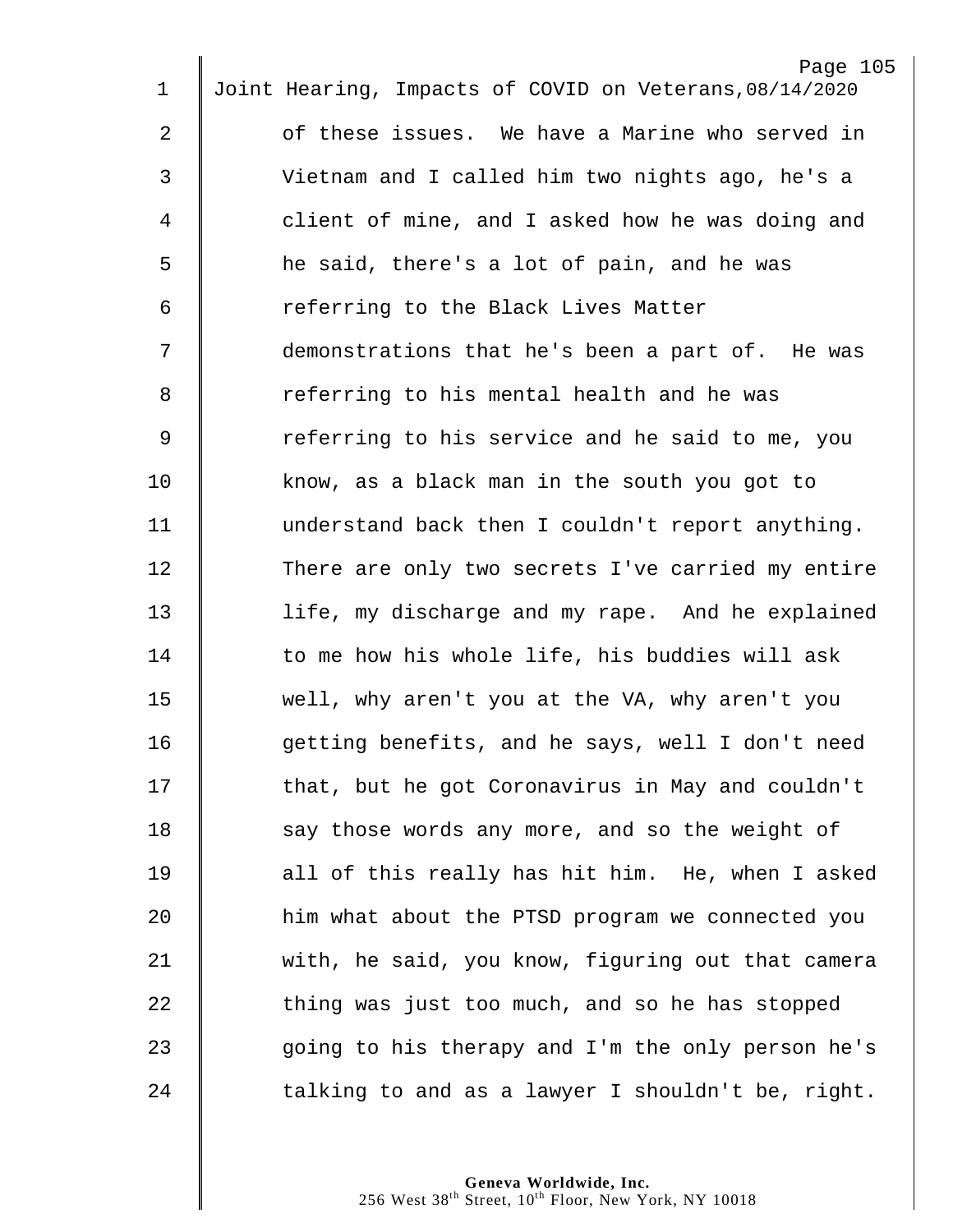of these issues. We have a Marine who served in Vietnam and I called him two nights ago, he's a client of mine, and I asked how he was doing and he said, there's a lot of pain, and he was referring to the Black Lives Matter demonstrations that he's been a part of. He was referring to his mental health and he was referring to his service and he said to me, you know, as a black man in the south you got to understand back then I couldn't report anything. There are only two secrets I've carried my entire life, my discharge and my rape. And he explained to me how his whole life, his buddies will ask well, why aren't you at the VA, why aren't you getting benefits, and he says, well I don't need that, but he got Coronavirus in May and couldn't say those words any more, and so the weight of all of this really has hit him. He, when I asked him what about the PTSD program we connected you with, he said, you know, figuring out that camera thing was just too much, and so he has stopped going to his therapy and I'm the only person he's talking to and as a lawyer I shouldn't be, right.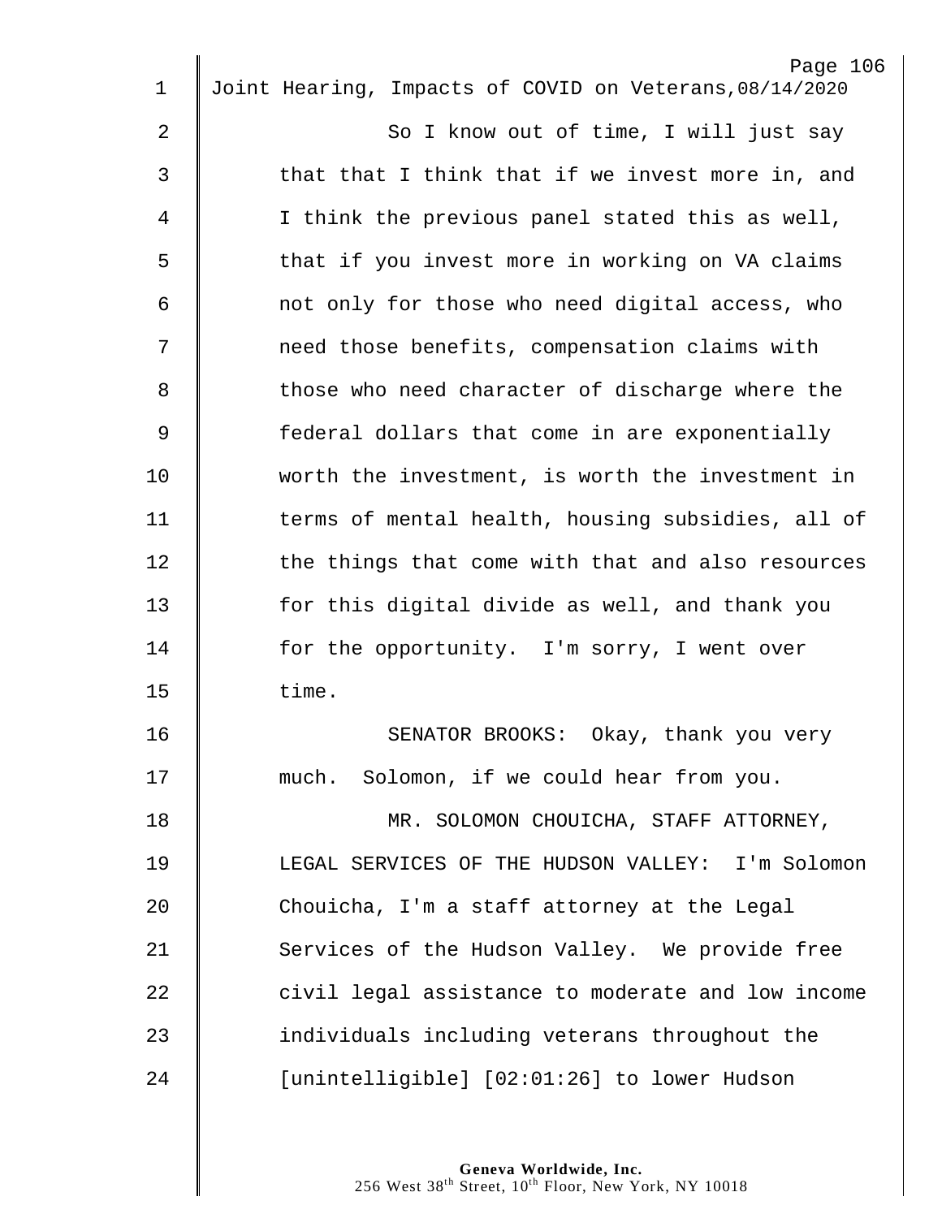So I know out of time, I will just say that that I think that if we invest more in, and I think the previous panel stated this as well, that if you invest more in working on VA claims not only for those who need digital access, who need those benefits, compensation claims with those who need character of discharge where the federal dollars that come in are exponentially worth the investment, is worth the investment in terms of mental health, housing subsidies, all of the things that come with that and also resources for this digital divide as well, and thank you for the opportunity. I'm sorry, I went over time.

SENATOR BROOKS: Okay, thank you very much. Solomon, if we could hear from you.

MR. SOLOMON CHOUICHA, STAFF ATTORNEY, LEGAL SERVICES OF THE HUDSON VALLEY: I'm Solomon Chouicha, I'm a staff attorney at the Legal Services of the Hudson Valley. We provide free civil legal assistance to moderate and low income individuals including veterans throughout the [unintelligible] [02:01:26] to lower Hudson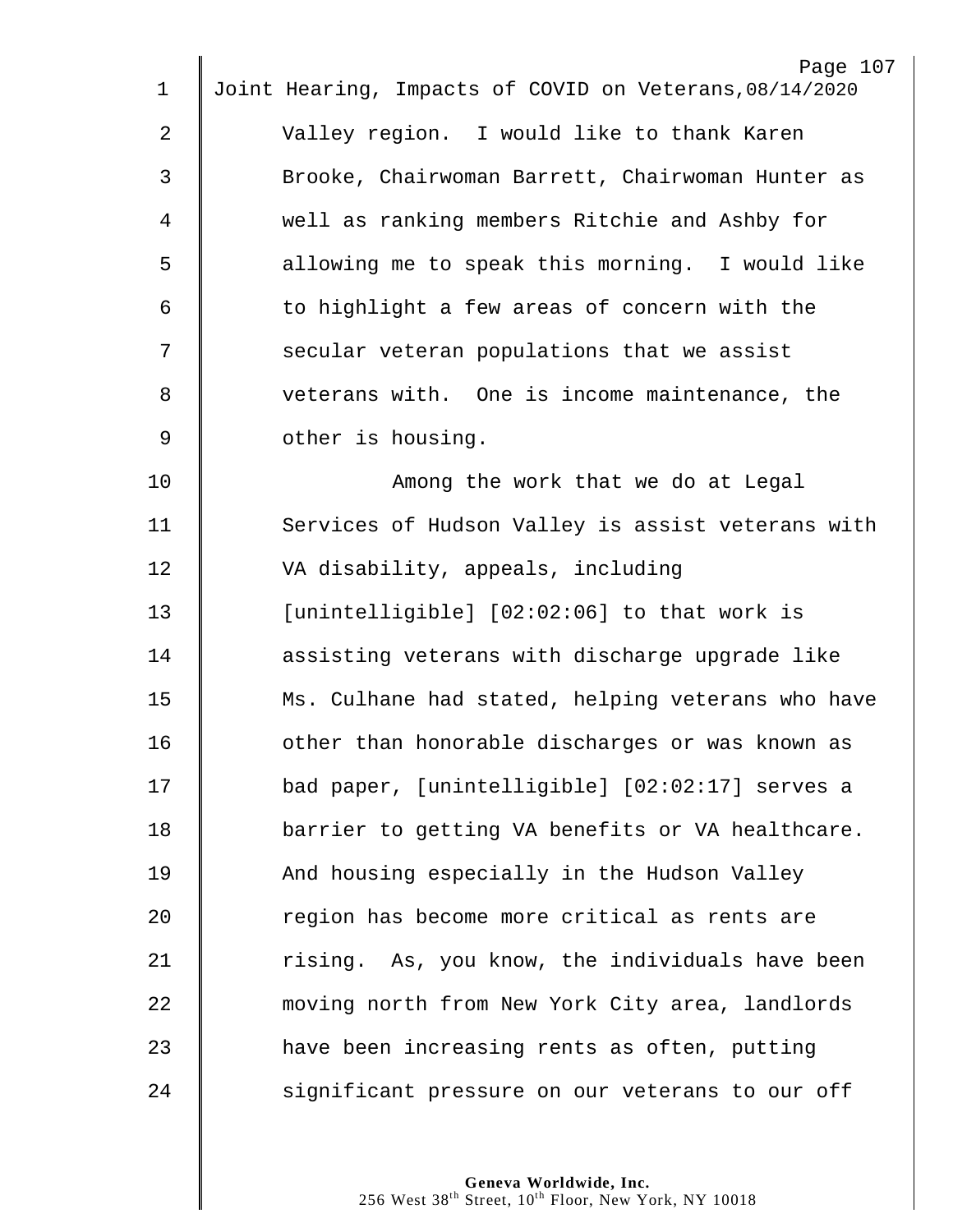Valley region. I would like to thank Karen Brooke, Chairwoman Barrett, Chairwoman Hunter as well as ranking members Ritchie and Ashby for allowing me to speak this morning. I would like to highlight a few areas of concern with the secular veteran populations that we assist veterans with. One is income maintenance, the other is housing.

Among the work that we do at Legal Services of Hudson Valley is assist veterans with VA disability, appeals, including [unintelligible] [02:02:06] to that work is assisting veterans with discharge upgrade like Ms. Culhane had stated, helping veterans who have other than honorable discharges or was known as bad paper, [unintelligible] [02:02:17] serves a barrier to getting VA benefits or VA healthcare. And housing especially in the Hudson Valley region has become more critical as rents are rising. As, you know, the individuals have been moving north from New York City area, landlords have been increasing rents as often, putting significant pressure on our veterans to our off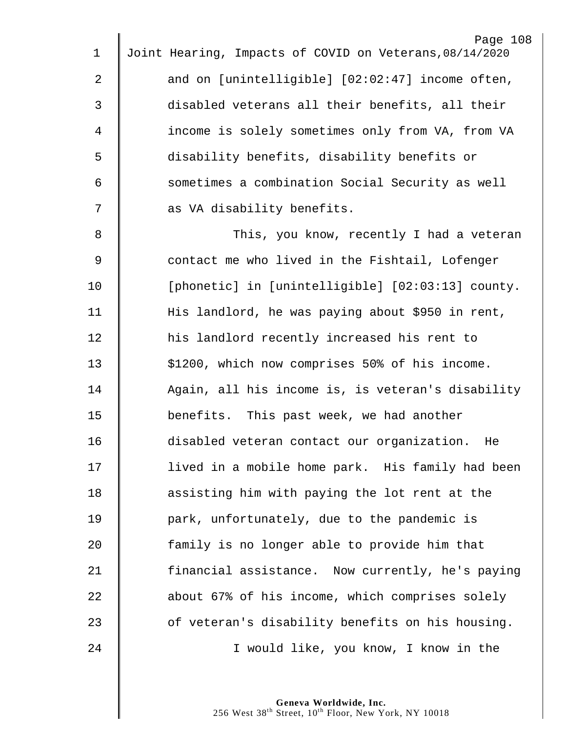and on [unintelligible] [02:02:47] income often, disabled veterans all their benefits, all their income is solely sometimes only from VA, from VA disability benefits, disability benefits or sometimes a combination Social Security as well as VA disability benefits.

This, you know, recently I had a veteran contact me who lived in the Fishtail, Lofenger [phonetic] in [unintelligible] [02:03:13] county. His landlord, he was paying about $950 in rent, his landlord recently increased his rent to $1200, which now comprises 50% of his income. Again, all his income is, is veteran's disability benefits. This past week, we had another disabled veteran contact our organization. He lived in a mobile home park. His family had been assisting him with paying the lot rent at the park, unfortunately, due to the pandemic is family is no longer able to provide him that financial assistance. Now currently, he's paying about 67% of his income, which comprises solely of veteran's disability benefits on his housing.

I would like, you know, I know in the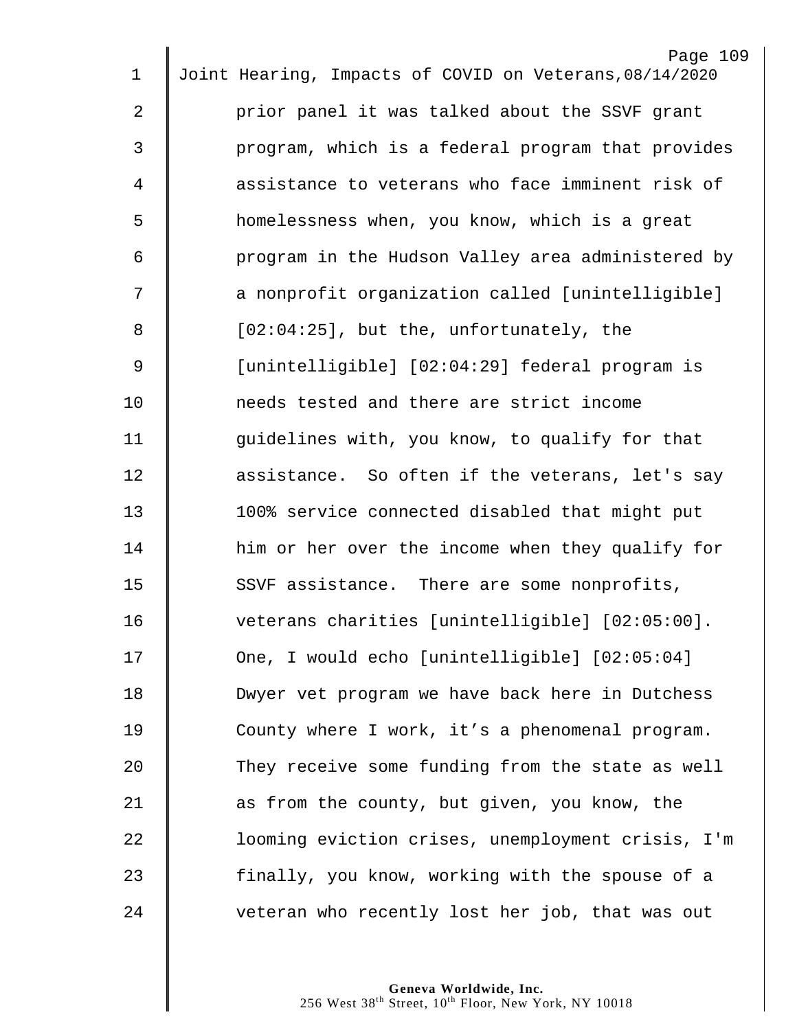prior panel it was talked about the SSVF grant program, which is a federal program that provides assistance to veterans who face imminent risk of homelessness when, you know, which is a great program in the Hudson Valley area administered by a nonprofit organization called [unintelligible] [02:04:25], but the, unfortunately, the [unintelligible] [02:04:29] federal program is needs tested and there are strict income guidelines with, you know, to qualify for that assistance. So often if the veterans, let's say 100% service connected disabled that might put him or her over the income when they qualify for SSVF assistance. There are some nonprofits, veterans charities [unintelligible] [02:05:00]. One, I would echo [unintelligible] [02:05:04] Dwyer vet program we have back here in Dutchess County where I work, it’s a phenomenal program. They receive some funding from the state as well as from the county, but given, you know, the looming eviction crises, unemployment crisis, I'm finally, you know, working with the spouse of a veteran who recently lost her job, that was out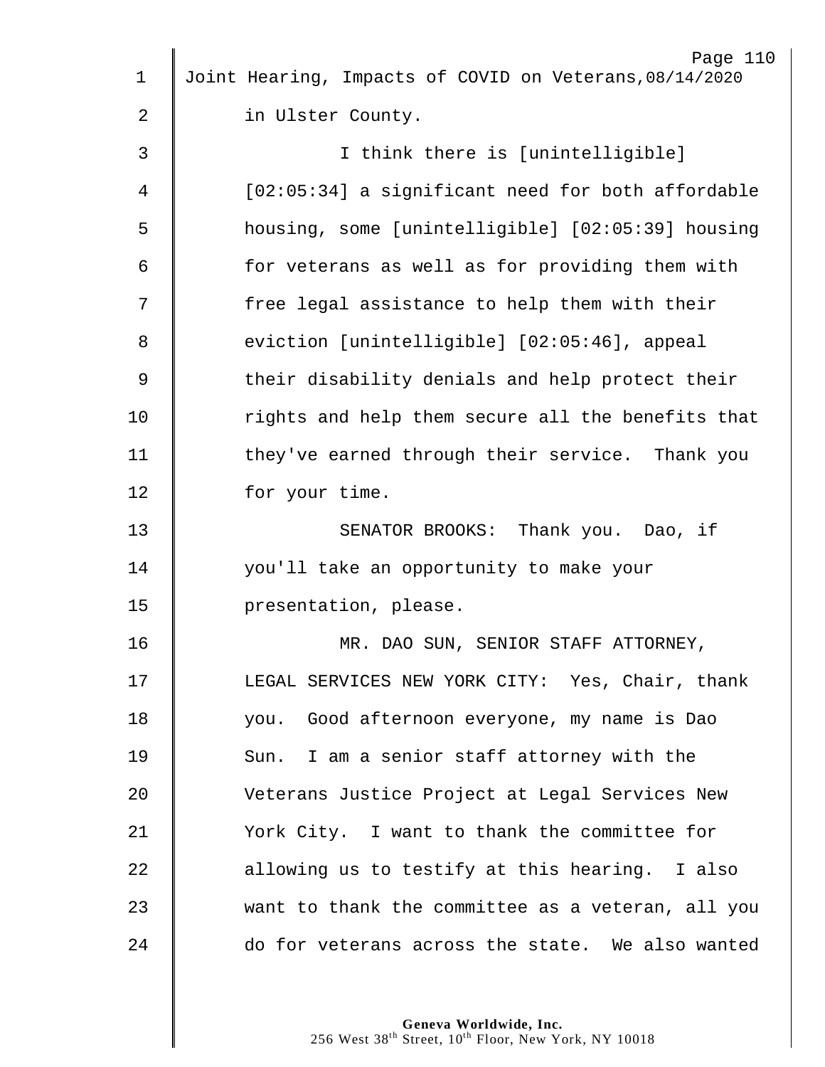in Ulster County.

I think there is [unintelligible] [02:05:34] a significant need for both affordable housing, some [unintelligible] [02:05:39] housing for veterans as well as for providing them with free legal assistance to help them with their eviction [unintelligible] [02:05:46], appeal their disability denials and help protect their rights and help them secure all the benefits that they've earned through their service. Thank you for your time.

SENATOR BROOKS: Thank you. Dao, if you'll take an opportunity to make your presentation, please.

MR. DAO SUN, SENIOR STAFF ATTORNEY, LEGAL SERVICES NEW YORK CITY: Yes, Chair, thank you. Good afternoon everyone, my name is Dao Sun. I am a senior staff attorney with the Veterans Justice Project at Legal Services New York City. I want to thank the committee for allowing us to testify at this hearing. I also want to thank the committee as a veteran, all you do for veterans across the state. We also wanted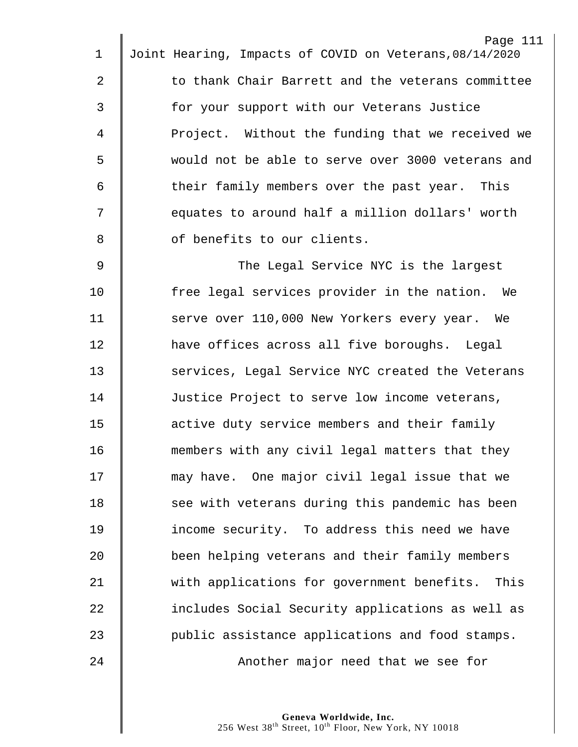to thank Chair Barrett and the veterans committee for your support with our Veterans Justice Project. Without the funding that we received we would not be able to serve over 3000 veterans and their family members over the past year. This equates to around half a million dollars' worth of benefits to our clients.

The Legal Service NYC is the largest free legal services provider in the nation. We serve over 110,000 New Yorkers every year. We have offices across all five boroughs. Legal services, Legal Service NYC created the Veterans Justice Project to serve low income veterans, active duty service members and their family members with any civil legal matters that they may have. One major civil legal issue that we see with veterans during this pandemic has been income security. To address this need we have been helping veterans and their family members with applications for government benefits. This includes Social Security applications as well as public assistance applications and food stamps.

Another major need that we see for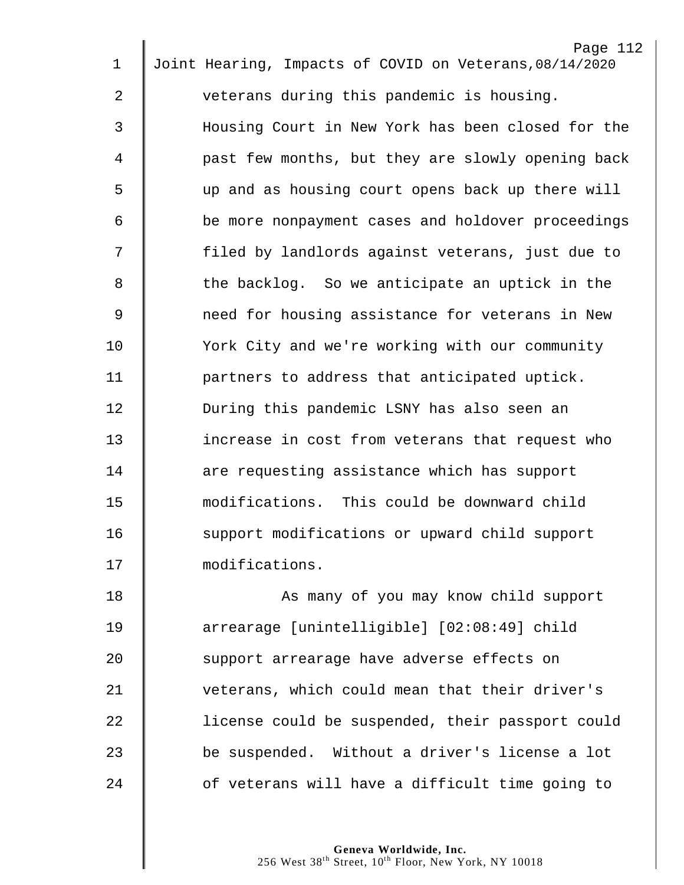veterans during this pandemic is housing. Housing Court in New York has been closed for the past few months, but they are slowly opening back up and as housing court opens back up there will be more nonpayment cases and holdover proceedings filed by landlords against veterans, just due to the backlog. So we anticipate an uptick in the need for housing assistance for veterans in New York City and we're working with our community partners to address that anticipated uptick. During this pandemic LSNY has also seen an increase in cost from veterans that request who are requesting assistance which has support modifications. This could be downward child support modifications or upward child support modifications.

As many of you may know child support arrearage [unintelligible] [02:08:49] child support arrearage have adverse effects on veterans, which could mean that their driver's license could be suspended, their passport could be suspended. Without a driver's license a lot of veterans will have a difficult time going to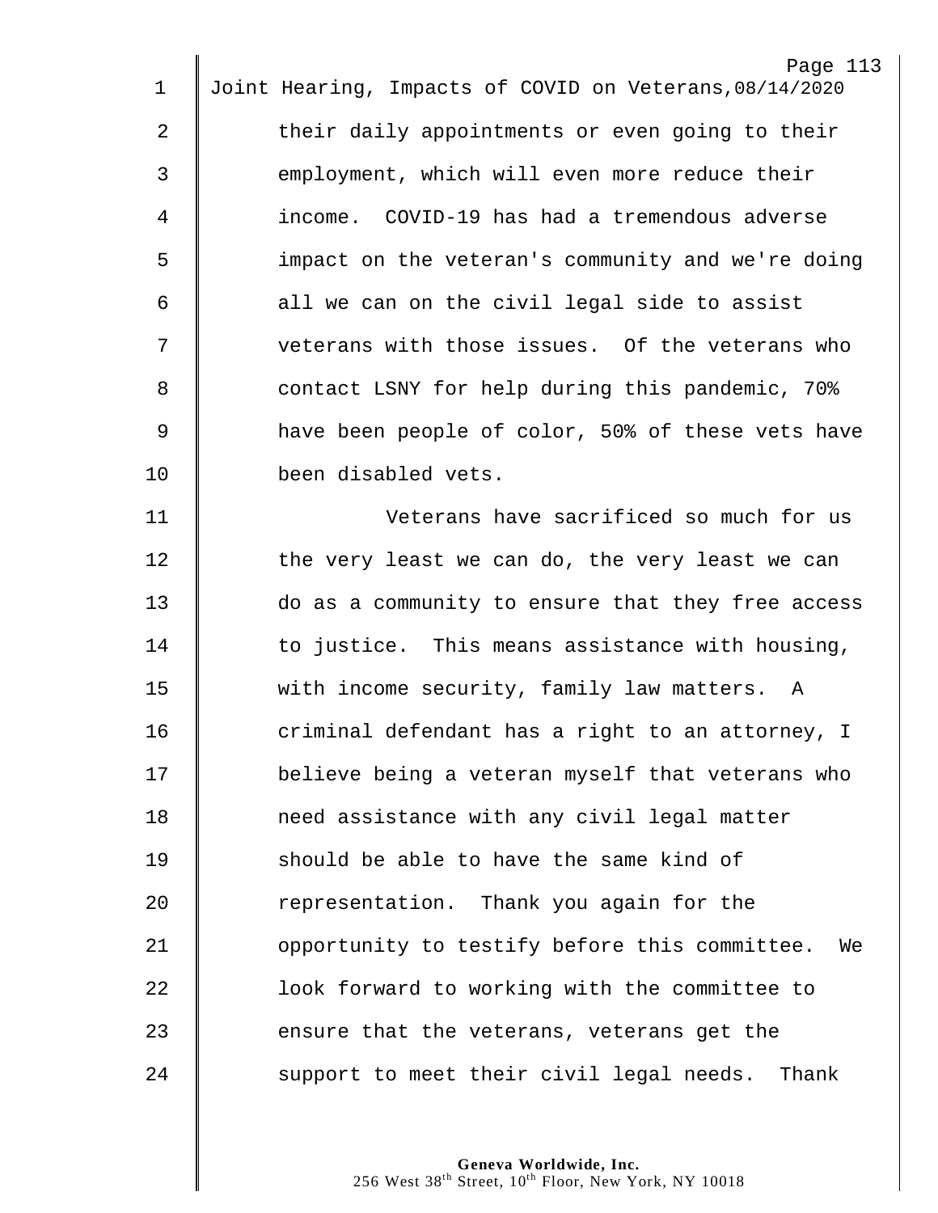their daily appointments or even going to their employment, which will even more reduce their income. COVID-19 has had a tremendous adverse impact on the veteran's community and we're doing all we can on the civil legal side to assist veterans with those issues. Of the veterans who contact LSNY for help during this pandemic, 70% have been people of color, 50% of these vets have been disabled vets.

Veterans have sacrificed so much for us the very least we can do, the very least we can do as a community to ensure that they free access to justice. This means assistance with housing, with income security, family law matters. A criminal defendant has a right to an attorney, I believe being a veteran myself that veterans who need assistance with any civil legal matter should be able to have the same kind of representation. Thank you again for the opportunity to testify before this committee. We look forward to working with the committee to ensure that the veterans, veterans get the support to meet their civil legal needs. Thank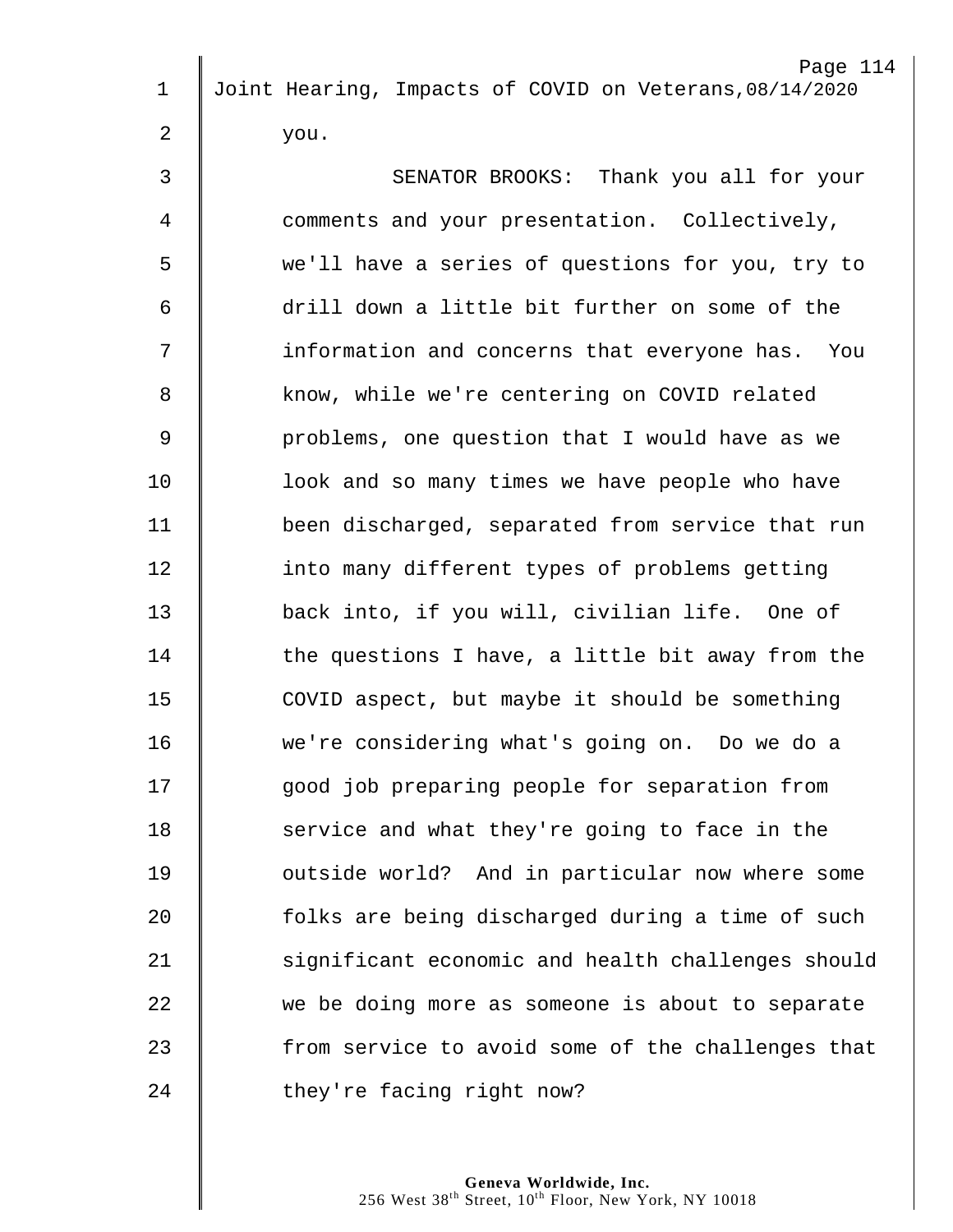you.

SENATOR BROOKS: Thank you all for your comments and your presentation. Collectively, we'll have a series of questions for you, try to drill down a little bit further on some of the information and concerns that everyone has. You know, while we're centering on COVID related problems, one question that I would have as we look and so many times we have people who have been discharged, separated from service that run into many different types of problems getting back into, if you will, civilian life. One of the questions I have, a little bit away from the COVID aspect, but maybe it should be something we're considering what's going on. Do we do a good job preparing people for separation from service and what they're going to face in the outside world? And in particular now where some folks are being discharged during a time of such significant economic and health challenges should we be doing more as someone is about to separate from service to avoid some of the challenges that they're facing right now?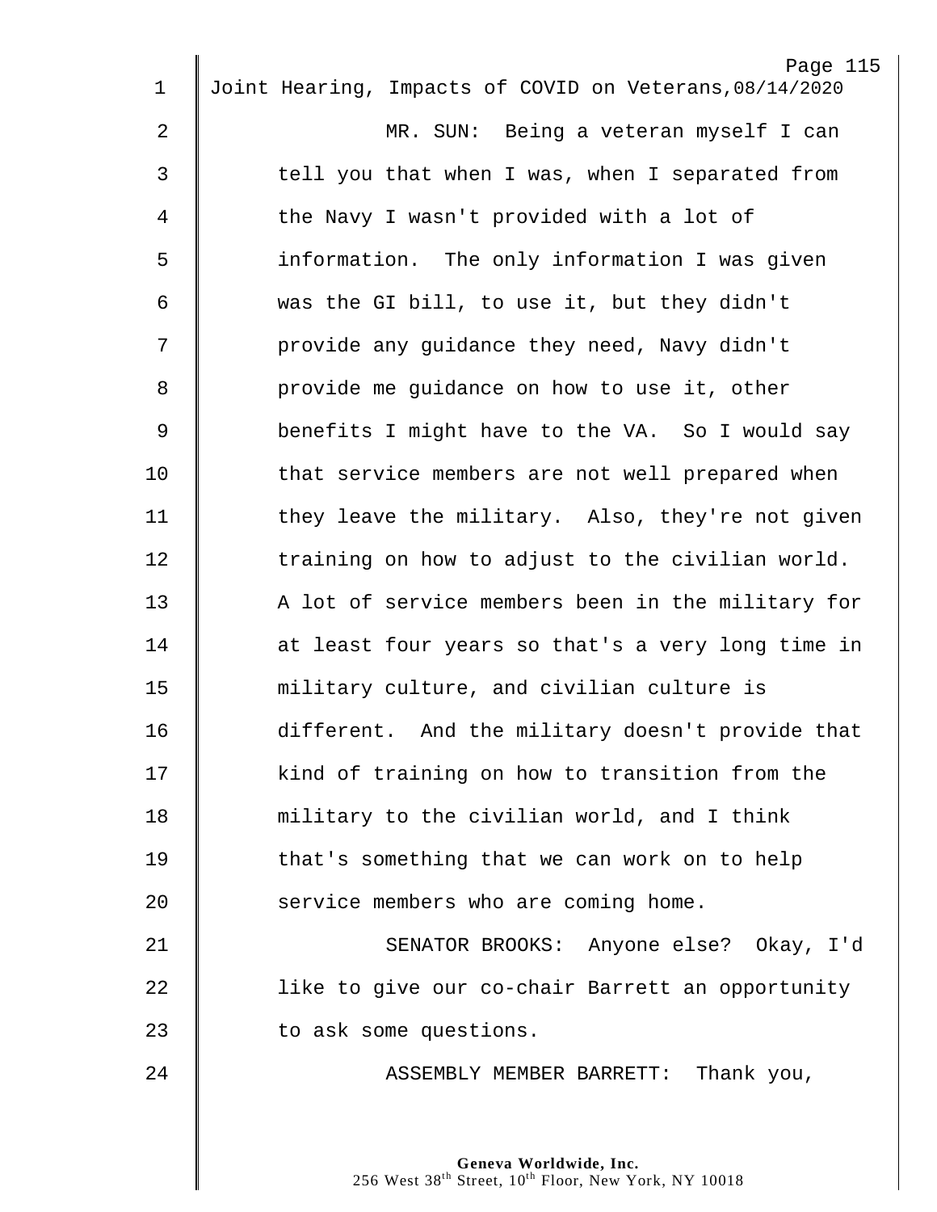MR. SUN: Being a veteran myself I can tell you that when I was, when I separated from the Navy I wasn't provided with a lot of information. The only information I was given was the GI bill, to use it, but they didn't provide any guidance they need, Navy didn't provide me guidance on how to use it, other benefits I might have to the VA. So I would say that service members are not well prepared when they leave the military. Also, they're not given training on how to adjust to the civilian world. A lot of service members been in the military for at least four years so that's a very long time in military culture, and civilian culture is different. And the military doesn't provide that kind of training on how to transition from the military to the civilian world, and I think that's something that we can work on to help service members who are coming home.

SENATOR BROOKS: Anyone else? Okay, I'd like to give our co-chair Barrett an opportunity to ask some questions.

ASSEMBLY MEMBER BARRETT: Thank you,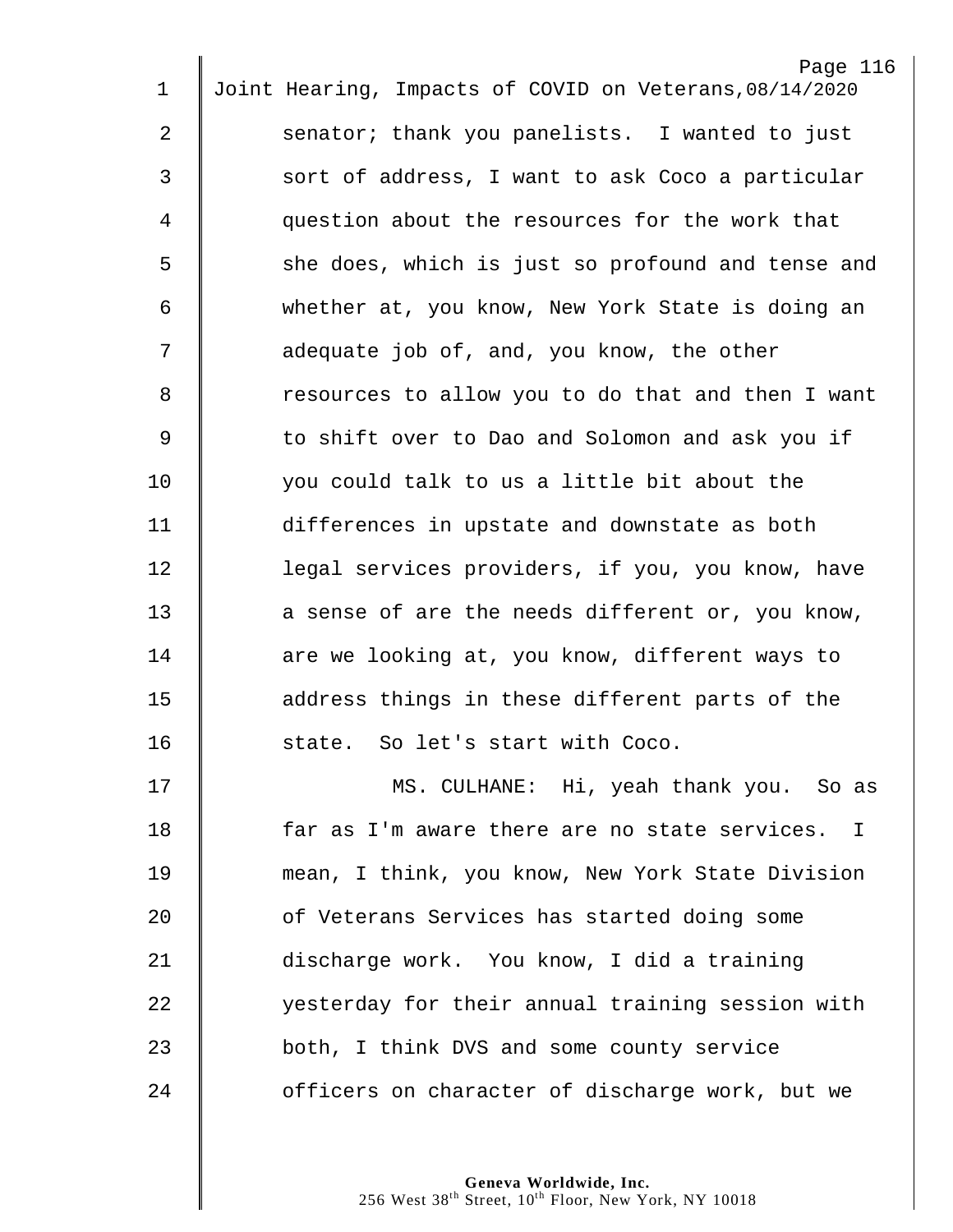senator; thank you panelists. I wanted to just sort of address, I want to ask Coco a particular question about the resources for the work that she does, which is just so profound and tense and whether at, you know, New York State is doing an adequate job of, and, you know, the other resources to allow you to do that and then I want to shift over to Dao and Solomon and ask you if you could talk to us a little bit about the differences in upstate and downstate as both legal services providers, if you, you know, have a sense of are the needs different or, you know, are we looking at, you know, different ways to address things in these different parts of the state. So let's start with Coco.

MS. CULHANE: Hi, yeah thank you. So as far as I'm aware there are no state services. I mean, I think, you know, New York State Division of Veterans Services has started doing some discharge work. You know, I did a training yesterday for their annual training session with both, I think DVS and some county service officers on character of discharge work, but we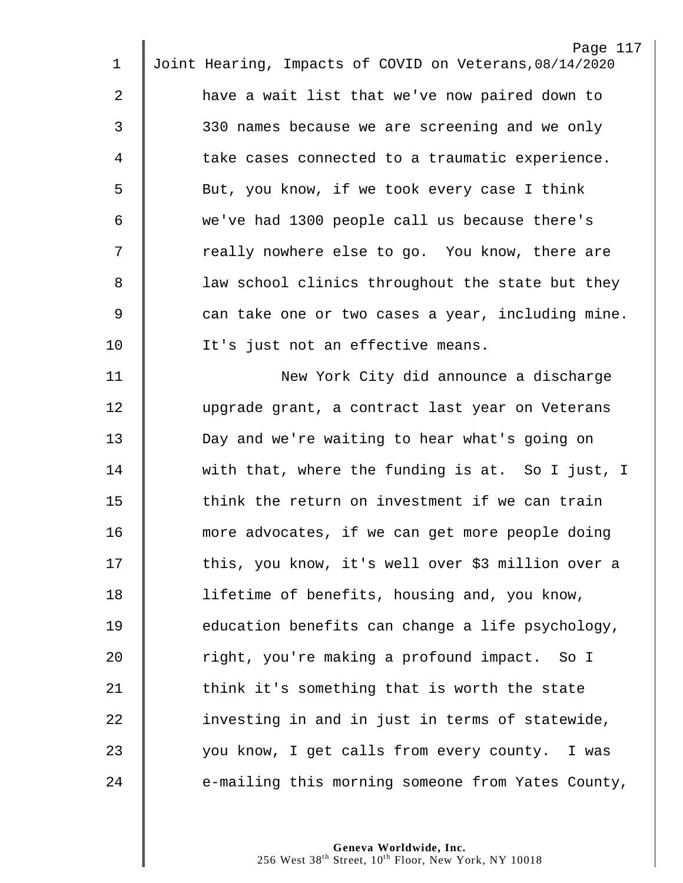have a wait list that we've now paired down to 330 names because we are screening and we only take cases connected to a traumatic experience. But, you know, if we took every case I think we've had 1300 people call us because there's really nowhere else to go. You know, there are law school clinics throughout the state but they can take one or two cases a year, including mine. It's just not an effective means.

New York City did announce a discharge upgrade grant, a contract last year on Veterans Day and we're waiting to hear what's going on with that, where the funding is at. So I just, I think the return on investment if we can train more advocates, if we can get more people doing this, you know, it's well over $3 million over a lifetime of benefits, housing and, you know, education benefits can change a life psychology, right, you're making a profound impact. So I think it's something that is worth the state investing in and in just in terms of statewide, you know, I get calls from every county. I was e-mailing this morning someone from Yates County,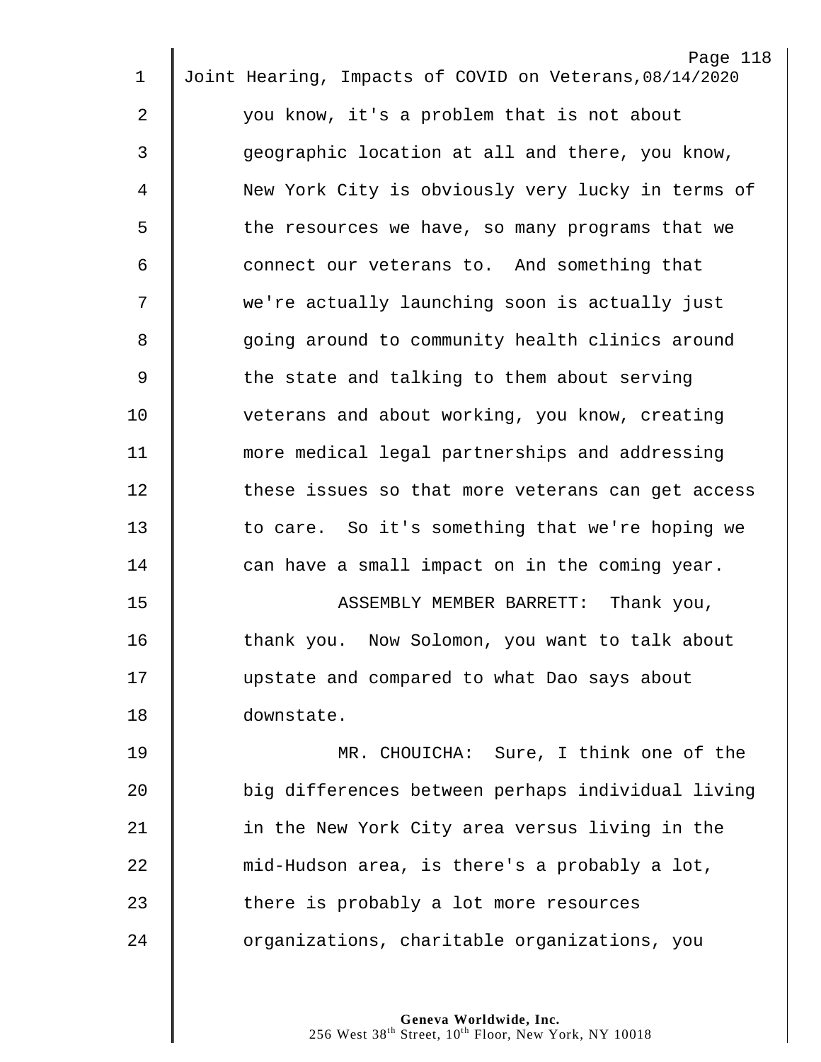you know, it's a problem that is not about geographic location at all and there, you know, New York City is obviously very lucky in terms of the resources we have, so many programs that we connect our veterans to. And something that we're actually launching soon is actually just going around to community health clinics around the state and talking to them about serving veterans and about working, you know, creating more medical legal partnerships and addressing these issues so that more veterans can get access to care. So it's something that we're hoping we can have a small impact on in the coming year.

ASSEMBLY MEMBER BARRETT: Thank you, thank you. Now Solomon, you want to talk about upstate and compared to what Dao says about downstate.

MR. CHOUICHA: Sure, I think one of the big differences between perhaps individual living in the New York City area versus living in the mid-Hudson area, is there's a probably a lot, there is probably a lot more resources organizations, charitable organizations, you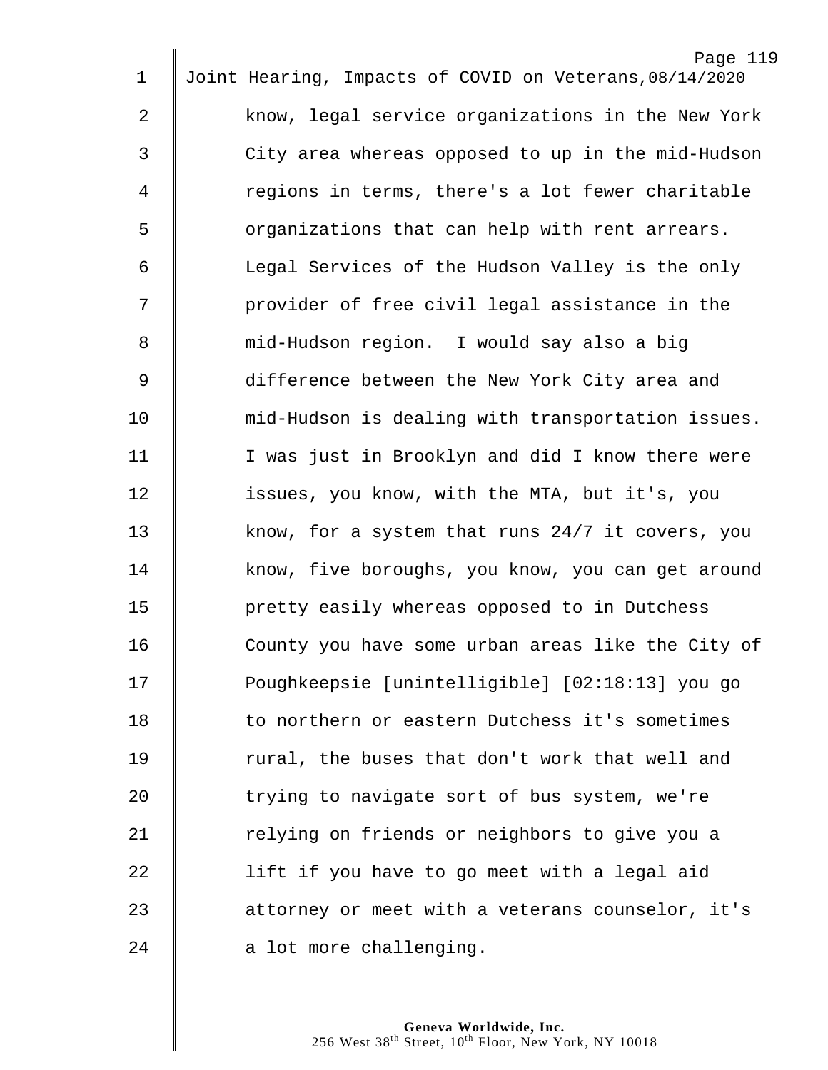know, legal service organizations in the New York City area whereas opposed to up in the mid-Hudson regions in terms, there's a lot fewer charitable organizations that can help with rent arrears. Legal Services of the Hudson Valley is the only provider of free civil legal assistance in the mid-Hudson region. I would say also a big difference between the New York City area and mid-Hudson is dealing with transportation issues. I was just in Brooklyn and did I know there were issues, you know, with the MTA, but it's, you know, for a system that runs 24/7 it covers, you know, five boroughs, you know, you can get around pretty easily whereas opposed to in Dutchess County you have some urban areas like the City of Poughkeepsie [unintelligible] [02:18:13] you go to northern or eastern Dutchess it's sometimes rural, the buses that don't work that well and trying to navigate sort of bus system, we're relying on friends or neighbors to give you a lift if you have to go meet with a legal aid attorney or meet with a veterans counselor, it's a lot more challenging.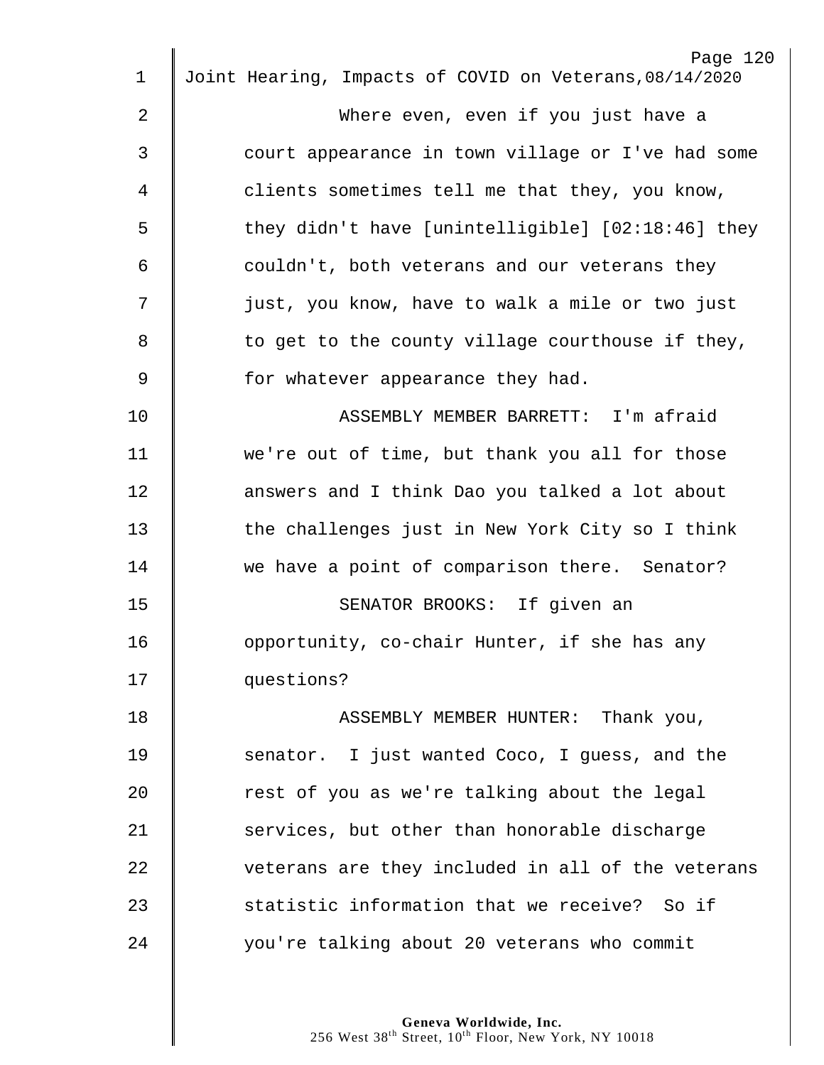Where even, even if you just have a court appearance in town village or I've had some clients sometimes tell me that they, you know, they didn't have [unintelligible] [02:18:46] they couldn't, both veterans and our veterans they just, you know, have to walk a mile or two just to get to the county village courthouse if they, for whatever appearance they had.

ASSEMBLY MEMBER BARRETT: I'm afraid we're out of time, but thank you all for those answers and I think Dao you talked a lot about the challenges just in New York City so I think we have a point of comparison there. Senator?

SENATOR BROOKS: If given an opportunity, co-chair Hunter, if she has any questions?

ASSEMBLY MEMBER HUNTER: Thank you, senator. I just wanted Coco, I guess, and the rest of you as we're talking about the legal services, but other than honorable discharge veterans are they included in all of the veterans statistic information that we receive? So if you're talking about 20 veterans who commit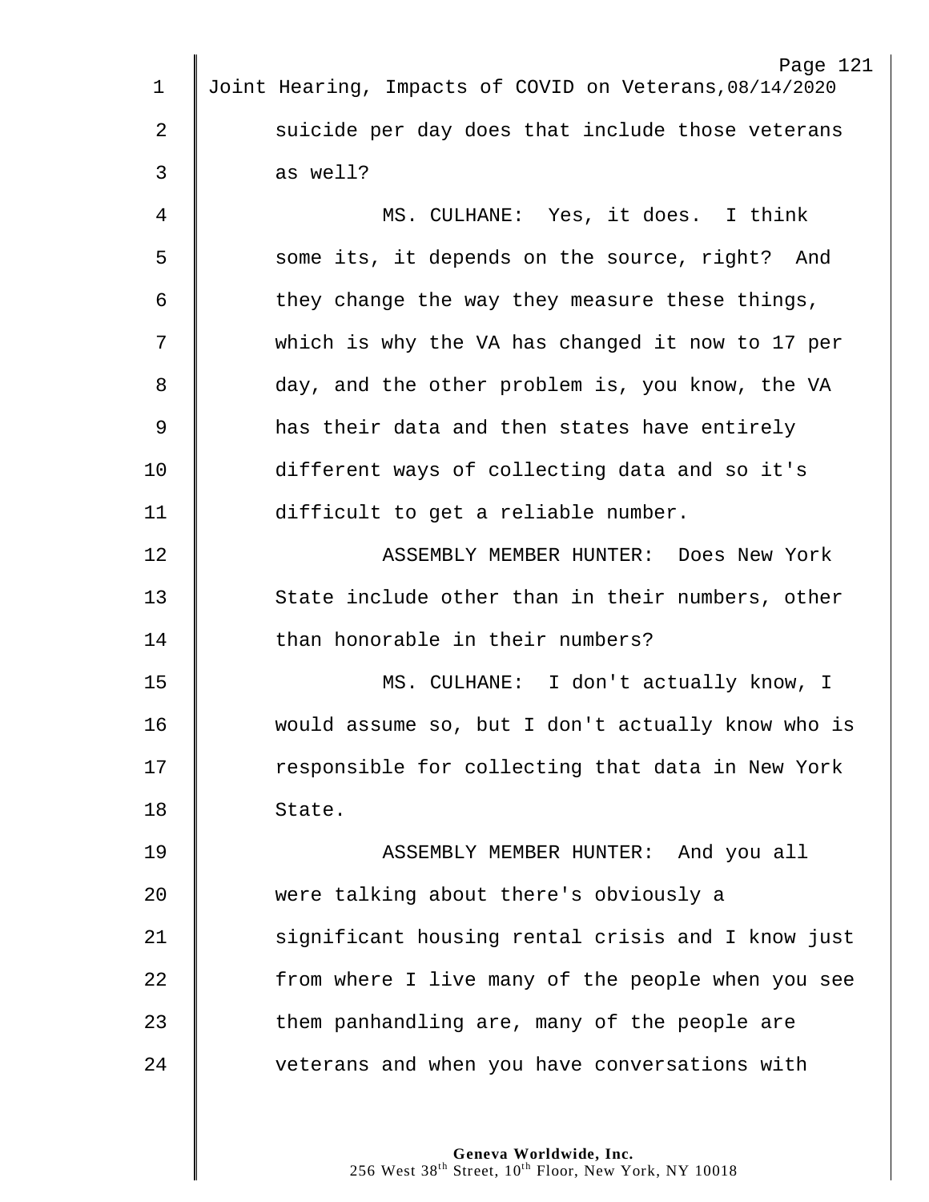suicide per day does that include those veterans as well?

MS. CULHANE: Yes, it does. I think some its, it depends on the source, right? And they change the way they measure these things, which is why the VA has changed it now to 17 per day, and the other problem is, you know, the VA has their data and then states have entirely different ways of collecting data and so it's difficult to get a reliable number.

ASSEMBLY MEMBER HUNTER: Does New York State include other than in their numbers, other than honorable in their numbers?

MS. CULHANE: I don't actually know, I would assume so, but I don't actually know who is responsible for collecting that data in New York State.

ASSEMBLY MEMBER HUNTER: And you all were talking about there's obviously a significant housing rental crisis and I know just from where I live many of the people when you see them panhandling are, many of the people are veterans and when you have conversations with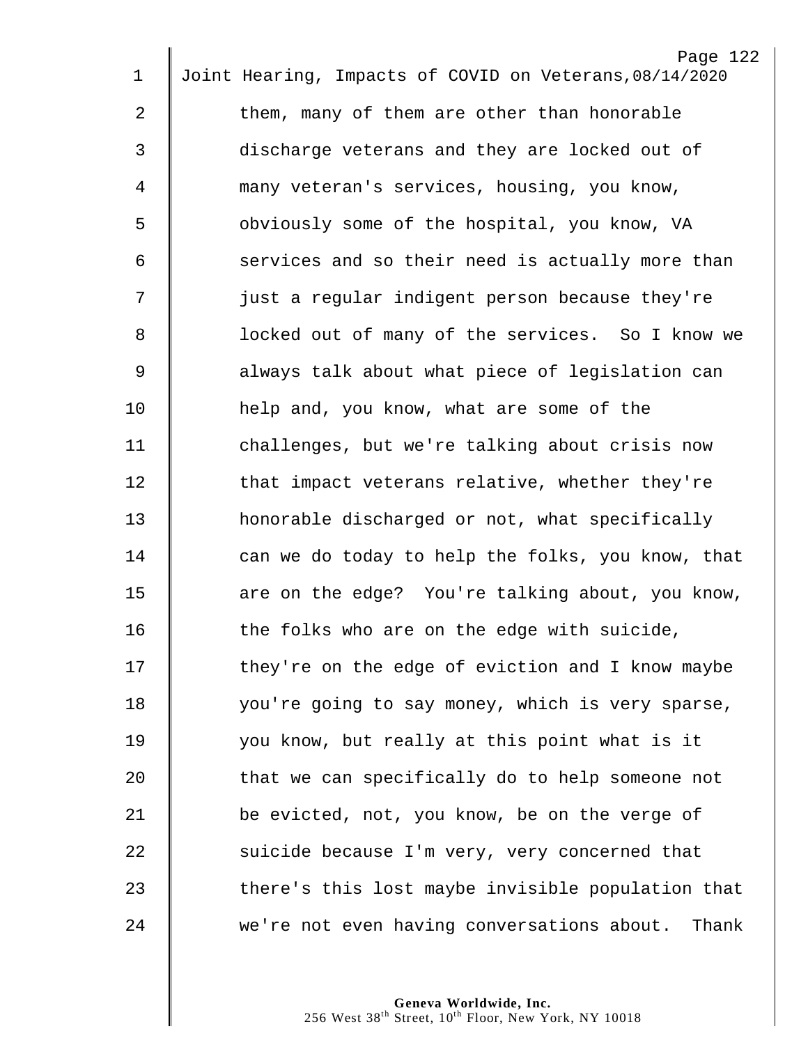them, many of them are other than honorable discharge veterans and they are locked out of many veteran's services, housing, you know, obviously some of the hospital, you know, VA services and so their need is actually more than just a regular indigent person because they're locked out of many of the services. So I know we always talk about what piece of legislation can help and, you know, what are some of the challenges, but we're talking about crisis now that impact veterans relative, whether they're honorable discharged or not, what specifically can we do today to help the folks, you know, that are on the edge? You're talking about, you know, the folks who are on the edge with suicide, they're on the edge of eviction and I know maybe you're going to say money, which is very sparse, you know, but really at this point what is it that we can specifically do to help someone not be evicted, not, you know, be on the verge of suicide because I'm very, very concerned that there's this lost maybe invisible population that we're not even having conversations about. Thank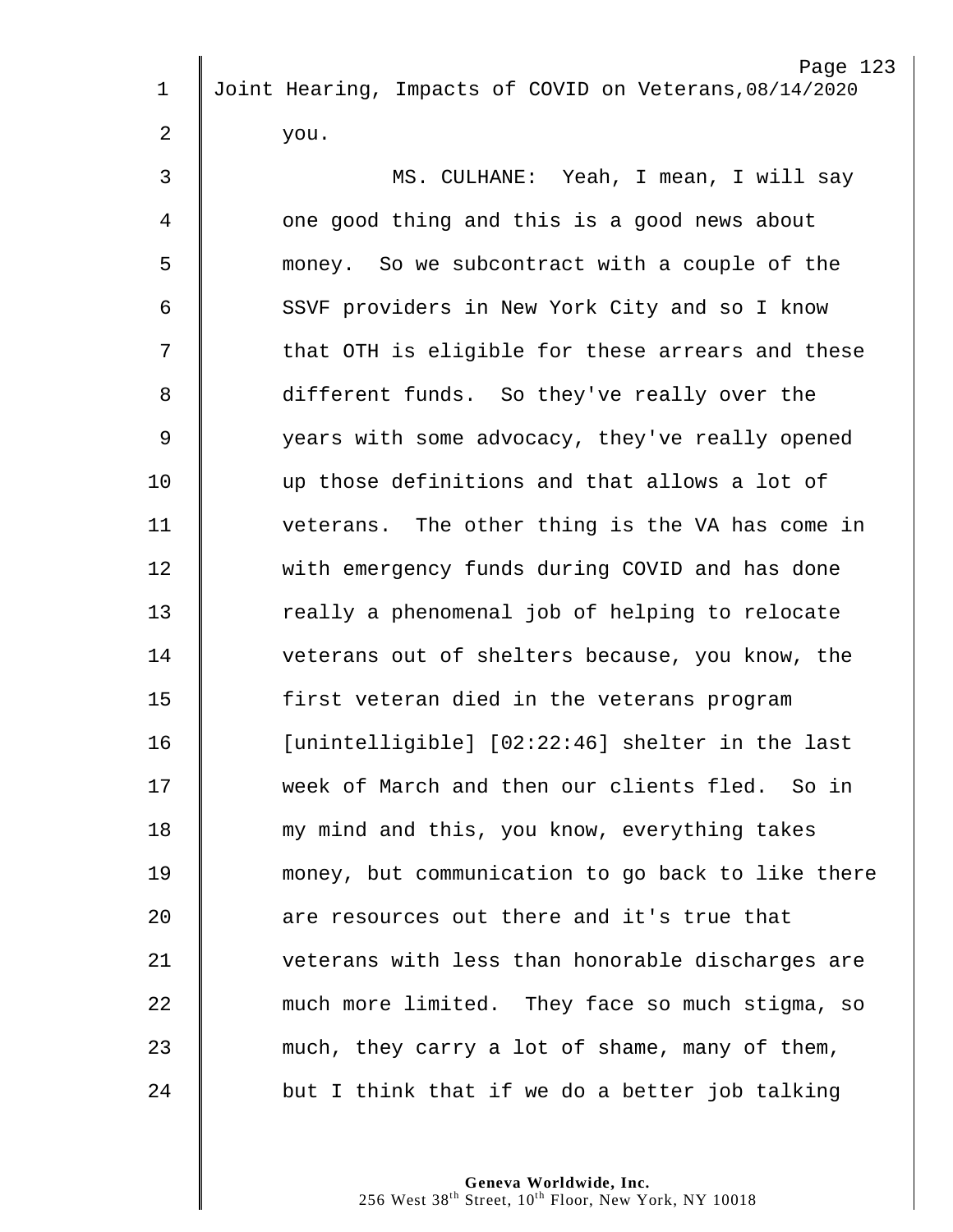you.

MS. CULHANE: Yeah, I mean, I will say one good thing and this is a good news about money. So we subcontract with a couple of the SSVF providers in New York City and so I know that OTH is eligible for these arrears and these different funds. So they've really over the years with some advocacy, they've really opened up those definitions and that allows a lot of veterans. The other thing is the VA has come in with emergency funds during COVID and has done really a phenomenal job of helping to relocate veterans out of shelters because, you know, the first veteran died in the veterans program [unintelligible] [02:22:46] shelter in the last week of March and then our clients fled. So in my mind and this, you know, everything takes money, but communication to go back to like there are resources out there and it's true that veterans with less than honorable discharges are much more limited. They face so much stigma, so much, they carry a lot of shame, many of them, but I think that if we do a better job talking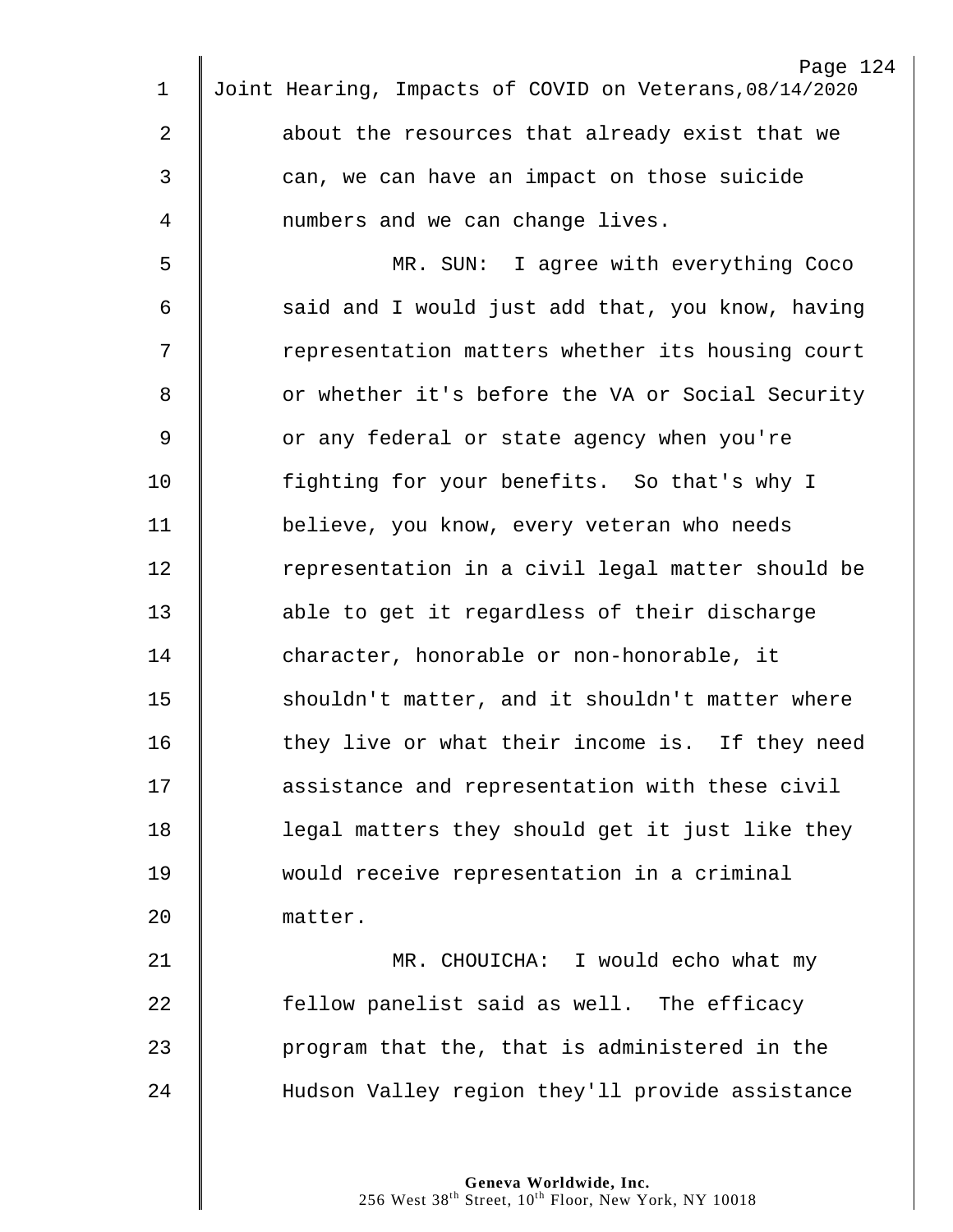about the resources that already exist that we can, we can have an impact on those suicide numbers and we can change lives.

MR. SUN: I agree with everything Coco said and I would just add that, you know, having representation matters whether its housing court or whether it's before the VA or Social Security or any federal or state agency when you're fighting for your benefits. So that's why I believe, you know, every veteran who needs representation in a civil legal matter should be able to get it regardless of their discharge character, honorable or non-honorable, it shouldn't matter, and it shouldn't matter where they live or what their income is. If they need assistance and representation with these civil legal matters they should get it just like they would receive representation in a criminal matter.

MR. CHOUICHA: I would echo what my fellow panelist said as well. The efficacy program that the, that is administered in the Hudson Valley region they'll provide assistance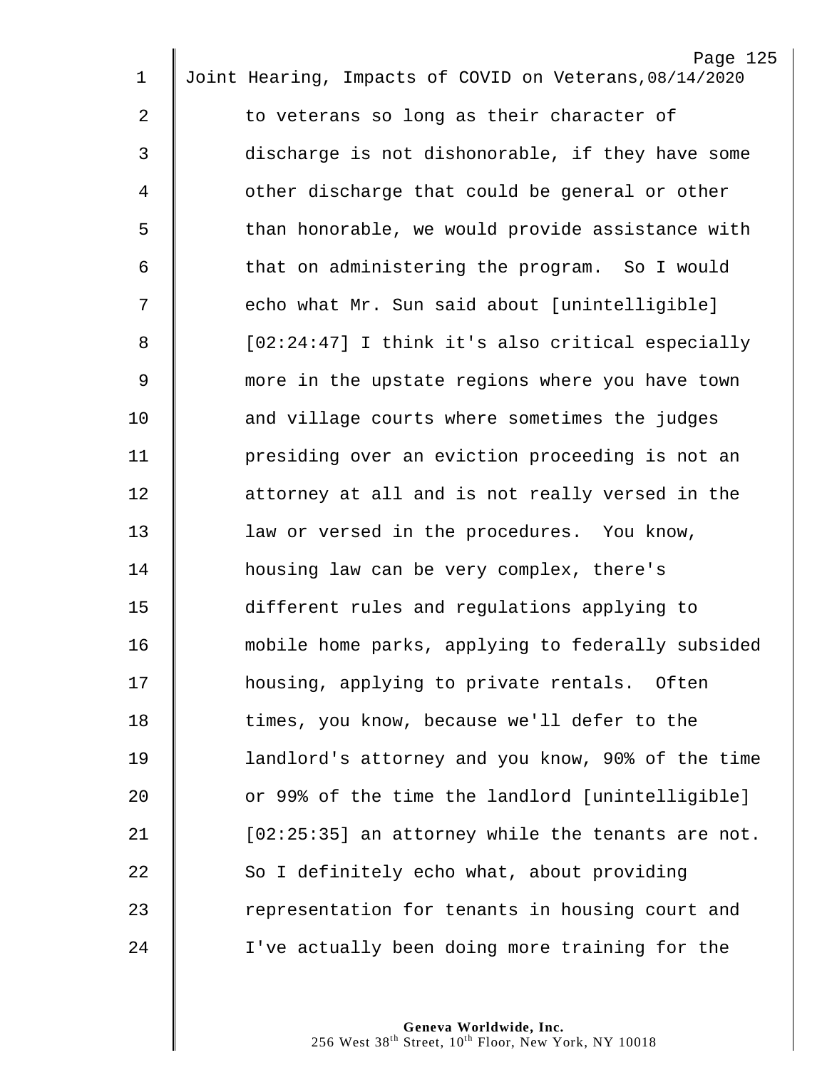to veterans so long as their character of discharge is not dishonorable, if they have some other discharge that could be general or other than honorable, we would provide assistance with that on administering the program. So I would echo what Mr. Sun said about [unintelligible] [02:24:47] I think it's also critical especially more in the upstate regions where you have town and village courts where sometimes the judges presiding over an eviction proceeding is not an attorney at all and is not really versed in the law or versed in the procedures. You know, housing law can be very complex, there's different rules and regulations applying to mobile home parks, applying to federally subsided housing, applying to private rentals. Often times, you know, because we'll defer to the landlord's attorney and you know, 90% of the time or 99% of the time the landlord [unintelligible] [02:25:35] an attorney while the tenants are not. So I definitely echo what, about providing representation for tenants in housing court and I've actually been doing more training for the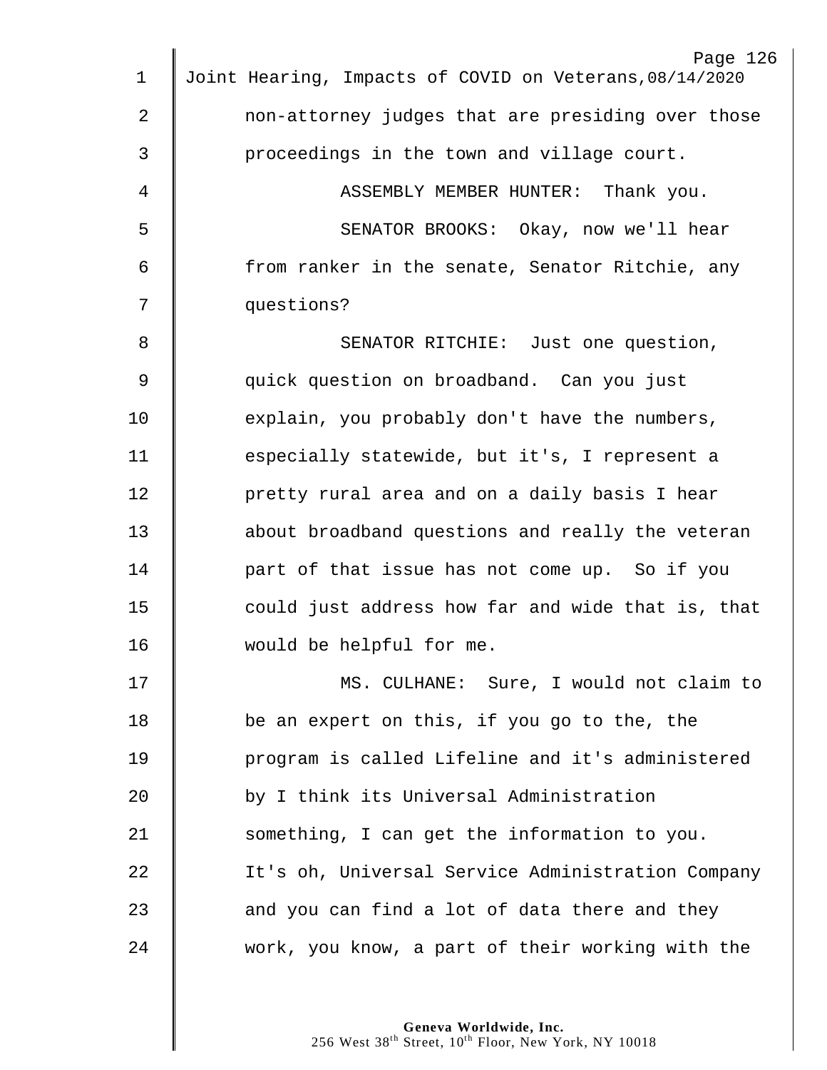non-attorney judges that are presiding over those proceedings in the town and village court.

ASSEMBLY MEMBER HUNTER: Thank you.

SENATOR BROOKS: Okay, now we'll hear from ranker in the senate, Senator Ritchie, any questions?

SENATOR RITCHIE: Just one question, quick question on broadband. Can you just explain, you probably don't have the numbers, especially statewide, but it's, I represent a pretty rural area and on a daily basis I hear about broadband questions and really the veteran part of that issue has not come up. So if you could just address how far and wide that is, that would be helpful for me.

MS. CULHANE: Sure, I would not claim to be an expert on this, if you go to the, the program is called Lifeline and it's administered by I think its Universal Administration something, I can get the information to you. It's oh, Universal Service Administration Company and you can find a lot of data there and they work, you know, a part of their working with the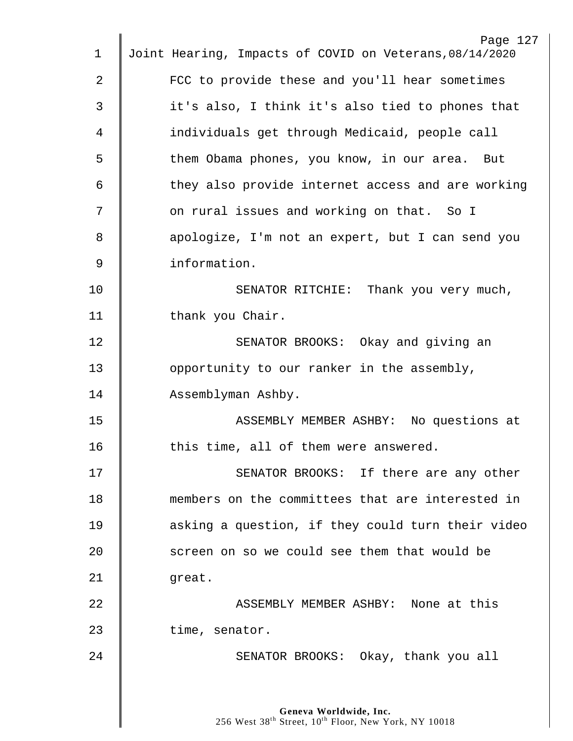FCC to provide these and you'll hear sometimes it's also, I think it's also tied to phones that individuals get through Medicaid, people call them Obama phones, you know, in our area. But they also provide internet access and are working on rural issues and working on that. So I apologize, I'm not an expert, but I can send you information.

SENATOR RITCHIE: Thank you very much, thank you Chair.

SENATOR BROOKS: Okay and giving an opportunity to our ranker in the assembly, Assemblyman Ashby.

ASSEMBLY MEMBER ASHBY: No questions at this time, all of them were answered.

SENATOR BROOKS: If there are any other members on the committees that are interested in asking a question, if they could turn their video screen on so we could see them that would be great.

ASSEMBLY MEMBER ASHBY: None at this time, senator.

SENATOR BROOKS: Okay, thank you all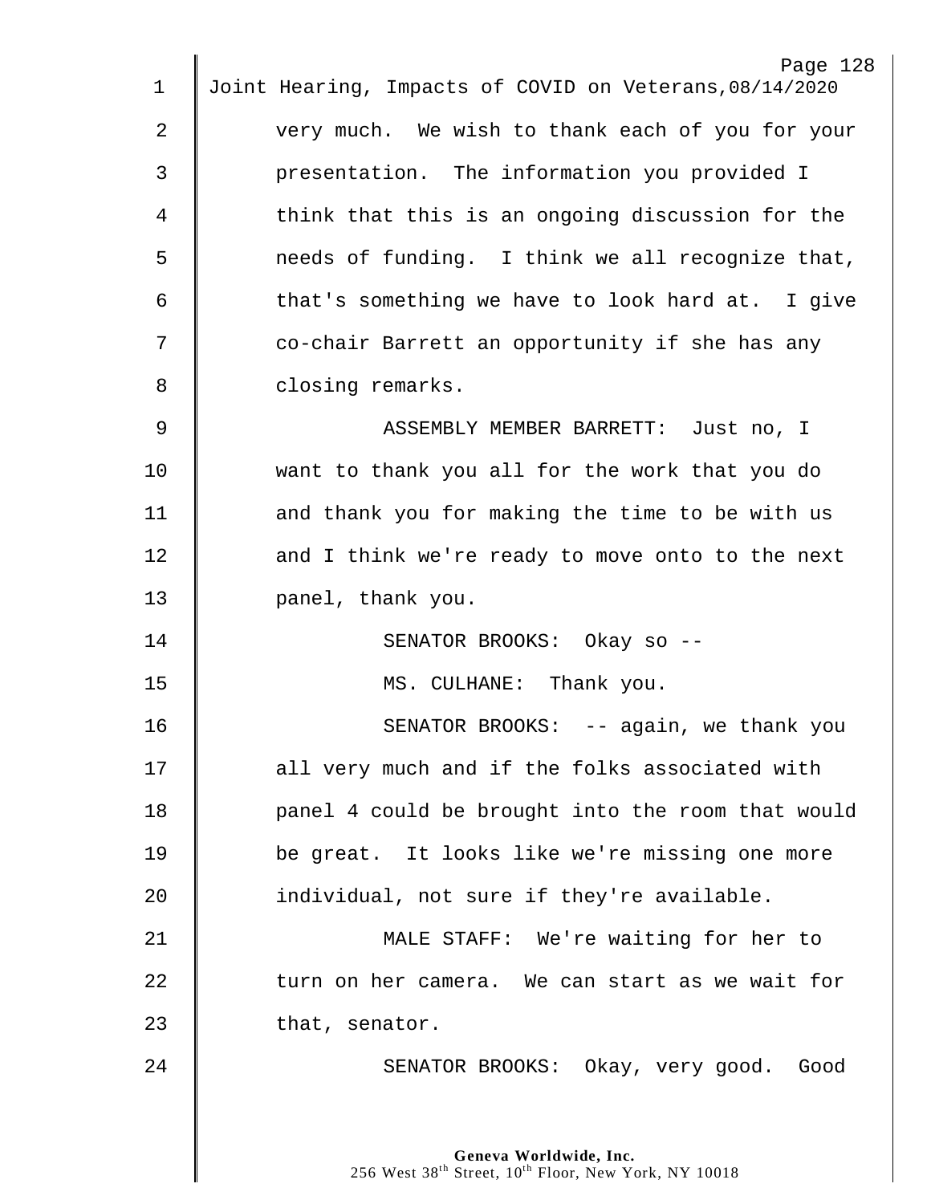very much. We wish to thank each of you for your presentation. The information you provided I think that this is an ongoing discussion for the needs of funding. I think we all recognize that, that's something we have to look hard at. I give co-chair Barrett an opportunity if she has any closing remarks.

ASSEMBLY MEMBER BARRETT: Just no, I want to thank you all for the work that you do and thank you for making the time to be with us and I think we're ready to move onto to the next panel, thank you.

SENATOR BROOKS: Okay so --

MS. CULHANE: Thank you.

SENATOR BROOKS: -- again, we thank you all very much and if the folks associated with panel 4 could be brought into the room that would be great. It looks like we're missing one more individual, not sure if they're available.

MALE STAFF: We're waiting for her to turn on her camera. We can start as we wait for that, senator.

SENATOR BROOKS: Okay, very good. Good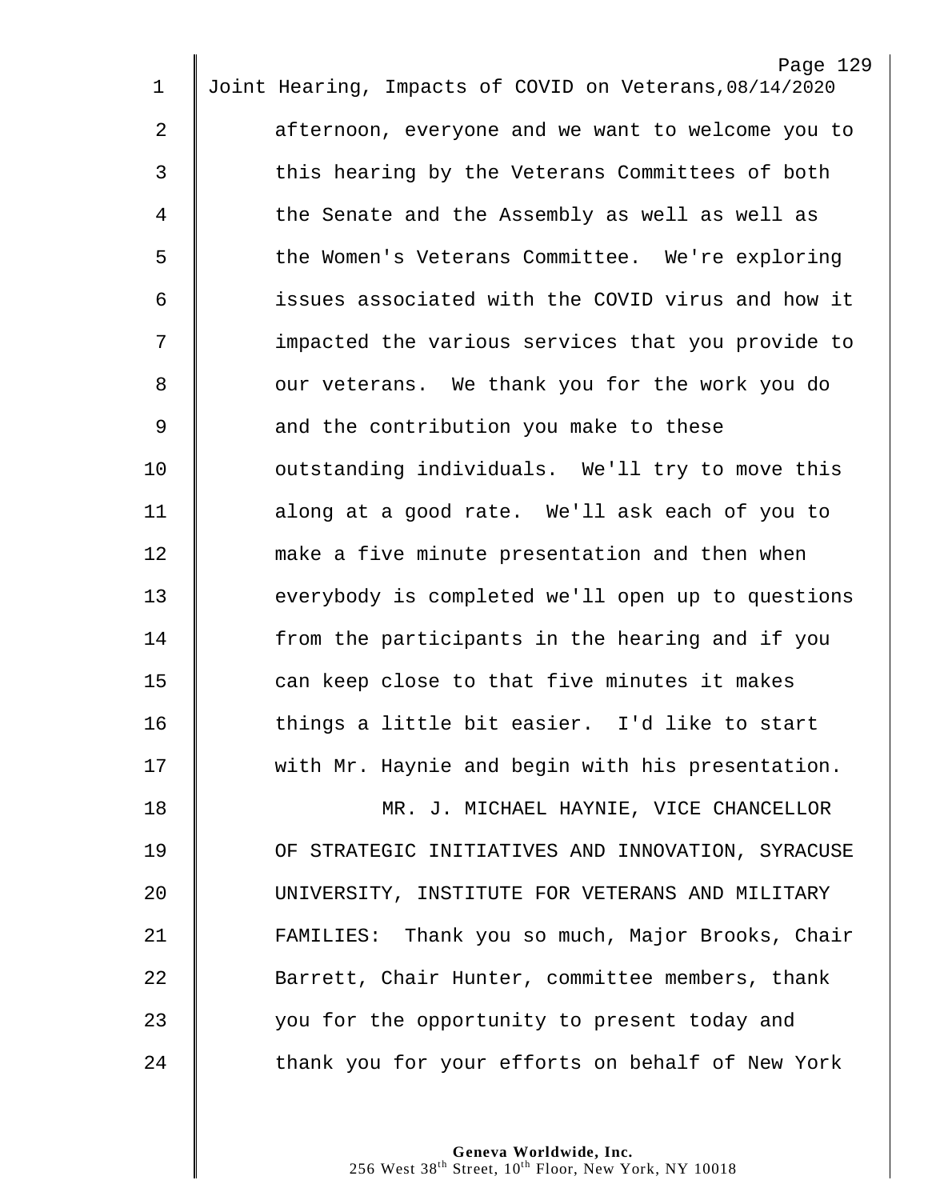afternoon, everyone and we want to welcome you to this hearing by the Veterans Committees of both the Senate and the Assembly as well as well as the Women's Veterans Committee. We're exploring issues associated with the COVID virus and how it impacted the various services that you provide to our veterans. We thank you for the work you do and the contribution you make to these outstanding individuals. We'll try to move this along at a good rate. We'll ask each of you to make a five minute presentation and then when everybody is completed we'll open up to questions from the participants in the hearing and if you can keep close to that five minutes it makes things a little bit easier. I'd like to start with Mr. Haynie and begin with his presentation.

MR. J. MICHAEL HAYNIE, VICE CHANCELLOR OF STRATEGIC INITIATIVES AND INNOVATION, SYRACUSE UNIVERSITY, INSTITUTE FOR VETERANS AND MILITARY FAMILIES: Thank you so much, Major Brooks, Chair Barrett, Chair Hunter, committee members, thank you for the opportunity to present today and thank you for your efforts on behalf of New York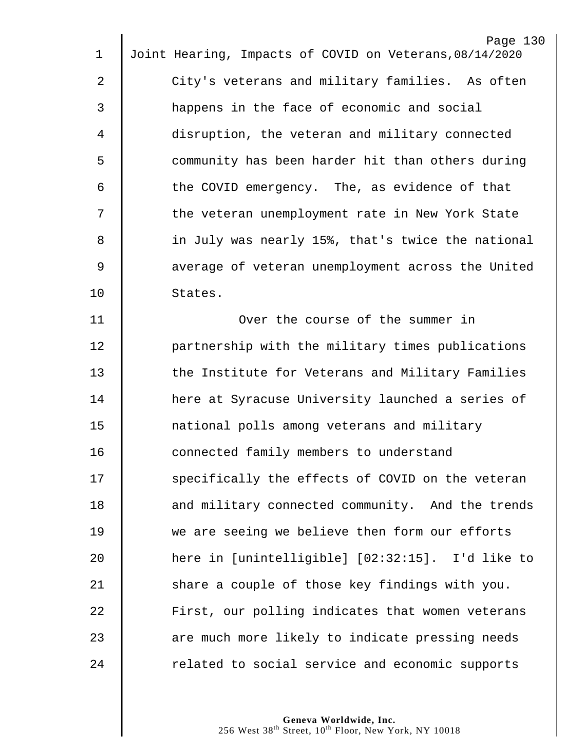City's veterans and military families. As often happens in the face of economic and social disruption, the veteran and military connected community has been harder hit than others during the COVID emergency. The, as evidence of that the veteran unemployment rate in New York State in July was nearly 15%, that's twice the national average of veteran unemployment across the United States.

Over the course of the summer in partnership with the military times publications the Institute for Veterans and Military Families here at Syracuse University launched a series of national polls among veterans and military connected family members to understand specifically the effects of COVID on the veteran and military connected community. And the trends we are seeing we believe then form our efforts here in [unintelligible] [02:32:15]. I'd like to share a couple of those key findings with you. First, our polling indicates that women veterans are much more likely to indicate pressing needs related to social service and economic supports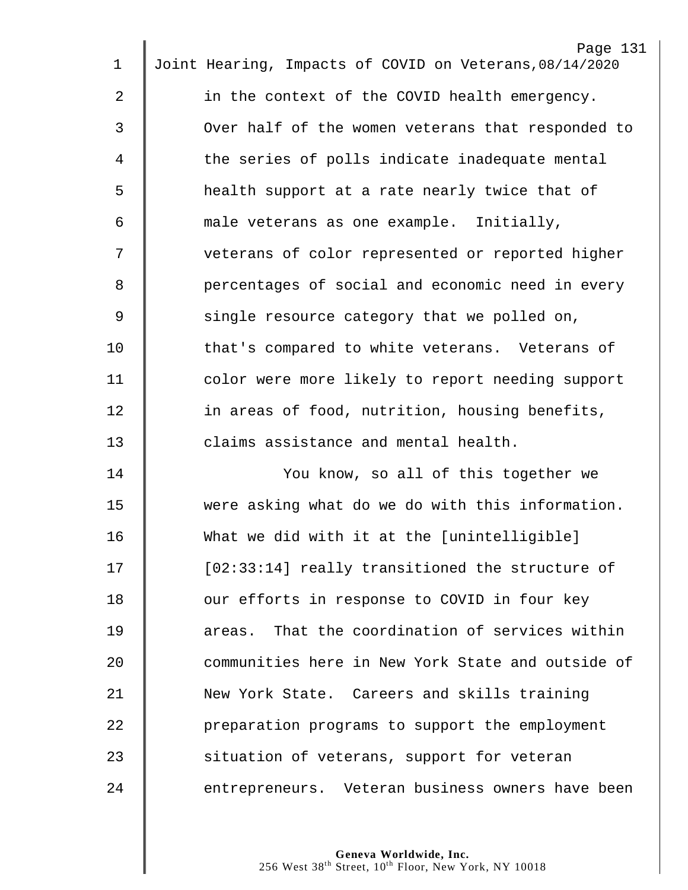in the context of the COVID health emergency. Over half of the women veterans that responded to the series of polls indicate inadequate mental health support at a rate nearly twice that of male veterans as one example. Initially, veterans of color represented or reported higher percentages of social and economic need in every single resource category that we polled on, that's compared to white veterans. Veterans of color were more likely to report needing support in areas of food, nutrition, housing benefits, claims assistance and mental health.

You know, so all of this together we were asking what do we do with this information. What we did with it at the [unintelligible] [02:33:14] really transitioned the structure of our efforts in response to COVID in four key areas. That the coordination of services within communities here in New York State and outside of New York State. Careers and skills training preparation programs to support the employment situation of veterans, support for veteran entrepreneurs. Veteran business owners have been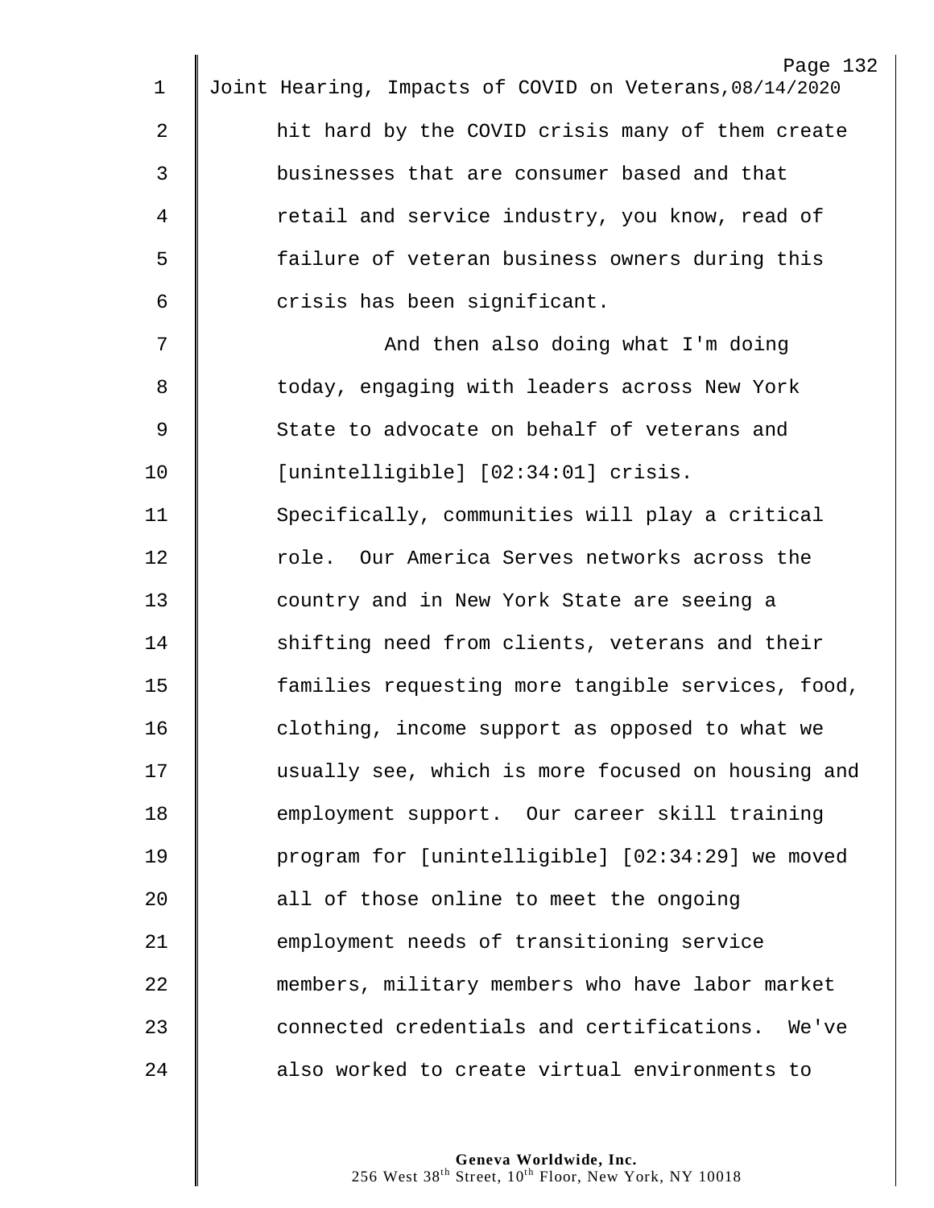hit hard by the COVID crisis many of them create businesses that are consumer based and that retail and service industry, you know, read of failure of veteran business owners during this crisis has been significant.

And then also doing what I'm doing today, engaging with leaders across New York State to advocate on behalf of veterans and [unintelligible] [02:34:01] crisis. Specifically, communities will play a critical role. Our America Serves networks across the country and in New York State are seeing a shifting need from clients, veterans and their families requesting more tangible services, food, clothing, income support as opposed to what we usually see, which is more focused on housing and employment support. Our career skill training program for [unintelligible] [02:34:29] we moved all of those online to meet the ongoing employment needs of transitioning service members, military members who have labor market connected credentials and certifications. We've also worked to create virtual environments to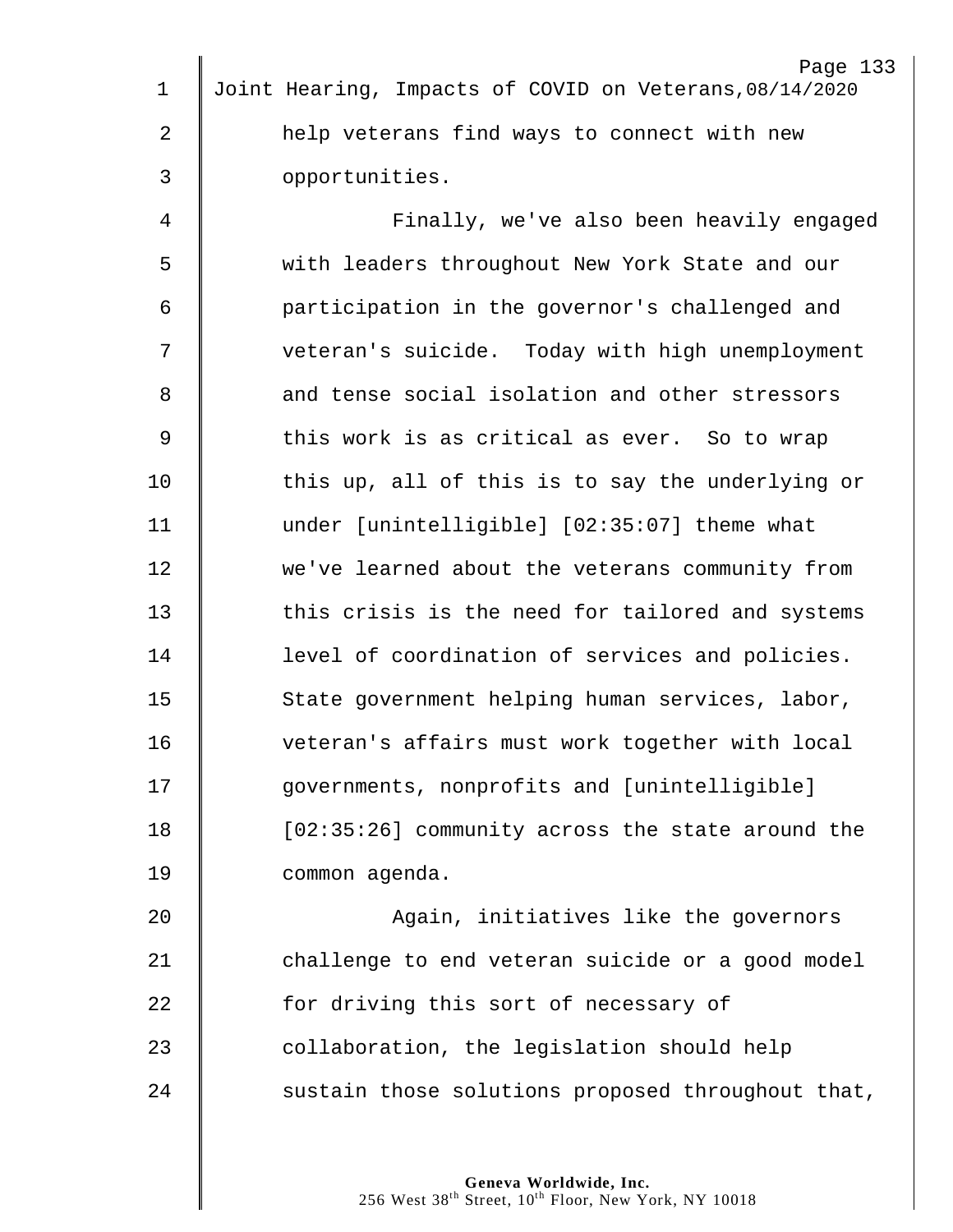help veterans find ways to connect with new opportunities.

Finally, we've also been heavily engaged with leaders throughout New York State and our participation in the governor's challenged and veteran's suicide. Today with high unemployment and tense social isolation and other stressors this work is as critical as ever. So to wrap this up, all of this is to say the underlying or under [unintelligible] [02:35:07] theme what we've learned about the veterans community from this crisis is the need for tailored and systems level of coordination of services and policies. State government helping human services, labor, veteran's affairs must work together with local governments, nonprofits and [unintelligible] [02:35:26] community across the state around the common agenda.

Again, initiatives like the governors challenge to end veteran suicide or a good model for driving this sort of necessary of collaboration, the legislation should help sustain those solutions proposed throughout that,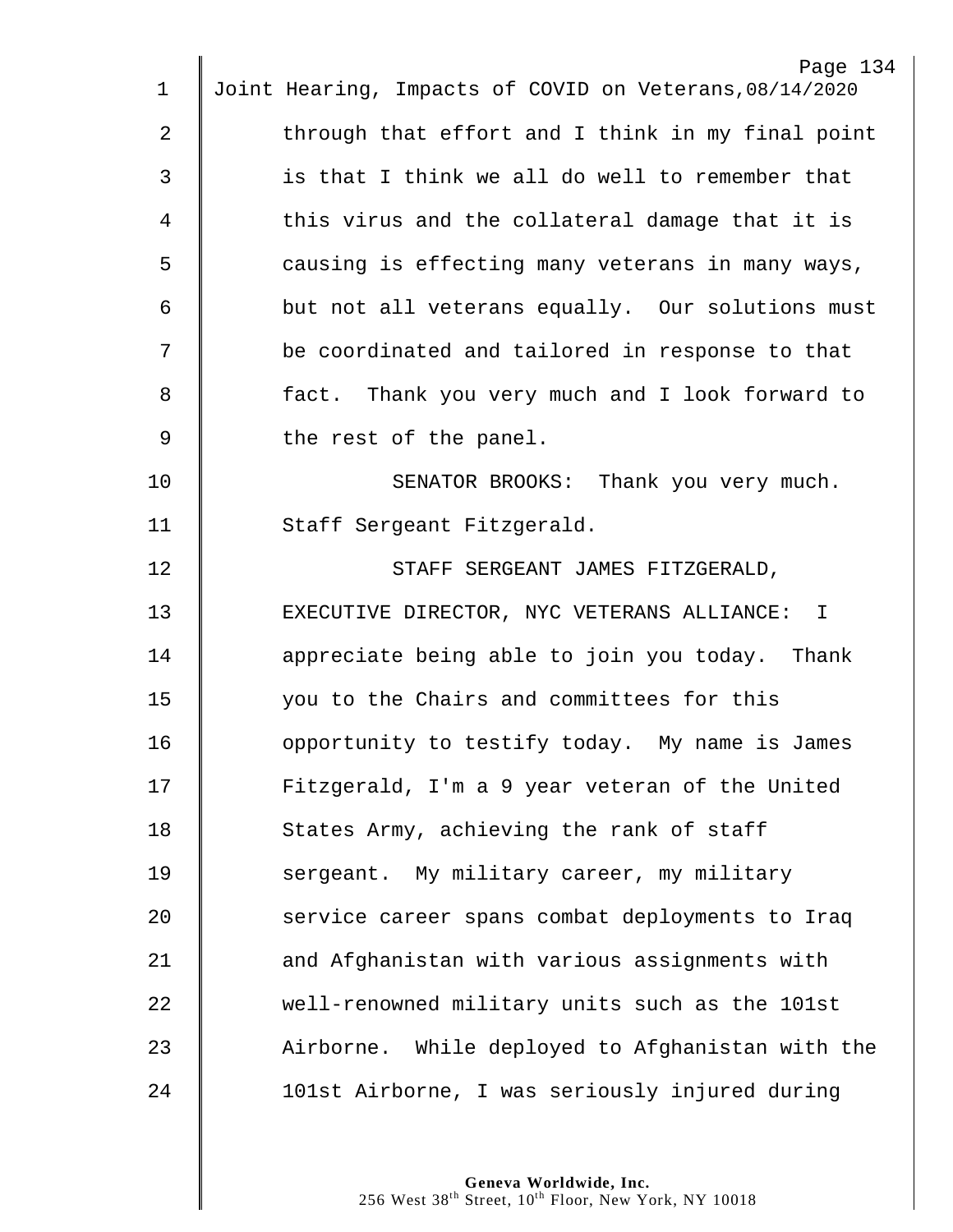through that effort and I think in my final point is that I think we all do well to remember that this virus and the collateral damage that it is causing is effecting many veterans in many ways, but not all veterans equally. Our solutions must be coordinated and tailored in response to that fact. Thank you very much and I look forward to the rest of the panel.

SENATOR BROOKS: Thank you very much. Staff Sergeant Fitzgerald.

STAFF SERGEANT JAMES FITZGERALD, EXECUTIVE DIRECTOR, NYC VETERANS ALLIANCE: I appreciate being able to join you today. Thank you to the Chairs and committees for this opportunity to testify today. My name is James Fitzgerald, I'm a 9 year veteran of the United States Army, achieving the rank of staff sergeant. My military career, my military service career spans combat deployments to Iraq and Afghanistan with various assignments with well-renowned military units such as the 101st Airborne. While deployed to Afghanistan with the 101st Airborne, I was seriously injured during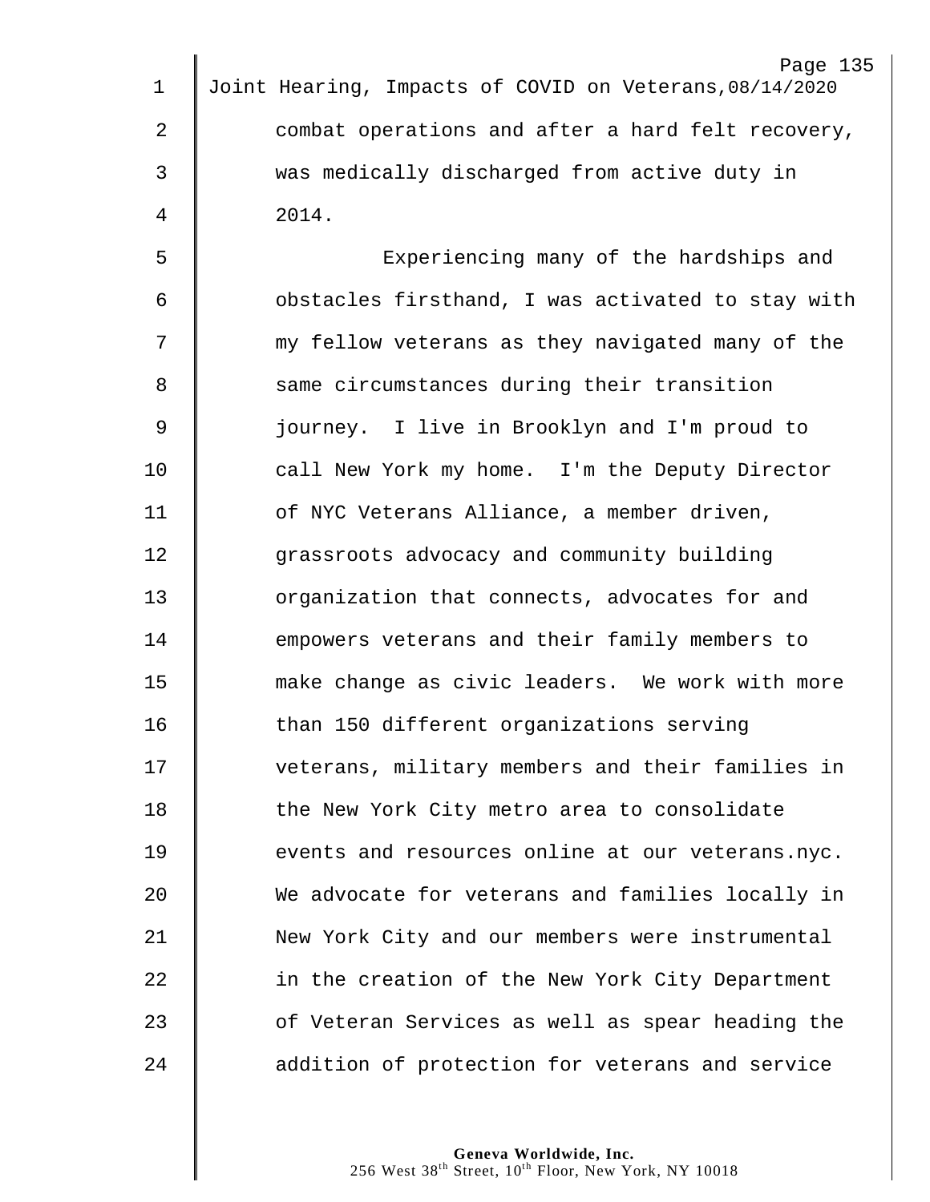combat operations and after a hard felt recovery, was medically discharged from active duty in 2014.

Experiencing many of the hardships and obstacles firsthand, I was activated to stay with my fellow veterans as they navigated many of the same circumstances during their transition journey. I live in Brooklyn and I'm proud to call New York my home. I'm the Deputy Director of NYC Veterans Alliance, a member driven, grassroots advocacy and community building organization that connects, advocates for and empowers veterans and their family members to make change as civic leaders. We work with more than 150 different organizations serving veterans, military members and their families in the New York City metro area to consolidate events and resources online at our veterans.nyc. We advocate for veterans and families locally in New York City and our members were instrumental in the creation of the New York City Department of Veteran Services as well as spear heading the addition of protection for veterans and service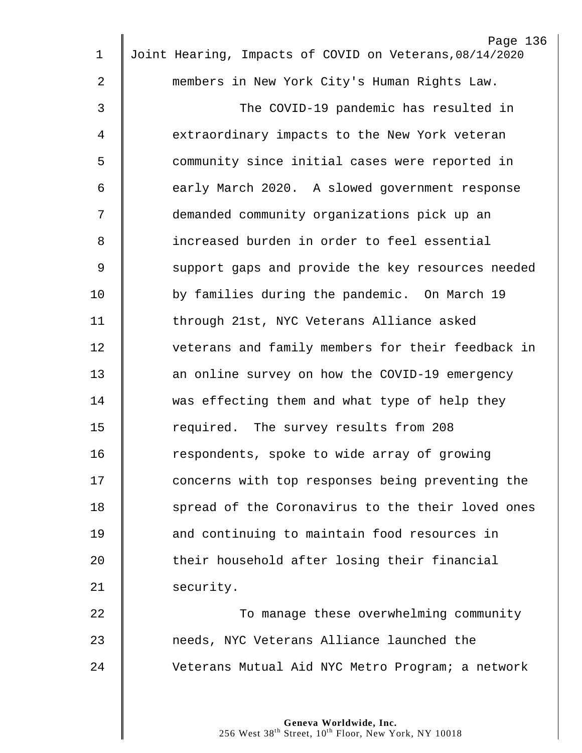members in New York City's Human Rights Law.

The COVID-19 pandemic has resulted in extraordinary impacts to the New York veteran community since initial cases were reported in early March 2020. A slowed government response demanded community organizations pick up an increased burden in order to feel essential support gaps and provide the key resources needed by families during the pandemic. On March 19 through 21st, NYC Veterans Alliance asked veterans and family members for their feedback in an online survey on how the COVID-19 emergency was effecting them and what type of help they required. The survey results from 208 respondents, spoke to wide array of growing concerns with top responses being preventing the spread of the Coronavirus to the their loved ones and continuing to maintain food resources in their household after losing their financial security.

To manage these overwhelming community needs, NYC Veterans Alliance launched the Veterans Mutual Aid NYC Metro Program; a network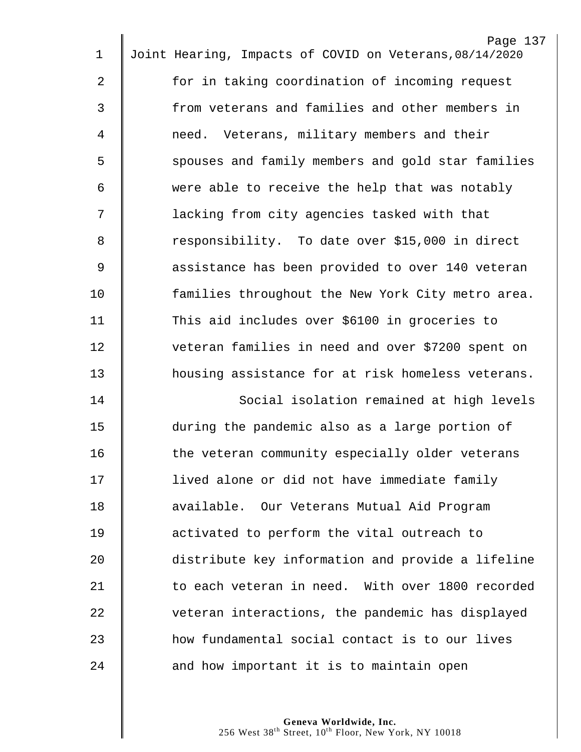for in taking coordination of incoming request from veterans and families and other members in need. Veterans, military members and their spouses and family members and gold star families were able to receive the help that was notably lacking from city agencies tasked with that responsibility. To date over $15,000 in direct assistance has been provided to over 140 veteran families throughout the New York City metro area. This aid includes over $6100 in groceries to veteran families in need and over $7200 spent on housing assistance for at risk homeless veterans.

Social isolation remained at high levels during the pandemic also as a large portion of the veteran community especially older veterans lived alone or did not have immediate family available. Our Veterans Mutual Aid Program activated to perform the vital outreach to distribute key information and provide a lifeline to each veteran in need. With over 1800 recorded veteran interactions, the pandemic has displayed how fundamental social contact is to our lives and how important it is to maintain open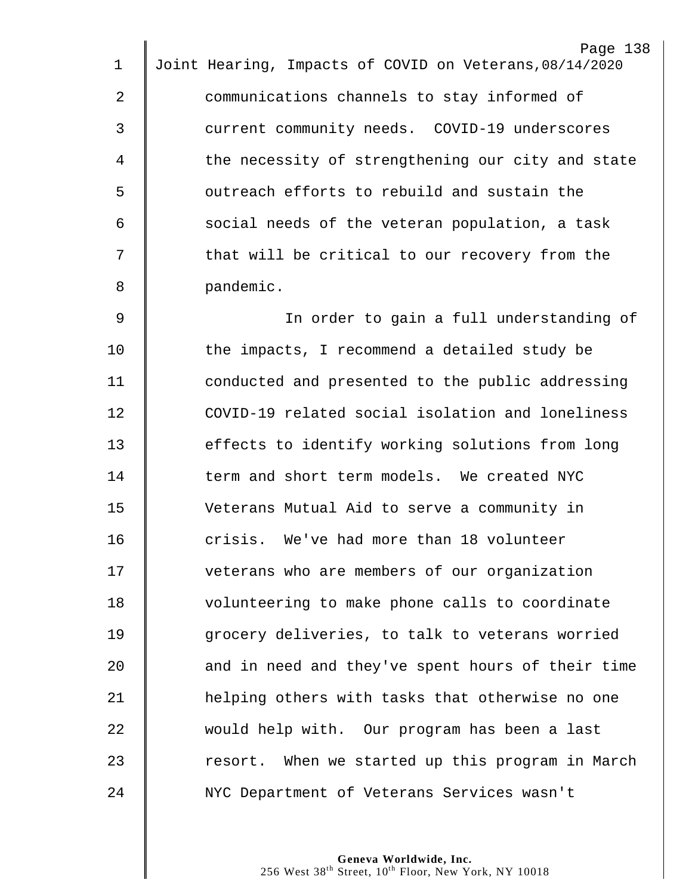communications channels to stay informed of current community needs. COVID-19 underscores the necessity of strengthening our city and state outreach efforts to rebuild and sustain the social needs of the veteran population, a task that will be critical to our recovery from the pandemic.

In order to gain a full understanding of the impacts, I recommend a detailed study be conducted and presented to the public addressing COVID-19 related social isolation and loneliness effects to identify working solutions from long term and short term models. We created NYC Veterans Mutual Aid to serve a community in crisis. We've had more than 18 volunteer veterans who are members of our organization volunteering to make phone calls to coordinate grocery deliveries, to talk to veterans worried and in need and they've spent hours of their time helping others with tasks that otherwise no one would help with. Our program has been a last resort. When we started up this program in March NYC Department of Veterans Services wasn't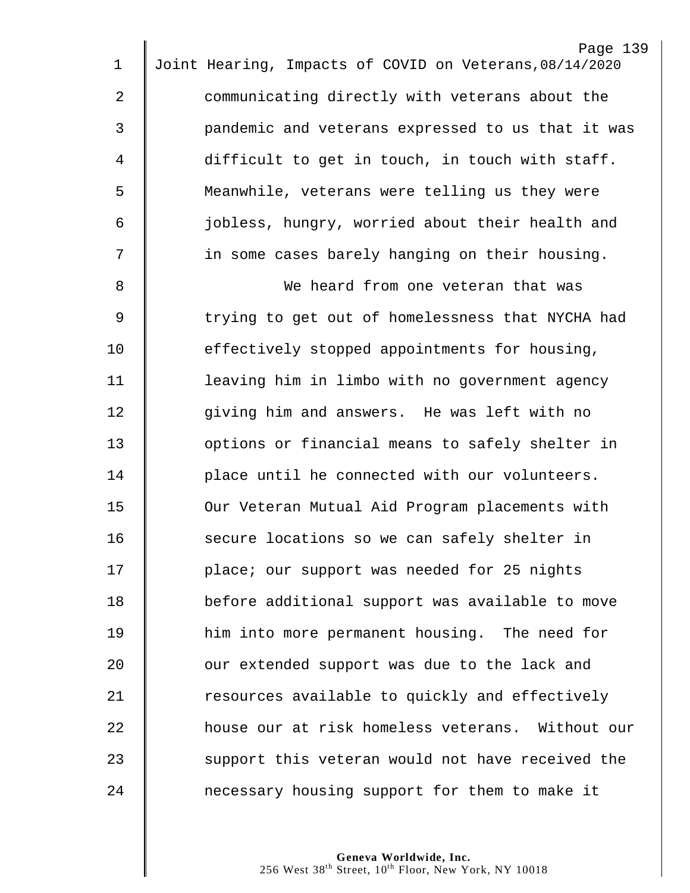communicating directly with veterans about the pandemic and veterans expressed to us that it was difficult to get in touch, in touch with staff. Meanwhile, veterans were telling us they were jobless, hungry, worried about their health and in some cases barely hanging on their housing.

We heard from one veteran that was trying to get out of homelessness that NYCHA had effectively stopped appointments for housing, leaving him in limbo with no government agency giving him and answers. He was left with no options or financial means to safely shelter in place until he connected with our volunteers. Our Veteran Mutual Aid Program placements with secure locations so we can safely shelter in place; our support was needed for 25 nights before additional support was available to move him into more permanent housing. The need for our extended support was due to the lack and resources available to quickly and effectively house our at risk homeless veterans. Without our support this veteran would not have received the necessary housing support for them to make it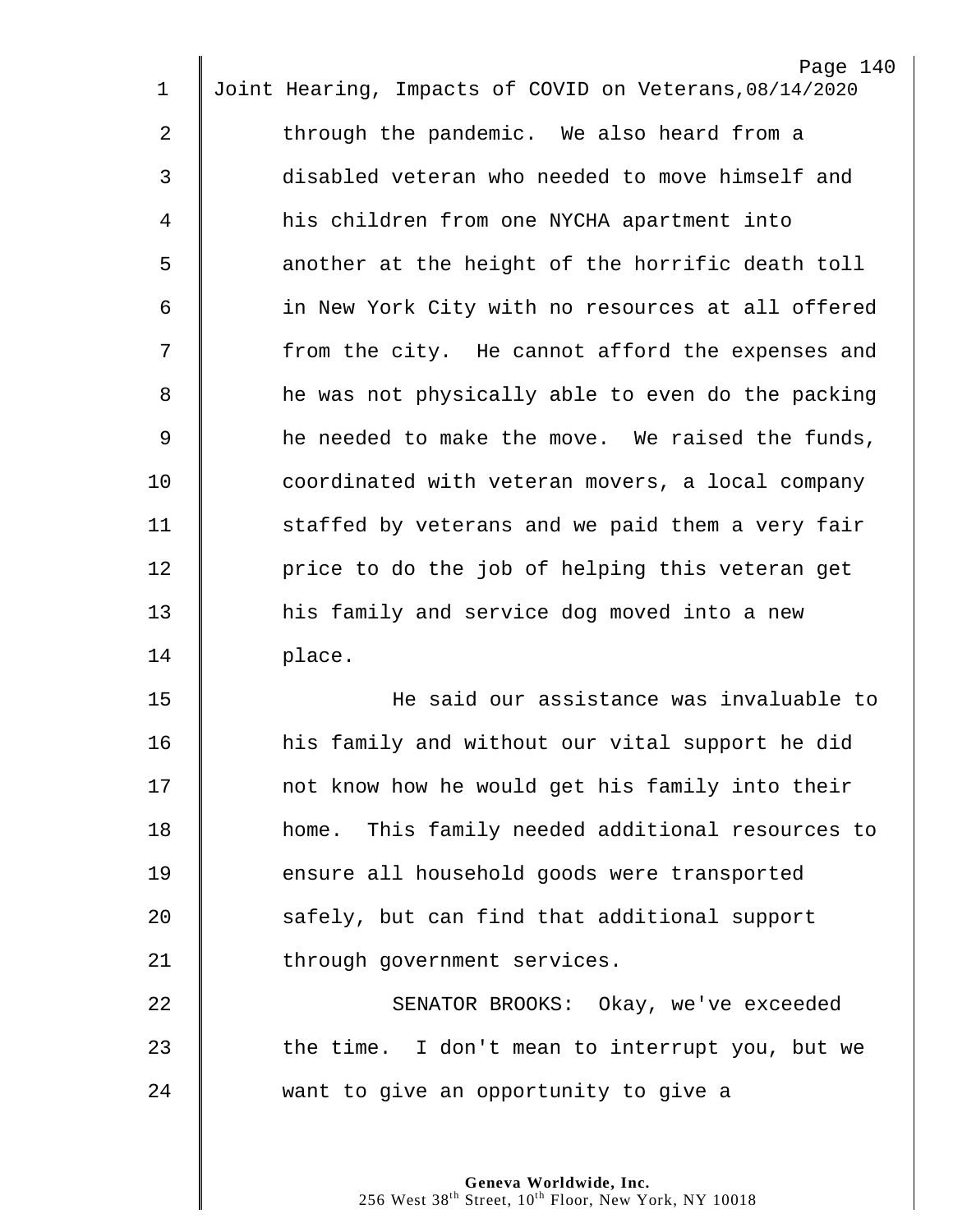through the pandemic. We also heard from a disabled veteran who needed to move himself and his children from one NYCHA apartment into another at the height of the horrific death toll in New York City with no resources at all offered from the city. He cannot afford the expenses and he was not physically able to even do the packing he needed to make the move. We raised the funds, coordinated with veteran movers, a local company staffed by veterans and we paid them a very fair price to do the job of helping this veteran get his family and service dog moved into a new place.

He said our assistance was invaluable to his family and without our vital support he did not know how he would get his family into their home. This family needed additional resources to ensure all household goods were transported safely, but can find that additional support through government services.

SENATOR BROOKS: Okay, we've exceeded the time. I don't mean to interrupt you, but we want to give an opportunity to give a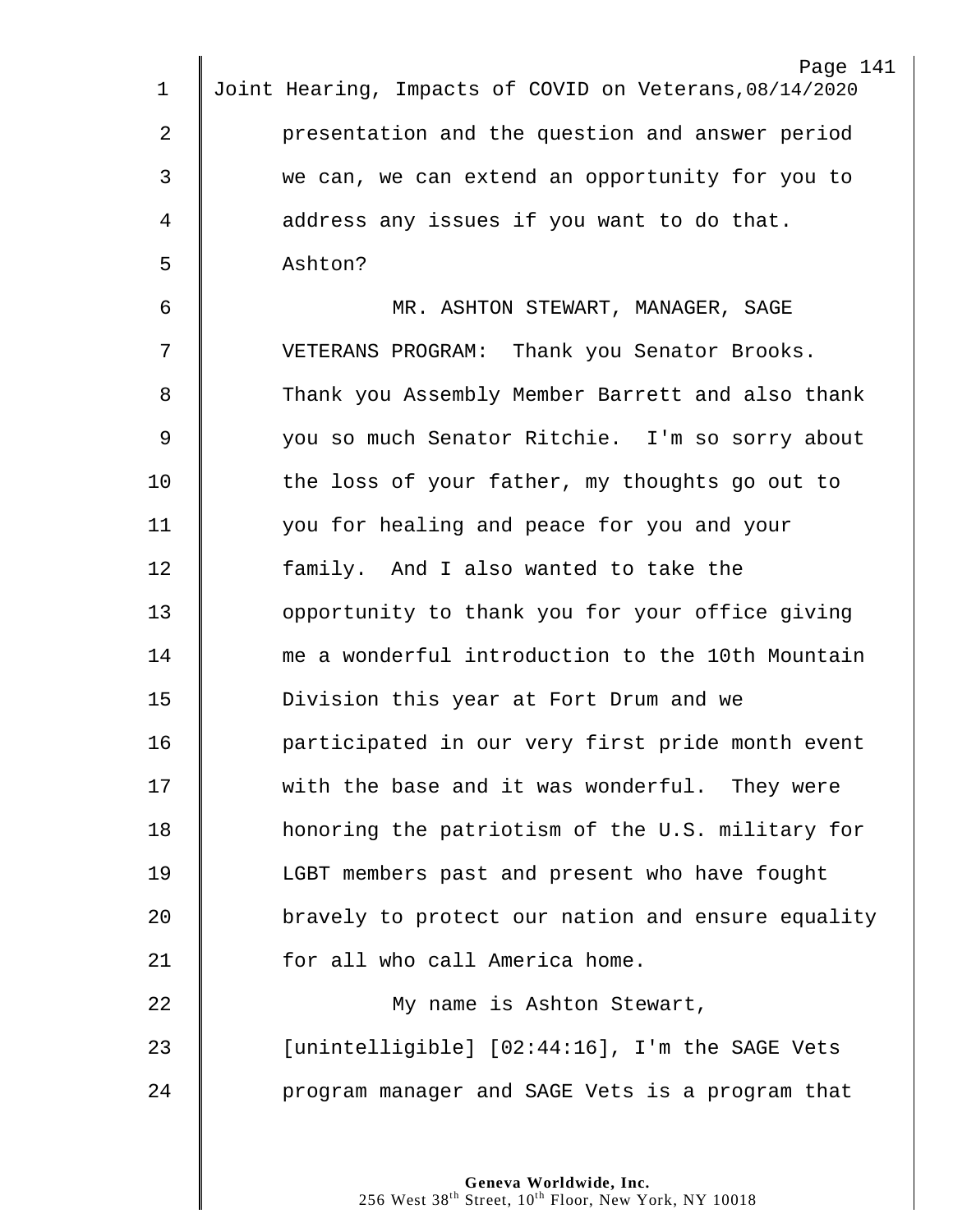presentation and the question and answer period we can, we can extend an opportunity for you to address any issues if you want to do that. Ashton?

MR. ASHTON STEWART, MANAGER, SAGE VETERANS PROGRAM: Thank you Senator Brooks. Thank you Assembly Member Barrett and also thank you so much Senator Ritchie. I'm so sorry about the loss of your father, my thoughts go out to you for healing and peace for you and your family. And I also wanted to take the opportunity to thank you for your office giving me a wonderful introduction to the 10th Mountain Division this year at Fort Drum and we participated in our very first pride month event with the base and it was wonderful. They were honoring the patriotism of the U.S. military for LGBT members past and present who have fought bravely to protect our nation and ensure equality for all who call America home.

My name is Ashton Stewart, [unintelligible] [02:44:16], I'm the SAGE Vets program manager and SAGE Vets is a program that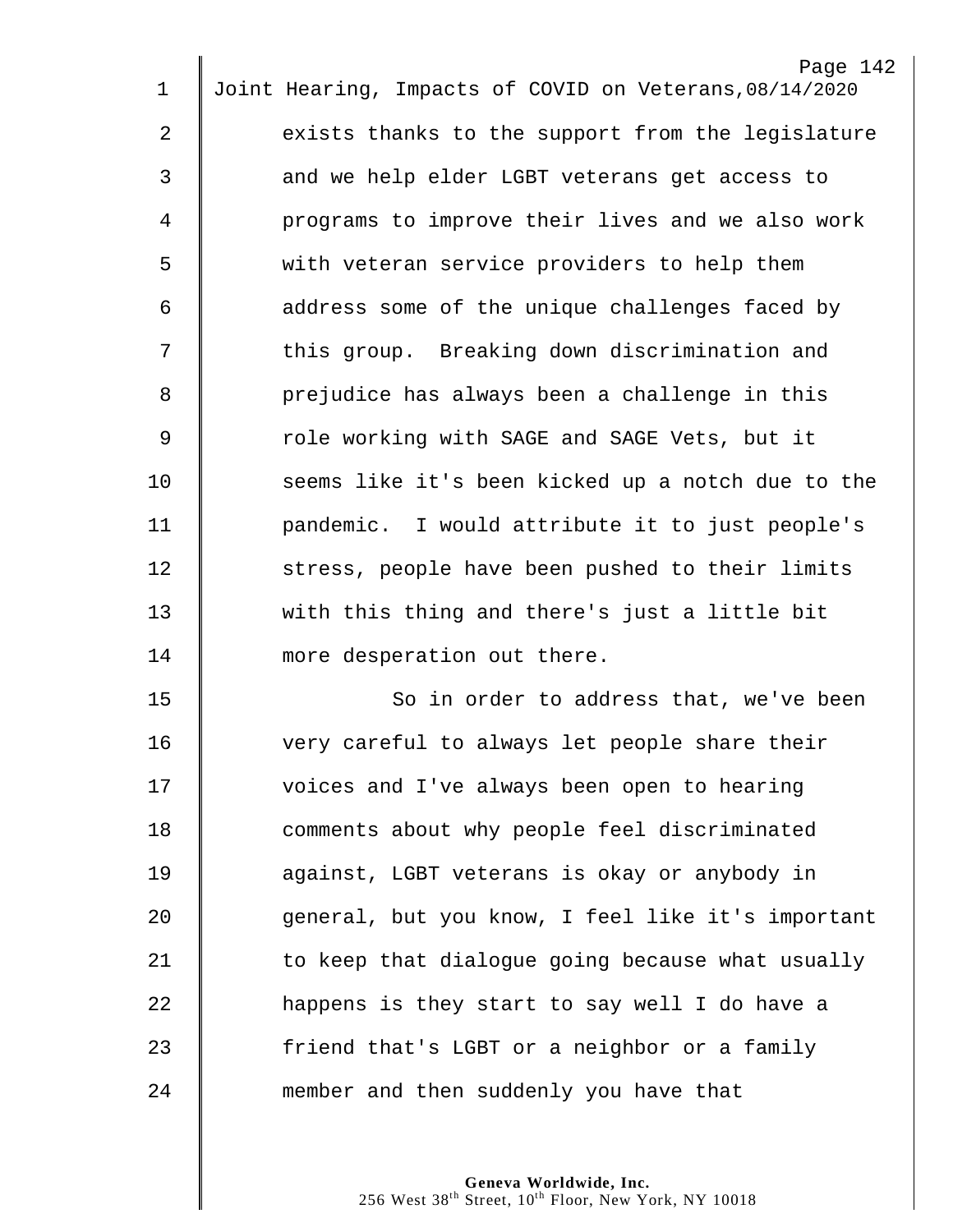exists thanks to the support from the legislature and we help elder LGBT veterans get access to programs to improve their lives and we also work with veteran service providers to help them address some of the unique challenges faced by this group. Breaking down discrimination and prejudice has always been a challenge in this role working with SAGE and SAGE Vets, but it seems like it's been kicked up a notch due to the pandemic. I would attribute it to just people's stress, people have been pushed to their limits with this thing and there's just a little bit more desperation out there.

So in order to address that, we've been very careful to always let people share their voices and I've always been open to hearing comments about why people feel discriminated against, LGBT veterans is okay or anybody in general, but you know, I feel like it's important to keep that dialogue going because what usually happens is they start to say well I do have a friend that's LGBT or a neighbor or a family member and then suddenly you have that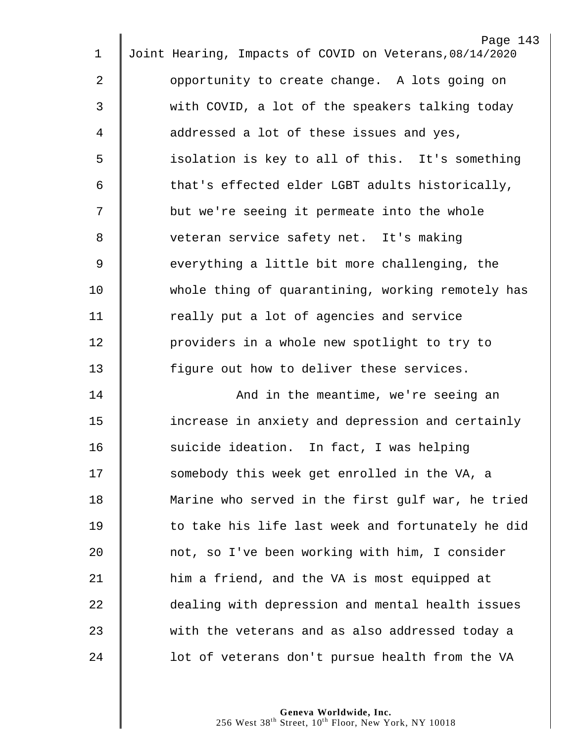opportunity to create change. A lots going on with COVID, a lot of the speakers talking today addressed a lot of these issues and yes, isolation is key to all of this. It's something that's effected elder LGBT adults historically, but we're seeing it permeate into the whole veteran service safety net. It's making everything a little bit more challenging, the whole thing of quarantining, working remotely has really put a lot of agencies and service providers in a whole new spotlight to try to figure out how to deliver these services.

And in the meantime, we're seeing an increase in anxiety and depression and certainly suicide ideation. In fact, I was helping somebody this week get enrolled in the VA, a Marine who served in the first gulf war, he tried to take his life last week and fortunately he did not, so I've been working with him, I consider him a friend, and the VA is most equipped at dealing with depression and mental health issues with the veterans and as also addressed today a lot of veterans don't pursue health from the VA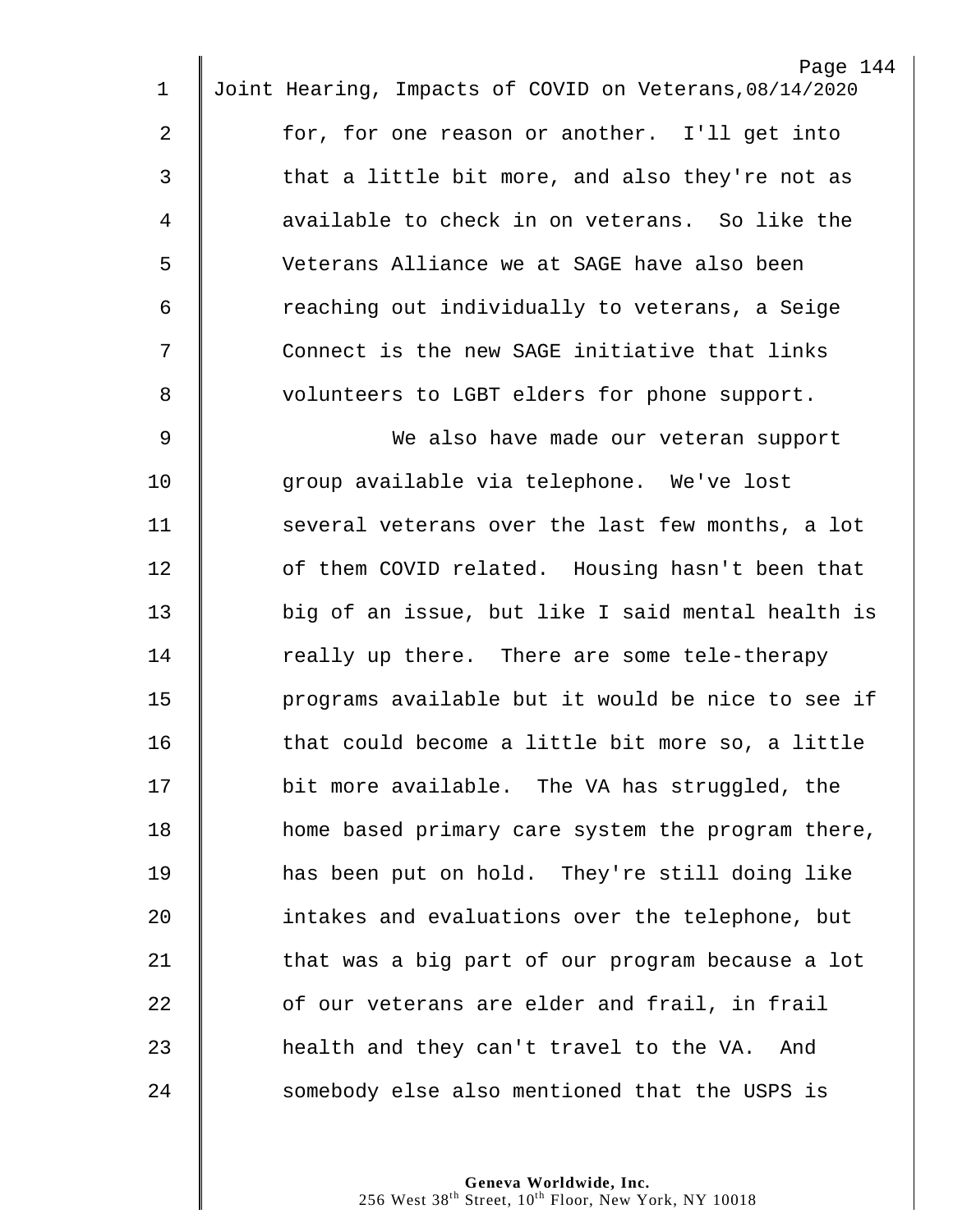for, for one reason or another. I'll get into that a little bit more, and also they're not as available to check in on veterans. So like the Veterans Alliance we at SAGE have also been reaching out individually to veterans, a Seige Connect is the new SAGE initiative that links volunteers to LGBT elders for phone support.

We also have made our veteran support group available via telephone. We've lost several veterans over the last few months, a lot of them COVID related. Housing hasn't been that big of an issue, but like I said mental health is really up there. There are some tele-therapy programs available but it would be nice to see if that could become a little bit more so, a little bit more available. The VA has struggled, the home based primary care system the program there, has been put on hold. They're still doing like intakes and evaluations over the telephone, but that was a big part of our program because a lot of our veterans are elder and frail, in frail health and they can't travel to the VA. And somebody else also mentioned that the USPS is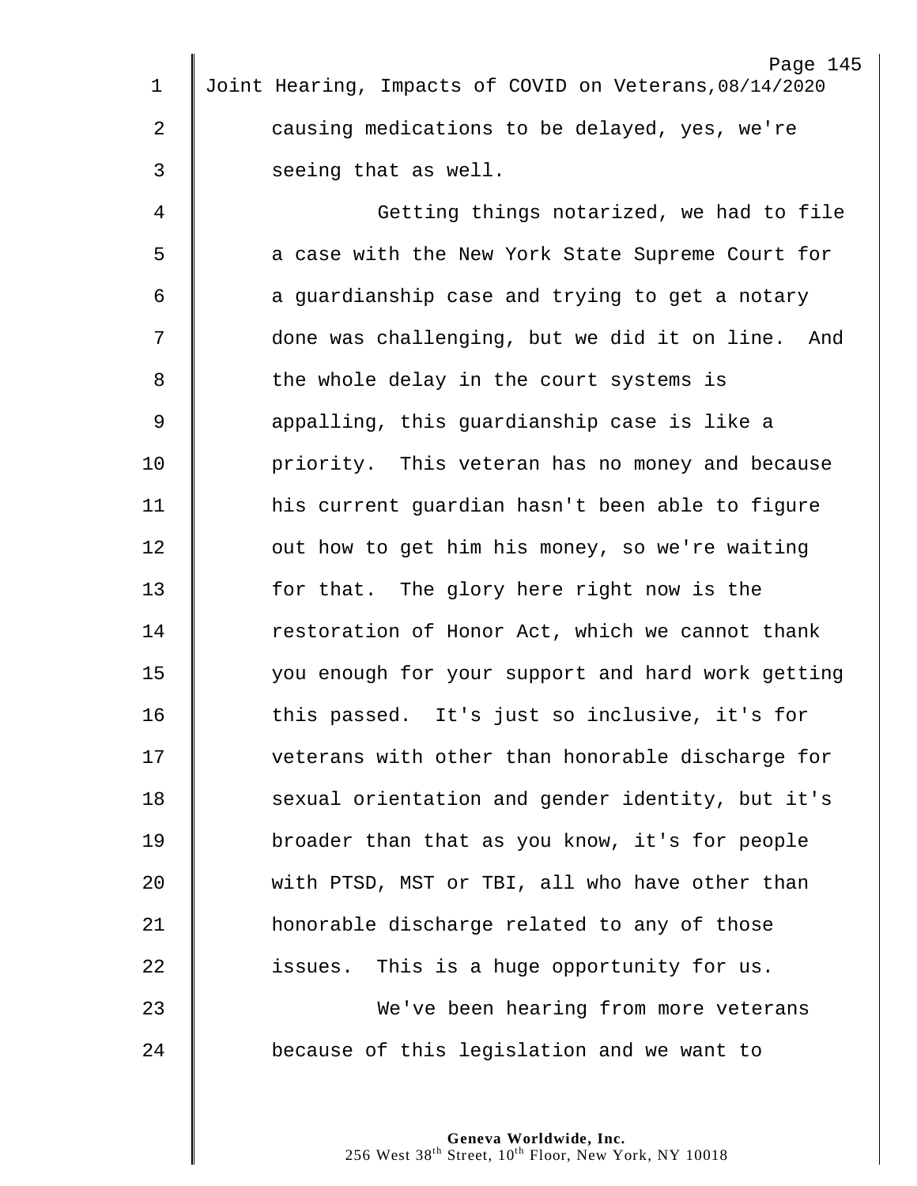causing medications to be delayed, yes, we're seeing that as well.

Getting things notarized, we had to file a case with the New York State Supreme Court for a guardianship case and trying to get a notary done was challenging, but we did it on line. And the whole delay in the court systems is appalling, this guardianship case is like a priority. This veteran has no money and because his current guardian hasn't been able to figure out how to get him his money, so we're waiting for that. The glory here right now is the restoration of Honor Act, which we cannot thank you enough for your support and hard work getting this passed. It's just so inclusive, it's for veterans with other than honorable discharge for sexual orientation and gender identity, but it's broader than that as you know, it's for people with PTSD, MST or TBI, all who have other than honorable discharge related to any of those issues. This is a huge opportunity for us.

We've been hearing from more veterans because of this legislation and we want to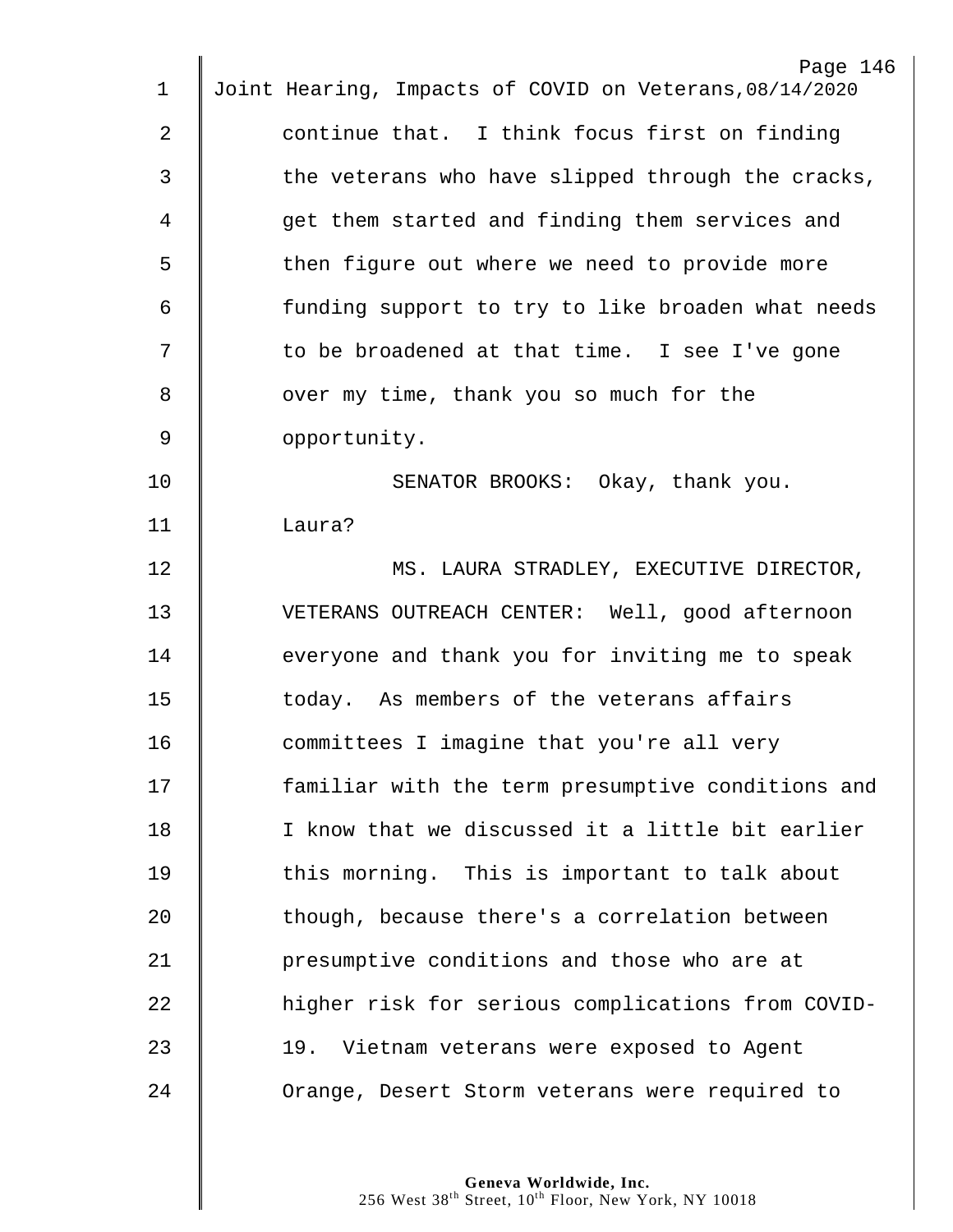continue that. I think focus first on finding the veterans who have slipped through the cracks, get them started and finding them services and then figure out where we need to provide more funding support to try to like broaden what needs to be broadened at that time. I see I've gone over my time, thank you so much for the opportunity.

SENATOR BROOKS: Okay, thank you. Laura?

MS. LAURA STRADLEY, EXECUTIVE DIRECTOR, VETERANS OUTREACH CENTER: Well, good afternoon everyone and thank you for inviting me to speak today. As members of the veterans affairs committees I imagine that you're all very familiar with the term presumptive conditions and I know that we discussed it a little bit earlier this morning. This is important to talk about though, because there's a correlation between presumptive conditions and those who are at higher risk for serious complications from COVID-19. Vietnam veterans were exposed to Agent Orange, Desert Storm veterans were required to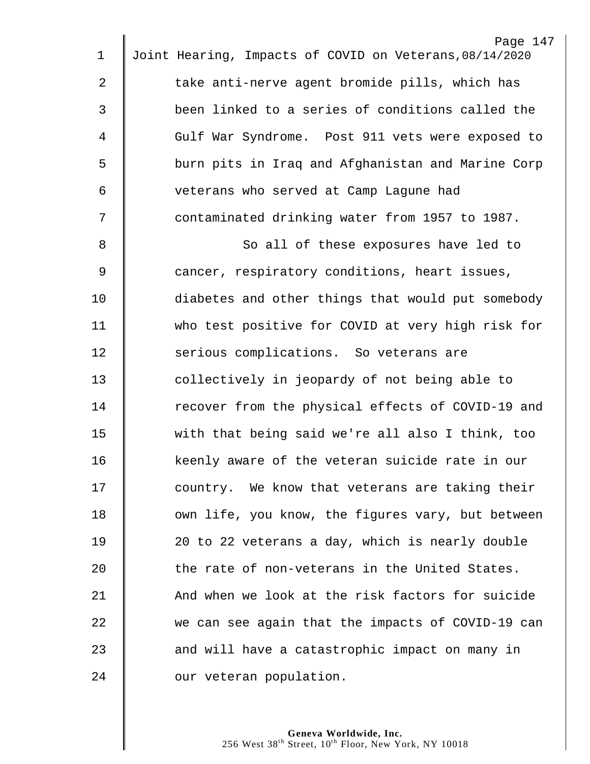take anti-nerve agent bromide pills, which has been linked to a series of conditions called the Gulf War Syndrome. Post 911 vets were exposed to burn pits in Iraq and Afghanistan and Marine Corp veterans who served at Camp Lagune had contaminated drinking water from 1957 to 1987.

So all of these exposures have led to cancer, respiratory conditions, heart issues, diabetes and other things that would put somebody who test positive for COVID at very high risk for serious complications. So veterans are collectively in jeopardy of not being able to recover from the physical effects of COVID-19 and with that being said we're all also I think, too keenly aware of the veteran suicide rate in our country. We know that veterans are taking their own life, you know, the figures vary, but between 20 to 22 veterans a day, which is nearly double the rate of non-veterans in the United States. And when we look at the risk factors for suicide we can see again that the impacts of COVID-19 can and will have a catastrophic impact on many in our veteran population.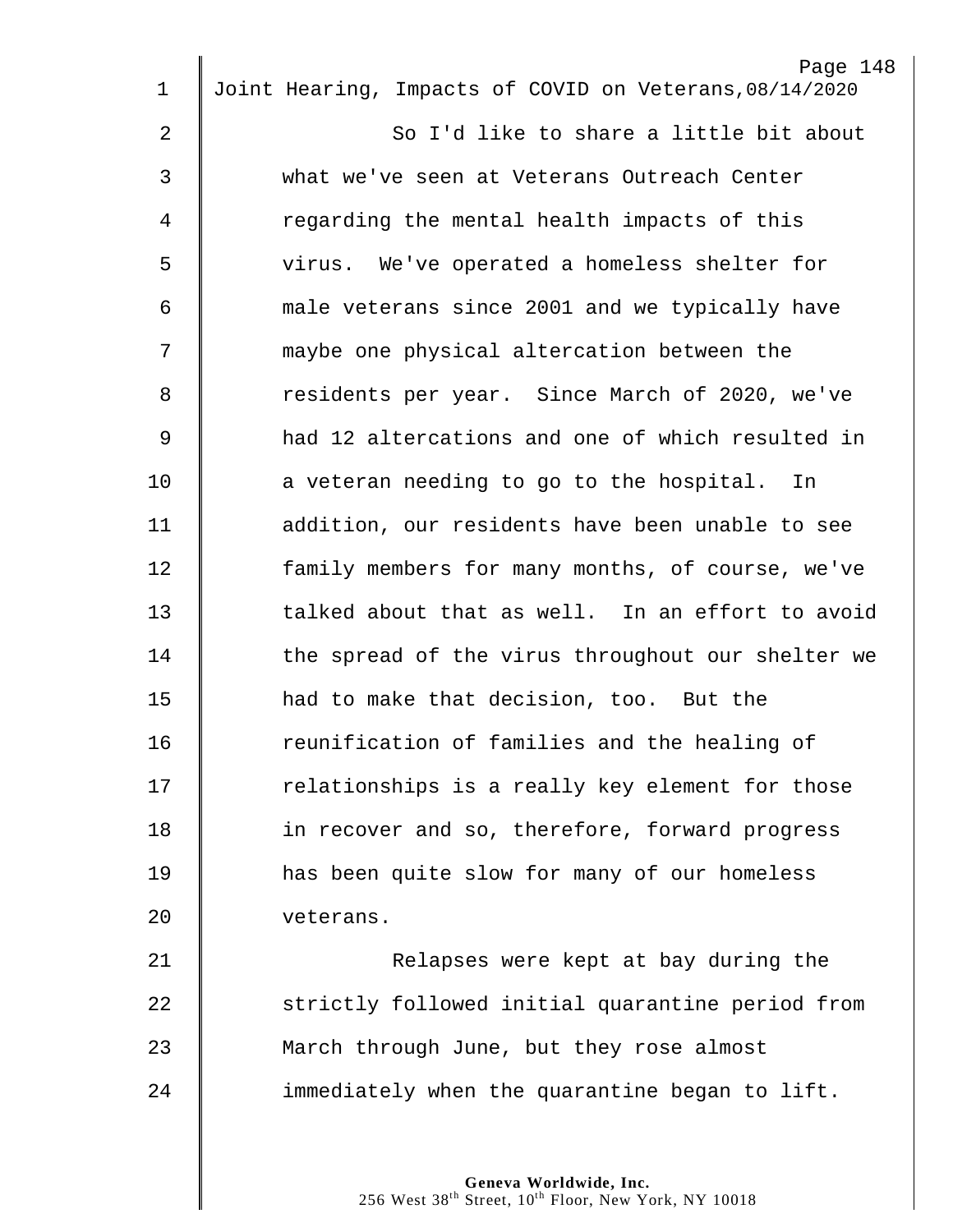So I'd like to share a little bit about what we've seen at Veterans Outreach Center regarding the mental health impacts of this virus. We've operated a homeless shelter for male veterans since 2001 and we typically have maybe one physical altercation between the residents per year. Since March of 2020, we've had 12 altercations and one of which resulted in a veteran needing to go to the hospital. In addition, our residents have been unable to see family members for many months, of course, we've talked about that as well. In an effort to avoid the spread of the virus throughout our shelter we had to make that decision, too. But the reunification of families and the healing of relationships is a really key element for those in recover and so, therefore, forward progress has been quite slow for many of our homeless veterans.

Relapses were kept at bay during the strictly followed initial quarantine period from March through June, but they rose almost immediately when the quarantine began to lift.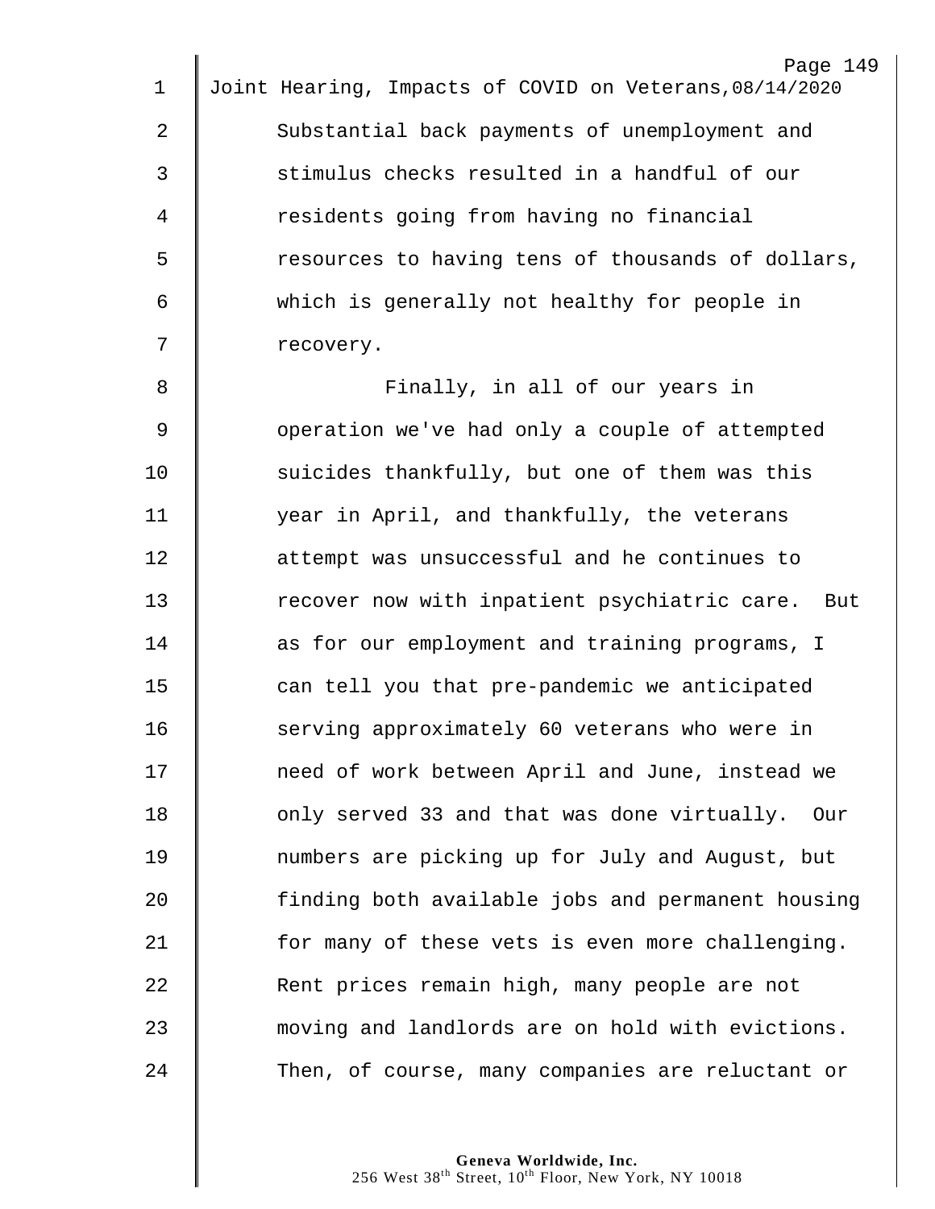Substantial back payments of unemployment and stimulus checks resulted in a handful of our residents going from having no financial resources to having tens of thousands of dollars, which is generally not healthy for people in recovery.

Finally, in all of our years in operation we've had only a couple of attempted suicides thankfully, but one of them was this year in April, and thankfully, the veterans attempt was unsuccessful and he continues to recover now with inpatient psychiatric care. But as for our employment and training programs, I can tell you that pre-pandemic we anticipated serving approximately 60 veterans who were in need of work between April and June, instead we only served 33 and that was done virtually. Our numbers are picking up for July and August, but finding both available jobs and permanent housing for many of these vets is even more challenging. Rent prices remain high, many people are not moving and landlords are on hold with evictions. Then, of course, many companies are reluctant or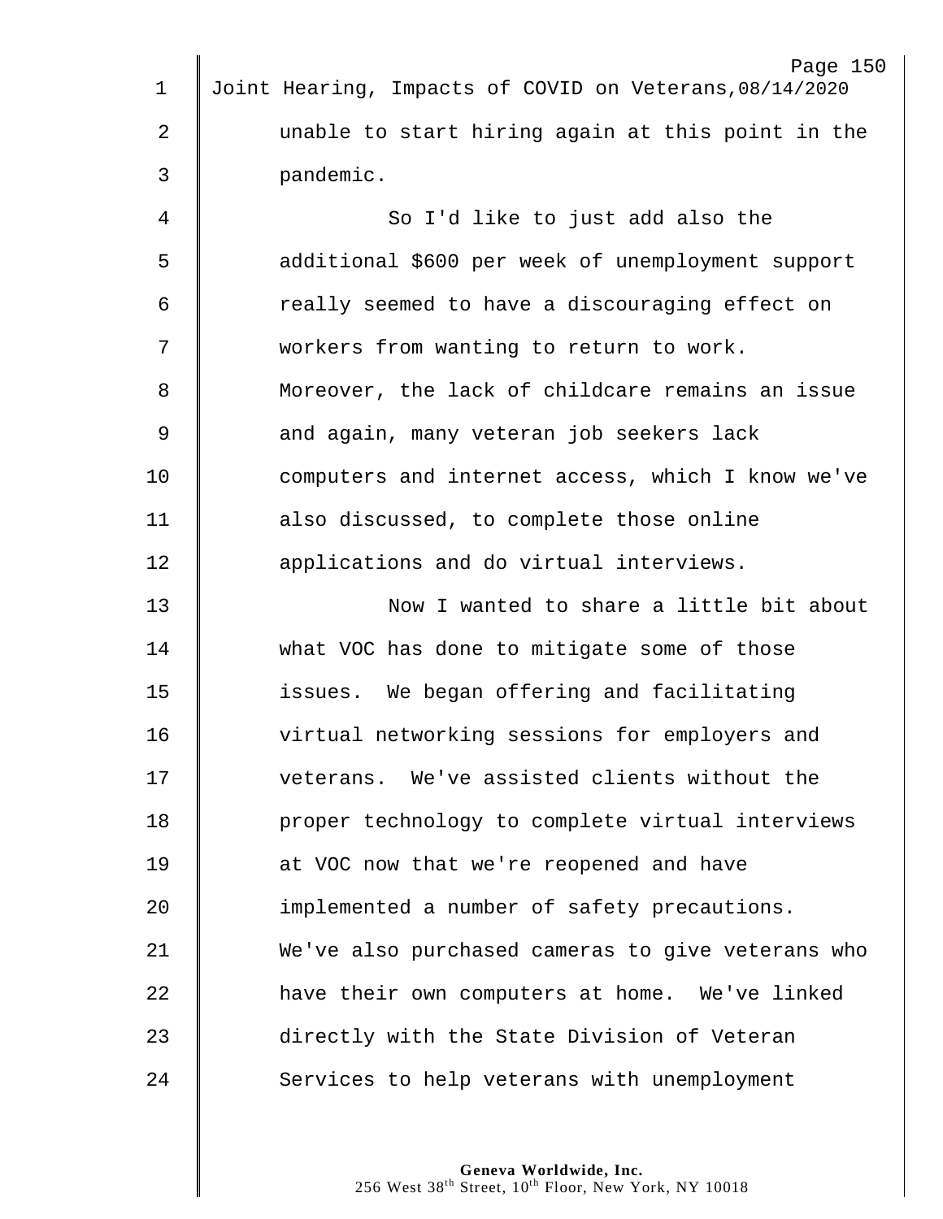unable to start hiring again at this point in the pandemic.

So I'd like to just add also the additional $600 per week of unemployment support really seemed to have a discouraging effect on workers from wanting to return to work. Moreover, the lack of childcare remains an issue and again, many veteran job seekers lack computers and internet access, which I know we've also discussed, to complete those online applications and do virtual interviews.

Now I wanted to share a little bit about what VOC has done to mitigate some of those issues. We began offering and facilitating virtual networking sessions for employers and veterans. We've assisted clients without the proper technology to complete virtual interviews at VOC now that we're reopened and have implemented a number of safety precautions. We've also purchased cameras to give veterans who have their own computers at home. We've linked directly with the State Division of Veteran Services to help veterans with unemployment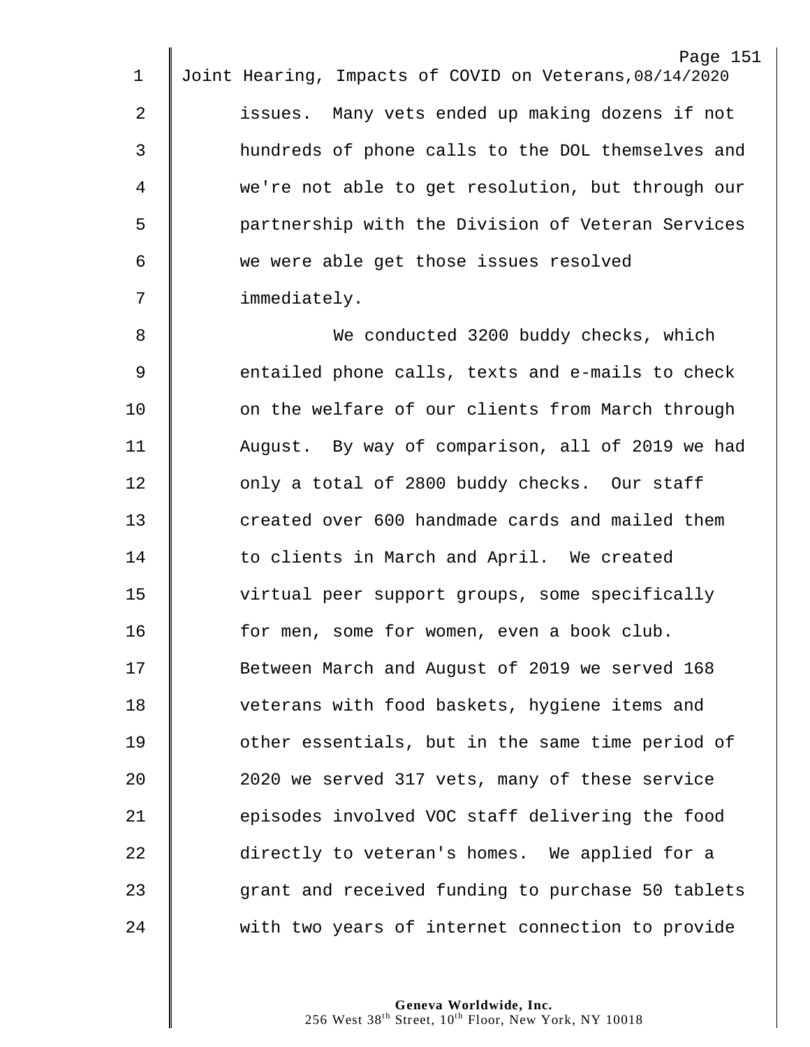issues. Many vets ended up making dozens if not hundreds of phone calls to the DOL themselves and we're not able to get resolution, but through our partnership with the Division of Veteran Services we were able get those issues resolved immediately.

We conducted 3200 buddy checks, which entailed phone calls, texts and e-mails to check on the welfare of our clients from March through August. By way of comparison, all of 2019 we had only a total of 2800 buddy checks. Our staff created over 600 handmade cards and mailed them to clients in March and April. We created virtual peer support groups, some specifically for men, some for women, even a book club. Between March and August of 2019 we served 168 veterans with food baskets, hygiene items and other essentials, but in the same time period of 2020 we served 317 vets, many of these service episodes involved VOC staff delivering the food directly to veteran's homes. We applied for a grant and received funding to purchase 50 tablets with two years of internet connection to provide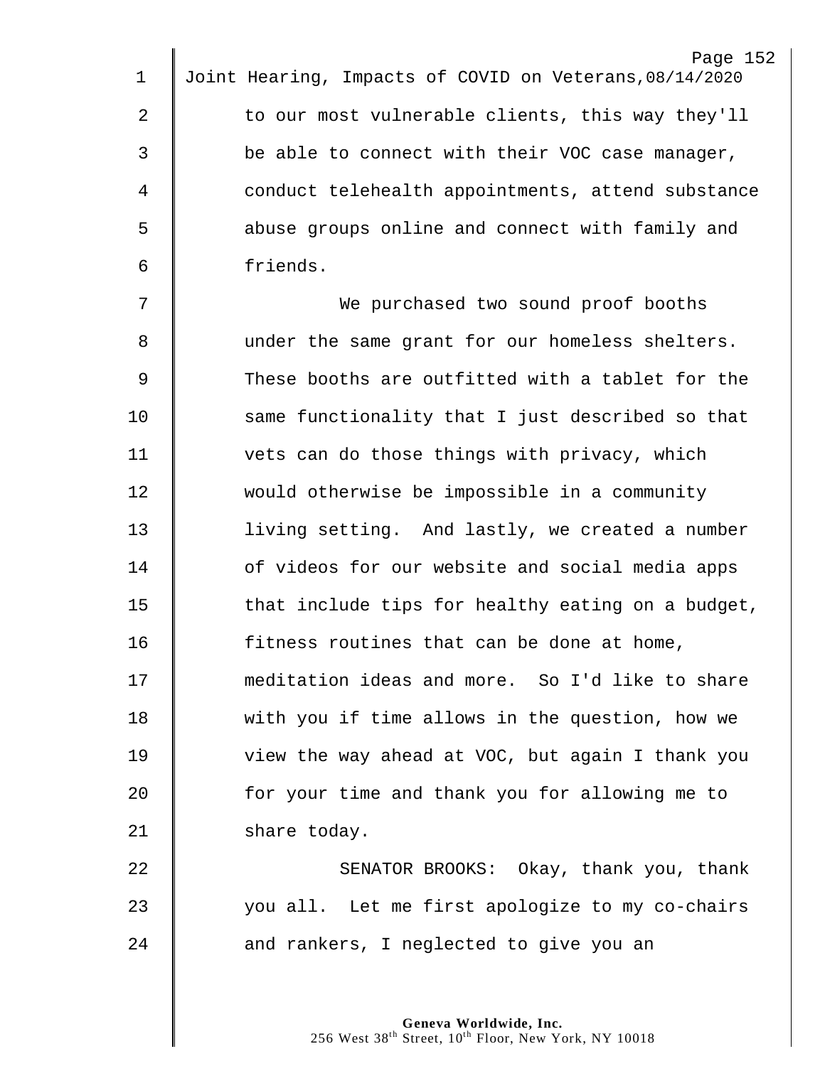to our most vulnerable clients, this way they'll be able to connect with their VOC case manager, conduct telehealth appointments, attend substance abuse groups online and connect with family and friends.

We purchased two sound proof booths under the same grant for our homeless shelters. These booths are outfitted with a tablet for the same functionality that I just described so that vets can do those things with privacy, which would otherwise be impossible in a community living setting. And lastly, we created a number of videos for our website and social media apps that include tips for healthy eating on a budget, fitness routines that can be done at home, meditation ideas and more. So I'd like to share with you if time allows in the question, how we view the way ahead at VOC, but again I thank you for your time and thank you for allowing me to share today.

SENATOR BROOKS: Okay, thank you, thank you all. Let me first apologize to my co-chairs and rankers, I neglected to give you an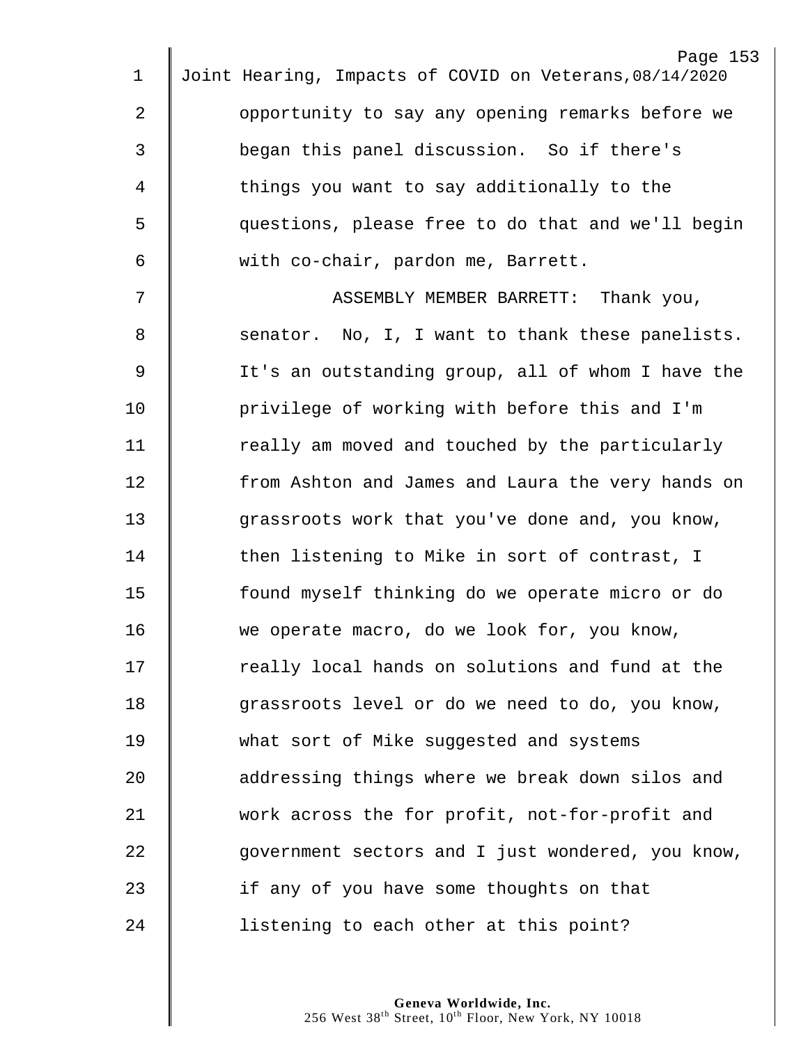opportunity to say any opening remarks before we began this panel discussion. So if there's things you want to say additionally to the questions, please free to do that and we'll begin with co-chair, pardon me, Barrett.

ASSEMBLY MEMBER BARRETT: Thank you, senator. No, I, I want to thank these panelists. It's an outstanding group, all of whom I have the privilege of working with before this and I'm really am moved and touched by the particularly from Ashton and James and Laura the very hands on grassroots work that you've done and, you know, then listening to Mike in sort of contrast, I found myself thinking do we operate micro or do we operate macro, do we look for, you know, really local hands on solutions and fund at the grassroots level or do we need to do, you know, what sort of Mike suggested and systems addressing things where we break down silos and work across the for profit, not-for-profit and government sectors and I just wondered, you know, if any of you have some thoughts on that listening to each other at this point?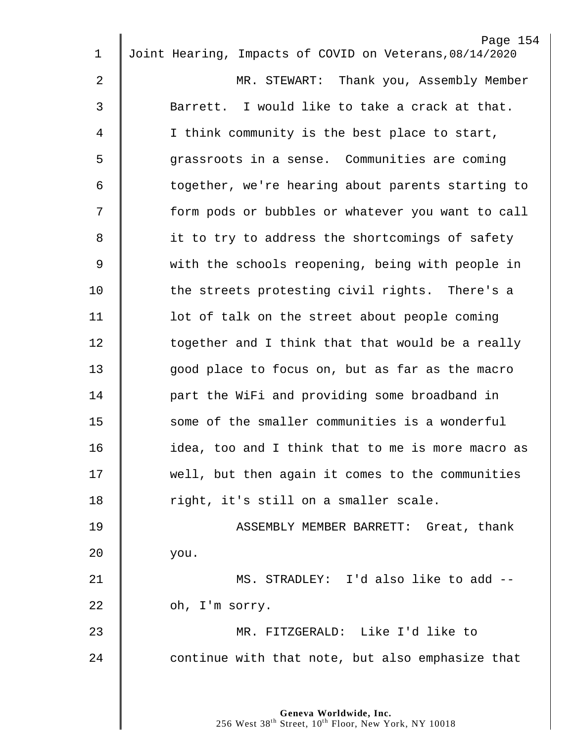MR. STEWART: Thank you, Assembly Member Barrett. I would like to take a crack at that. I think community is the best place to start, grassroots in a sense. Communities are coming together, we're hearing about parents starting to form pods or bubbles or whatever you want to call it to try to address the shortcomings of safety with the schools reopening, being with people in the streets protesting civil rights. There's a lot of talk on the street about people coming together and I think that that would be a really good place to focus on, but as far as the macro part the WiFi and providing some broadband in some of the smaller communities is a wonderful idea, too and I think that to me is more macro as well, but then again it comes to the communities right, it's still on a smaller scale.

ASSEMBLY MEMBER BARRETT: Great, thank you.

MS. STRADLEY: I'd also like to add -- oh, I'm sorry.

MR. FITZGERALD: Like I'd like to continue with that note, but also emphasize that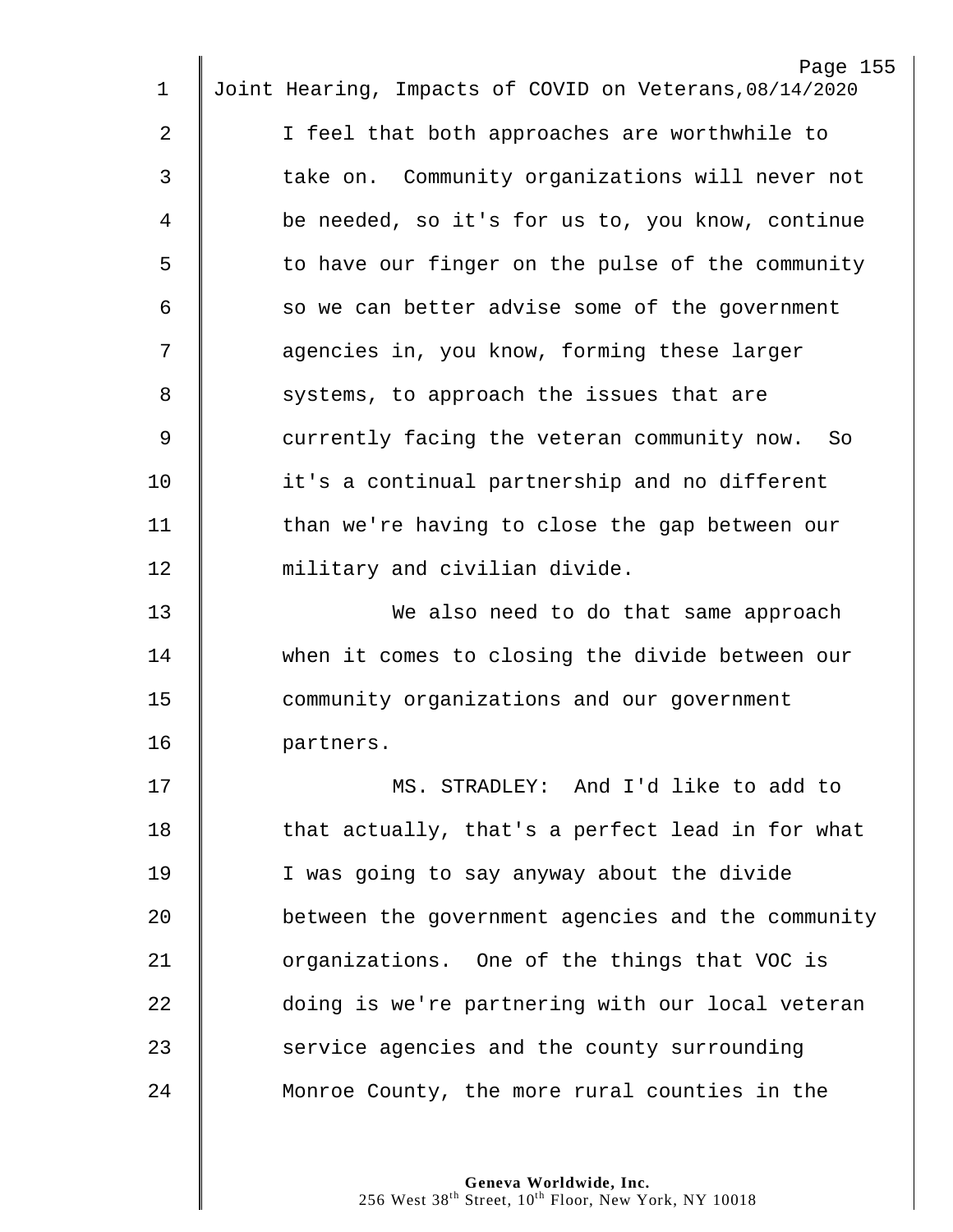I feel that both approaches are worthwhile to take on. Community organizations will never not be needed, so it's for us to, you know, continue to have our finger on the pulse of the community so we can better advise some of the government agencies in, you know, forming these larger systems, to approach the issues that are currently facing the veteran community now. So it's a continual partnership and no different than we're having to close the gap between our military and civilian divide.

We also need to do that same approach when it comes to closing the divide between our community organizations and our government partners.

MS. STRADLEY: And I'd like to add to that actually, that's a perfect lead in for what I was going to say anyway about the divide between the government agencies and the community organizations. One of the things that VOC is doing is we're partnering with our local veteran service agencies and the county surrounding Monroe County, the more rural counties in the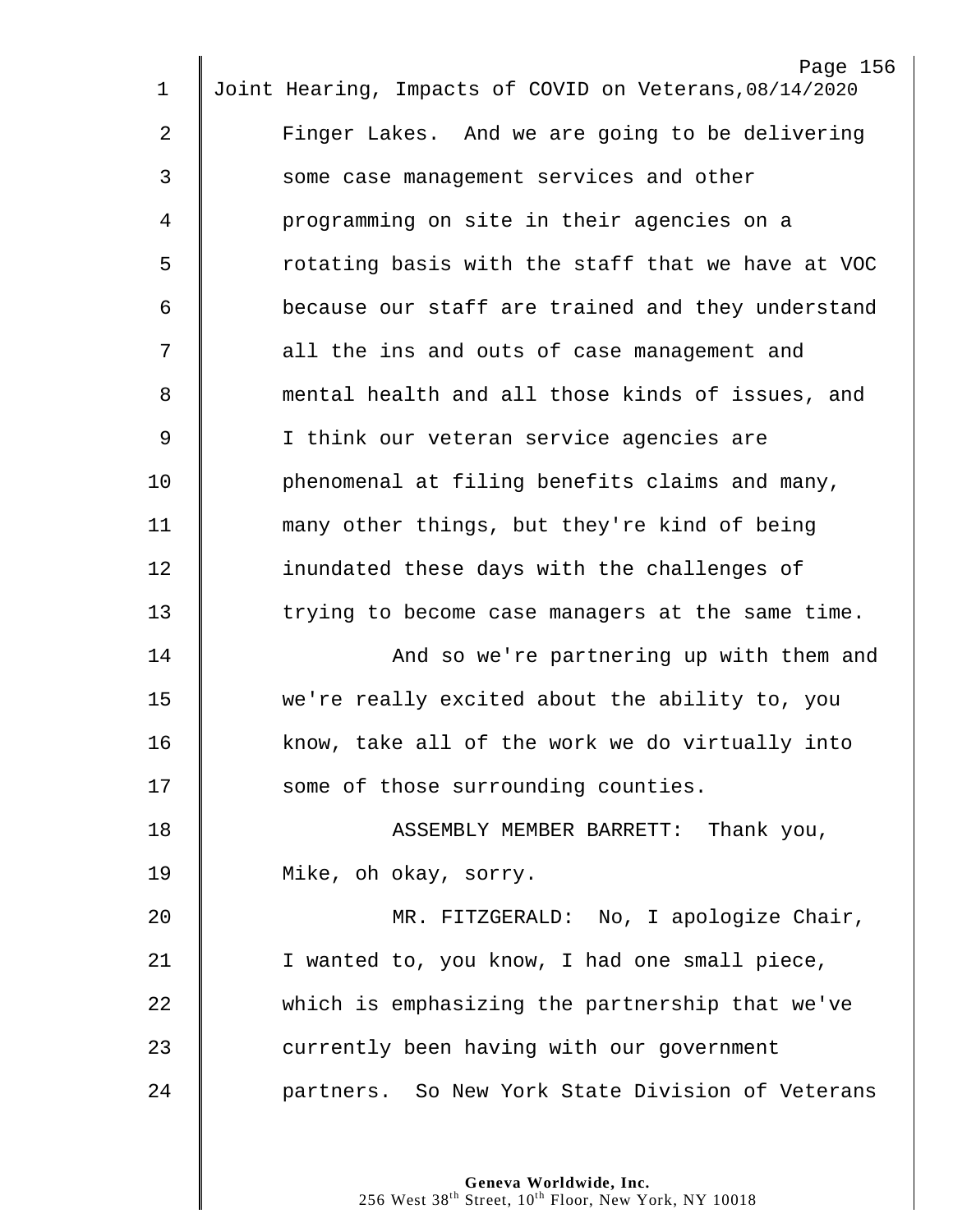Finger Lakes. And we are going to be delivering some case management services and other programming on site in their agencies on a rotating basis with the staff that we have at VOC because our staff are trained and they understand all the ins and outs of case management and mental health and all those kinds of issues, and I think our veteran service agencies are phenomenal at filing benefits claims and many, many other things, but they're kind of being inundated these days with the challenges of trying to become case managers at the same time.

And so we're partnering up with them and we're really excited about the ability to, you know, take all of the work we do virtually into some of those surrounding counties.

ASSEMBLY MEMBER BARRETT: Thank you, Mike, oh okay, sorry.

MR. FITZGERALD: No, I apologize Chair, I wanted to, you know, I had one small piece, which is emphasizing the partnership that we've currently been having with our government partners. So New York State Division of Veterans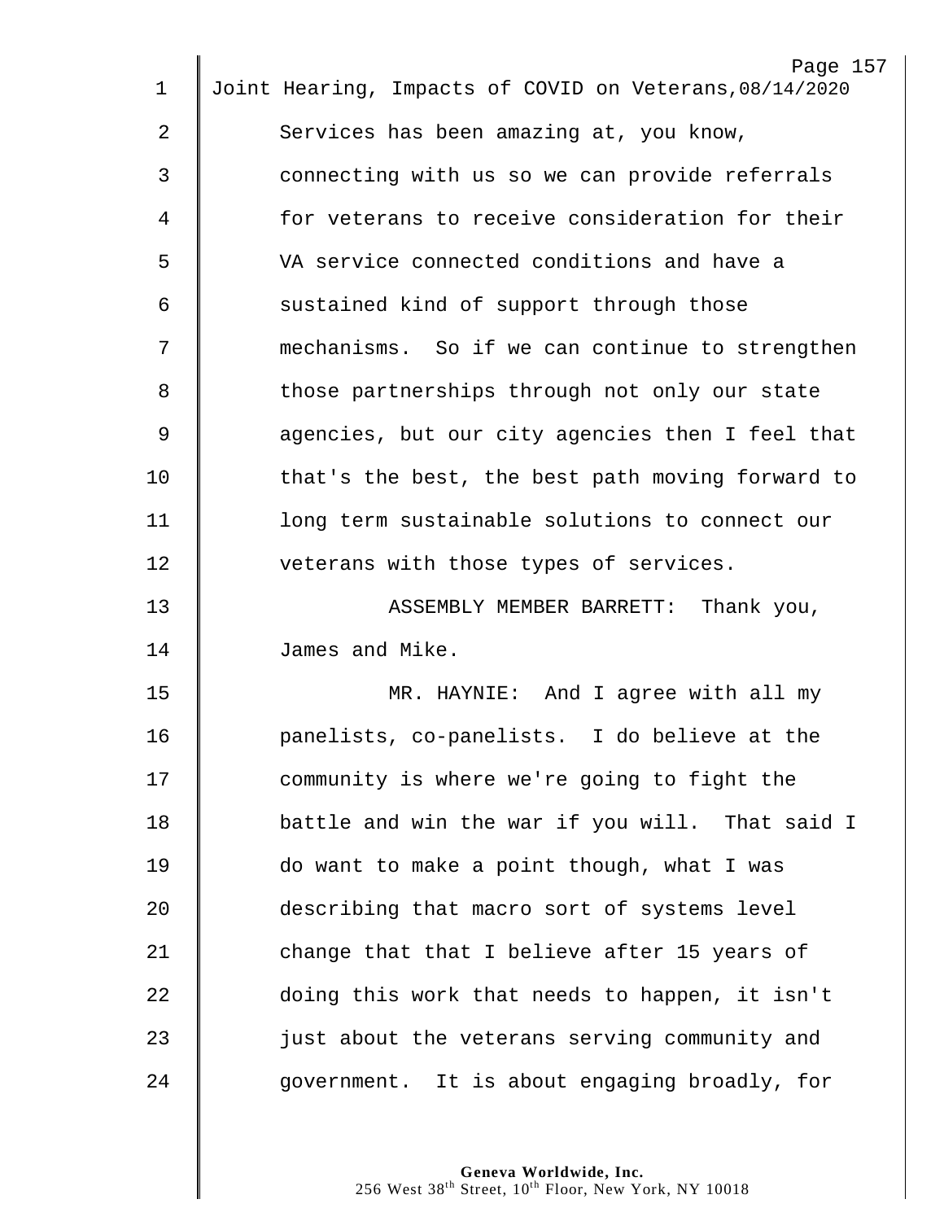Services has been amazing at, you know, connecting with us so we can provide referrals for veterans to receive consideration for their VA service connected conditions and have a sustained kind of support through those mechanisms. So if we can continue to strengthen those partnerships through not only our state agencies, but our city agencies then I feel that that's the best, the best path moving forward to long term sustainable solutions to connect our veterans with those types of services.

ASSEMBLY MEMBER BARRETT: Thank you, James and Mike.

MR. HAYNIE: And I agree with all my panelists, co-panelists. I do believe at the community is where we're going to fight the battle and win the war if you will. That said I do want to make a point though, what I was describing that macro sort of systems level change that that I believe after 15 years of doing this work that needs to happen, it isn't just about the veterans serving community and government. It is about engaging broadly, for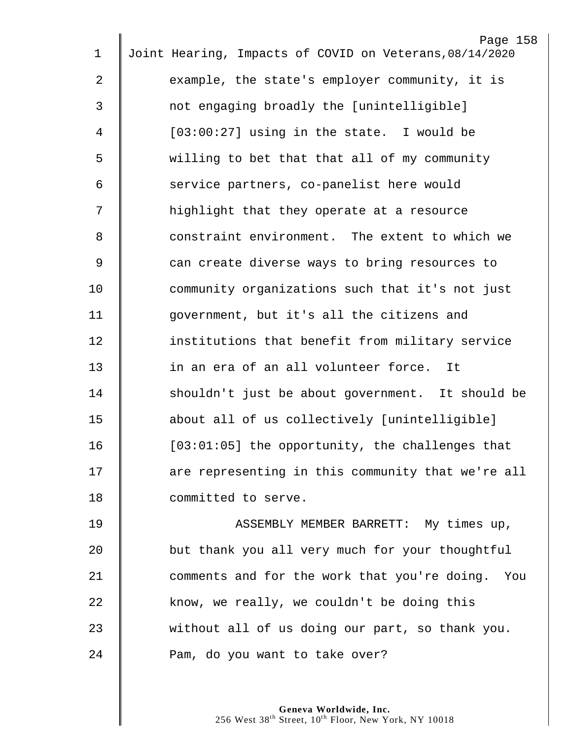example, the state's employer community, it is not engaging broadly the [unintelligible] [03:00:27] using in the state. I would be willing to bet that that all of my community service partners, co-panelist here would highlight that they operate at a resource constraint environment. The extent to which we can create diverse ways to bring resources to community organizations such that it's not just government, but it's all the citizens and institutions that benefit from military service in an era of an all volunteer force. It shouldn't just be about government. It should be about all of us collectively [unintelligible] [03:01:05] the opportunity, the challenges that are representing in this community that we're all committed to serve.

ASSEMBLY MEMBER BARRETT: My times up, but thank you all very much for your thoughtful comments and for the work that you're doing. You know, we really, we couldn't be doing this without all of us doing our part, so thank you. Pam, do you want to take over?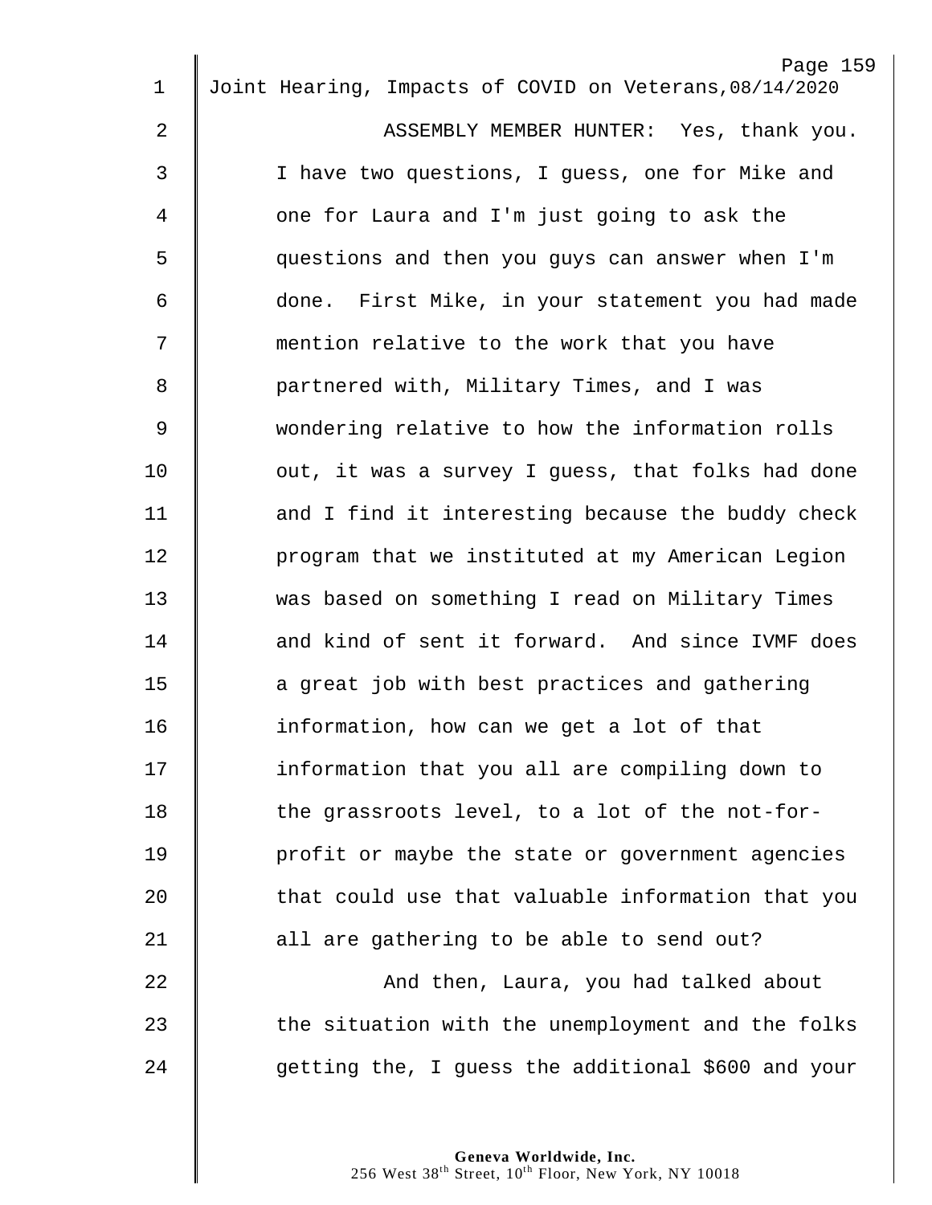ASSEMBLY MEMBER HUNTER: Yes, thank you. I have two questions, I guess, one for Mike and one for Laura and I'm just going to ask the questions and then you guys can answer when I'm done. First Mike, in your statement you had made mention relative to the work that you have partnered with, Military Times, and I was wondering relative to how the information rolls out, it was a survey I guess, that folks had done and I find it interesting because the buddy check program that we instituted at my American Legion was based on something I read on Military Times and kind of sent it forward. And since IVMF does a great job with best practices and gathering information, how can we get a lot of that information that you all are compiling down to the grassroots level, to a lot of the not-for-profit or maybe the state or government agencies that could use that valuable information that you all are gathering to be able to send out?

And then, Laura, you had talked about the situation with the unemployment and the folks getting the, I guess the additional $600 and your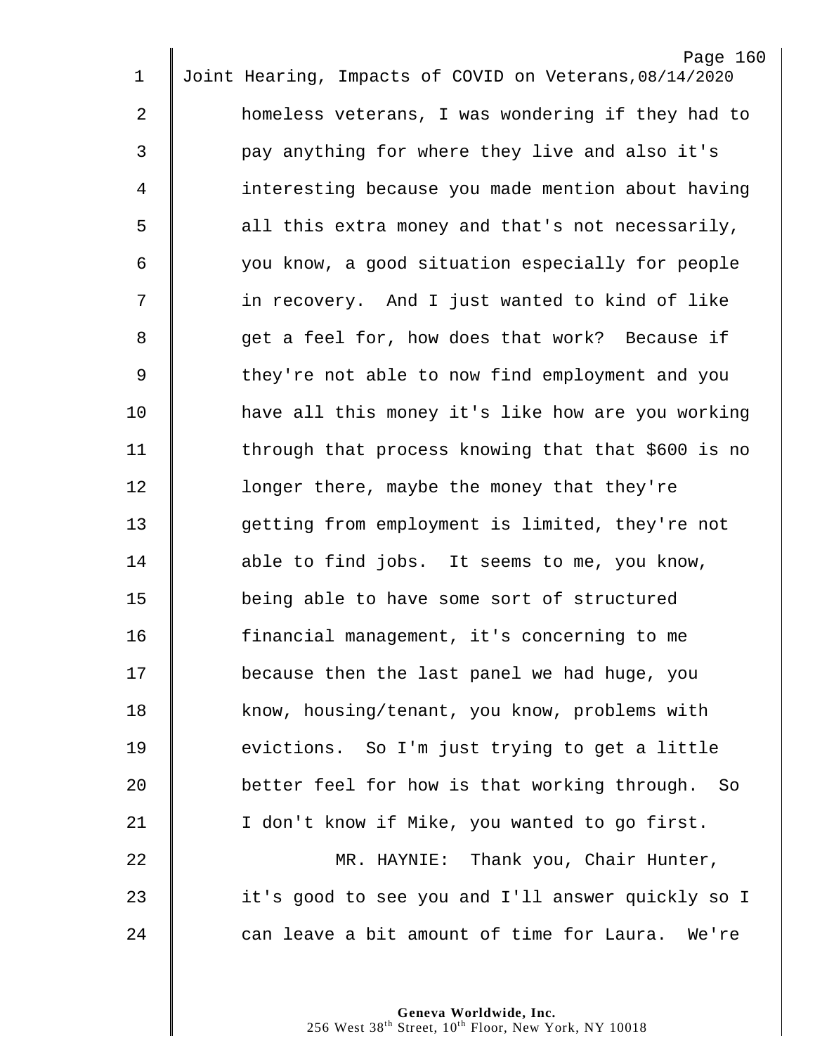homeless veterans, I was wondering if they had to pay anything for where they live and also it's interesting because you made mention about having all this extra money and that's not necessarily, you know, a good situation especially for people in recovery. And I just wanted to kind of like get a feel for, how does that work? Because if they're not able to now find employment and you have all this money it's like how are you working through that process knowing that that $600 is no longer there, maybe the money that they're getting from employment is limited, they're not able to find jobs. It seems to me, you know, being able to have some sort of structured financial management, it's concerning to me because then the last panel we had huge, you know, housing/tenant, you know, problems with evictions. So I'm just trying to get a little better feel for how is that working through. So I don't know if Mike, you wanted to go first.

MR. HAYNIE: Thank you, Chair Hunter, it's good to see you and I'll answer quickly so I can leave a bit amount of time for Laura. We're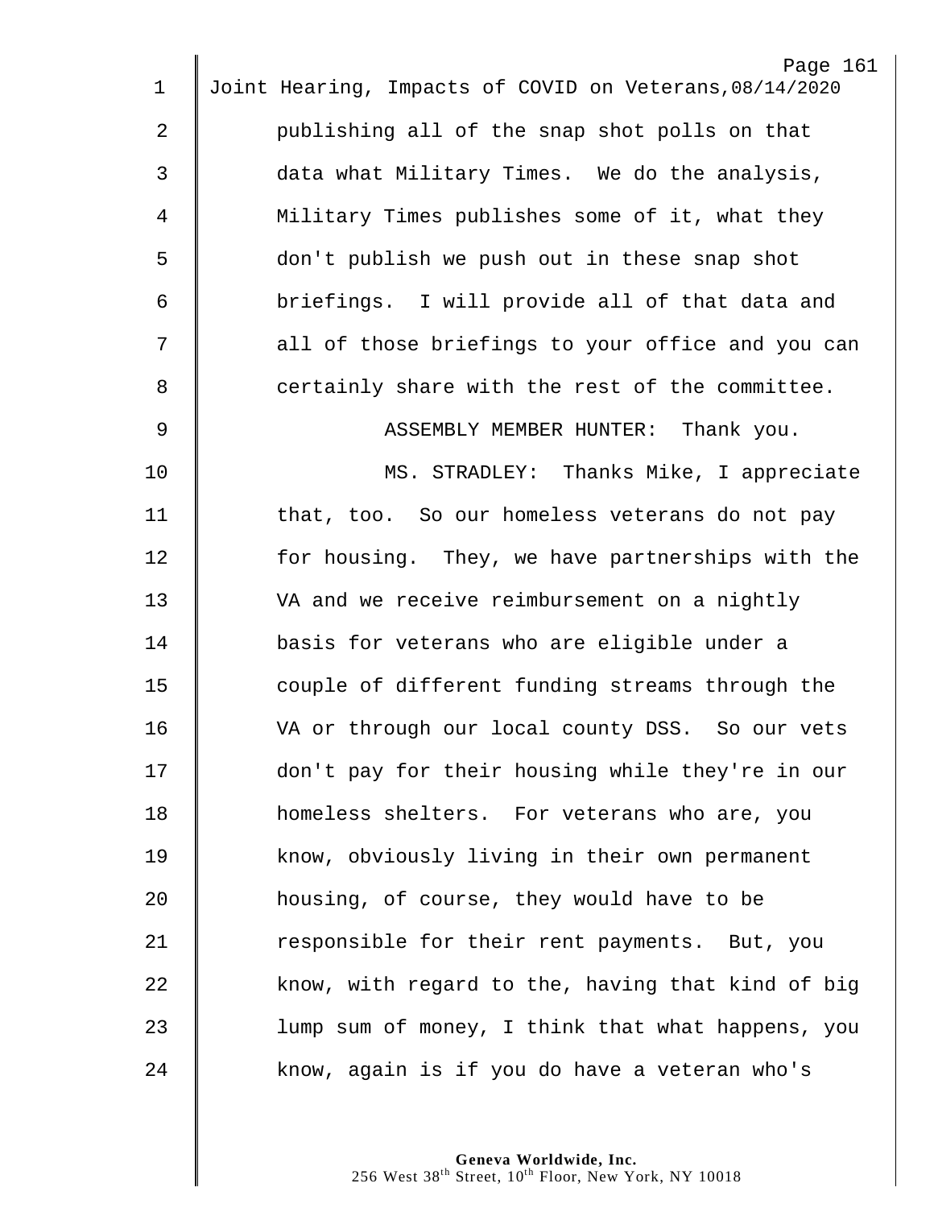publishing all of the snap shot polls on that data what Military Times. We do the analysis, Military Times publishes some of it, what they don't publish we push out in these snap shot briefings. I will provide all of that data and all of those briefings to your office and you can certainly share with the rest of the committee.

ASSEMBLY MEMBER HUNTER: Thank you.

MS. STRADLEY: Thanks Mike, I appreciate that, too. So our homeless veterans do not pay for housing. They, we have partnerships with the VA and we receive reimbursement on a nightly basis for veterans who are eligible under a couple of different funding streams through the VA or through our local county DSS. So our vets don't pay for their housing while they're in our homeless shelters. For veterans who are, you know, obviously living in their own permanent housing, of course, they would have to be responsible for their rent payments. But, you know, with regard to the, having that kind of big lump sum of money, I think that what happens, you know, again is if you do have a veteran who's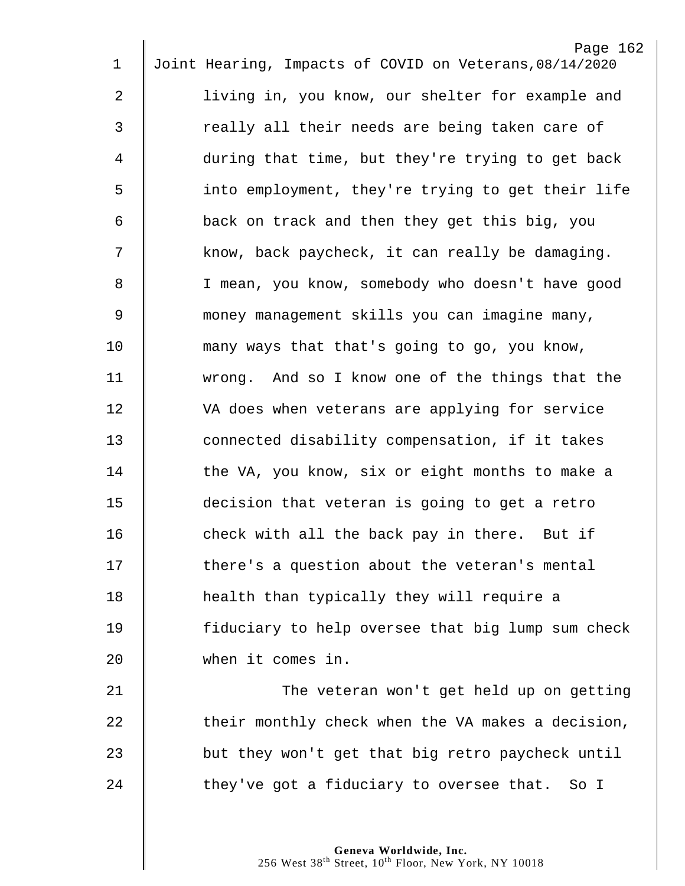living in, you know, our shelter for example and really all their needs are being taken care of during that time, but they're trying to get back into employment, they're trying to get their life back on track and then they get this big, you know, back paycheck, it can really be damaging. I mean, you know, somebody who doesn't have good money management skills you can imagine many, many ways that that's going to go, you know, wrong. And so I know one of the things that the VA does when veterans are applying for service connected disability compensation, if it takes the VA, you know, six or eight months to make a decision that veteran is going to get a retro check with all the back pay in there. But if there's a question about the veteran's mental health than typically they will require a fiduciary to help oversee that big lump sum check when it comes in.

The veteran won't get held up on getting their monthly check when the VA makes a decision, but they won't get that big retro paycheck until they've got a fiduciary to oversee that. So I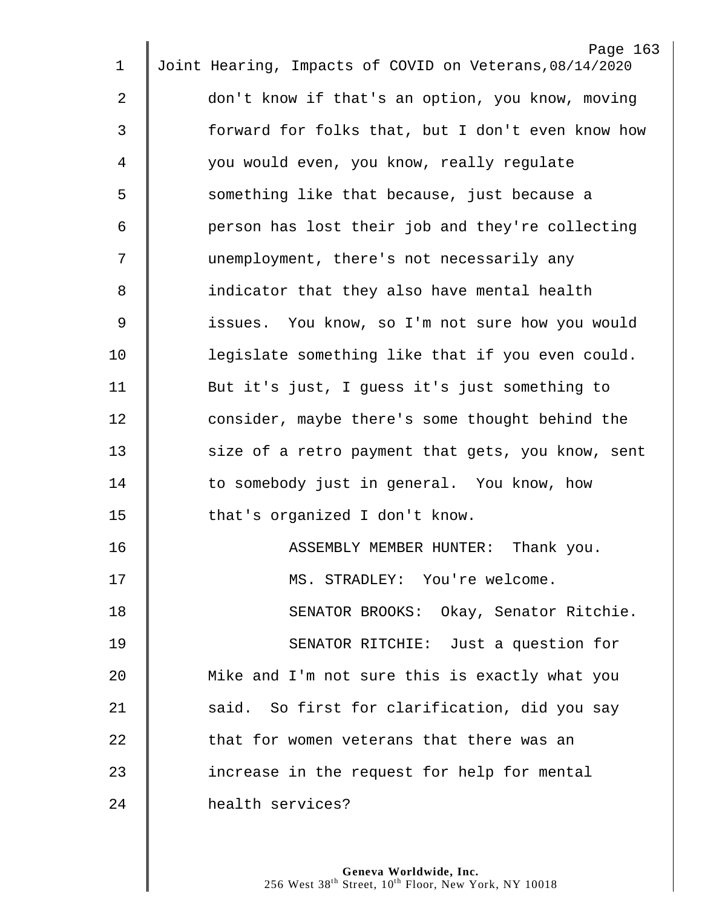don't know if that's an option, you know, moving forward for folks that, but I don't even know how you would even, you know, really regulate something like that because, just because a person has lost their job and they're collecting unemployment, there's not necessarily any indicator that they also have mental health issues. You know, so I'm not sure how you would legislate something like that if you even could. But it's just, I guess it's just something to consider, maybe there's some thought behind the size of a retro payment that gets, you know, sent to somebody just in general. You know, how that's organized I don't know.

ASSEMBLY MEMBER HUNTER: Thank you.

MS. STRADLEY: You're welcome.

SENATOR BROOKS: Okay, Senator Ritchie.

SENATOR RITCHIE: Just a question for Mike and I'm not sure this is exactly what you said. So first for clarification, did you say that for women veterans that there was an increase in the request for help for mental health services?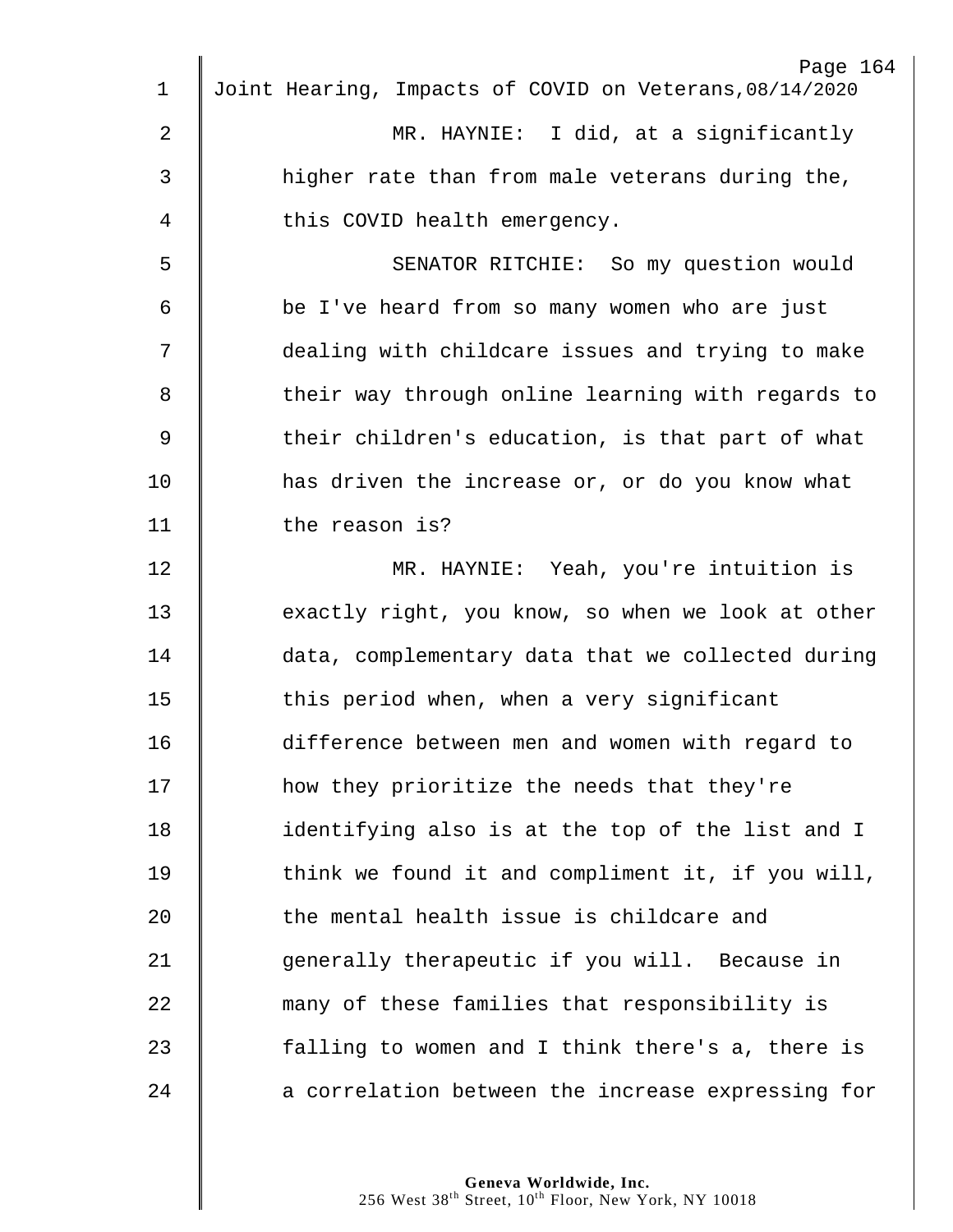MR. HAYNIE: I did, at a significantly higher rate than from male veterans during the, this COVID health emergency.

SENATOR RITCHIE: So my question would be I've heard from so many women who are just dealing with childcare issues and trying to make their way through online learning with regards to their children's education, is that part of what has driven the increase or, or do you know what the reason is?

MR. HAYNIE: Yeah, you're intuition is exactly right, you know, so when we look at other data, complementary data that we collected during this period when, when a very significant difference between men and women with regard to how they prioritize the needs that they're identifying also is at the top of the list and I think we found it and compliment it, if you will, the mental health issue is childcare and generally therapeutic if you will. Because in many of these families that responsibility is falling to women and I think there's a, there is a correlation between the increase expressing for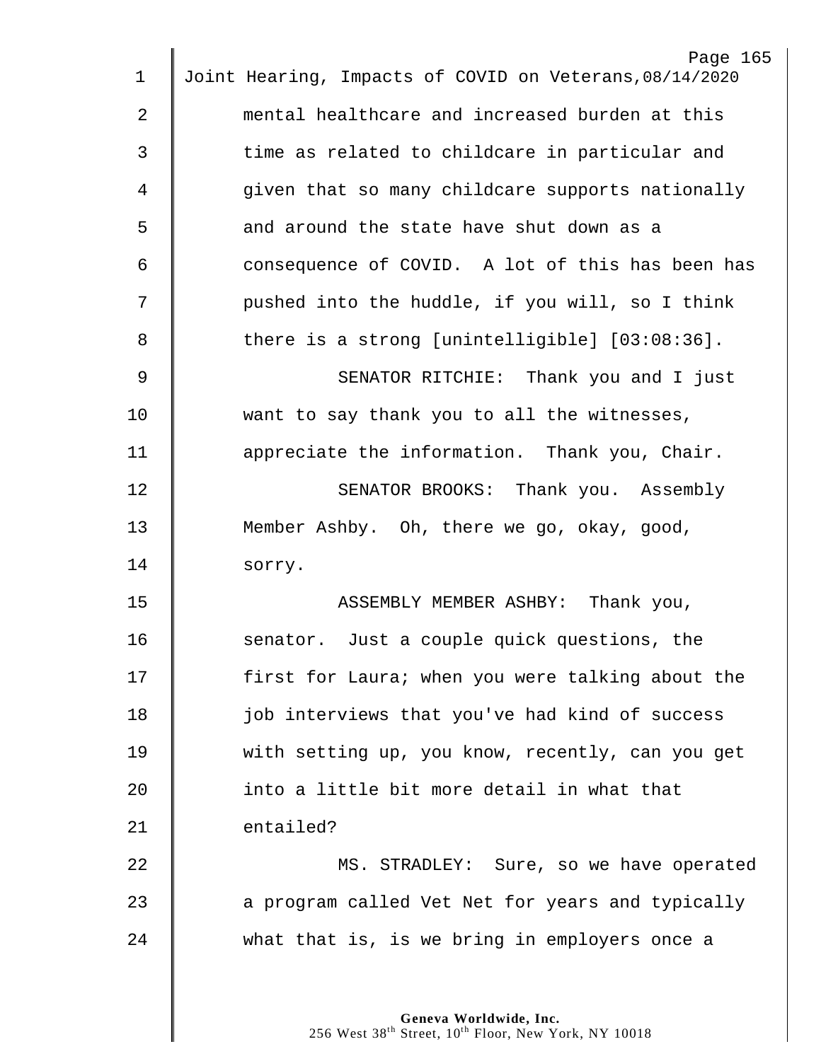mental healthcare and increased burden at this time as related to childcare in particular and given that so many childcare supports nationally and around the state have shut down as a consequence of COVID. A lot of this has been has pushed into the huddle, if you will, so I think there is a strong [unintelligible] [03:08:36].

SENATOR RITCHIE: Thank you and I just want to say thank you to all the witnesses, appreciate the information. Thank you, Chair.

SENATOR BROOKS: Thank you. Assembly Member Ashby. Oh, there we go, okay, good, sorry.

ASSEMBLY MEMBER ASHBY: Thank you, senator. Just a couple quick questions, the first for Laura; when you were talking about the job interviews that you've had kind of success with setting up, you know, recently, can you get into a little bit more detail in what that entailed?

MS. STRADLEY: Sure, so we have operated a program called Vet Net for years and typically what that is, is we bring in employers once a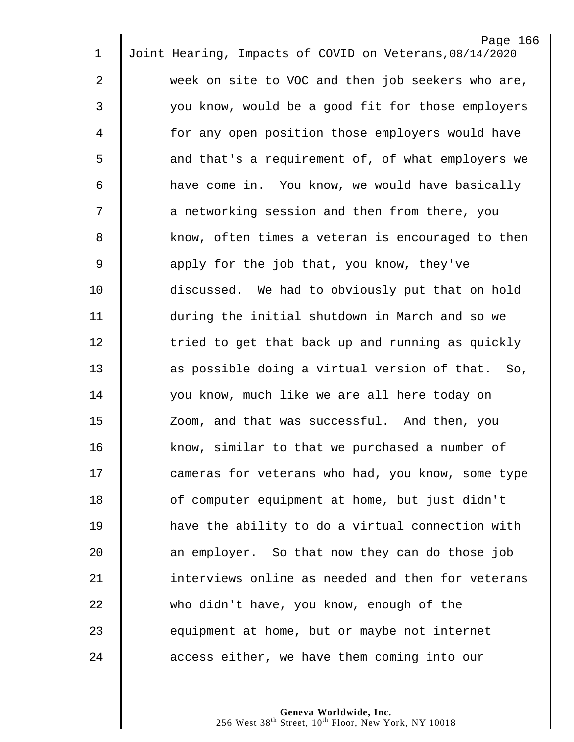week on site to VOC and then job seekers who are, you know, would be a good fit for those employers for any open position those employers would have and that's a requirement of, of what employers we have come in. You know, we would have basically a networking session and then from there, you know, often times a veteran is encouraged to then apply for the job that, you know, they've discussed. We had to obviously put that on hold during the initial shutdown in March and so we tried to get that back up and running as quickly as possible doing a virtual version of that. So, you know, much like we are all here today on Zoom, and that was successful. And then, you know, similar to that we purchased a number of cameras for veterans who had, you know, some type of computer equipment at home, but just didn't have the ability to do a virtual connection with an employer. So that now they can do those job interviews online as needed and then for veterans who didn't have, you know, enough of the equipment at home, but or maybe not internet access either, we have them coming into our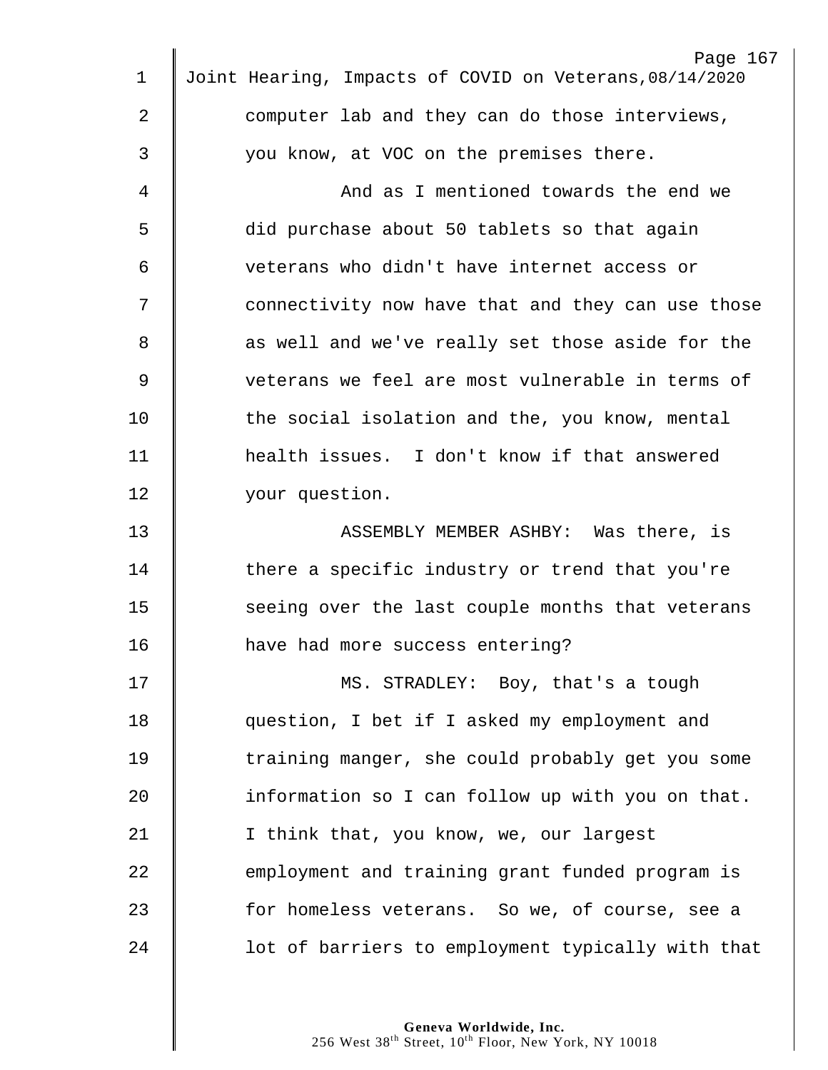computer lab and they can do those interviews, you know, at VOC on the premises there.

And as I mentioned towards the end we did purchase about 50 tablets so that again veterans who didn't have internet access or connectivity now have that and they can use those as well and we've really set those aside for the veterans we feel are most vulnerable in terms of the social isolation and the, you know, mental health issues. I don't know if that answered your question.

ASSEMBLY MEMBER ASHBY: Was there, is there a specific industry or trend that you're seeing over the last couple months that veterans have had more success entering?

MS. STRADLEY: Boy, that's a tough question, I bet if I asked my employment and training manger, she could probably get you some information so I can follow up with you on that. I think that, you know, we, our largest employment and training grant funded program is for homeless veterans. So we, of course, see a lot of barriers to employment typically with that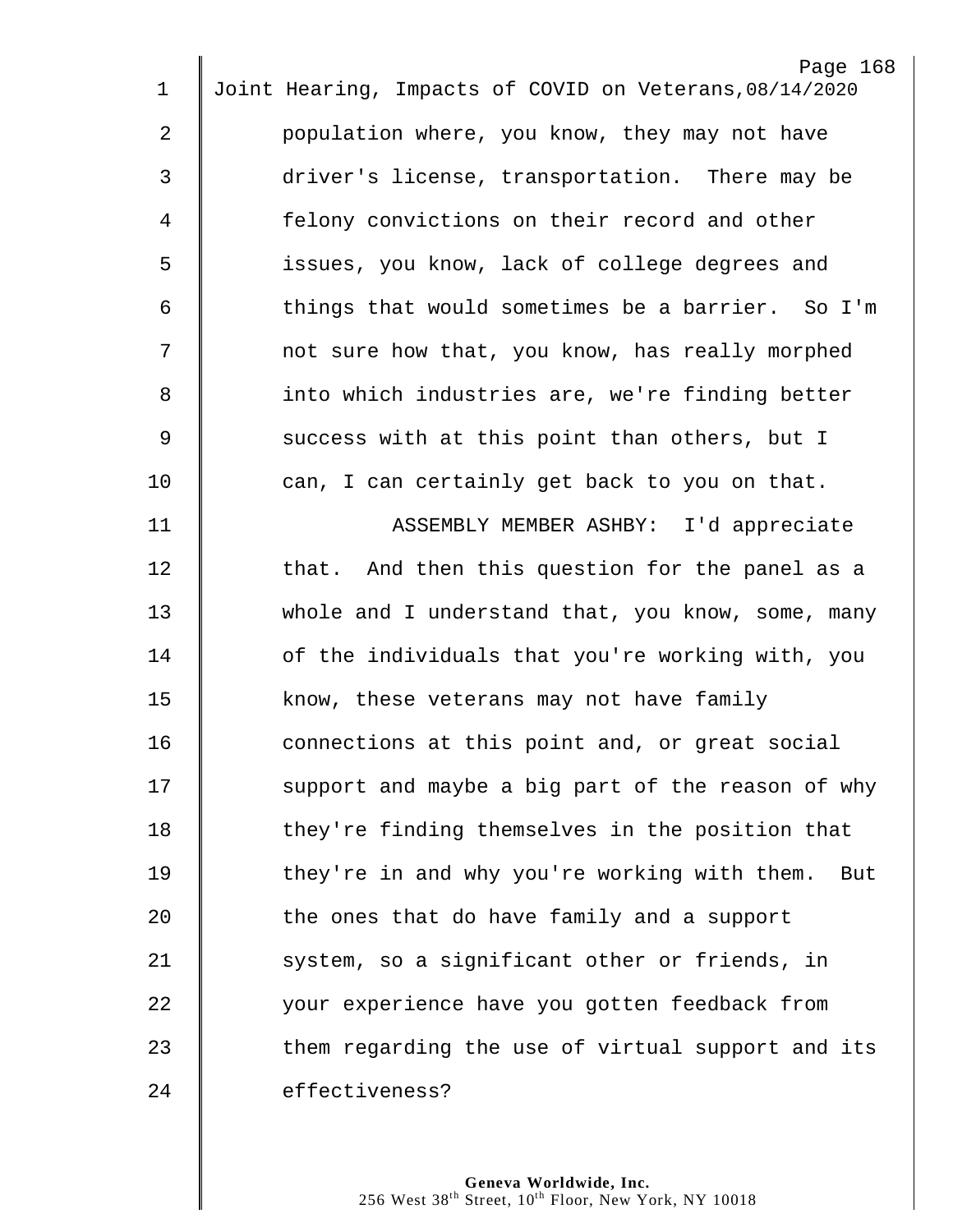population where, you know, they may not have driver's license, transportation. There may be felony convictions on their record and other issues, you know, lack of college degrees and things that would sometimes be a barrier. So I'm not sure how that, you know, has really morphed into which industries are, we're finding better success with at this point than others, but I can, I can certainly get back to you on that.

ASSEMBLY MEMBER ASHBY: I'd appreciate that. And then this question for the panel as a whole and I understand that, you know, some, many of the individuals that you're working with, you know, these veterans may not have family connections at this point and, or great social support and maybe a big part of the reason of why they're finding themselves in the position that they're in and why you're working with them. But the ones that do have family and a support system, so a significant other or friends, in your experience have you gotten feedback from them regarding the use of virtual support and its effectiveness?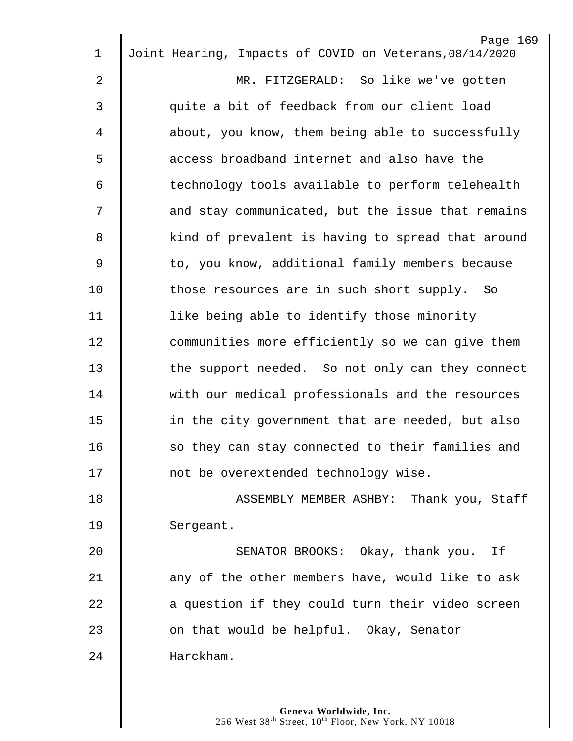MR. FITZGERALD: So like we've gotten quite a bit of feedback from our client load about, you know, them being able to successfully access broadband internet and also have the technology tools available to perform telehealth and stay communicated, but the issue that remains kind of prevalent is having to spread that around to, you know, additional family members because those resources are in such short supply. So like being able to identify those minority communities more efficiently so we can give them the support needed. So not only can they connect with our medical professionals and the resources in the city government that are needed, but also so they can stay connected to their families and not be overextended technology wise.

ASSEMBLY MEMBER ASHBY: Thank you, Staff Sergeant.

SENATOR BROOKS: Okay, thank you. If any of the other members have, would like to ask a question if they could turn their video screen on that would be helpful. Okay, Senator Harckham.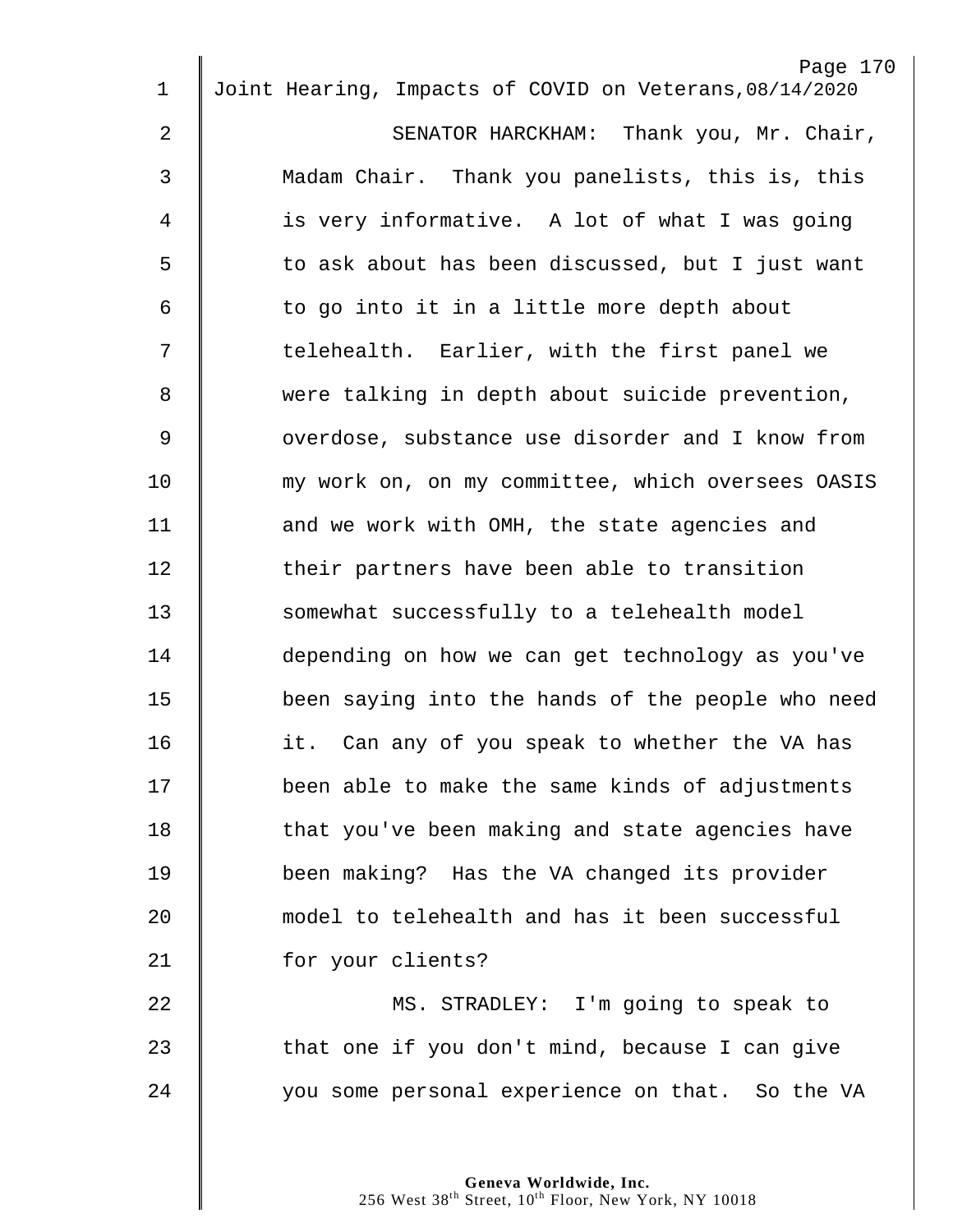SENATOR HARCKHAM: Thank you, Mr. Chair, Madam Chair. Thank you panelists, this is, this is very informative. A lot of what I was going to ask about has been discussed, but I just want to go into it in a little more depth about telehealth. Earlier, with the first panel we were talking in depth about suicide prevention, overdose, substance use disorder and I know from my work on, on my committee, which oversees OASIS and we work with OMH, the state agencies and their partners have been able to transition somewhat successfully to a telehealth model depending on how we can get technology as you've been saying into the hands of the people who need it. Can any of you speak to whether the VA has been able to make the same kinds of adjustments that you've been making and state agencies have been making? Has the VA changed its provider model to telehealth and has it been successful for your clients?

MS. STRADLEY: I'm going to speak to that one if you don't mind, because I can give you some personal experience on that. So the VA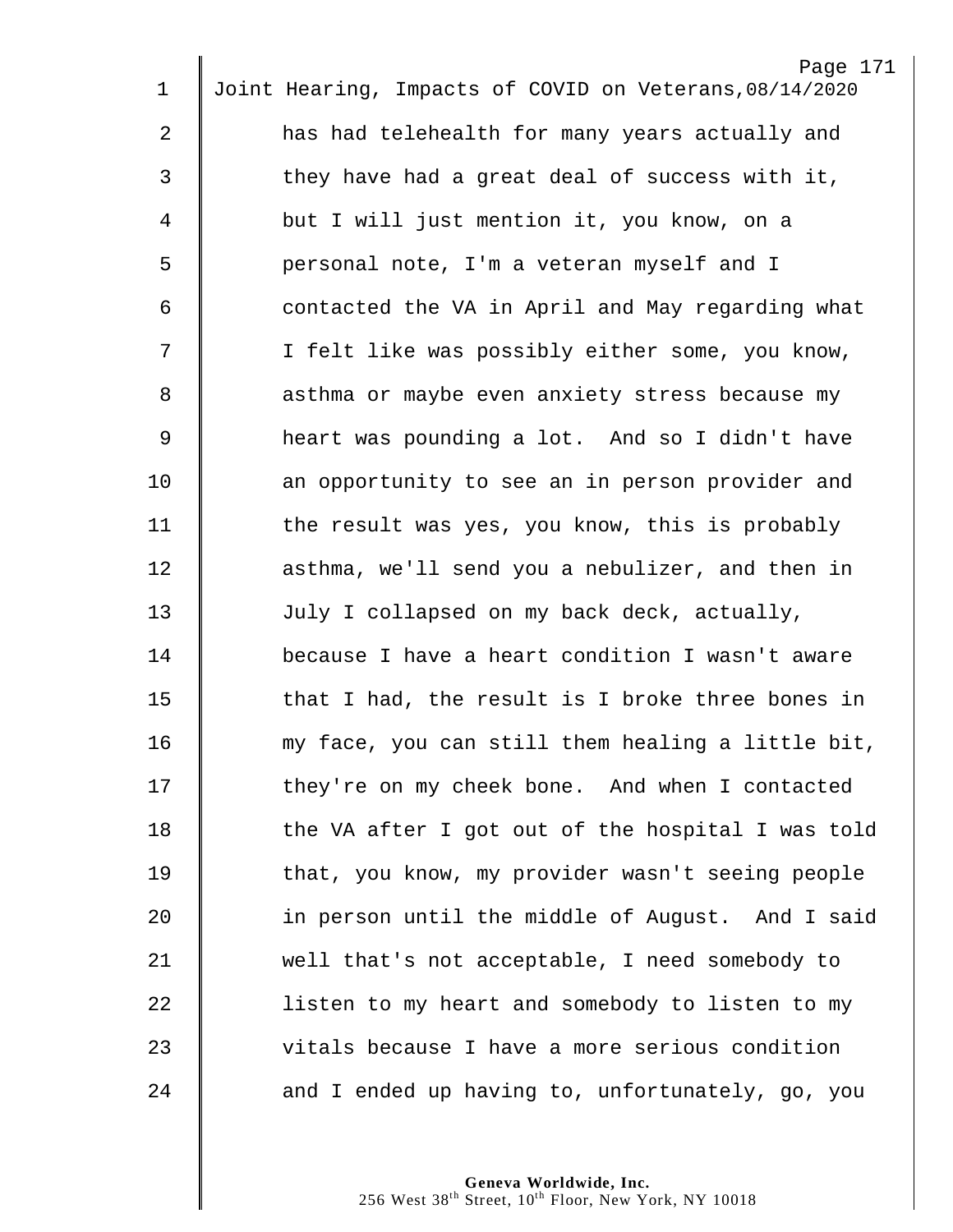has had telehealth for many years actually and they have had a great deal of success with it, but I will just mention it, you know, on a personal note, I'm a veteran myself and I contacted the VA in April and May regarding what I felt like was possibly either some, you know, asthma or maybe even anxiety stress because my heart was pounding a lot. And so I didn't have an opportunity to see an in person provider and the result was yes, you know, this is probably asthma, we'll send you a nebulizer, and then in July I collapsed on my back deck, actually, because I have a heart condition I wasn't aware that I had, the result is I broke three bones in my face, you can still them healing a little bit, they're on my cheek bone. And when I contacted the VA after I got out of the hospital I was told that, you know, my provider wasn't seeing people in person until the middle of August. And I said well that's not acceptable, I need somebody to listen to my heart and somebody to listen to my vitals because I have a more serious condition and I ended up having to, unfortunately, go, you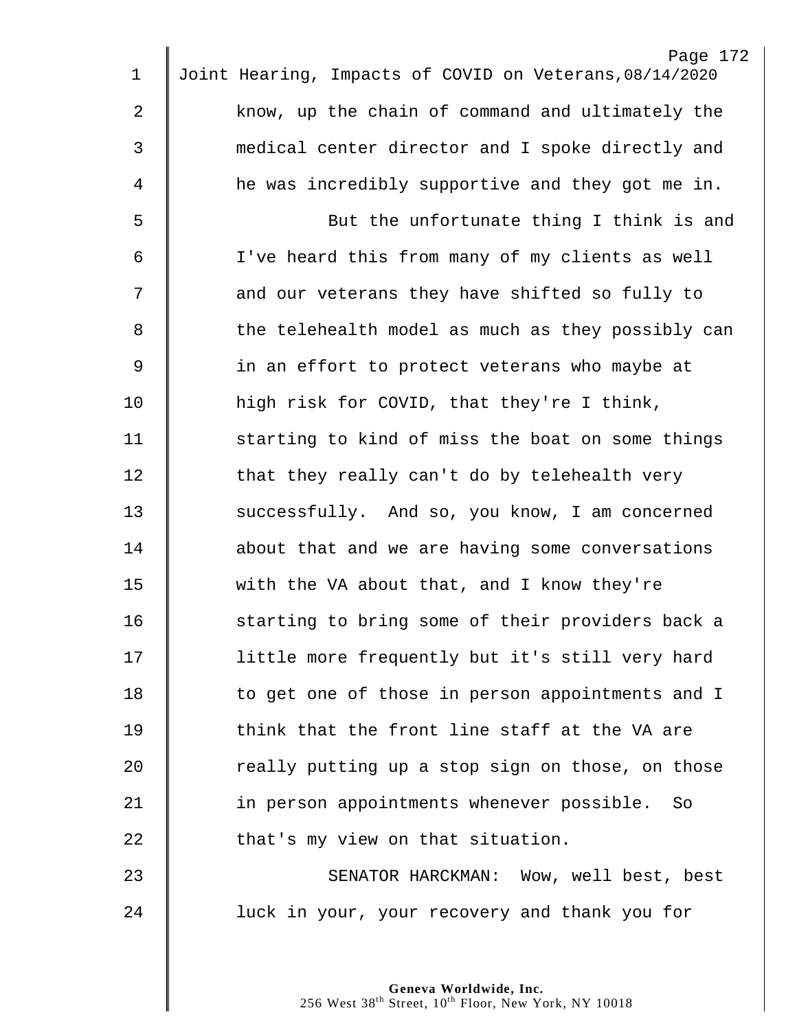know, up the chain of command and ultimately the medical center director and I spoke directly and he was incredibly supportive and they got me in.

But the unfortunate thing I think is and I've heard this from many of my clients as well and our veterans they have shifted so fully to the telehealth model as much as they possibly can in an effort to protect veterans who maybe at high risk for COVID, that they're I think, starting to kind of miss the boat on some things that they really can't do by telehealth very successfully. And so, you know, I am concerned about that and we are having some conversations with the VA about that, and I know they're starting to bring some of their providers back a little more frequently but it's still very hard to get one of those in person appointments and I think that the front line staff at the VA are really putting up a stop sign on those, on those in person appointments whenever possible. So that's my view on that situation.

SENATOR HARCKMAN: Wow, well best, best luck in your, your recovery and thank you for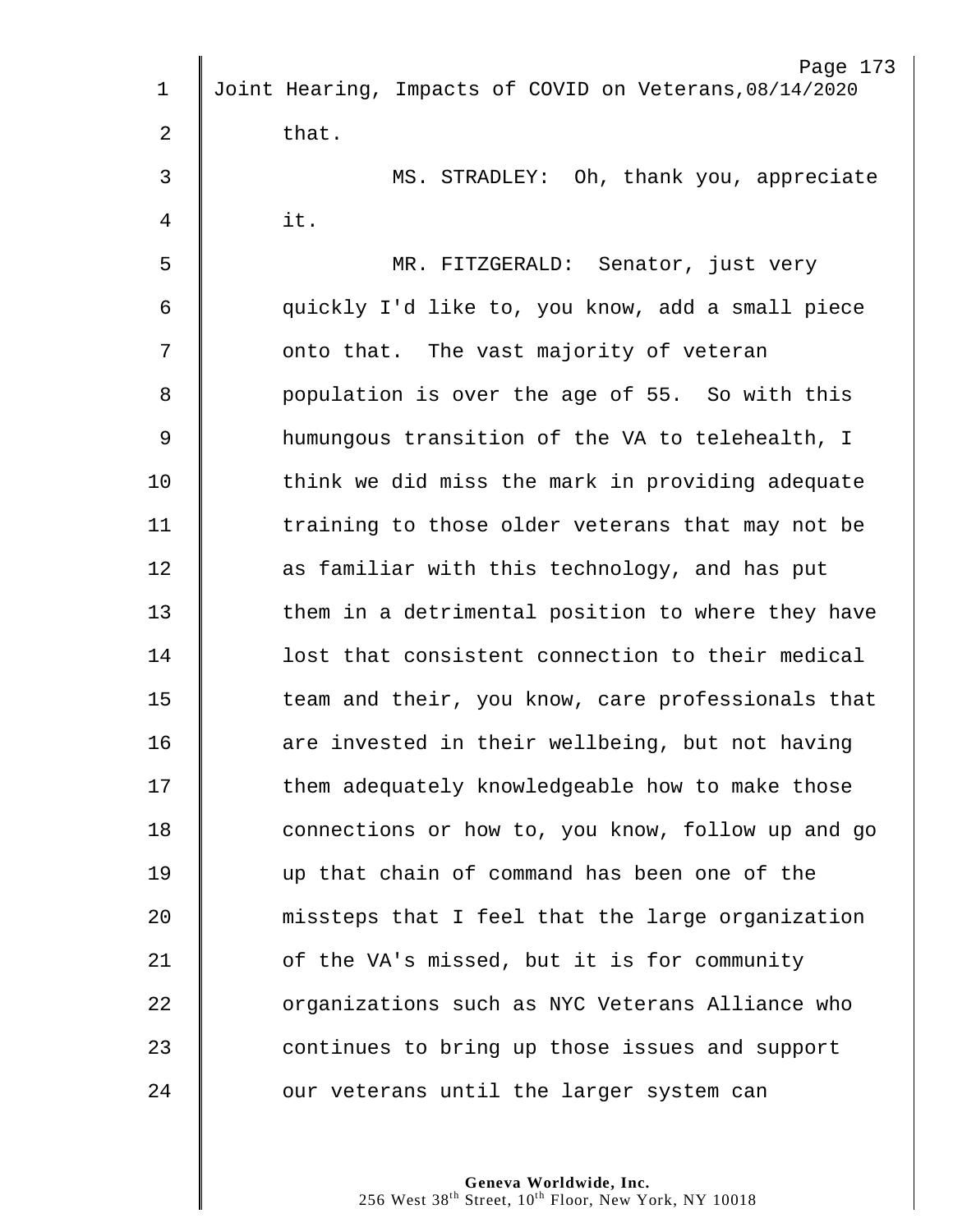that.

MS. STRADLEY: Oh, thank you, appreciate it.

MR. FITZGERALD: Senator, just very quickly I'd like to, you know, add a small piece onto that. The vast majority of veteran population is over the age of 55. So with this humungous transition of the VA to telehealth, I think we did miss the mark in providing adequate training to those older veterans that may not be as familiar with this technology, and has put them in a detrimental position to where they have lost that consistent connection to their medical team and their, you know, care professionals that are invested in their wellbeing, but not having them adequately knowledgeable how to make those connections or how to, you know, follow up and go up that chain of command has been one of the missteps that I feel that the large organization of the VA's missed, but it is for community organizations such as NYC Veterans Alliance who continues to bring up those issues and support our veterans until the larger system can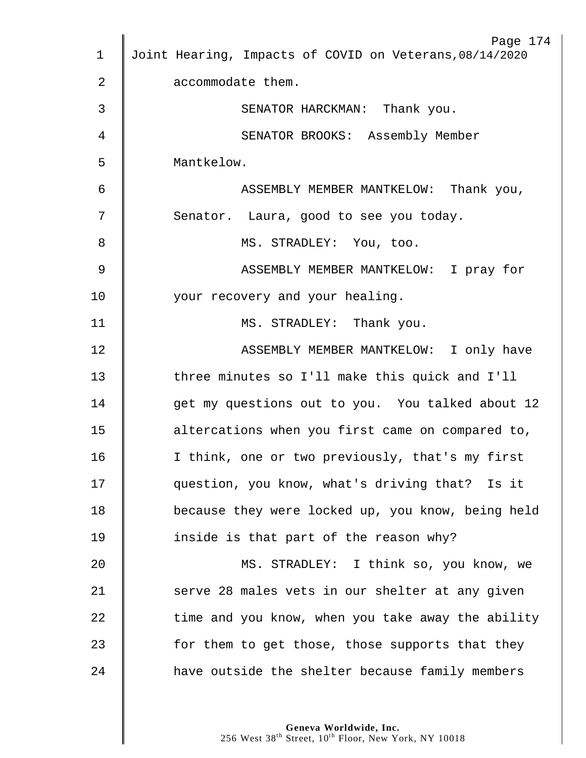accommodate them.

SENATOR HARCKMAN: Thank you.

SENATOR BROOKS: Assembly Member Mantkelow.

ASSEMBLY MEMBER MANTKELOW: Thank you, Senator. Laura, good to see you today.

MS. STRADLEY: You, too.

ASSEMBLY MEMBER MANTKELOW: I pray for your recovery and your healing.

MS. STRADLEY: Thank you.

ASSEMBLY MEMBER MANTKELOW: I only have three minutes so I'll make this quick and I'll get my questions out to you. You talked about 12 altercations when you first came on compared to, I think, one or two previously, that's my first question, you know, what's driving that? Is it because they were locked up, you know, being held inside is that part of the reason why?

MS. STRADLEY: I think so, you know, we serve 28 males vets in our shelter at any given time and you know, when you take away the ability for them to get those, those supports that they have outside the shelter because family members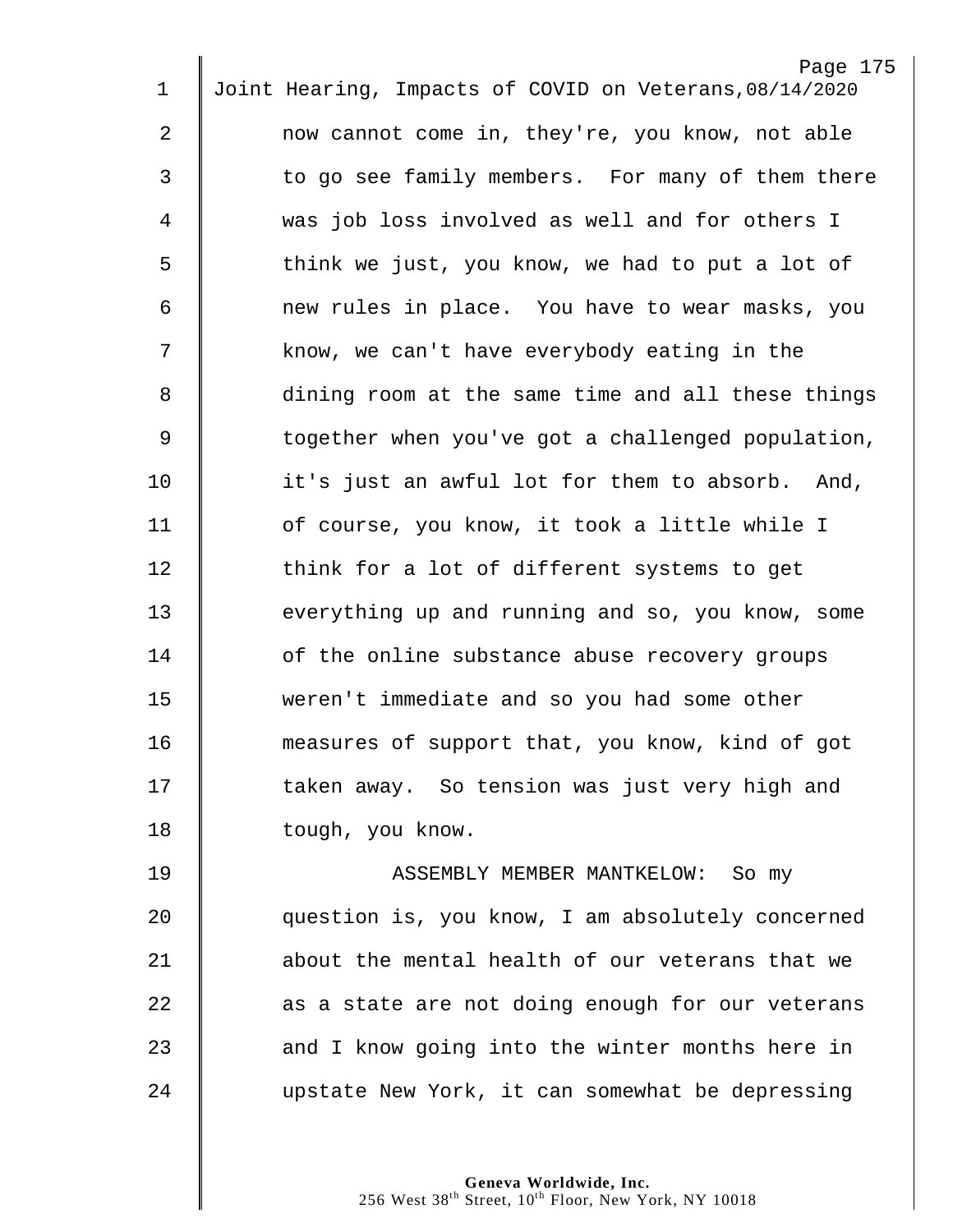now cannot come in, they're, you know, not able to go see family members. For many of them there was job loss involved as well and for others I think we just, you know, we had to put a lot of new rules in place. You have to wear masks, you know, we can't have everybody eating in the dining room at the same time and all these things together when you've got a challenged population, it's just an awful lot for them to absorb. And, of course, you know, it took a little while I think for a lot of different systems to get everything up and running and so, you know, some of the online substance abuse recovery groups weren't immediate and so you had some other measures of support that, you know, kind of got taken away. So tension was just very high and tough, you know.

ASSEMBLY MEMBER MANTKELOW: So my question is, you know, I am absolutely concerned about the mental health of our veterans that we as a state are not doing enough for our veterans and I know going into the winter months here in upstate New York, it can somewhat be depressing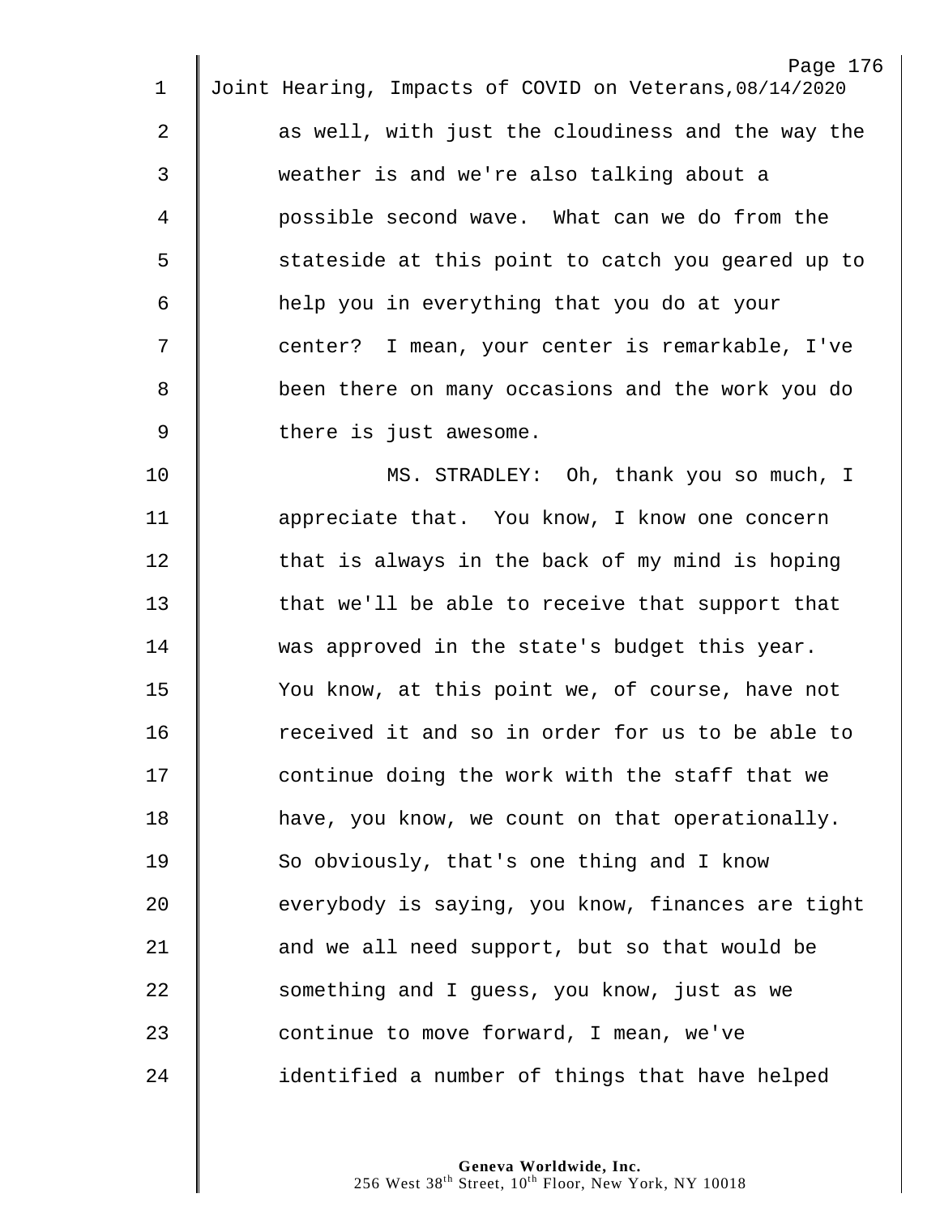as well, with just the cloudiness and the way the weather is and we're also talking about a possible second wave. What can we do from the stateside at this point to catch you geared up to help you in everything that you do at your center? I mean, your center is remarkable, I've been there on many occasions and the work you do there is just awesome.

MS. STRADLEY: Oh, thank you so much, I appreciate that. You know, I know one concern that is always in the back of my mind is hoping that we'll be able to receive that support that was approved in the state's budget this year. You know, at this point we, of course, have not received it and so in order for us to be able to continue doing the work with the staff that we have, you know, we count on that operationally. So obviously, that's one thing and I know everybody is saying, you know, finances are tight and we all need support, but so that would be something and I guess, you know, just as we continue to move forward, I mean, we've identified a number of things that have helped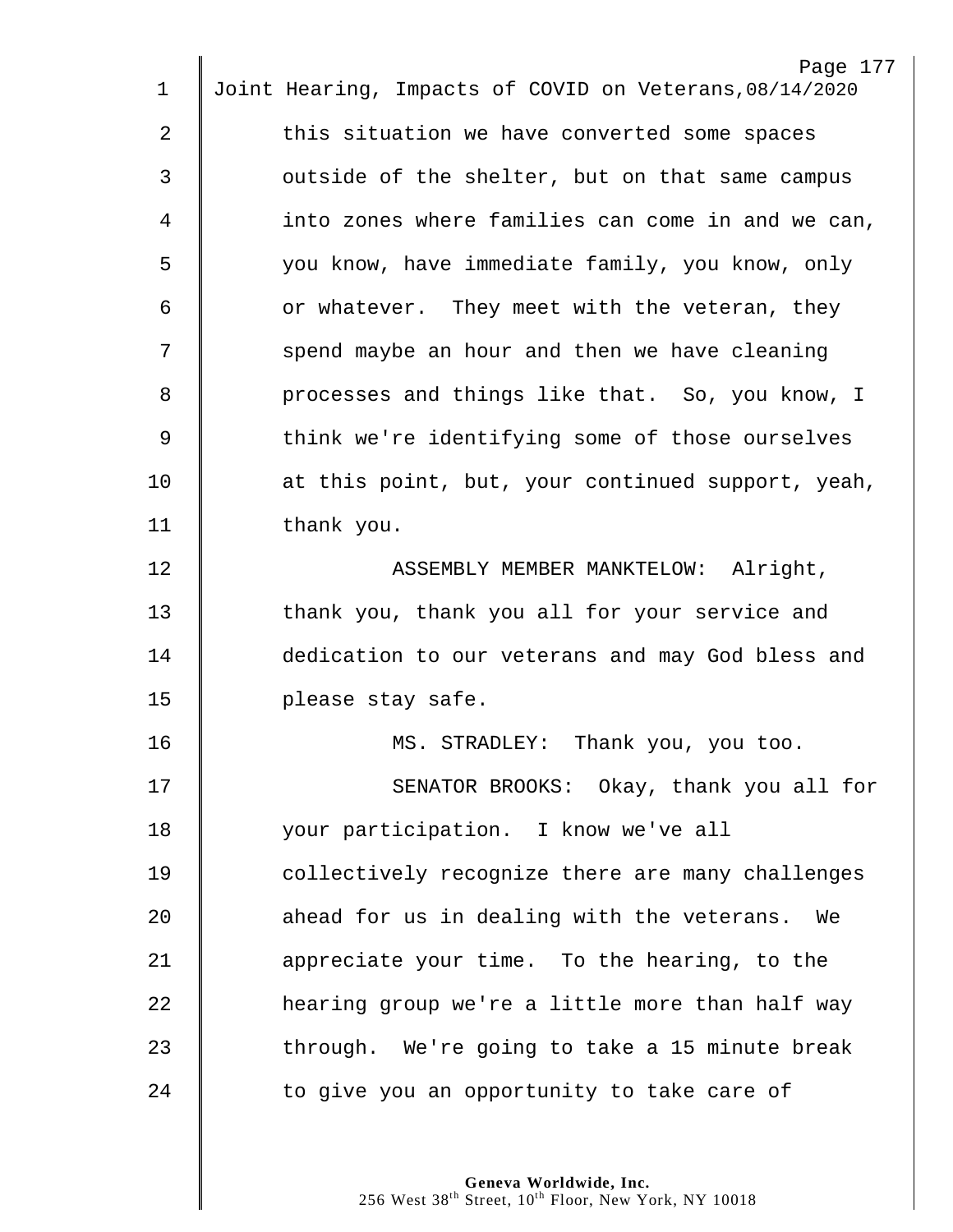this situation we have converted some spaces outside of the shelter, but on that same campus into zones where families can come in and we can, you know, have immediate family, you know, only or whatever. They meet with the veteran, they spend maybe an hour and then we have cleaning processes and things like that. So, you know, I think we're identifying some of those ourselves at this point, but, your continued support, yeah, thank you.

ASSEMBLY MEMBER MANKTELOW: Alright, thank you, thank you all for your service and dedication to our veterans and may God bless and please stay safe.

MS. STRADLEY: Thank you, you too.

SENATOR BROOKS: Okay, thank you all for your participation. I know we've all collectively recognize there are many challenges ahead for us in dealing with the veterans. We appreciate your time. To the hearing, to the hearing group we're a little more than half way through. We're going to take a 15 minute break to give you an opportunity to take care of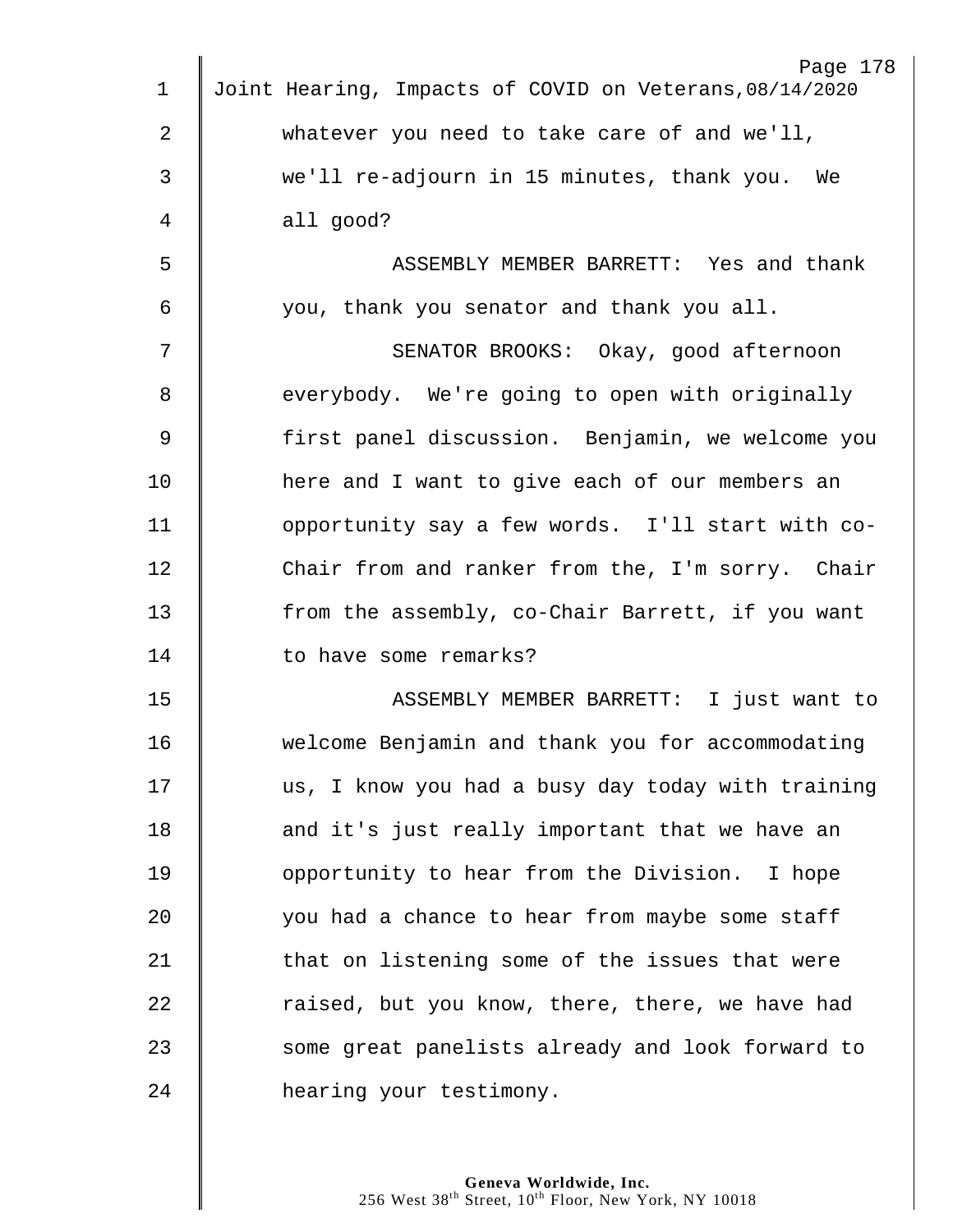whatever you need to take care of and we'll, we'll re-adjourn in 15 minutes, thank you. We all good?

ASSEMBLY MEMBER BARRETT: Yes and thank you, thank you senator and thank you all.

SENATOR BROOKS: Okay, good afternoon everybody. We're going to open with originally first panel discussion. Benjamin, we welcome you here and I want to give each of our members an opportunity say a few words. I'll start with co-Chair from and ranker from the, I'm sorry. Chair from the assembly, co-Chair Barrett, if you want to have some remarks?

ASSEMBLY MEMBER BARRETT: I just want to welcome Benjamin and thank you for accommodating us, I know you had a busy day today with training and it's just really important that we have an opportunity to hear from the Division. I hope you had a chance to hear from maybe some staff that on listening some of the issues that were raised, but you know, there, there, we have had some great panelists already and look forward to hearing your testimony.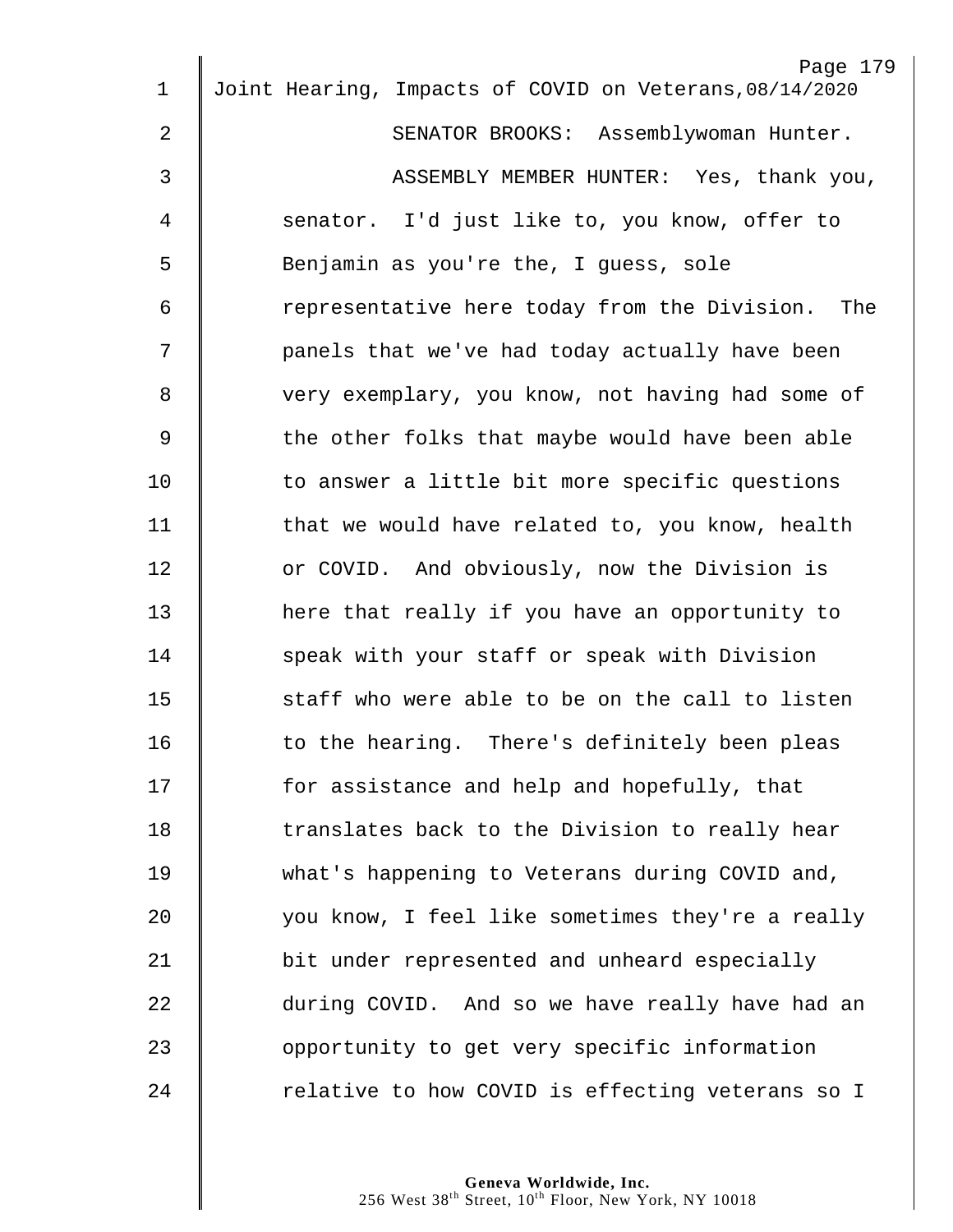SENATOR BROOKS: Assemblywoman Hunter.

ASSEMBLY MEMBER HUNTER: Yes, thank you, senator. I'd just like to, you know, offer to Benjamin as you're the, I guess, sole representative here today from the Division. The panels that we've had today actually have been very exemplary, you know, not having had some of the other folks that maybe would have been able to answer a little bit more specific questions that we would have related to, you know, health or COVID. And obviously, now the Division is here that really if you have an opportunity to speak with your staff or speak with Division staff who were able to be on the call to listen to the hearing. There's definitely been pleas for assistance and help and hopefully, that translates back to the Division to really hear what's happening to Veterans during COVID and, you know, I feel like sometimes they're a really bit under represented and unheard especially during COVID. And so we have really have had an opportunity to get very specific information relative to how COVID is effecting veterans so I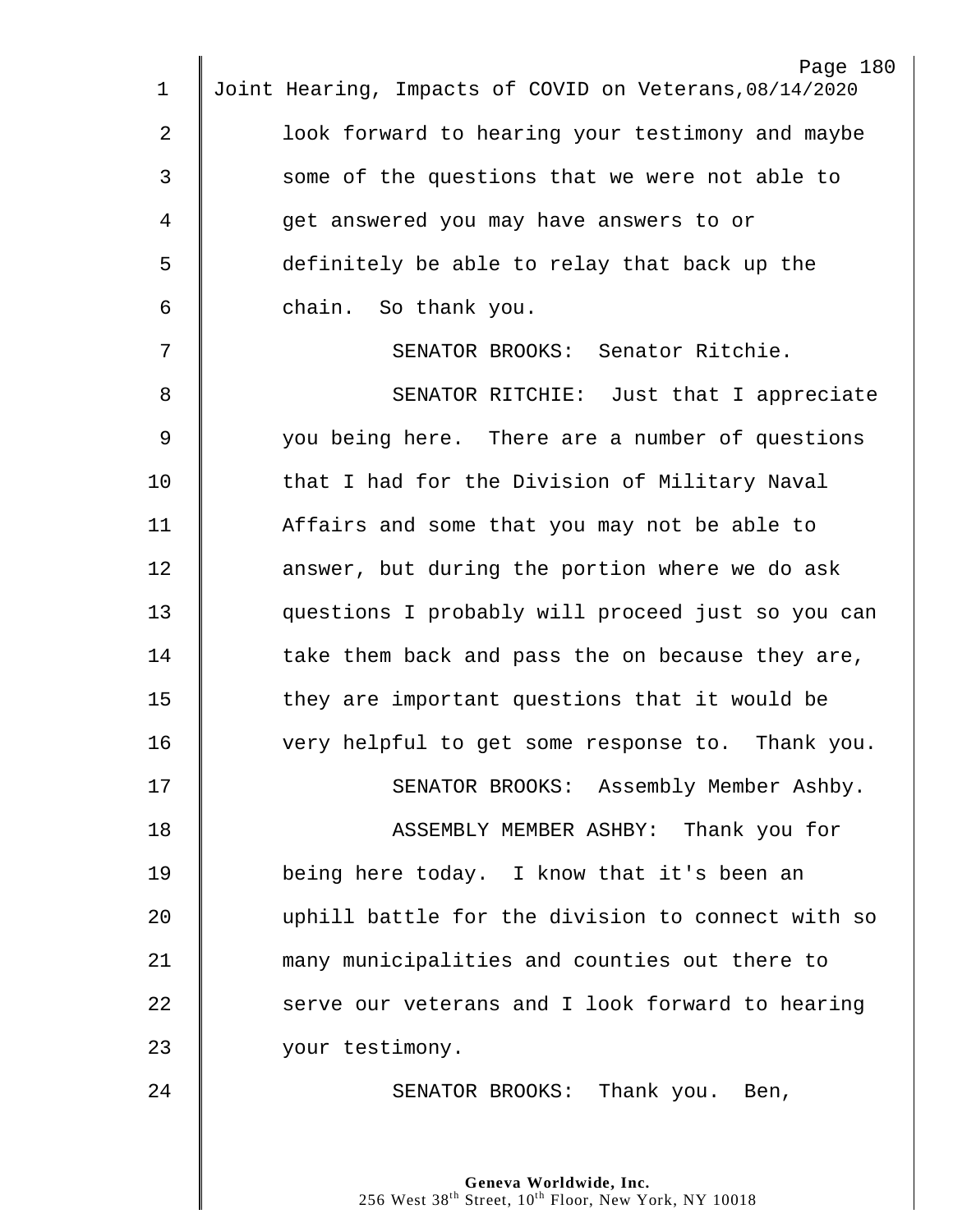look forward to hearing your testimony and maybe some of the questions that we were not able to get answered you may have answers to or definitely be able to relay that back up the chain. So thank you.

SENATOR BROOKS: Senator Ritchie.

SENATOR RITCHIE: Just that I appreciate you being here. There are a number of questions that I had for the Division of Military Naval Affairs and some that you may not be able to answer, but during the portion where we do ask questions I probably will proceed just so you can take them back and pass the on because they are, they are important questions that it would be very helpful to get some response to. Thank you.

SENATOR BROOKS: Assembly Member Ashby.

ASSEMBLY MEMBER ASHBY: Thank you for being here today. I know that it's been an uphill battle for the division to connect with so many municipalities and counties out there to serve our veterans and I look forward to hearing your testimony.

SENATOR BROOKS: Thank you. Ben,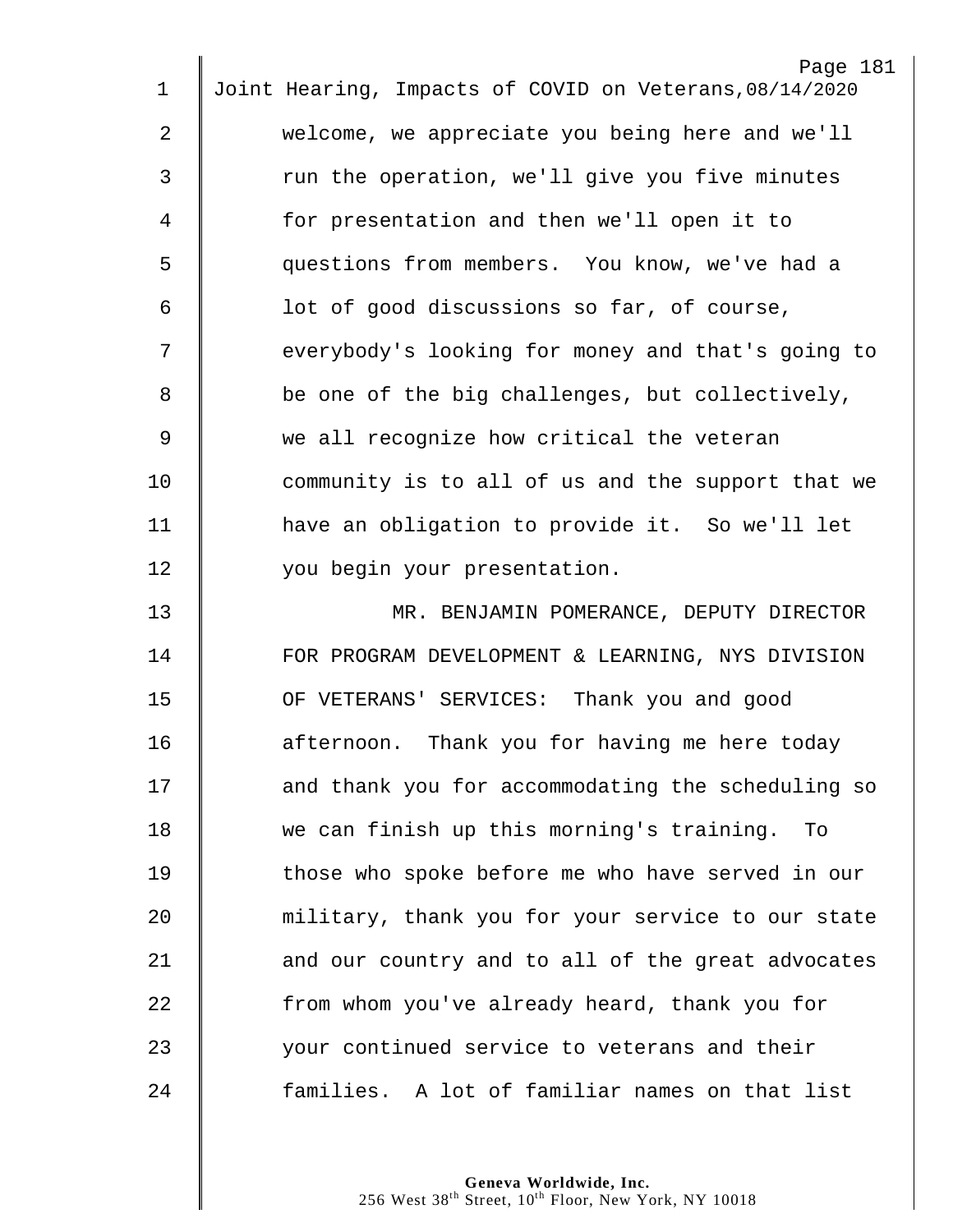welcome, we appreciate you being here and we'll run the operation, we'll give you five minutes for presentation and then we'll open it to questions from members. You know, we've had a lot of good discussions so far, of course, everybody's looking for money and that's going to be one of the big challenges, but collectively, we all recognize how critical the veteran community is to all of us and the support that we have an obligation to provide it. So we'll let you begin your presentation.

MR. BENJAMIN POMERANCE, DEPUTY DIRECTOR FOR PROGRAM DEVELOPMENT & LEARNING, NYS DIVISION OF VETERANS' SERVICES: Thank you and good afternoon. Thank you for having me here today and thank you for accommodating the scheduling so we can finish up this morning's training. To those who spoke before me who have served in our military, thank you for your service to our state and our country and to all of the great advocates from whom you've already heard, thank you for your continued service to veterans and their families. A lot of familiar names on that list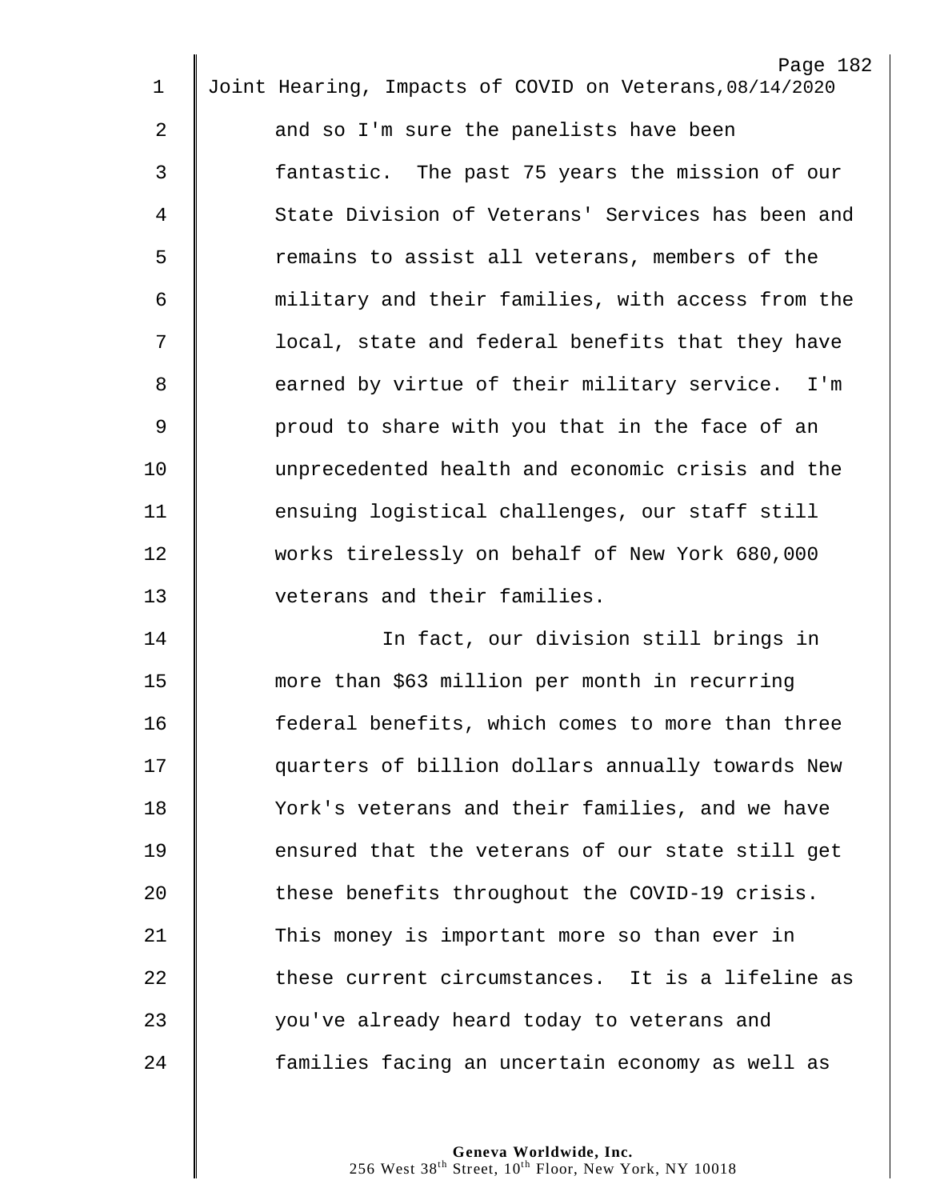and so I'm sure the panelists have been fantastic. The past 75 years the mission of our State Division of Veterans' Services has been and remains to assist all veterans, members of the military and their families, with access from the local, state and federal benefits that they have earned by virtue of their military service. I'm proud to share with you that in the face of an unprecedented health and economic crisis and the ensuing logistical challenges, our staff still works tirelessly on behalf of New York 680,000 veterans and their families.

In fact, our division still brings in more than $63 million per month in recurring federal benefits, which comes to more than three quarters of billion dollars annually towards New York's veterans and their families, and we have ensured that the veterans of our state still get these benefits throughout the COVID-19 crisis. This money is important more so than ever in these current circumstances. It is a lifeline as you've already heard today to veterans and families facing an uncertain economy as well as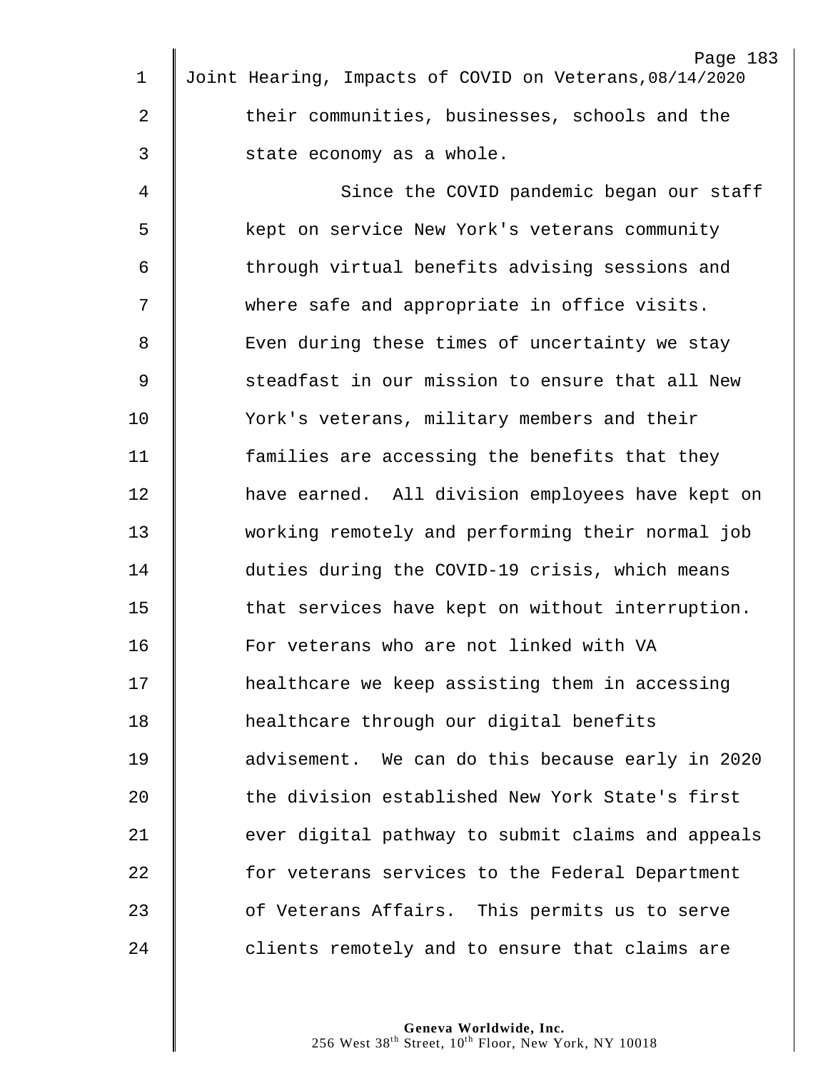their communities, businesses, schools and the state economy as a whole.

Since the COVID pandemic began our staff kept on service New York's veterans community through virtual benefits advising sessions and where safe and appropriate in office visits. Even during these times of uncertainty we stay steadfast in our mission to ensure that all New York's veterans, military members and their families are accessing the benefits that they have earned. All division employees have kept on working remotely and performing their normal job duties during the COVID-19 crisis, which means that services have kept on without interruption. For veterans who are not linked with VA healthcare we keep assisting them in accessing healthcare through our digital benefits advisement. We can do this because early in 2020 the division established New York State's first ever digital pathway to submit claims and appeals for veterans services to the Federal Department of Veterans Affairs. This permits us to serve clients remotely and to ensure that claims are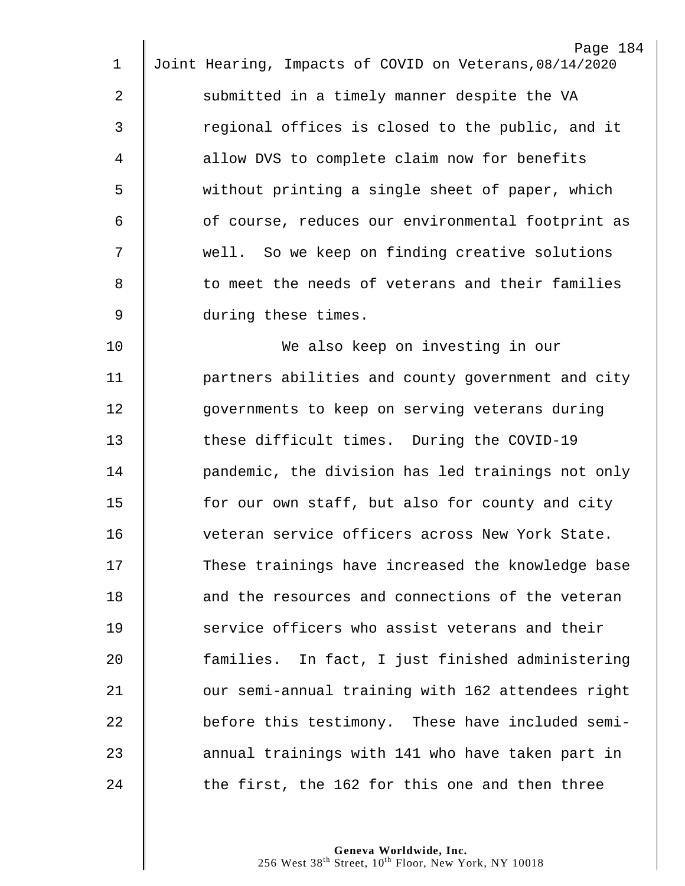submitted in a timely manner despite the VA regional offices is closed to the public, and it allow DVS to complete claim now for benefits without printing a single sheet of paper, which of course, reduces our environmental footprint as well. So we keep on finding creative solutions to meet the needs of veterans and their families during these times.

We also keep on investing in our partners abilities and county government and city governments to keep on serving veterans during these difficult times. During the COVID-19 pandemic, the division has led trainings not only for our own staff, but also for county and city veteran service officers across New York State. These trainings have increased the knowledge base and the resources and connections of the veteran service officers who assist veterans and their families. In fact, I just finished administering our semi-annual training with 162 attendees right before this testimony. These have included semi-annual trainings with 141 who have taken part in the first, the 162 for this one and then three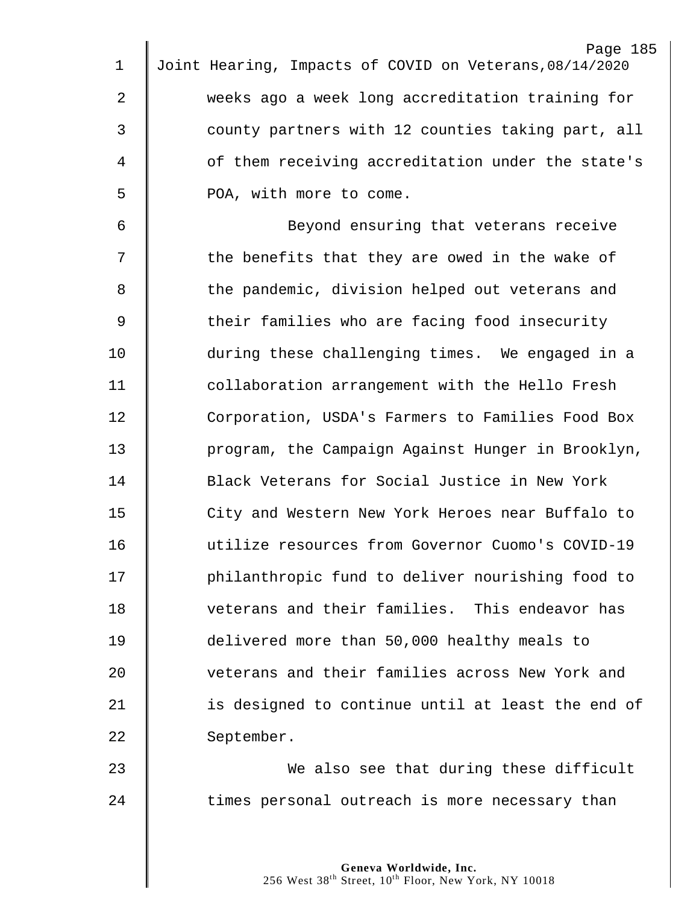weeks ago a week long accreditation training for county partners with 12 counties taking part, all of them receiving accreditation under the state's POA, with more to come.

Beyond ensuring that veterans receive the benefits that they are owed in the wake of the pandemic, division helped out veterans and their families who are facing food insecurity during these challenging times. We engaged in a collaboration arrangement with the Hello Fresh Corporation, USDA's Farmers to Families Food Box program, the Campaign Against Hunger in Brooklyn, Black Veterans for Social Justice in New York City and Western New York Heroes near Buffalo to utilize resources from Governor Cuomo's COVID-19 philanthropic fund to deliver nourishing food to veterans and their families. This endeavor has delivered more than 50,000 healthy meals to veterans and their families across New York and is designed to continue until at least the end of September.

We also see that during these difficult times personal outreach is more necessary than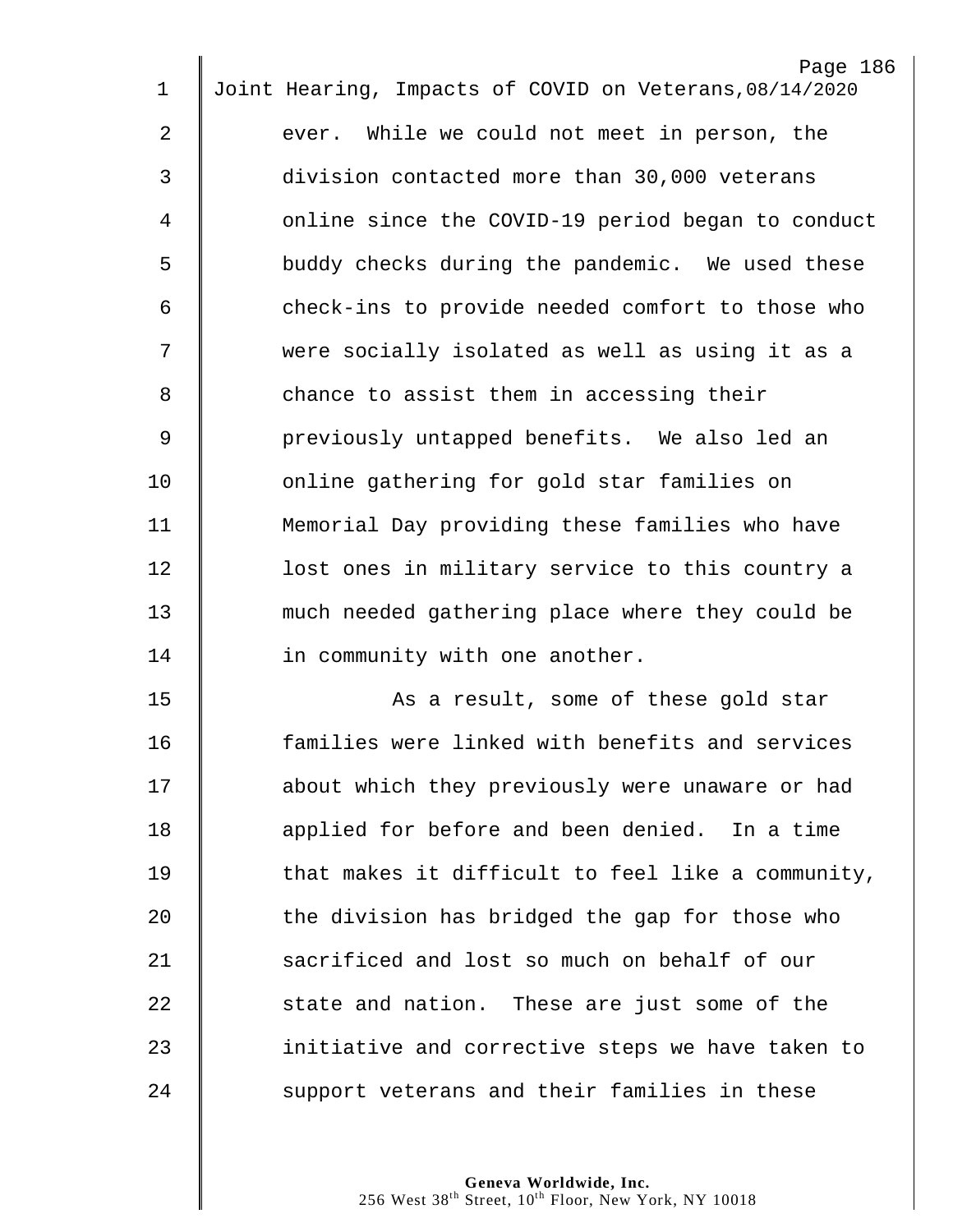ever. While we could not meet in person, the division contacted more than 30,000 veterans online since the COVID-19 period began to conduct buddy checks during the pandemic. We used these check-ins to provide needed comfort to those who were socially isolated as well as using it as a chance to assist them in accessing their previously untapped benefits. We also led an online gathering for gold star families on Memorial Day providing these families who have lost ones in military service to this country a much needed gathering place where they could be in community with one another.

As a result, some of these gold star families were linked with benefits and services about which they previously were unaware or had applied for before and been denied. In a time that makes it difficult to feel like a community, the division has bridged the gap for those who sacrificed and lost so much on behalf of our state and nation. These are just some of the initiative and corrective steps we have taken to support veterans and their families in these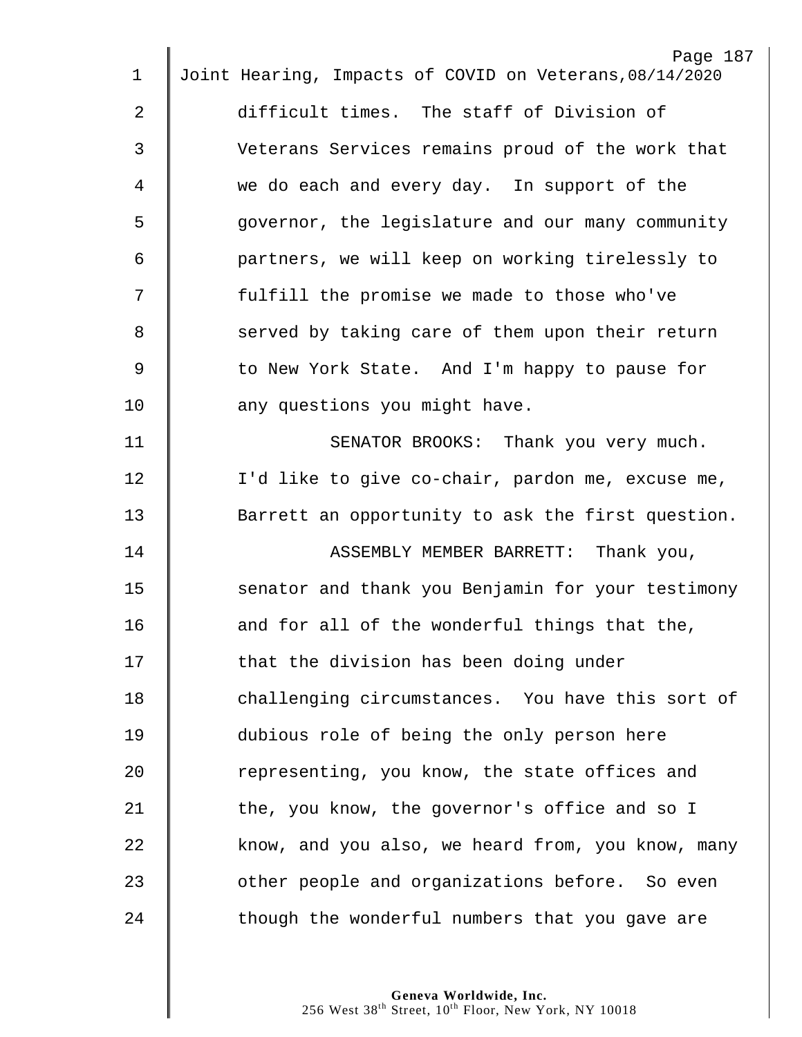difficult times. The staff of Division of Veterans Services remains proud of the work that we do each and every day. In support of the governor, the legislature and our many community partners, we will keep on working tirelessly to fulfill the promise we made to those who've served by taking care of them upon their return to New York State. And I'm happy to pause for any questions you might have.

SENATOR BROOKS: Thank you very much. I'd like to give co-chair, pardon me, excuse me, Barrett an opportunity to ask the first question.

ASSEMBLY MEMBER BARRETT: Thank you, senator and thank you Benjamin for your testimony and for all of the wonderful things that the, that the division has been doing under challenging circumstances. You have this sort of dubious role of being the only person here representing, you know, the state offices and the, you know, the governor's office and so I know, and you also, we heard from, you know, many other people and organizations before. So even though the wonderful numbers that you gave are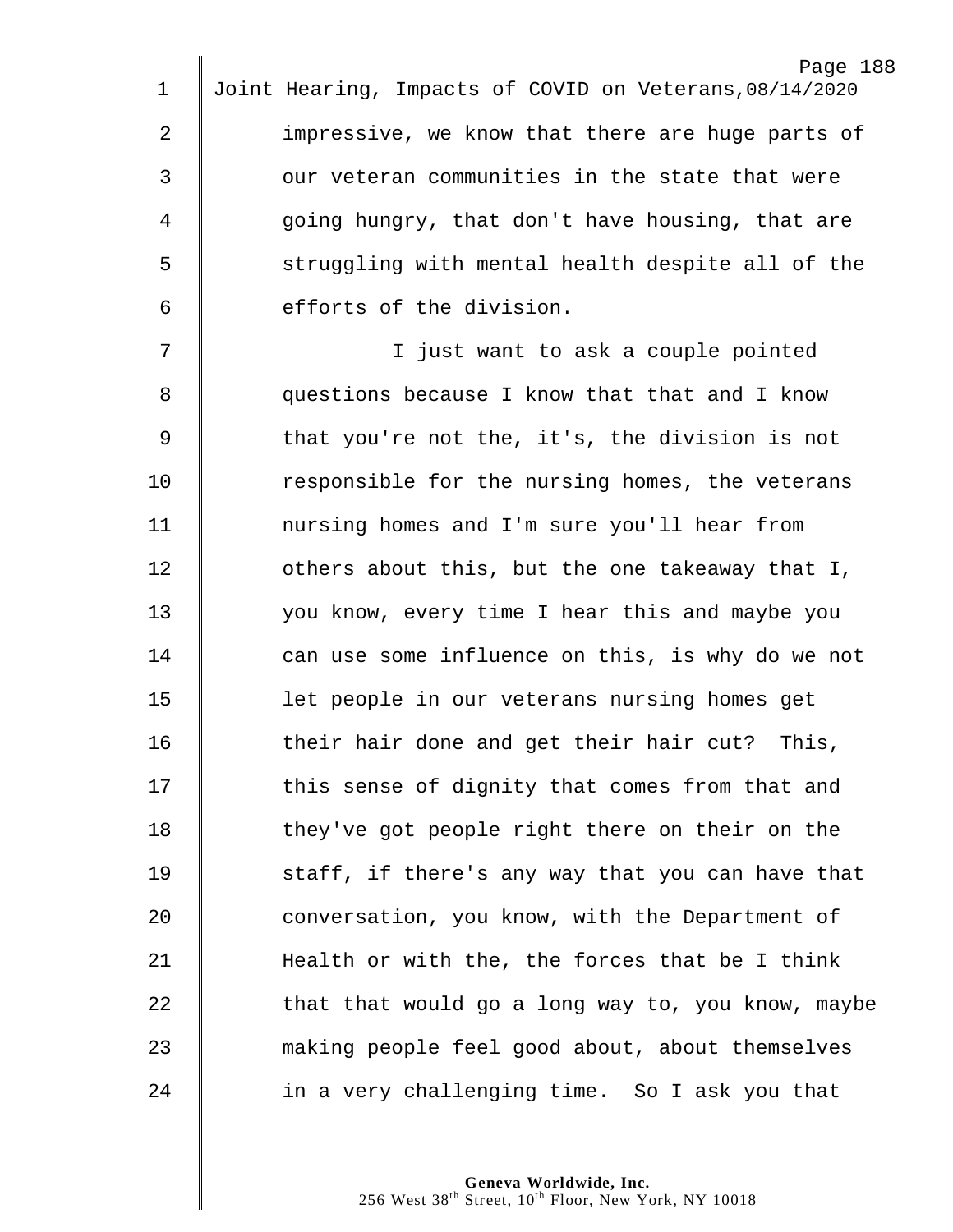impressive, we know that there are huge parts of our veteran communities in the state that were going hungry, that don't have housing, that are struggling with mental health despite all of the efforts of the division.

I just want to ask a couple pointed questions because I know that that and I know that you're not the, it's, the division is not responsible for the nursing homes, the veterans nursing homes and I'm sure you'll hear from others about this, but the one takeaway that I, you know, every time I hear this and maybe you can use some influence on this, is why do we not let people in our veterans nursing homes get their hair done and get their hair cut? This, this sense of dignity that comes from that and they've got people right there on their on the staff, if there's any way that you can have that conversation, you know, with the Department of Health or with the, the forces that be I think that that would go a long way to, you know, maybe making people feel good about, about themselves in a very challenging time. So I ask you that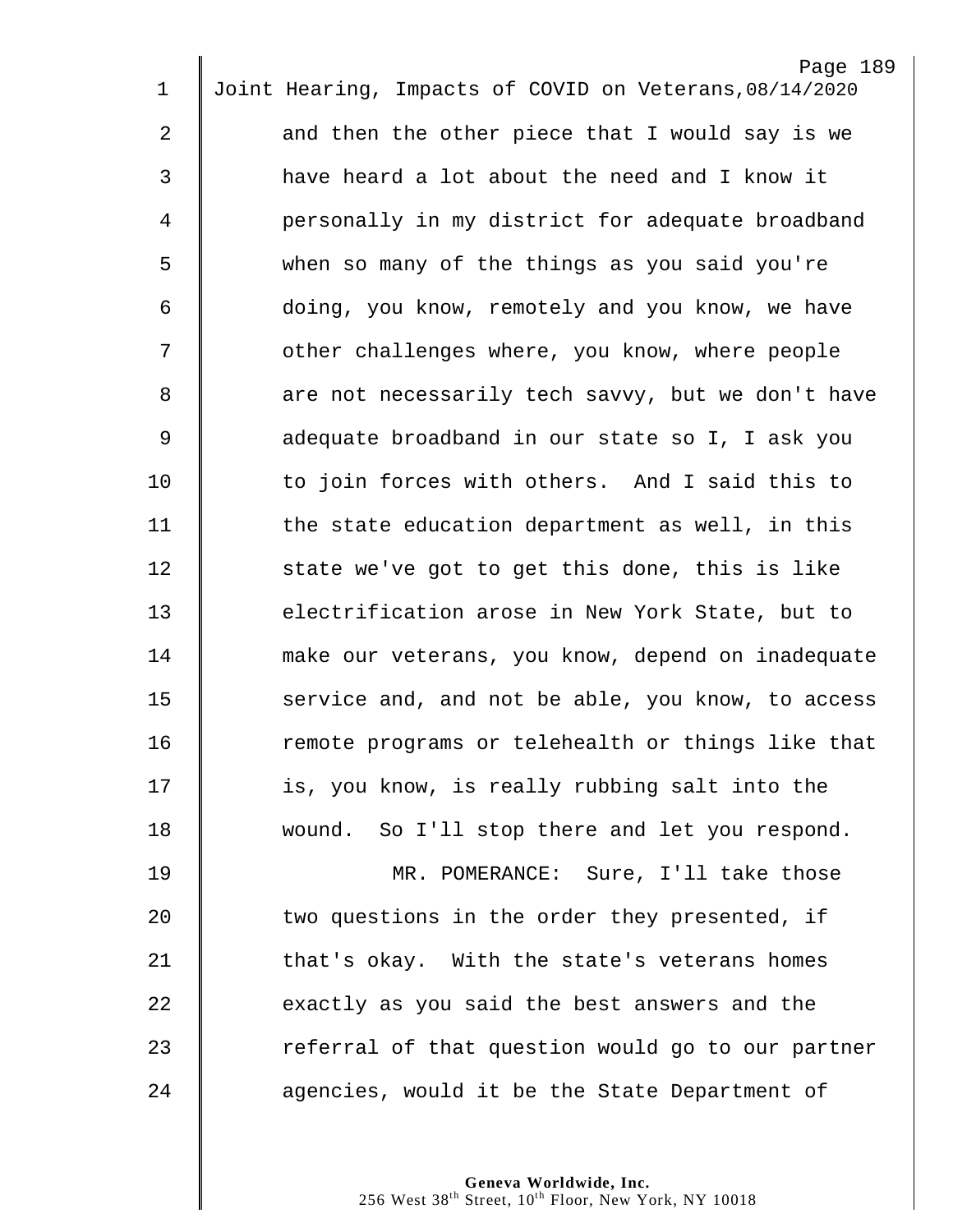and then the other piece that I would say is we have heard a lot about the need and I know it personally in my district for adequate broadband when so many of the things as you said you're doing, you know, remotely and you know, we have other challenges where, you know, where people are not necessarily tech savvy, but we don't have adequate broadband in our state so I, I ask you to join forces with others. And I said this to the state education department as well, in this state we've got to get this done, this is like electrification arose in New York State, but to make our veterans, you know, depend on inadequate service and, and not be able, you know, to access remote programs or telehealth or things like that is, you know, is really rubbing salt into the wound. So I'll stop there and let you respond.

MR. POMERANCE: Sure, I'll take those two questions in the order they presented, if that's okay. With the state's veterans homes exactly as you said the best answers and the referral of that question would go to our partner agencies, would it be the State Department of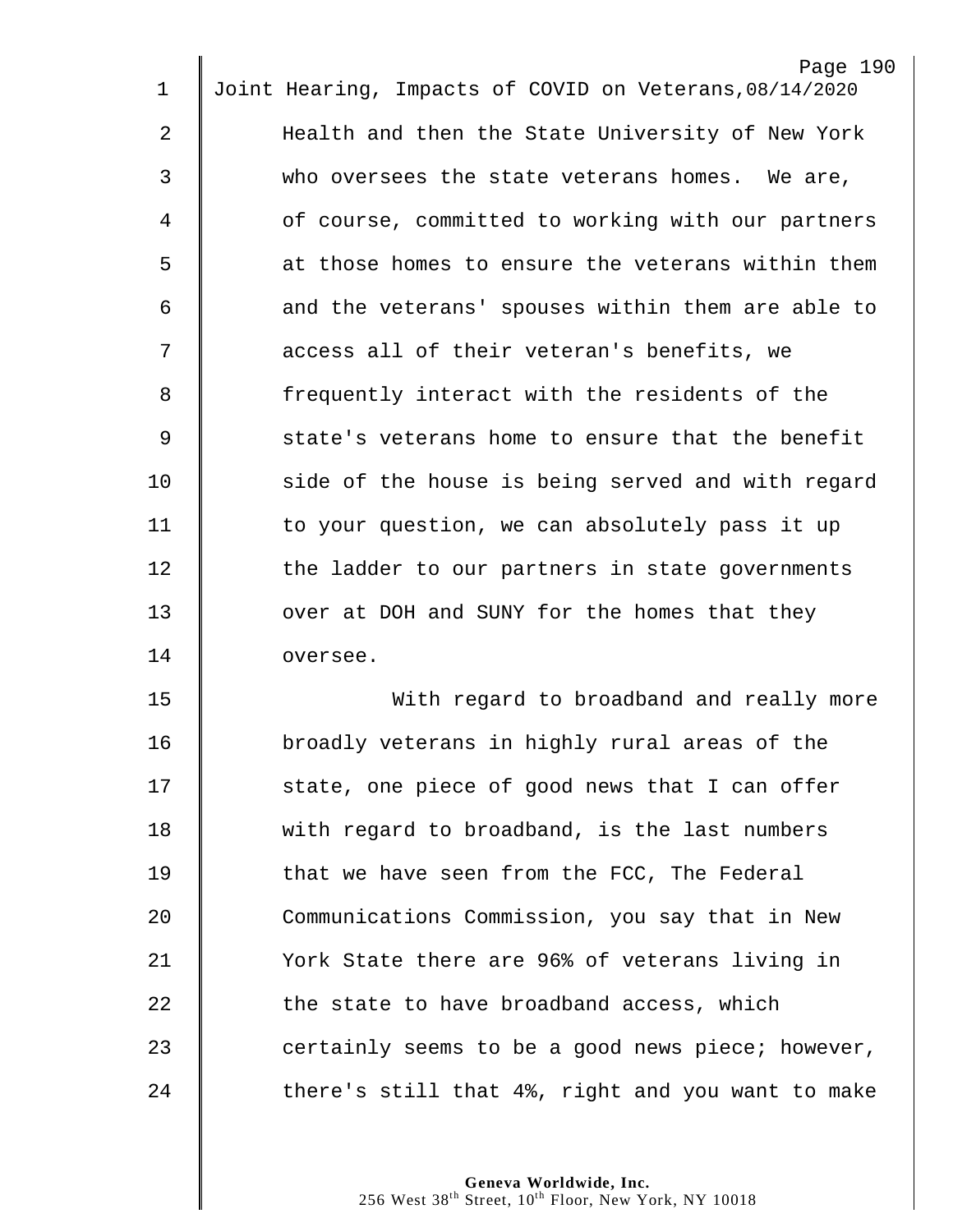Health and then the State University of New York who oversees the state veterans homes. We are, of course, committed to working with our partners at those homes to ensure the veterans within them and the veterans' spouses within them are able to access all of their veteran's benefits, we frequently interact with the residents of the state's veterans home to ensure that the benefit side of the house is being served and with regard to your question, we can absolutely pass it up the ladder to our partners in state governments over at DOH and SUNY for the homes that they oversee.

With regard to broadband and really more broadly veterans in highly rural areas of the state, one piece of good news that I can offer with regard to broadband, is the last numbers that we have seen from the FCC, The Federal Communications Commission, you say that in New York State there are 96% of veterans living in the state to have broadband access, which certainly seems to be a good news piece; however, there's still that 4%, right and you want to make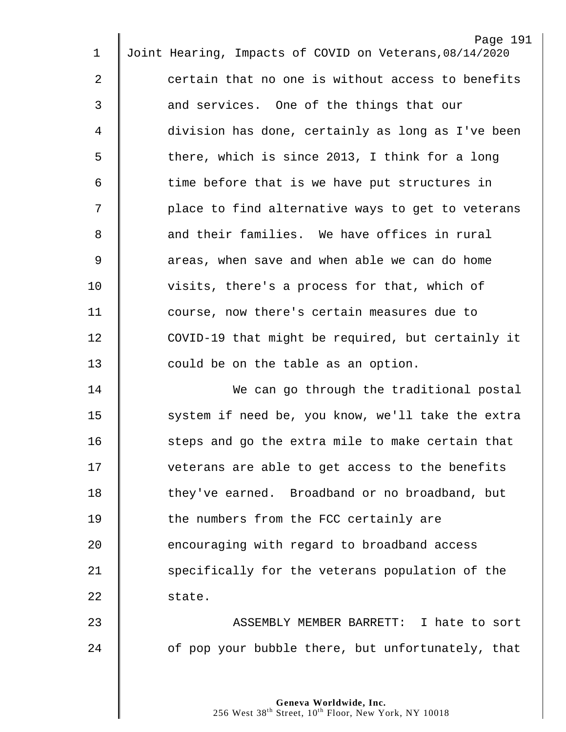certain that no one is without access to benefits and services. One of the things that our division has done, certainly as long as I've been there, which is since 2013, I think for a long time before that is we have put structures in place to find alternative ways to get to veterans and their families. We have offices in rural areas, when save and when able we can do home visits, there's a process for that, which of course, now there's certain measures due to COVID-19 that might be required, but certainly it could be on the table as an option.

We can go through the traditional postal system if need be, you know, we'll take the extra steps and go the extra mile to make certain that veterans are able to get access to the benefits they've earned. Broadband or no broadband, but the numbers from the FCC certainly are encouraging with regard to broadband access specifically for the veterans population of the state.

ASSEMBLY MEMBER BARRETT: I hate to sort of pop your bubble there, but unfortunately, that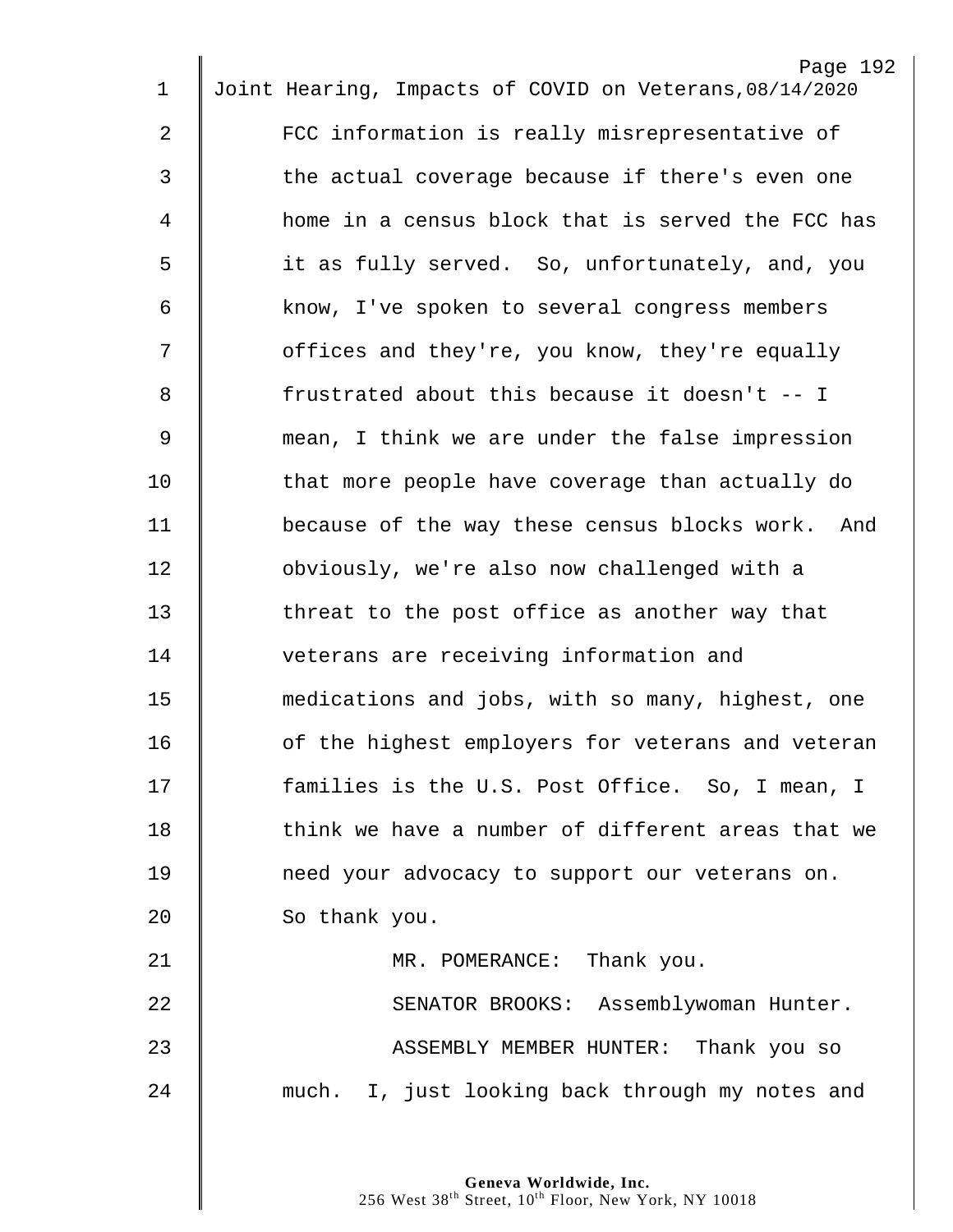FCC information is really misrepresentative of the actual coverage because if there's even one home in a census block that is served the FCC has it as fully served. So, unfortunately, and, you know, I've spoken to several congress members offices and they're, you know, they're equally frustrated about this because it doesn't -- I mean, I think we are under the false impression that more people have coverage than actually do because of the way these census blocks work. And obviously, we're also now challenged with a threat to the post office as another way that veterans are receiving information and medications and jobs, with so many, highest, one of the highest employers for veterans and veteran families is the U.S. Post Office. So, I mean, I think we have a number of different areas that we need your advocacy to support our veterans on. So thank you.

MR. POMERANCE: Thank you.

SENATOR BROOKS: Assemblywoman Hunter.

ASSEMBLY MEMBER HUNTER: Thank you so much. I, just looking back through my notes and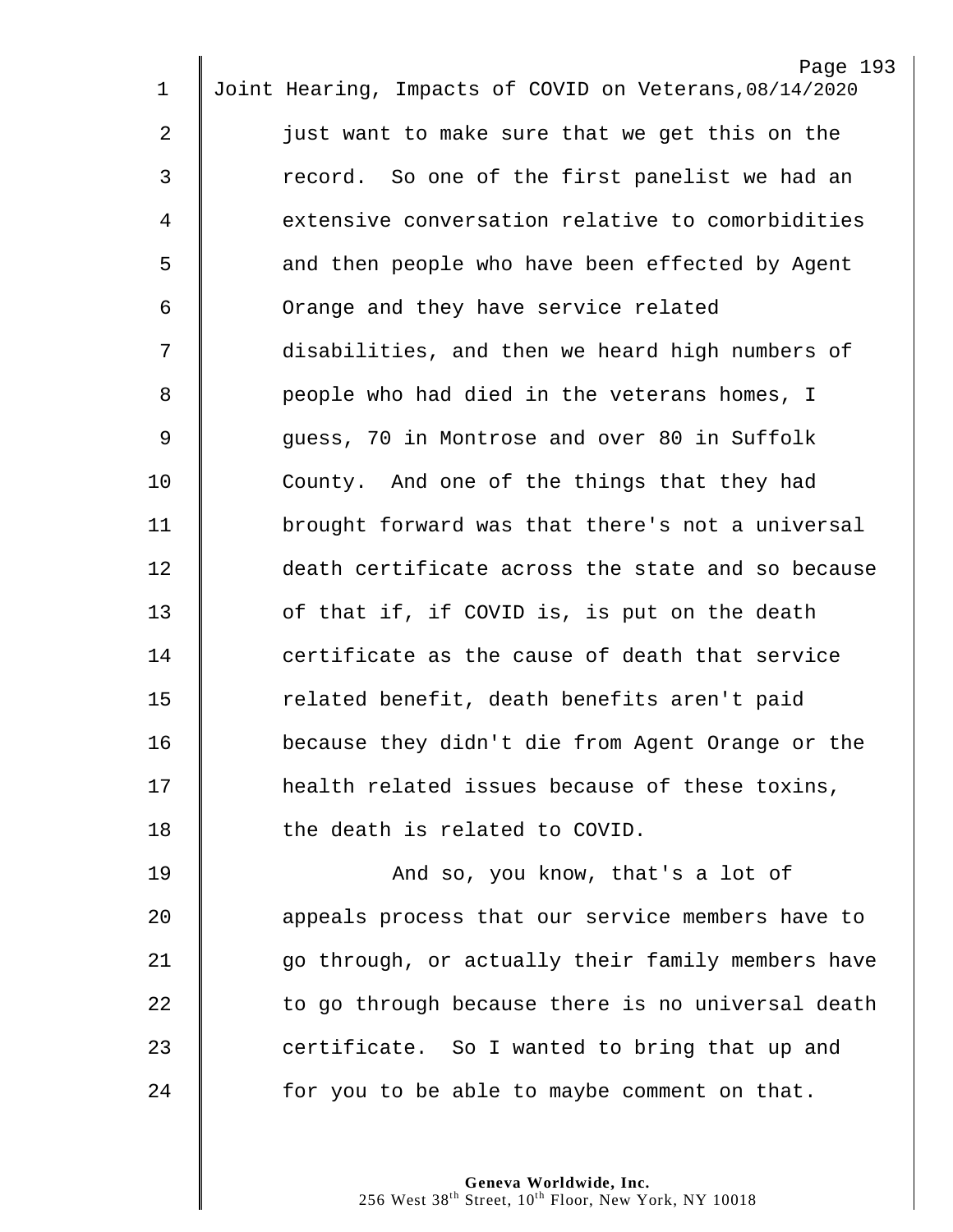just want to make sure that we get this on the record. So one of the first panelist we had an extensive conversation relative to comorbidities and then people who have been effected by Agent Orange and they have service related disabilities, and then we heard high numbers of people who had died in the veterans homes, I guess, 70 in Montrose and over 80 in Suffolk County. And one of the things that they had brought forward was that there's not a universal death certificate across the state and so because of that if, if COVID is, is put on the death certificate as the cause of death that service related benefit, death benefits aren't paid because they didn't die from Agent Orange or the health related issues because of these toxins, the death is related to COVID.

And so, you know, that's a lot of appeals process that our service members have to go through, or actually their family members have to go through because there is no universal death certificate. So I wanted to bring that up and for you to be able to maybe comment on that.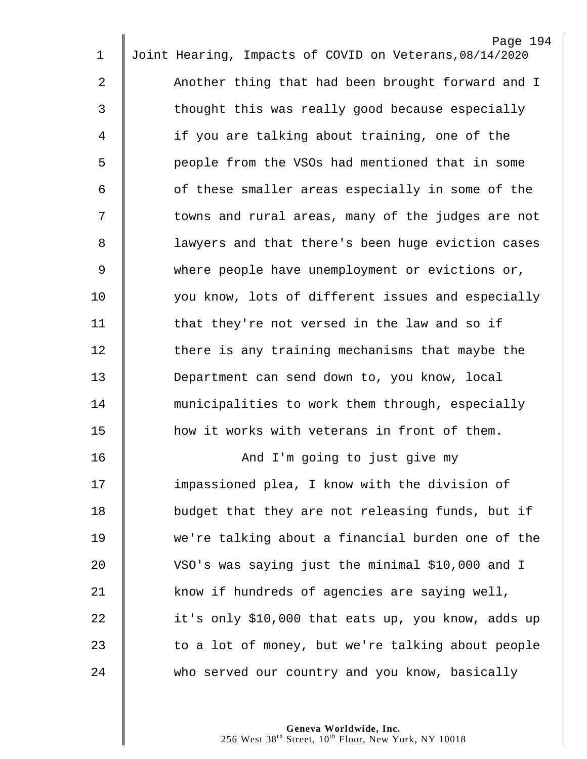Another thing that had been brought forward and I thought this was really good because especially if you are talking about training, one of the people from the VSOs had mentioned that in some of these smaller areas especially in some of the towns and rural areas, many of the judges are not lawyers and that there's been huge eviction cases where people have unemployment or evictions or, you know, lots of different issues and especially that they're not versed in the law and so if there is any training mechanisms that maybe the Department can send down to, you know, local municipalities to work them through, especially how it works with veterans in front of them.

And I'm going to just give my impassioned plea, I know with the division of budget that they are not releasing funds, but if we're talking about a financial burden one of the VSO's was saying just the minimal $10,000 and I know if hundreds of agencies are saying well, it's only $10,000 that eats up, you know, adds up to a lot of money, but we're talking about people who served our country and you know, basically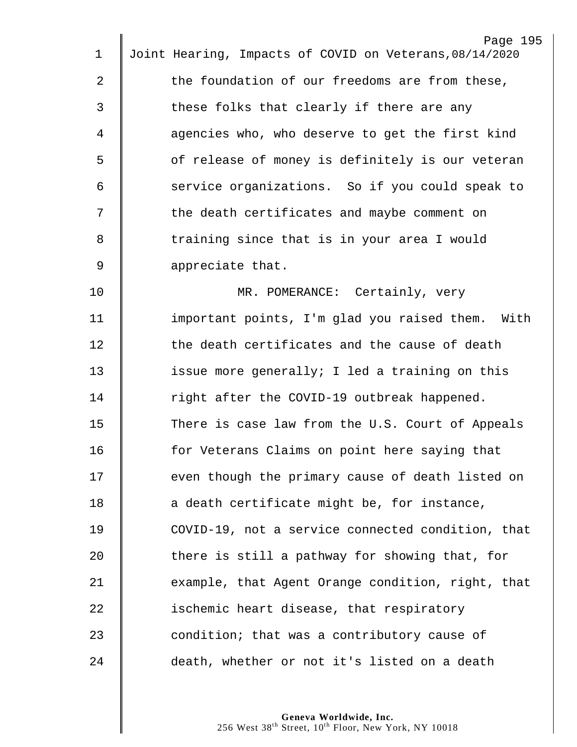the foundation of our freedoms are from these, these folks that clearly if there are any agencies who, who deserve to get the first kind of release of money is definitely is our veteran service organizations. So if you could speak to the death certificates and maybe comment on training since that is in your area I would appreciate that.

MR. POMERANCE: Certainly, very important points, I'm glad you raised them. With the death certificates and the cause of death issue more generally; I led a training on this right after the COVID-19 outbreak happened. There is case law from the U.S. Court of Appeals for Veterans Claims on point here saying that even though the primary cause of death listed on a death certificate might be, for instance, COVID-19, not a service connected condition, that there is still a pathway for showing that, for example, that Agent Orange condition, right, that ischemic heart disease, that respiratory condition; that was a contributory cause of death, whether or not it's listed on a death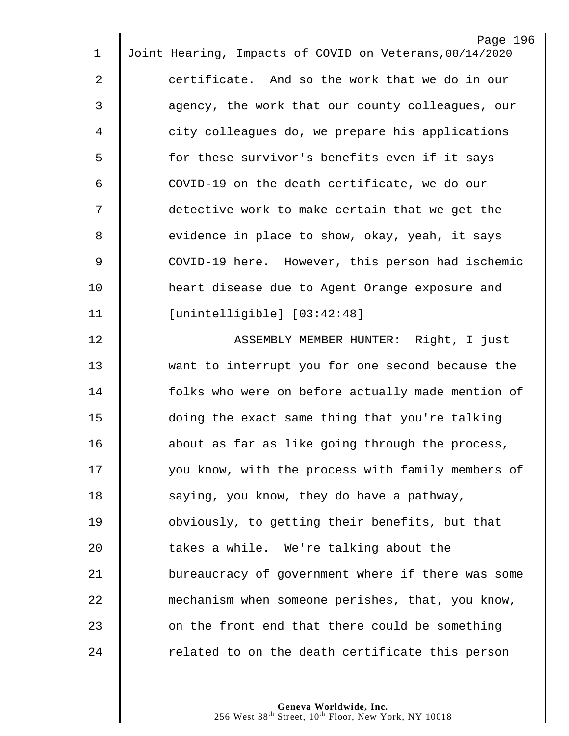certificate. And so the work that we do in our agency, the work that our county colleagues, our city colleagues do, we prepare his applications for these survivor's benefits even if it says COVID-19 on the death certificate, we do our detective work to make certain that we get the evidence in place to show, okay, yeah, it says COVID-19 here. However, this person had ischemic heart disease due to Agent Orange exposure and [unintelligible] [03:42:48]

ASSEMBLY MEMBER HUNTER: Right, I just want to interrupt you for one second because the folks who were on before actually made mention of doing the exact same thing that you're talking about as far as like going through the process, you know, with the process with family members of saying, you know, they do have a pathway, obviously, to getting their benefits, but that takes a while. We're talking about the bureaucracy of government where if there was some mechanism when someone perishes, that, you know, on the front end that there could be something related to on the death certificate this person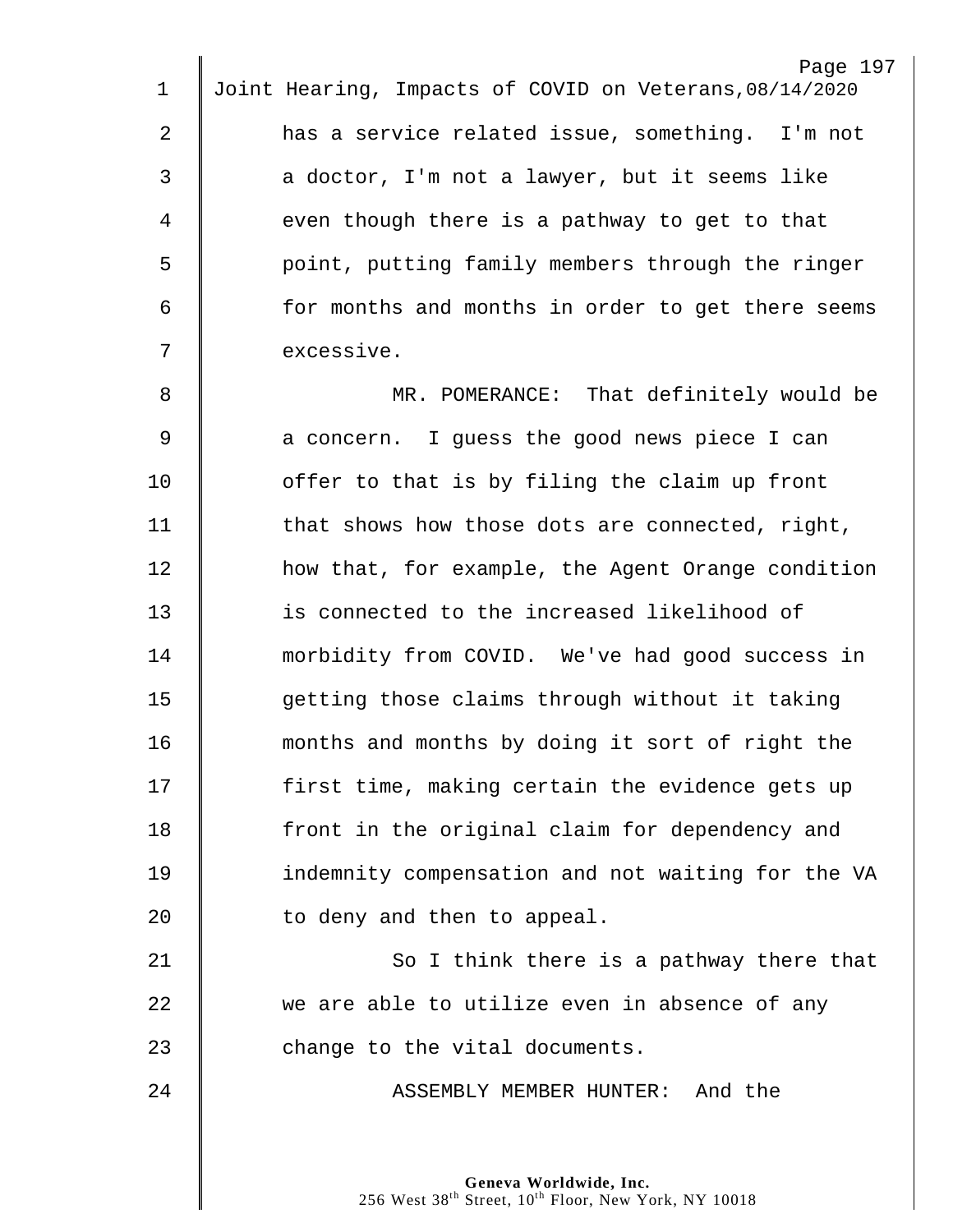has a service related issue, something. I'm not a doctor, I'm not a lawyer, but it seems like even though there is a pathway to get to that point, putting family members through the ringer for months and months in order to get there seems excessive.

MR. POMERANCE: That definitely would be a concern. I guess the good news piece I can offer to that is by filing the claim up front that shows how those dots are connected, right, how that, for example, the Agent Orange condition is connected to the increased likelihood of morbidity from COVID. We've had good success in getting those claims through without it taking months and months by doing it sort of right the first time, making certain the evidence gets up front in the original claim for dependency and indemnity compensation and not waiting for the VA to deny and then to appeal.

So I think there is a pathway there that we are able to utilize even in absence of any change to the vital documents.

ASSEMBLY MEMBER HUNTER: And the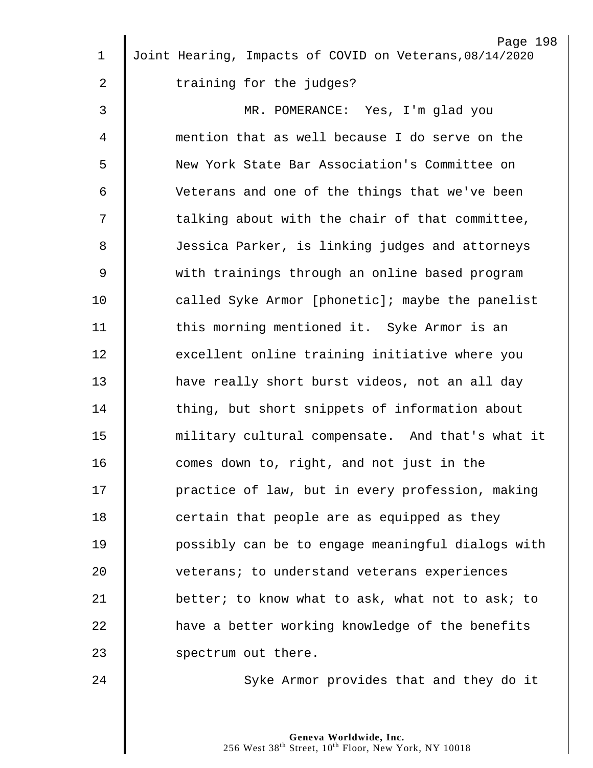training for the judges?

MR. POMERANCE: Yes, I'm glad you mention that as well because I do serve on the New York State Bar Association's Committee on Veterans and one of the things that we've been talking about with the chair of that committee, Jessica Parker, is linking judges and attorneys with trainings through an online based program called Syke Armor [phonetic]; maybe the panelist this morning mentioned it. Syke Armor is an excellent online training initiative where you have really short burst videos, not an all day thing, but short snippets of information about military cultural compensate. And that's what it comes down to, right, and not just in the practice of law, but in every profession, making certain that people are as equipped as they possibly can be to engage meaningful dialogs with veterans; to understand veterans experiences better; to know what to ask, what not to ask; to have a better working knowledge of the benefits spectrum out there.

Syke Armor provides that and they do it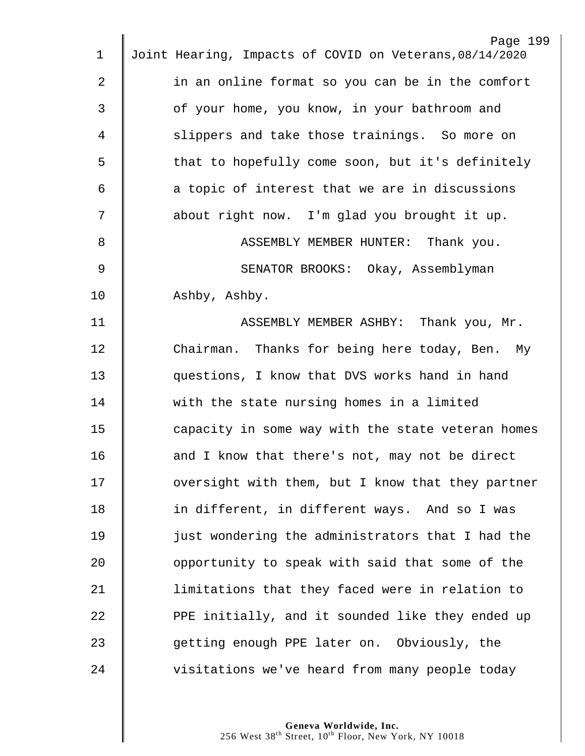in an online format so you can be in the comfort of your home, you know, in your bathroom and slippers and take those trainings. So more on that to hopefully come soon, but it's definitely a topic of interest that we are in discussions about right now. I'm glad you brought it up.

ASSEMBLY MEMBER HUNTER: Thank you.

SENATOR BROOKS: Okay, Assemblyman Ashby, Ashby.

ASSEMBLY MEMBER ASHBY: Thank you, Mr. Chairman. Thanks for being here today, Ben. My questions, I know that DVS works hand in hand with the state nursing homes in a limited capacity in some way with the state veteran homes and I know that there's not, may not be direct oversight with them, but I know that they partner in different, in different ways. And so I was just wondering the administrators that I had the opportunity to speak with said that some of the limitations that they faced were in relation to PPE initially, and it sounded like they ended up getting enough PPE later on. Obviously, the visitations we've heard from many people today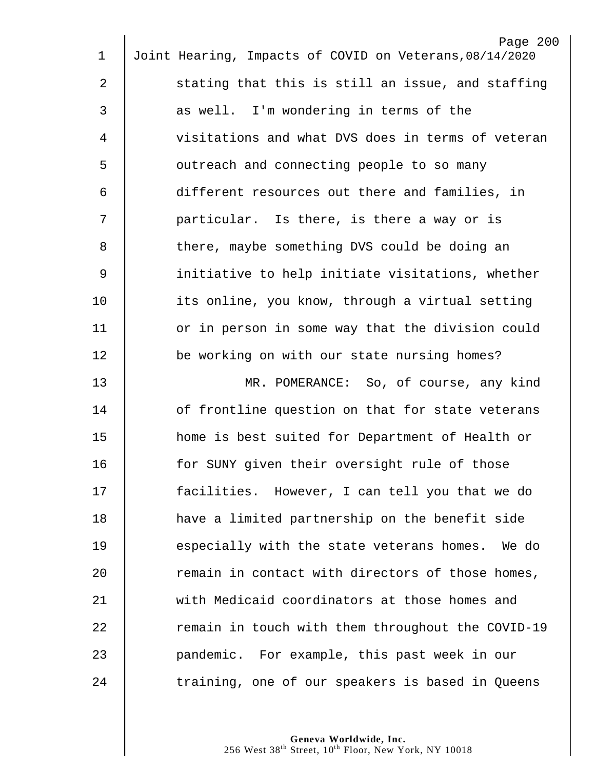stating that this is still an issue, and staffing as well. I'm wondering in terms of the visitations and what DVS does in terms of veteran outreach and connecting people to so many different resources out there and families, in particular. Is there, is there a way or is there, maybe something DVS could be doing an initiative to help initiate visitations, whether its online, you know, through a virtual setting or in person in some way that the division could be working on with our state nursing homes?

MR. POMERANCE: So, of course, any kind of frontline question on that for state veterans home is best suited for Department of Health or for SUNY given their oversight rule of those facilities. However, I can tell you that we do have a limited partnership on the benefit side especially with the state veterans homes. We do remain in contact with directors of those homes, with Medicaid coordinators at those homes and remain in touch with them throughout the COVID-19 pandemic. For example, this past week in our training, one of our speakers is based in Queens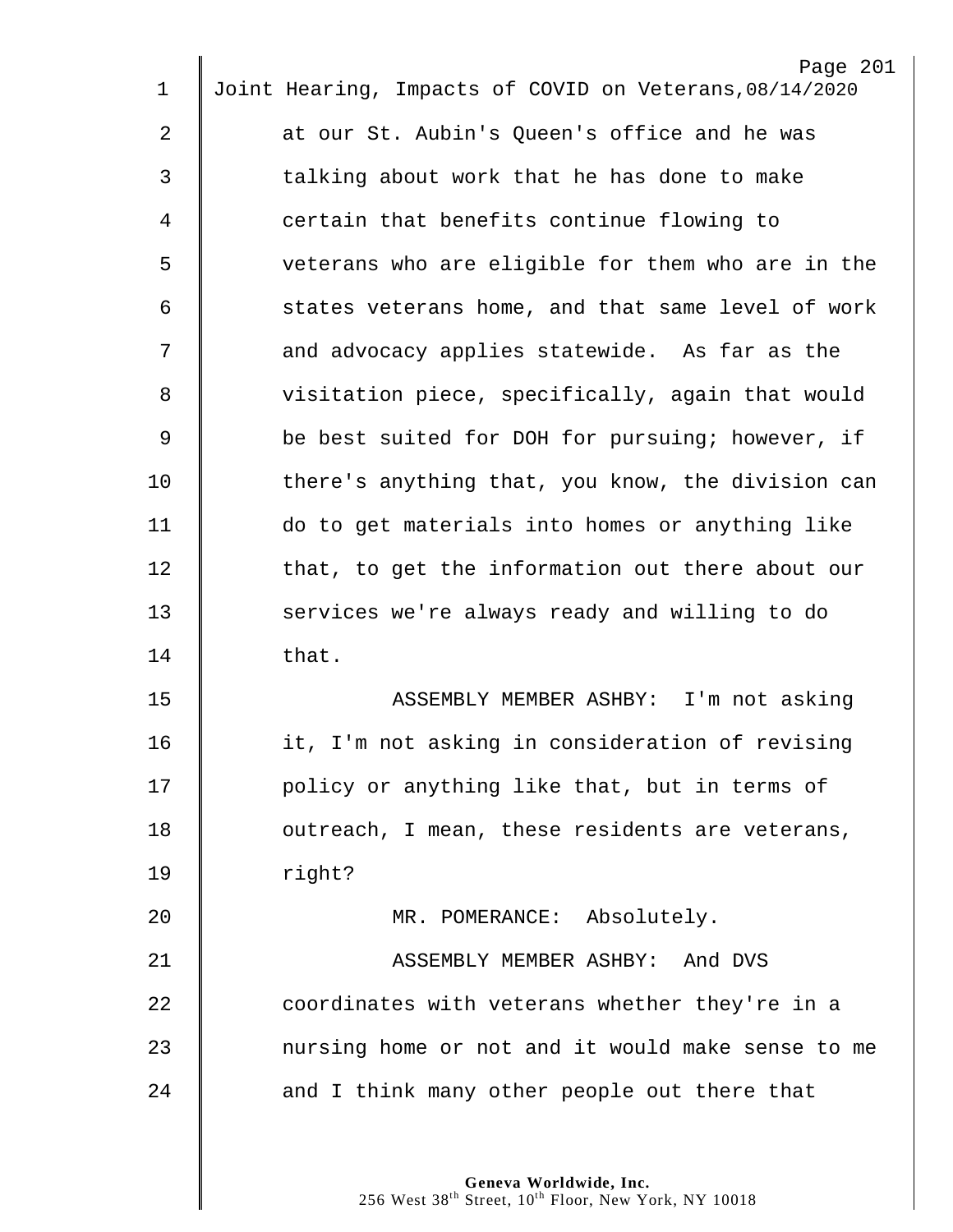at our St. Aubin's Queen's office and he was talking about work that he has done to make certain that benefits continue flowing to veterans who are eligible for them who are in the states veterans home, and that same level of work and advocacy applies statewide. As far as the visitation piece, specifically, again that would be best suited for DOH for pursuing; however, if there's anything that, you know, the division can do to get materials into homes or anything like that, to get the information out there about our services we're always ready and willing to do that.

ASSEMBLY MEMBER ASHBY: I'm not asking it, I'm not asking in consideration of revising policy or anything like that, but in terms of outreach, I mean, these residents are veterans, right?

MR. POMERANCE: Absolutely.

ASSEMBLY MEMBER ASHBY: And DVS coordinates with veterans whether they're in a nursing home or not and it would make sense to me and I think many other people out there that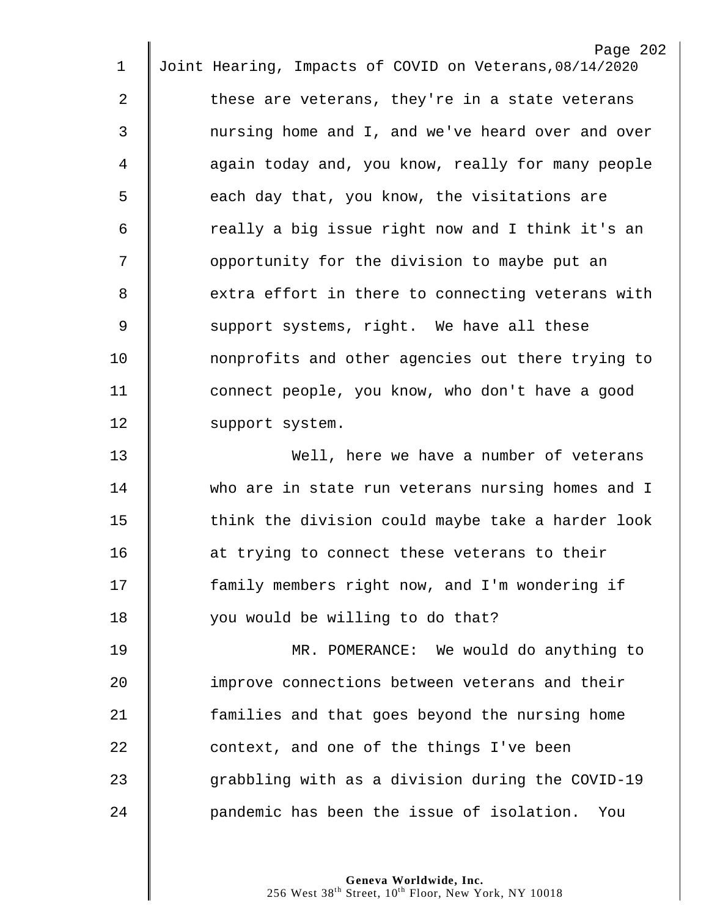these are veterans, they're in a state veterans nursing home and I, and we've heard over and over again today and, you know, really for many people each day that, you know, the visitations are really a big issue right now and I think it's an opportunity for the division to maybe put an extra effort in there to connecting veterans with support systems, right. We have all these nonprofits and other agencies out there trying to connect people, you know, who don't have a good support system.

Well, here we have a number of veterans who are in state run veterans nursing homes and I think the division could maybe take a harder look at trying to connect these veterans to their family members right now, and I'm wondering if you would be willing to do that?

MR. POMERANCE: We would do anything to improve connections between veterans and their families and that goes beyond the nursing home context, and one of the things I've been grabbling with as a division during the COVID-19 pandemic has been the issue of isolation. You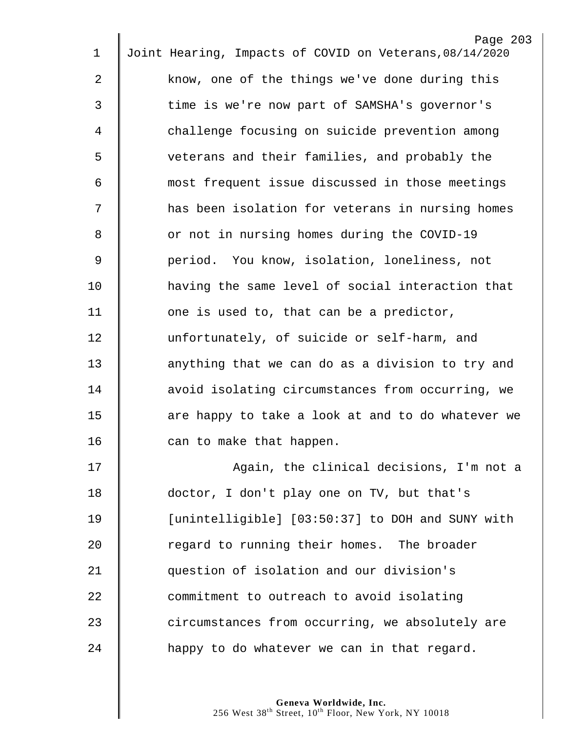know, one of the things we've done during this time is we're now part of SAMSHA's governor's challenge focusing on suicide prevention among veterans and their families, and probably the most frequent issue discussed in those meetings has been isolation for veterans in nursing homes or not in nursing homes during the COVID-19 period. You know, isolation, loneliness, not having the same level of social interaction that one is used to, that can be a predictor, unfortunately, of suicide or self-harm, and anything that we can do as a division to try and avoid isolating circumstances from occurring, we are happy to take a look at and to do whatever we can to make that happen.

Again, the clinical decisions, I'm not a doctor, I don't play one on TV, but that's [unintelligible] [03:50:37] to DOH and SUNY with regard to running their homes. The broader question of isolation and our division's commitment to outreach to avoid isolating circumstances from occurring, we absolutely are happy to do whatever we can in that regard.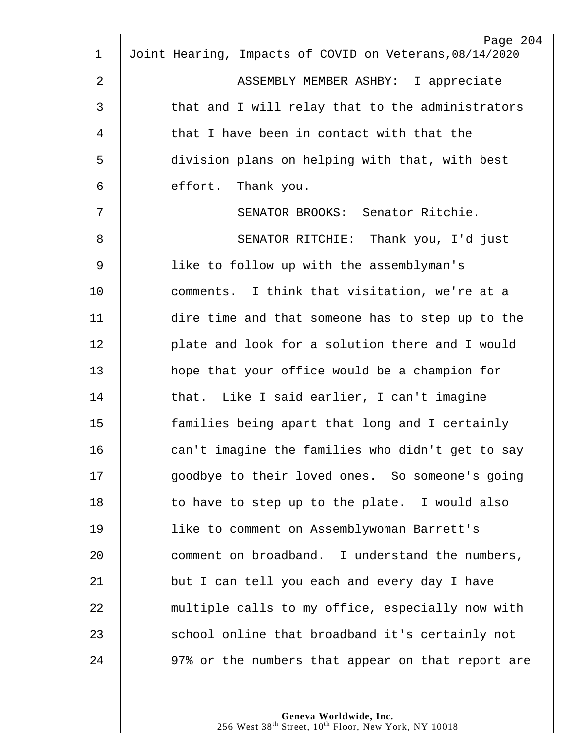ASSEMBLY MEMBER ASHBY: I appreciate that and I will relay that to the administrators that I have been in contact with that the division plans on helping with that, with best effort. Thank you.

SENATOR BROOKS: Senator Ritchie.

SENATOR RITCHIE: Thank you, I'd just like to follow up with the assemblyman's comments. I think that visitation, we're at a dire time and that someone has to step up to the plate and look for a solution there and I would hope that your office would be a champion for that. Like I said earlier, I can't imagine families being apart that long and I certainly can't imagine the families who didn't get to say goodbye to their loved ones. So someone's going to have to step up to the plate. I would also like to comment on Assemblywoman Barrett's comment on broadband. I understand the numbers, but I can tell you each and every day I have multiple calls to my office, especially now with school online that broadband it's certainly not 97% or the numbers that appear on that report are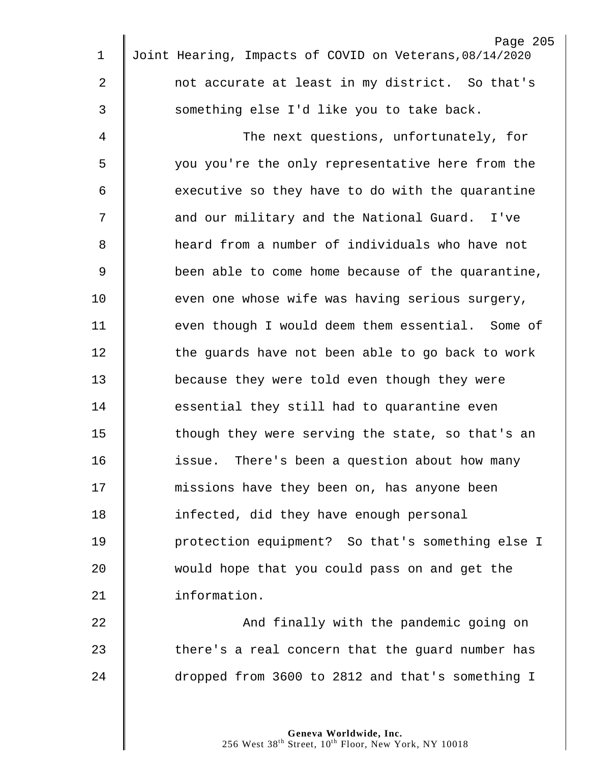not accurate at least in my district. So that's something else I'd like you to take back.

The next questions, unfortunately, for you you're the only representative here from the executive so they have to do with the quarantine and our military and the National Guard. I've heard from a number of individuals who have not been able to come home because of the quarantine, even one whose wife was having serious surgery, even though I would deem them essential. Some of the guards have not been able to go back to work because they were told even though they were essential they still had to quarantine even though they were serving the state, so that's an issue. There's been a question about how many missions have they been on, has anyone been infected, did they have enough personal protection equipment? So that's something else I would hope that you could pass on and get the information.

And finally with the pandemic going on there's a real concern that the guard number has dropped from 3600 to 2812 and that's something I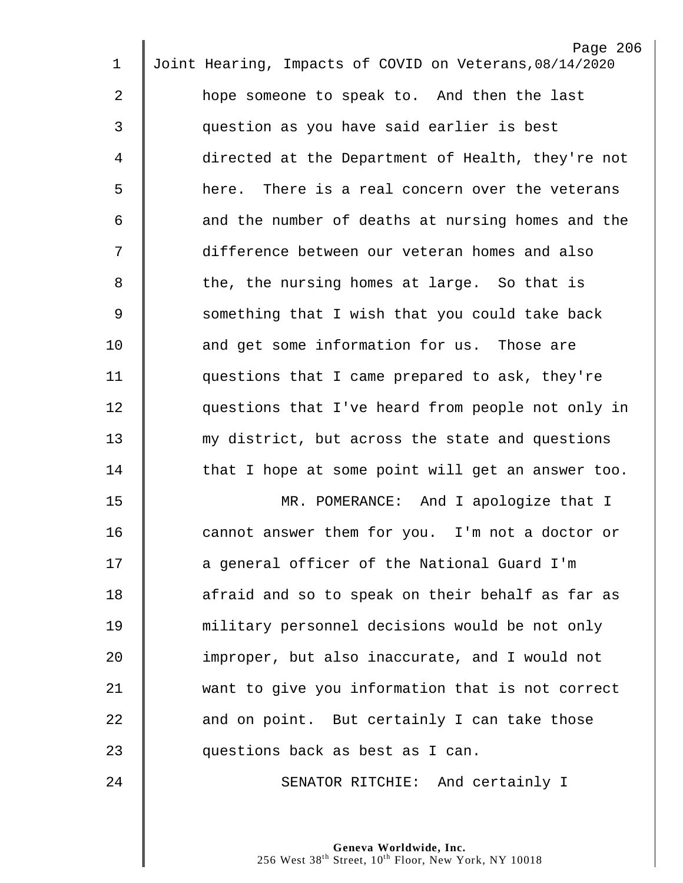hope someone to speak to. And then the last question as you have said earlier is best directed at the Department of Health, they're not here. There is a real concern over the veterans and the number of deaths at nursing homes and the difference between our veteran homes and also the, the nursing homes at large. So that is something that I wish that you could take back and get some information for us. Those are questions that I came prepared to ask, they're questions that I've heard from people not only in my district, but across the state and questions that I hope at some point will get an answer too.

MR. POMERANCE: And I apologize that I cannot answer them for you. I'm not a doctor or a general officer of the National Guard I'm afraid and so to speak on their behalf as far as military personnel decisions would be not only improper, but also inaccurate, and I would not want to give you information that is not correct and on point. But certainly I can take those questions back as best as I can.

SENATOR RITCHIE: And certainly I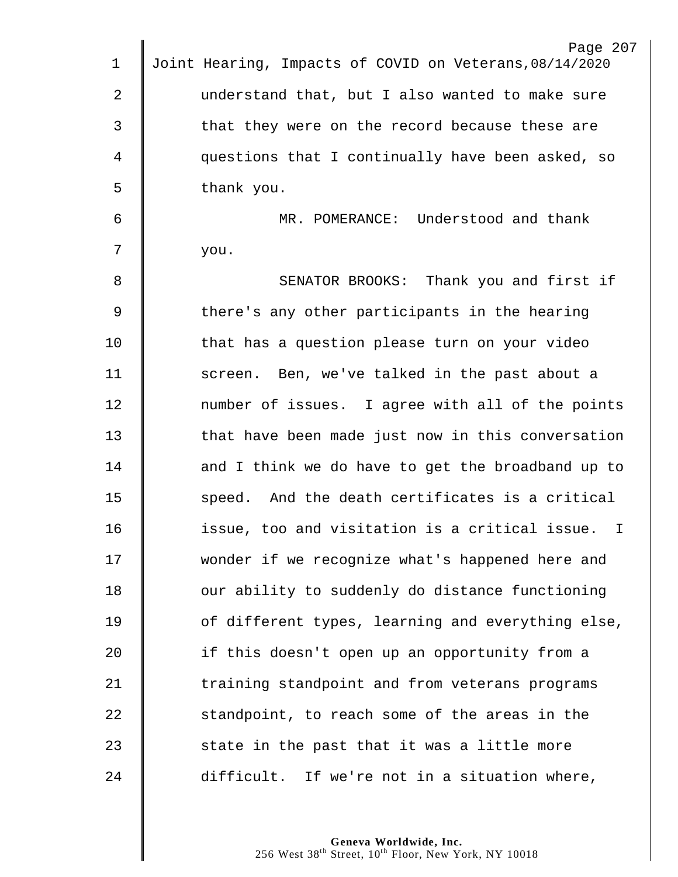understand that, but I also wanted to make sure that they were on the record because these are questions that I continually have been asked, so thank you.

MR. POMERANCE: Understood and thank you.

SENATOR BROOKS: Thank you and first if there's any other participants in the hearing that has a question please turn on your video screen. Ben, we've talked in the past about a number of issues. I agree with all of the points that have been made just now in this conversation and I think we do have to get the broadband up to speed. And the death certificates is a critical issue, too and visitation is a critical issue. I wonder if we recognize what's happened here and our ability to suddenly do distance functioning of different types, learning and everything else, if this doesn't open up an opportunity from a training standpoint and from veterans programs standpoint, to reach some of the areas in the state in the past that it was a little more difficult. If we're not in a situation where,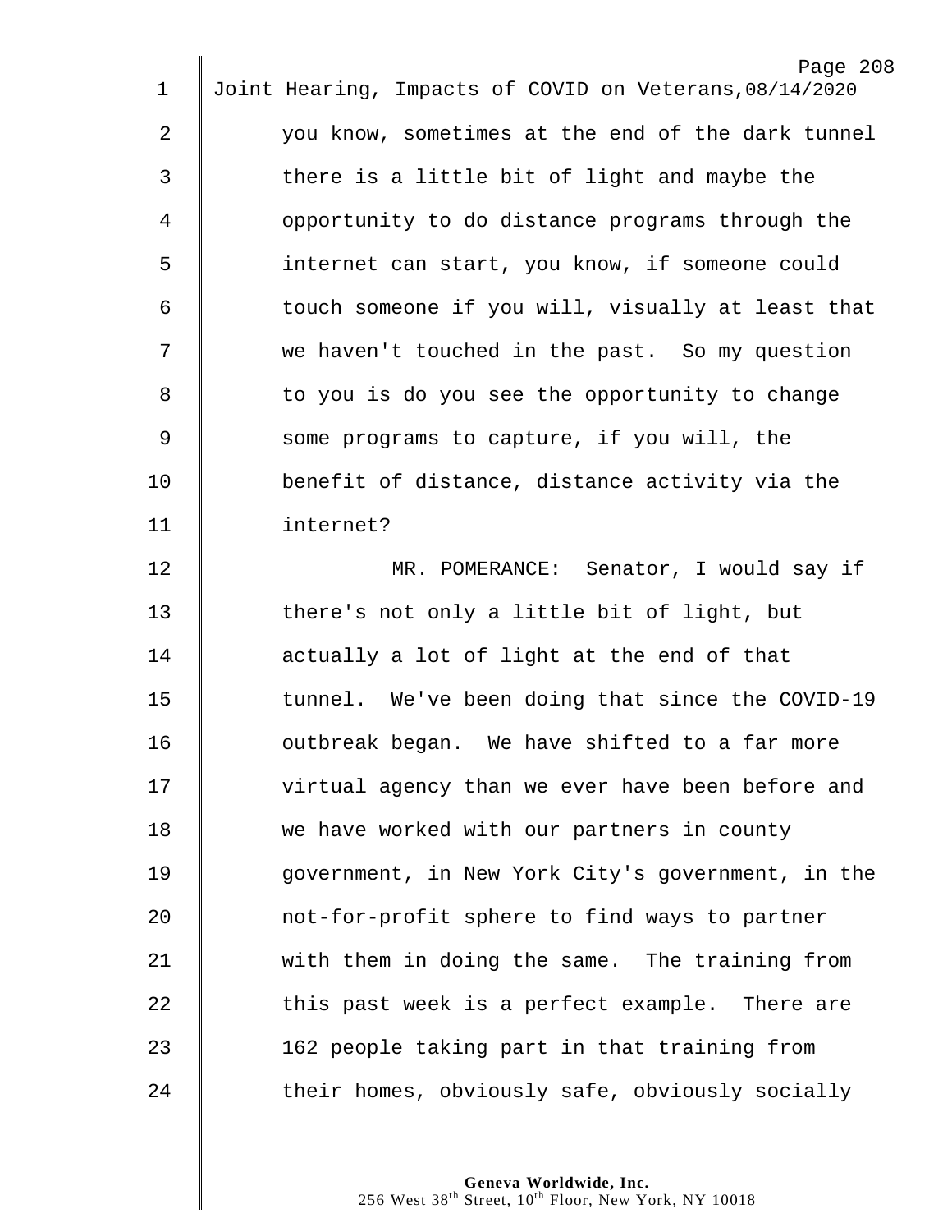you know, sometimes at the end of the dark tunnel there is a little bit of light and maybe the opportunity to do distance programs through the internet can start, you know, if someone could touch someone if you will, visually at least that we haven't touched in the past. So my question to you is do you see the opportunity to change some programs to capture, if you will, the benefit of distance, distance activity via the internet?

MR. POMERANCE: Senator, I would say if there's not only a little bit of light, but actually a lot of light at the end of that tunnel. We've been doing that since the COVID-19 outbreak began. We have shifted to a far more virtual agency than we ever have been before and we have worked with our partners in county government, in New York City's government, in the not-for-profit sphere to find ways to partner with them in doing the same. The training from this past week is a perfect example. There are 162 people taking part in that training from their homes, obviously safe, obviously socially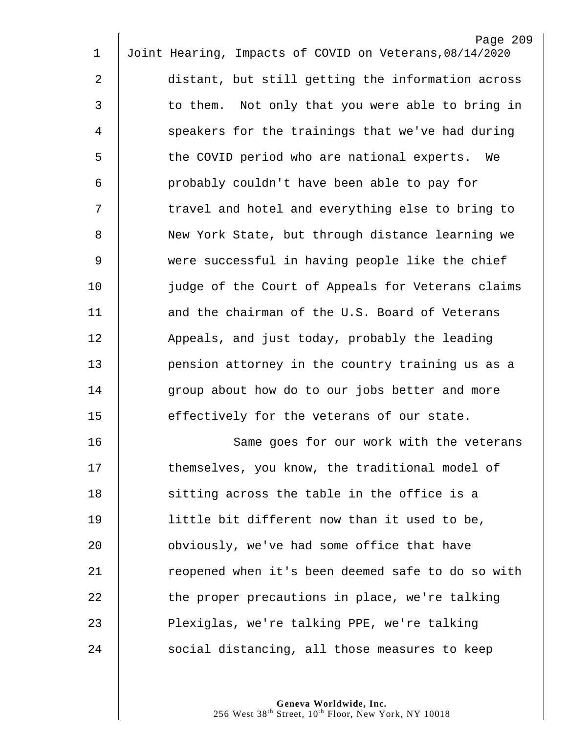distant, but still getting the information across to them. Not only that you were able to bring in speakers for the trainings that we've had during the COVID period who are national experts. We probably couldn't have been able to pay for travel and hotel and everything else to bring to New York State, but through distance learning we were successful in having people like the chief judge of the Court of Appeals for Veterans claims and the chairman of the U.S. Board of Veterans Appeals, and just today, probably the leading pension attorney in the country training us as a group about how do to our jobs better and more effectively for the veterans of our state.

Same goes for our work with the veterans themselves, you know, the traditional model of sitting across the table in the office is a little bit different now than it used to be, obviously, we've had some office that have reopened when it's been deemed safe to do so with the proper precautions in place, we're talking Plexiglas, we're talking PPE, we're talking social distancing, all those measures to keep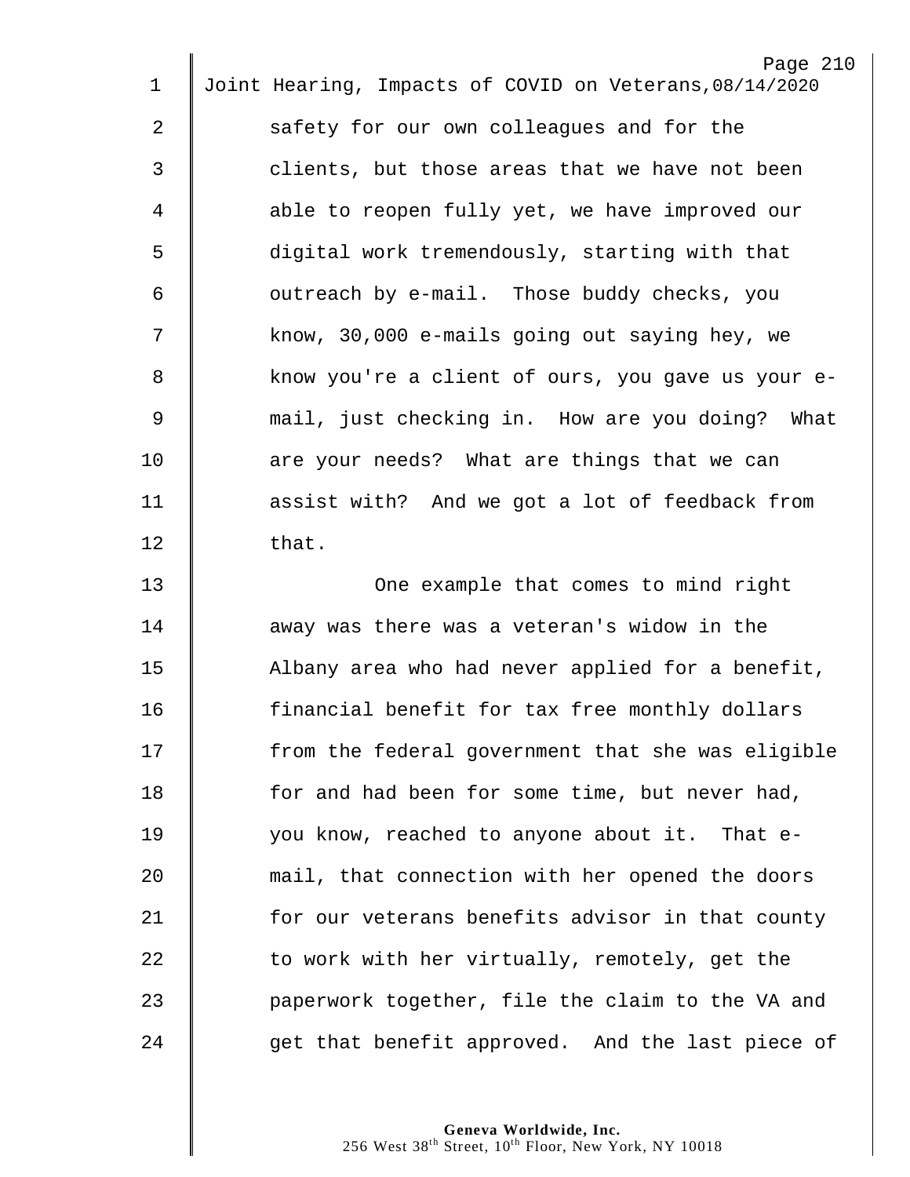safety for our own colleagues and for the clients, but those areas that we have not been able to reopen fully yet, we have improved our digital work tremendously, starting with that outreach by e-mail. Those buddy checks, you know, 30,000 e-mails going out saying hey, we know you're a client of ours, you gave us your e-mail, just checking in. How are you doing? What are your needs? What are things that we can assist with? And we got a lot of feedback from that.

One example that comes to mind right away was there was a veteran's widow in the Albany area who had never applied for a benefit, financial benefit for tax free monthly dollars from the federal government that she was eligible for and had been for some time, but never had, you know, reached to anyone about it. That e-mail, that connection with her opened the doors for our veterans benefits advisor in that county to work with her virtually, remotely, get the paperwork together, file the claim to the VA and get that benefit approved. And the last piece of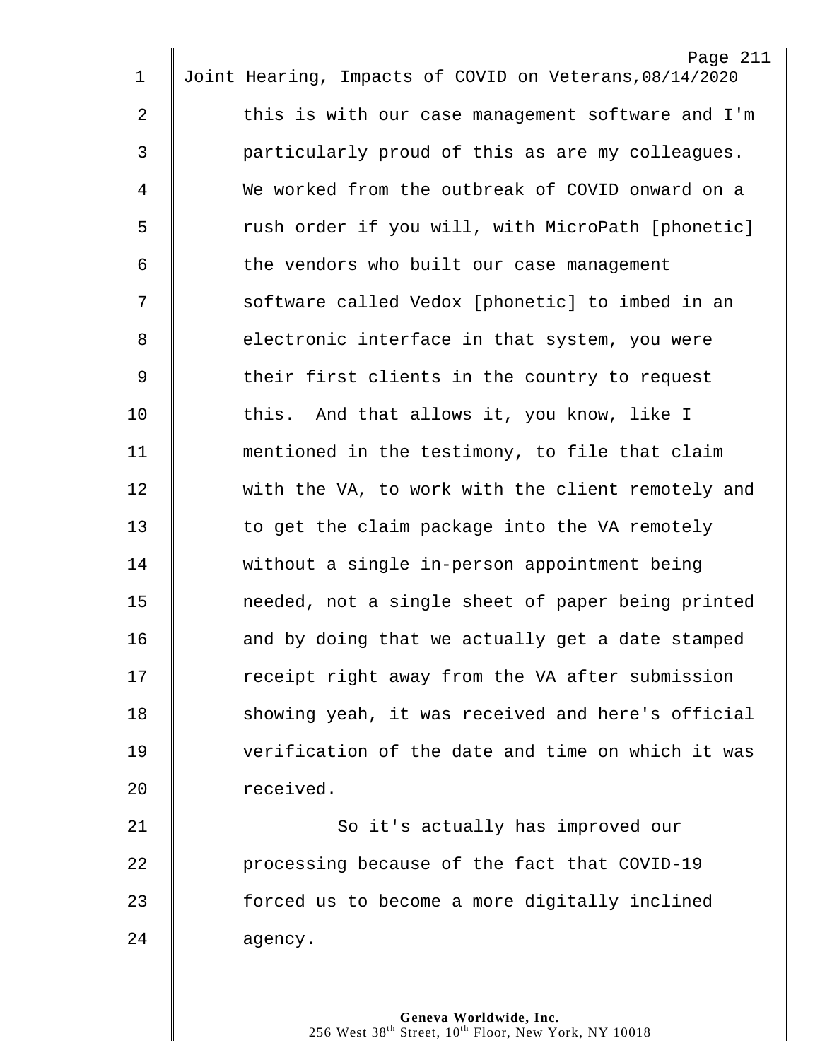this is with our case management software and I'm particularly proud of this as are my colleagues. We worked from the outbreak of COVID onward on a rush order if you will, with MicroPath [phonetic] the vendors who built our case management software called Vedox [phonetic] to imbed in an electronic interface in that system, you were their first clients in the country to request this. And that allows it, you know, like I mentioned in the testimony, to file that claim with the VA, to work with the client remotely and to get the claim package into the VA remotely without a single in-person appointment being needed, not a single sheet of paper being printed and by doing that we actually get a date stamped receipt right away from the VA after submission showing yeah, it was received and here's official verification of the date and time on which it was received.

So it's actually has improved our processing because of the fact that COVID-19 forced us to become a more digitally inclined agency.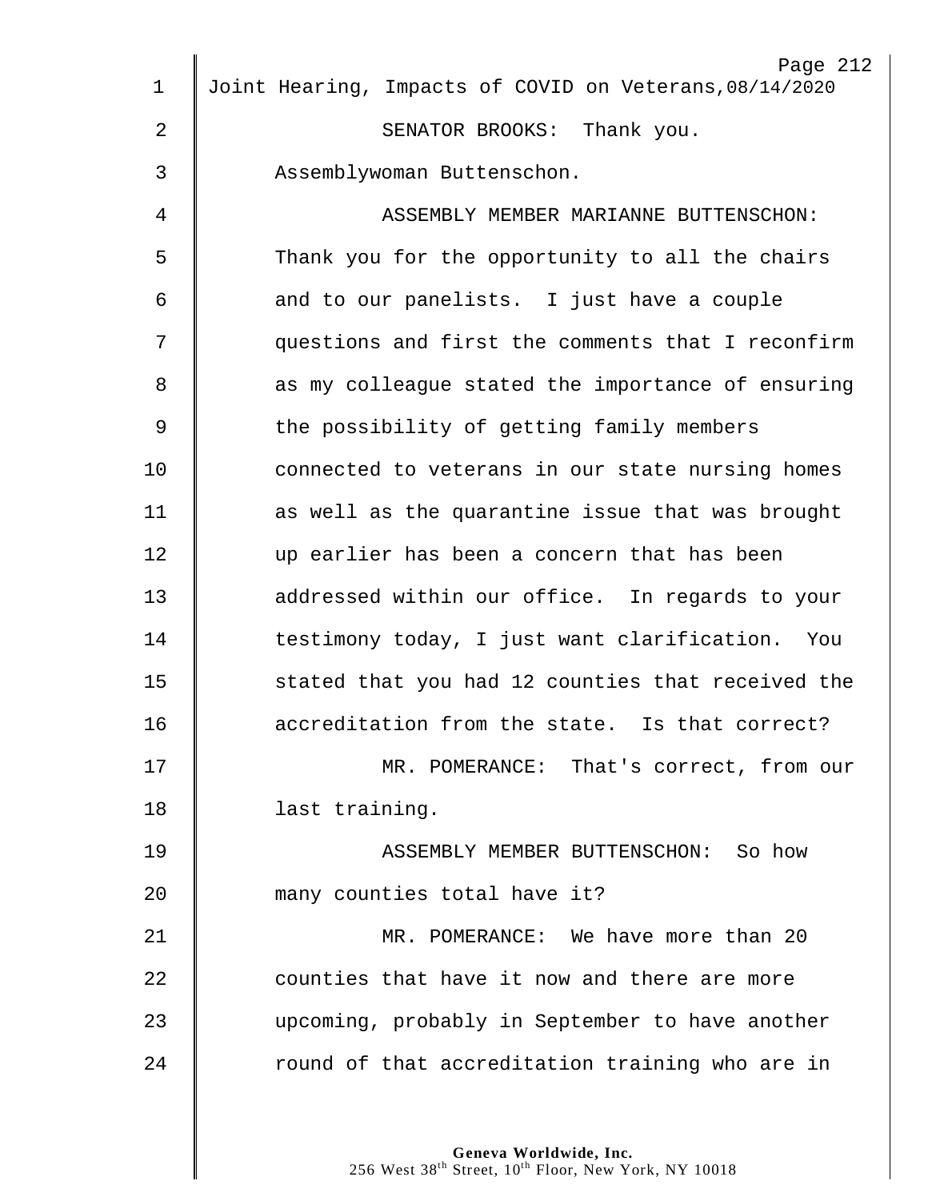SENATOR BROOKS: Thank you. Assemblywoman Buttenschon.

ASSEMBLY MEMBER MARIANNE BUTTENSCHON: Thank you for the opportunity to all the chairs and to our panelists. I just have a couple questions and first the comments that I reconfirm as my colleague stated the importance of ensuring the possibility of getting family members connected to veterans in our state nursing homes as well as the quarantine issue that was brought up earlier has been a concern that has been addressed within our office. In regards to your testimony today, I just want clarification. You stated that you had 12 counties that received the accreditation from the state. Is that correct?

MR. POMERANCE: That's correct, from our last training.

ASSEMBLY MEMBER BUTTENSCHON: So how many counties total have it?

MR. POMERANCE: We have more than 20 counties that have it now and there are more upcoming, probably in September to have another round of that accreditation training who are in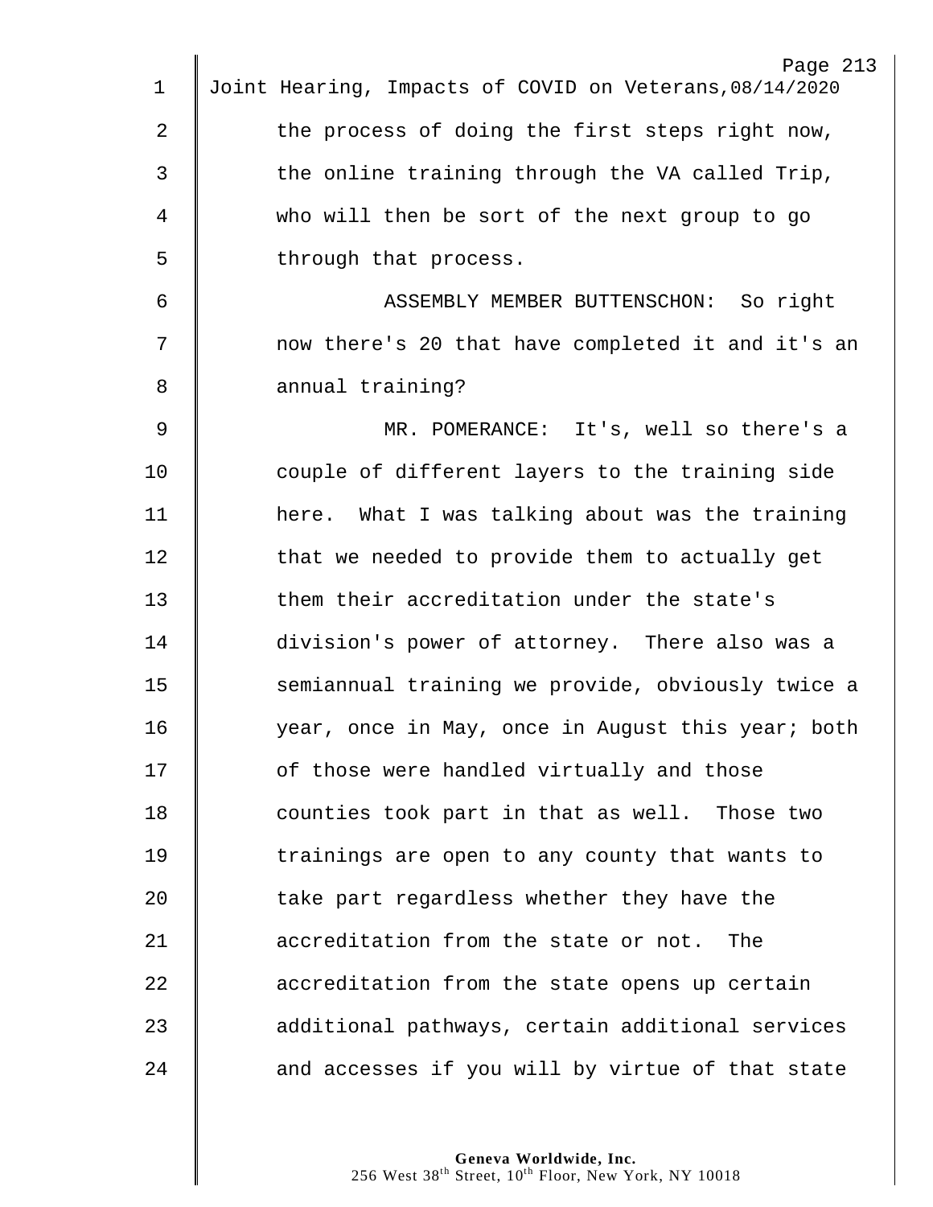the process of doing the first steps right now, the online training through the VA called Trip, who will then be sort of the next group to go through that process.

ASSEMBLY MEMBER BUTTENSCHON: So right now there's 20 that have completed it and it's an annual training?

MR. POMERANCE: It's, well so there's a couple of different layers to the training side here. What I was talking about was the training that we needed to provide them to actually get them their accreditation under the state's division's power of attorney. There also was a semiannual training we provide, obviously twice a year, once in May, once in August this year; both of those were handled virtually and those counties took part in that as well. Those two trainings are open to any county that wants to take part regardless whether they have the accreditation from the state or not. The accreditation from the state opens up certain additional pathways, certain additional services and accesses if you will by virtue of that state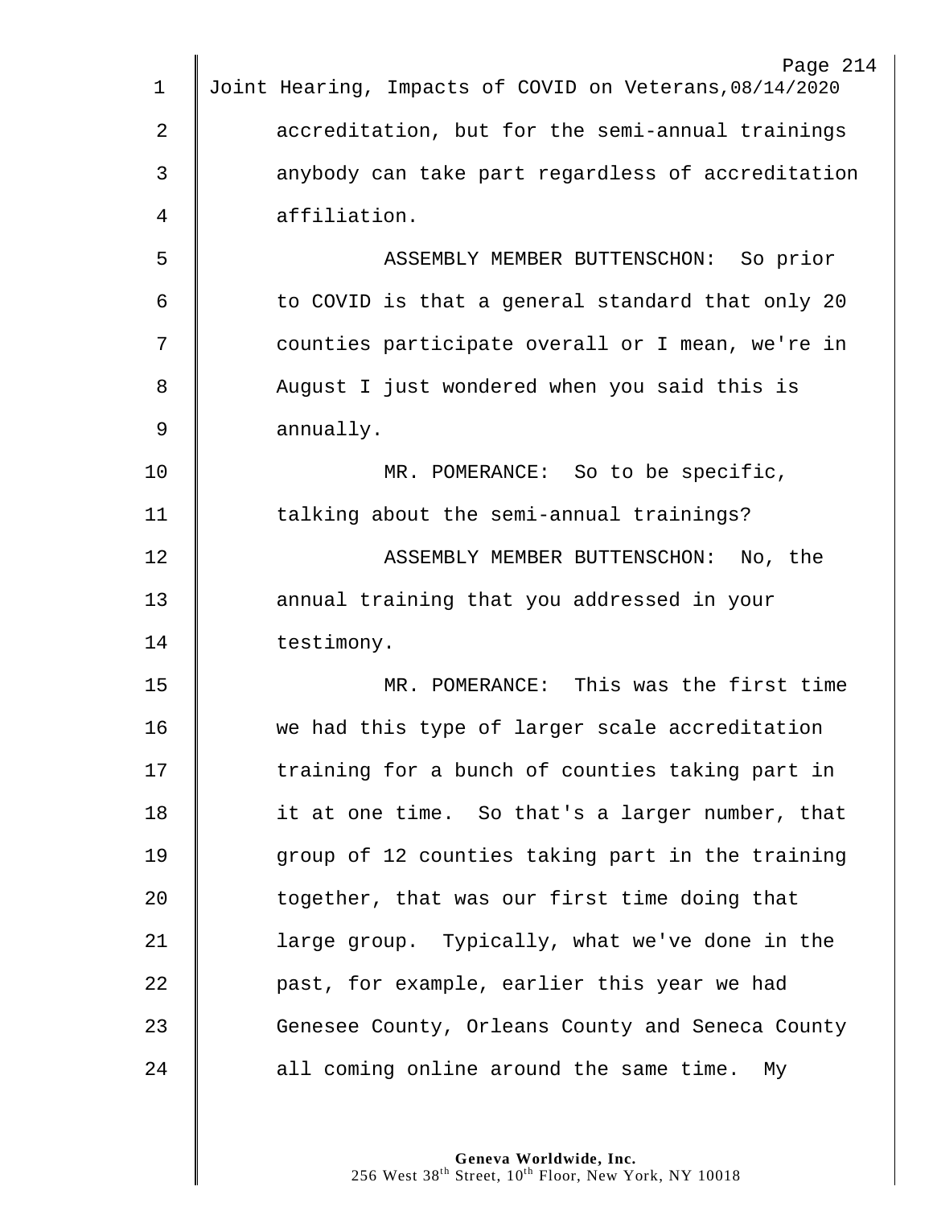accreditation, but for the semi-annual trainings anybody can take part regardless of accreditation affiliation.

ASSEMBLY MEMBER BUTTENSCHON: So prior to COVID is that a general standard that only 20 counties participate overall or I mean, we're in August I just wondered when you said this is annually.

MR. POMERANCE: So to be specific, talking about the semi-annual trainings?

ASSEMBLY MEMBER BUTTENSCHON: No, the annual training that you addressed in your testimony.

MR. POMERANCE: This was the first time we had this type of larger scale accreditation training for a bunch of counties taking part in it at one time. So that's a larger number, that group of 12 counties taking part in the training together, that was our first time doing that large group. Typically, what we've done in the past, for example, earlier this year we had Genesee County, Orleans County and Seneca County all coming online around the same time. My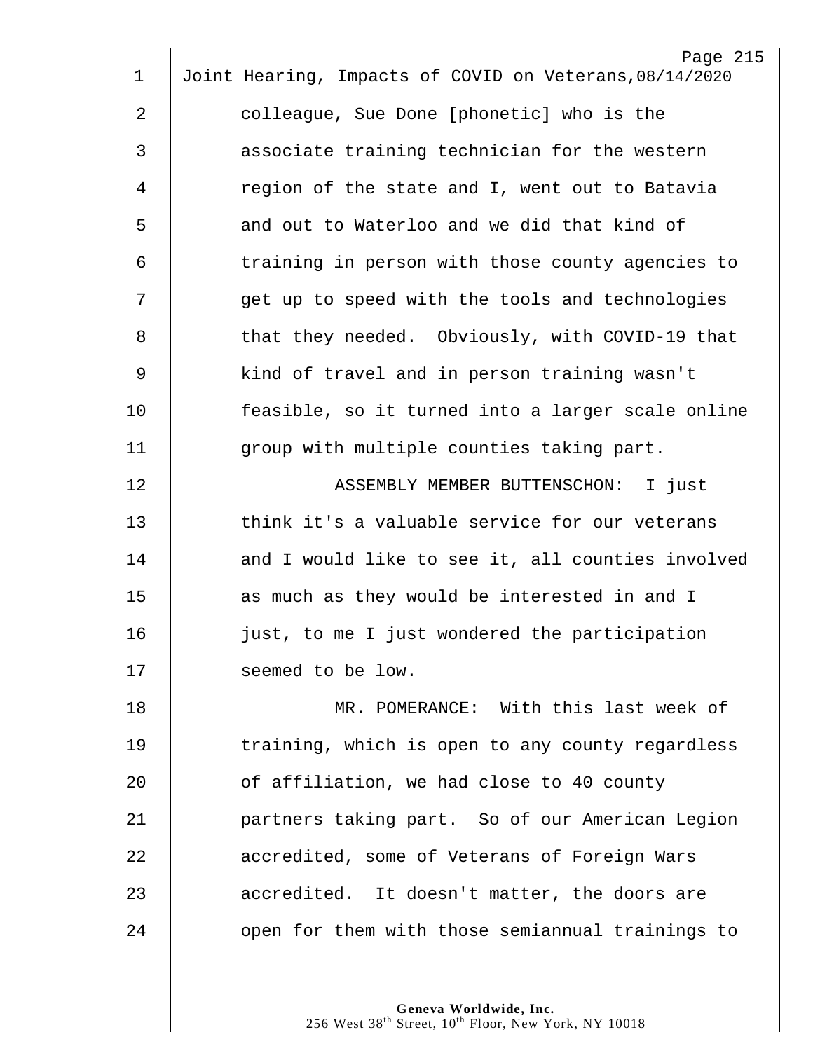colleague, Sue Done [phonetic] who is the associate training technician for the western region of the state and I, went out to Batavia and out to Waterloo and we did that kind of training in person with those county agencies to get up to speed with the tools and technologies that they needed. Obviously, with COVID-19 that kind of travel and in person training wasn't feasible, so it turned into a larger scale online group with multiple counties taking part.

ASSEMBLY MEMBER BUTTENSCHON: I just think it's a valuable service for our veterans and I would like to see it, all counties involved as much as they would be interested in and I just, to me I just wondered the participation seemed to be low.

MR. POMERANCE: With this last week of training, which is open to any county regardless of affiliation, we had close to 40 county partners taking part. So of our American Legion accredited, some of Veterans of Foreign Wars accredited. It doesn't matter, the doors are open for them with those semiannual trainings to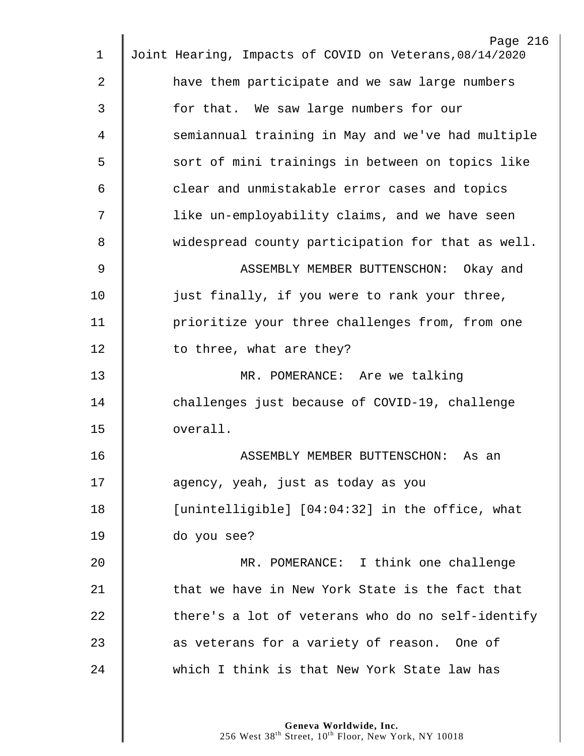have them participate and we saw large numbers for that. We saw large numbers for our semiannual training in May and we've had multiple sort of mini trainings in between on topics like clear and unmistakable error cases and topics like un-employability claims, and we have seen widespread county participation for that as well.

ASSEMBLY MEMBER BUTTENSCHON: Okay and just finally, if you were to rank your three, prioritize your three challenges from, from one to three, what are they?

MR. POMERANCE: Are we talking challenges just because of COVID-19, challenge overall.

ASSEMBLY MEMBER BUTTENSCHON: As an agency, yeah, just as today as you [unintelligible] [04:04:32] in the office, what do you see?

MR. POMERANCE: I think one challenge that we have in New York State is the fact that there's a lot of veterans who do no self-identify as veterans for a variety of reason. One of which I think is that New York State law has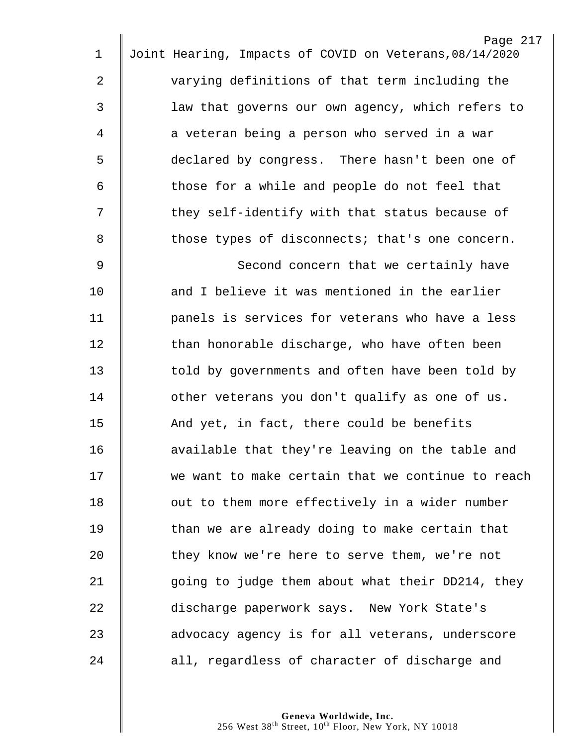varying definitions of that term including the law that governs our own agency, which refers to a veteran being a person who served in a war declared by congress. There hasn't been one of those for a while and people do not feel that they self-identify with that status because of those types of disconnects; that's one concern.

Second concern that we certainly have and I believe it was mentioned in the earlier panels is services for veterans who have a less than honorable discharge, who have often been told by governments and often have been told by other veterans you don't qualify as one of us. And yet, in fact, there could be benefits available that they're leaving on the table and we want to make certain that we continue to reach out to them more effectively in a wider number than we are already doing to make certain that they know we're here to serve them, we're not going to judge them about what their DD214, they discharge paperwork says. New York State's advocacy agency is for all veterans, underscore all, regardless of character of discharge and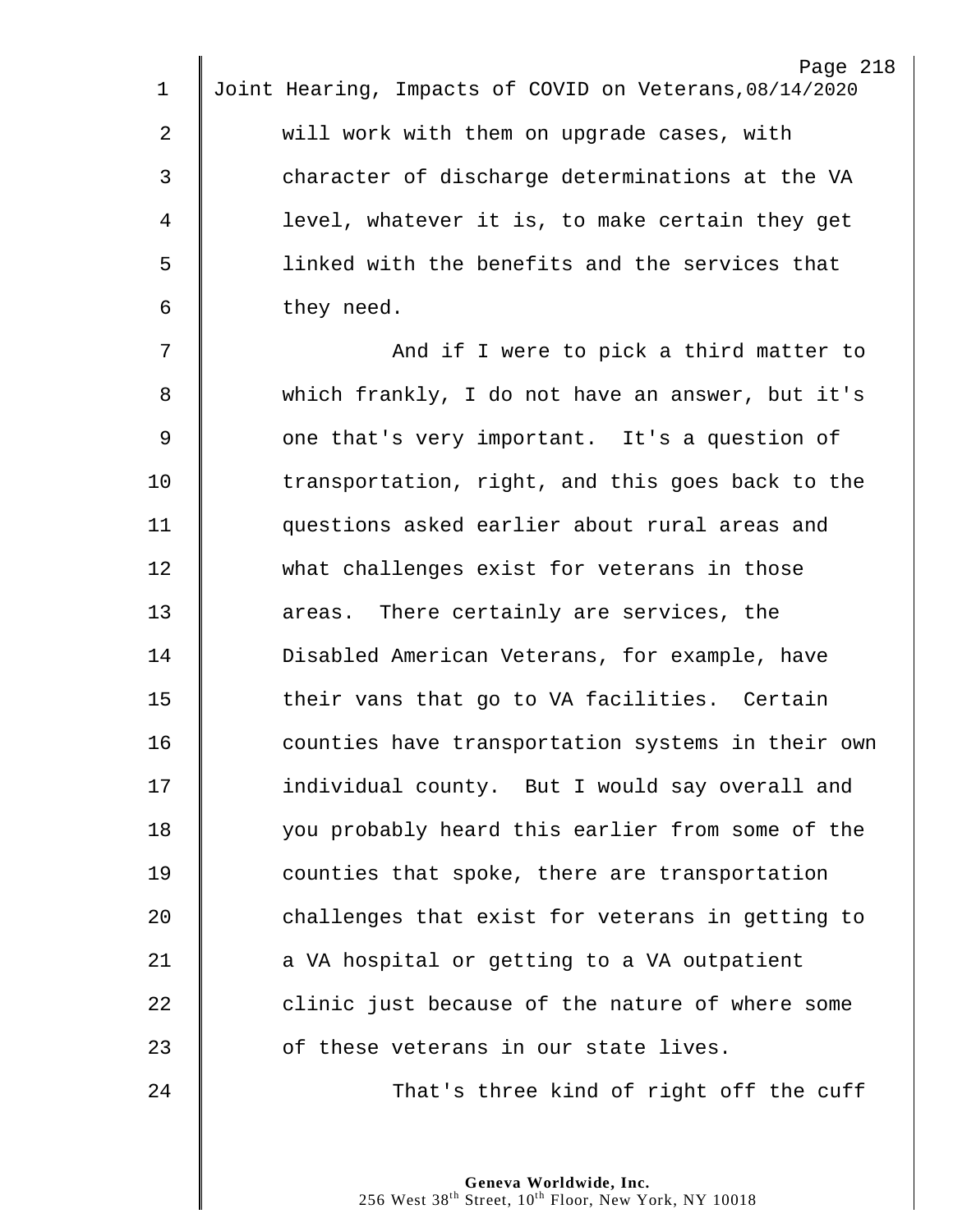will work with them on upgrade cases, with character of discharge determinations at the VA level, whatever it is, to make certain they get linked with the benefits and the services that they need.

And if I were to pick a third matter to which frankly, I do not have an answer, but it's one that's very important. It's a question of transportation, right, and this goes back to the questions asked earlier about rural areas and what challenges exist for veterans in those areas. There certainly are services, the Disabled American Veterans, for example, have their vans that go to VA facilities. Certain counties have transportation systems in their own individual county. But I would say overall and you probably heard this earlier from some of the counties that spoke, there are transportation challenges that exist for veterans in getting to a VA hospital or getting to a VA outpatient clinic just because of the nature of where some of these veterans in our state lives.

That's three kind of right off the cuff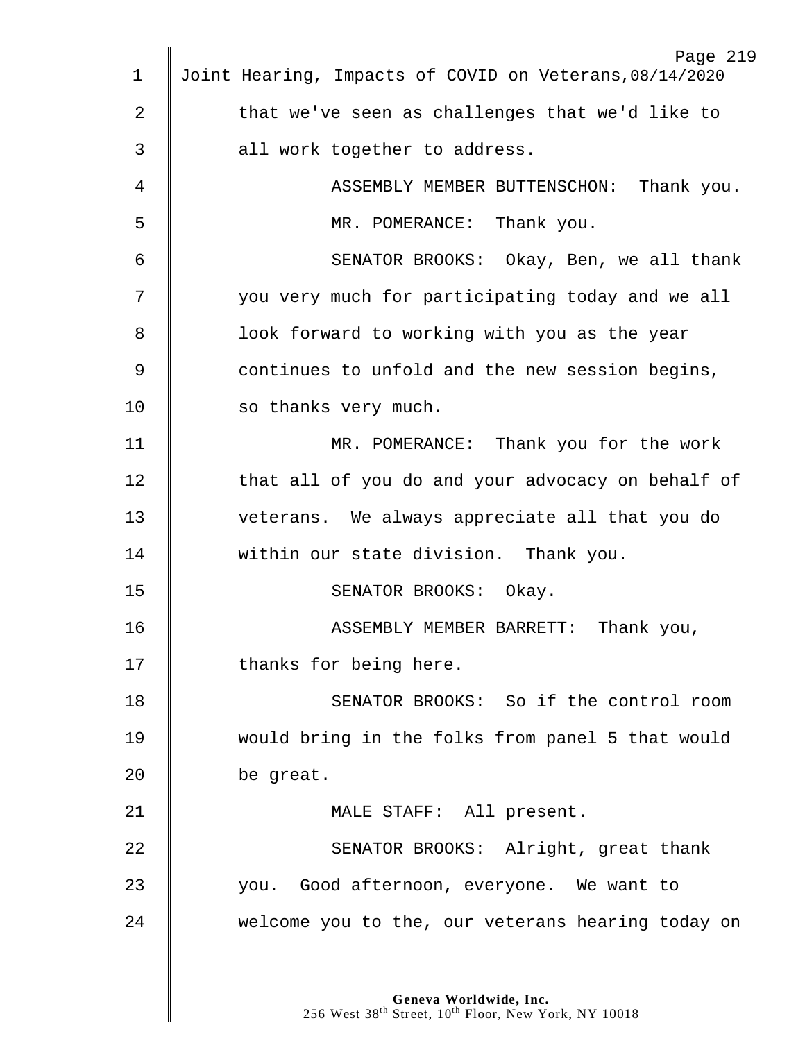that we've seen as challenges that we'd like to all work together to address.

ASSEMBLY MEMBER BUTTENSCHON: Thank you.

MR. POMERANCE: Thank you.

SENATOR BROOKS: Okay, Ben, we all thank you very much for participating today and we all look forward to working with you as the year continues to unfold and the new session begins, so thanks very much.

MR. POMERANCE: Thank you for the work that all of you do and your advocacy on behalf of veterans. We always appreciate all that you do within our state division. Thank you.

SENATOR BROOKS: Okay.

ASSEMBLY MEMBER BARRETT: Thank you, thanks for being here.

SENATOR BROOKS: So if the control room would bring in the folks from panel 5 that would be great.

MALE STAFF: All present.

SENATOR BROOKS: Alright, great thank you. Good afternoon, everyone. We want to welcome you to the, our veterans hearing today on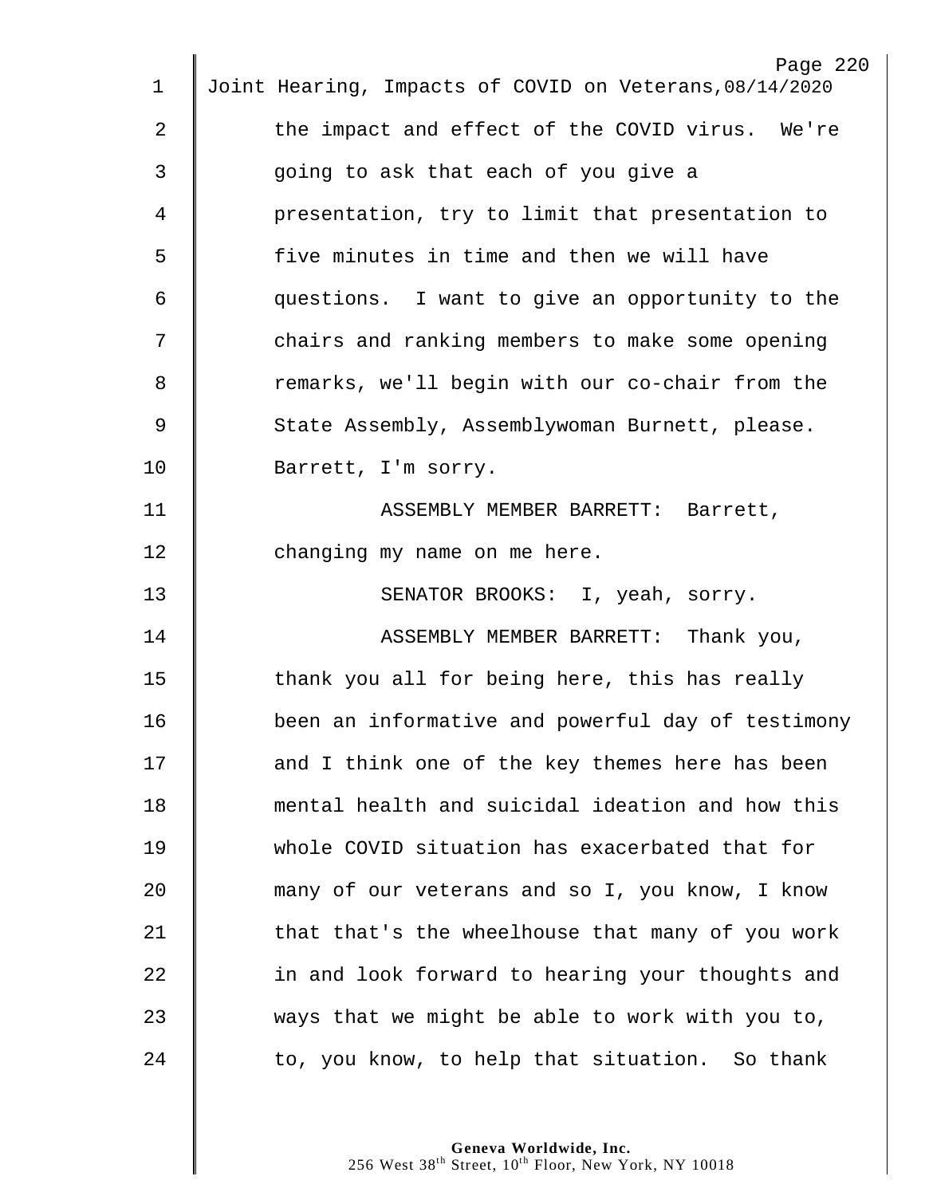the impact and effect of the COVID virus. We're going to ask that each of you give a presentation, try to limit that presentation to five minutes in time and then we will have questions. I want to give an opportunity to the chairs and ranking members to make some opening remarks, we'll begin with our co-chair from the State Assembly, Assemblywoman Burnett, please. Barrett, I'm sorry.

ASSEMBLY MEMBER BARRETT: Barrett, changing my name on me here.

SENATOR BROOKS: I, yeah, sorry.

ASSEMBLY MEMBER BARRETT: Thank you, thank you all for being here, this has really been an informative and powerful day of testimony and I think one of the key themes here has been mental health and suicidal ideation and how this whole COVID situation has exacerbated that for many of our veterans and so I, you know, I know that that's the wheelhouse that many of you work in and look forward to hearing your thoughts and ways that we might be able to work with you to, to, you know, to help that situation. So thank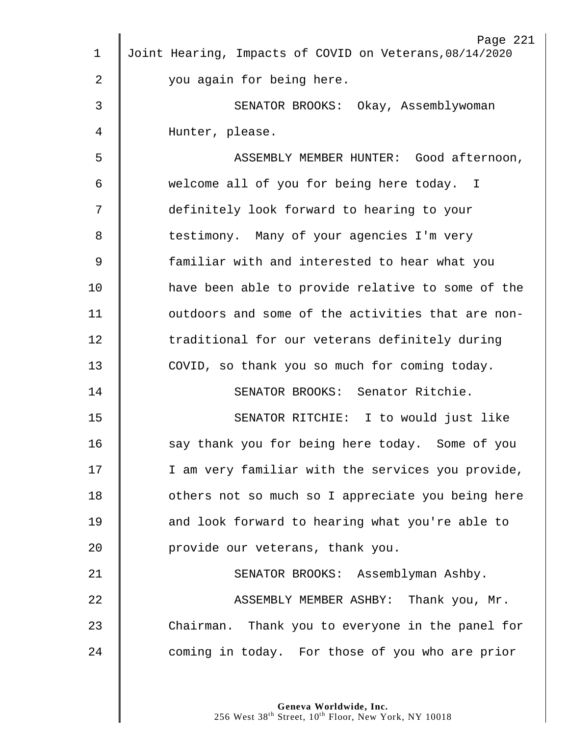you again for being here.

SENATOR BROOKS: Okay, Assemblywoman Hunter, please.

ASSEMBLY MEMBER HUNTER: Good afternoon, welcome all of you for being here today. I definitely look forward to hearing to your testimony. Many of your agencies I'm very familiar with and interested to hear what you have been able to provide relative to some of the outdoors and some of the activities that are non-traditional for our veterans definitely during COVID, so thank you so much for coming today.

SENATOR BROOKS: Senator Ritchie.

SENATOR RITCHIE: I to would just like say thank you for being here today. Some of you I am very familiar with the services you provide, others not so much so I appreciate you being here and look forward to hearing what you're able to provide our veterans, thank you.

SENATOR BROOKS: Assemblyman Ashby.

ASSEMBLY MEMBER ASHBY: Thank you, Mr. Chairman. Thank you to everyone in the panel for coming in today. For those of you who are prior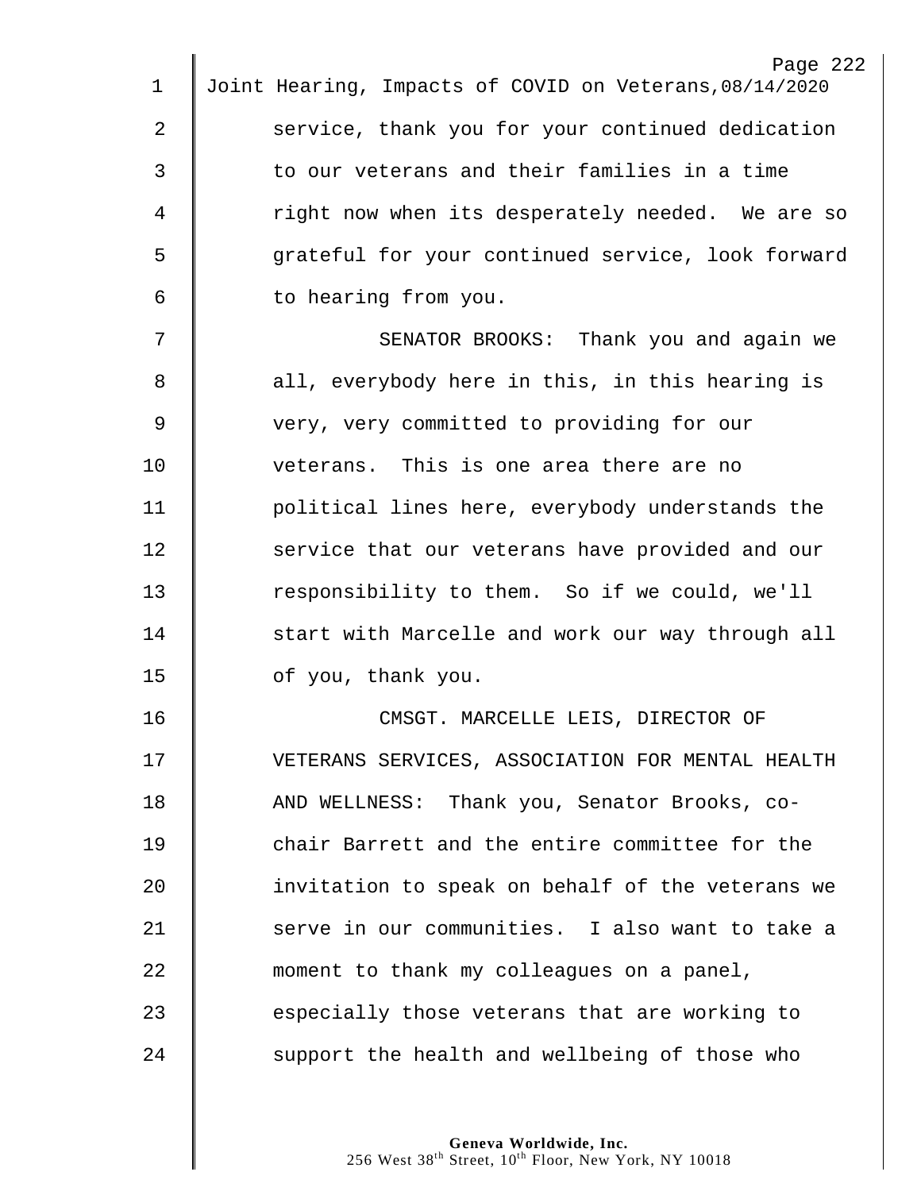service, thank you for your continued dedication to our veterans and their families in a time right now when its desperately needed. We are so grateful for your continued service, look forward to hearing from you.

SENATOR BROOKS: Thank you and again we all, everybody here in this, in this hearing is very, very committed to providing for our veterans. This is one area there are no political lines here, everybody understands the service that our veterans have provided and our responsibility to them. So if we could, we'll start with Marcelle and work our way through all of you, thank you.

CMSGT. MARCELLE LEIS, DIRECTOR OF VETERANS SERVICES, ASSOCIATION FOR MENTAL HEALTH AND WELLNESS: Thank you, Senator Brooks, co-chair Barrett and the entire committee for the invitation to speak on behalf of the veterans we serve in our communities. I also want to take a moment to thank my colleagues on a panel, especially those veterans that are working to support the health and wellbeing of those who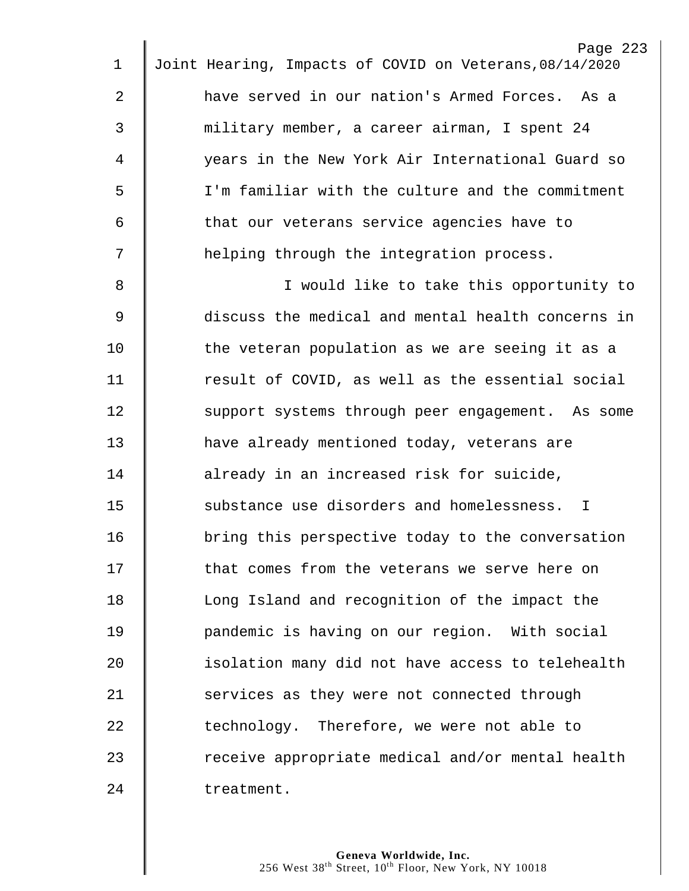have served in our nation's Armed Forces. As a military member, a career airman, I spent 24 years in the New York Air International Guard so I'm familiar with the culture and the commitment that our veterans service agencies have to helping through the integration process.

I would like to take this opportunity to discuss the medical and mental health concerns in the veteran population as we are seeing it as a result of COVID, as well as the essential social support systems through peer engagement. As some have already mentioned today, veterans are already in an increased risk for suicide, substance use disorders and homelessness. I bring this perspective today to the conversation that comes from the veterans we serve here on Long Island and recognition of the impact the pandemic is having on our region. With social isolation many did not have access to telehealth services as they were not connected through technology. Therefore, we were not able to receive appropriate medical and/or mental health treatment.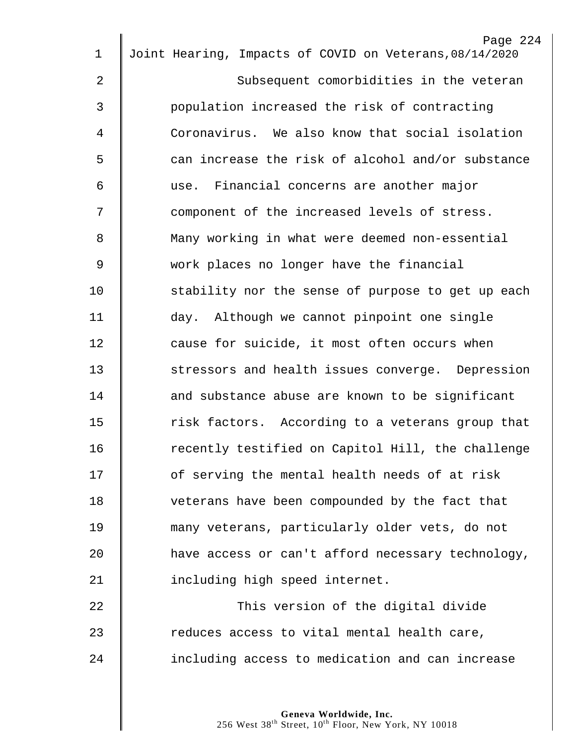Subsequent comorbidities in the veteran population increased the risk of contracting Coronavirus. We also know that social isolation can increase the risk of alcohol and/or substance use. Financial concerns are another major component of the increased levels of stress. Many working in what were deemed non-essential work places no longer have the financial stability nor the sense of purpose to get up each day. Although we cannot pinpoint one single cause for suicide, it most often occurs when stressors and health issues converge. Depression and substance abuse are known to be significant risk factors. According to a veterans group that recently testified on Capitol Hill, the challenge of serving the mental health needs of at risk veterans have been compounded by the fact that many veterans, particularly older vets, do not have access or can't afford necessary technology, including high speed internet.

This version of the digital divide reduces access to vital mental health care, including access to medication and can increase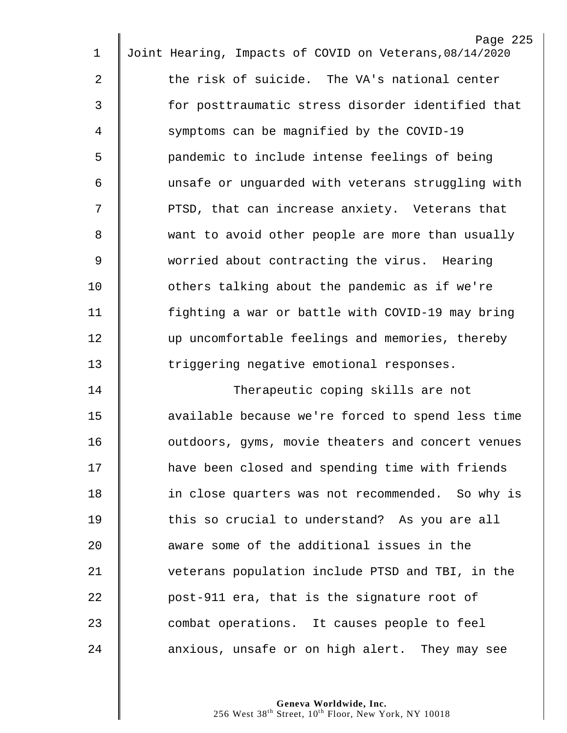the risk of suicide. The VA's national center for posttraumatic stress disorder identified that symptoms can be magnified by the COVID-19 pandemic to include intense feelings of being unsafe or unguarded with veterans struggling with PTSD, that can increase anxiety. Veterans that want to avoid other people are more than usually worried about contracting the virus. Hearing others talking about the pandemic as if we're fighting a war or battle with COVID-19 may bring up uncomfortable feelings and memories, thereby triggering negative emotional responses.

Therapeutic coping skills are not available because we're forced to spend less time outdoors, gyms, movie theaters and concert venues have been closed and spending time with friends in close quarters was not recommended. So why is this so crucial to understand? As you are all aware some of the additional issues in the veterans population include PTSD and TBI, in the post-911 era, that is the signature root of combat operations. It causes people to feel anxious, unsafe or on high alert. They may see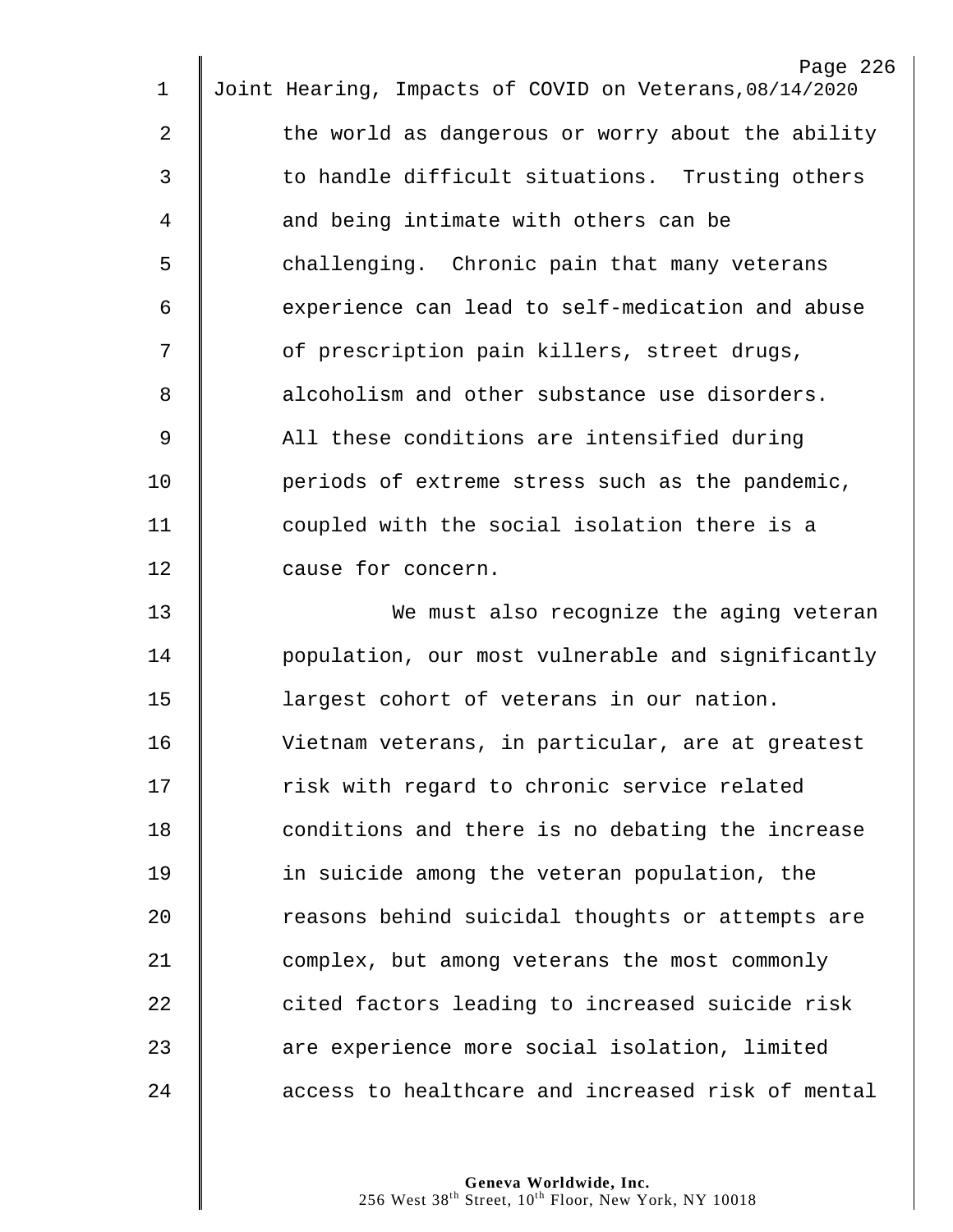the world as dangerous or worry about the ability to handle difficult situations. Trusting others and being intimate with others can be challenging. Chronic pain that many veterans experience can lead to self-medication and abuse of prescription pain killers, street drugs, alcoholism and other substance use disorders. All these conditions are intensified during periods of extreme stress such as the pandemic, coupled with the social isolation there is a cause for concern.

We must also recognize the aging veteran population, our most vulnerable and significantly largest cohort of veterans in our nation. Vietnam veterans, in particular, are at greatest risk with regard to chronic service related conditions and there is no debating the increase in suicide among the veteran population, the reasons behind suicidal thoughts or attempts are complex, but among veterans the most commonly cited factors leading to increased suicide risk are experience more social isolation, limited access to healthcare and increased risk of mental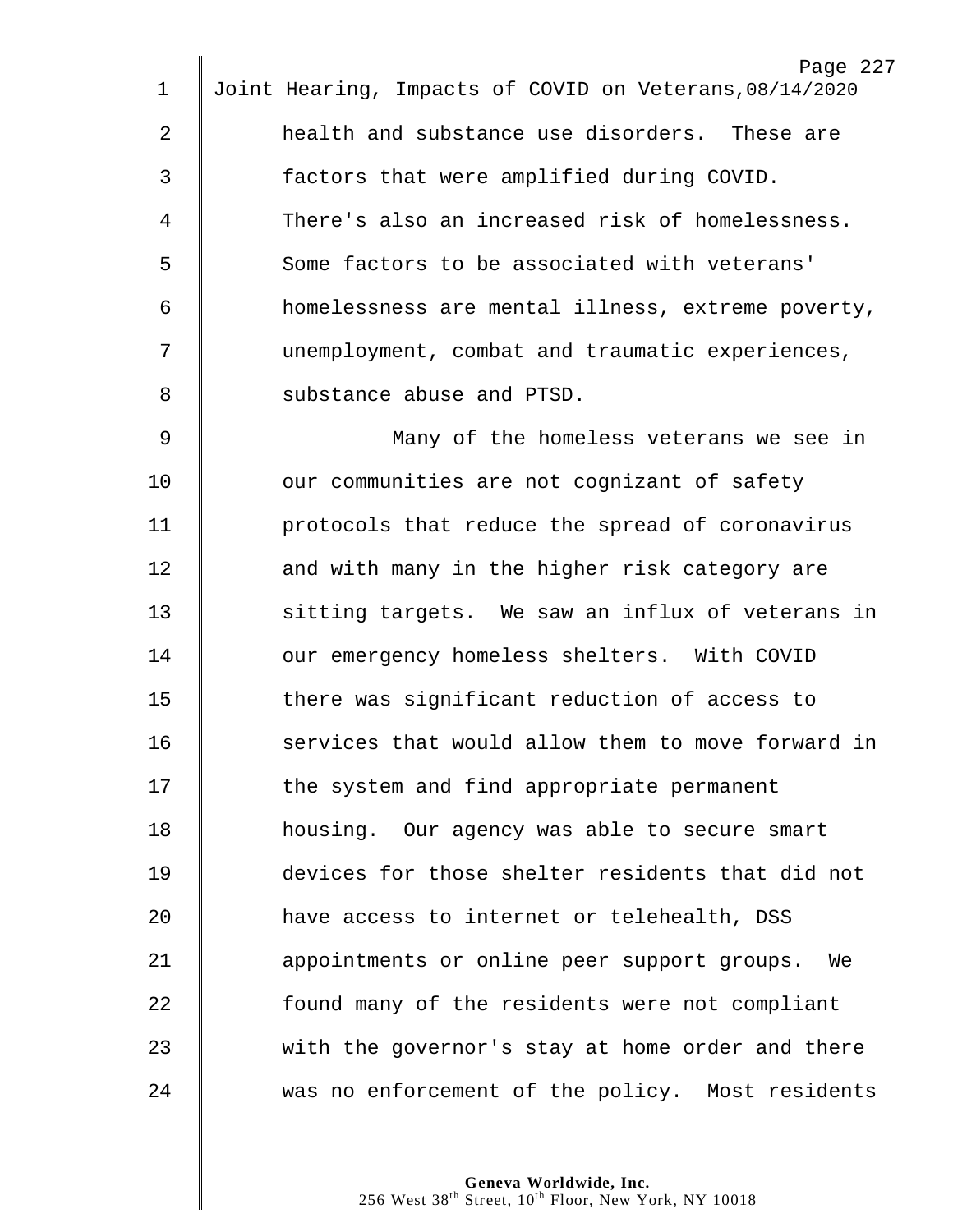health and substance use disorders. These are factors that were amplified during COVID. There's also an increased risk of homelessness. Some factors to be associated with veterans' homelessness are mental illness, extreme poverty, unemployment, combat and traumatic experiences, substance abuse and PTSD.

Many of the homeless veterans we see in our communities are not cognizant of safety protocols that reduce the spread of coronavirus and with many in the higher risk category are sitting targets. We saw an influx of veterans in our emergency homeless shelters. With COVID there was significant reduction of access to services that would allow them to move forward in the system and find appropriate permanent housing. Our agency was able to secure smart devices for those shelter residents that did not have access to internet or telehealth, DSS appointments or online peer support groups. We found many of the residents were not compliant with the governor's stay at home order and there was no enforcement of the policy. Most residents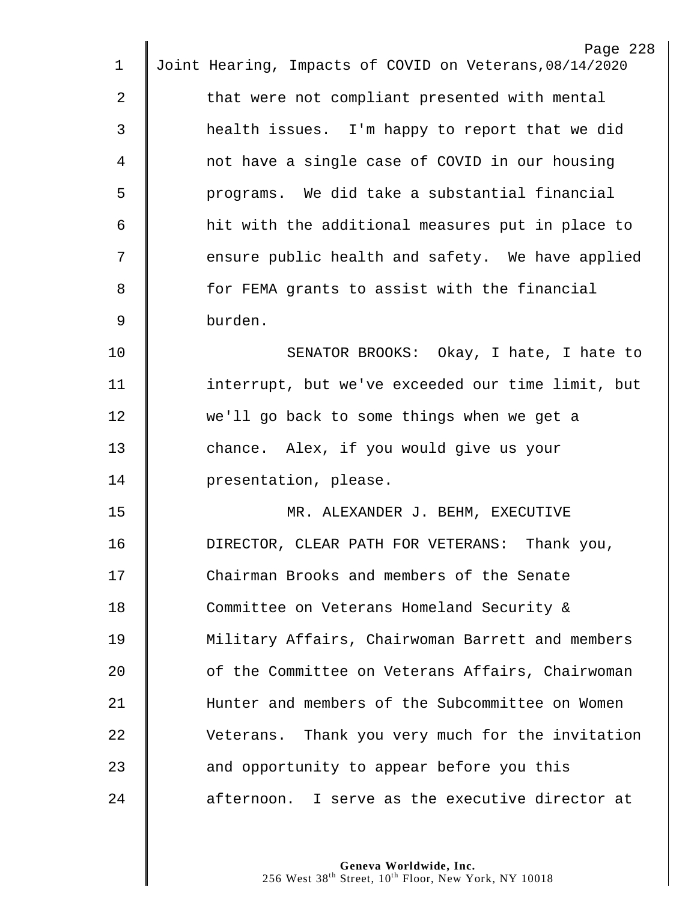that were not compliant presented with mental health issues. I'm happy to report that we did not have a single case of COVID in our housing programs. We did take a substantial financial hit with the additional measures put in place to ensure public health and safety. We have applied for FEMA grants to assist with the financial burden.

SENATOR BROOKS: Okay, I hate, I hate to interrupt, but we've exceeded our time limit, but we'll go back to some things when we get a chance. Alex, if you would give us your presentation, please.

MR. ALEXANDER J. BEHM, EXECUTIVE DIRECTOR, CLEAR PATH FOR VETERANS: Thank you, Chairman Brooks and members of the Senate Committee on Veterans Homeland Security & Military Affairs, Chairwoman Barrett and members of the Committee on Veterans Affairs, Chairwoman Hunter and members of the Subcommittee on Women Veterans. Thank you very much for the invitation and opportunity to appear before you this afternoon. I serve as the executive director at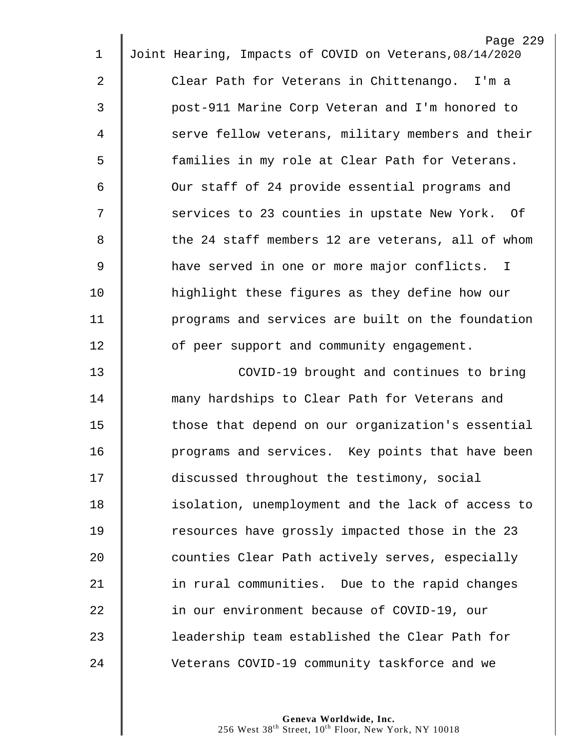Clear Path for Veterans in Chittenango. I'm a post-911 Marine Corp Veteran and I'm honored to serve fellow veterans, military members and their families in my role at Clear Path for Veterans. Our staff of 24 provide essential programs and services to 23 counties in upstate New York. Of the 24 staff members 12 are veterans, all of whom have served in one or more major conflicts. I highlight these figures as they define how our programs and services are built on the foundation of peer support and community engagement.

COVID-19 brought and continues to bring many hardships to Clear Path for Veterans and those that depend on our organization's essential programs and services. Key points that have been discussed throughout the testimony, social isolation, unemployment and the lack of access to resources have grossly impacted those in the 23 counties Clear Path actively serves, especially in rural communities. Due to the rapid changes in our environment because of COVID-19, our leadership team established the Clear Path for Veterans COVID-19 community taskforce and we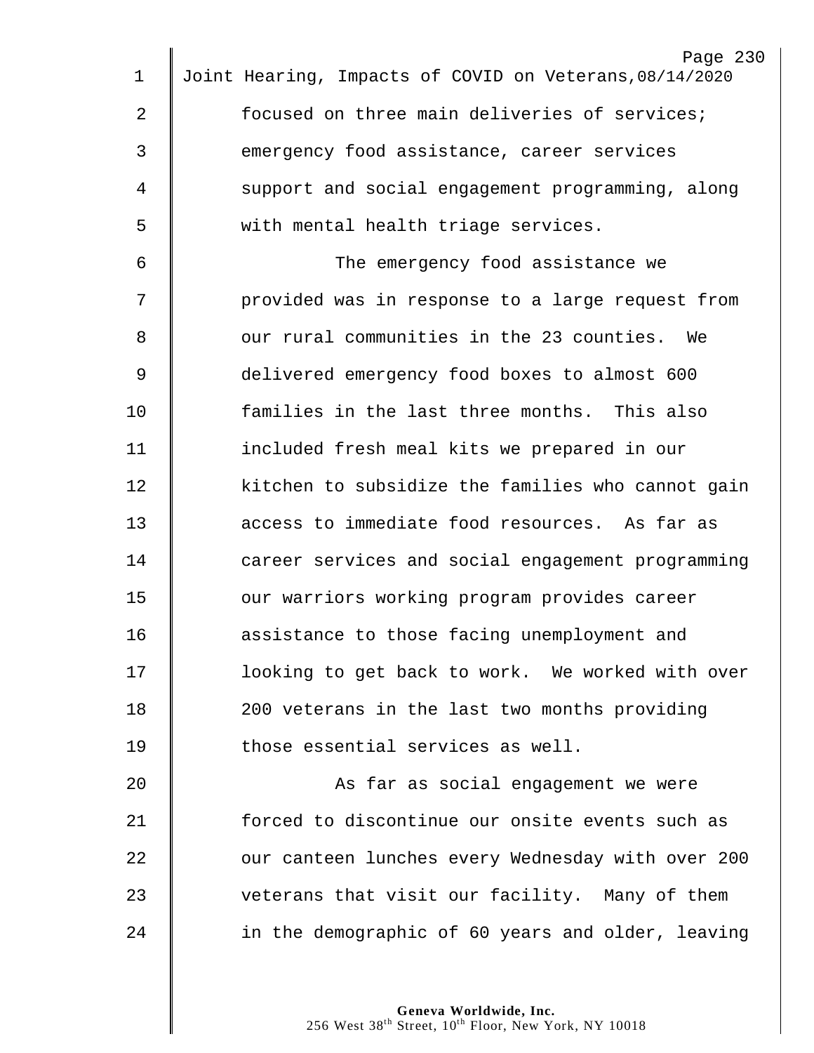focused on three main deliveries of services; emergency food assistance, career services support and social engagement programming, along with mental health triage services.

The emergency food assistance we provided was in response to a large request from our rural communities in the 23 counties. We delivered emergency food boxes to almost 600 families in the last three months. This also included fresh meal kits we prepared in our kitchen to subsidize the families who cannot gain access to immediate food resources. As far as career services and social engagement programming our warriors working program provides career assistance to those facing unemployment and looking to get back to work. We worked with over 200 veterans in the last two months providing those essential services as well.

As far as social engagement we were forced to discontinue our onsite events such as our canteen lunches every Wednesday with over 200 veterans that visit our facility. Many of them in the demographic of 60 years and older, leaving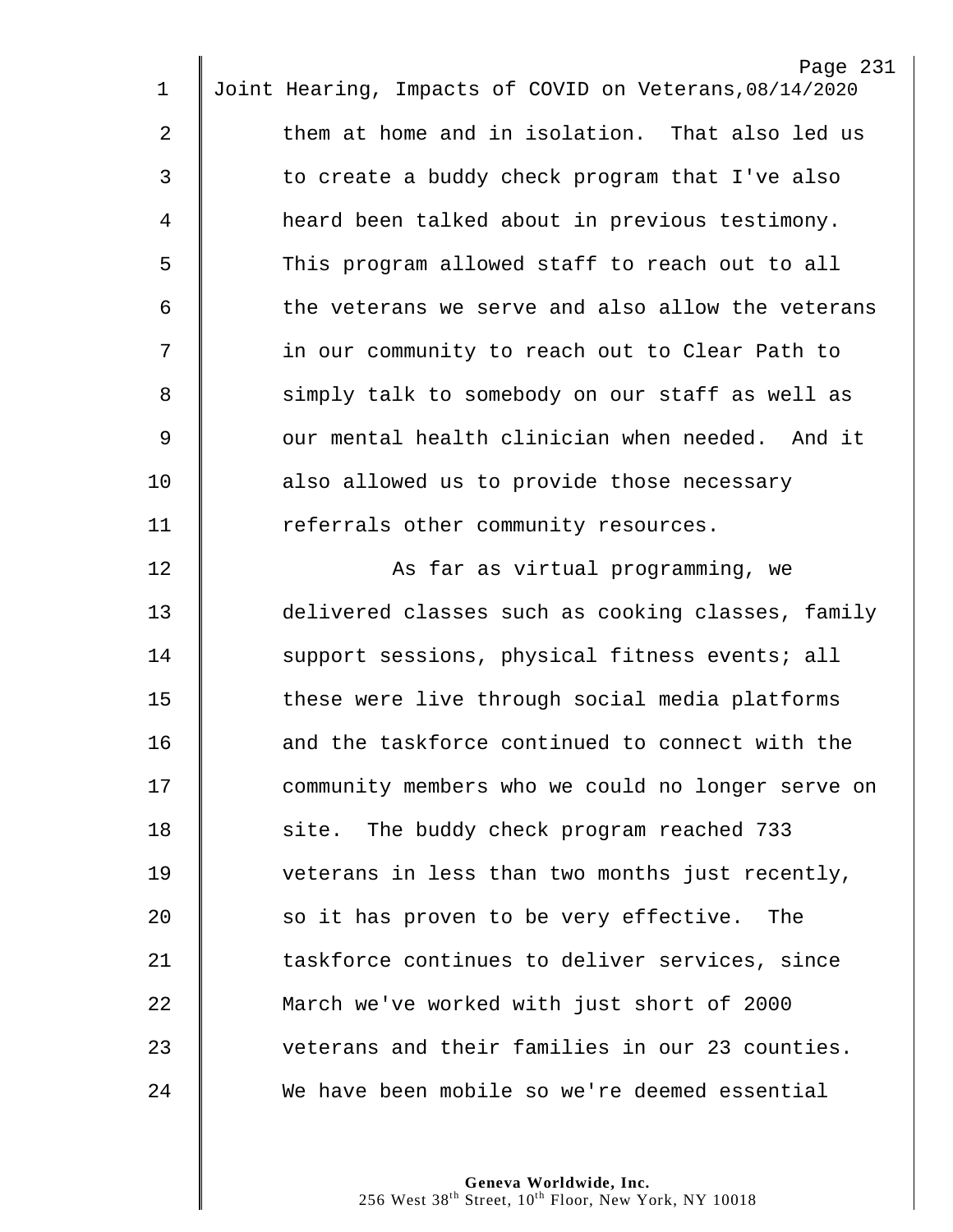them at home and in isolation. That also led us to create a buddy check program that I've also heard been talked about in previous testimony. This program allowed staff to reach out to all the veterans we serve and also allow the veterans in our community to reach out to Clear Path to simply talk to somebody on our staff as well as our mental health clinician when needed. And it also allowed us to provide those necessary referrals other community resources.

As far as virtual programming, we delivered classes such as cooking classes, family support sessions, physical fitness events; all these were live through social media platforms and the taskforce continued to connect with the community members who we could no longer serve on site. The buddy check program reached 733 veterans in less than two months just recently, so it has proven to be very effective. The taskforce continues to deliver services, since March we've worked with just short of 2000 veterans and their families in our 23 counties. We have been mobile so we're deemed essential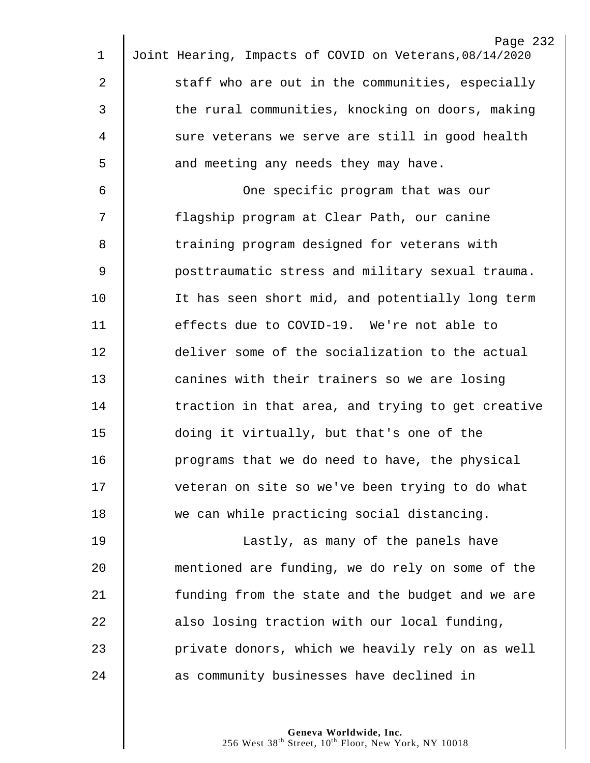staff who are out in the communities, especially the rural communities, knocking on doors, making sure veterans we serve are still in good health and meeting any needs they may have.

One specific program that was our flagship program at Clear Path, our canine training program designed for veterans with posttraumatic stress and military sexual trauma. It has seen short mid, and potentially long term effects due to COVID-19. We're not able to deliver some of the socialization to the actual canines with their trainers so we are losing traction in that area, and trying to get creative doing it virtually, but that's one of the programs that we do need to have, the physical veteran on site so we've been trying to do what we can while practicing social distancing.

Lastly, as many of the panels have mentioned are funding, we do rely on some of the funding from the state and the budget and we are also losing traction with our local funding, private donors, which we heavily rely on as well as community businesses have declined in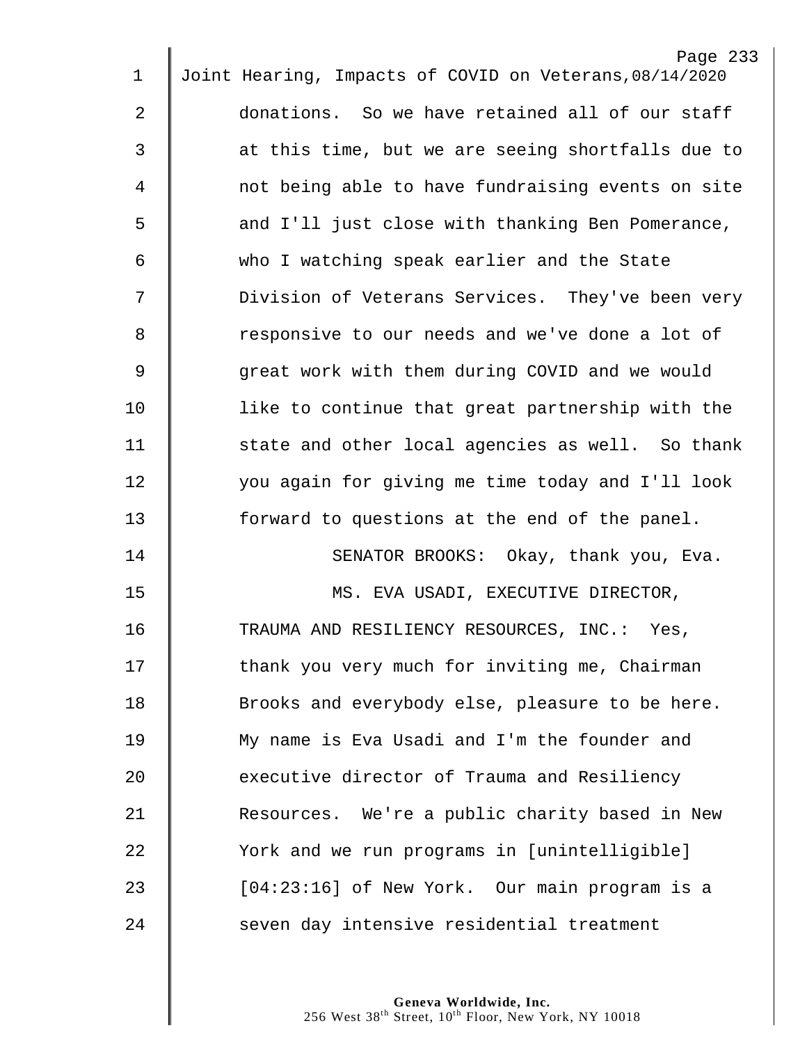donations. So we have retained all of our staff at this time, but we are seeing shortfalls due to not being able to have fundraising events on site and I'll just close with thanking Ben Pomerance, who I watching speak earlier and the State Division of Veterans Services. They've been very responsive to our needs and we've done a lot of great work with them during COVID and we would like to continue that great partnership with the state and other local agencies as well. So thank you again for giving me time today and I'll look forward to questions at the end of the panel.

SENATOR BROOKS: Okay, thank you, Eva.

MS. EVA USADI, EXECUTIVE DIRECTOR, TRAUMA AND RESILIENCY RESOURCES, INC.: Yes, thank you very much for inviting me, Chairman Brooks and everybody else, pleasure to be here. My name is Eva Usadi and I'm the founder and executive director of Trauma and Resiliency Resources. We're a public charity based in New York and we run programs in [unintelligible] [04:23:16] of New York. Our main program is a seven day intensive residential treatment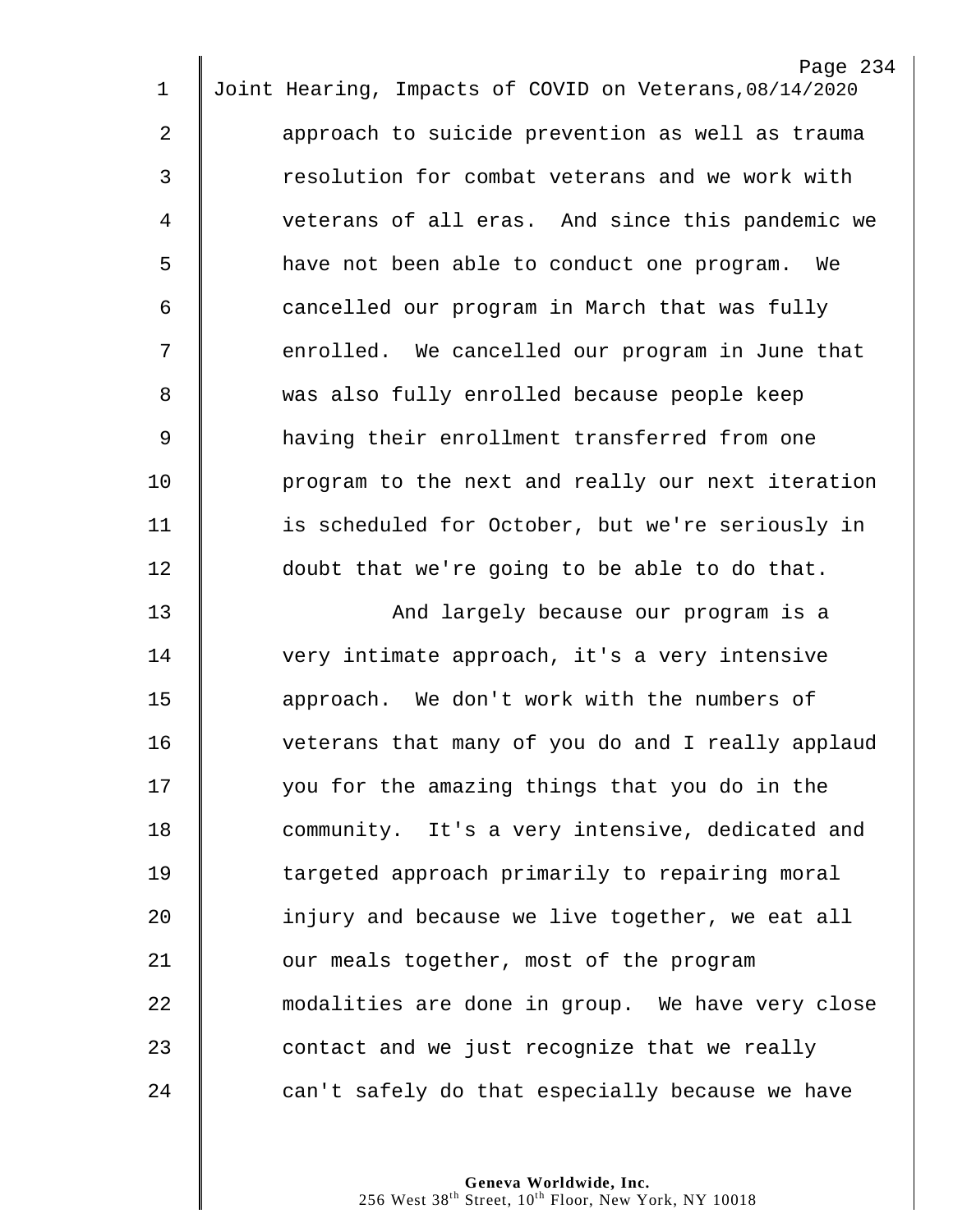approach to suicide prevention as well as trauma resolution for combat veterans and we work with veterans of all eras. And since this pandemic we have not been able to conduct one program. We cancelled our program in March that was fully enrolled. We cancelled our program in June that was also fully enrolled because people keep having their enrollment transferred from one program to the next and really our next iteration is scheduled for October, but we're seriously in doubt that we're going to be able to do that.

And largely because our program is a very intimate approach, it's a very intensive approach. We don't work with the numbers of veterans that many of you do and I really applaud you for the amazing things that you do in the community. It's a very intensive, dedicated and targeted approach primarily to repairing moral injury and because we live together, we eat all our meals together, most of the program modalities are done in group. We have very close contact and we just recognize that we really can't safely do that especially because we have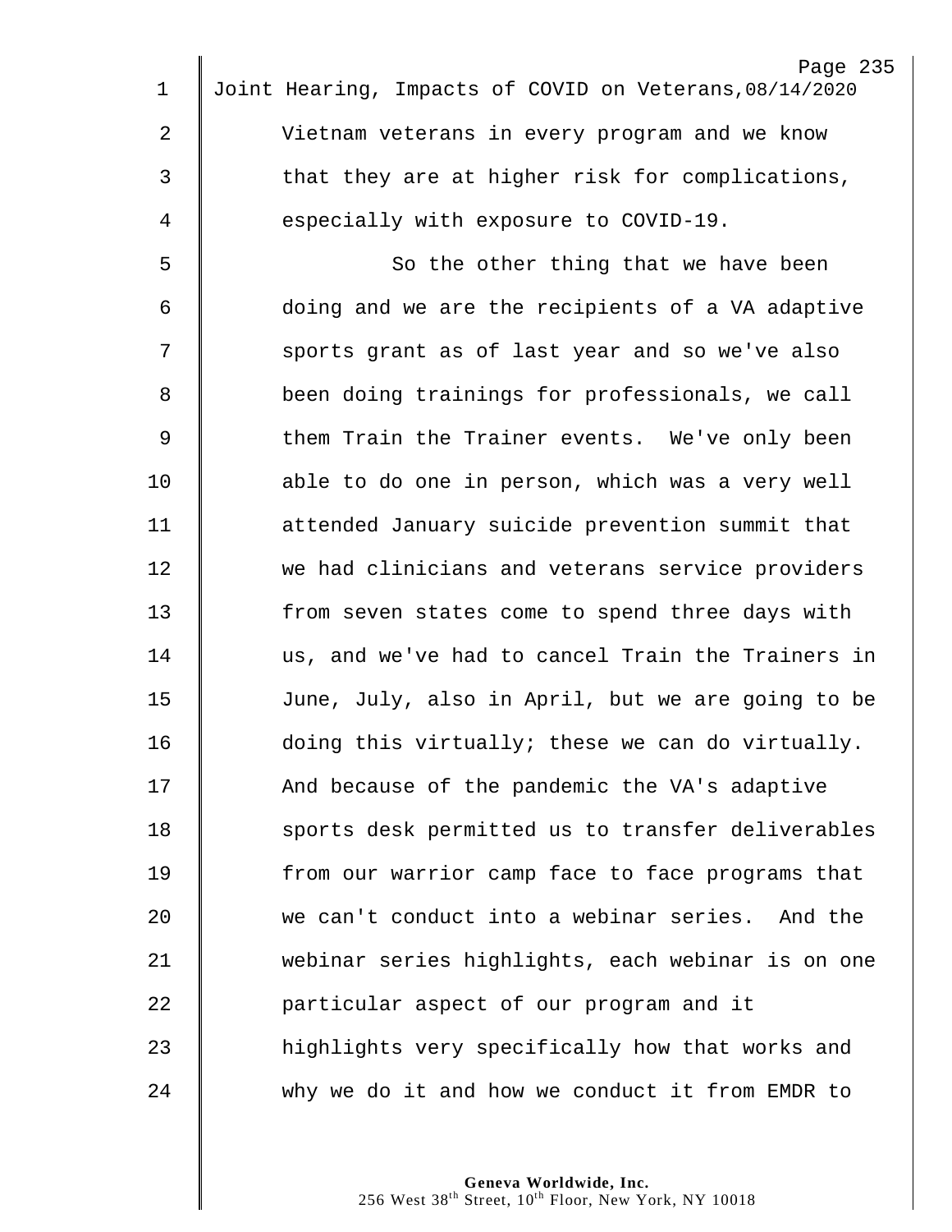Vietnam veterans in every program and we know that they are at higher risk for complications, especially with exposure to COVID-19.

So the other thing that we have been doing and we are the recipients of a VA adaptive sports grant as of last year and so we've also been doing trainings for professionals, we call them Train the Trainer events. We've only been able to do one in person, which was a very well attended January suicide prevention summit that we had clinicians and veterans service providers from seven states come to spend three days with us, and we've had to cancel Train the Trainers in June, July, also in April, but we are going to be doing this virtually; these we can do virtually. And because of the pandemic the VA's adaptive sports desk permitted us to transfer deliverables from our warrior camp face to face programs that we can't conduct into a webinar series. And the webinar series highlights, each webinar is on one particular aspect of our program and it highlights very specifically how that works and why we do it and how we conduct it from EMDR to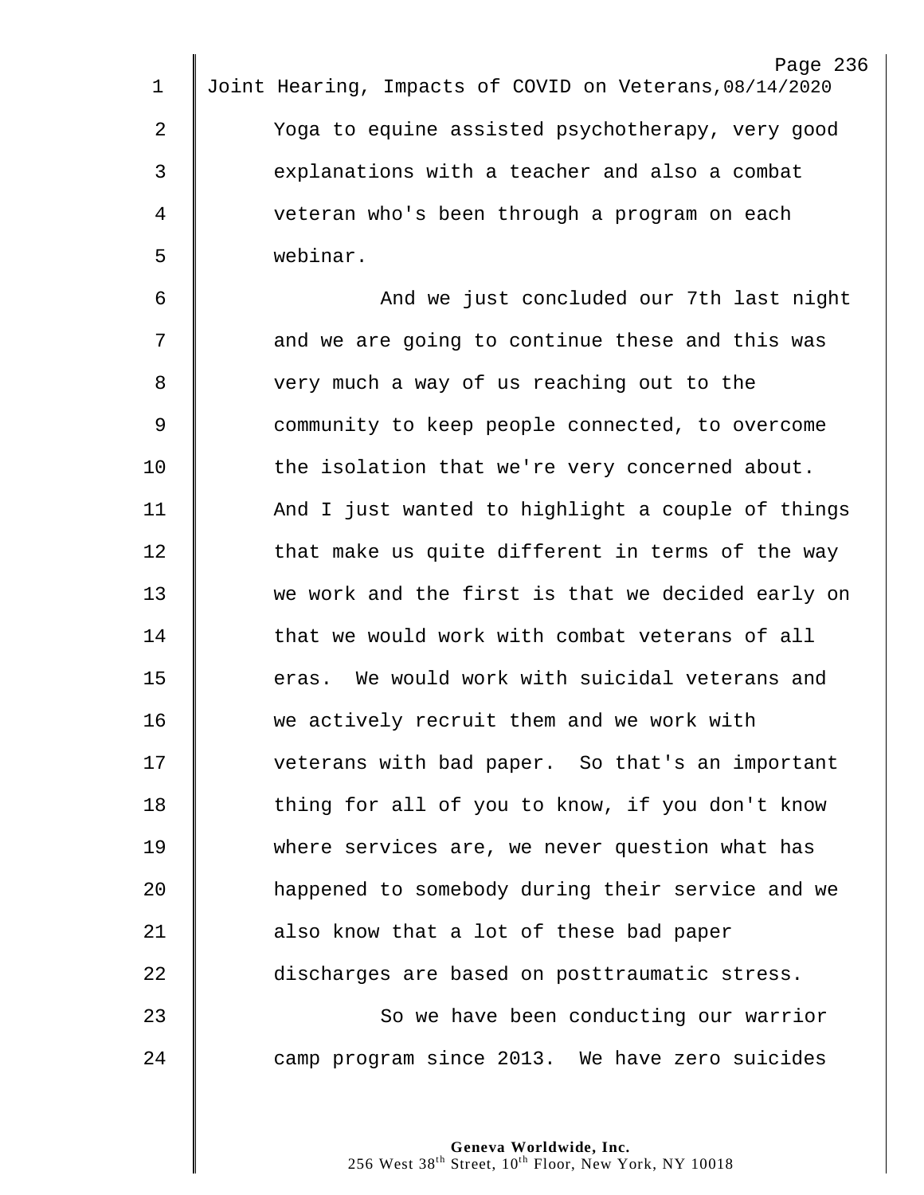Yoga to equine assisted psychotherapy, very good explanations with a teacher and also a combat veteran who's been through a program on each webinar.

And we just concluded our 7th last night and we are going to continue these and this was very much a way of us reaching out to the community to keep people connected, to overcome the isolation that we're very concerned about. And I just wanted to highlight a couple of things that make us quite different in terms of the way we work and the first is that we decided early on that we would work with combat veterans of all eras. We would work with suicidal veterans and we actively recruit them and we work with veterans with bad paper. So that's an important thing for all of you to know, if you don't know where services are, we never question what has happened to somebody during their service and we also know that a lot of these bad paper discharges are based on posttraumatic stress.

So we have been conducting our warrior camp program since 2013. We have zero suicides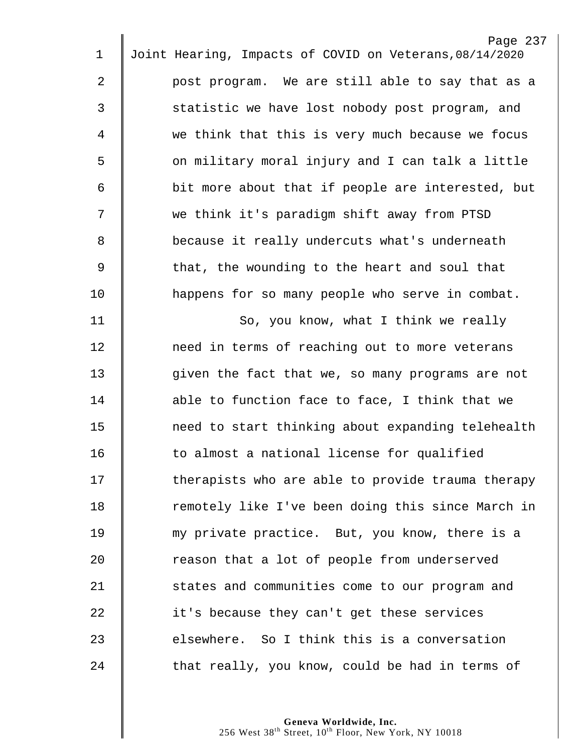post program. We are still able to say that as a statistic we have lost nobody post program, and we think that this is very much because we focus on military moral injury and I can talk a little bit more about that if people are interested, but we think it's paradigm shift away from PTSD because it really undercuts what's underneath that, the wounding to the heart and soul that happens for so many people who serve in combat.

So, you know, what I think we really need in terms of reaching out to more veterans given the fact that we, so many programs are not able to function face to face, I think that we need to start thinking about expanding telehealth to almost a national license for qualified therapists who are able to provide trauma therapy remotely like I've been doing this since March in my private practice. But, you know, there is a reason that a lot of people from underserved states and communities come to our program and it's because they can't get these services elsewhere. So I think this is a conversation that really, you know, could be had in terms of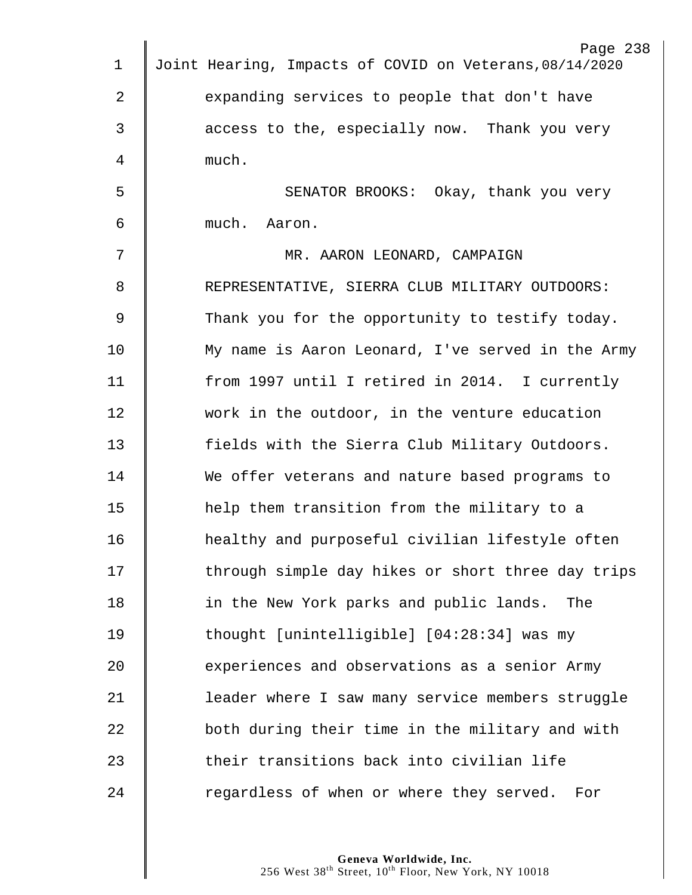expanding services to people that don't have access to the, especially now. Thank you very much.

SENATOR BROOKS: Okay, thank you very much. Aaron.

MR. AARON LEONARD, CAMPAIGN REPRESENTATIVE, SIERRA CLUB MILITARY OUTDOORS: Thank you for the opportunity to testify today. My name is Aaron Leonard, I've served in the Army from 1997 until I retired in 2014. I currently work in the outdoor, in the venture education fields with the Sierra Club Military Outdoors. We offer veterans and nature based programs to help them transition from the military to a healthy and purposeful civilian lifestyle often through simple day hikes or short three day trips in the New York parks and public lands. The thought [unintelligible] [04:28:34] was my experiences and observations as a senior Army leader where I saw many service members struggle both during their time in the military and with their transitions back into civilian life regardless of when or where they served. For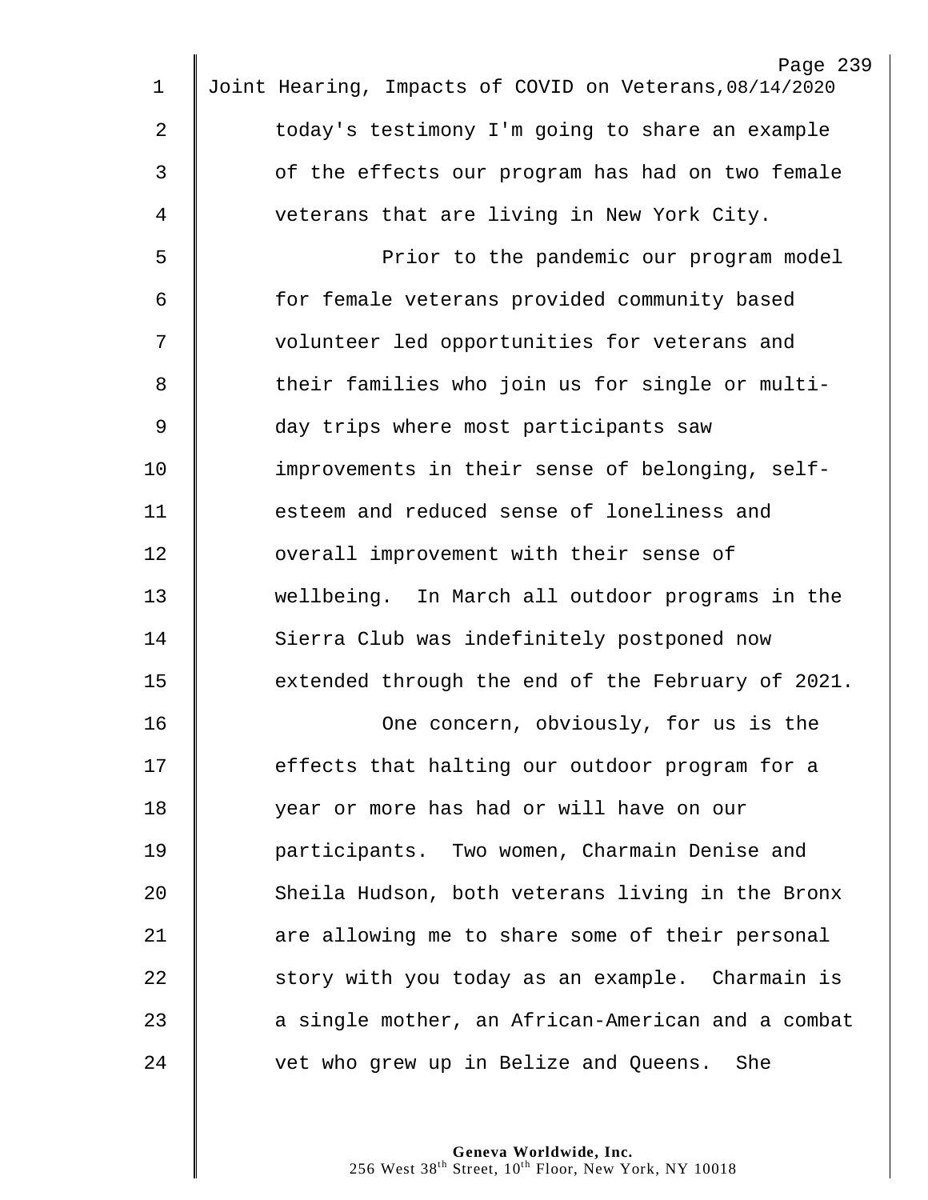today's testimony I'm going to share an example of the effects our program has had on two female veterans that are living in New York City.

Prior to the pandemic our program model for female veterans provided community based volunteer led opportunities for veterans and their families who join us for single or multi-day trips where most participants saw improvements in their sense of belonging, self-esteem and reduced sense of loneliness and overall improvement with their sense of wellbeing. In March all outdoor programs in the Sierra Club was indefinitely postponed now extended through the end of the February of 2021.

One concern, obviously, for us is the effects that halting our outdoor program for a year or more has had or will have on our participants. Two women, Charmain Denise and Sheila Hudson, both veterans living in the Bronx are allowing me to share some of their personal story with you today as an example. Charmain is a single mother, an African-American and a combat vet who grew up in Belize and Queens. She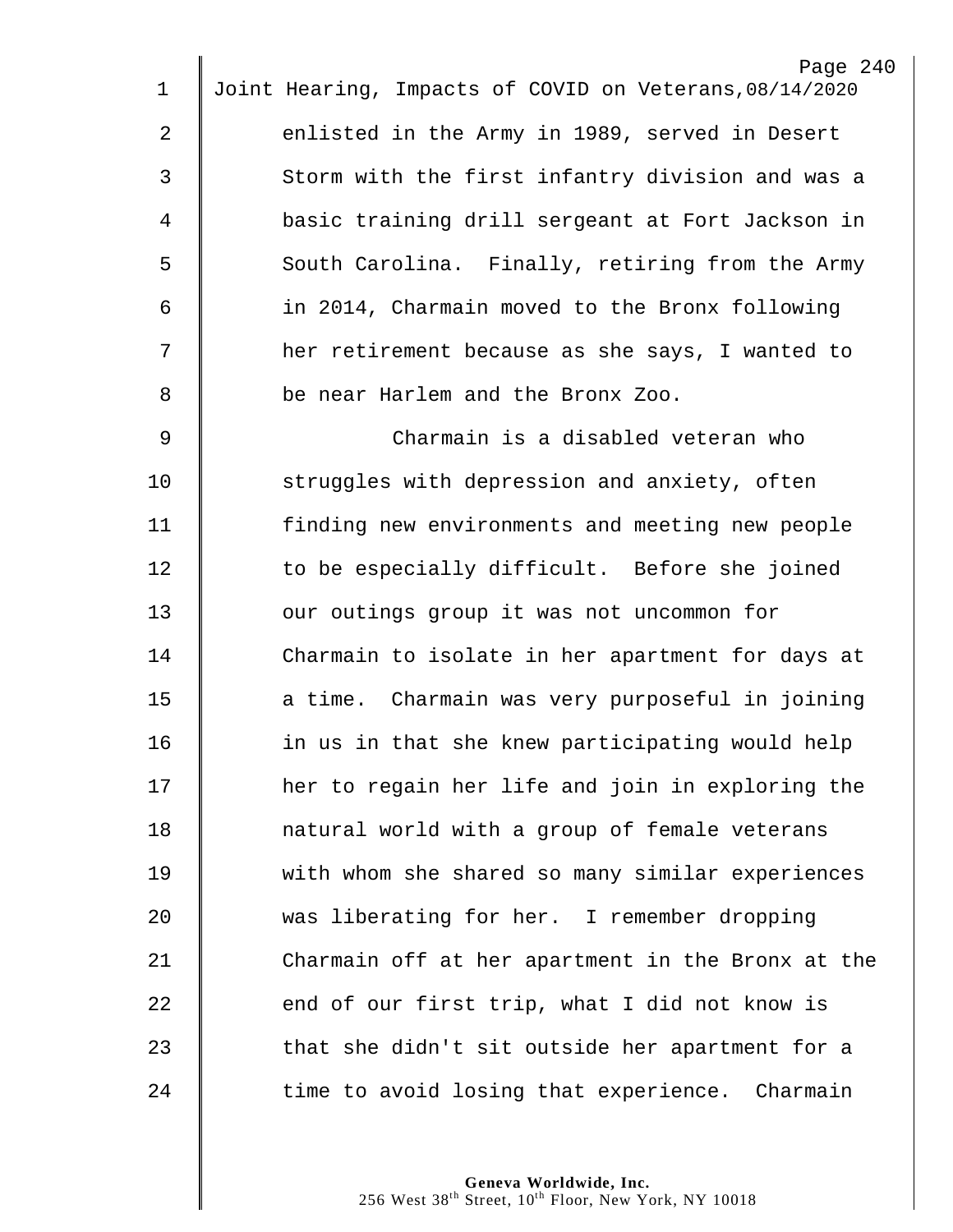enlisted in the Army in 1989, served in Desert Storm with the first infantry division and was a basic training drill sergeant at Fort Jackson in South Carolina. Finally, retiring from the Army in 2014, Charmain moved to the Bronx following her retirement because as she says, I wanted to be near Harlem and the Bronx Zoo.

Charmain is a disabled veteran who struggles with depression and anxiety, often finding new environments and meeting new people to be especially difficult. Before she joined our outings group it was not uncommon for Charmain to isolate in her apartment for days at a time. Charmain was very purposeful in joining in us in that she knew participating would help her to regain her life and join in exploring the natural world with a group of female veterans with whom she shared so many similar experiences was liberating for her. I remember dropping Charmain off at her apartment in the Bronx at the end of our first trip, what I did not know is that she didn't sit outside her apartment for a time to avoid losing that experience. Charmain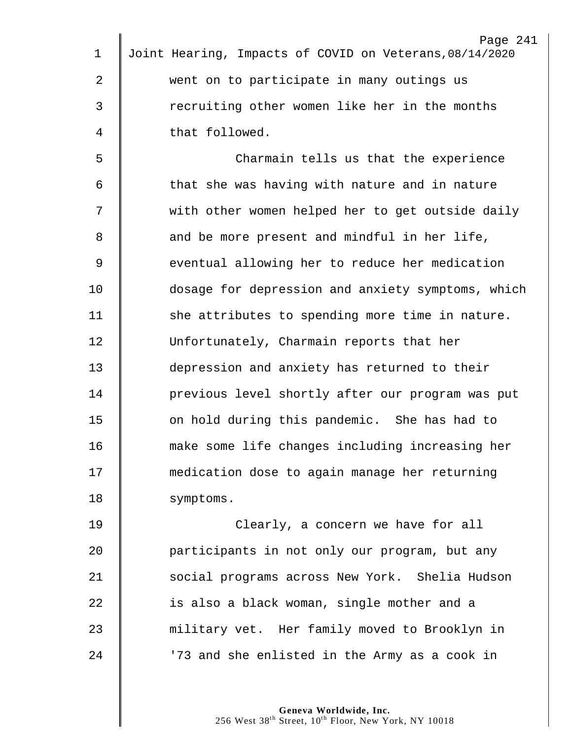went on to participate in many outings us recruiting other women like her in the months that followed.

Charmain tells us that the experience that she was having with nature and in nature with other women helped her to get outside daily and be more present and mindful in her life, eventual allowing her to reduce her medication dosage for depression and anxiety symptoms, which she attributes to spending more time in nature. Unfortunately, Charmain reports that her depression and anxiety has returned to their previous level shortly after our program was put on hold during this pandemic. She has had to make some life changes including increasing her medication dose to again manage her returning symptoms.

Clearly, a concern we have for all participants in not only our program, but any social programs across New York. Shelia Hudson is also a black woman, single mother and a military vet. Her family moved to Brooklyn in '73 and she enlisted in the Army as a cook in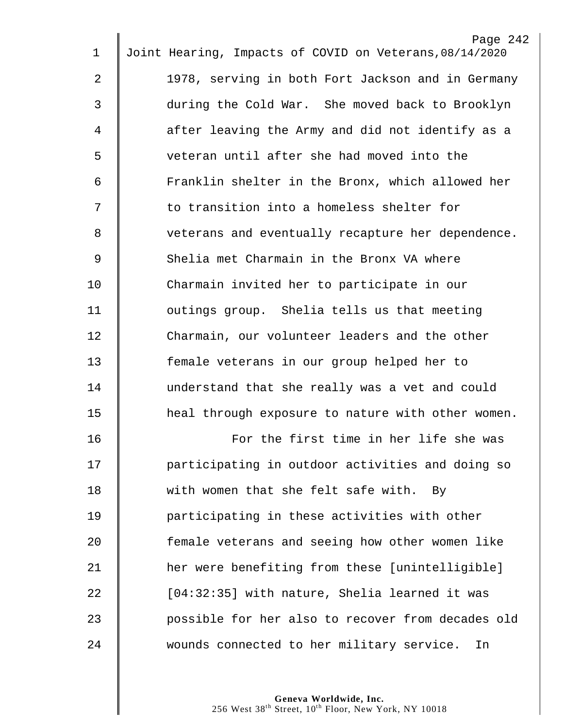1978, serving in both Fort Jackson and in Germany during the Cold War. She moved back to Brooklyn after leaving the Army and did not identify as a veteran until after she had moved into the Franklin shelter in the Bronx, which allowed her to transition into a homeless shelter for veterans and eventually recapture her dependence. Shelia met Charmain in the Bronx VA where Charmain invited her to participate in our outings group. Shelia tells us that meeting Charmain, our volunteer leaders and the other female veterans in our group helped her to understand that she really was a vet and could heal through exposure to nature with other women.

For the first time in her life she was participating in outdoor activities and doing so with women that she felt safe with. By participating in these activities with other female veterans and seeing how other women like her were benefiting from these [unintelligible] [04:32:35] with nature, Shelia learned it was possible for her also to recover from decades old wounds connected to her military service. In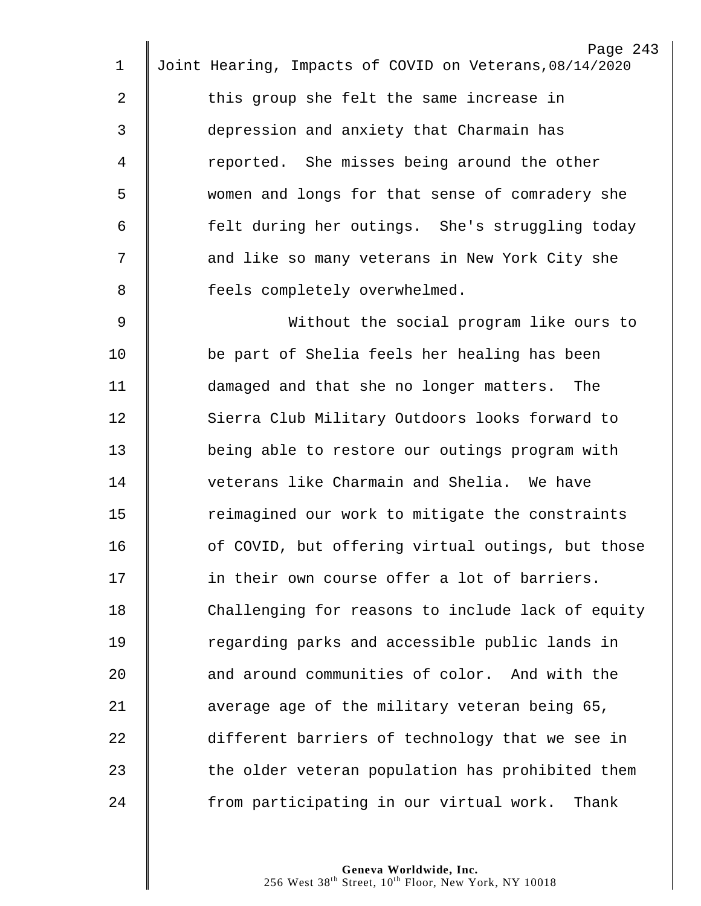this group she felt the same increase in depression and anxiety that Charmain has reported. She misses being around the other women and longs for that sense of comradery she felt during her outings. She's struggling today and like so many veterans in New York City she feels completely overwhelmed.

Without the social program like ours to be part of Shelia feels her healing has been damaged and that she no longer matters. The Sierra Club Military Outdoors looks forward to being able to restore our outings program with veterans like Charmain and Shelia. We have reimagined our work to mitigate the constraints of COVID, but offering virtual outings, but those in their own course offer a lot of barriers. Challenging for reasons to include lack of equity regarding parks and accessible public lands in and around communities of color. And with the average age of the military veteran being 65, different barriers of technology that we see in the older veteran population has prohibited them from participating in our virtual work. Thank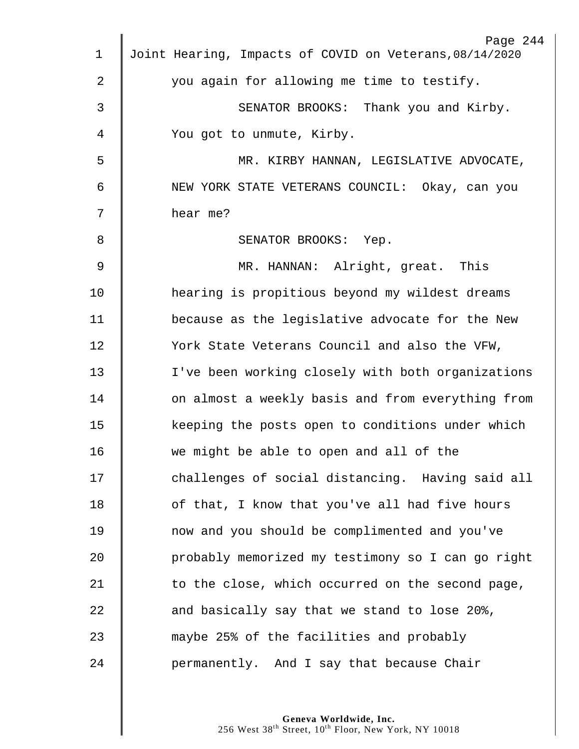you again for allowing me time to testify.

SENATOR BROOKS: Thank you and Kirby. You got to unmute, Kirby.

MR. KIRBY HANNAN, LEGISLATIVE ADVOCATE, NEW YORK STATE VETERANS COUNCIL: Okay, can you hear me?

SENATOR BROOKS: Yep.

MR. HANNAN: Alright, great. This hearing is propitious beyond my wildest dreams because as the legislative advocate for the New York State Veterans Council and also the VFW, I've been working closely with both organizations on almost a weekly basis and from everything from keeping the posts open to conditions under which we might be able to open and all of the challenges of social distancing. Having said all of that, I know that you've all had five hours now and you should be complimented and you've probably memorized my testimony so I can go right to the close, which occurred on the second page, and basically say that we stand to lose 20%, maybe 25% of the facilities and probably permanently. And I say that because Chair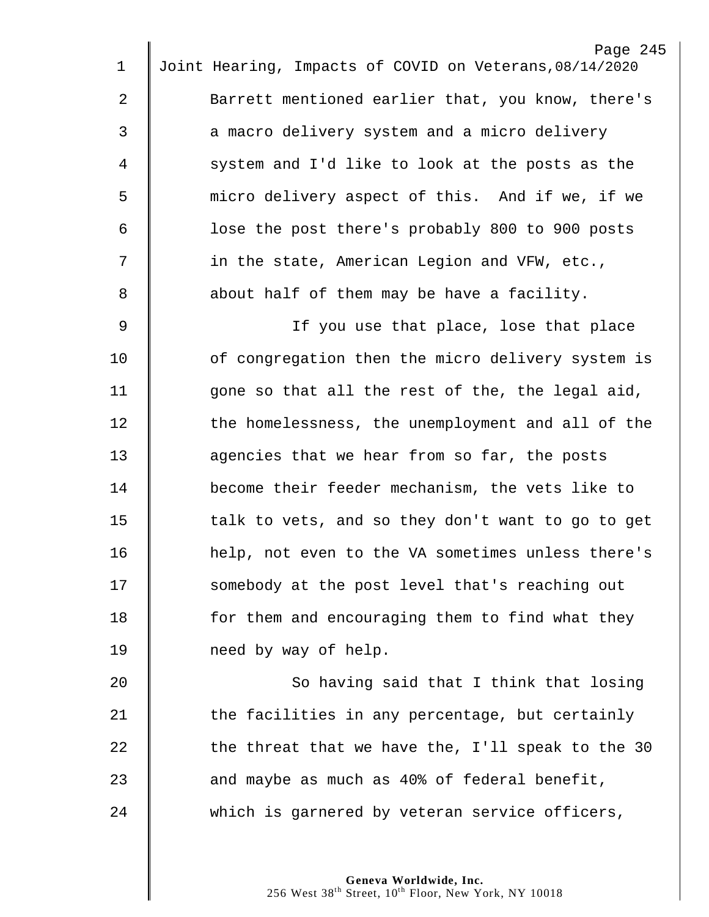Barrett mentioned earlier that, you know, there's a macro delivery system and a micro delivery system and I'd like to look at the posts as the micro delivery aspect of this. And if we, if we lose the post there's probably 800 to 900 posts in the state, American Legion and VFW, etc., about half of them may be have a facility.

If you use that place, lose that place of congregation then the micro delivery system is gone so that all the rest of the, the legal aid, the homelessness, the unemployment and all of the agencies that we hear from so far, the posts become their feeder mechanism, the vets like to talk to vets, and so they don't want to go to get help, not even to the VA sometimes unless there's somebody at the post level that's reaching out for them and encouraging them to find what they need by way of help.

So having said that I think that losing the facilities in any percentage, but certainly the threat that we have the, I'll speak to the 30 and maybe as much as 40% of federal benefit, which is garnered by veteran service officers,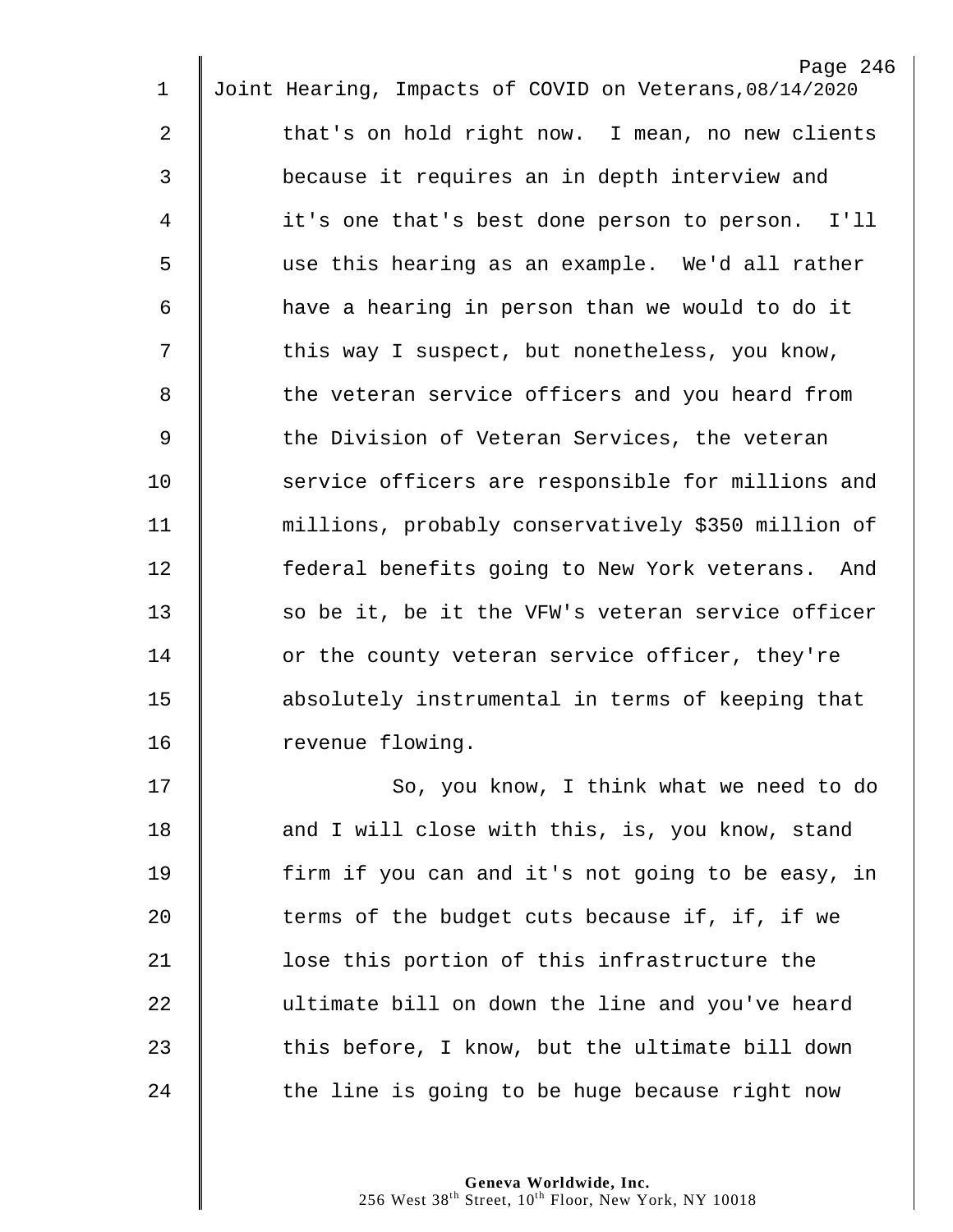that's on hold right now. I mean, no new clients because it requires an in depth interview and it's one that's best done person to person. I'll use this hearing as an example. We'd all rather have a hearing in person than we would to do it this way I suspect, but nonetheless, you know, the veteran service officers and you heard from the Division of Veteran Services, the veteran service officers are responsible for millions and millions, probably conservatively $350 million of federal benefits going to New York veterans. And so be it, be it the VFW's veteran service officer or the county veteran service officer, they're absolutely instrumental in terms of keeping that revenue flowing.

So, you know, I think what we need to do and I will close with this, is, you know, stand firm if you can and it's not going to be easy, in terms of the budget cuts because if, if, if we lose this portion of this infrastructure the ultimate bill on down the line and you've heard this before, I know, but the ultimate bill down the line is going to be huge because right now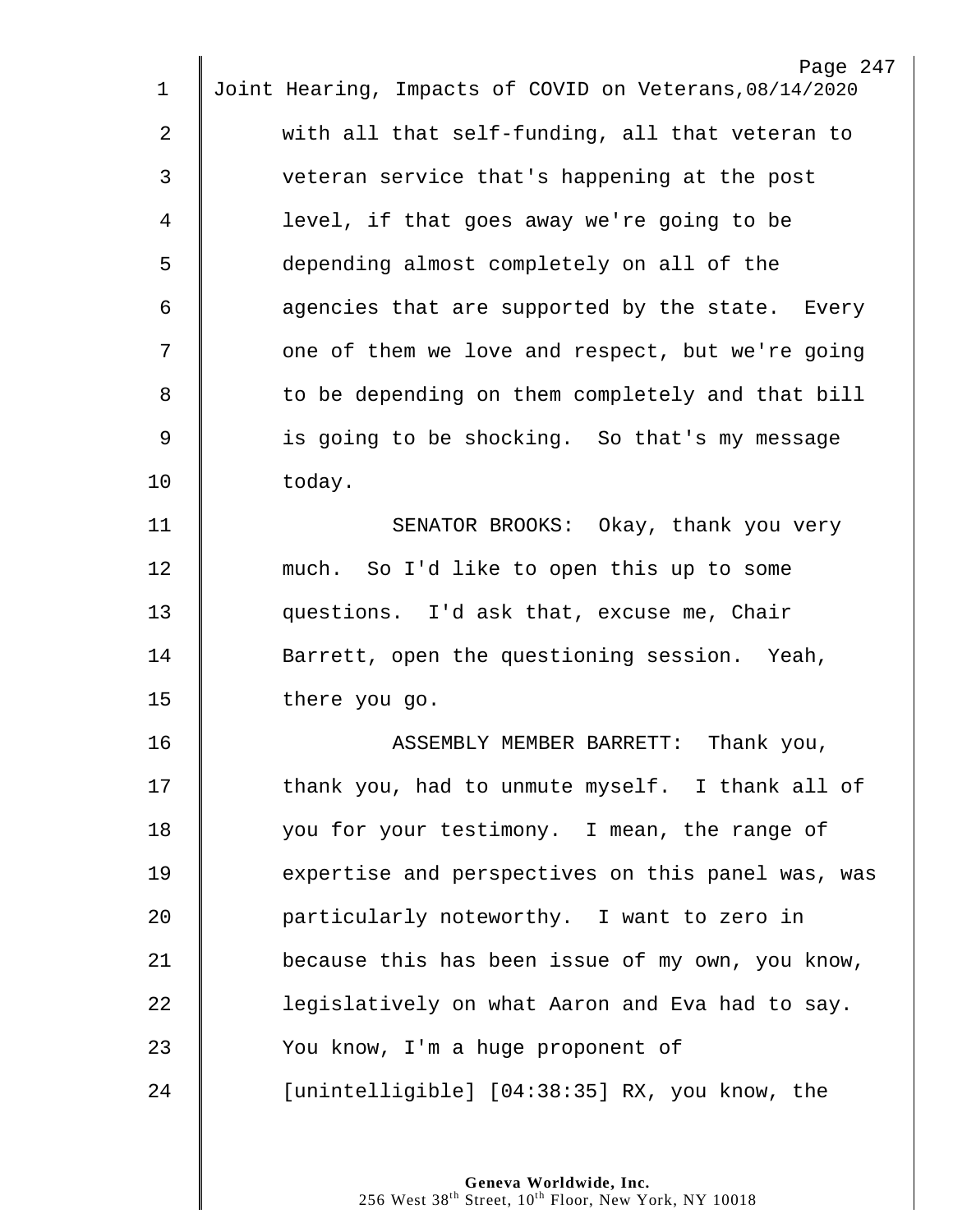with all that self-funding, all that veteran to veteran service that's happening at the post level, if that goes away we're going to be depending almost completely on all of the agencies that are supported by the state. Every one of them we love and respect, but we're going to be depending on them completely and that bill is going to be shocking. So that's my message today.

SENATOR BROOKS: Okay, thank you very much. So I'd like to open this up to some questions. I'd ask that, excuse me, Chair Barrett, open the questioning session. Yeah, there you go.

ASSEMBLY MEMBER BARRETT: Thank you, thank you, had to unmute myself. I thank all of you for your testimony. I mean, the range of expertise and perspectives on this panel was, was particularly noteworthy. I want to zero in because this has been issue of my own, you know, legislatively on what Aaron and Eva had to say. You know, I'm a huge proponent of [unintelligible] [04:38:35] RX, you know, the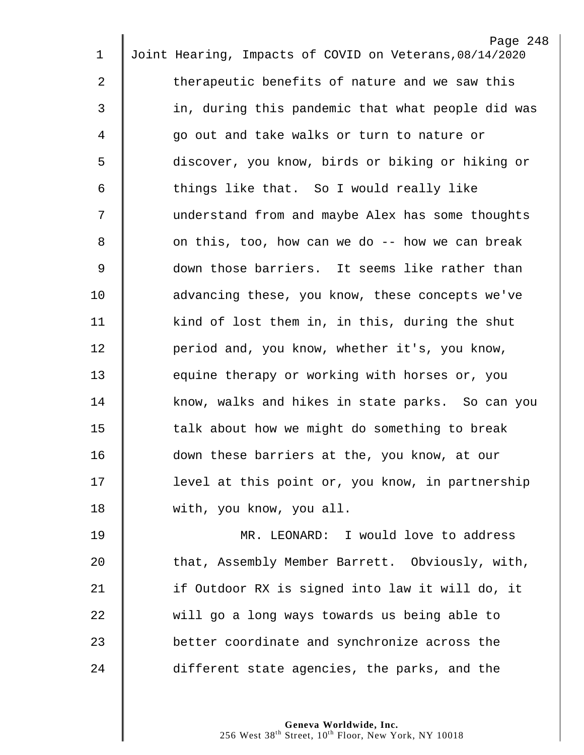therapeutic benefits of nature and we saw this in, during this pandemic that what people did was go out and take walks or turn to nature or discover, you know, birds or biking or hiking or things like that. So I would really like understand from and maybe Alex has some thoughts on this, too, how can we do -- how we can break down those barriers. It seems like rather than advancing these, you know, these concepts we've kind of lost them in, in this, during the shut period and, you know, whether it's, you know, equine therapy or working with horses or, you know, walks and hikes in state parks. So can you talk about how we might do something to break down these barriers at the, you know, at our level at this point or, you know, in partnership with, you know, you all.

MR. LEONARD: I would love to address that, Assembly Member Barrett. Obviously, with, if Outdoor RX is signed into law it will do, it will go a long ways towards us being able to better coordinate and synchronize across the different state agencies, the parks, and the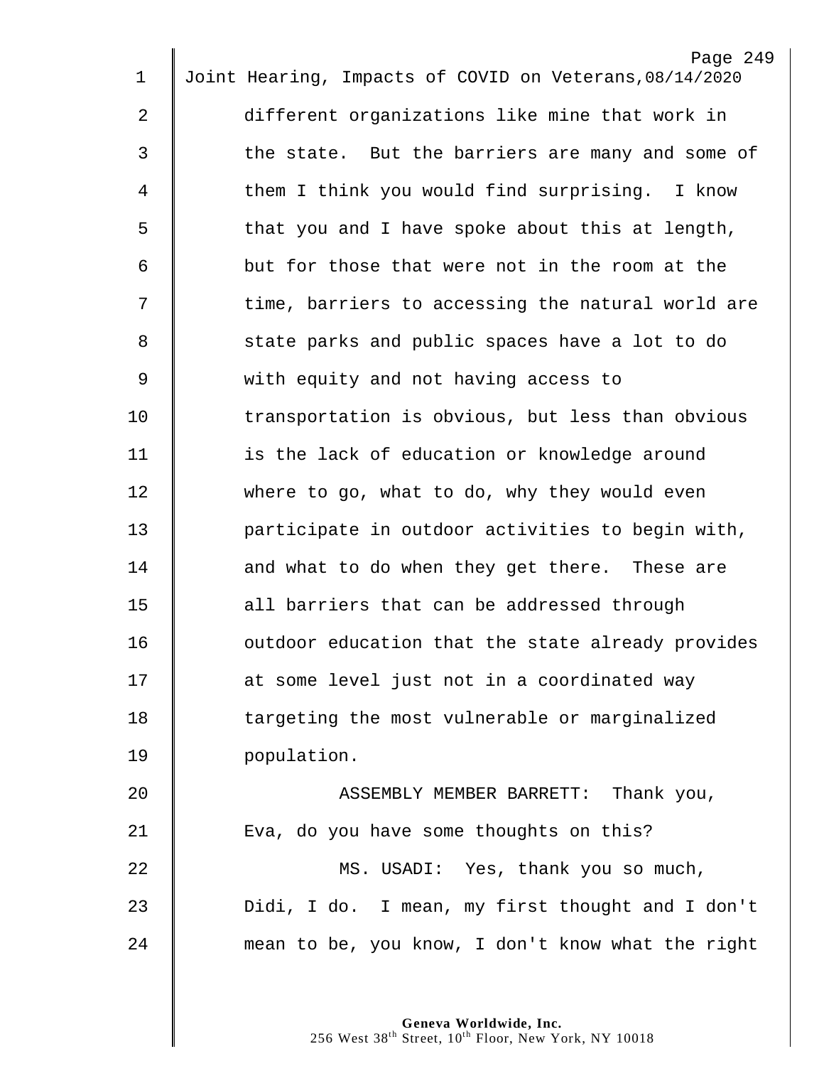different organizations like mine that work in the state. But the barriers are many and some of them I think you would find surprising. I know that you and I have spoke about this at length, but for those that were not in the room at the time, barriers to accessing the natural world are state parks and public spaces have a lot to do with equity and not having access to transportation is obvious, but less than obvious is the lack of education or knowledge around where to go, what to do, why they would even participate in outdoor activities to begin with, and what to do when they get there. These are all barriers that can be addressed through outdoor education that the state already provides at some level just not in a coordinated way targeting the most vulnerable or marginalized population.

ASSEMBLY MEMBER BARRETT: Thank you, Eva, do you have some thoughts on this?

MS. USADI: Yes, thank you so much, Didi, I do. I mean, my first thought and I don't mean to be, you know, I don't know what the right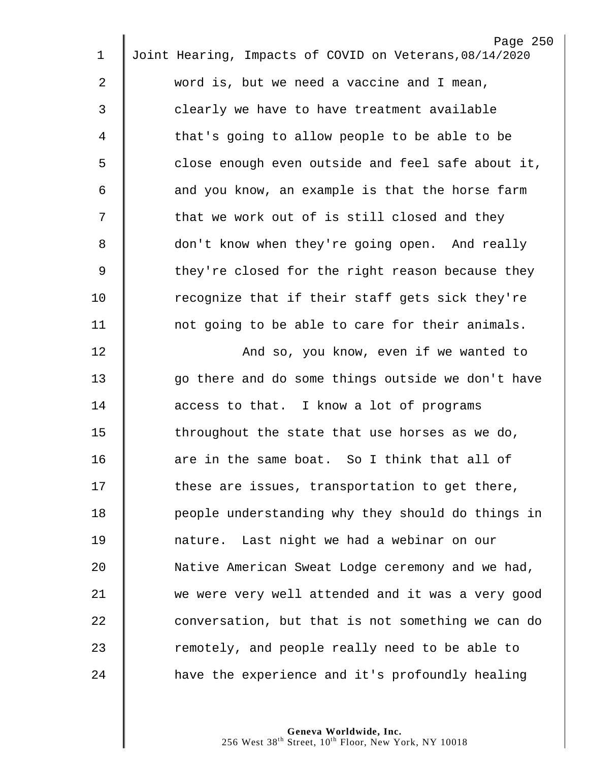word is, but we need a vaccine and I mean, clearly we have to have treatment available that's going to allow people to be able to be close enough even outside and feel safe about it, and you know, an example is that the horse farm that we work out of is still closed and they don't know when they're going open. And really they're closed for the right reason because they recognize that if their staff gets sick they're not going to be able to care for their animals.

And so, you know, even if we wanted to go there and do some things outside we don't have access to that. I know a lot of programs throughout the state that use horses as we do, are in the same boat. So I think that all of these are issues, transportation to get there, people understanding why they should do things in nature. Last night we had a webinar on our Native American Sweat Lodge ceremony and we had, we were very well attended and it was a very good conversation, but that is not something we can do remotely, and people really need to be able to have the experience and it's profoundly healing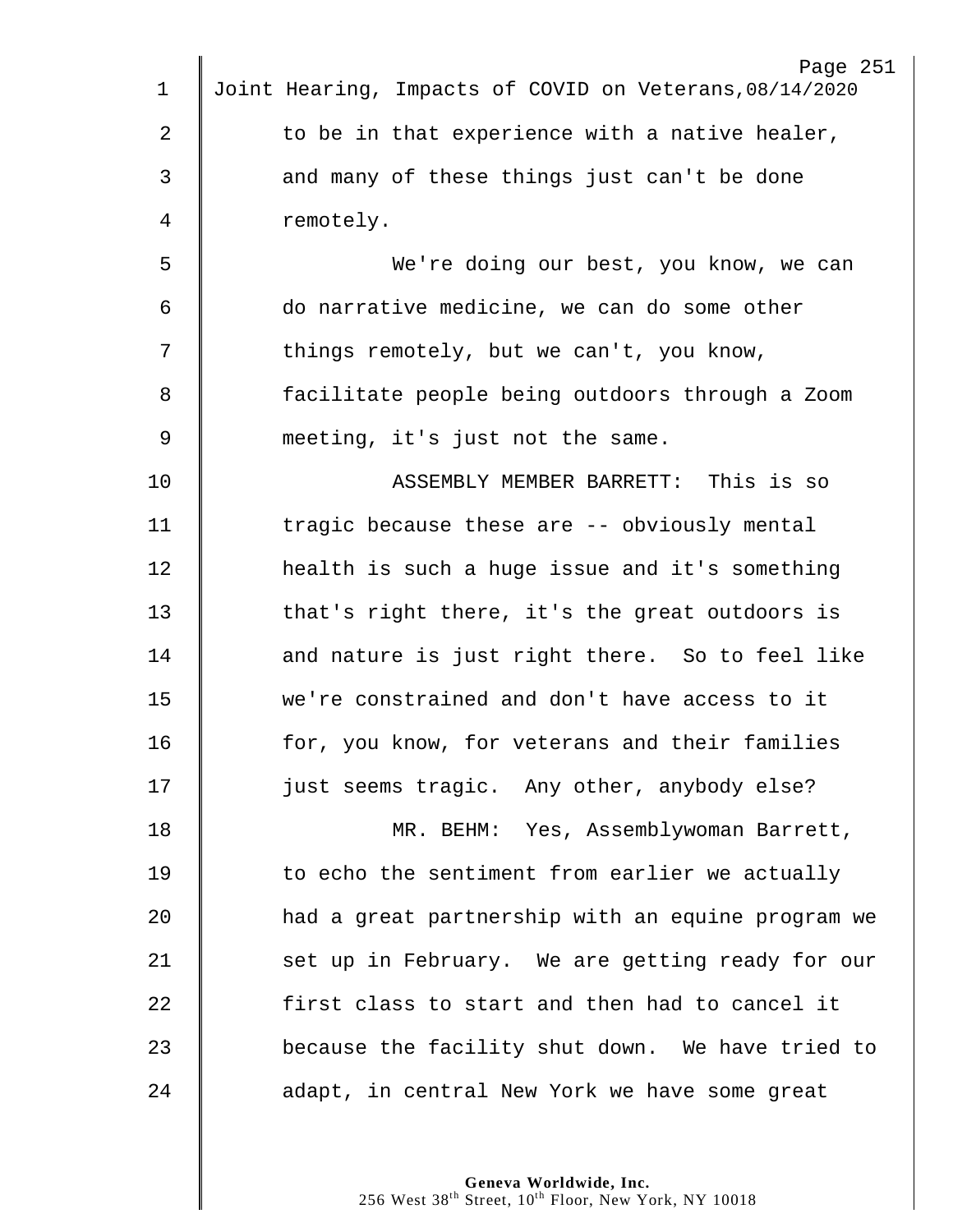to be in that experience with a native healer, and many of these things just can't be done remotely.

We're doing our best, you know, we can do narrative medicine, we can do some other things remotely, but we can't, you know, facilitate people being outdoors through a Zoom meeting, it's just not the same.

ASSEMBLY MEMBER BARRETT: This is so tragic because these are -- obviously mental health is such a huge issue and it's something that's right there, it's the great outdoors is and nature is just right there. So to feel like we're constrained and don't have access to it for, you know, for veterans and their families just seems tragic. Any other, anybody else?

MR. BEHM: Yes, Assemblywoman Barrett, to echo the sentiment from earlier we actually had a great partnership with an equine program we set up in February. We are getting ready for our first class to start and then had to cancel it because the facility shut down. We have tried to adapt, in central New York we have some great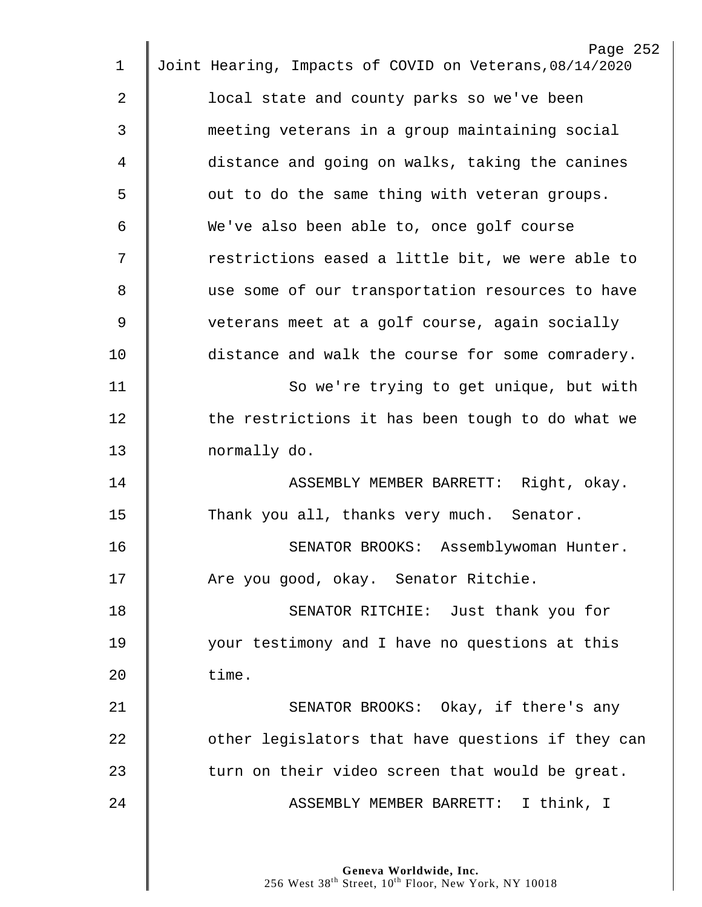local state and county parks so we've been meeting veterans in a group maintaining social distance and going on walks, taking the canines out to do the same thing with veteran groups. We've also been able to, once golf course restrictions eased a little bit, we were able to use some of our transportation resources to have veterans meet at a golf course, again socially distance and walk the course for some comradery.

So we're trying to get unique, but with the restrictions it has been tough to do what we normally do.

ASSEMBLY MEMBER BARRETT: Right, okay. Thank you all, thanks very much. Senator.

SENATOR BROOKS: Assemblywoman Hunter. Are you good, okay. Senator Ritchie.

SENATOR RITCHIE: Just thank you for your testimony and I have no questions at this time.

SENATOR BROOKS: Okay, if there's any other legislators that have questions if they can turn on their video screen that would be great.

ASSEMBLY MEMBER BARRETT: I think, I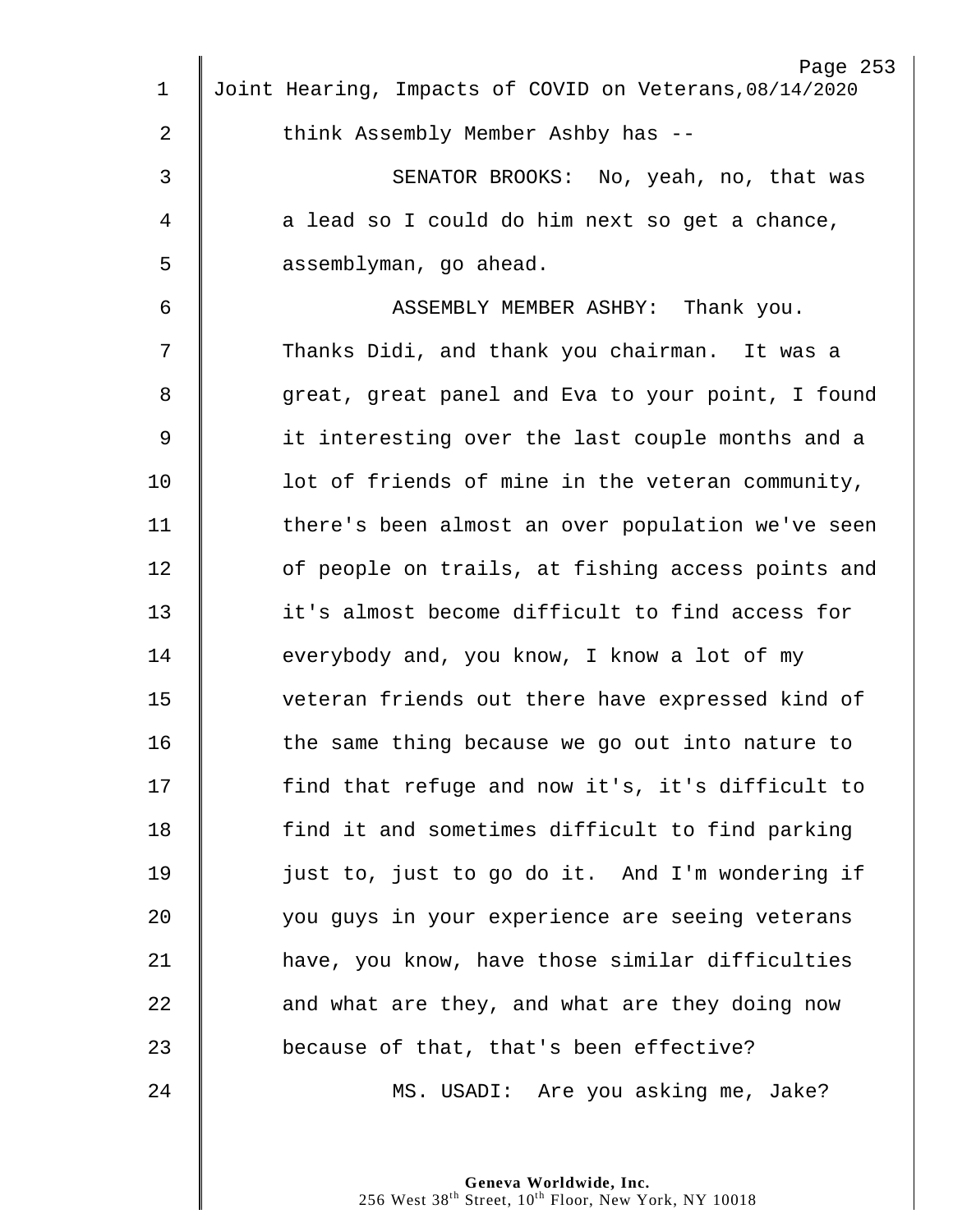think Assembly Member Ashby has --

SENATOR BROOKS: No, yeah, no, that was a lead so I could do him next so get a chance, assemblyman, go ahead.

ASSEMBLY MEMBER ASHBY: Thank you. Thanks Didi, and thank you chairman. It was a great, great panel and Eva to your point, I found it interesting over the last couple months and a lot of friends of mine in the veteran community, there's been almost an over population we've seen of people on trails, at fishing access points and it's almost become difficult to find access for everybody and, you know, I know a lot of my veteran friends out there have expressed kind of the same thing because we go out into nature to find that refuge and now it's, it's difficult to find it and sometimes difficult to find parking just to, just to go do it. And I'm wondering if you guys in your experience are seeing veterans have, you know, have those similar difficulties and what are they, and what are they doing now because of that, that's been effective?

MS. USADI: Are you asking me, Jake?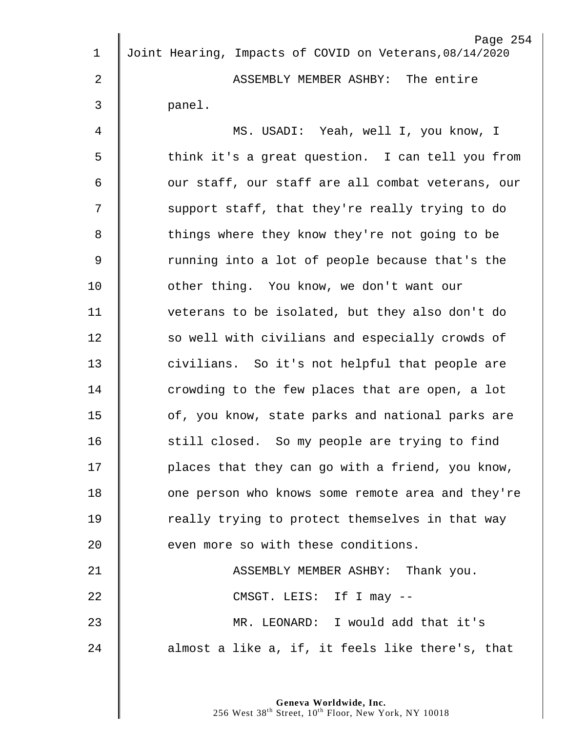ASSEMBLY MEMBER ASHBY: The entire panel.

MS. USADI: Yeah, well I, you know, I think it's a great question. I can tell you from our staff, our staff are all combat veterans, our support staff, that they're really trying to do things where they know they're not going to be running into a lot of people because that's the other thing. You know, we don't want our veterans to be isolated, but they also don't do so well with civilians and especially crowds of civilians. So it's not helpful that people are crowding to the few places that are open, a lot of, you know, state parks and national parks are still closed. So my people are trying to find places that they can go with a friend, you know, one person who knows some remote area and they're really trying to protect themselves in that way even more so with these conditions.

ASSEMBLY MEMBER ASHBY: Thank you.

CMSGT. LEIS: If I may --

MR. LEONARD: I would add that it's almost a like a, if, it feels like there's, that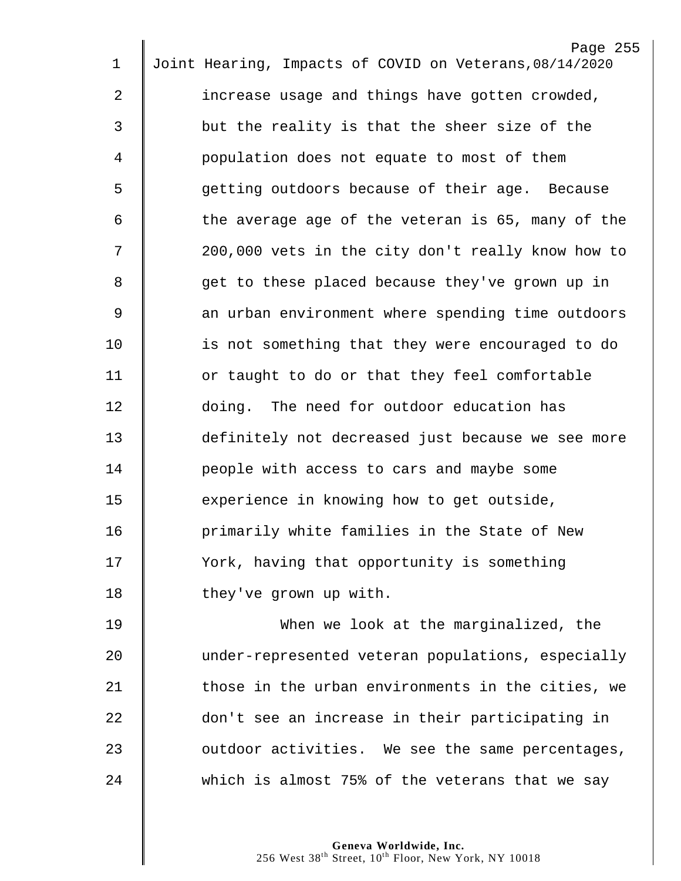increase usage and things have gotten crowded, but the reality is that the sheer size of the population does not equate to most of them getting outdoors because of their age. Because the average age of the veteran is 65, many of the 200,000 vets in the city don't really know how to get to these placed because they've grown up in an urban environment where spending time outdoors is not something that they were encouraged to do or taught to do or that they feel comfortable doing. The need for outdoor education has definitely not decreased just because we see more people with access to cars and maybe some experience in knowing how to get outside, primarily white families in the State of New York, having that opportunity is something they've grown up with.

When we look at the marginalized, the under-represented veteran populations, especially those in the urban environments in the cities, we don't see an increase in their participating in outdoor activities. We see the same percentages, which is almost 75% of the veterans that we say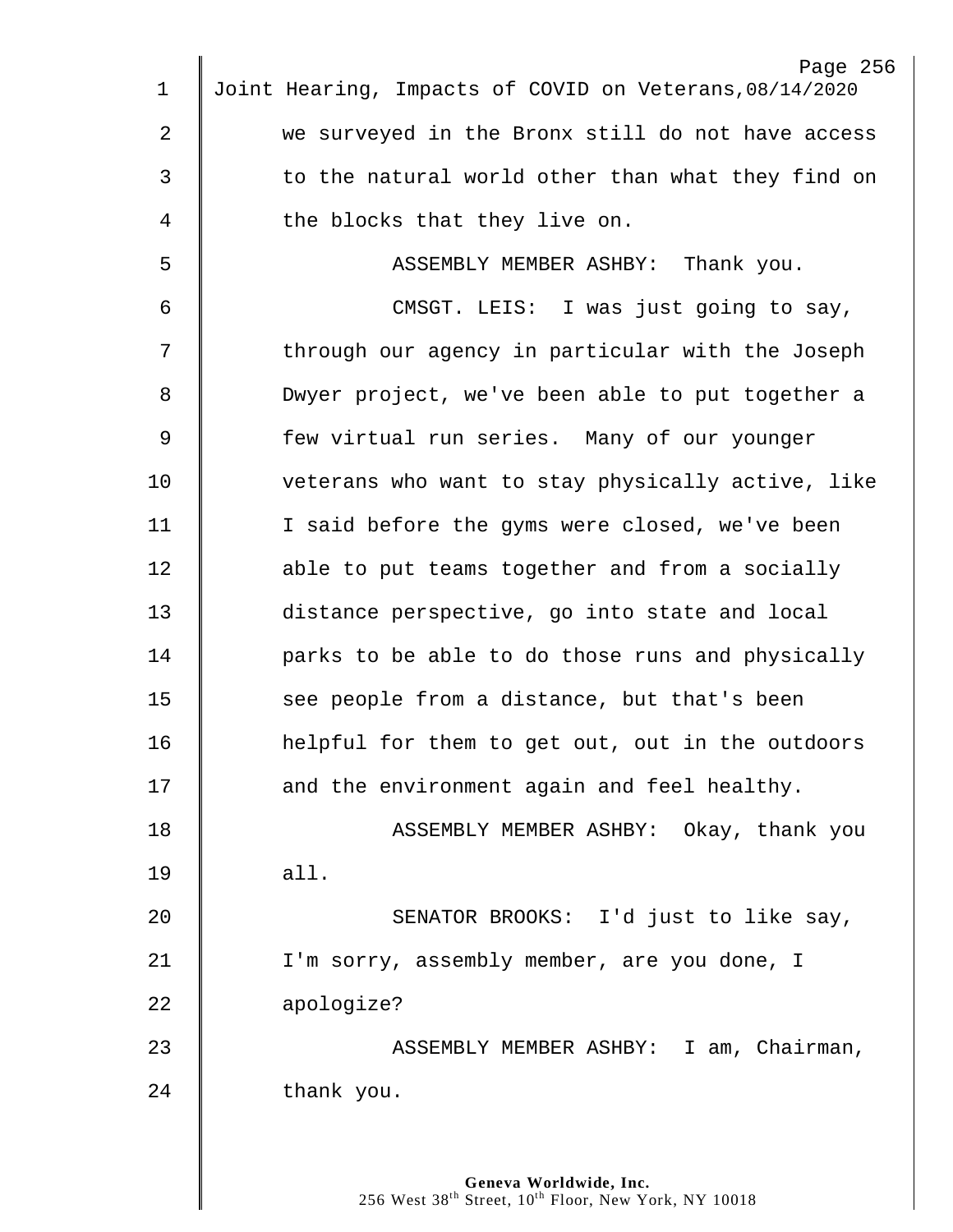we surveyed in the Bronx still do not have access to the natural world other than what they find on the blocks that they live on.

ASSEMBLY MEMBER ASHBY: Thank you.

CMSGT. LEIS: I was just going to say, through our agency in particular with the Joseph Dwyer project, we've been able to put together a few virtual run series. Many of our younger veterans who want to stay physically active, like I said before the gyms were closed, we've been able to put teams together and from a socially distance perspective, go into state and local parks to be able to do those runs and physically see people from a distance, but that's been helpful for them to get out, out in the outdoors and the environment again and feel healthy.

ASSEMBLY MEMBER ASHBY: Okay, thank you all.

SENATOR BROOKS: I'd just to like say, I'm sorry, assembly member, are you done, I apologize?

ASSEMBLY MEMBER ASHBY: I am, Chairman, thank you.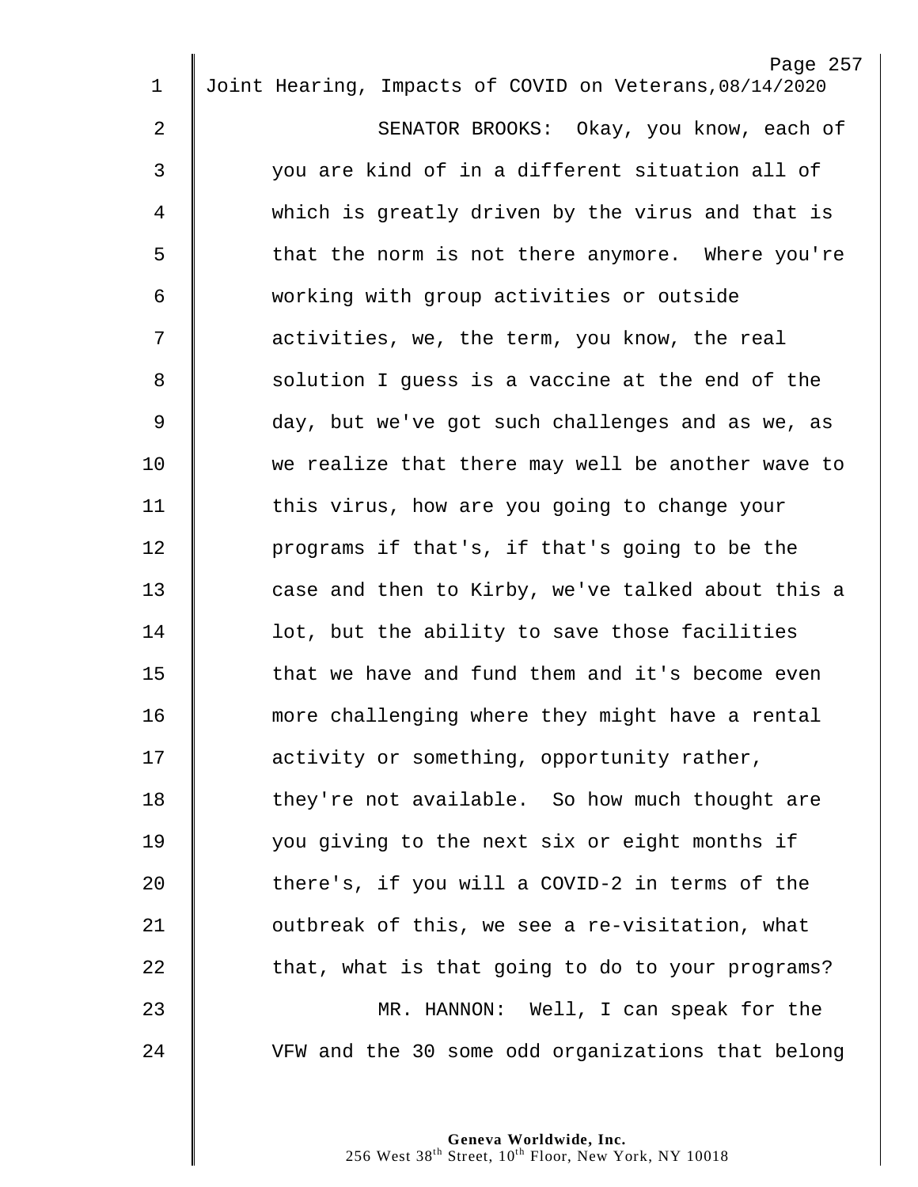SENATOR BROOKS: Okay, you know, each of you are kind of in a different situation all of which is greatly driven by the virus and that is that the norm is not there anymore. Where you're working with group activities or outside activities, we, the term, you know, the real solution I guess is a vaccine at the end of the day, but we've got such challenges and as we, as we realize that there may well be another wave to this virus, how are you going to change your programs if that's, if that's going to be the case and then to Kirby, we've talked about this a lot, but the ability to save those facilities that we have and fund them and it's become even more challenging where they might have a rental activity or something, opportunity rather, they're not available. So how much thought are you giving to the next six or eight months if there's, if you will a COVID-2 in terms of the outbreak of this, we see a re-visitation, what that, what is that going to do to your programs?

MR. HANNON: Well, I can speak for the VFW and the 30 some odd organizations that belong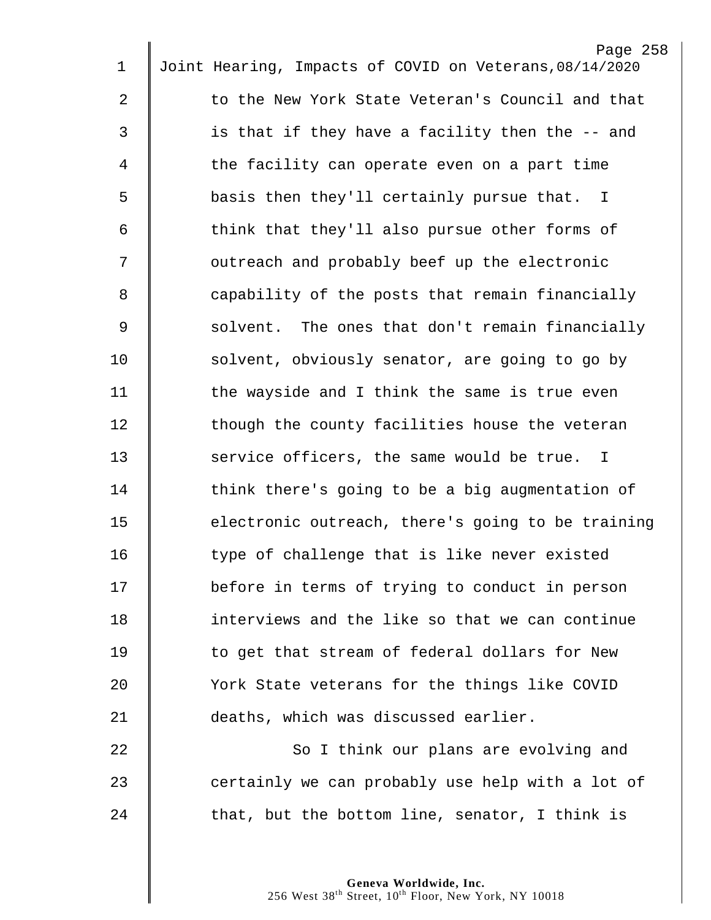to the New York State Veteran's Council and that is that if they have a facility then the -- and the facility can operate even on a part time basis then they'll certainly pursue that. I think that they'll also pursue other forms of outreach and probably beef up the electronic capability of the posts that remain financially solvent. The ones that don't remain financially solvent, obviously senator, are going to go by the wayside and I think the same is true even though the county facilities house the veteran service officers, the same would be true. I think there's going to be a big augmentation of electronic outreach, there's going to be training type of challenge that is like never existed before in terms of trying to conduct in person interviews and the like so that we can continue to get that stream of federal dollars for New York State veterans for the things like COVID deaths, which was discussed earlier.

So I think our plans are evolving and certainly we can probably use help with a lot of that, but the bottom line, senator, I think is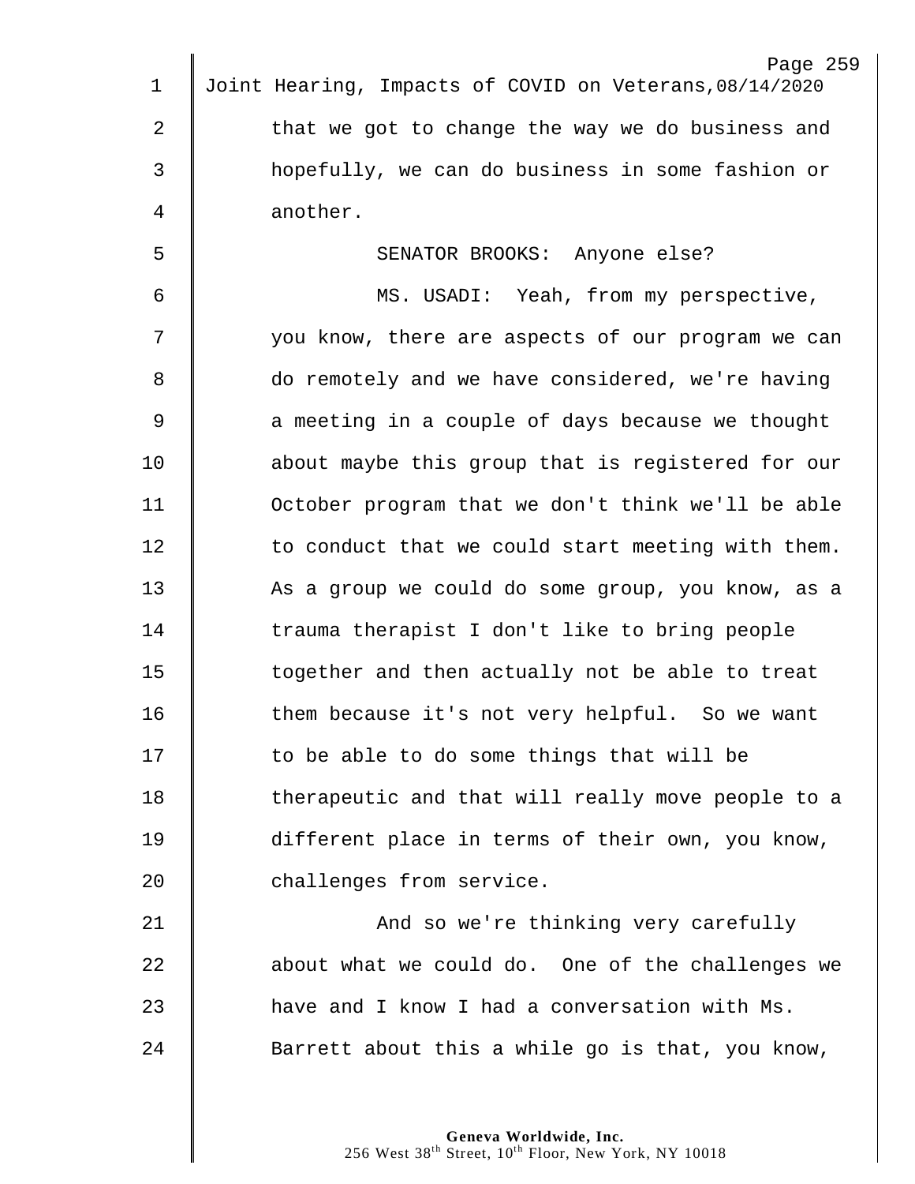that we got to change the way we do business and hopefully, we can do business in some fashion or another.

SENATOR BROOKS: Anyone else?

MS. USADI: Yeah, from my perspective, you know, there are aspects of our program we can do remotely and we have considered, we're having a meeting in a couple of days because we thought about maybe this group that is registered for our October program that we don't think we'll be able to conduct that we could start meeting with them. As a group we could do some group, you know, as a trauma therapist I don't like to bring people together and then actually not be able to treat them because it's not very helpful. So we want to be able to do some things that will be therapeutic and that will really move people to a different place in terms of their own, you know, challenges from service.

And so we're thinking very carefully about what we could do. One of the challenges we have and I know I had a conversation with Ms. Barrett about this a while go is that, you know,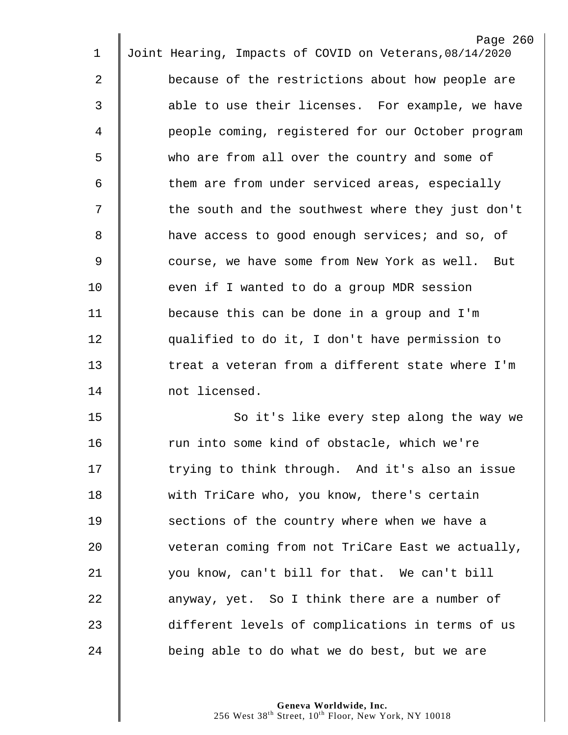because of the restrictions about how people are able to use their licenses. For example, we have people coming, registered for our October program who are from all over the country and some of them are from under serviced areas, especially the south and the southwest where they just don't have access to good enough services; and so, of course, we have some from New York as well. But even if I wanted to do a group MDR session because this can be done in a group and I'm qualified to do it, I don't have permission to treat a veteran from a different state where I'm not licensed.

So it's like every step along the way we run into some kind of obstacle, which we're trying to think through. And it's also an issue with TriCare who, you know, there's certain sections of the country where when we have a veteran coming from not TriCare East we actually, you know, can't bill for that. We can't bill anyway, yet. So I think there are a number of different levels of complications in terms of us being able to do what we do best, but we are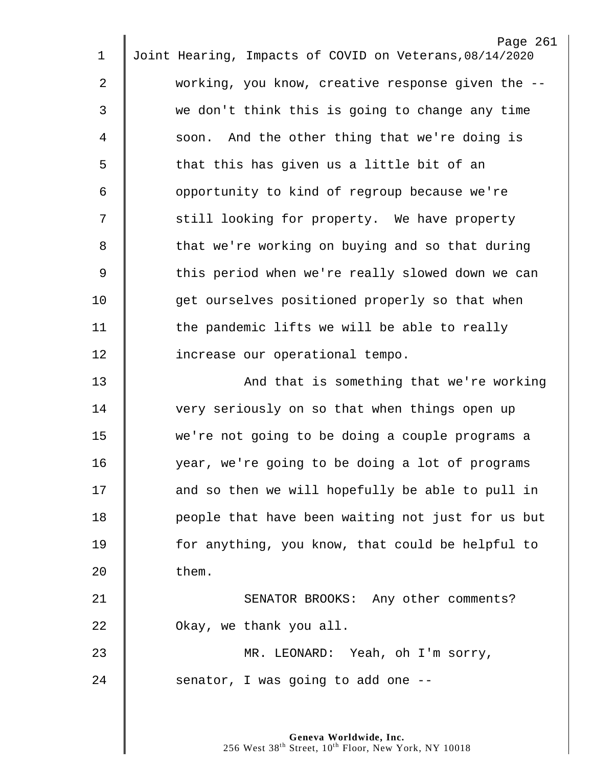working, you know, creative response given the -- we don't think this is going to change any time soon. And the other thing that we're doing is that this has given us a little bit of an opportunity to kind of regroup because we're still looking for property. We have property that we're working on buying and so that during this period when we're really slowed down we can get ourselves positioned properly so that when the pandemic lifts we will be able to really increase our operational tempo.

And that is something that we're working very seriously on so that when things open up we're not going to be doing a couple programs a year, we're going to be doing a lot of programs and so then we will hopefully be able to pull in people that have been waiting not just for us but for anything, you know, that could be helpful to them.

SENATOR BROOKS: Any other comments? Okay, we thank you all.

MR. LEONARD: Yeah, oh I'm sorry, senator, I was going to add one --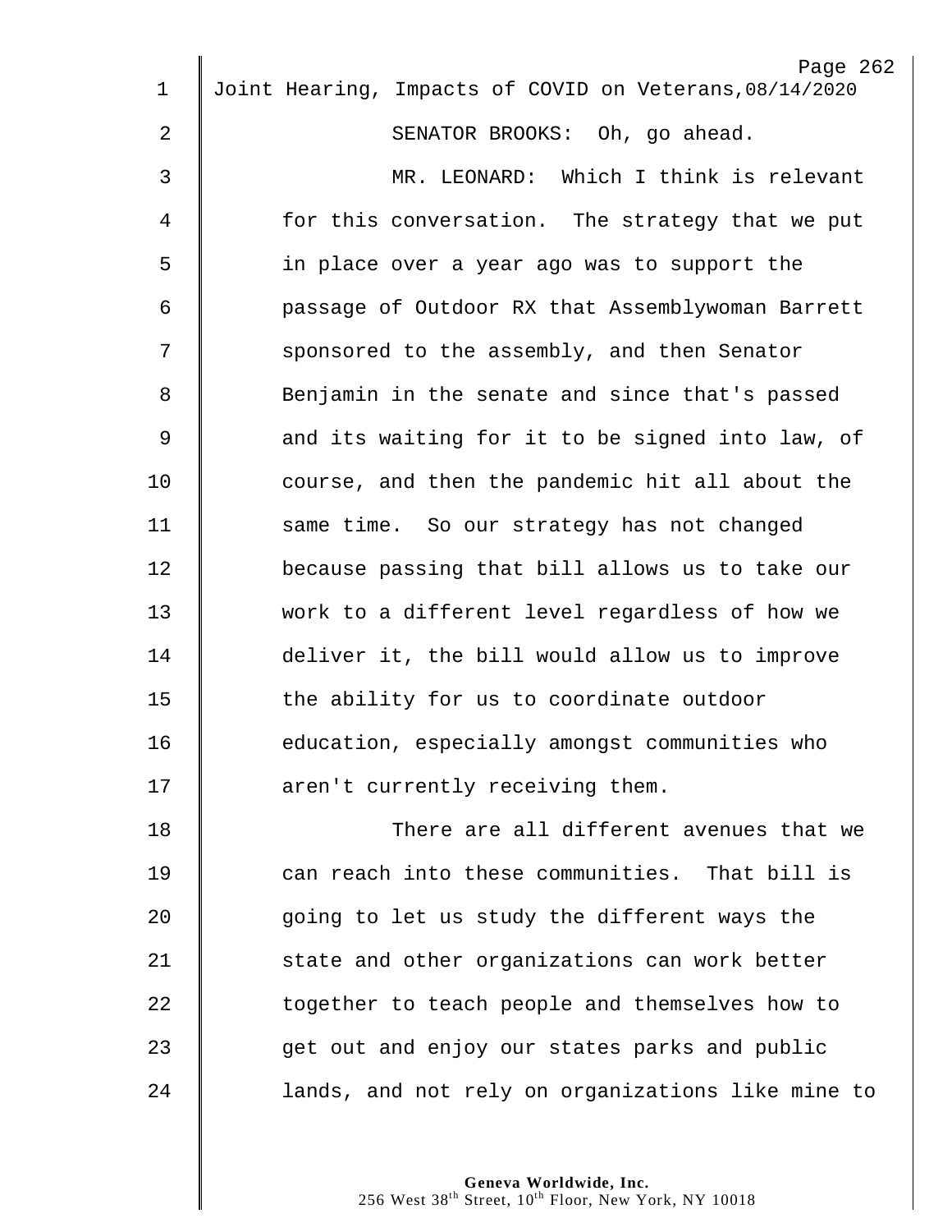SENATOR BROOKS: Oh, go ahead.

MR. LEONARD: Which I think is relevant for this conversation. The strategy that we put in place over a year ago was to support the passage of Outdoor RX that Assemblywoman Barrett sponsored to the assembly, and then Senator Benjamin in the senate and since that's passed and its waiting for it to be signed into law, of course, and then the pandemic hit all about the same time. So our strategy has not changed because passing that bill allows us to take our work to a different level regardless of how we deliver it, the bill would allow us to improve the ability for us to coordinate outdoor education, especially amongst communities who aren't currently receiving them.

There are all different avenues that we can reach into these communities. That bill is going to let us study the different ways the state and other organizations can work better together to teach people and themselves how to get out and enjoy our states parks and public lands, and not rely on organizations like mine to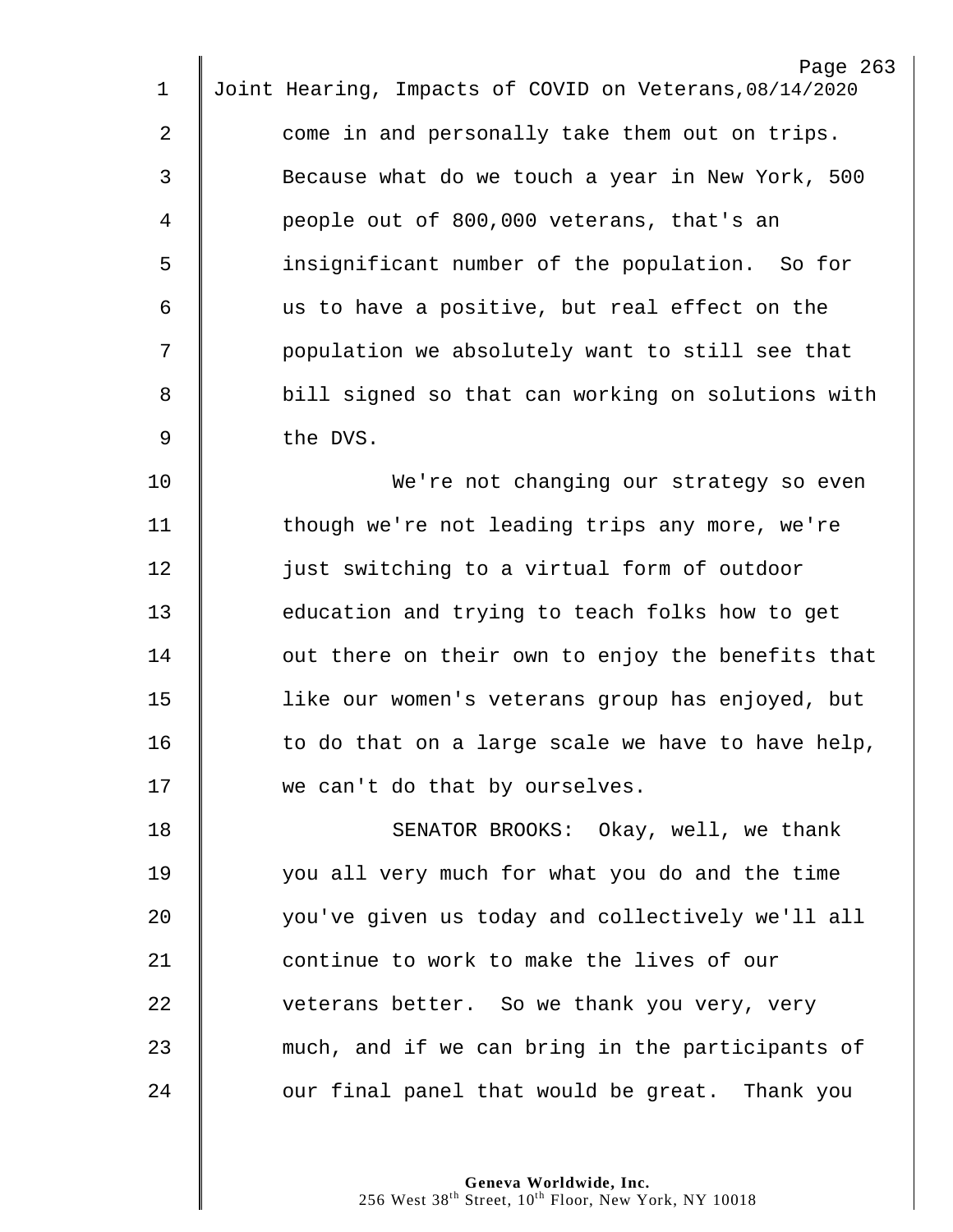come in and personally take them out on trips. Because what do we touch a year in New York, 500 people out of 800,000 veterans, that's an insignificant number of the population. So for us to have a positive, but real effect on the population we absolutely want to still see that bill signed so that can working on solutions with the DVS.

We're not changing our strategy so even though we're not leading trips any more, we're just switching to a virtual form of outdoor education and trying to teach folks how to get out there on their own to enjoy the benefits that like our women's veterans group has enjoyed, but to do that on a large scale we have to have help, we can't do that by ourselves.

SENATOR BROOKS: Okay, well, we thank you all very much for what you do and the time you've given us today and collectively we'll all continue to work to make the lives of our veterans better. So we thank you very, very much, and if we can bring in the participants of our final panel that would be great. Thank you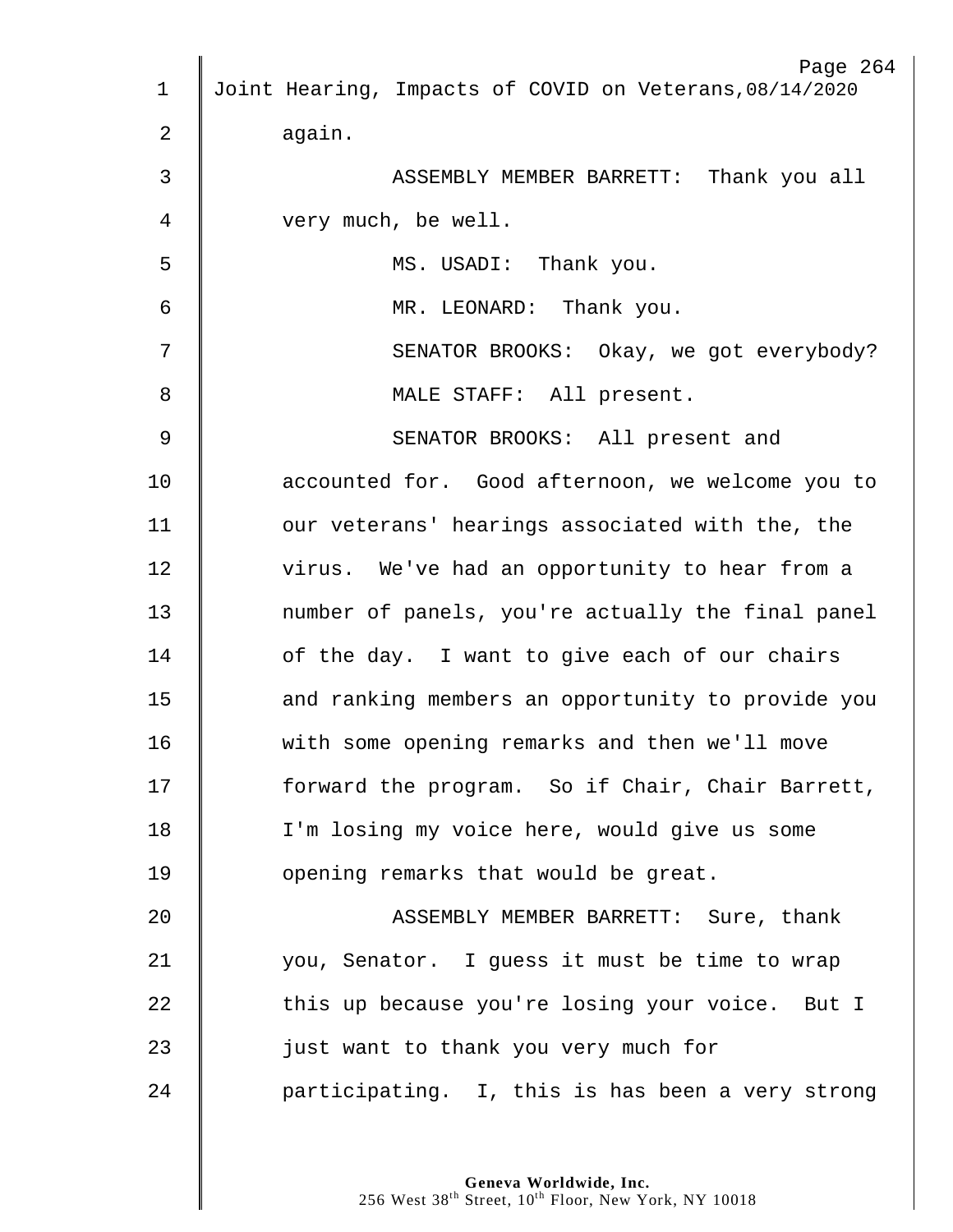again.

ASSEMBLY MEMBER BARRETT: Thank you all very much, be well.

MS. USADI: Thank you.

MR. LEONARD: Thank you.

SENATOR BROOKS: Okay, we got everybody?

MALE STAFF: All present.

SENATOR BROOKS: All present and accounted for. Good afternoon, we welcome you to our veterans' hearings associated with the, the virus. We've had an opportunity to hear from a number of panels, you're actually the final panel of the day. I want to give each of our chairs and ranking members an opportunity to provide you with some opening remarks and then we'll move forward the program. So if Chair, Chair Barrett, I'm losing my voice here, would give us some opening remarks that would be great.

ASSEMBLY MEMBER BARRETT: Sure, thank you, Senator. I guess it must be time to wrap this up because you're losing your voice. But I just want to thank you very much for participating. I, this is has been a very strong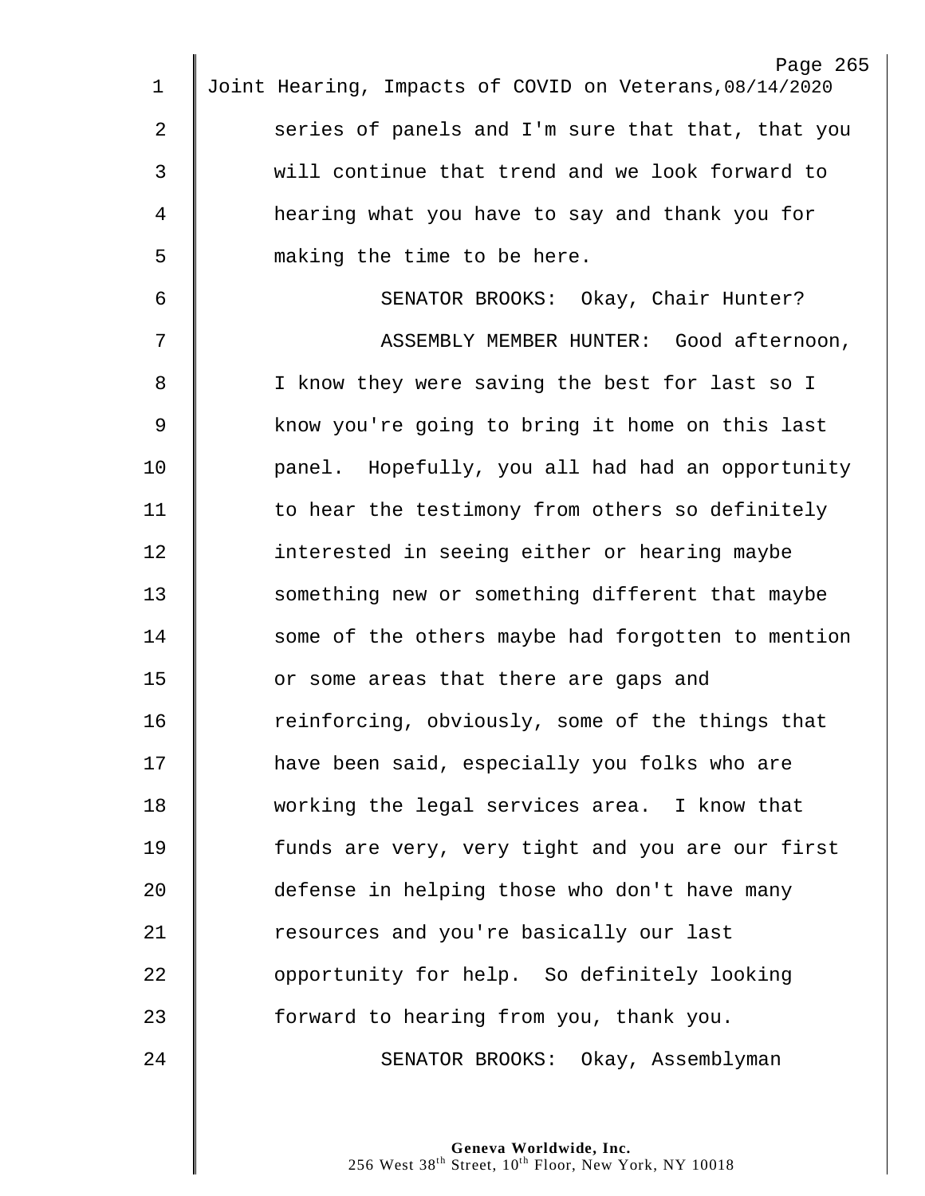series of panels and I'm sure that that, that you will continue that trend and we look forward to hearing what you have to say and thank you for making the time to be here.

SENATOR BROOKS: Okay, Chair Hunter?

ASSEMBLY MEMBER HUNTER: Good afternoon, I know they were saving the best for last so I know you're going to bring it home on this last panel. Hopefully, you all had had an opportunity to hear the testimony from others so definitely interested in seeing either or hearing maybe something new or something different that maybe some of the others maybe had forgotten to mention or some areas that there are gaps and reinforcing, obviously, some of the things that have been said, especially you folks who are working the legal services area. I know that funds are very, very tight and you are our first defense in helping those who don't have many resources and you're basically our last opportunity for help. So definitely looking forward to hearing from you, thank you.

SENATOR BROOKS: Okay, Assemblyman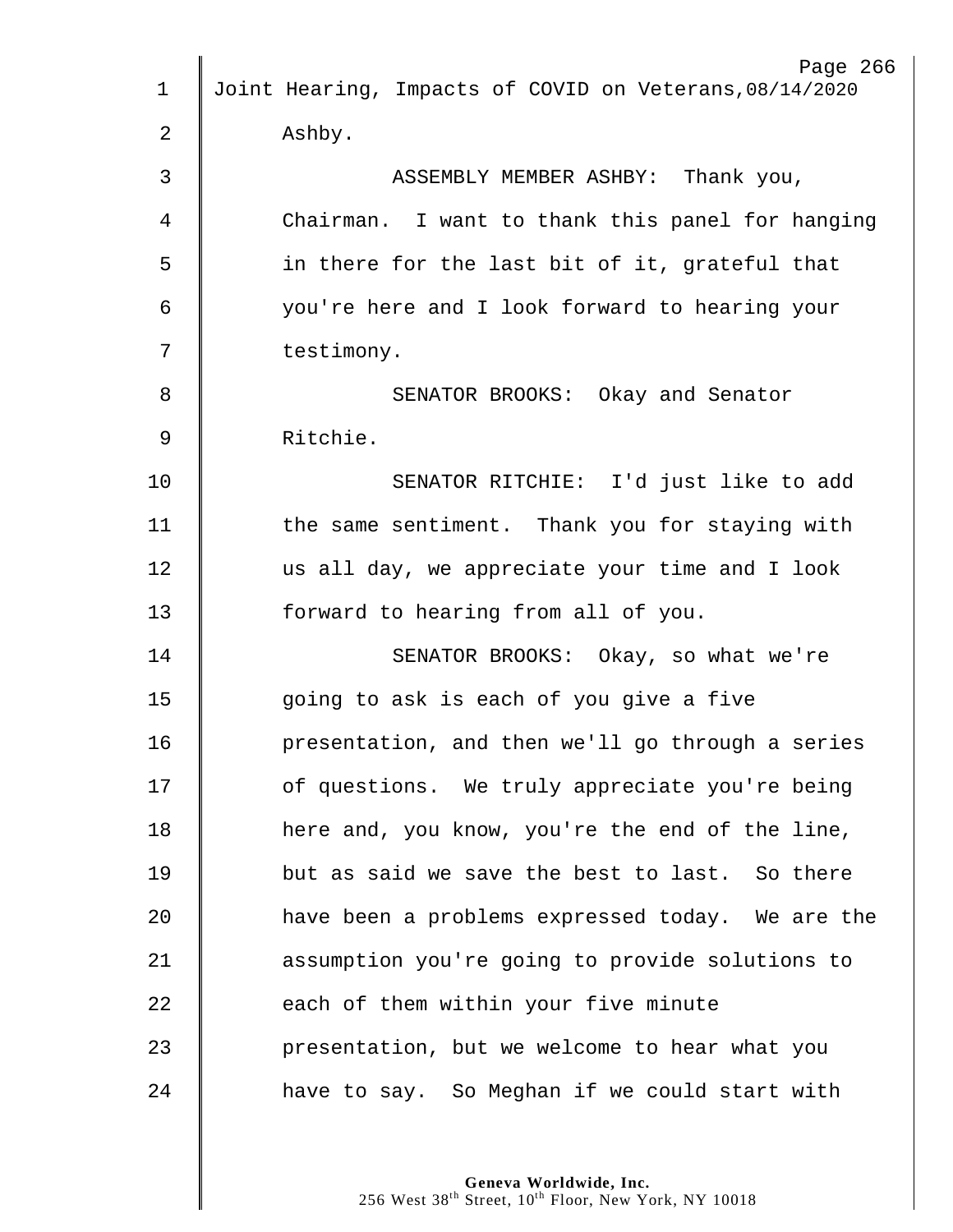Ashby.

ASSEMBLY MEMBER ASHBY: Thank you, Chairman. I want to thank this panel for hanging in there for the last bit of it, grateful that you're here and I look forward to hearing your testimony.

SENATOR BROOKS: Okay and Senator Ritchie.

SENATOR RITCHIE: I'd just like to add the same sentiment. Thank you for staying with us all day, we appreciate your time and I look forward to hearing from all of you.

SENATOR BROOKS: Okay, so what we're going to ask is each of you give a five presentation, and then we'll go through a series of questions. We truly appreciate you're being here and, you know, you're the end of the line, but as said we save the best to last. So there have been a problems expressed today. We are the assumption you're going to provide solutions to each of them within your five minute presentation, but we welcome to hear what you have to say. So Meghan if we could start with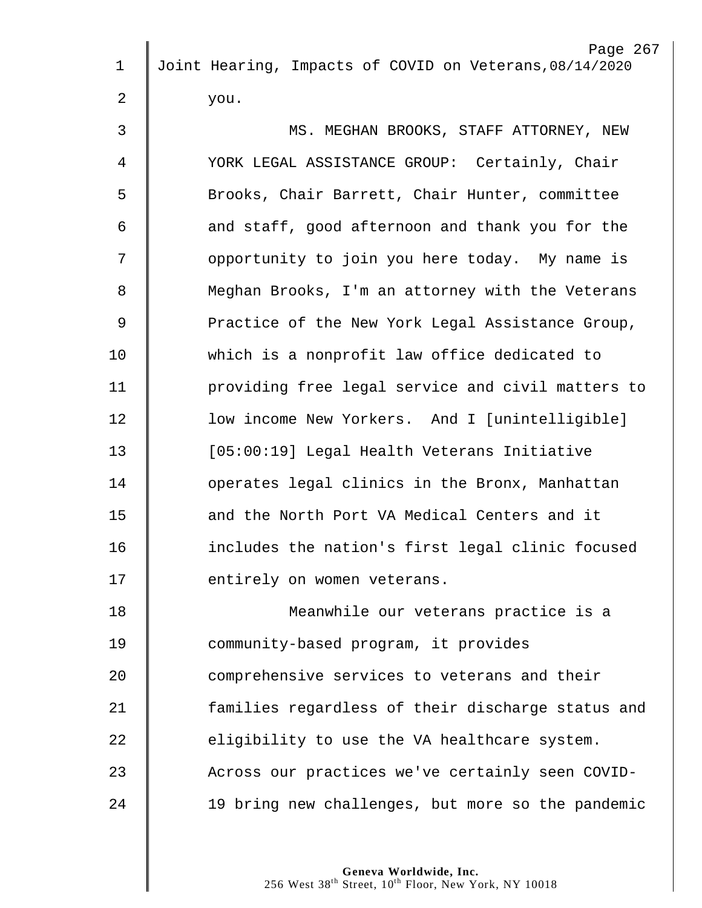you.

MS. MEGHAN BROOKS, STAFF ATTORNEY, NEW YORK LEGAL ASSISTANCE GROUP: Certainly, Chair Brooks, Chair Barrett, Chair Hunter, committee and staff, good afternoon and thank you for the opportunity to join you here today. My name is Meghan Brooks, I'm an attorney with the Veterans Practice of the New York Legal Assistance Group, which is a nonprofit law office dedicated to providing free legal service and civil matters to low income New Yorkers. And I [unintelligible] [05:00:19] Legal Health Veterans Initiative operates legal clinics in the Bronx, Manhattan and the North Port VA Medical Centers and it includes the nation's first legal clinic focused entirely on women veterans.

Meanwhile our veterans practice is a community-based program, it provides comprehensive services to veterans and their families regardless of their discharge status and eligibility to use the VA healthcare system. Across our practices we've certainly seen COVID-19 bring new challenges, but more so the pandemic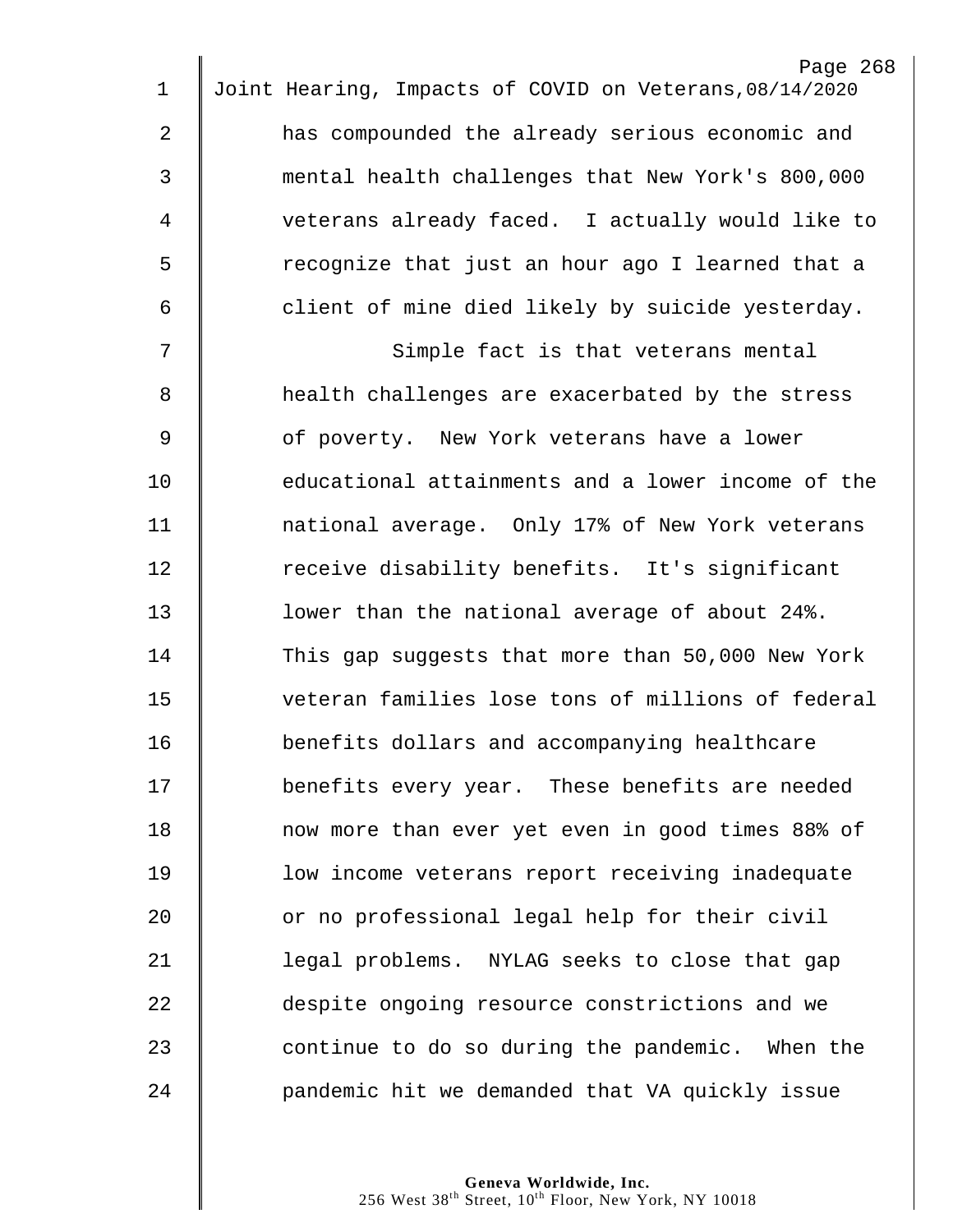has compounded the already serious economic and mental health challenges that New York's 800,000 veterans already faced. I actually would like to recognize that just an hour ago I learned that a client of mine died likely by suicide yesterday.

Simple fact is that veterans mental health challenges are exacerbated by the stress of poverty. New York veterans have a lower educational attainments and a lower income of the national average. Only 17% of New York veterans receive disability benefits. It's significant lower than the national average of about 24%. This gap suggests that more than 50,000 New York veteran families lose tons of millions of federal benefits dollars and accompanying healthcare benefits every year. These benefits are needed now more than ever yet even in good times 88% of low income veterans report receiving inadequate or no professional legal help for their civil legal problems. NYLAG seeks to close that gap despite ongoing resource constrictions and we continue to do so during the pandemic. When the pandemic hit we demanded that VA quickly issue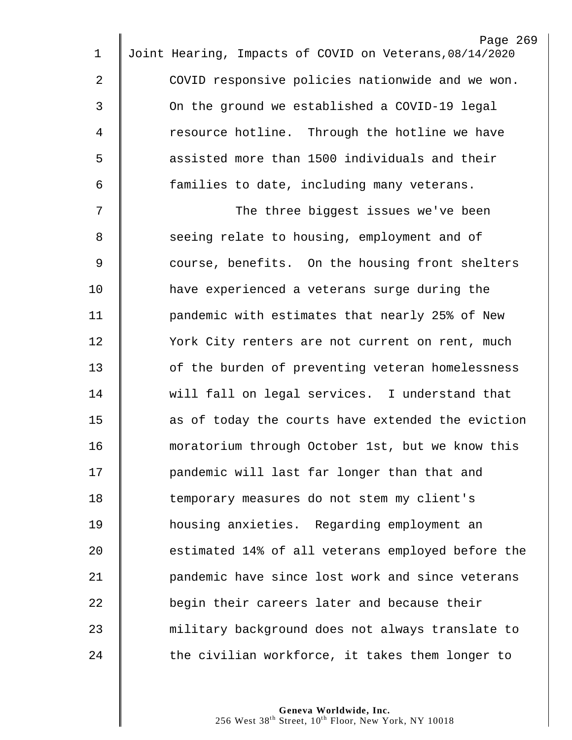COVID responsive policies nationwide and we won. On the ground we established a COVID-19 legal resource hotline. Through the hotline we have assisted more than 1500 individuals and their families to date, including many veterans.

The three biggest issues we've been seeing relate to housing, employment and of course, benefits. On the housing front shelters have experienced a veterans surge during the pandemic with estimates that nearly 25% of New York City renters are not current on rent, much of the burden of preventing veteran homelessness will fall on legal services. I understand that as of today the courts have extended the eviction moratorium through October 1st, but we know this pandemic will last far longer than that and temporary measures do not stem my client's housing anxieties. Regarding employment an estimated 14% of all veterans employed before the pandemic have since lost work and since veterans begin their careers later and because their military background does not always translate to the civilian workforce, it takes them longer to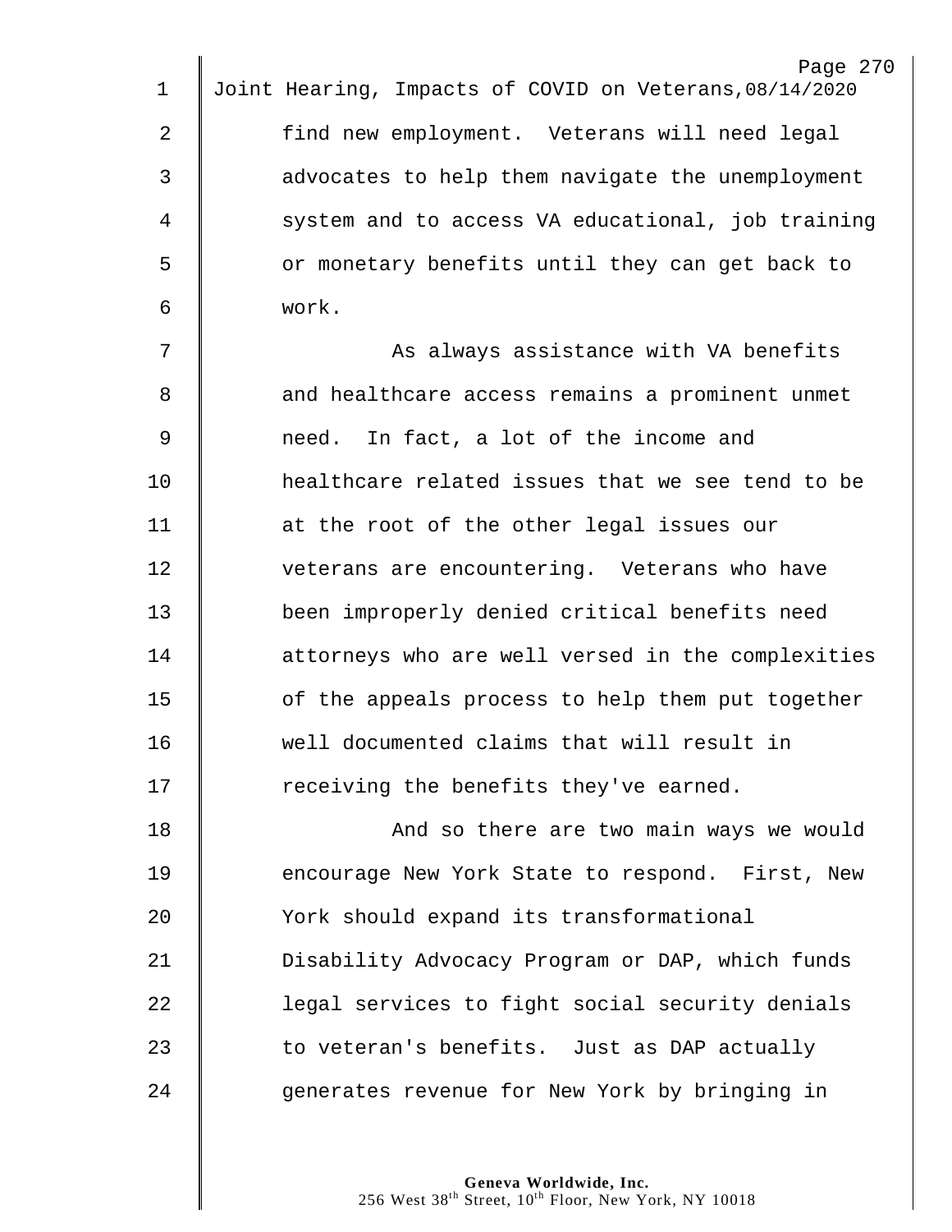find new employment. Veterans will need legal advocates to help them navigate the unemployment system and to access VA educational, job training or monetary benefits until they can get back to work.

As always assistance with VA benefits and healthcare access remains a prominent unmet need. In fact, a lot of the income and healthcare related issues that we see tend to be at the root of the other legal issues our veterans are encountering. Veterans who have been improperly denied critical benefits need attorneys who are well versed in the complexities of the appeals process to help them put together well documented claims that will result in receiving the benefits they've earned.

And so there are two main ways we would encourage New York State to respond. First, New York should expand its transformational Disability Advocacy Program or DAP, which funds legal services to fight social security denials to veteran's benefits. Just as DAP actually generates revenue for New York by bringing in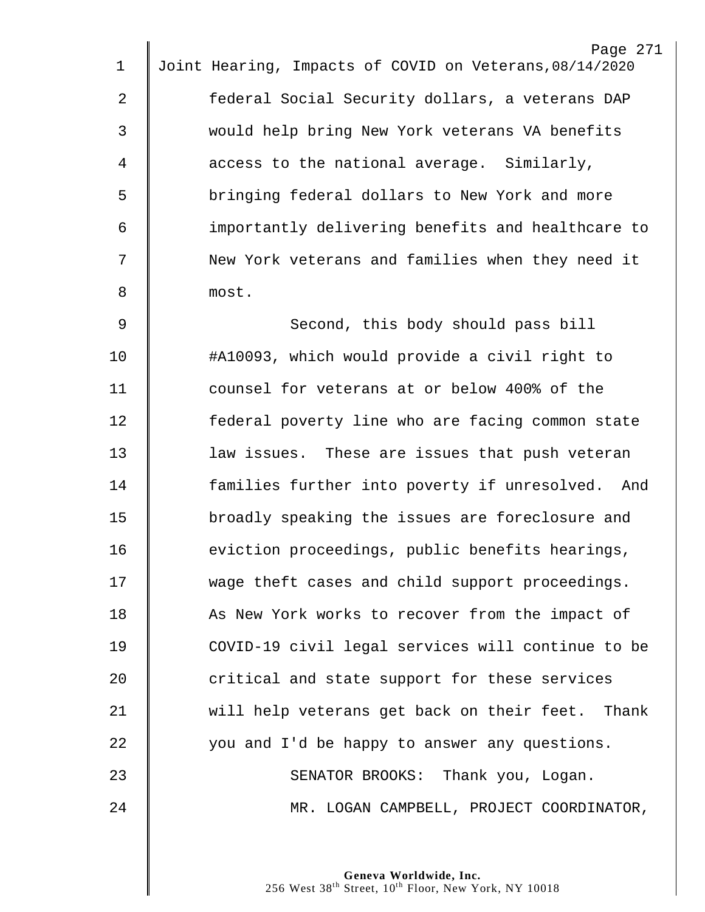federal Social Security dollars, a veterans DAP would help bring New York veterans VA benefits access to the national average. Similarly, bringing federal dollars to New York and more importantly delivering benefits and healthcare to New York veterans and families when they need it most.

Second, this body should pass bill #A10093, which would provide a civil right to counsel for veterans at or below 400% of the federal poverty line who are facing common state law issues. These are issues that push veteran families further into poverty if unresolved. And broadly speaking the issues are foreclosure and eviction proceedings, public benefits hearings, wage theft cases and child support proceedings. As New York works to recover from the impact of COVID-19 civil legal services will continue to be critical and state support for these services will help veterans get back on their feet. Thank you and I'd be happy to answer any questions.

SENATOR BROOKS: Thank you, Logan.

MR. LOGAN CAMPBELL, PROJECT COORDINATOR,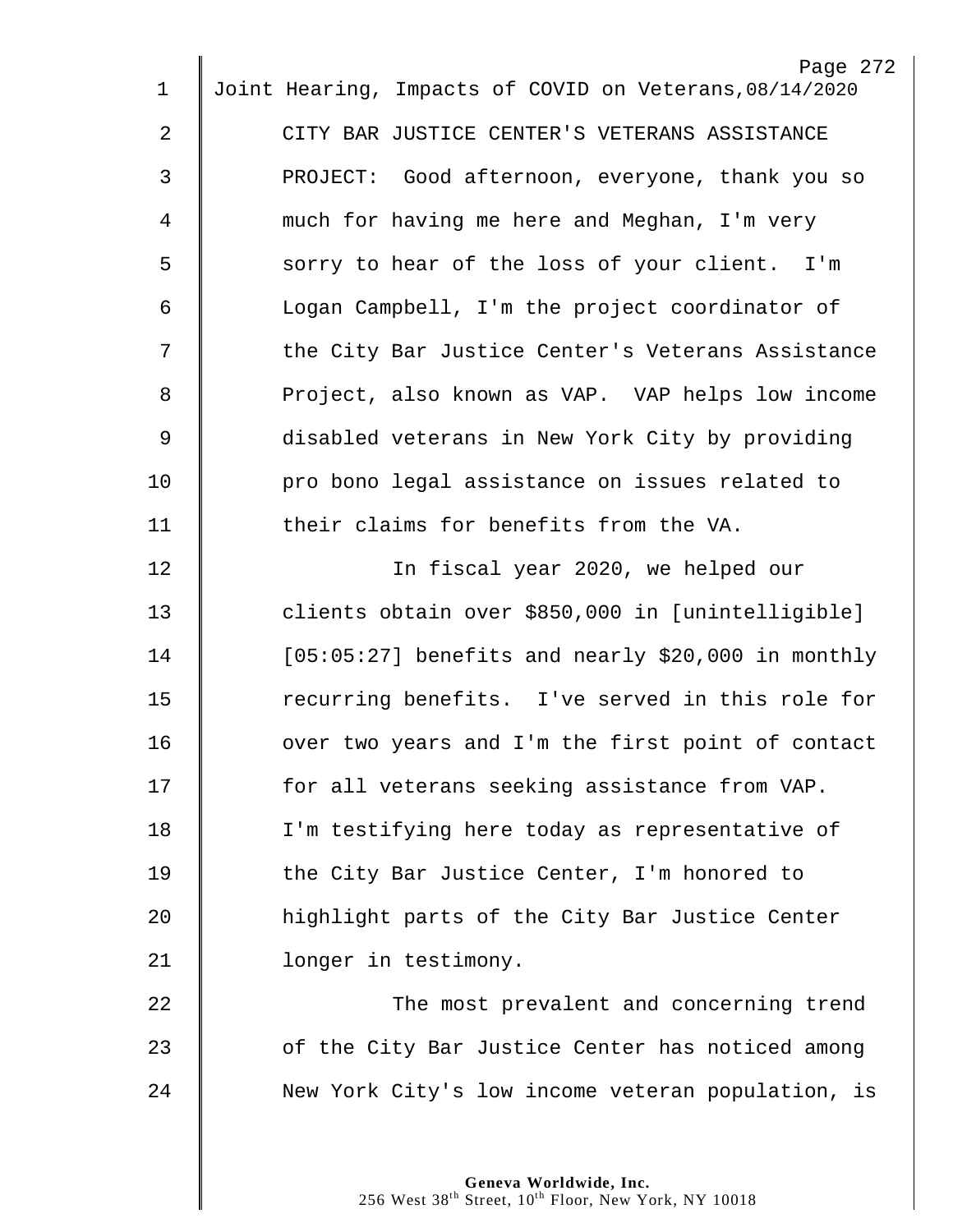CITY BAR JUSTICE CENTER'S VETERANS ASSISTANCE PROJECT: Good afternoon, everyone, thank you so much for having me here and Meghan, I'm very sorry to hear of the loss of your client. I'm Logan Campbell, I'm the project coordinator of the City Bar Justice Center's Veterans Assistance Project, also known as VAP. VAP helps low income disabled veterans in New York City by providing pro bono legal assistance on issues related to their claims for benefits from the VA.

In fiscal year 2020, we helped our clients obtain over $850,000 in [unintelligible] [05:05:27] benefits and nearly $20,000 in monthly recurring benefits. I've served in this role for over two years and I'm the first point of contact for all veterans seeking assistance from VAP. I'm testifying here today as representative of the City Bar Justice Center, I'm honored to highlight parts of the City Bar Justice Center longer in testimony.

The most prevalent and concerning trend of the City Bar Justice Center has noticed among New York City's low income veteran population, is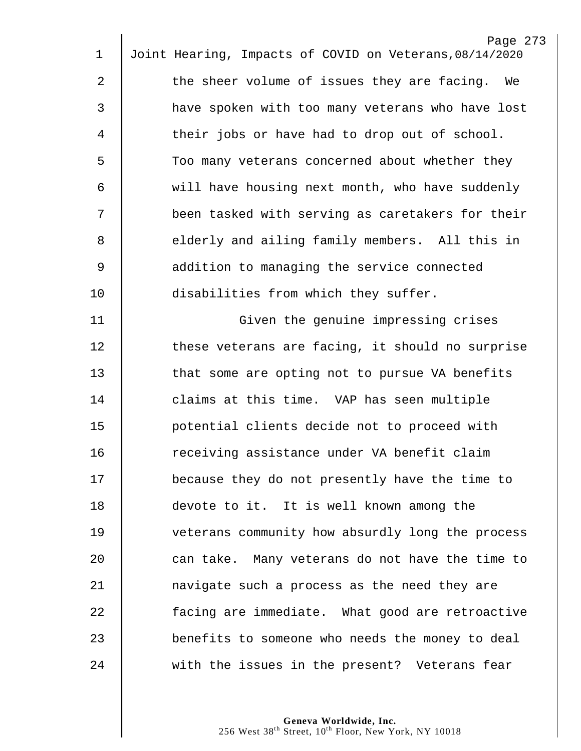the sheer volume of issues they are facing. We have spoken with too many veterans who have lost their jobs or have had to drop out of school. Too many veterans concerned about whether they will have housing next month, who have suddenly been tasked with serving as caretakers for their elderly and ailing family members. All this in addition to managing the service connected disabilities from which they suffer.

Given the genuine impressing crises these veterans are facing, it should no surprise that some are opting not to pursue VA benefits claims at this time. VAP has seen multiple potential clients decide not to proceed with receiving assistance under VA benefit claim because they do not presently have the time to devote to it. It is well known among the veterans community how absurdly long the process can take. Many veterans do not have the time to navigate such a process as the need they are facing are immediate. What good are retroactive benefits to someone who needs the money to deal with the issues in the present? Veterans fear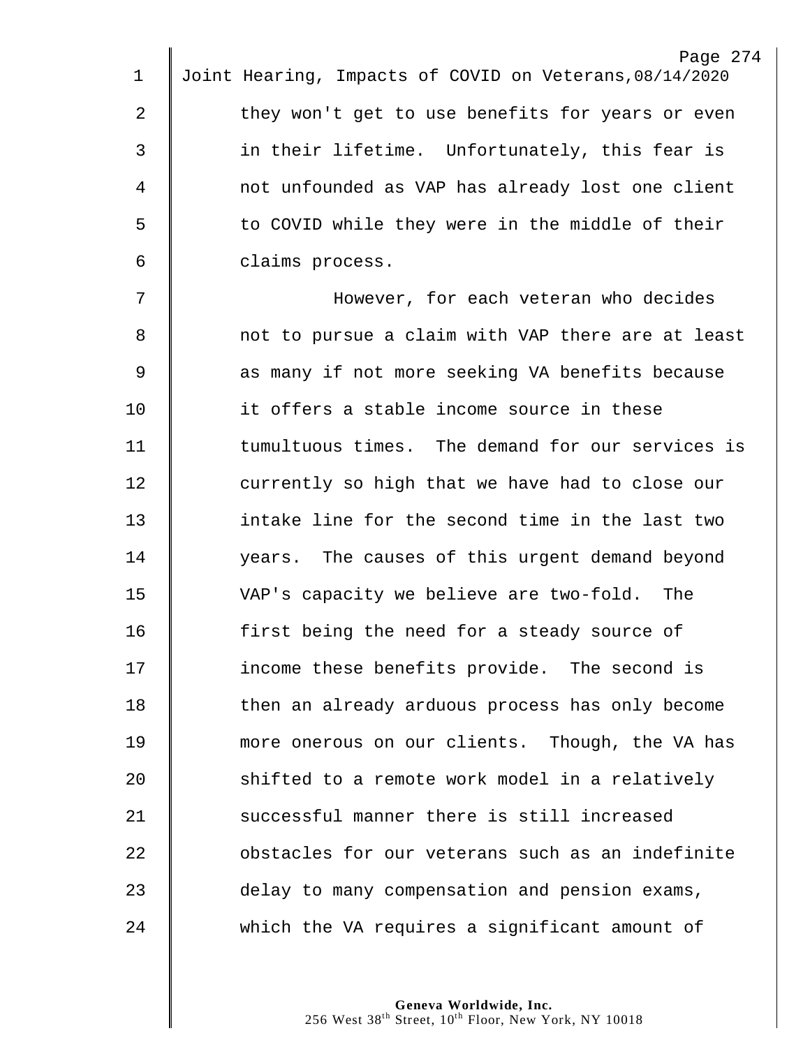they won't get to use benefits for years or even in their lifetime. Unfortunately, this fear is not unfounded as VAP has already lost one client to COVID while they were in the middle of their claims process.

However, for each veteran who decides not to pursue a claim with VAP there are at least as many if not more seeking VA benefits because it offers a stable income source in these tumultuous times. The demand for our services is currently so high that we have had to close our intake line for the second time in the last two years. The causes of this urgent demand beyond VAP's capacity we believe are two-fold. The first being the need for a steady source of income these benefits provide. The second is then an already arduous process has only become more onerous on our clients. Though, the VA has shifted to a remote work model in a relatively successful manner there is still increased obstacles for our veterans such as an indefinite delay to many compensation and pension exams, which the VA requires a significant amount of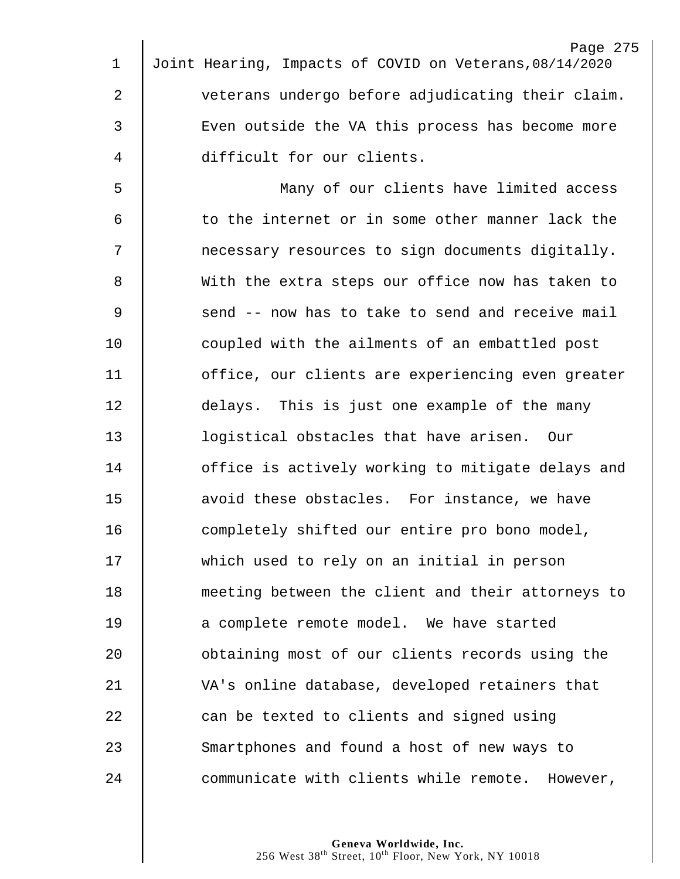veterans undergo before adjudicating their claim. Even outside the VA this process has become more difficult for our clients.

Many of our clients have limited access to the internet or in some other manner lack the necessary resources to sign documents digitally. With the extra steps our office now has taken to send -- now has to take to send and receive mail coupled with the ailments of an embattled post office, our clients are experiencing even greater delays. This is just one example of the many logistical obstacles that have arisen. Our office is actively working to mitigate delays and avoid these obstacles. For instance, we have completely shifted our entire pro bono model, which used to rely on an initial in person meeting between the client and their attorneys to a complete remote model. We have started obtaining most of our clients records using the VA's online database, developed retainers that can be texted to clients and signed using Smartphones and found a host of new ways to communicate with clients while remote. However,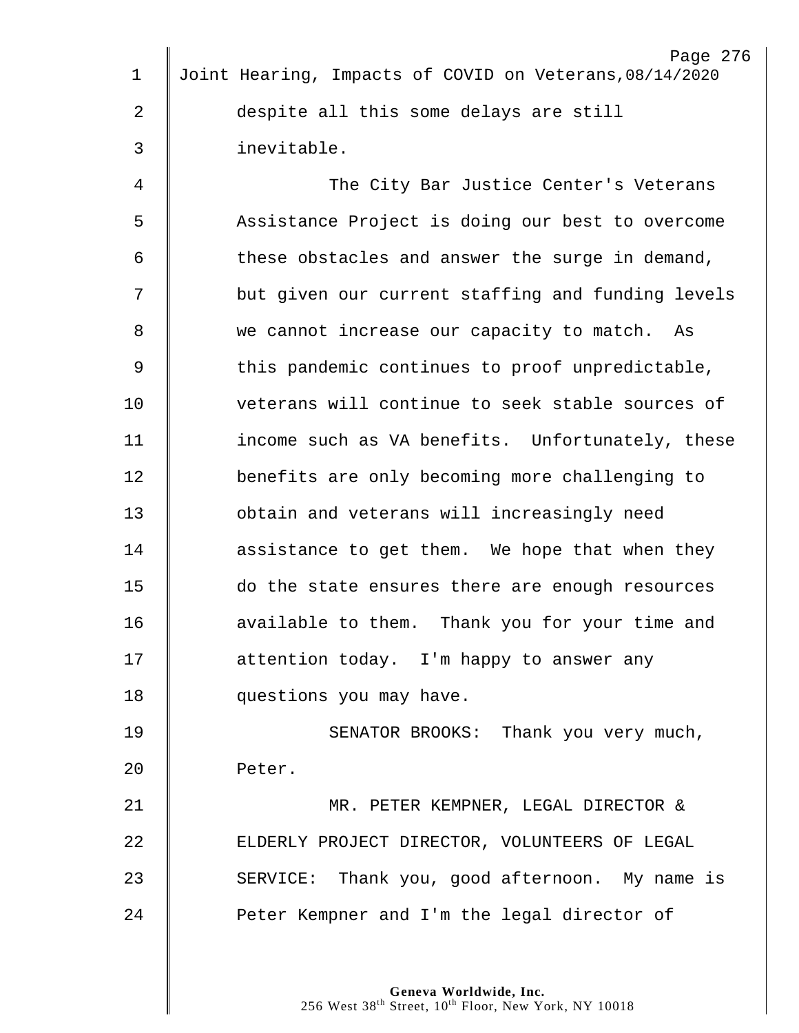despite all this some delays are still inevitable.

The City Bar Justice Center's Veterans Assistance Project is doing our best to overcome these obstacles and answer the surge in demand, but given our current staffing and funding levels we cannot increase our capacity to match. As this pandemic continues to proof unpredictable, veterans will continue to seek stable sources of income such as VA benefits. Unfortunately, these benefits are only becoming more challenging to obtain and veterans will increasingly need assistance to get them. We hope that when they do the state ensures there are enough resources available to them. Thank you for your time and attention today. I'm happy to answer any questions you may have.

SENATOR BROOKS: Thank you very much, Peter.

MR. PETER KEMPNER, LEGAL DIRECTOR & ELDERLY PROJECT DIRECTOR, VOLUNTEERS OF LEGAL SERVICE: Thank you, good afternoon. My name is Peter Kempner and I'm the legal director of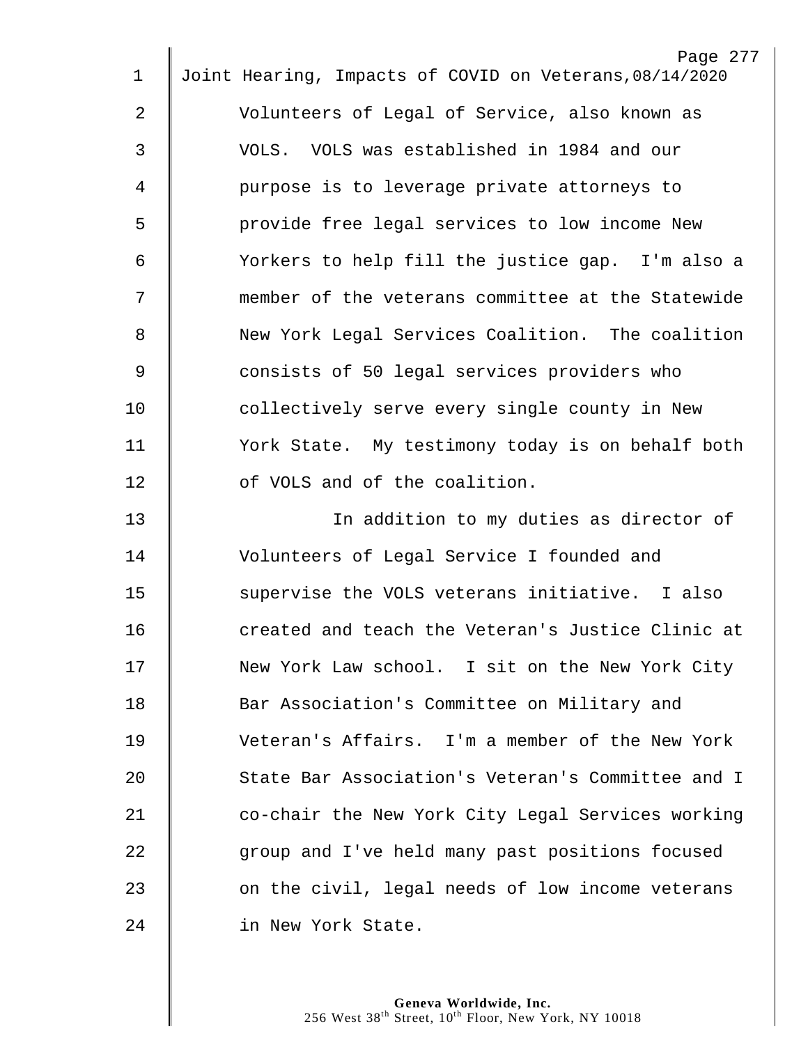Volunteers of Legal of Service, also known as VOLS. VOLS was established in 1984 and our purpose is to leverage private attorneys to provide free legal services to low income New Yorkers to help fill the justice gap. I'm also a member of the veterans committee at the Statewide New York Legal Services Coalition. The coalition consists of 50 legal services providers who collectively serve every single county in New York State. My testimony today is on behalf both of VOLS and of the coalition.

In addition to my duties as director of Volunteers of Legal Service I founded and supervise the VOLS veterans initiative. I also created and teach the Veteran's Justice Clinic at New York Law school. I sit on the New York City Bar Association's Committee on Military and Veteran's Affairs. I'm a member of the New York State Bar Association's Veteran's Committee and I co-chair the New York City Legal Services working group and I've held many past positions focused on the civil, legal needs of low income veterans in New York State.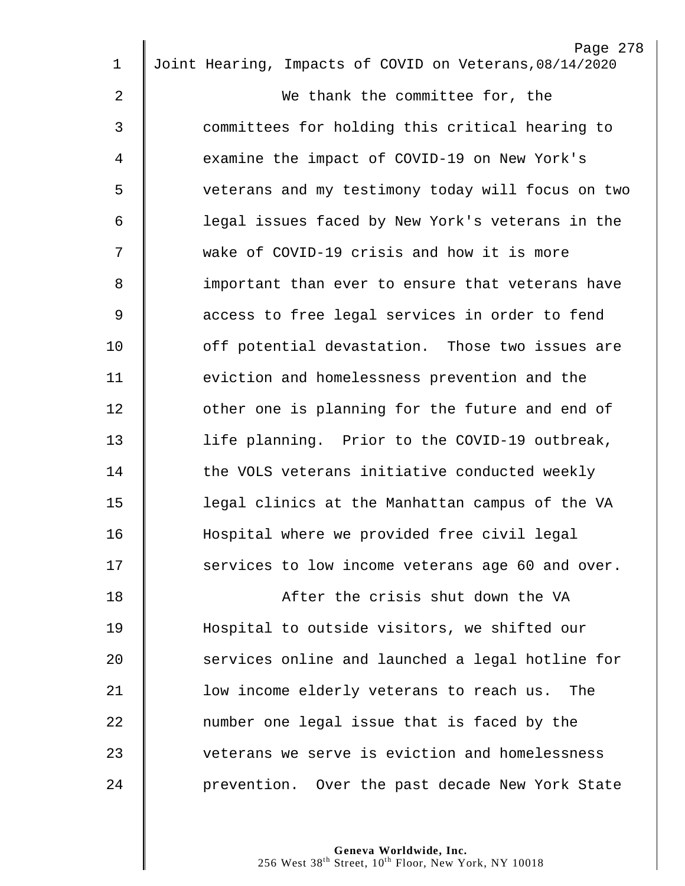We thank the committee for, the committees for holding this critical hearing to examine the impact of COVID-19 on New York's veterans and my testimony today will focus on two legal issues faced by New York's veterans in the wake of COVID-19 crisis and how it is more important than ever to ensure that veterans have access to free legal services in order to fend off potential devastation. Those two issues are eviction and homelessness prevention and the other one is planning for the future and end of life planning. Prior to the COVID-19 outbreak, the VOLS veterans initiative conducted weekly legal clinics at the Manhattan campus of the VA Hospital where we provided free civil legal services to low income veterans age 60 and over.

After the crisis shut down the VA Hospital to outside visitors, we shifted our services online and launched a legal hotline for low income elderly veterans to reach us. The number one legal issue that is faced by the veterans we serve is eviction and homelessness prevention. Over the past decade New York State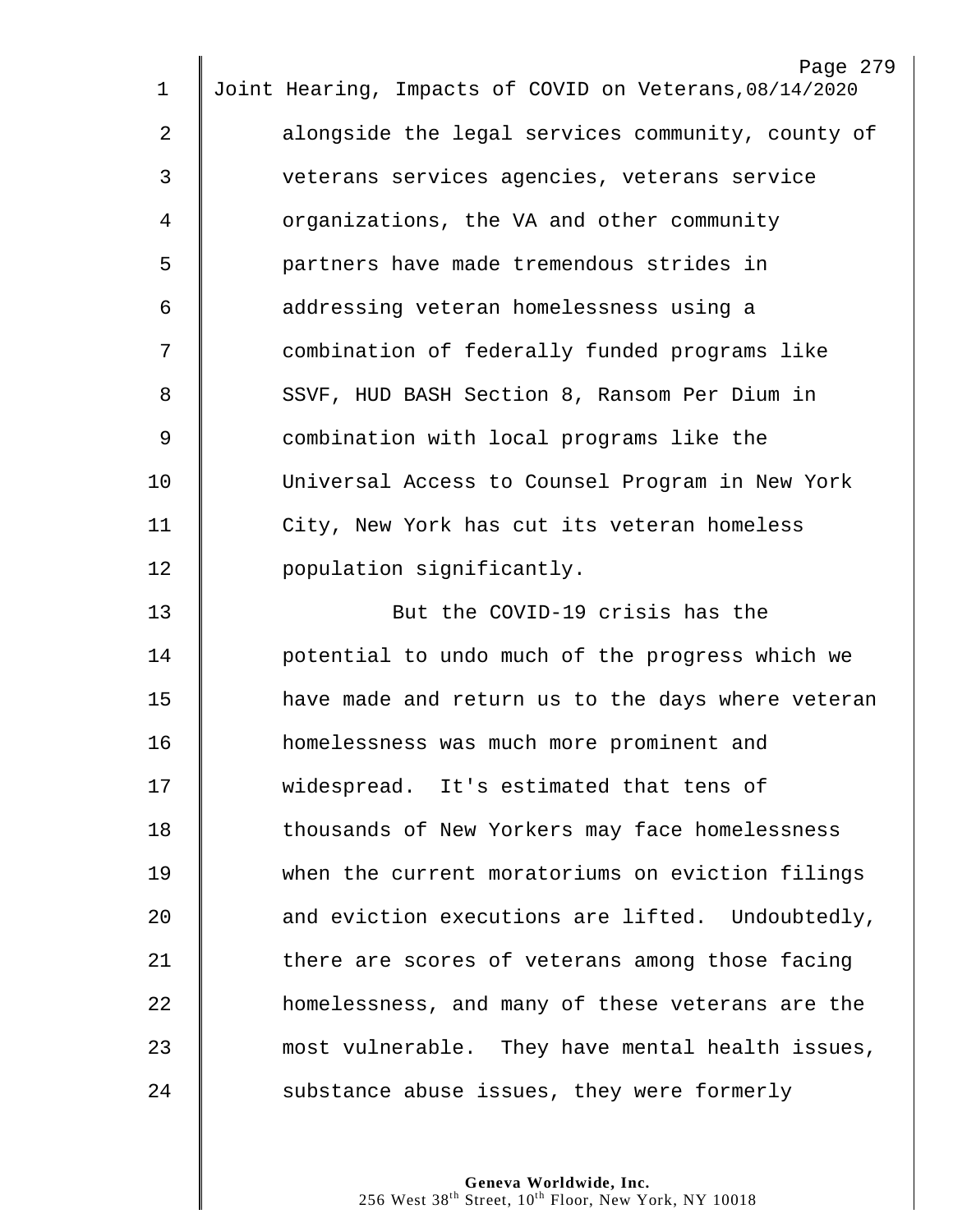alongside the legal services community, county of veterans services agencies, veterans service organizations, the VA and other community partners have made tremendous strides in addressing veteran homelessness using a combination of federally funded programs like SSVF, HUD BASH Section 8, Ransom Per Dium in combination with local programs like the Universal Access to Counsel Program in New York City, New York has cut its veteran homeless population significantly.

But the COVID-19 crisis has the potential to undo much of the progress which we have made and return us to the days where veteran homelessness was much more prominent and widespread. It's estimated that tens of thousands of New Yorkers may face homelessness when the current moratoriums on eviction filings and eviction executions are lifted. Undoubtedly, there are scores of veterans among those facing homelessness, and many of these veterans are the most vulnerable. They have mental health issues, substance abuse issues, they were formerly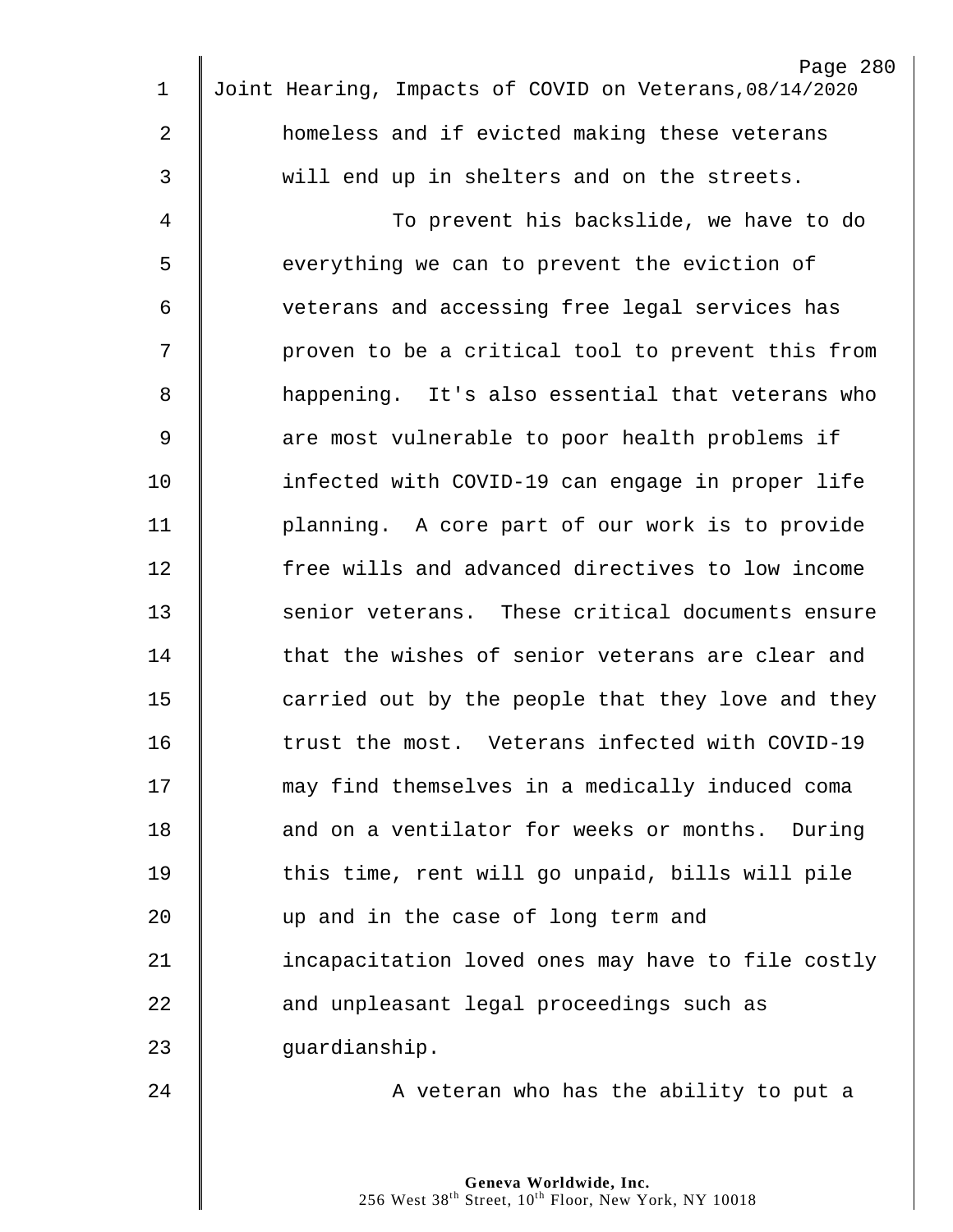homeless and if evicted making these veterans will end up in shelters and on the streets.

To prevent his backslide, we have to do everything we can to prevent the eviction of veterans and accessing free legal services has proven to be a critical tool to prevent this from happening. It's also essential that veterans who are most vulnerable to poor health problems if infected with COVID-19 can engage in proper life planning. A core part of our work is to provide free wills and advanced directives to low income senior veterans. These critical documents ensure that the wishes of senior veterans are clear and carried out by the people that they love and they trust the most. Veterans infected with COVID-19 may find themselves in a medically induced coma and on a ventilator for weeks or months. During this time, rent will go unpaid, bills will pile up and in the case of long term and incapacitation loved ones may have to file costly and unpleasant legal proceedings such as guardianship.

A veteran who has the ability to put a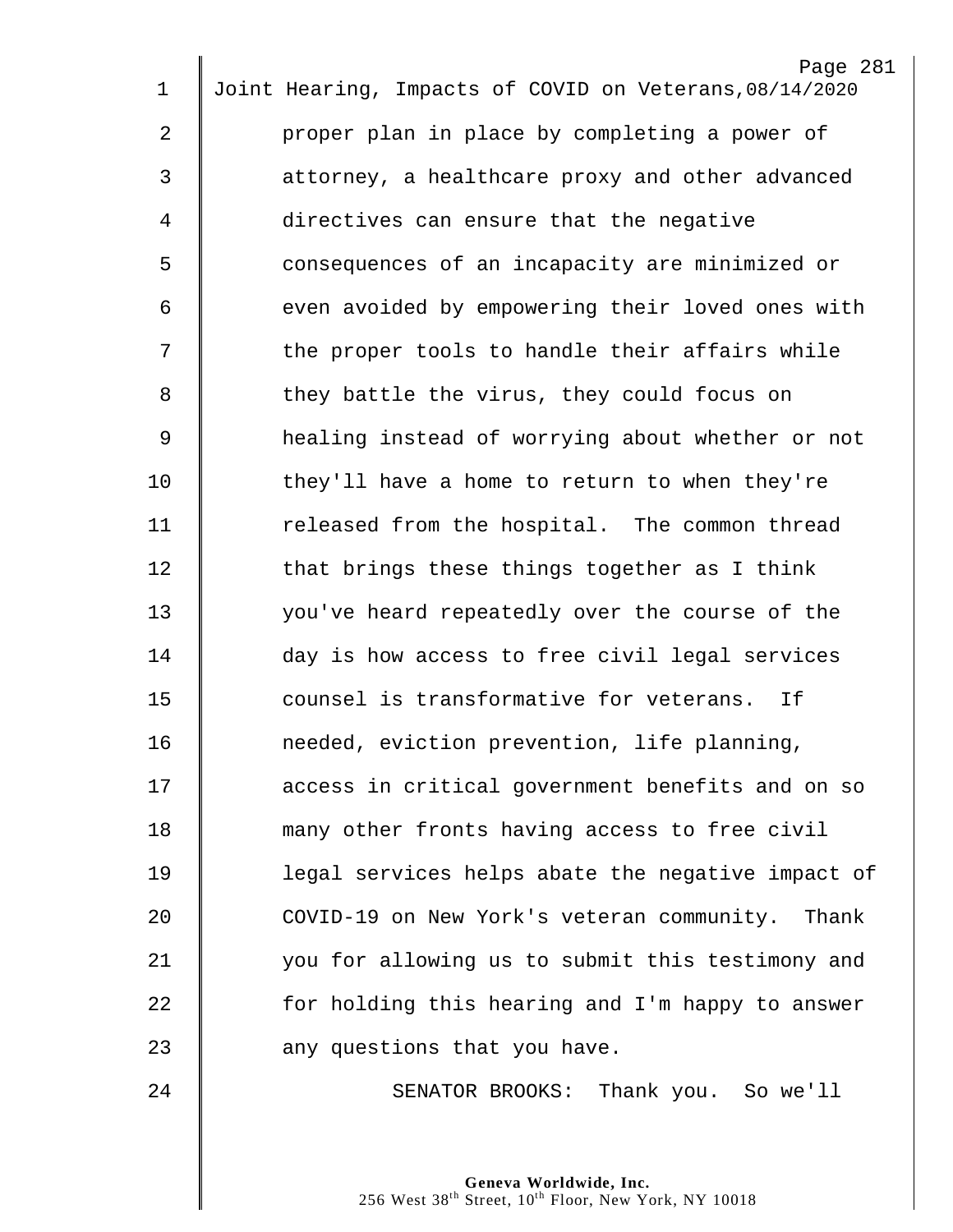proper plan in place by completing a power of attorney, a healthcare proxy and other advanced directives can ensure that the negative consequences of an incapacity are minimized or even avoided by empowering their loved ones with the proper tools to handle their affairs while they battle the virus, they could focus on healing instead of worrying about whether or not they'll have a home to return to when they're released from the hospital. The common thread that brings these things together as I think you've heard repeatedly over the course of the day is how access to free civil legal services counsel is transformative for veterans. If needed, eviction prevention, life planning, access in critical government benefits and on so many other fronts having access to free civil legal services helps abate the negative impact of COVID-19 on New York's veteran community. Thank you for allowing us to submit this testimony and for holding this hearing and I'm happy to answer any questions that you have.

SENATOR BROOKS: Thank you. So we'll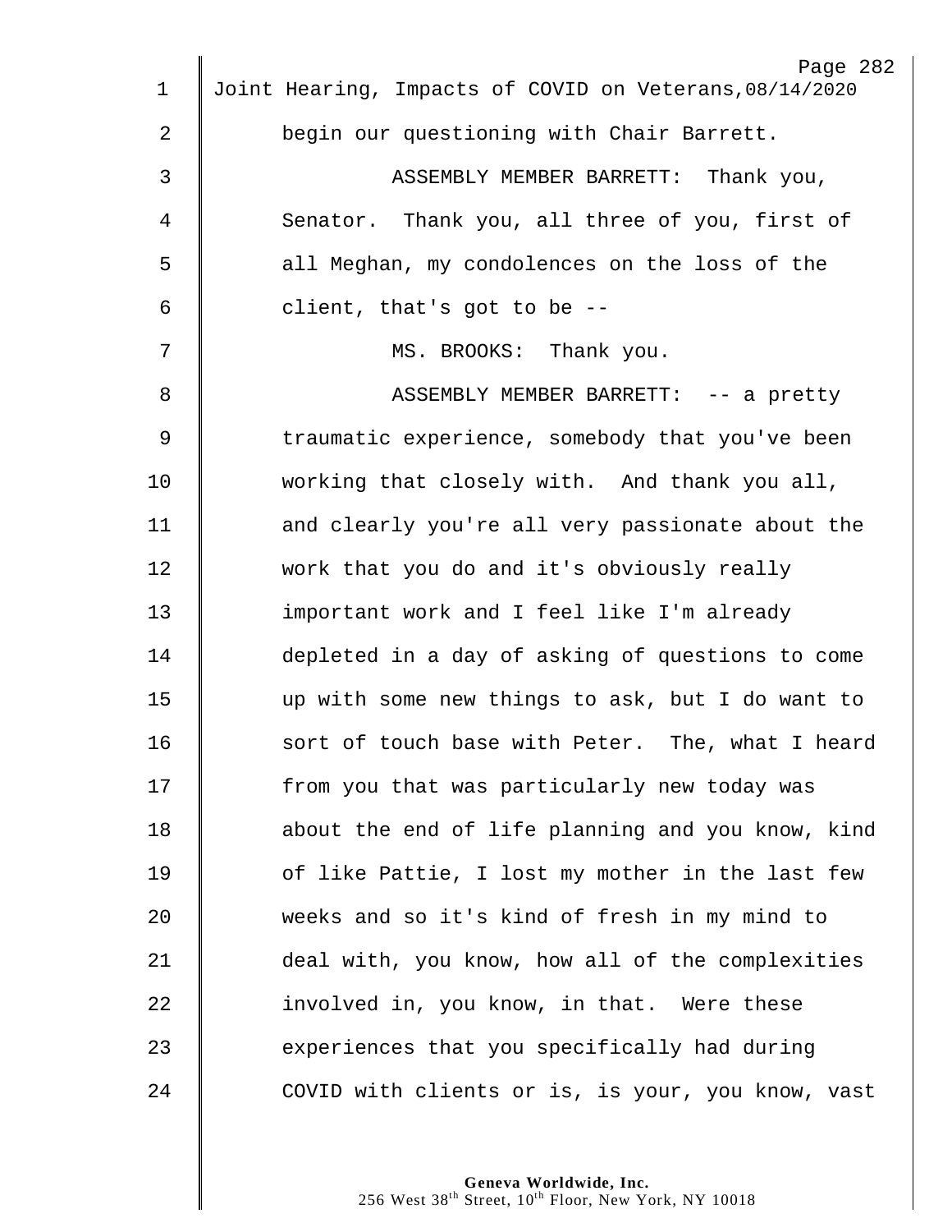begin our questioning with Chair Barrett.

ASSEMBLY MEMBER BARRETT: Thank you, Senator. Thank you, all three of you, first of all Meghan, my condolences on the loss of the client, that's got to be --

MS. BROOKS: Thank you.

ASSEMBLY MEMBER BARRETT: -- a pretty traumatic experience, somebody that you've been working that closely with. And thank you all, and clearly you're all very passionate about the work that you do and it's obviously really important work and I feel like I'm already depleted in a day of asking of questions to come up with some new things to ask, but I do want to sort of touch base with Peter. The, what I heard from you that was particularly new today was about the end of life planning and you know, kind of like Pattie, I lost my mother in the last few weeks and so it's kind of fresh in my mind to deal with, you know, how all of the complexities involved in, you know, in that. Were these experiences that you specifically had during COVID with clients or is, is your, you know, vast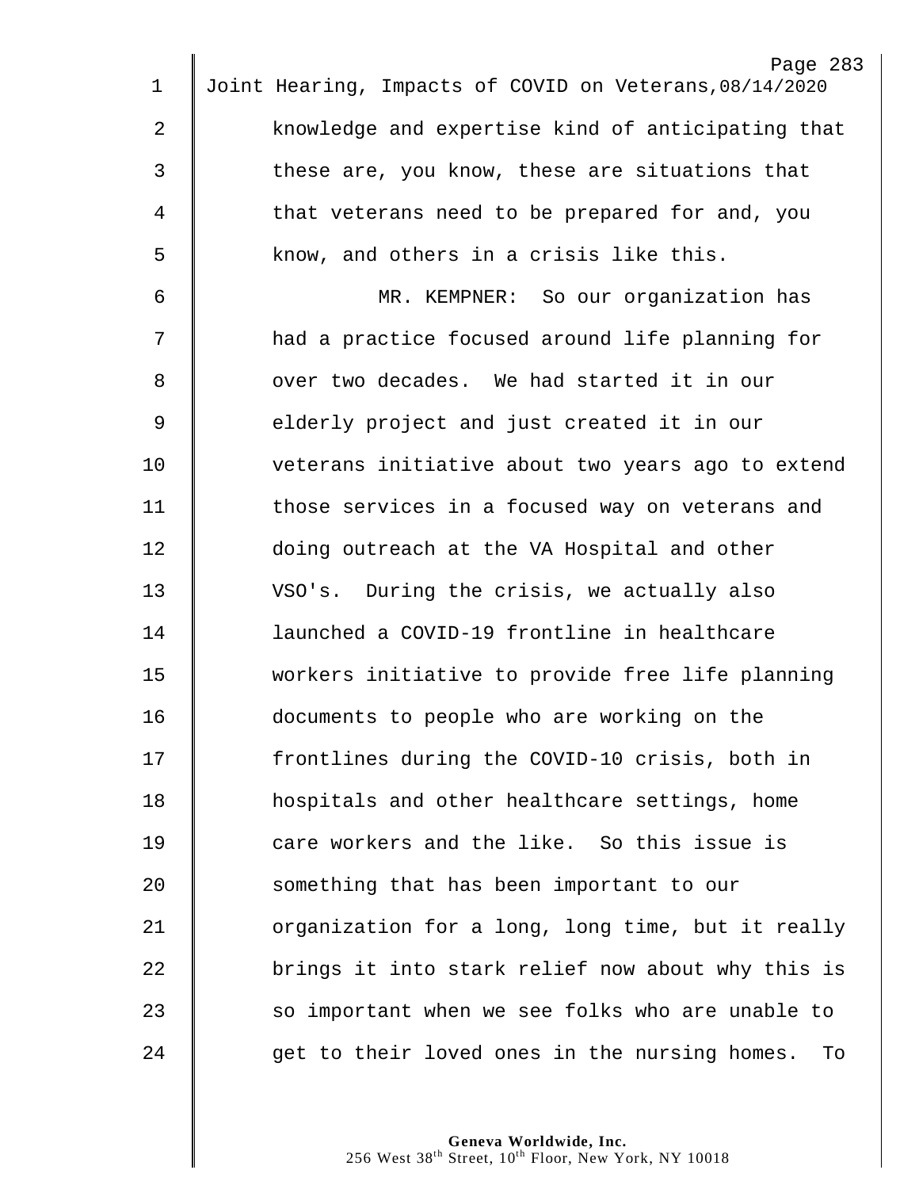knowledge and expertise kind of anticipating that these are, you know, these are situations that that veterans need to be prepared for and, you know, and others in a crisis like this.

MR. KEMPNER: So our organization has had a practice focused around life planning for over two decades. We had started it in our elderly project and just created it in our veterans initiative about two years ago to extend those services in a focused way on veterans and doing outreach at the VA Hospital and other VSO's. During the crisis, we actually also launched a COVID-19 frontline in healthcare workers initiative to provide free life planning documents to people who are working on the frontlines during the COVID-10 crisis, both in hospitals and other healthcare settings, home care workers and the like. So this issue is something that has been important to our organization for a long, long time, but it really brings it into stark relief now about why this is so important when we see folks who are unable to get to their loved ones in the nursing homes. To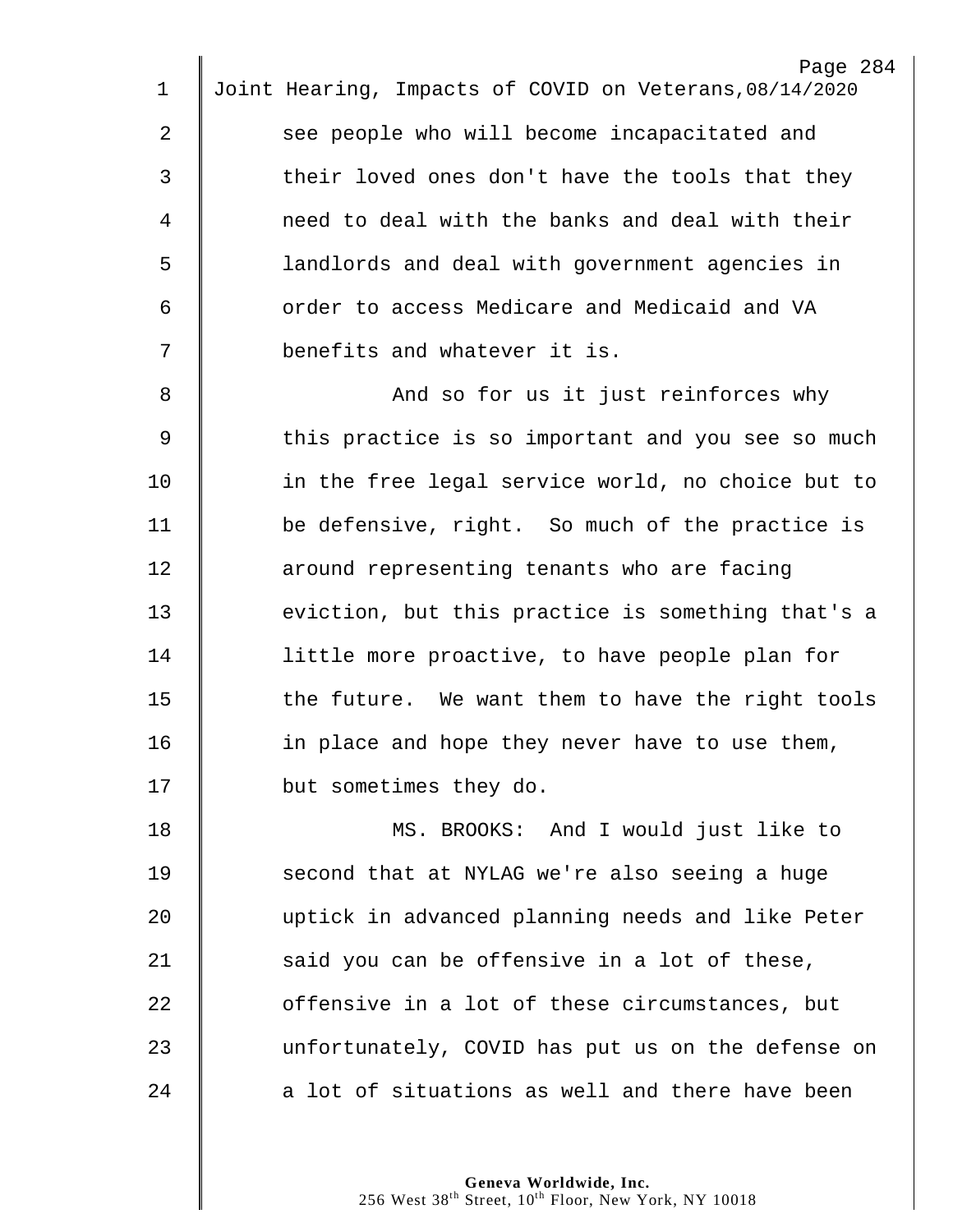see people who will become incapacitated and their loved ones don't have the tools that they need to deal with the banks and deal with their landlords and deal with government agencies in order to access Medicare and Medicaid and VA benefits and whatever it is.

And so for us it just reinforces why this practice is so important and you see so much in the free legal service world, no choice but to be defensive, right. So much of the practice is around representing tenants who are facing eviction, but this practice is something that's a little more proactive, to have people plan for the future. We want them to have the right tools in place and hope they never have to use them, but sometimes they do.

MS. BROOKS: And I would just like to second that at NYLAG we're also seeing a huge uptick in advanced planning needs and like Peter said you can be offensive in a lot of these, offensive in a lot of these circumstances, but unfortunately, COVID has put us on the defense on a lot of situations as well and there have been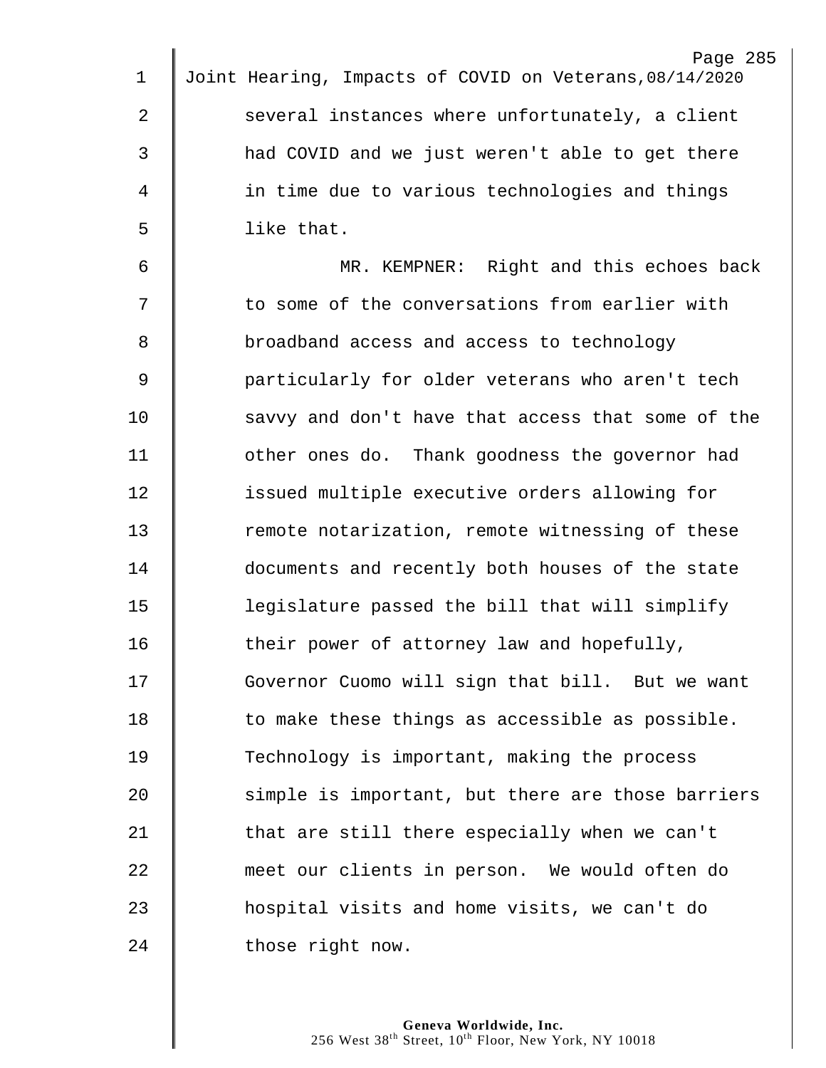several instances where unfortunately, a client had COVID and we just weren't able to get there in time due to various technologies and things like that.

MR. KEMPNER: Right and this echoes back to some of the conversations from earlier with broadband access and access to technology particularly for older veterans who aren't tech savvy and don't have that access that some of the other ones do. Thank goodness the governor had issued multiple executive orders allowing for remote notarization, remote witnessing of these documents and recently both houses of the state legislature passed the bill that will simplify their power of attorney law and hopefully, Governor Cuomo will sign that bill. But we want to make these things as accessible as possible. Technology is important, making the process simple is important, but there are those barriers that are still there especially when we can't meet our clients in person. We would often do hospital visits and home visits, we can't do those right now.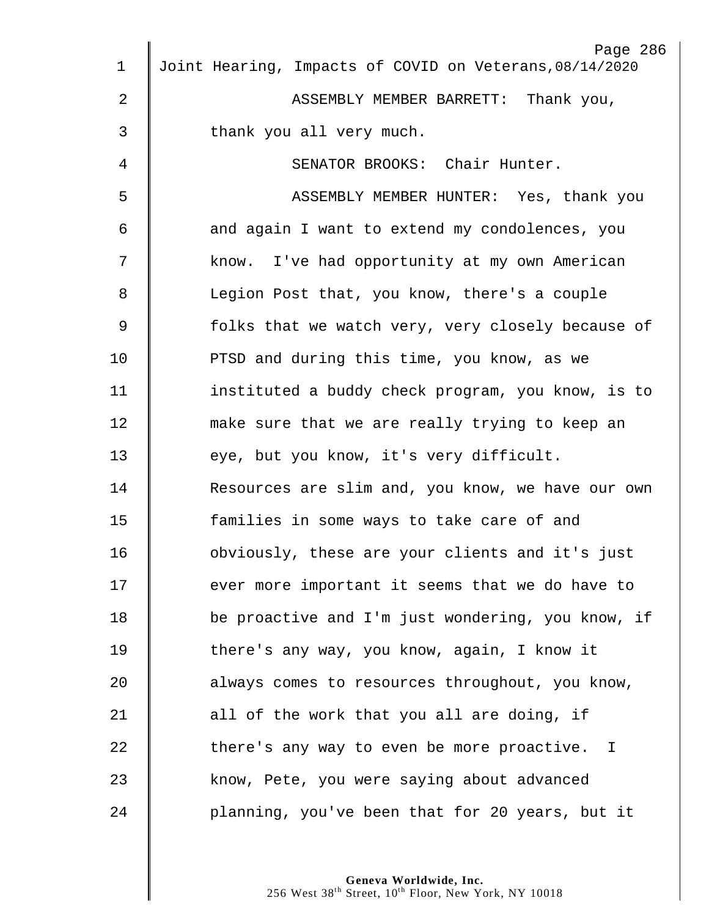ASSEMBLY MEMBER BARRETT: Thank you, thank you all very much.

SENATOR BROOKS: Chair Hunter.

ASSEMBLY MEMBER HUNTER: Yes, thank you and again I want to extend my condolences, you know. I've had opportunity at my own American Legion Post that, you know, there's a couple folks that we watch very, very closely because of PTSD and during this time, you know, as we instituted a buddy check program, you know, is to make sure that we are really trying to keep an eye, but you know, it's very difficult. Resources are slim and, you know, we have our own families in some ways to take care of and obviously, these are your clients and it's just ever more important it seems that we do have to be proactive and I'm just wondering, you know, if there's any way, you know, again, I know it always comes to resources throughout, you know, all of the work that you all are doing, if there's any way to even be more proactive. I know, Pete, you were saying about advanced planning, you've been that for 20 years, but it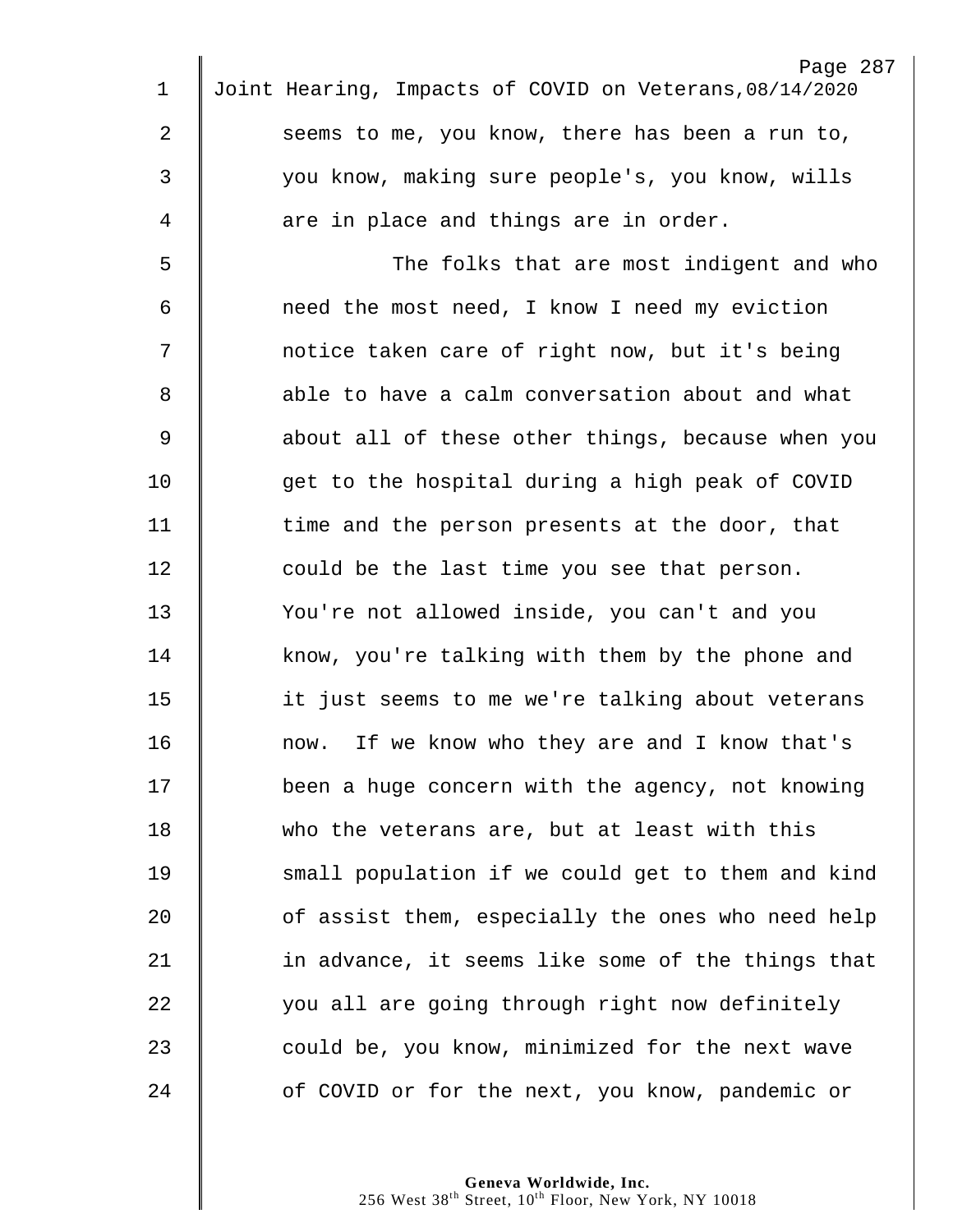seems to me, you know, there has been a run to, you know, making sure people's, you know, wills are in place and things are in order.

The folks that are most indigent and who need the most need, I know I need my eviction notice taken care of right now, but it's being able to have a calm conversation about and what about all of these other things, because when you get to the hospital during a high peak of COVID time and the person presents at the door, that could be the last time you see that person. You're not allowed inside, you can't and you know, you're talking with them by the phone and it just seems to me we're talking about veterans now. If we know who they are and I know that's been a huge concern with the agency, not knowing who the veterans are, but at least with this small population if we could get to them and kind of assist them, especially the ones who need help in advance, it seems like some of the things that you all are going through right now definitely could be, you know, minimized for the next wave of COVID or for the next, you know, pandemic or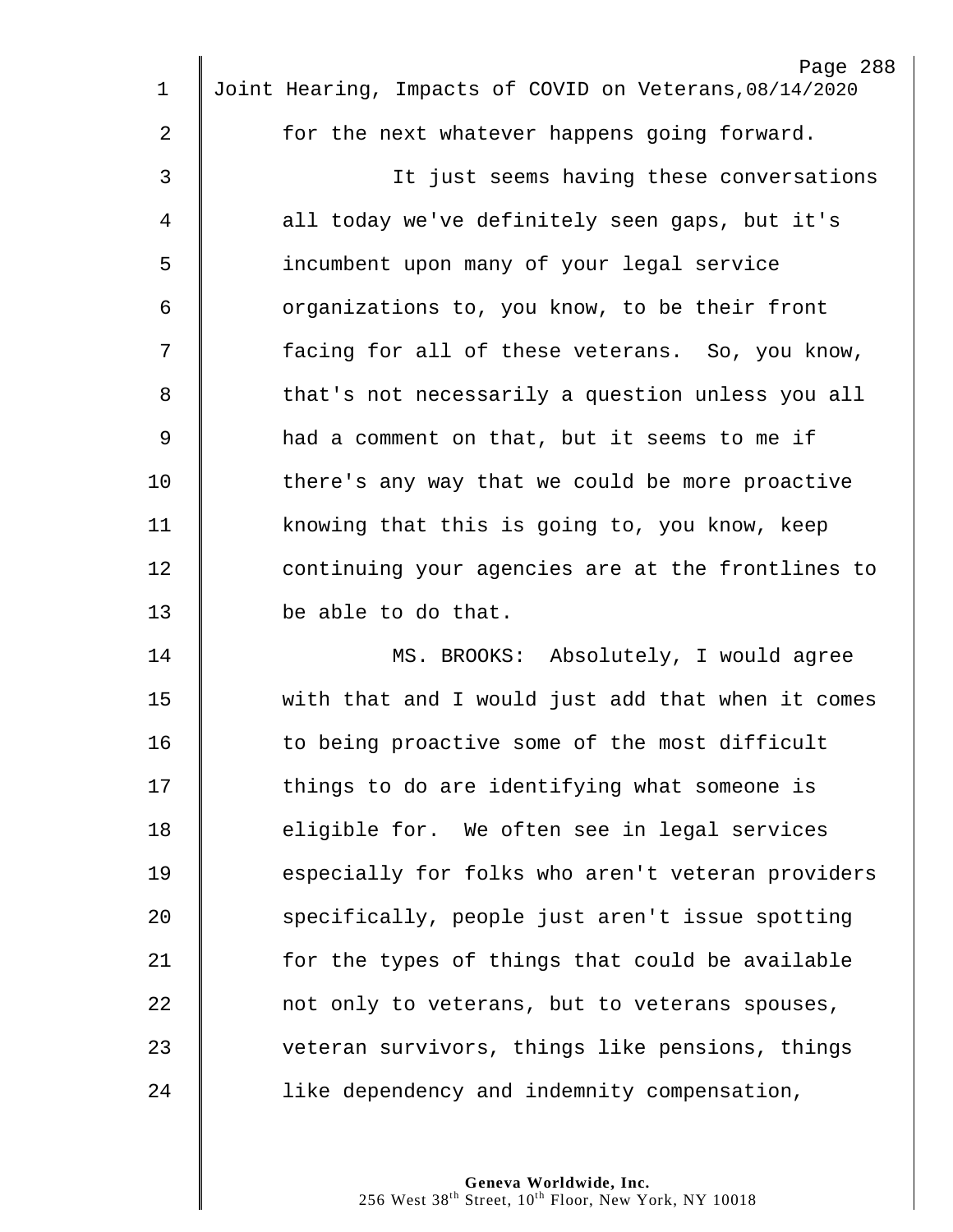for the next whatever happens going forward.

It just seems having these conversations all today we've definitely seen gaps, but it's incumbent upon many of your legal service organizations to, you know, to be their front facing for all of these veterans. So, you know, that's not necessarily a question unless you all had a comment on that, but it seems to me if there's any way that we could be more proactive knowing that this is going to, you know, keep continuing your agencies are at the frontlines to be able to do that.

MS. BROOKS: Absolutely, I would agree with that and I would just add that when it comes to being proactive some of the most difficult things to do are identifying what someone is eligible for. We often see in legal services especially for folks who aren't veteran providers specifically, people just aren't issue spotting for the types of things that could be available not only to veterans, but to veterans spouses, veteran survivors, things like pensions, things like dependency and indemnity compensation,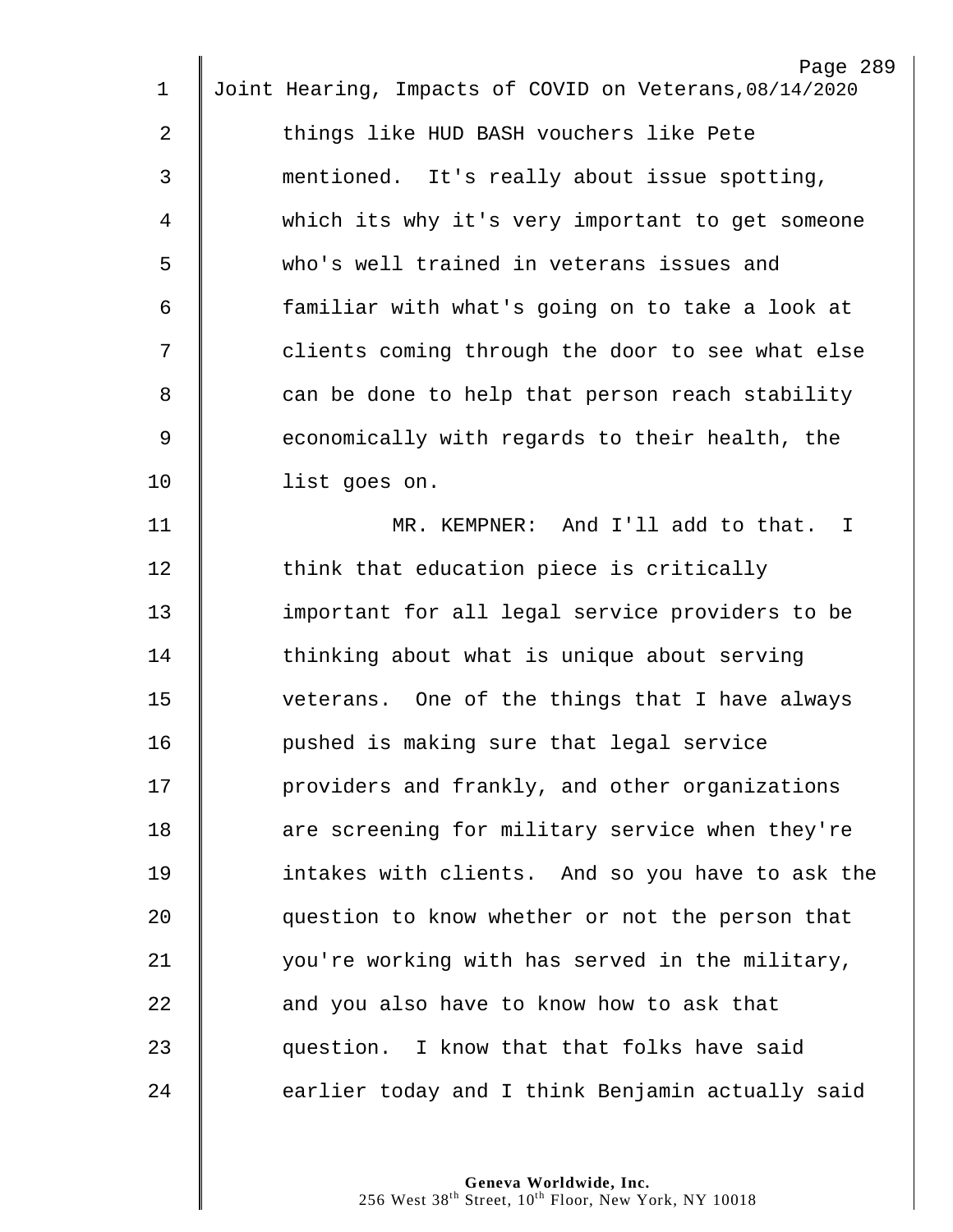things like HUD BASH vouchers like Pete mentioned. It's really about issue spotting, which its why it's very important to get someone who's well trained in veterans issues and familiar with what's going on to take a look at clients coming through the door to see what else can be done to help that person reach stability economically with regards to their health, the list goes on.

MR. KEMPNER: And I'll add to that. I think that education piece is critically important for all legal service providers to be thinking about what is unique about serving veterans. One of the things that I have always pushed is making sure that legal service providers and frankly, and other organizations are screening for military service when they're intakes with clients. And so you have to ask the question to know whether or not the person that you're working with has served in the military, and you also have to know how to ask that question. I know that that folks have said earlier today and I think Benjamin actually said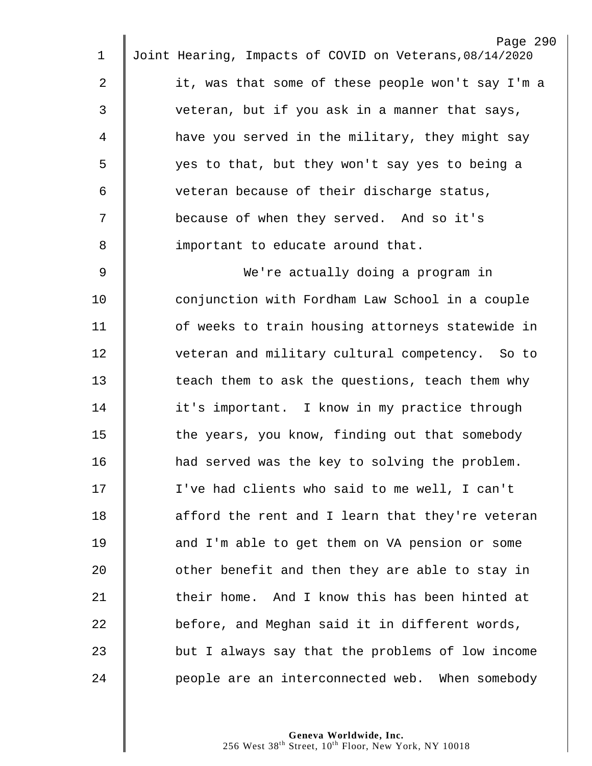it, was that some of these people won't say I'm a veteran, but if you ask in a manner that says, have you served in the military, they might say yes to that, but they won't say yes to being a veteran because of their discharge status, because of when they served. And so it's important to educate around that.

We're actually doing a program in conjunction with Fordham Law School in a couple of weeks to train housing attorneys statewide in veteran and military cultural competency. So to teach them to ask the questions, teach them why it's important. I know in my practice through the years, you know, finding out that somebody had served was the key to solving the problem. I've had clients who said to me well, I can't afford the rent and I learn that they're veteran and I'm able to get them on VA pension or some other benefit and then they are able to stay in their home. And I know this has been hinted at before, and Meghan said it in different words, but I always say that the problems of low income people are an interconnected web. When somebody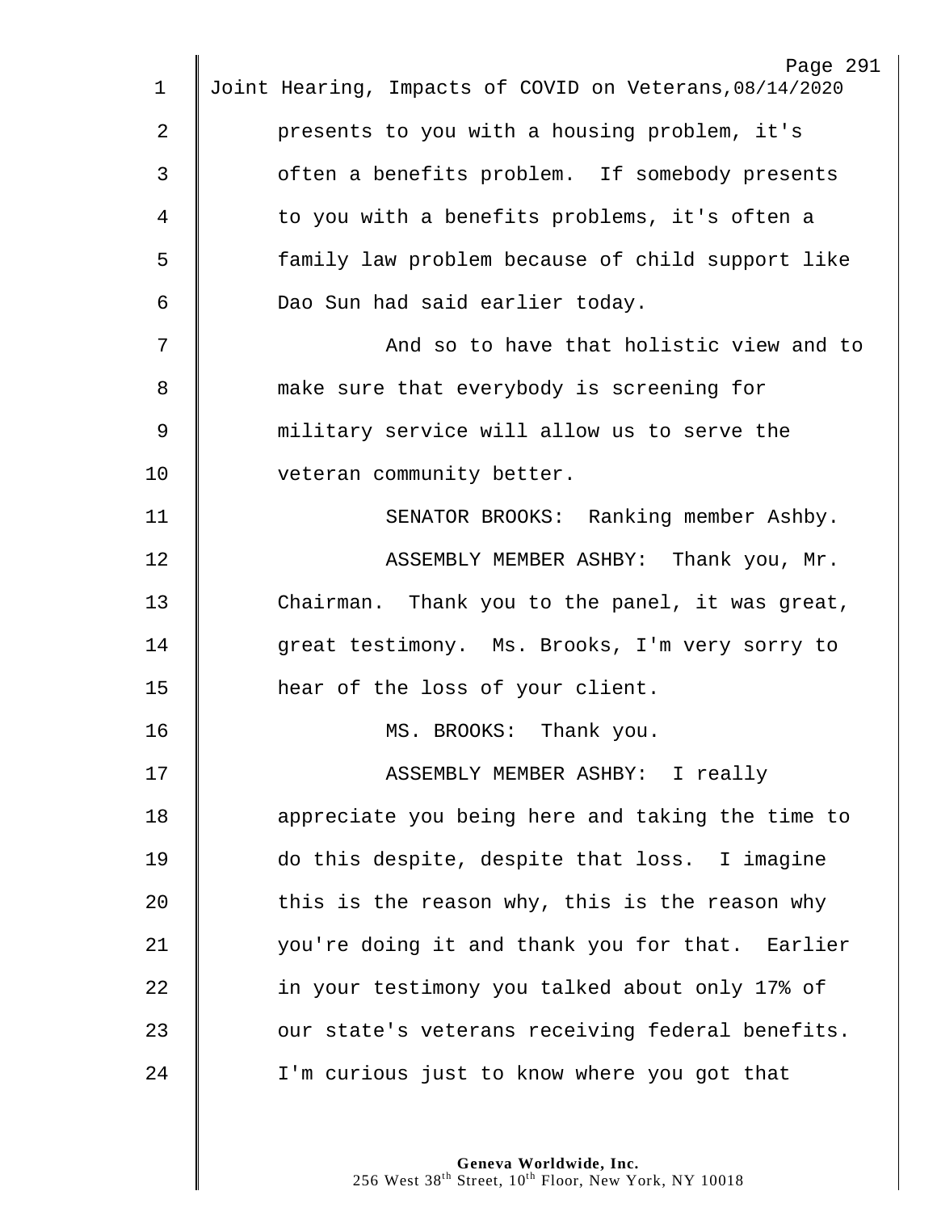presents to you with a housing problem, it's often a benefits problem. If somebody presents to you with a benefits problems, it's often a family law problem because of child support like Dao Sun had said earlier today.

And so to have that holistic view and to make sure that everybody is screening for military service will allow us to serve the veteran community better.

SENATOR BROOKS: Ranking member Ashby.

ASSEMBLY MEMBER ASHBY: Thank you, Mr. Chairman. Thank you to the panel, it was great, great testimony. Ms. Brooks, I'm very sorry to hear of the loss of your client.

MS. BROOKS: Thank you.

ASSEMBLY MEMBER ASHBY: I really appreciate you being here and taking the time to do this despite, despite that loss. I imagine this is the reason why, this is the reason why you're doing it and thank you for that. Earlier in your testimony you talked about only 17% of our state's veterans receiving federal benefits. I'm curious just to know where you got that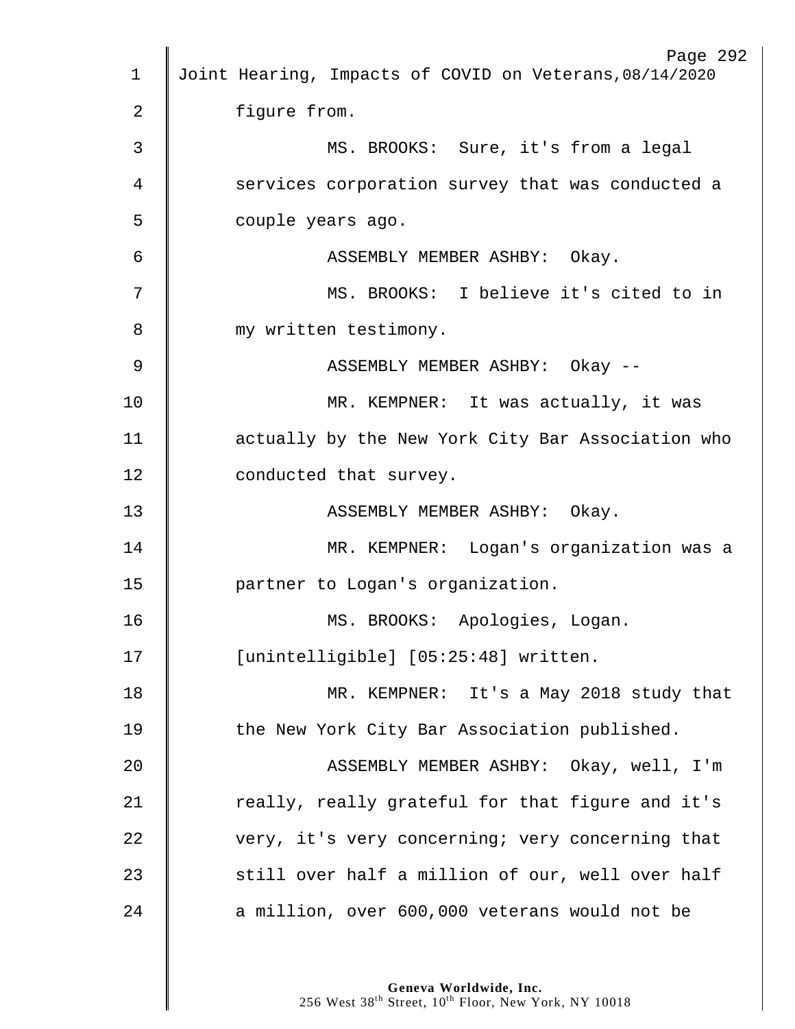figure from.

MS. BROOKS: Sure, it's from a legal services corporation survey that was conducted a couple years ago.

ASSEMBLY MEMBER ASHBY: Okay.

MS. BROOKS: I believe it's cited to in my written testimony.

ASSEMBLY MEMBER ASHBY: Okay --

MR. KEMPNER: It was actually, it was actually by the New York City Bar Association who conducted that survey.

ASSEMBLY MEMBER ASHBY: Okay.

MR. KEMPNER: Logan's organization was a partner to Logan's organization.

MS. BROOKS: Apologies, Logan. [unintelligible] [05:25:48] written.

MR. KEMPNER: It's a May 2018 study that the New York City Bar Association published.

ASSEMBLY MEMBER ASHBY: Okay, well, I'm really, really grateful for that figure and it's very, it's very concerning; very concerning that still over half a million of our, well over half a million, over 600,000 veterans would not be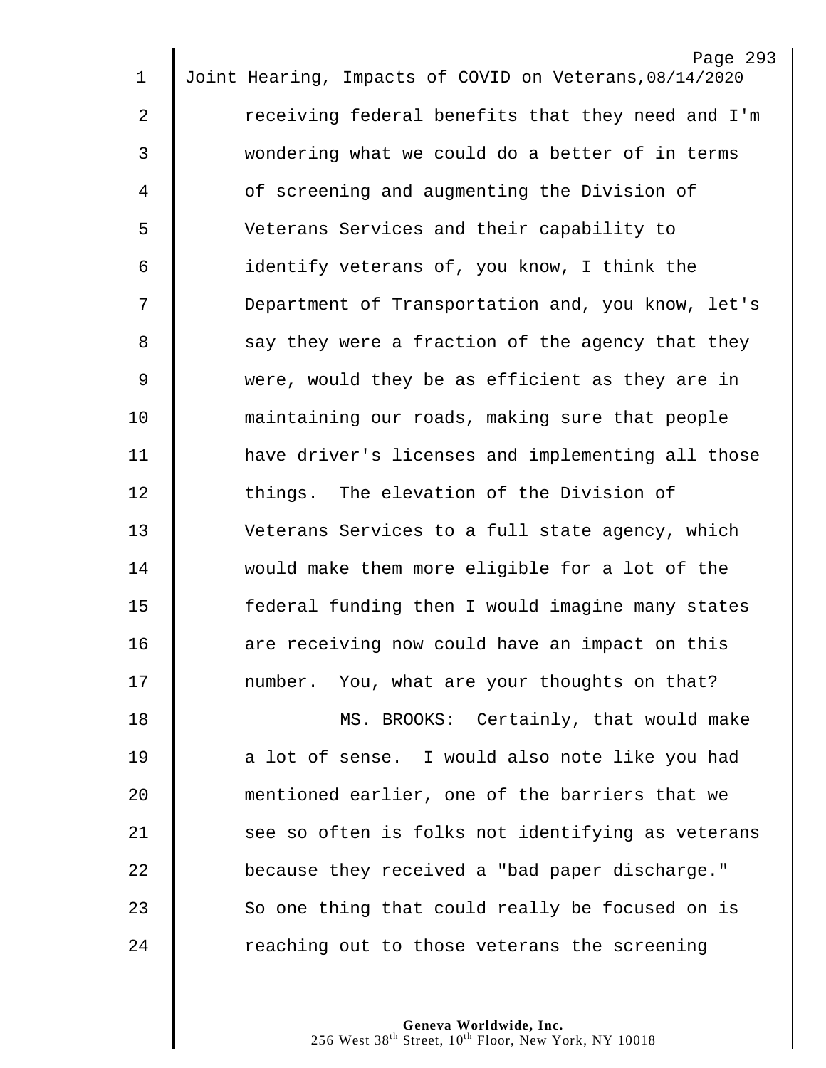receiving federal benefits that they need and I'm wondering what we could do a better of in terms of screening and augmenting the Division of Veterans Services and their capability to identify veterans of, you know, I think the Department of Transportation and, you know, let's say they were a fraction of the agency that they were, would they be as efficient as they are in maintaining our roads, making sure that people have driver's licenses and implementing all those things. The elevation of the Division of Veterans Services to a full state agency, which would make them more eligible for a lot of the federal funding then I would imagine many states are receiving now could have an impact on this number. You, what are your thoughts on that?

MS. BROOKS: Certainly, that would make a lot of sense. I would also note like you had mentioned earlier, one of the barriers that we see so often is folks not identifying as veterans because they received a "bad paper discharge." So one thing that could really be focused on is reaching out to those veterans the screening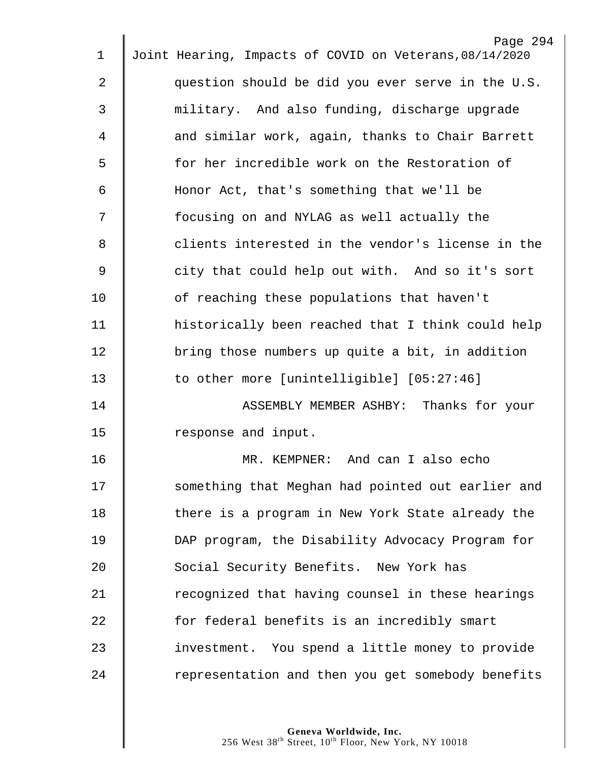question should be did you ever serve in the U.S. military. And also funding, discharge upgrade and similar work, again, thanks to Chair Barrett for her incredible work on the Restoration of Honor Act, that's something that we'll be focusing on and NYLAG as well actually the clients interested in the vendor's license in the city that could help out with. And so it's sort of reaching these populations that haven't historically been reached that I think could help bring those numbers up quite a bit, in addition to other more [unintelligible] [05:27:46]

ASSEMBLY MEMBER ASHBY: Thanks for your response and input.

MR. KEMPNER: And can I also echo something that Meghan had pointed out earlier and there is a program in New York State already the DAP program, the Disability Advocacy Program for Social Security Benefits. New York has recognized that having counsel in these hearings for federal benefits is an incredibly smart investment. You spend a little money to provide representation and then you get somebody benefits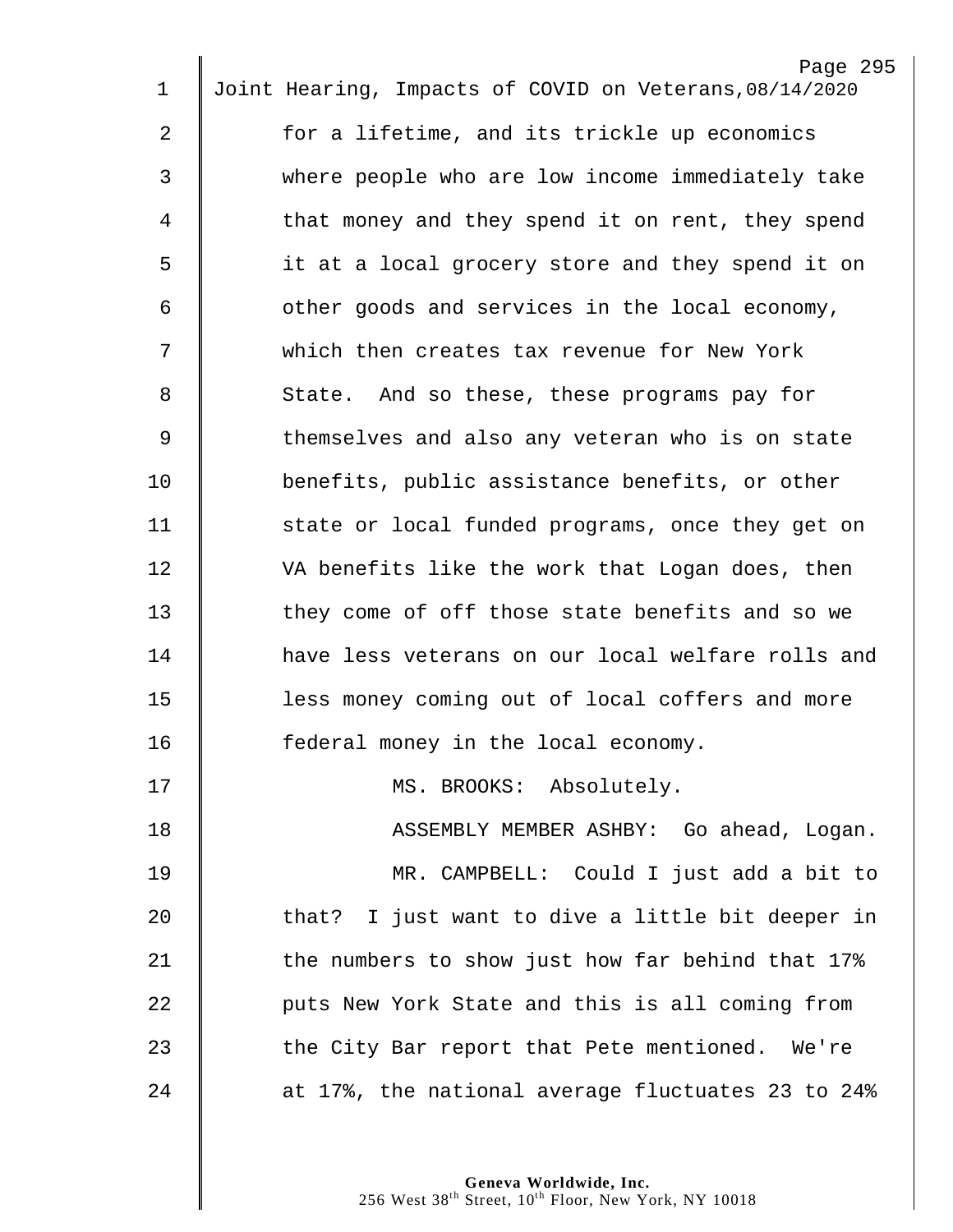for a lifetime, and its trickle up economics where people who are low income immediately take that money and they spend it on rent, they spend it at a local grocery store and they spend it on other goods and services in the local economy, which then creates tax revenue for New York State. And so these, these programs pay for themselves and also any veteran who is on state benefits, public assistance benefits, or other state or local funded programs, once they get on VA benefits like the work that Logan does, then they come of off those state benefits and so we have less veterans on our local welfare rolls and less money coming out of local coffers and more federal money in the local economy.

MS. BROOKS: Absolutely.

ASSEMBLY MEMBER ASHBY: Go ahead, Logan.

MR. CAMPBELL: Could I just add a bit to that? I just want to dive a little bit deeper in the numbers to show just how far behind that 17% puts New York State and this is all coming from the City Bar report that Pete mentioned. We're at 17%, the national average fluctuates 23 to 24%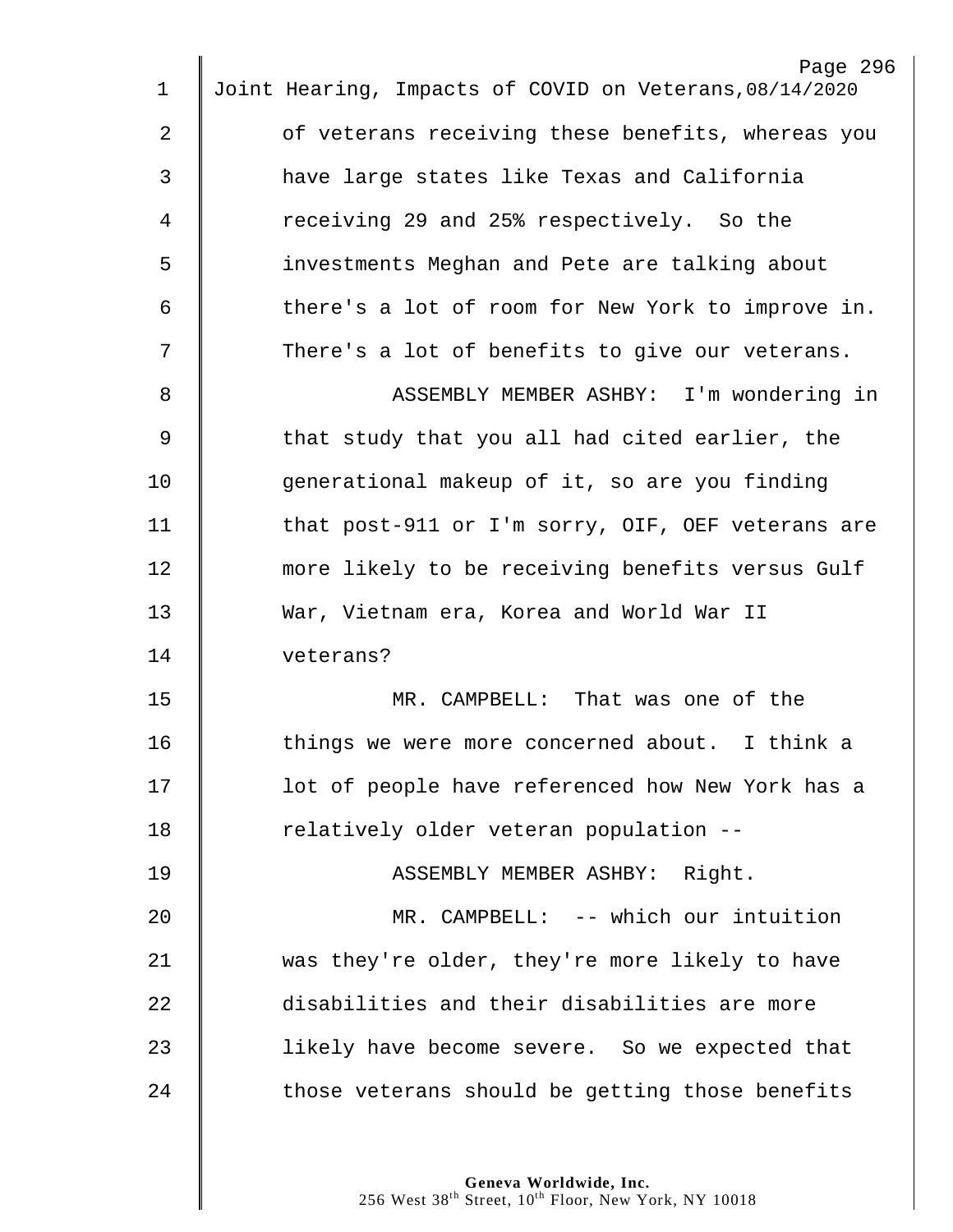of veterans receiving these benefits, whereas you have large states like Texas and California receiving 29 and 25% respectively. So the investments Meghan and Pete are talking about there's a lot of room for New York to improve in. There's a lot of benefits to give our veterans.

ASSEMBLY MEMBER ASHBY: I'm wondering in that study that you all had cited earlier, the generational makeup of it, so are you finding that post-911 or I'm sorry, OIF, OEF veterans are more likely to be receiving benefits versus Gulf War, Vietnam era, Korea and World War II veterans?

MR. CAMPBELL: That was one of the things we were more concerned about. I think a lot of people have referenced how New York has a relatively older veteran population --

ASSEMBLY MEMBER ASHBY: Right.

MR. CAMPBELL: -- which our intuition was they're older, they're more likely to have disabilities and their disabilities are more likely have become severe. So we expected that those veterans should be getting those benefits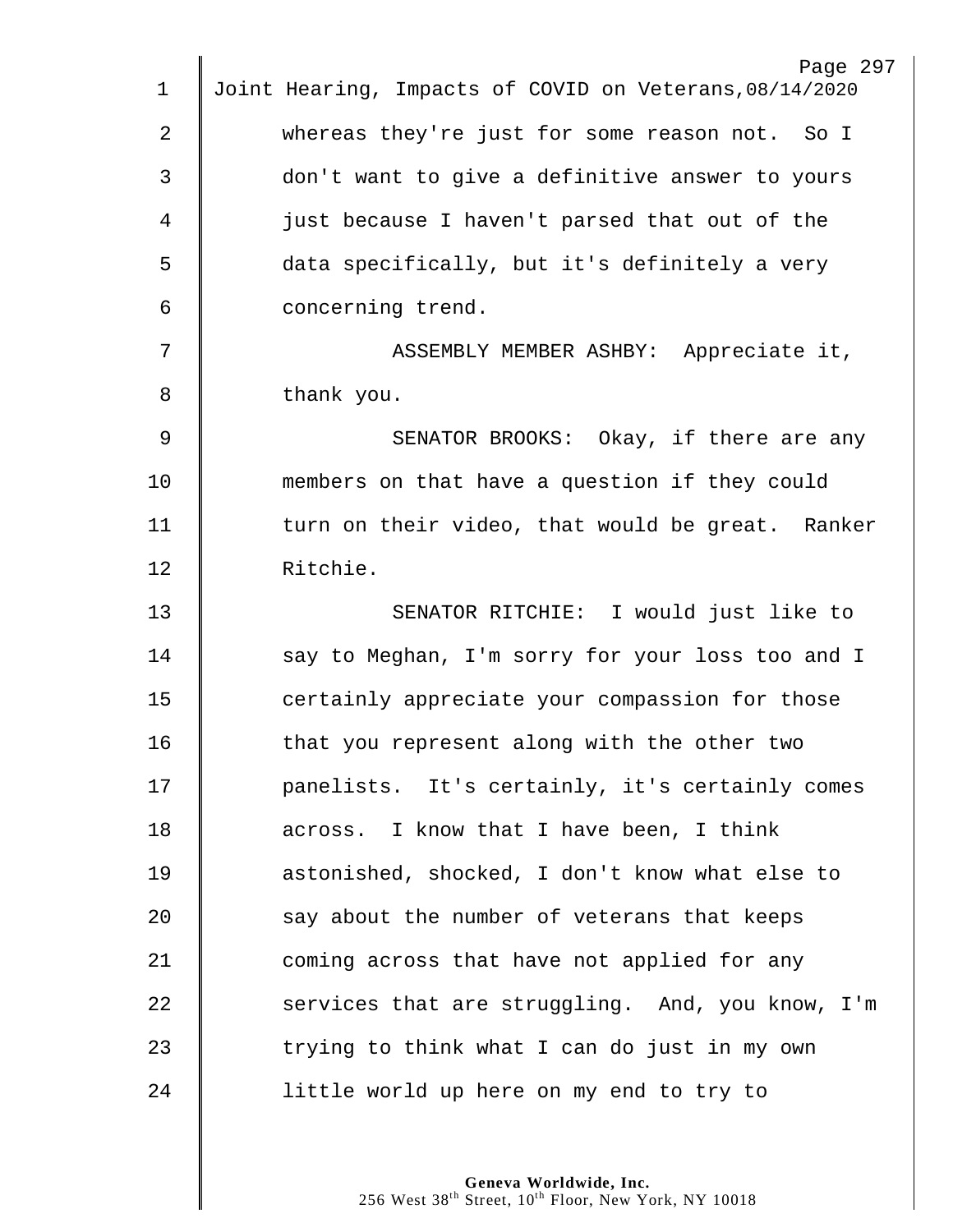whereas they're just for some reason not. So I don't want to give a definitive answer to yours just because I haven't parsed that out of the data specifically, but it's definitely a very concerning trend.

ASSEMBLY MEMBER ASHBY: Appreciate it, thank you.

SENATOR BROOKS: Okay, if there are any members on that have a question if they could turn on their video, that would be great. Ranker Ritchie.

SENATOR RITCHIE: I would just like to say to Meghan, I'm sorry for your loss too and I certainly appreciate your compassion for those that you represent along with the other two panelists. It's certainly, it's certainly comes across. I know that I have been, I think astonished, shocked, I don't know what else to say about the number of veterans that keeps coming across that have not applied for any services that are struggling. And, you know, I'm trying to think what I can do just in my own little world up here on my end to try to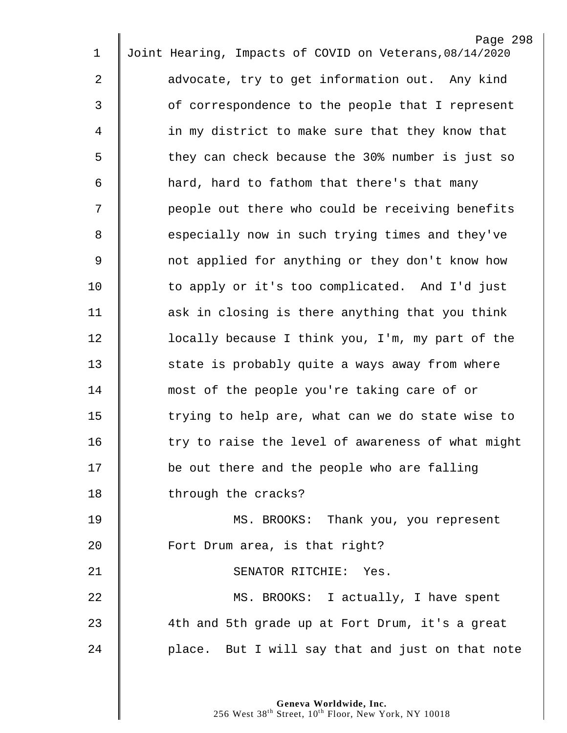advocate, try to get information out. Any kind of correspondence to the people that I represent in my district to make sure that they know that they can check because the 30% number is just so hard, hard to fathom that there's that many people out there who could be receiving benefits especially now in such trying times and they've not applied for anything or they don't know how to apply or it's too complicated. And I'd just ask in closing is there anything that you think locally because I think you, I'm, my part of the state is probably quite a ways away from where most of the people you're taking care of or trying to help are, what can we do state wise to try to raise the level of awareness of what might be out there and the people who are falling through the cracks?

MS. BROOKS: Thank you, you represent Fort Drum area, is that right?

SENATOR RITCHIE: Yes.

MS. BROOKS: I actually, I have spent 4th and 5th grade up at Fort Drum, it's a great place. But I will say that and just on that note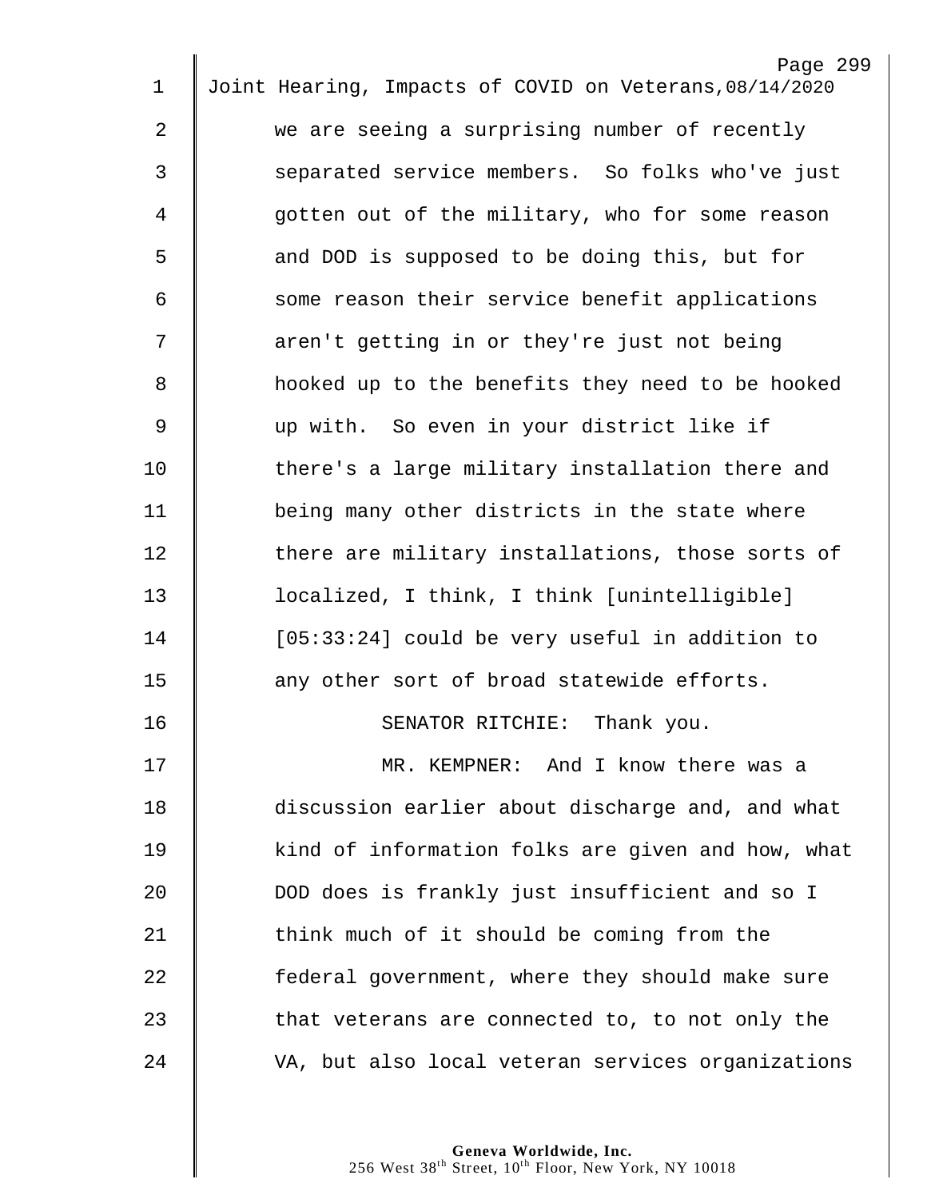we are seeing a surprising number of recently separated service members. So folks who've just gotten out of the military, who for some reason and DOD is supposed to be doing this, but for some reason their service benefit applications aren't getting in or they're just not being hooked up to the benefits they need to be hooked up with. So even in your district like if there's a large military installation there and being many other districts in the state where there are military installations, those sorts of localized, I think, I think [unintelligible] [05:33:24] could be very useful in addition to any other sort of broad statewide efforts.

SENATOR RITCHIE: Thank you.

MR. KEMPNER: And I know there was a discussion earlier about discharge and, and what kind of information folks are given and how, what DOD does is frankly just insufficient and so I think much of it should be coming from the federal government, where they should make sure that veterans are connected to, to not only the VA, but also local veteran services organizations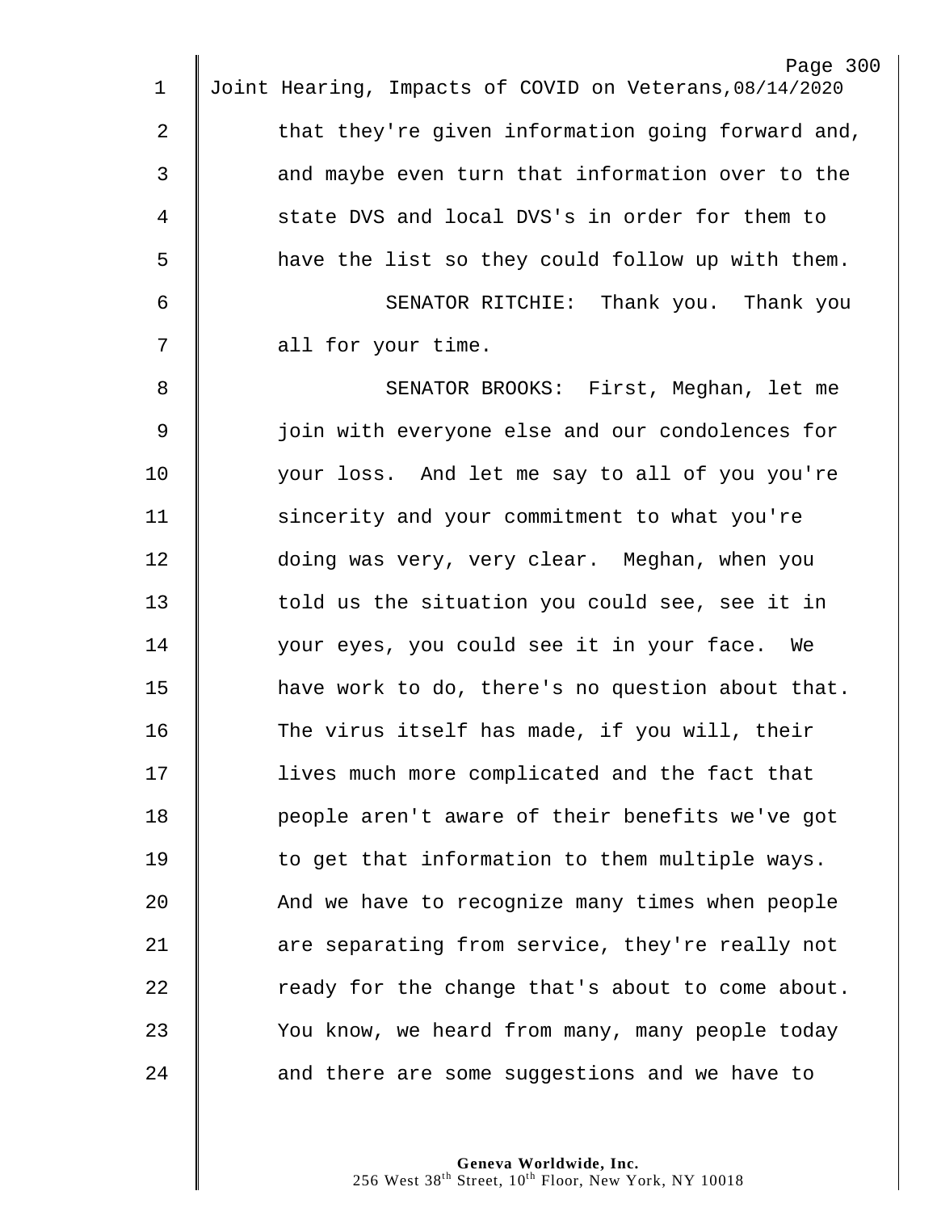that they're given information going forward and, and maybe even turn that information over to the state DVS and local DVS's in order for them to have the list so they could follow up with them.

SENATOR RITCHIE: Thank you. Thank you all for your time.

SENATOR BROOKS: First, Meghan, let me join with everyone else and our condolences for your loss. And let me say to all of you you're sincerity and your commitment to what you're doing was very, very clear. Meghan, when you told us the situation you could see, see it in your eyes, you could see it in your face. We have work to do, there's no question about that. The virus itself has made, if you will, their lives much more complicated and the fact that people aren't aware of their benefits we've got to get that information to them multiple ways. And we have to recognize many times when people are separating from service, they're really not ready for the change that's about to come about. You know, we heard from many, many people today and there are some suggestions and we have to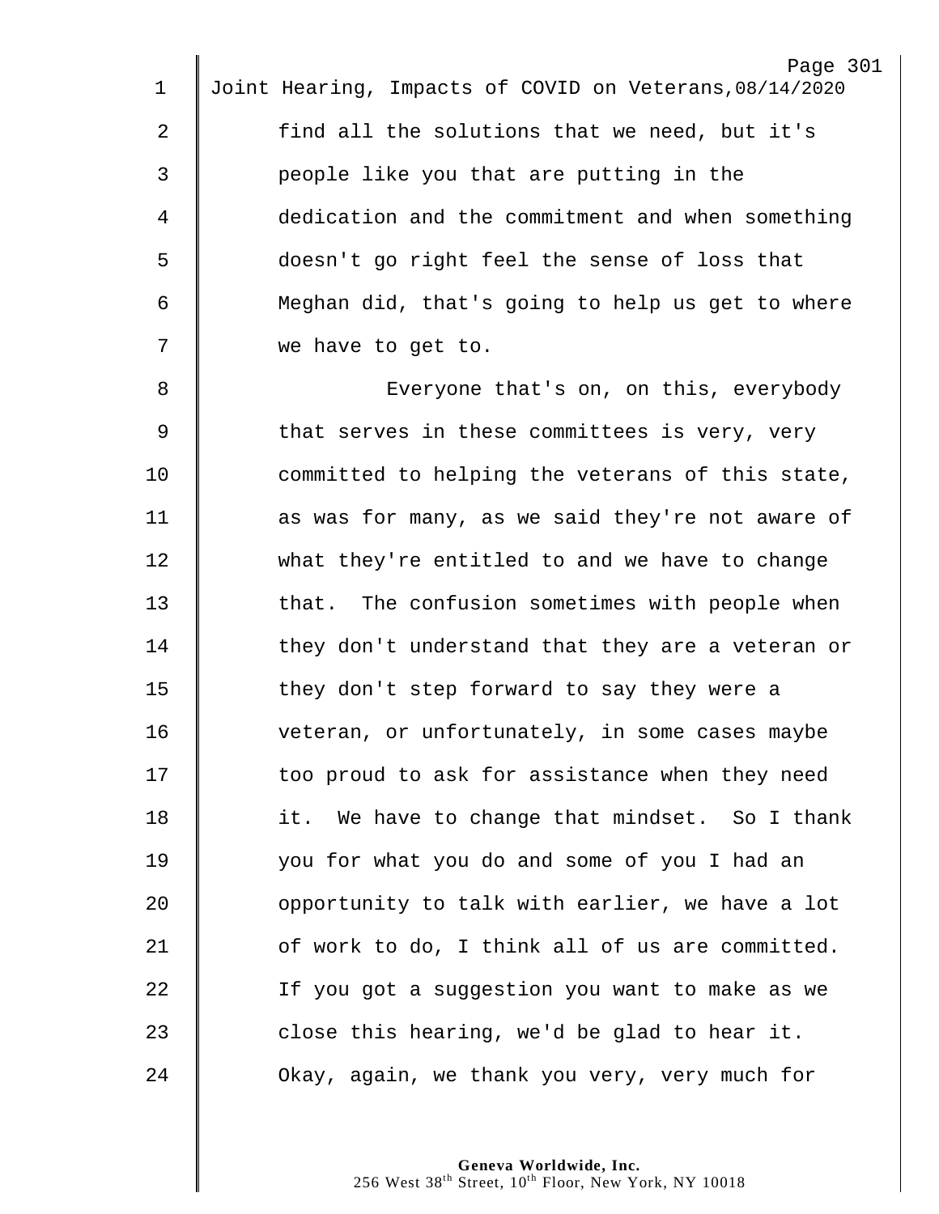find all the solutions that we need, but it's people like you that are putting in the dedication and the commitment and when something doesn't go right feel the sense of loss that Meghan did, that's going to help us get to where we have to get to.

Everyone that's on, on this, everybody that serves in these committees is very, very committed to helping the veterans of this state, as was for many, as we said they're not aware of what they're entitled to and we have to change that. The confusion sometimes with people when they don't understand that they are a veteran or they don't step forward to say they were a veteran, or unfortunately, in some cases maybe too proud to ask for assistance when they need it. We have to change that mindset. So I thank you for what you do and some of you I had an opportunity to talk with earlier, we have a lot of work to do, I think all of us are committed. If you got a suggestion you want to make as we close this hearing, we'd be glad to hear it. Okay, again, we thank you very, very much for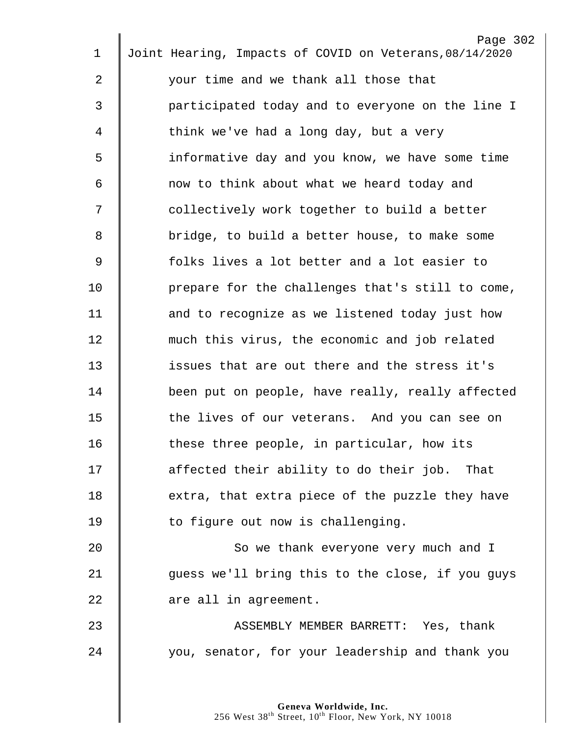your time and we thank all those that participated today and to everyone on the line I think we've had a long day, but a very informative day and you know, we have some time now to think about what we heard today and collectively work together to build a better bridge, to build a better house, to make some folks lives a lot better and a lot easier to prepare for the challenges that's still to come, and to recognize as we listened today just how much this virus, the economic and job related issues that are out there and the stress it's been put on people, have really, really affected the lives of our veterans. And you can see on these three people, in particular, how its affected their ability to do their job. That extra, that extra piece of the puzzle they have to figure out now is challenging.

So we thank everyone very much and I guess we'll bring this to the close, if you guys are all in agreement.

ASSEMBLY MEMBER BARRETT: Yes, thank you, senator, for your leadership and thank you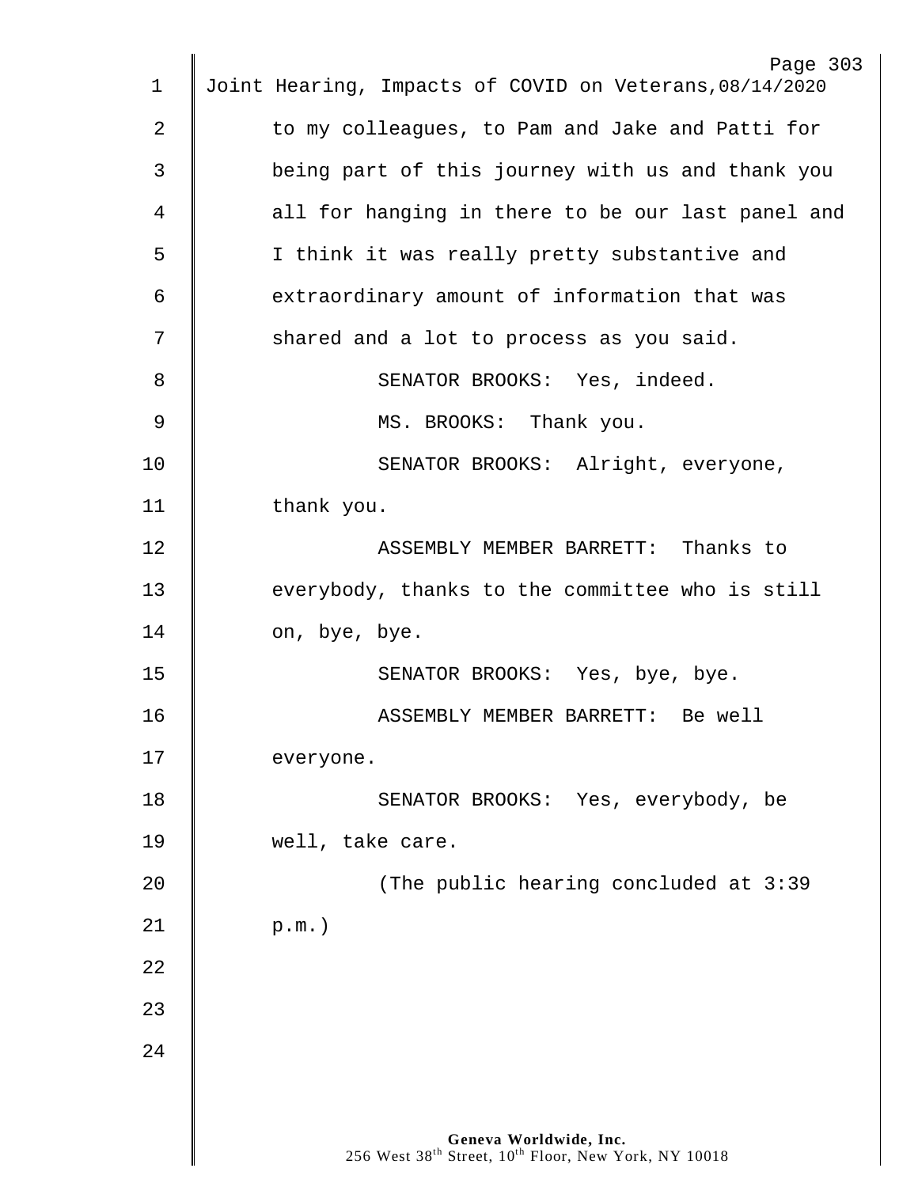to my colleagues, to Pam and Jake and Patti for being part of this journey with us and thank you all for hanging in there to be our last panel and I think it was really pretty substantive and extraordinary amount of information that was shared and a lot to process as you said.

SENATOR BROOKS: Yes, indeed.

MS. BROOKS: Thank you.

SENATOR BROOKS: Alright, everyone, thank you.

ASSEMBLY MEMBER BARRETT: Thanks to everybody, thanks to the committee who is still on, bye, bye.

SENATOR BROOKS: Yes, bye, bye.

ASSEMBLY MEMBER BARRETT: Be well everyone.

SENATOR BROOKS: Yes, everybody, be well, take care.

(The public hearing concluded at 3:39 p.m.)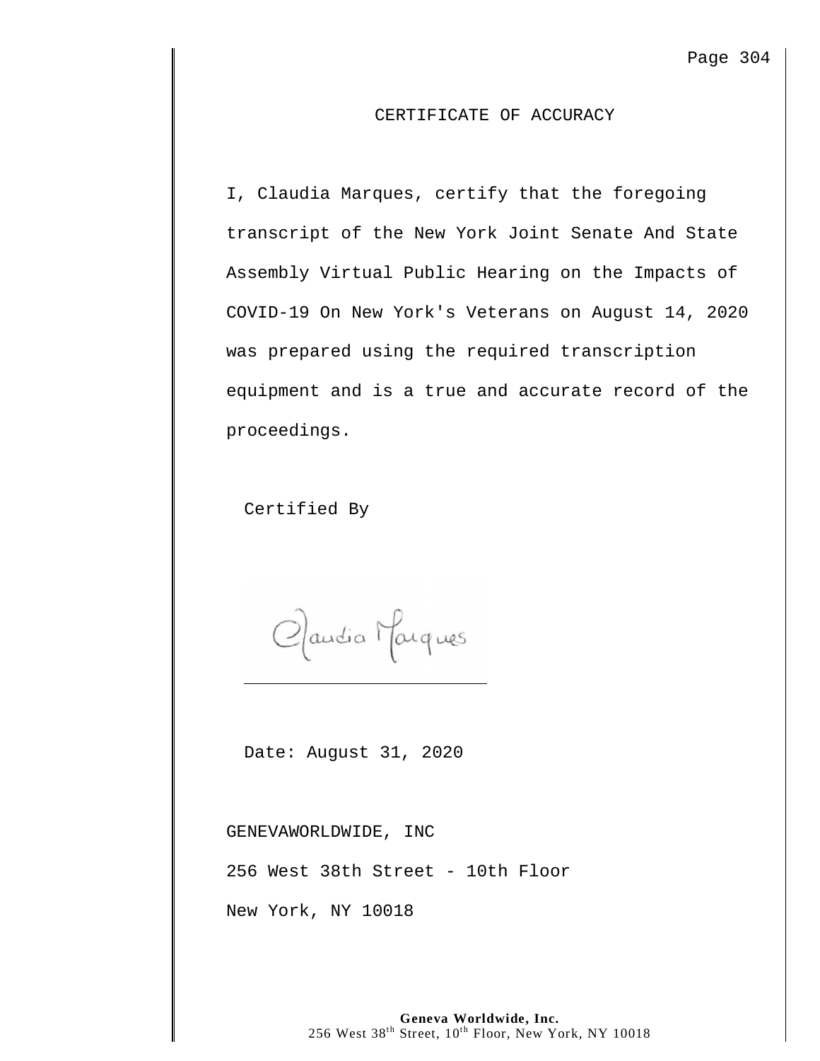# CERTIFICATE OF ACCURACY

I, Claudia Marques, certify that the foregoing transcript of the New York Joint Senate And State Assembly Virtual Public Hearing on the Impacts of COVID-19 On New York's Veterans on August 14, 2020 was prepared using the required transcription equipment and is a true and accurate record of the proceedings.

Certified By

Claudia Marques

_____________________________

Date: August 31, 2020

GENEVAWORLDWIDE, INC
256 West 38th Street - 10th Floor
New York, NY 10018